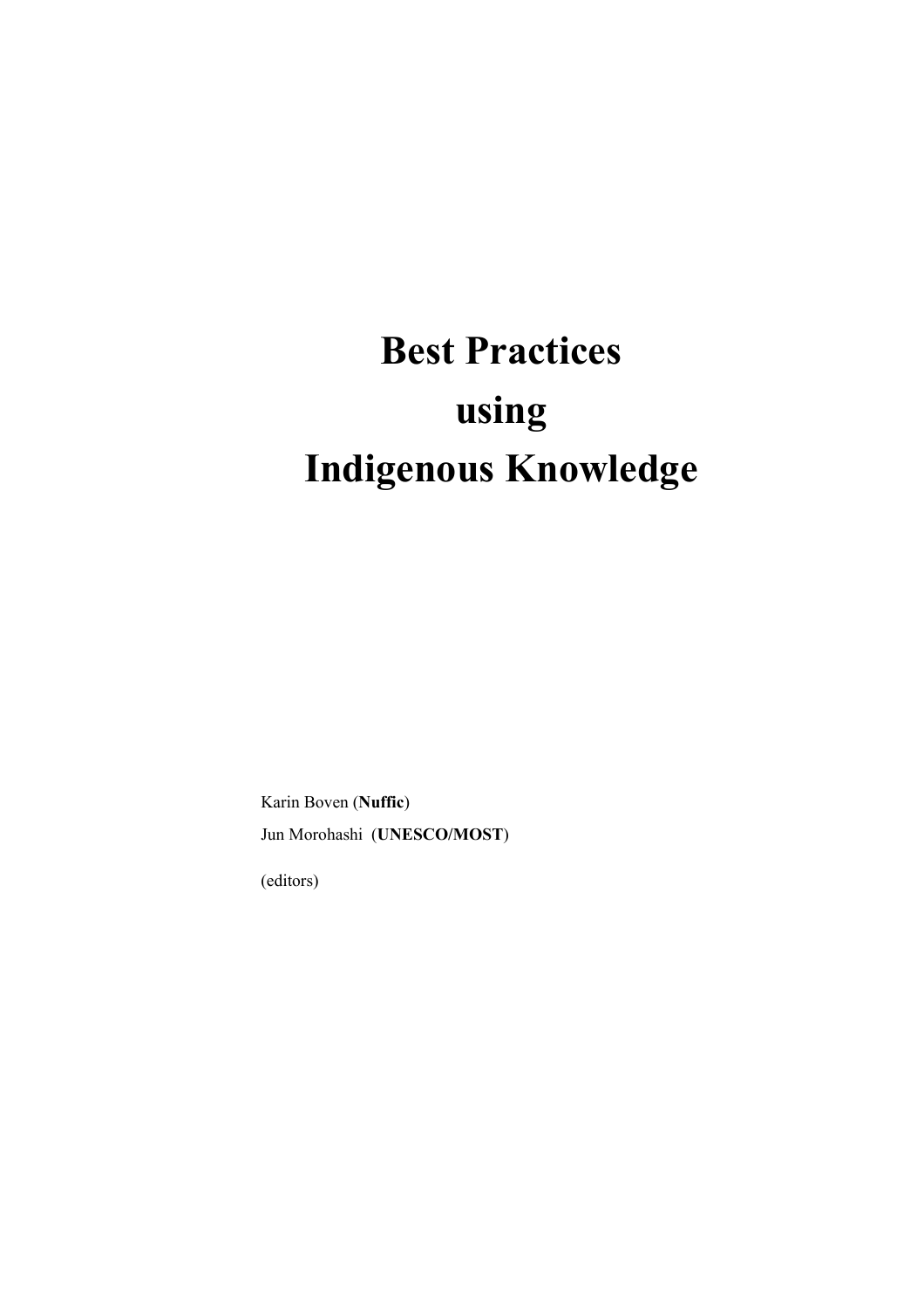# Best Practices using Indigenous Knowledge

Karin Boven (**Nuffic**)

Jun Morohashi (**UNESCO/MOST**)

(editors)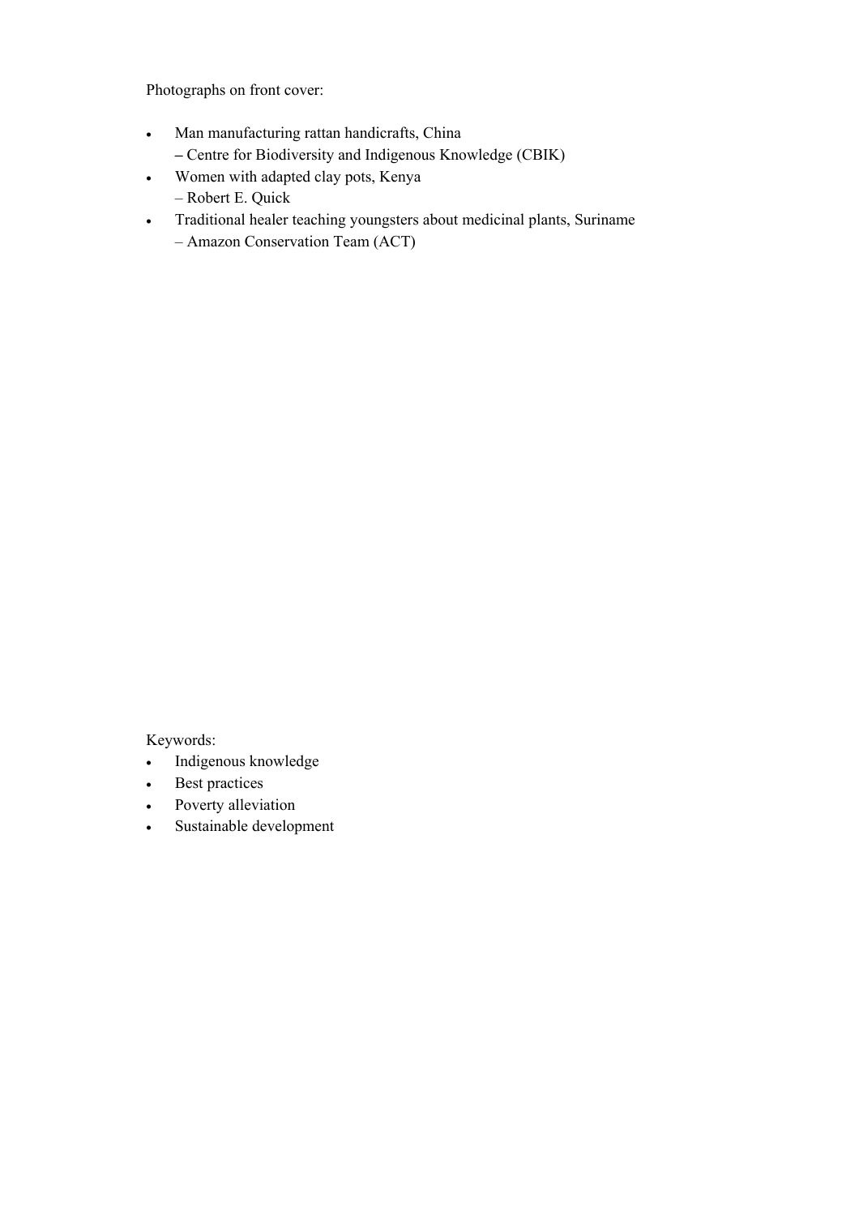Photographs on front cover:

- Man manufacturing rattan handicrafts, China
  – Centre for Biodiversity and Indigenous Knowledge (CBIK)
- Women with adapted clay pots, Kenya
  – Robert E. Quick
- Traditional healer teaching youngsters about medicinal plants, Suriname
  – Amazon Conservation Team (ACT)

Keywords:

- Indigenous knowledge
- Best practices
- Poverty alleviation
- Sustainable development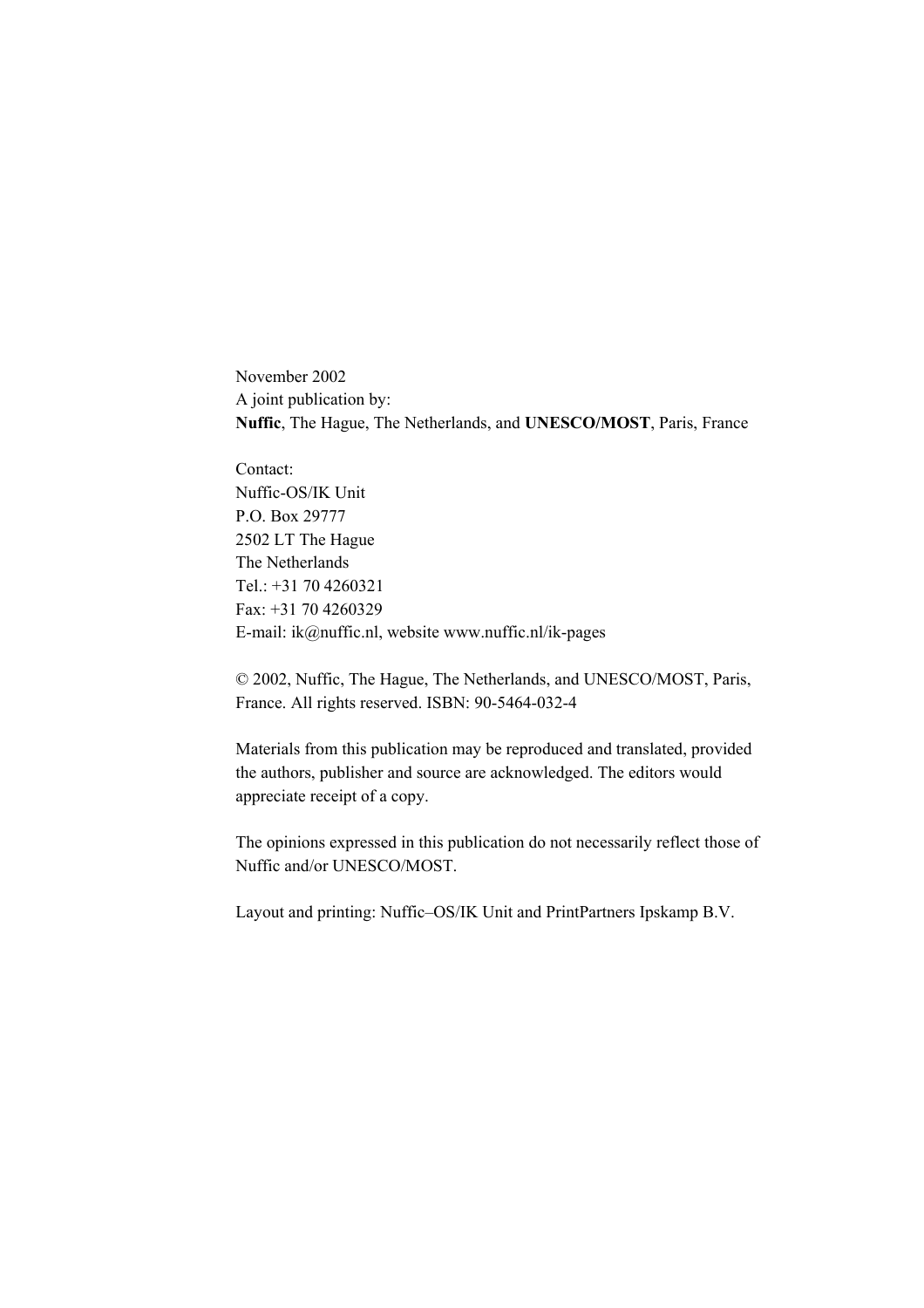November 2002
A joint publication by:
**Nuffic**, The Hague, The Netherlands, and **UNESCO/MOST**, Paris, France

Contact:
Nuffic-OS/IK Unit
P.O. Box 29777
2502 LT The Hague
The Netherlands
Tel.: +31 70 4260321
Fax: +31 70 4260329
E-mail: ik@nuffic.nl, website www.nuffic.nl/ik-pages

© 2002, Nuffic, The Hague, The Netherlands, and UNESCO/MOST, Paris, France. All rights reserved. ISBN: 90-5464-032-4

Materials from this publication may be reproduced and translated, provided the authors, publisher and source are acknowledged. The editors would appreciate receipt of a copy.

The opinions expressed in this publication do not necessarily reflect those of Nuffic and/or UNESCO/MOST.

Layout and printing: Nuffic–OS/IK Unit and PrintPartners Ipskamp B.V.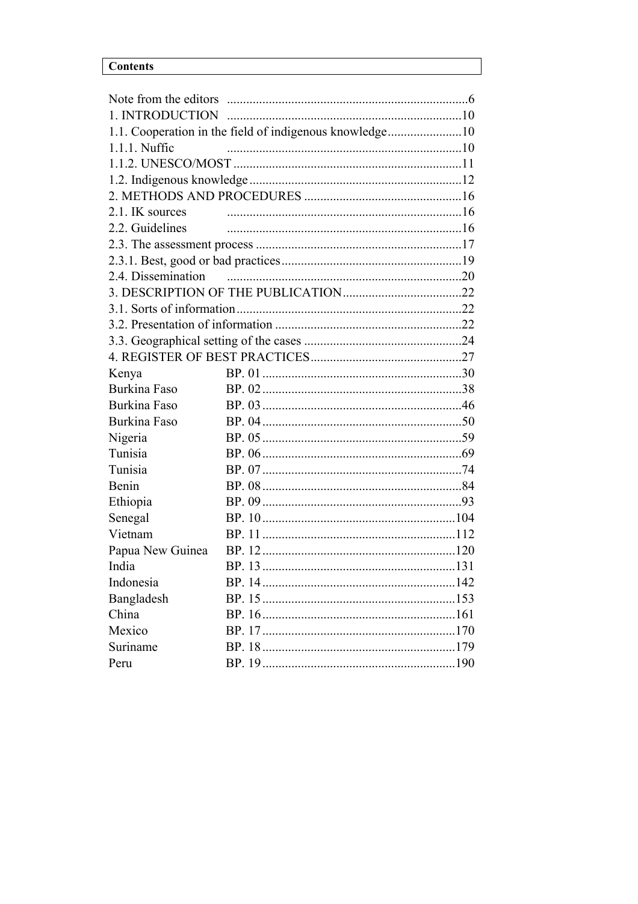# Contents

| | |
|---|---|
| Note from the editors | 6 |
| 1. INTRODUCTION | 10 |
| 1.1. Cooperation in the field of indigenous knowledge | 10 |
| 1.1.1. Nuffic | 10 |
| 1.1.2. UNESCO/MOST | 11 |
| 1.2. Indigenous knowledge | 12 |
| 2. METHODS AND PROCEDURES | 16 |
| 2.1. IK sources | 16 |
| 2.2. Guidelines | 16 |
| 2.3. The assessment process | 17 |
| 2.3.1. Best, good or bad practices | 19 |
| 2.4. Dissemination | 20 |
| 3. DESCRIPTION OF THE PUBLICATION | 22 |
| 3.1. Sorts of information | 22 |
| 3.2. Presentation of information | 22 |
| 3.3. Geographical setting of the cases | 24 |
| 4. REGISTER OF BEST PRACTICES | 27 |

| | | |
|---|---|---|
| Kenya | BP. 01 | 30 |
| Burkina Faso | BP. 02 | 38 |
| Burkina Faso | BP. 03 | 46 |
| Burkina Faso | BP. 04 | 50 |
| Nigeria | BP. 05 | 59 |
| Tunisia | BP. 06 | 69 |
| Tunisia | BP. 07 | 74 |
| Benin | BP. 08 | 84 |
| Ethiopia | BP. 09 | 93 |
| Senegal | BP. 10 | 104 |
| Vietnam | BP. 11 | 112 |
| Papua New Guinea | BP. 12 | 120 |
| India | BP. 13 | 131 |
| Indonesia | BP. 14 | 142 |
| Bangladesh | BP. 15 | 153 |
| China | BP. 16 | 161 |
| Mexico | BP. 17 | 170 |
| Suriname | BP. 18 | 179 |
| Peru | BP. 19 | 190 |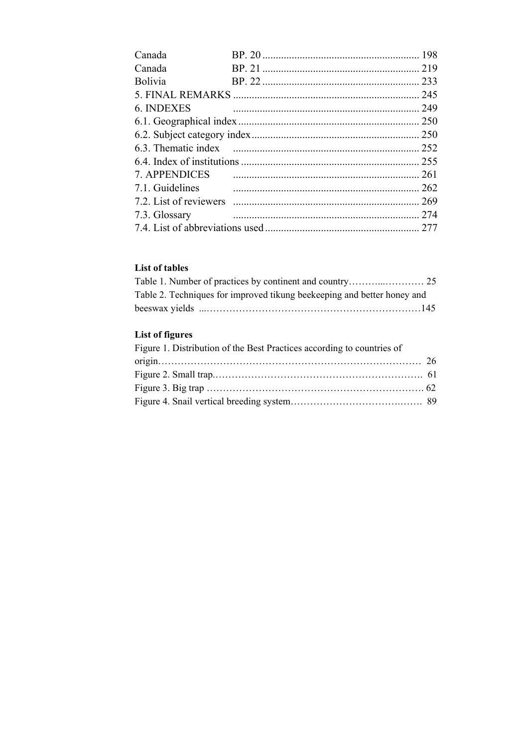Canada BP. 20 ........................................................... 198
Canada BP. 21 ........................................................... 219
Bolivia BP. 22 ........................................................... 233
5. FINAL REMARKS ...................................................................... 245
6. INDEXES ...................................................................... 249
6.1. Geographical index .................................................................... 250
6.2. Subject category index ............................................................... 250
6.3. Thematic index ...................................................................... 252
6.4. Index of institutions ................................................................... 255
7. APPENDICES ...................................................................... 261
7.1. Guidelines ...................................................................... 262
7.2. List of reviewers ...................................................................... 269
7.3. Glossary ...................................................................... 274
7.4. List of abbreviations used .......................................................... 277

**List of tables**

Table 1. Number of practices by continent and country………...………… 25
Table 2. Techniques for improved tikung beekeeping and better honey and beeswax yields ...…………………………………………………………145

**List of figures**

Figure 1. Distribution of the Best Practices according to countries of origin………………………………………………………………………… 26
Figure 2. Small trap.………………………………………………………… 61
Figure 3. Big trap …………………………………………………………… 62
Figure 4. Snail vertical breeding system……………………………….…… 89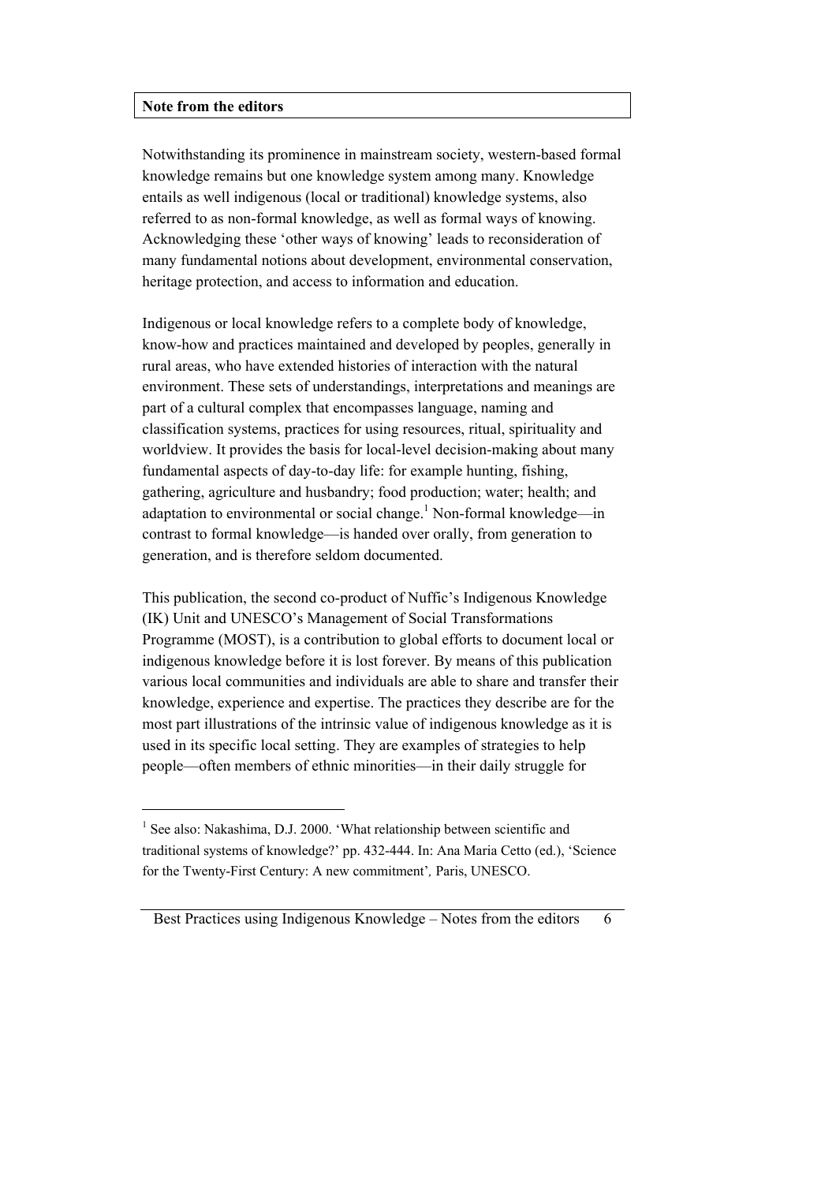## Note from the editors

Notwithstanding its prominence in mainstream society, western-based formal knowledge remains but one knowledge system among many. Knowledge entails as well indigenous (local or traditional) knowledge systems, also referred to as non-formal knowledge, as well as formal ways of knowing. Acknowledging these 'other ways of knowing' leads to reconsideration of many fundamental notions about development, environmental conservation, heritage protection, and access to information and education.

Indigenous or local knowledge refers to a complete body of knowledge, know-how and practices maintained and developed by peoples, generally in rural areas, who have extended histories of interaction with the natural environment. These sets of understandings, interpretations and meanings are part of a cultural complex that encompasses language, naming and classification systems, practices for using resources, ritual, spirituality and worldview. It provides the basis for local-level decision-making about many fundamental aspects of day-to-day life: for example hunting, fishing, gathering, agriculture and husbandry; food production; water; health; and adaptation to environmental or social change.[1] Non-formal knowledge—in contrast to formal knowledge—is handed over orally, from generation to generation, and is therefore seldom documented.

This publication, the second co-product of Nuffic's Indigenous Knowledge (IK) Unit and UNESCO's Management of Social Transformations Programme (MOST), is a contribution to global efforts to document local or indigenous knowledge before it is lost forever. By means of this publication various local communities and individuals are able to share and transfer their knowledge, experience and expertise. The practices they describe are for the most part illustrations of the intrinsic value of indigenous knowledge as it is used in its specific local setting. They are examples of strategies to help people—often members of ethnic minorities—in their daily struggle for

---

[1] See also: Nakashima, D.J. 2000. 'What relationship between scientific and traditional systems of knowledge?' pp. 432-444. In: Ana Maria Cetto (ed.), 'Science for the Twenty-First Century: A new commitment', Paris, UNESCO.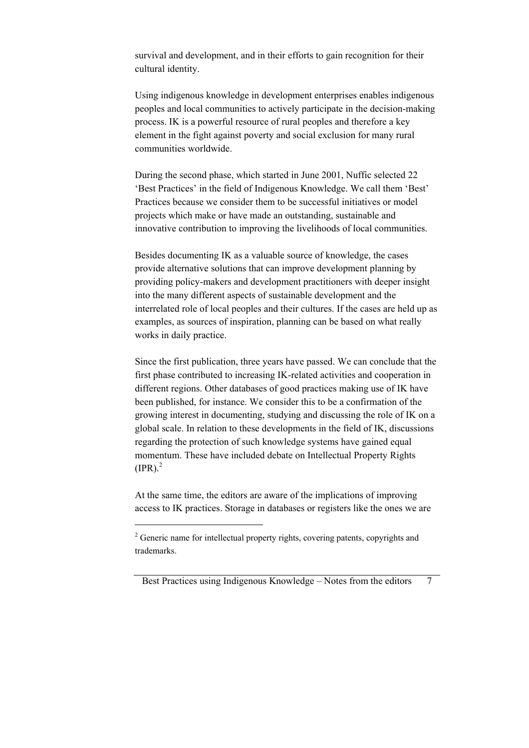survival and development, and in their efforts to gain recognition for their cultural identity.

Using indigenous knowledge in development enterprises enables indigenous peoples and local communities to actively participate in the decision-making process. IK is a powerful resource of rural peoples and therefore a key element in the fight against poverty and social exclusion for many rural communities worldwide.

During the second phase, which started in June 2001, Nuffic selected 22 'Best Practices' in the field of Indigenous Knowledge. We call them 'Best' Practices because we consider them to be successful initiatives or model projects which make or have made an outstanding, sustainable and innovative contribution to improving the livelihoods of local communities.

Besides documenting IK as a valuable source of knowledge, the cases provide alternative solutions that can improve development planning by providing policy-makers and development practitioners with deeper insight into the many different aspects of sustainable development and the interrelated role of local peoples and their cultures. If the cases are held up as examples, as sources of inspiration, planning can be based on what really works in daily practice.

Since the first publication, three years have passed. We can conclude that the first phase contributed to increasing IK-related activities and cooperation in different regions. Other databases of good practices making use of IK have been published, for instance. We consider this to be a confirmation of the growing interest in documenting, studying and discussing the role of IK on a global scale. In relation to these developments in the field of IK, discussions regarding the protection of such knowledge systems have gained equal momentum. These have included debate on Intellectual Property Rights (IPR).[2]

At the same time, the editors are aware of the implications of improving access to IK practices. Storage in databases or registers like the ones we are

---

[2] Generic name for intellectual property rights, covering patents, copyrights and trademarks.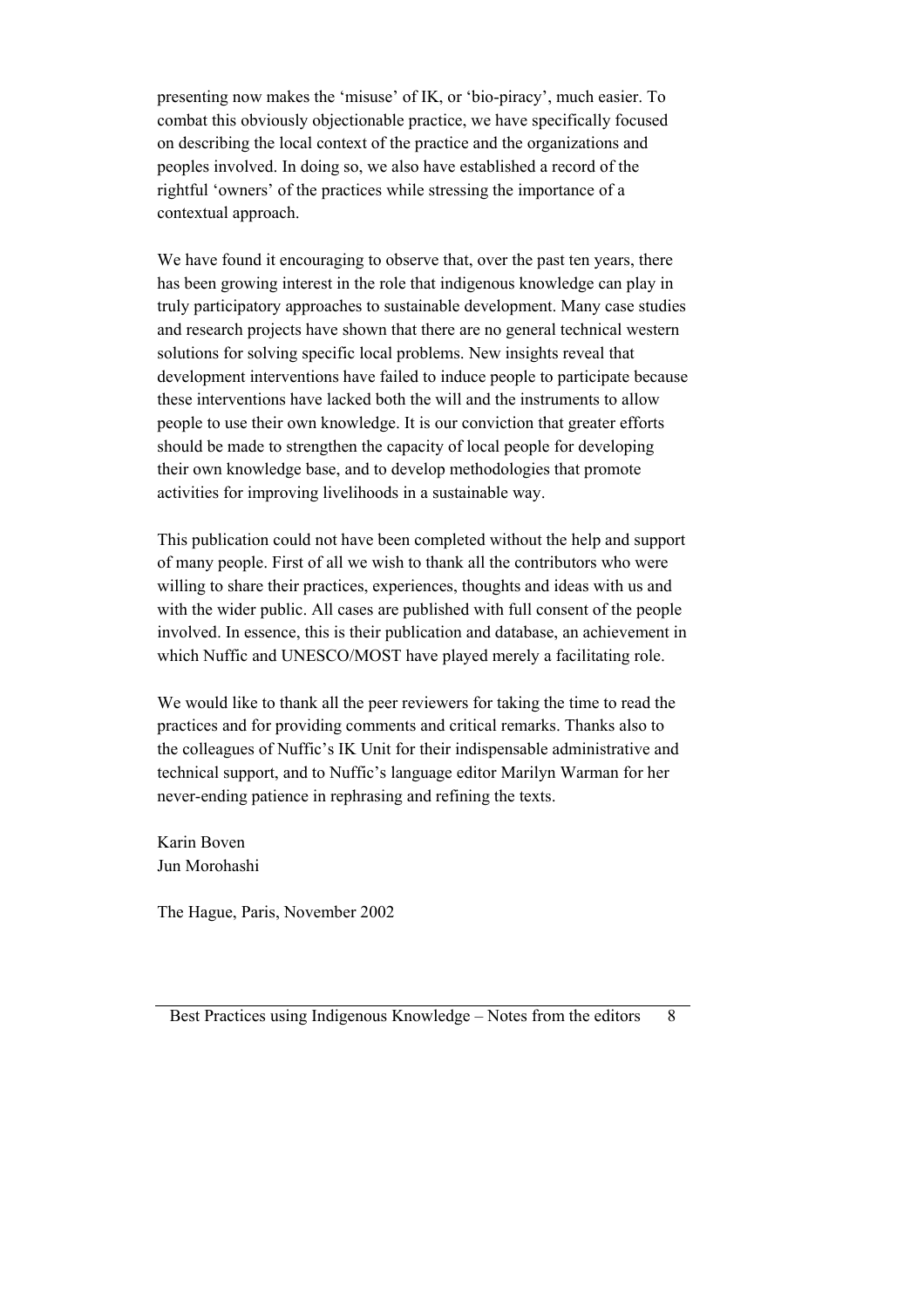presenting now makes the 'misuse' of IK, or 'bio-piracy', much easier. To combat this obviously objectionable practice, we have specifically focused on describing the local context of the practice and the organizations and peoples involved. In doing so, we also have established a record of the rightful 'owners' of the practices while stressing the importance of a contextual approach.

We have found it encouraging to observe that, over the past ten years, there has been growing interest in the role that indigenous knowledge can play in truly participatory approaches to sustainable development. Many case studies and research projects have shown that there are no general technical western solutions for solving specific local problems. New insights reveal that development interventions have failed to induce people to participate because these interventions have lacked both the will and the instruments to allow people to use their own knowledge. It is our conviction that greater efforts should be made to strengthen the capacity of local people for developing their own knowledge base, and to develop methodologies that promote activities for improving livelihoods in a sustainable way.

This publication could not have been completed without the help and support of many people. First of all we wish to thank all the contributors who were willing to share their practices, experiences, thoughts and ideas with us and with the wider public. All cases are published with full consent of the people involved. In essence, this is their publication and database, an achievement in which Nuffic and UNESCO/MOST have played merely a facilitating role.

We would like to thank all the peer reviewers for taking the time to read the practices and for providing comments and critical remarks. Thanks also to the colleagues of Nuffic's IK Unit for their indispensable administrative and technical support, and to Nuffic's language editor Marilyn Warman for her never-ending patience in rephrasing and refining the texts.

Karin Boven
Jun Morohashi

The Hague, Paris, November 2002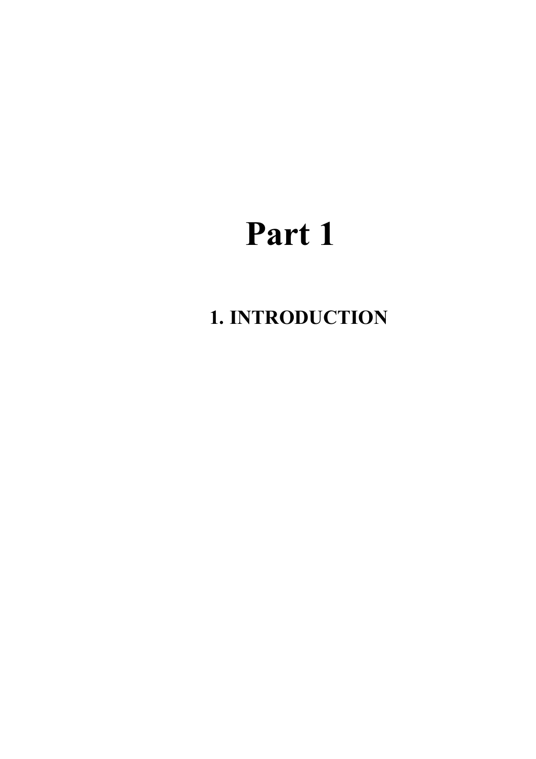# Part 1

## 1. INTRODUCTION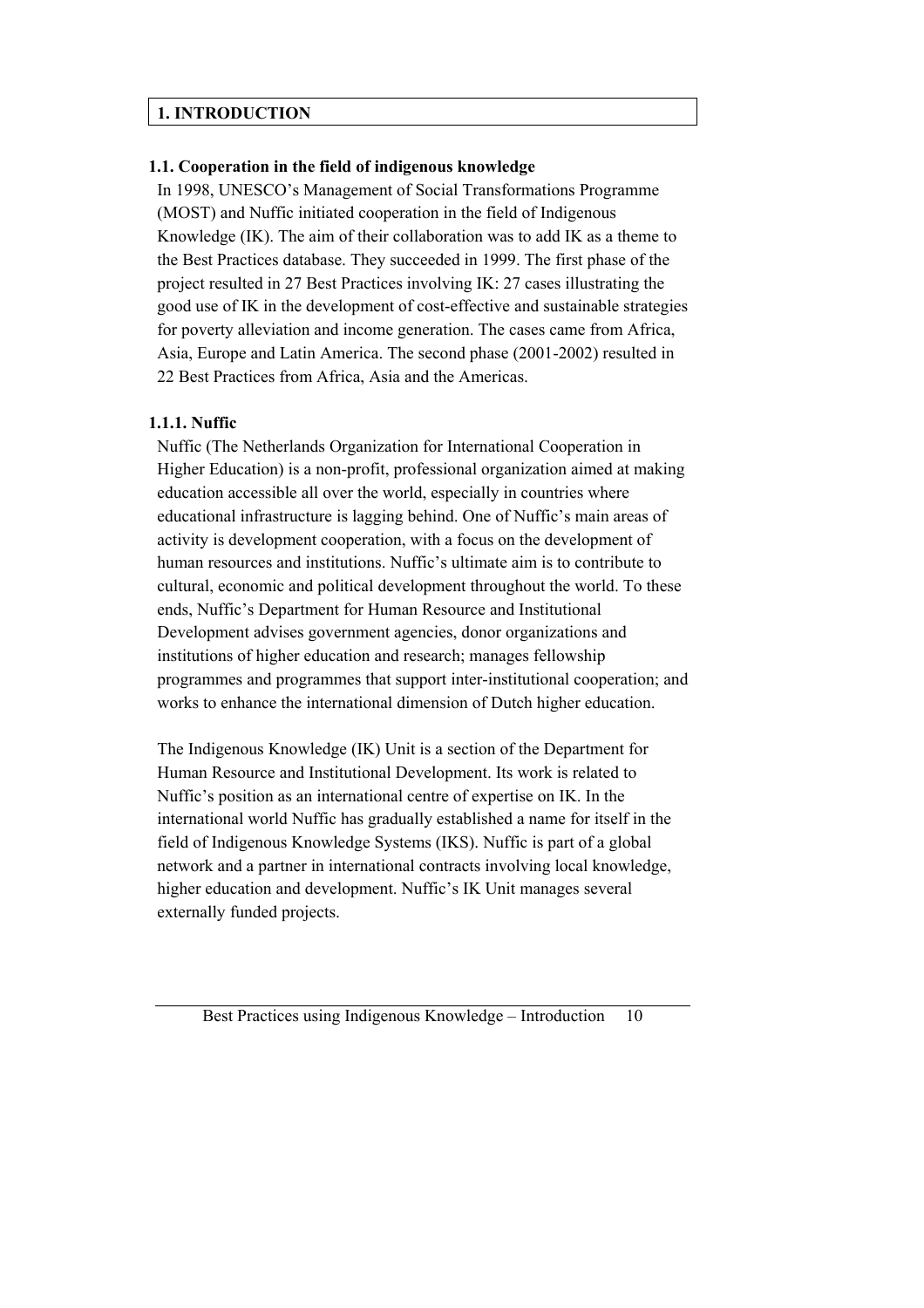# 1. INTRODUCTION

## 1.1. Cooperation in the field of indigenous knowledge

In 1998, UNESCO's Management of Social Transformations Programme (MOST) and Nuffic initiated cooperation in the field of Indigenous Knowledge (IK). The aim of their collaboration was to add IK as a theme to the Best Practices database. They succeeded in 1999. The first phase of the project resulted in 27 Best Practices involving IK: 27 cases illustrating the good use of IK in the development of cost-effective and sustainable strategies for poverty alleviation and income generation. The cases came from Africa, Asia, Europe and Latin America. The second phase (2001-2002) resulted in 22 Best Practices from Africa, Asia and the Americas.

### 1.1.1. Nuffic

Nuffic (The Netherlands Organization for International Cooperation in Higher Education) is a non-profit, professional organization aimed at making education accessible all over the world, especially in countries where educational infrastructure is lagging behind. One of Nuffic's main areas of activity is development cooperation, with a focus on the development of human resources and institutions. Nuffic's ultimate aim is to contribute to cultural, economic and political development throughout the world. To these ends, Nuffic's Department for Human Resource and Institutional Development advises government agencies, donor organizations and institutions of higher education and research; manages fellowship programmes and programmes that support inter-institutional cooperation; and works to enhance the international dimension of Dutch higher education.

The Indigenous Knowledge (IK) Unit is a section of the Department for Human Resource and Institutional Development. Its work is related to Nuffic's position as an international centre of expertise on IK. In the international world Nuffic has gradually established a name for itself in the field of Indigenous Knowledge Systems (IKS). Nuffic is part of a global network and a partner in international contracts involving local knowledge, higher education and development. Nuffic's IK Unit manages several externally funded projects.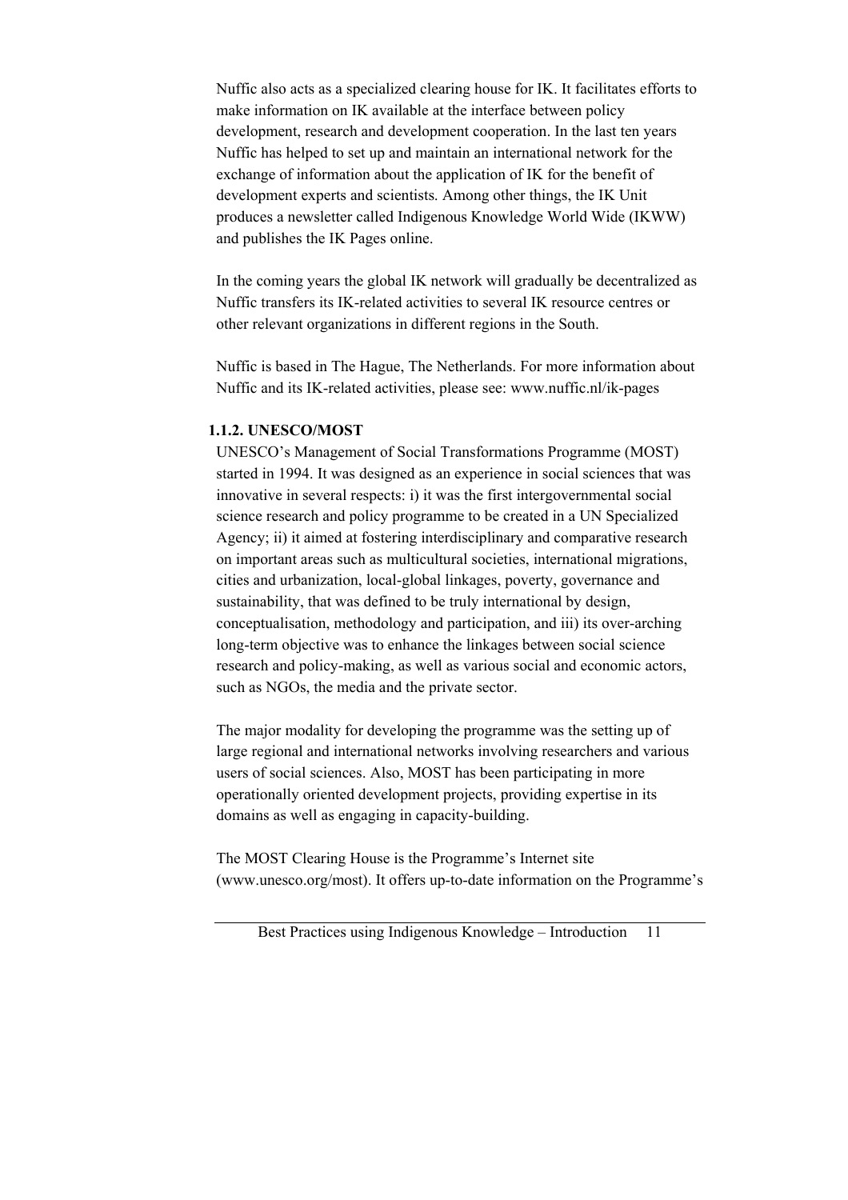Nuffic also acts as a specialized clearing house for IK. It facilitates efforts to make information on IK available at the interface between policy development, research and development cooperation. In the last ten years Nuffic has helped to set up and maintain an international network for the exchange of information about the application of IK for the benefit of development experts and scientists. Among other things, the IK Unit produces a newsletter called Indigenous Knowledge World Wide (IKWW) and publishes the IK Pages online.

In the coming years the global IK network will gradually be decentralized as Nuffic transfers its IK-related activities to several IK resource centres or other relevant organizations in different regions in the South.

Nuffic is based in The Hague, The Netherlands. For more information about Nuffic and its IK-related activities, please see: www.nuffic.nl/ik-pages

### 1.1.2. UNESCO/MOST

UNESCO's Management of Social Transformations Programme (MOST) started in 1994. It was designed as an experience in social sciences that was innovative in several respects: i) it was the first intergovernmental social science research and policy programme to be created in a UN Specialized Agency; ii) it aimed at fostering interdisciplinary and comparative research on important areas such as multicultural societies, international migrations, cities and urbanization, local-global linkages, poverty, governance and sustainability, that was defined to be truly international by design, conceptualisation, methodology and participation, and iii) its over-arching long-term objective was to enhance the linkages between social science research and policy-making, as well as various social and economic actors, such as NGOs, the media and the private sector.

The major modality for developing the programme was the setting up of large regional and international networks involving researchers and various users of social sciences. Also, MOST has been participating in more operationally oriented development projects, providing expertise in its domains as well as engaging in capacity-building.

The MOST Clearing House is the Programme's Internet site (www.unesco.org/most). It offers up-to-date information on the Programme's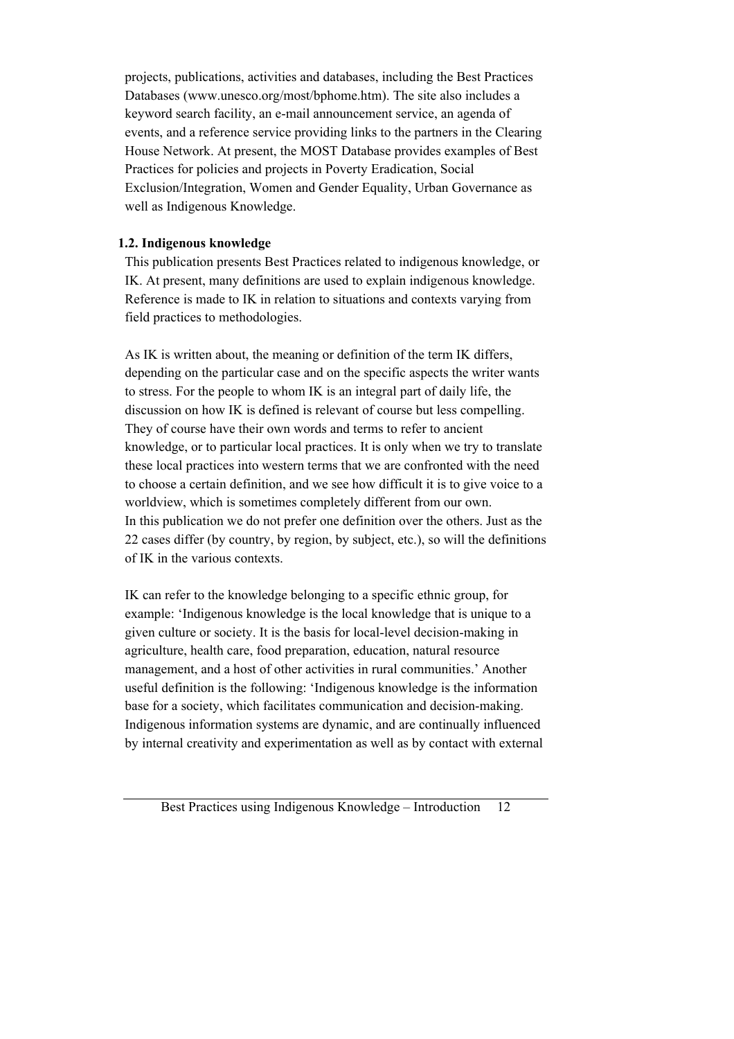projects, publications, activities and databases, including the Best Practices Databases (www.unesco.org/most/bphome.htm). The site also includes a keyword search facility, an e-mail announcement service, an agenda of events, and a reference service providing links to the partners in the Clearing House Network. At present, the MOST Database provides examples of Best Practices for policies and projects in Poverty Eradication, Social Exclusion/Integration, Women and Gender Equality, Urban Governance as well as Indigenous Knowledge.

## 1.2. Indigenous knowledge

This publication presents Best Practices related to indigenous knowledge, or IK. At present, many definitions are used to explain indigenous knowledge. Reference is made to IK in relation to situations and contexts varying from field practices to methodologies.

As IK is written about, the meaning or definition of the term IK differs, depending on the particular case and on the specific aspects the writer wants to stress. For the people to whom IK is an integral part of daily life, the discussion on how IK is defined is relevant of course but less compelling. They of course have their own words and terms to refer to ancient knowledge, or to particular local practices. It is only when we try to translate these local practices into western terms that we are confronted with the need to choose a certain definition, and we see how difficult it is to give voice to a worldview, which is sometimes completely different from our own.
In this publication we do not prefer one definition over the others. Just as the 22 cases differ (by country, by region, by subject, etc.), so will the definitions of IK in the various contexts.

IK can refer to the knowledge belonging to a specific ethnic group, for example: 'Indigenous knowledge is the local knowledge that is unique to a given culture or society. It is the basis for local-level decision-making in agriculture, health care, food preparation, education, natural resource management, and a host of other activities in rural communities.' Another useful definition is the following: 'Indigenous knowledge is the information base for a society, which facilitates communication and decision-making. Indigenous information systems are dynamic, and are continually influenced by internal creativity and experimentation as well as by contact with external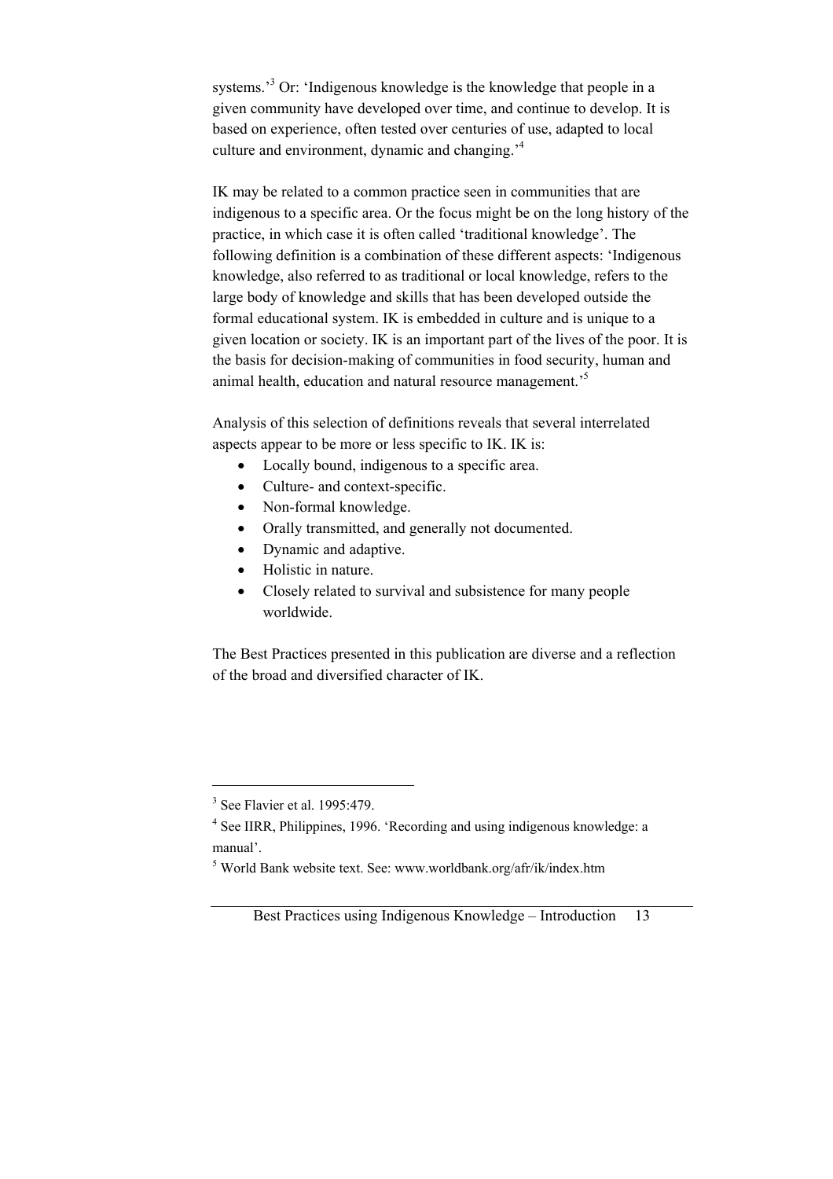systems.'[3] Or: 'Indigenous knowledge is the knowledge that people in a given community have developed over time, and continue to develop. It is based on experience, often tested over centuries of use, adapted to local culture and environment, dynamic and changing.'[4]

IK may be related to a common practice seen in communities that are indigenous to a specific area. Or the focus might be on the long history of the practice, in which case it is often called 'traditional knowledge'. The following definition is a combination of these different aspects: 'Indigenous knowledge, also referred to as traditional or local knowledge, refers to the large body of knowledge and skills that has been developed outside the formal educational system. IK is embedded in culture and is unique to a given location or society. IK is an important part of the lives of the poor. It is the basis for decision-making of communities in food security, human and animal health, education and natural resource management.'[5]

Analysis of this selection of definitions reveals that several interrelated aspects appear to be more or less specific to IK. IK is:

- Locally bound, indigenous to a specific area.
- Culture- and context-specific.
- Non-formal knowledge.
- Orally transmitted, and generally not documented.
- Dynamic and adaptive.
- Holistic in nature.
- Closely related to survival and subsistence for many people worldwide.

The Best Practices presented in this publication are diverse and a reflection of the broad and diversified character of IK.

---

[3] See Flavier et al. 1995:479.

[4] See IIRR, Philippines, 1996. 'Recording and using indigenous knowledge: a manual'.

[5] World Bank website text. See: www.worldbank.org/afr/ik/index.htm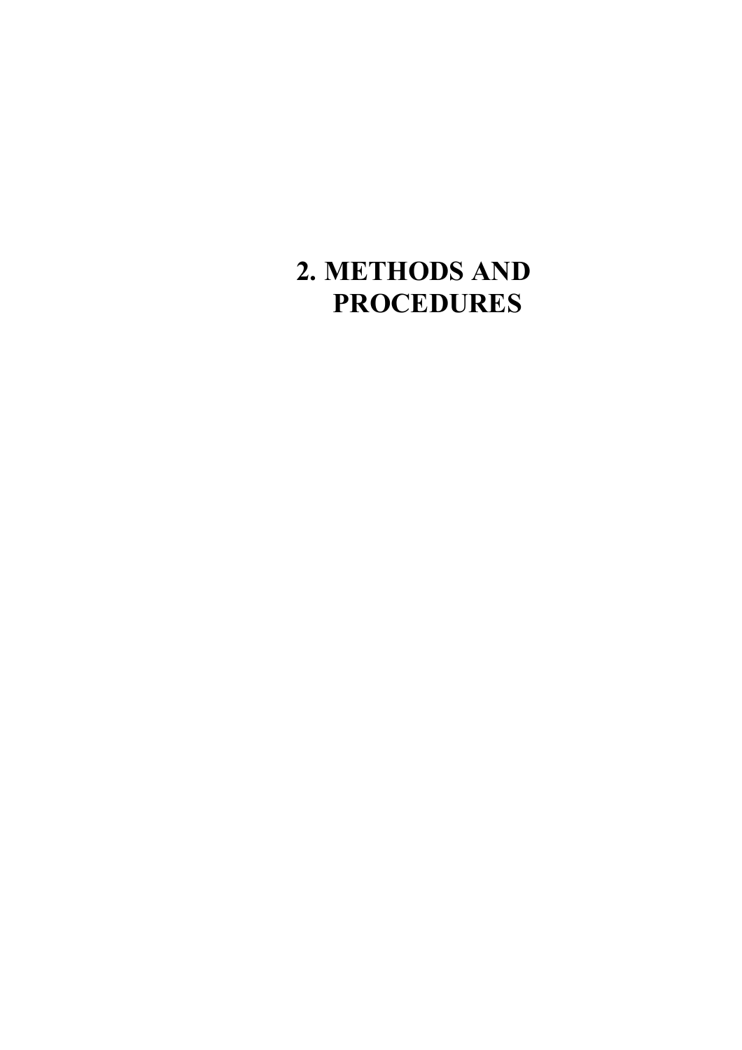# 2. METHODS AND PROCEDURES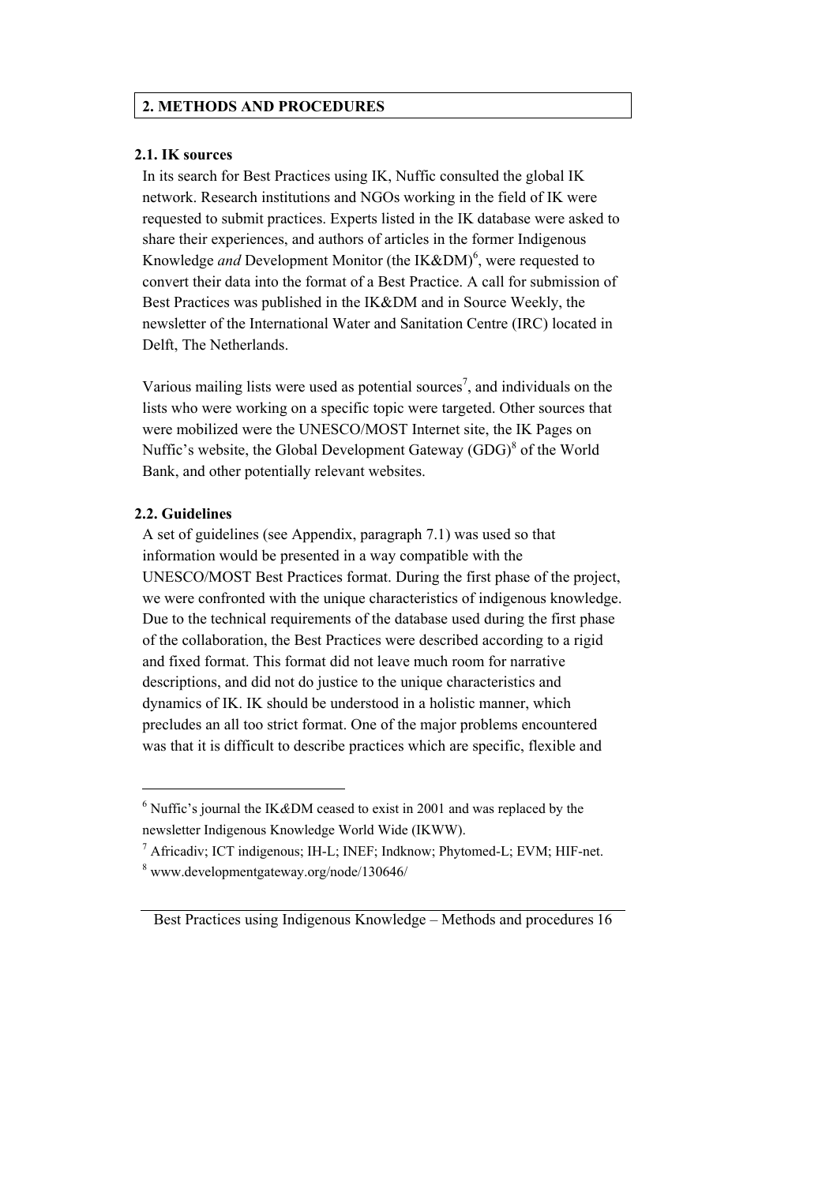## 2. METHODS AND PROCEDURES

### 2.1. IK sources

In its search for Best Practices using IK, Nuffic consulted the global IK network. Research institutions and NGOs working in the field of IK were requested to submit practices. Experts listed in the IK database were asked to share their experiences, and authors of articles in the former Indigenous Knowledge *and* Development Monitor (the IK&DM)[6], were requested to convert their data into the format of a Best Practice. A call for submission of Best Practices was published in the IK&DM and in Source Weekly, the newsletter of the International Water and Sanitation Centre (IRC) located in Delft, The Netherlands.

Various mailing lists were used as potential sources[7], and individuals on the lists who were working on a specific topic were targeted. Other sources that were mobilized were the UNESCO/MOST Internet site, the IK Pages on Nuffic's website, the Global Development Gateway (GDG)[8] of the World Bank, and other potentially relevant websites.

### 2.2. Guidelines

A set of guidelines (see Appendix, paragraph 7.1) was used so that information would be presented in a way compatible with the UNESCO/MOST Best Practices format. During the first phase of the project, we were confronted with the unique characteristics of indigenous knowledge. Due to the technical requirements of the database used during the first phase of the collaboration, the Best Practices were described according to a rigid and fixed format. This format did not leave much room for narrative descriptions, and did not do justice to the unique characteristics and dynamics of IK. IK should be understood in a holistic manner, which precludes an all too strict format. One of the major problems encountered was that it is difficult to describe practices which are specific, flexible and

---

[6] Nuffic's journal the IK*&*DM ceased to exist in 2001 and was replaced by the newsletter Indigenous Knowledge World Wide (IKWW).

[7] Africadiv; ICT indigenous; IH-L; INEF; Indknow; Phytomed-L; EVM; HIF-net.

[8] www.developmentgateway.org/node/130646/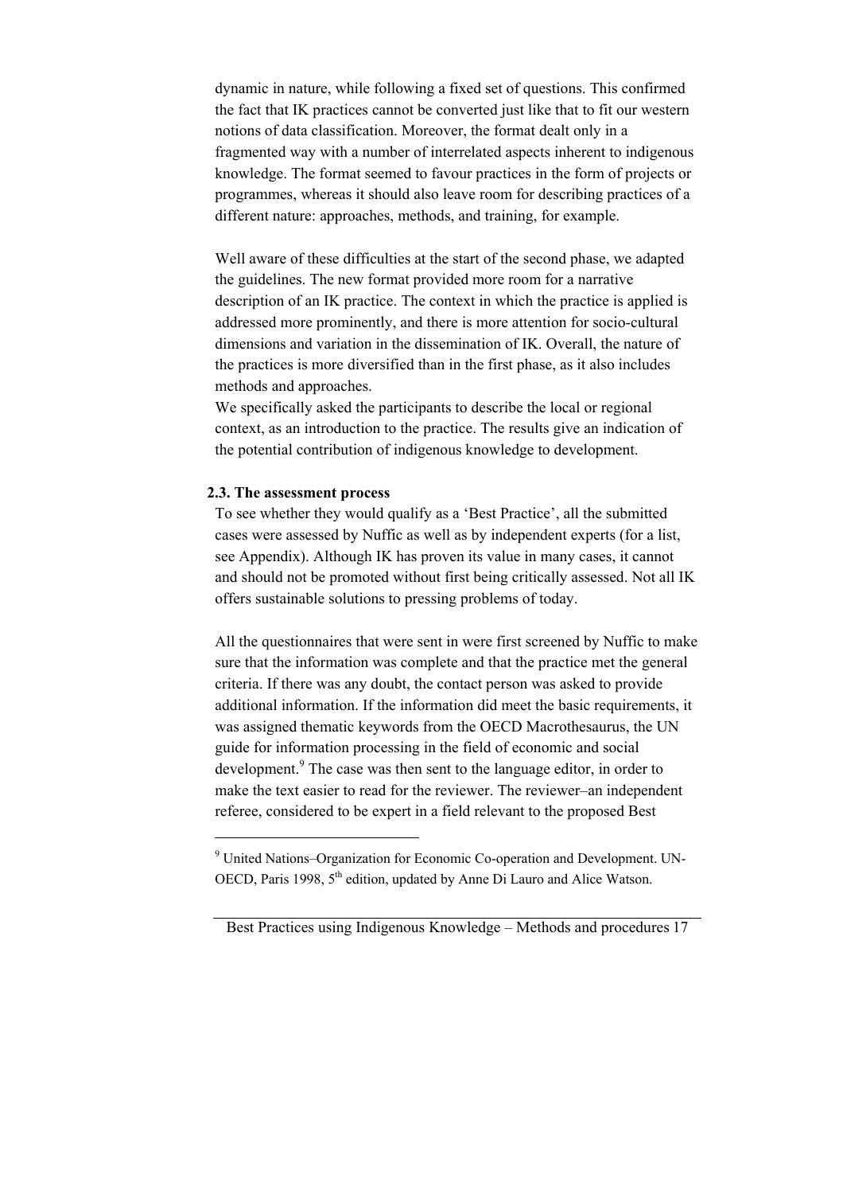dynamic in nature, while following a fixed set of questions. This confirmed the fact that IK practices cannot be converted just like that to fit our western notions of data classification. Moreover, the format dealt only in a fragmented way with a number of interrelated aspects inherent to indigenous knowledge. The format seemed to favour practices in the form of projects or programmes, whereas it should also leave room for describing practices of a different nature: approaches, methods, and training, for example.

Well aware of these difficulties at the start of the second phase, we adapted the guidelines. The new format provided more room for a narrative description of an IK practice. The context in which the practice is applied is addressed more prominently, and there is more attention for socio-cultural dimensions and variation in the dissemination of IK. Overall, the nature of the practices is more diversified than in the first phase, as it also includes methods and approaches.
We specifically asked the participants to describe the local or regional context, as an introduction to the practice. The results give an indication of the potential contribution of indigenous knowledge to development.

### 2.3. The assessment process

To see whether they would qualify as a 'Best Practice', all the submitted cases were assessed by Nuffic as well as by independent experts (for a list, see Appendix). Although IK has proven its value in many cases, it cannot and should not be promoted without first being critically assessed. Not all IK offers sustainable solutions to pressing problems of today.

All the questionnaires that were sent in were first screened by Nuffic to make sure that the information was complete and that the practice met the general criteria. If there was any doubt, the contact person was asked to provide additional information. If the information did meet the basic requirements, it was assigned thematic keywords from the OECD Macrothesaurus, the UN guide for information processing in the field of economic and social development.[9] The case was then sent to the language editor, in order to make the text easier to read for the reviewer. The reviewer–an independent referee, considered to be expert in a field relevant to the proposed Best

---

[9] United Nations–Organization for Economic Co-operation and Development. UN-OECD, Paris 1998, 5th edition, updated by Anne Di Lauro and Alice Watson.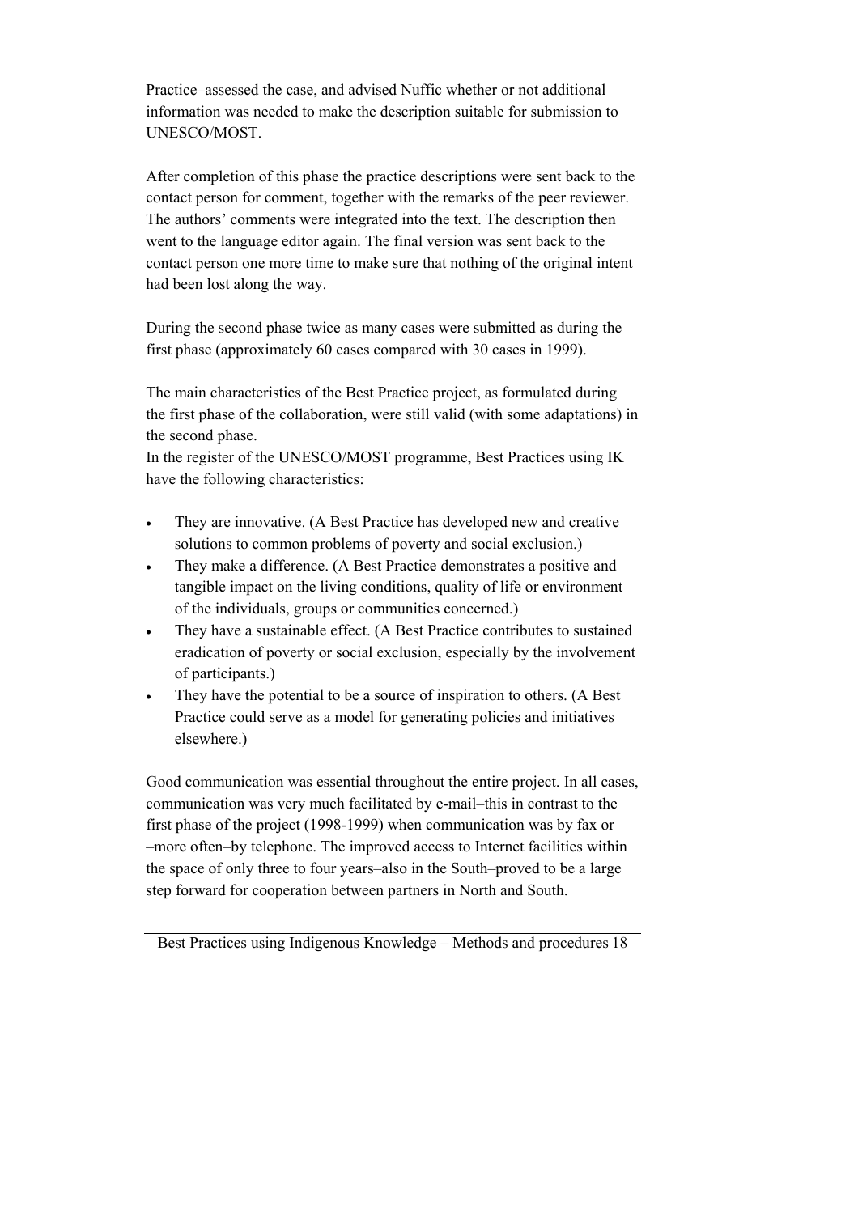Practice–assessed the case, and advised Nuffic whether or not additional information was needed to make the description suitable for submission to UNESCO/MOST.

After completion of this phase the practice descriptions were sent back to the contact person for comment, together with the remarks of the peer reviewer. The authors' comments were integrated into the text. The description then went to the language editor again. The final version was sent back to the contact person one more time to make sure that nothing of the original intent had been lost along the way.

During the second phase twice as many cases were submitted as during the first phase (approximately 60 cases compared with 30 cases in 1999).

The main characteristics of the Best Practice project, as formulated during the first phase of the collaboration, were still valid (with some adaptations) in the second phase.
In the register of the UNESCO/MOST programme, Best Practices using IK have the following characteristics:

- They are innovative. (A Best Practice has developed new and creative solutions to common problems of poverty and social exclusion.)
- They make a difference. (A Best Practice demonstrates a positive and tangible impact on the living conditions, quality of life or environment of the individuals, groups or communities concerned.)
- They have a sustainable effect. (A Best Practice contributes to sustained eradication of poverty or social exclusion, especially by the involvement of participants.)
- They have the potential to be a source of inspiration to others. (A Best Practice could serve as a model for generating policies and initiatives elsewhere.)

Good communication was essential throughout the entire project. In all cases, communication was very much facilitated by e-mail–this in contrast to the first phase of the project (1998-1999) when communication was by fax or –more often–by telephone. The improved access to Internet facilities within the space of only three to four years–also in the South–proved to be a large step forward for cooperation between partners in North and South.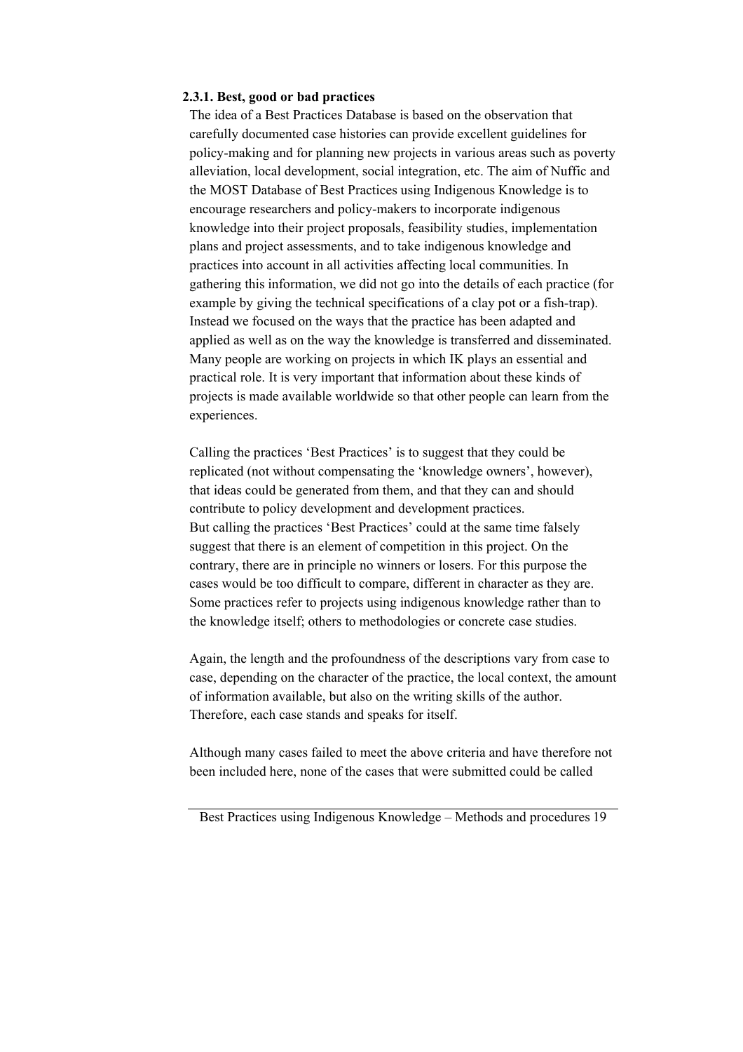### 2.3.1. Best, good or bad practices

The idea of a Best Practices Database is based on the observation that carefully documented case histories can provide excellent guidelines for policy-making and for planning new projects in various areas such as poverty alleviation, local development, social integration, etc. The aim of Nuffic and the MOST Database of Best Practices using Indigenous Knowledge is to encourage researchers and policy-makers to incorporate indigenous knowledge into their project proposals, feasibility studies, implementation plans and project assessments, and to take indigenous knowledge and practices into account in all activities affecting local communities. In gathering this information, we did not go into the details of each practice (for example by giving the technical specifications of a clay pot or a fish-trap). Instead we focused on the ways that the practice has been adapted and applied as well as on the way the knowledge is transferred and disseminated. Many people are working on projects in which IK plays an essential and practical role. It is very important that information about these kinds of projects is made available worldwide so that other people can learn from the experiences.

Calling the practices 'Best Practices' is to suggest that they could be replicated (not without compensating the 'knowledge owners', however), that ideas could be generated from them, and that they can and should contribute to policy development and development practices.
But calling the practices 'Best Practices' could at the same time falsely suggest that there is an element of competition in this project. On the contrary, there are in principle no winners or losers. For this purpose the cases would be too difficult to compare, different in character as they are. Some practices refer to projects using indigenous knowledge rather than to the knowledge itself; others to methodologies or concrete case studies.

Again, the length and the profoundness of the descriptions vary from case to case, depending on the character of the practice, the local context, the amount of information available, but also on the writing skills of the author. Therefore, each case stands and speaks for itself.

Although many cases failed to meet the above criteria and have therefore not been included here, none of the cases that were submitted could be called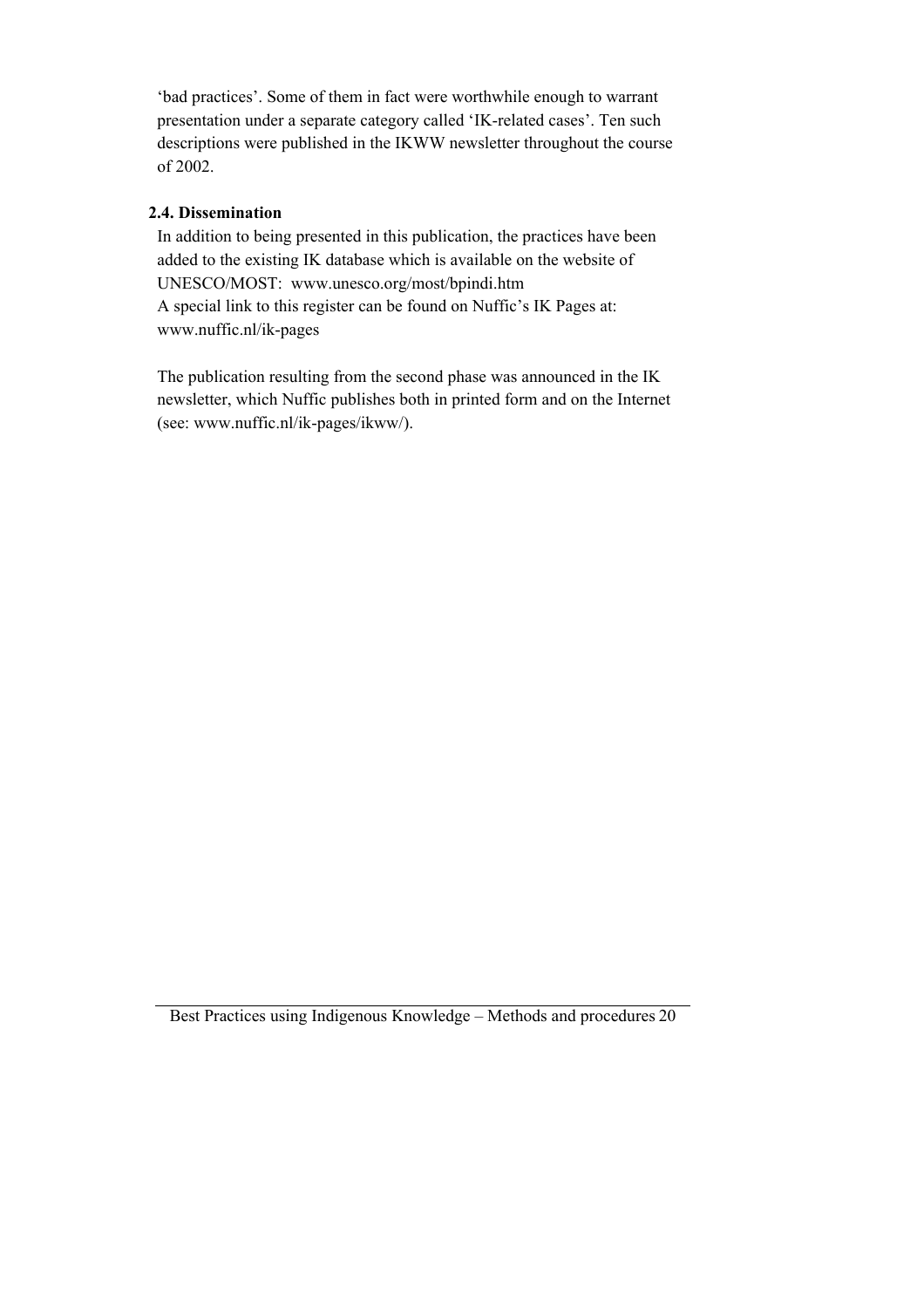'bad practices'. Some of them in fact were worthwhile enough to warrant presentation under a separate category called 'IK-related cases'. Ten such descriptions were published in the IKWW newsletter throughout the course of 2002.

### 2.4. Dissemination

In addition to being presented in this publication, the practices have been added to the existing IK database which is available on the website of UNESCO/MOST: www.unesco.org/most/bpindi.htm
A special link to this register can be found on Nuffic's IK Pages at: www.nuffic.nl/ik-pages

The publication resulting from the second phase was announced in the IK newsletter, which Nuffic publishes both in printed form and on the Internet (see: www.nuffic.nl/ik-pages/ikww/).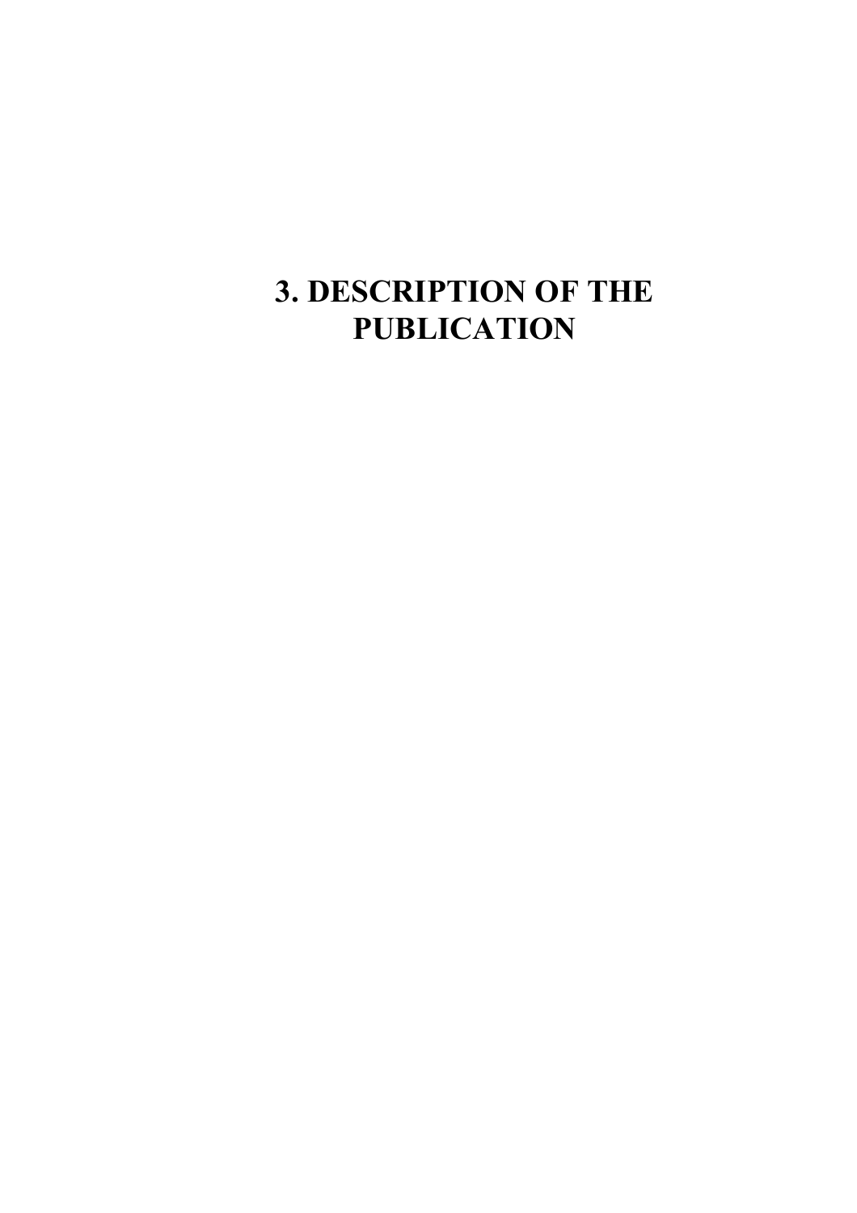# 3. DESCRIPTION OF THE PUBLICATION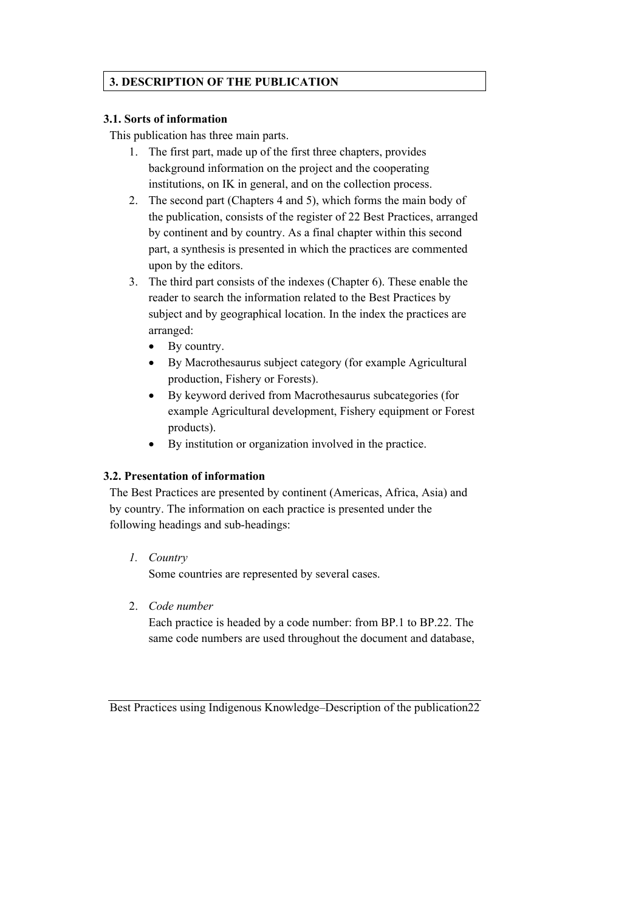## 3. DESCRIPTION OF THE PUBLICATION

### 3.1. Sorts of information

This publication has three main parts.

1. The first part, made up of the first three chapters, provides background information on the project and the cooperating institutions, on IK in general, and on the collection process.
2. The second part (Chapters 4 and 5), which forms the main body of the publication, consists of the register of 22 Best Practices, arranged by continent and by country. As a final chapter within this second part, a synthesis is presented in which the practices are commented upon by the editors.
3. The third part consists of the indexes (Chapter 6). These enable the reader to search the information related to the Best Practices by subject and by geographical location. In the index the practices are arranged:
   - By country.
   - By Macrothesaurus subject category (for example Agricultural production, Fishery or Forests).
   - By keyword derived from Macrothesaurus subcategories (for example Agricultural development, Fishery equipment or Forest products).
   - By institution or organization involved in the practice.

### 3.2. Presentation of information

The Best Practices are presented by continent (Americas, Africa, Asia) and by country. The information on each practice is presented under the following headings and sub-headings:

1. *Country*

   Some countries are represented by several cases.

2. *Code number*

   Each practice is headed by a code number: from BP.1 to BP.22. The same code numbers are used throughout the document and database,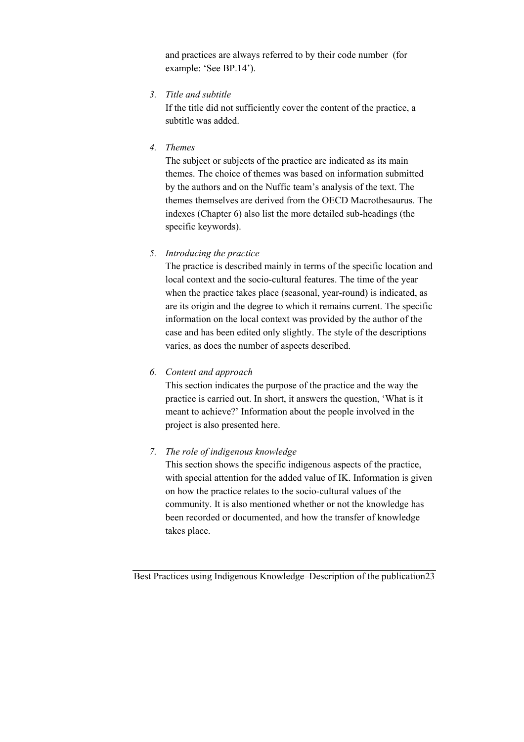and practices are always referred to by their code number (for example: 'See BP.14').

3. *Title and subtitle*
   If the title did not sufficiently cover the content of the practice, a subtitle was added.

4. *Themes*
   The subject or subjects of the practice are indicated as its main themes. The choice of themes was based on information submitted by the authors and on the Nuffic team's analysis of the text. The themes themselves are derived from the OECD Macrothesaurus. The indexes (Chapter 6) also list the more detailed sub-headings (the specific keywords).

5. *Introducing the practice*
   The practice is described mainly in terms of the specific location and local context and the socio-cultural features. The time of the year when the practice takes place (seasonal, year-round) is indicated, as are its origin and the degree to which it remains current. The specific information on the local context was provided by the author of the case and has been edited only slightly. The style of the descriptions varies, as does the number of aspects described.

6. *Content and approach*
   This section indicates the purpose of the practice and the way the practice is carried out. In short, it answers the question, 'What is it meant to achieve?' Information about the people involved in the project is also presented here.

7. *The role of indigenous knowledge*
   This section shows the specific indigenous aspects of the practice, with special attention for the added value of IK. Information is given on how the practice relates to the socio-cultural values of the community. It is also mentioned whether or not the knowledge has been recorded or documented, and how the transfer of knowledge takes place.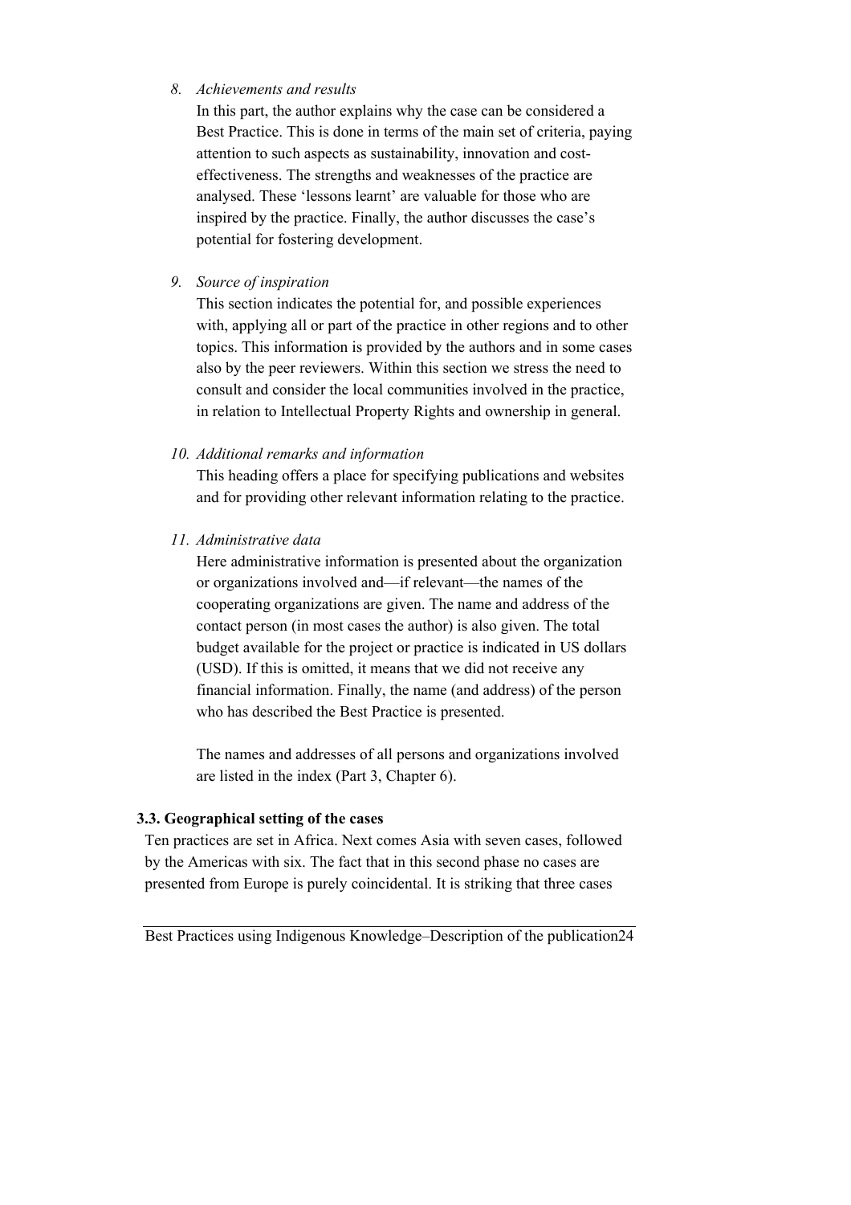8. *Achievements and results*
   In this part, the author explains why the case can be considered a Best Practice. This is done in terms of the main set of criteria, paying attention to such aspects as sustainability, innovation and cost-effectiveness. The strengths and weaknesses of the practice are analysed. These 'lessons learnt' are valuable for those who are inspired by the practice. Finally, the author discusses the case's potential for fostering development.

9. *Source of inspiration*
   This section indicates the potential for, and possible experiences with, applying all or part of the practice in other regions and to other topics. This information is provided by the authors and in some cases also by the peer reviewers. Within this section we stress the need to consult and consider the local communities involved in the practice, in relation to Intellectual Property Rights and ownership in general.

10. *Additional remarks and information*
    This heading offers a place for specifying publications and websites and for providing other relevant information relating to the practice.

11. *Administrative data*
    Here administrative information is presented about the organization or organizations involved and—if relevant—the names of the cooperating organizations are given. The name and address of the contact person (in most cases the author) is also given. The total budget available for the project or practice is indicated in US dollars (USD). If this is omitted, it means that we did not receive any financial information. Finally, the name (and address) of the person who has described the Best Practice is presented.

    The names and addresses of all persons and organizations involved are listed in the index (Part 3, Chapter 6).

### 3.3. Geographical setting of the cases

Ten practices are set in Africa. Next comes Asia with seven cases, followed by the Americas with six. The fact that in this second phase no cases are presented from Europe is purely coincidental. It is striking that three cases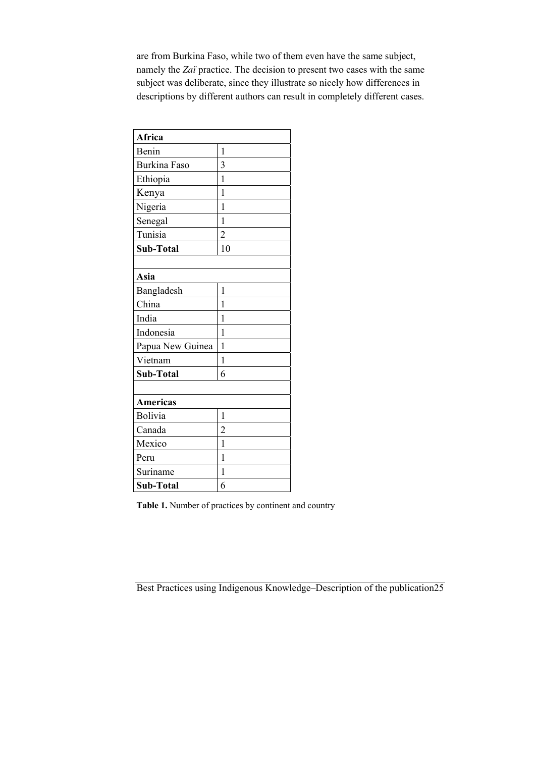are from Burkina Faso, while two of them even have the same subject, namely the *Zaï* practice. The decision to present two cases with the same subject was deliberate, since they illustrate so nicely how differences in descriptions by different authors can result in completely different cases.

| **Africa** | |
|---|---|
| Benin | 1 |
| Burkina Faso | 3 |
| Ethiopia | 1 |
| Kenya | 1 |
| Nigeria | 1 |
| Senegal | 1 |
| Tunisia | 2 |
| **Sub-Total** | 10 |
| | |
| **Asia** | |
| Bangladesh | 1 |
| China | 1 |
| India | 1 |
| Indonesia | 1 |
| Papua New Guinea | 1 |
| Vietnam | 1 |
| **Sub-Total** | 6 |
| | |
| **Americas** | |
| Bolivia | 1 |
| Canada | 2 |
| Mexico | 1 |
| Peru | 1 |
| Suriname | 1 |
| **Sub-Total** | 6 |

**Table 1.** Number of practices by continent and country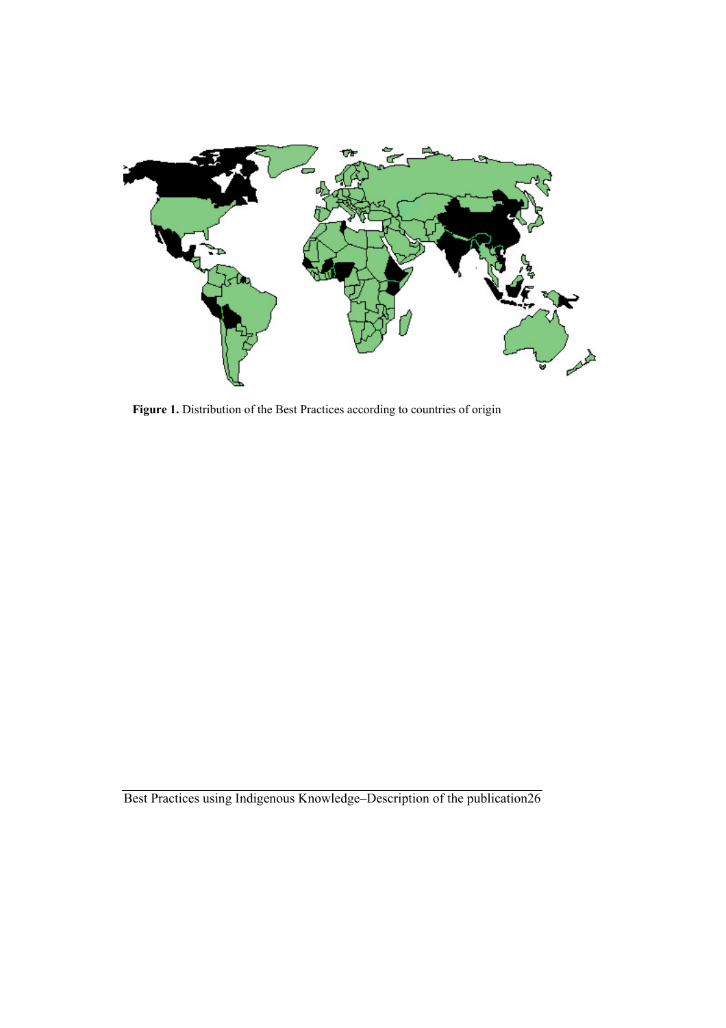**Figure 1.** Distribution of the Best Practices according to countries of origin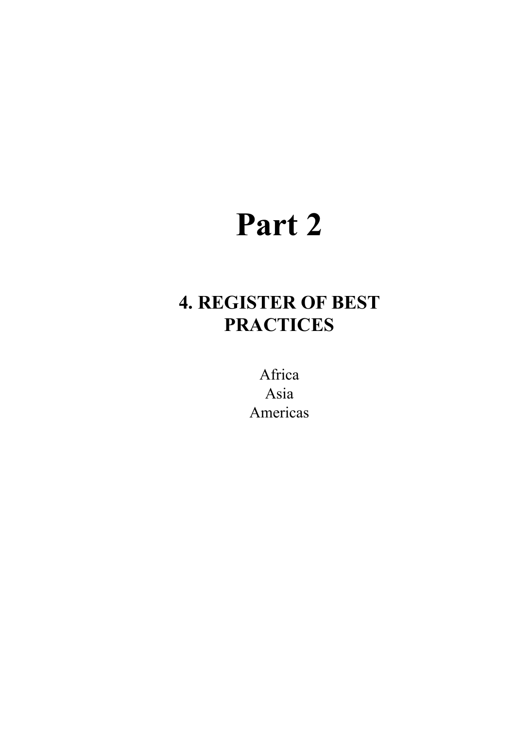# Part 2

## 4. REGISTER OF BEST PRACTICES

Africa
Asia
Americas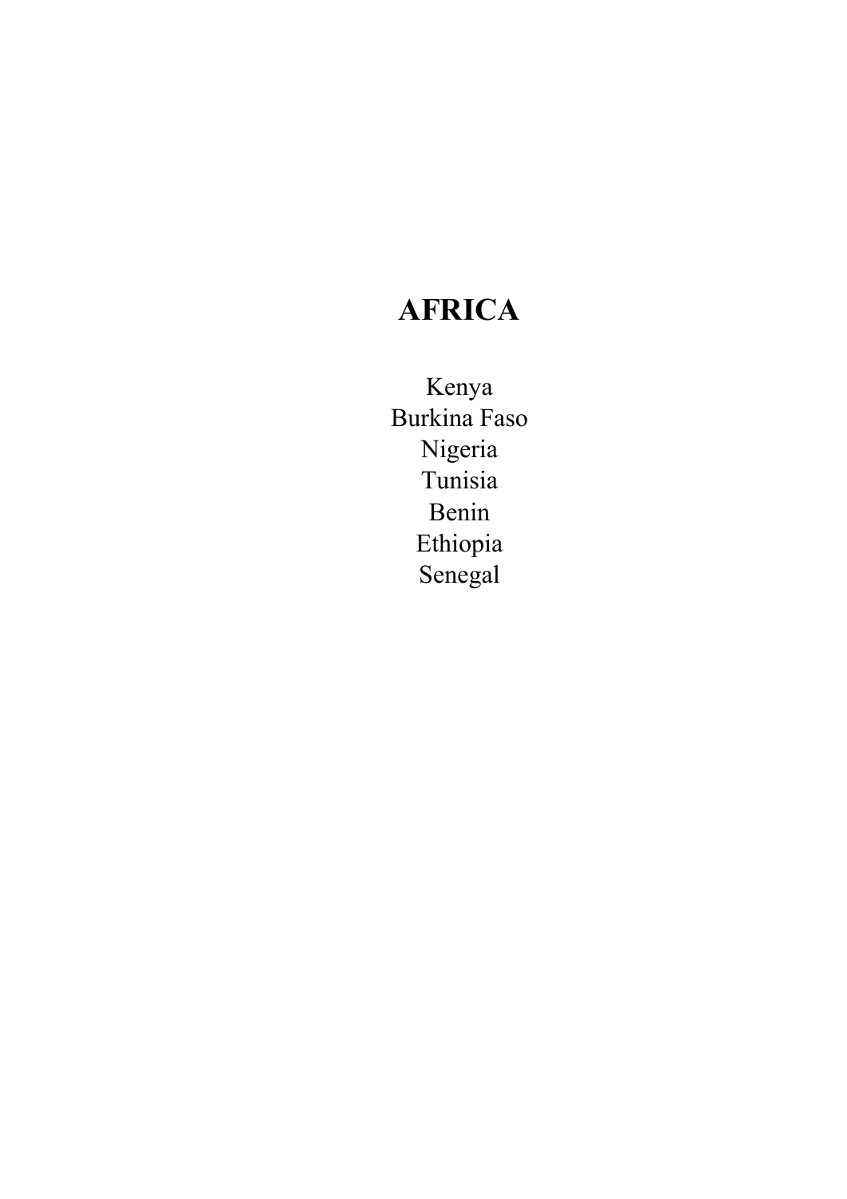# AFRICA

Kenya
Burkina Faso
Nigeria
Tunisia
Benin
Ethiopia
Senegal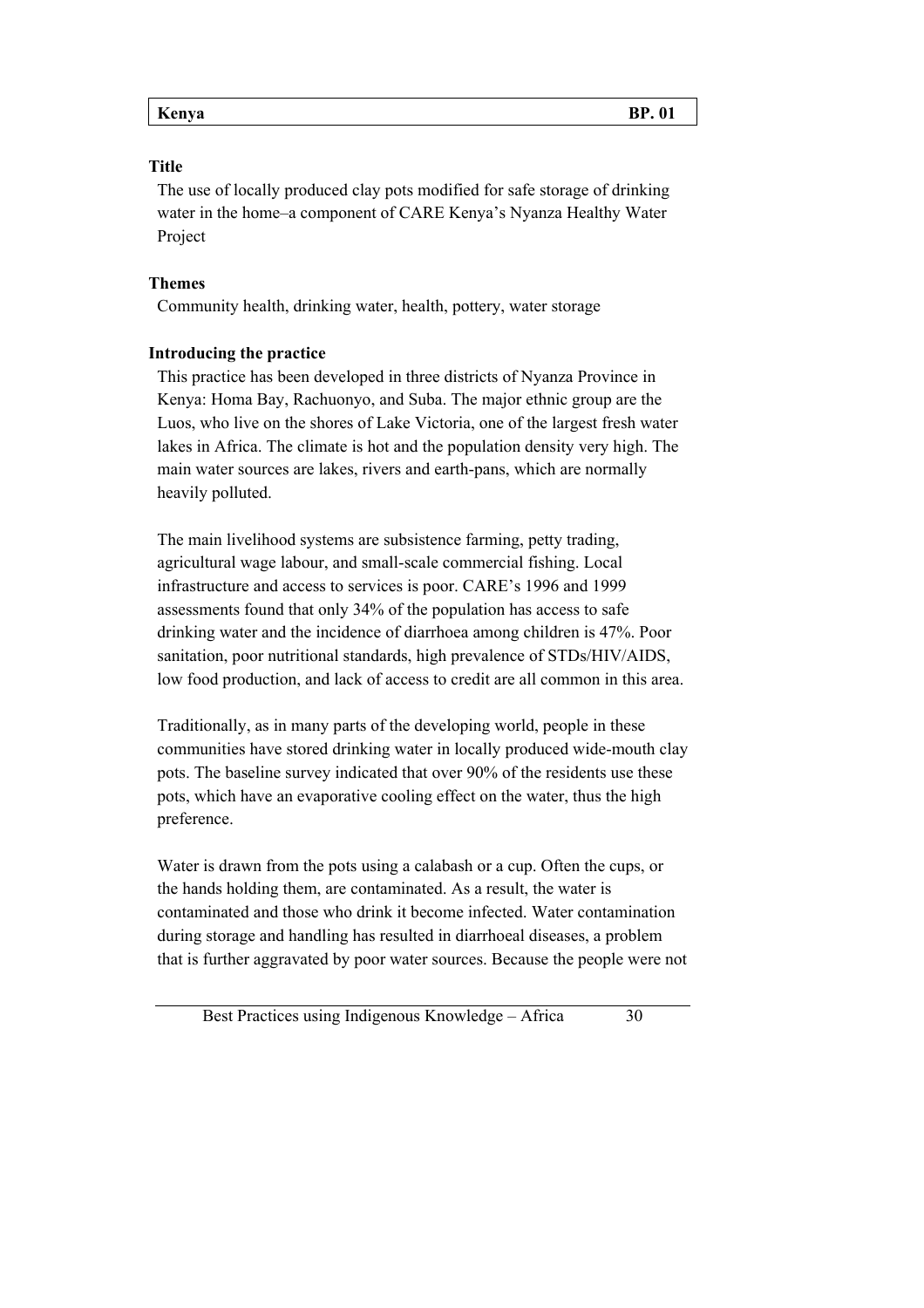| Kenya | BP. 01 |
|---|---|

**Title**

The use of locally produced clay pots modified for safe storage of drinking water in the home–a component of CARE Kenya's Nyanza Healthy Water Project

**Themes**

Community health, drinking water, health, pottery, water storage

**Introducing the practice**

This practice has been developed in three districts of Nyanza Province in Kenya: Homa Bay, Rachuonyo, and Suba. The major ethnic group are the Luos, who live on the shores of Lake Victoria, one of the largest fresh water lakes in Africa. The climate is hot and the population density very high. The main water sources are lakes, rivers and earth-pans, which are normally heavily polluted.

The main livelihood systems are subsistence farming, petty trading, agricultural wage labour, and small-scale commercial fishing. Local infrastructure and access to services is poor. CARE's 1996 and 1999 assessments found that only 34% of the population has access to safe drinking water and the incidence of diarrhoea among children is 47%. Poor sanitation, poor nutritional standards, high prevalence of STDs/HIV/AIDS, low food production, and lack of access to credit are all common in this area.

Traditionally, as in many parts of the developing world, people in these communities have stored drinking water in locally produced wide-mouth clay pots. The baseline survey indicated that over 90% of the residents use these pots, which have an evaporative cooling effect on the water, thus the high preference.

Water is drawn from the pots using a calabash or a cup. Often the cups, or the hands holding them, are contaminated. As a result, the water is contaminated and those who drink it become infected. Water contamination during storage and handling has resulted in diarrhoeal diseases, a problem that is further aggravated by poor water sources. Because the people were not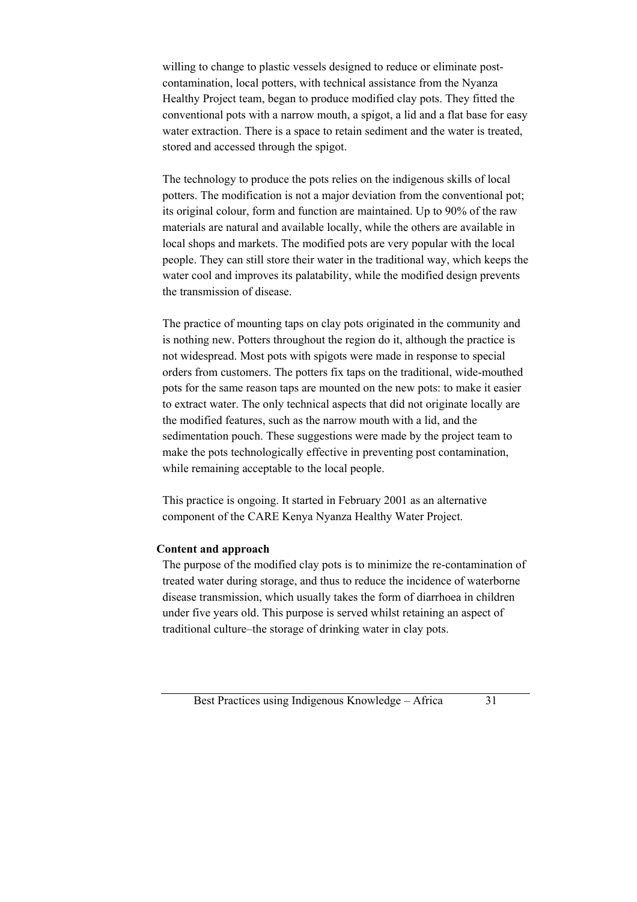willing to change to plastic vessels designed to reduce or eliminate post-contamination, local potters, with technical assistance from the Nyanza Healthy Project team, began to produce modified clay pots. They fitted the conventional pots with a narrow mouth, a spigot, a lid and a flat base for easy water extraction. There is a space to retain sediment and the water is treated, stored and accessed through the spigot.

The technology to produce the pots relies on the indigenous skills of local potters. The modification is not a major deviation from the conventional pot; its original colour, form and function are maintained. Up to 90% of the raw materials are natural and available locally, while the others are available in local shops and markets. The modified pots are very popular with the local people. They can still store their water in the traditional way, which keeps the water cool and improves its palatability, while the modified design prevents the transmission of disease.

The practice of mounting taps on clay pots originated in the community and is nothing new. Potters throughout the region do it, although the practice is not widespread. Most pots with spigots were made in response to special orders from customers. The potters fix taps on the traditional, wide-mouthed pots for the same reason taps are mounted on the new pots: to make it easier to extract water. The only technical aspects that did not originate locally are the modified features, such as the narrow mouth with a lid, and the sedimentation pouch. These suggestions were made by the project team to make the pots technologically effective in preventing post contamination, while remaining acceptable to the local people.

This practice is ongoing. It started in February 2001 as an alternative component of the CARE Kenya Nyanza Healthy Water Project.

**Content and approach**

The purpose of the modified clay pots is to minimize the re-contamination of treated water during storage, and thus to reduce the incidence of waterborne disease transmission, which usually takes the form of diarrhoea in children under five years old. This purpose is served whilst retaining an aspect of traditional culture–the storage of drinking water in clay pots.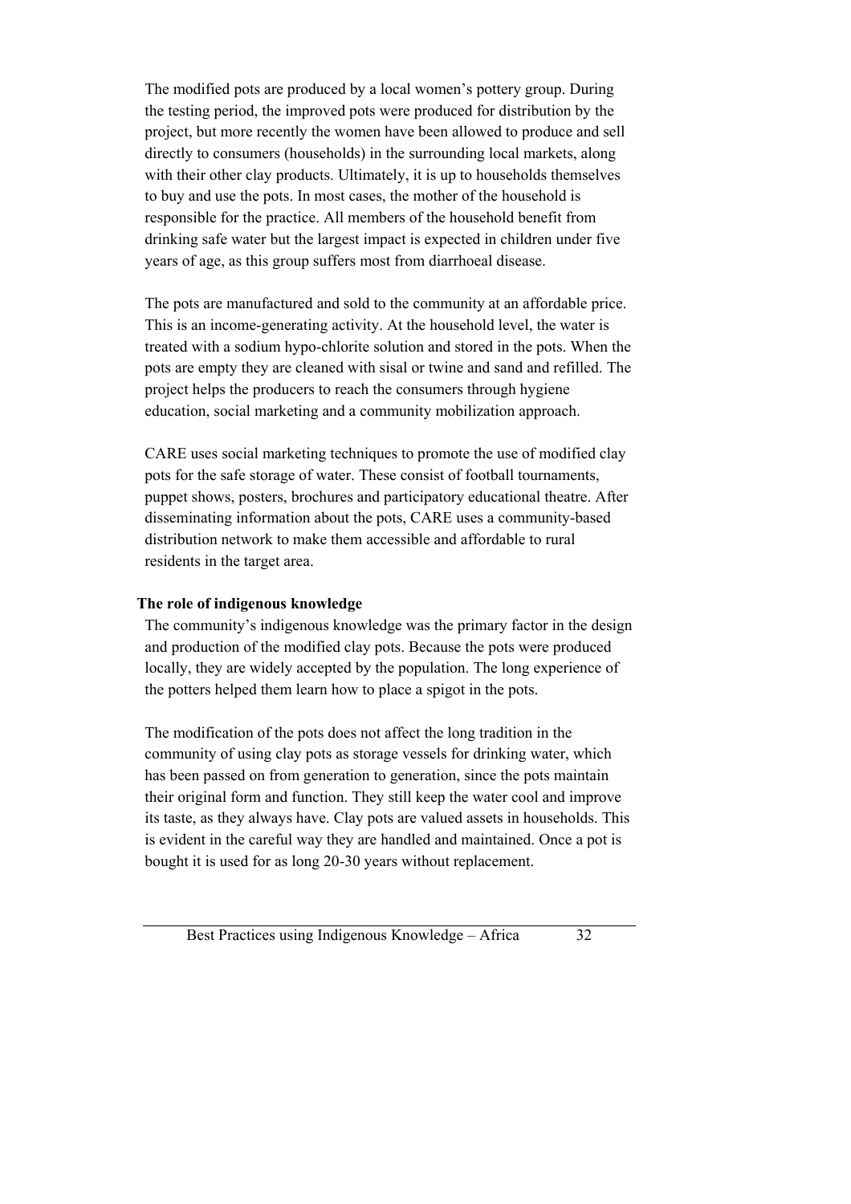The modified pots are produced by a local women's pottery group. During the testing period, the improved pots were produced for distribution by the project, but more recently the women have been allowed to produce and sell directly to consumers (households) in the surrounding local markets, along with their other clay products. Ultimately, it is up to households themselves to buy and use the pots. In most cases, the mother of the household is responsible for the practice. All members of the household benefit from drinking safe water but the largest impact is expected in children under five years of age, as this group suffers most from diarrhoeal disease.

The pots are manufactured and sold to the community at an affordable price. This is an income-generating activity. At the household level, the water is treated with a sodium hypo-chlorite solution and stored in the pots. When the pots are empty they are cleaned with sisal or twine and sand and refilled. The project helps the producers to reach the consumers through hygiene education, social marketing and a community mobilization approach.

CARE uses social marketing techniques to promote the use of modified clay pots for the safe storage of water. These consist of football tournaments, puppet shows, posters, brochures and participatory educational theatre. After disseminating information about the pots, CARE uses a community-based distribution network to make them accessible and affordable to rural residents in the target area.

**The role of indigenous knowledge**

The community's indigenous knowledge was the primary factor in the design and production of the modified clay pots. Because the pots were produced locally, they are widely accepted by the population. The long experience of the potters helped them learn how to place a spigot in the pots.

The modification of the pots does not affect the long tradition in the community of using clay pots as storage vessels for drinking water, which has been passed on from generation to generation, since the pots maintain their original form and function. They still keep the water cool and improve its taste, as they always have. Clay pots are valued assets in households. This is evident in the careful way they are handled and maintained. Once a pot is bought it is used for as long 20-30 years without replacement.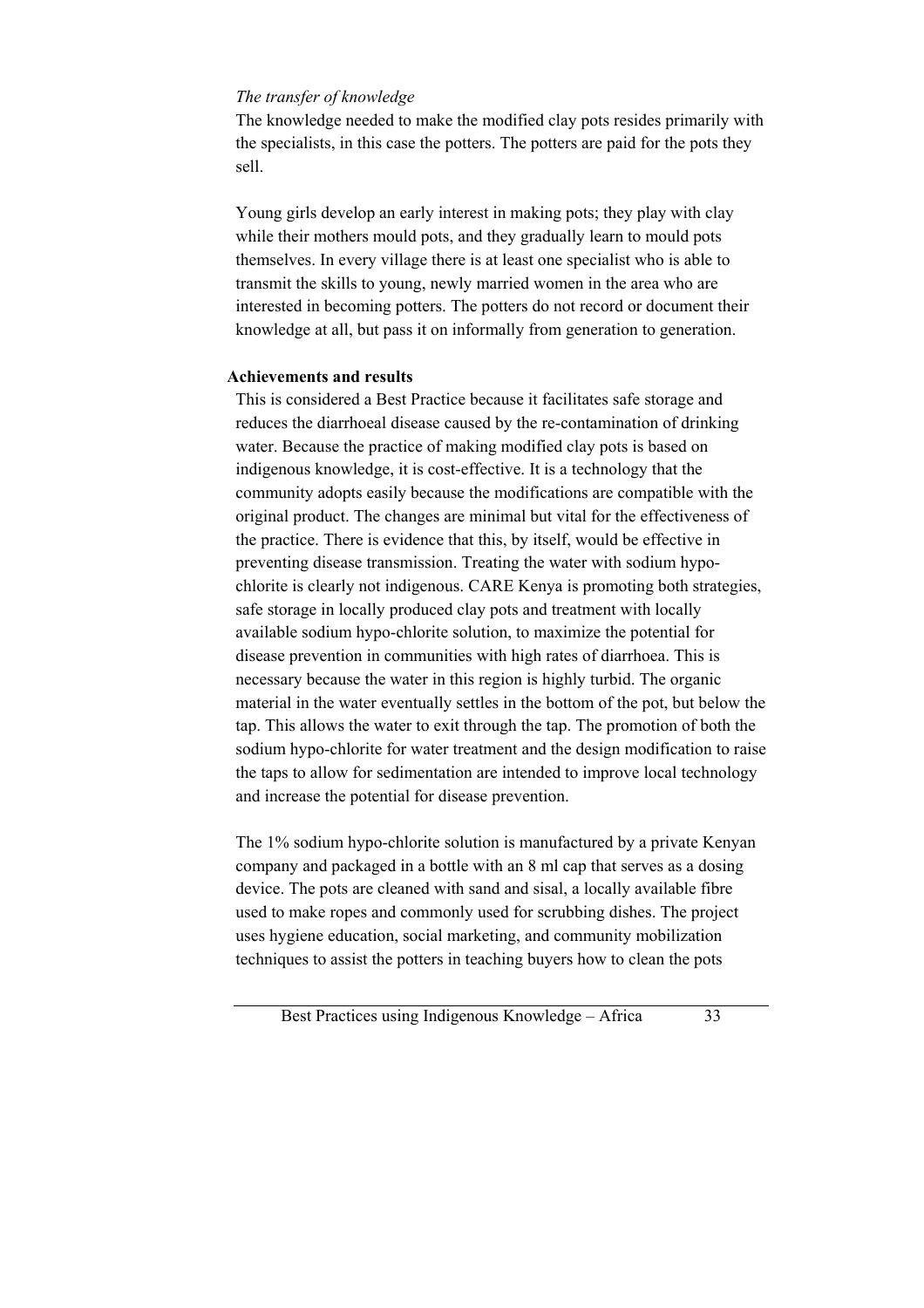*The transfer of knowledge*

The knowledge needed to make the modified clay pots resides primarily with the specialists, in this case the potters. The potters are paid for the pots they sell.

Young girls develop an early interest in making pots; they play with clay while their mothers mould pots, and they gradually learn to mould pots themselves. In every village there is at least one specialist who is able to transmit the skills to young, newly married women in the area who are interested in becoming potters. The potters do not record or document their knowledge at all, but pass it on informally from generation to generation.

**Achievements and results**

This is considered a Best Practice because it facilitates safe storage and reduces the diarrhoeal disease caused by the re-contamination of drinking water. Because the practice of making modified clay pots is based on indigenous knowledge, it is cost-effective. It is a technology that the community adopts easily because the modifications are compatible with the original product. The changes are minimal but vital for the effectiveness of the practice. There is evidence that this, by itself, would be effective in preventing disease transmission. Treating the water with sodium hypo-chlorite is clearly not indigenous. CARE Kenya is promoting both strategies, safe storage in locally produced clay pots and treatment with locally available sodium hypo-chlorite solution, to maximize the potential for disease prevention in communities with high rates of diarrhoea. This is necessary because the water in this region is highly turbid. The organic material in the water eventually settles in the bottom of the pot, but below the tap. This allows the water to exit through the tap. The promotion of both the sodium hypo-chlorite for water treatment and the design modification to raise the taps to allow for sedimentation are intended to improve local technology and increase the potential for disease prevention.

The 1% sodium hypo-chlorite solution is manufactured by a private Kenyan company and packaged in a bottle with an 8 ml cap that serves as a dosing device. The pots are cleaned with sand and sisal, a locally available fibre used to make ropes and commonly used for scrubbing dishes. The project uses hygiene education, social marketing, and community mobilization techniques to assist the potters in teaching buyers how to clean the pots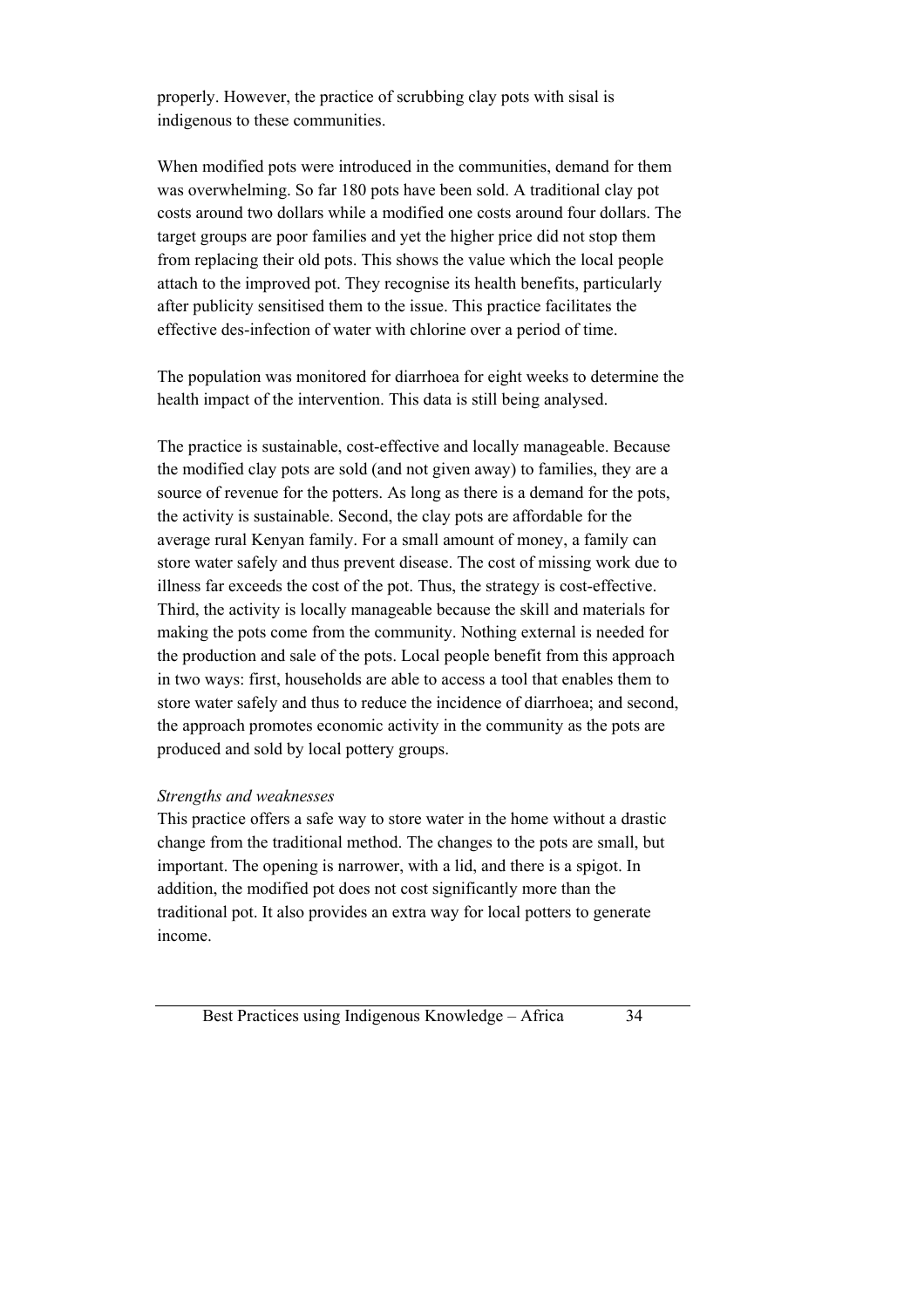properly. However, the practice of scrubbing clay pots with sisal is indigenous to these communities.

When modified pots were introduced in the communities, demand for them was overwhelming. So far 180 pots have been sold. A traditional clay pot costs around two dollars while a modified one costs around four dollars. The target groups are poor families and yet the higher price did not stop them from replacing their old pots. This shows the value which the local people attach to the improved pot. They recognise its health benefits, particularly after publicity sensitised them to the issue. This practice facilitates the effective des-infection of water with chlorine over a period of time.

The population was monitored for diarrhoea for eight weeks to determine the health impact of the intervention. This data is still being analysed.

The practice is sustainable, cost-effective and locally manageable. Because the modified clay pots are sold (and not given away) to families, they are a source of revenue for the potters. As long as there is a demand for the pots, the activity is sustainable. Second, the clay pots are affordable for the average rural Kenyan family. For a small amount of money, a family can store water safely and thus prevent disease. The cost of missing work due to illness far exceeds the cost of the pot. Thus, the strategy is cost-effective. Third, the activity is locally manageable because the skill and materials for making the pots come from the community. Nothing external is needed for the production and sale of the pots. Local people benefit from this approach in two ways: first, households are able to access a tool that enables them to store water safely and thus to reduce the incidence of diarrhoea; and second, the approach promotes economic activity in the community as the pots are produced and sold by local pottery groups.

*Strengths and weaknesses*

This practice offers a safe way to store water in the home without a drastic change from the traditional method. The changes to the pots are small, but important. The opening is narrower, with a lid, and there is a spigot. In addition, the modified pot does not cost significantly more than the traditional pot. It also provides an extra way for local potters to generate income.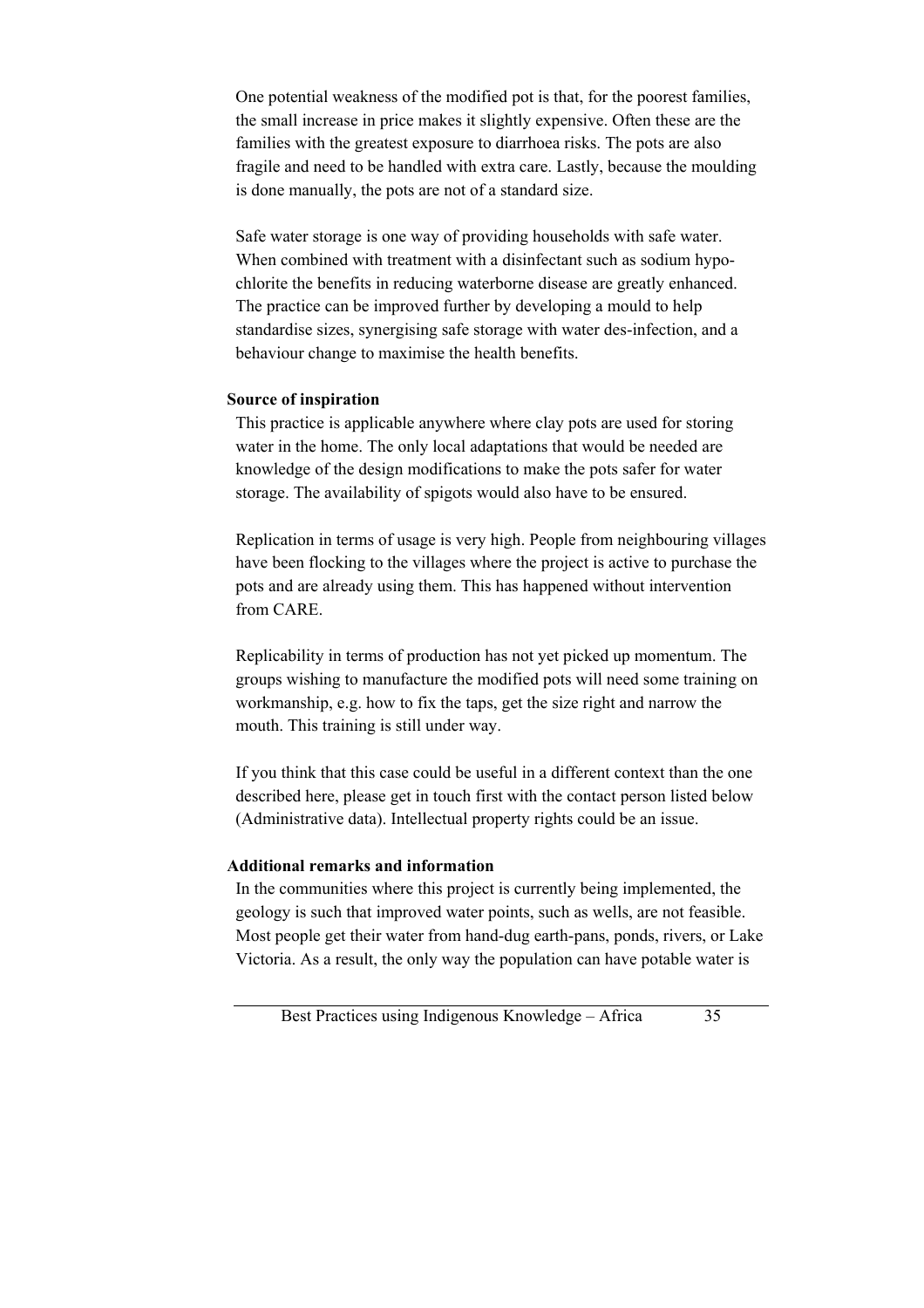One potential weakness of the modified pot is that, for the poorest families, the small increase in price makes it slightly expensive. Often these are the families with the greatest exposure to diarrhoea risks. The pots are also fragile and need to be handled with extra care. Lastly, because the moulding is done manually, the pots are not of a standard size.

Safe water storage is one way of providing households with safe water. When combined with treatment with a disinfectant such as sodium hypo-chlorite the benefits in reducing waterborne disease are greatly enhanced. The practice can be improved further by developing a mould to help standardise sizes, synergising safe storage with water des-infection, and a behaviour change to maximise the health benefits.

**Source of inspiration**

This practice is applicable anywhere where clay pots are used for storing water in the home. The only local adaptations that would be needed are knowledge of the design modifications to make the pots safer for water storage. The availability of spigots would also have to be ensured.

Replication in terms of usage is very high. People from neighbouring villages have been flocking to the villages where the project is active to purchase the pots and are already using them. This has happened without intervention from CARE.

Replicability in terms of production has not yet picked up momentum. The groups wishing to manufacture the modified pots will need some training on workmanship, e.g. how to fix the taps, get the size right and narrow the mouth. This training is still under way.

If you think that this case could be useful in a different context than the one described here, please get in touch first with the contact person listed below (Administrative data). Intellectual property rights could be an issue.

**Additional remarks and information**

In the communities where this project is currently being implemented, the geology is such that improved water points, such as wells, are not feasible. Most people get their water from hand-dug earth-pans, ponds, rivers, or Lake Victoria. As a result, the only way the population can have potable water is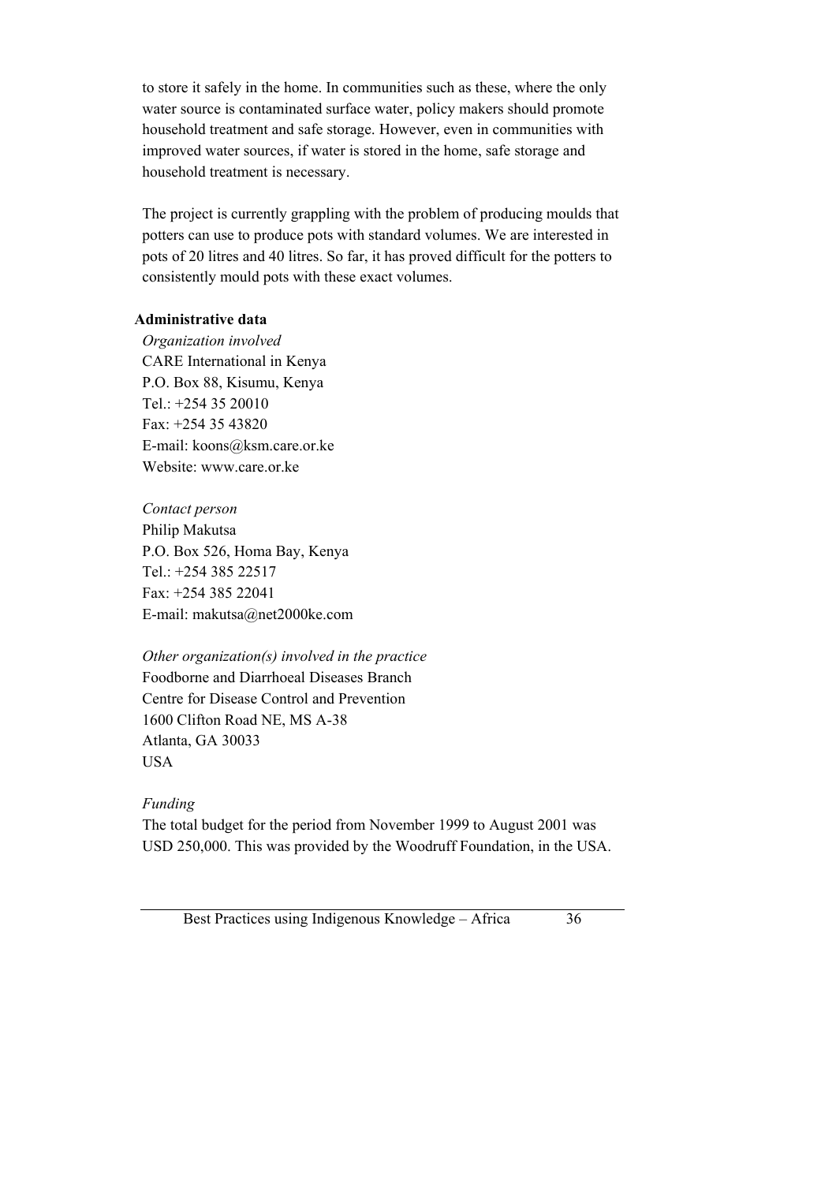to store it safely in the home. In communities such as these, where the only water source is contaminated surface water, policy makers should promote household treatment and safe storage. However, even in communities with improved water sources, if water is stored in the home, safe storage and household treatment is necessary.

The project is currently grappling with the problem of producing moulds that potters can use to produce pots with standard volumes. We are interested in pots of 20 litres and 40 litres. So far, it has proved difficult for the potters to consistently mould pots with these exact volumes.

**Administrative data**

*Organization involved*
CARE International in Kenya
P.O. Box 88, Kisumu, Kenya
Tel.: +254 35 20010
Fax: +254 35 43820
E-mail: koons@ksm.care.or.ke
Website: www.care.or.ke

*Contact person*
Philip Makutsa
P.O. Box 526, Homa Bay, Kenya
Tel.: +254 385 22517
Fax: +254 385 22041
E-mail: makutsa@net2000ke.com

*Other organization(s) involved in the practice*
Foodborne and Diarrhoeal Diseases Branch
Centre for Disease Control and Prevention
1600 Clifton Road NE, MS A-38
Atlanta, GA 30033
USA

*Funding*
The total budget for the period from November 1999 to August 2001 was USD 250,000. This was provided by the Woodruff Foundation, in the USA.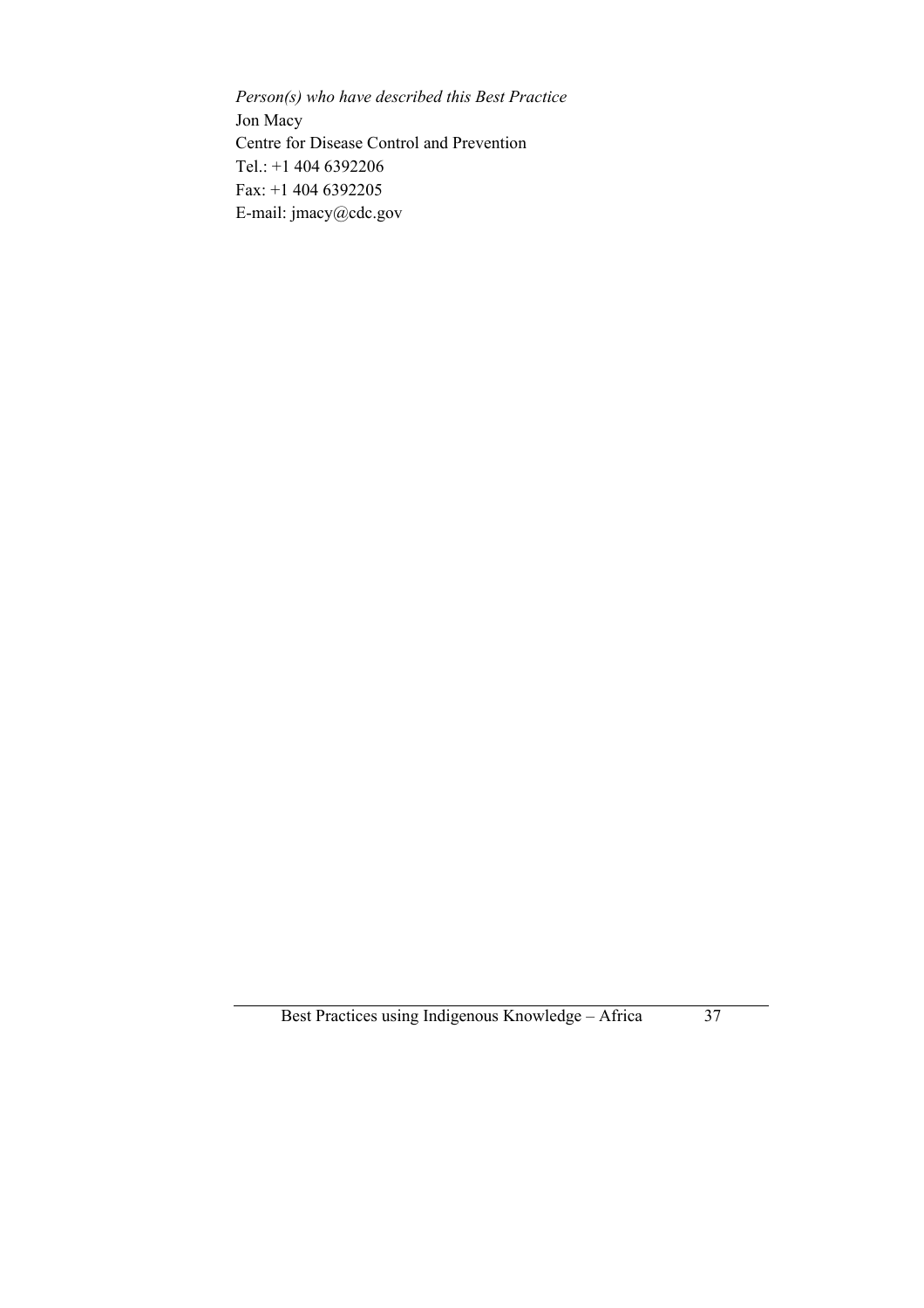*Person(s) who have described this Best Practice*

Jon Macy
Centre for Disease Control and Prevention
Tel.: +1 404 6392206
Fax: +1 404 6392205
E-mail: jmacy@cdc.gov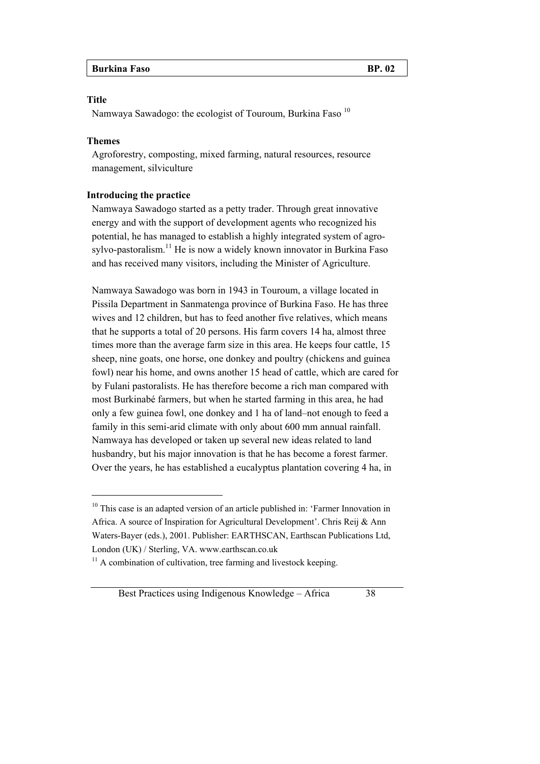| Burkina Faso | BP. 02 |
|---|---|

**Title**

Namwaya Sawadogo: the ecologist of Touroum, Burkina Faso [10]

**Themes**

Agroforestry, composting, mixed farming, natural resources, resource management, silviculture

**Introducing the practice**

Namwaya Sawadogo started as a petty trader. Through great innovative energy and with the support of development agents who recognized his potential, he has managed to establish a highly integrated system of agro-sylvo-pastoralism.[11] He is now a widely known innovator in Burkina Faso and has received many visitors, including the Minister of Agriculture.

Namwaya Sawadogo was born in 1943 in Touroum, a village located in Pissila Department in Sanmatenga province of Burkina Faso. He has three wives and 12 children, but has to feed another five relatives, which means that he supports a total of 20 persons. His farm covers 14 ha, almost three times more than the average farm size in this area. He keeps four cattle, 15 sheep, nine goats, one horse, one donkey and poultry (chickens and guinea fowl) near his home, and owns another 15 head of cattle, which are cared for by Fulani pastoralists. He has therefore become a rich man compared with most Burkinabé farmers, but when he started farming in this area, he had only a few guinea fowl, one donkey and 1 ha of land–not enough to feed a family in this semi-arid climate with only about 600 mm annual rainfall. Namwaya has developed or taken up several new ideas related to land husbandry, but his major innovation is that he has become a forest farmer. Over the years, he has established a eucalyptus plantation covering 4 ha, in

---

[10] This case is an adapted version of an article published in: 'Farmer Innovation in Africa. A source of Inspiration for Agricultural Development'. Chris Reij & Ann Waters-Bayer (eds.), 2001. Publisher: EARTHSCAN, Earthscan Publications Ltd, London (UK) / Sterling, VA. www.earthscan.co.uk

[11] A combination of cultivation, tree farming and livestock keeping.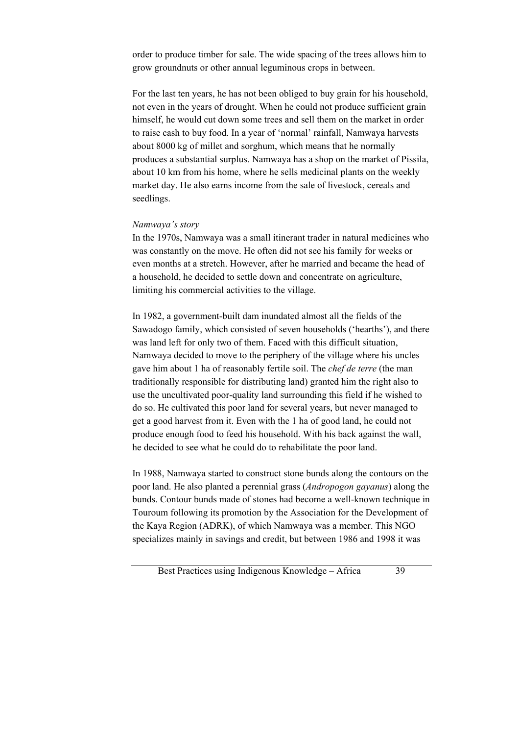order to produce timber for sale. The wide spacing of the trees allows him to grow groundnuts or other annual leguminous crops in between.

For the last ten years, he has not been obliged to buy grain for his household, not even in the years of drought. When he could not produce sufficient grain himself, he would cut down some trees and sell them on the market in order to raise cash to buy food. In a year of 'normal' rainfall, Namwaya harvests about 8000 kg of millet and sorghum, which means that he normally produces a substantial surplus. Namwaya has a shop on the market of Pissila, about 10 km from his home, where he sells medicinal plants on the weekly market day. He also earns income from the sale of livestock, cereals and seedlings.

*Namwaya's story*

In the 1970s, Namwaya was a small itinerant trader in natural medicines who was constantly on the move. He often did not see his family for weeks or even months at a stretch. However, after he married and became the head of a household, he decided to settle down and concentrate on agriculture, limiting his commercial activities to the village.

In 1982, a government-built dam inundated almost all the fields of the Sawadogo family, which consisted of seven households ('hearths'), and there was land left for only two of them. Faced with this difficult situation, Namwaya decided to move to the periphery of the village where his uncles gave him about 1 ha of reasonably fertile soil. The *chef de terre* (the man traditionally responsible for distributing land) granted him the right also to use the uncultivated poor-quality land surrounding this field if he wished to do so. He cultivated this poor land for several years, but never managed to get a good harvest from it. Even with the 1 ha of good land, he could not produce enough food to feed his household. With his back against the wall, he decided to see what he could do to rehabilitate the poor land.

In 1988, Namwaya started to construct stone bunds along the contours on the poor land. He also planted a perennial grass (*Andropogon gayanus*) along the bunds. Contour bunds made of stones had become a well-known technique in Touroum following its promotion by the Association for the Development of the Kaya Region (ADRK), of which Namwaya was a member. This NGO specializes mainly in savings and credit, but between 1986 and 1998 it was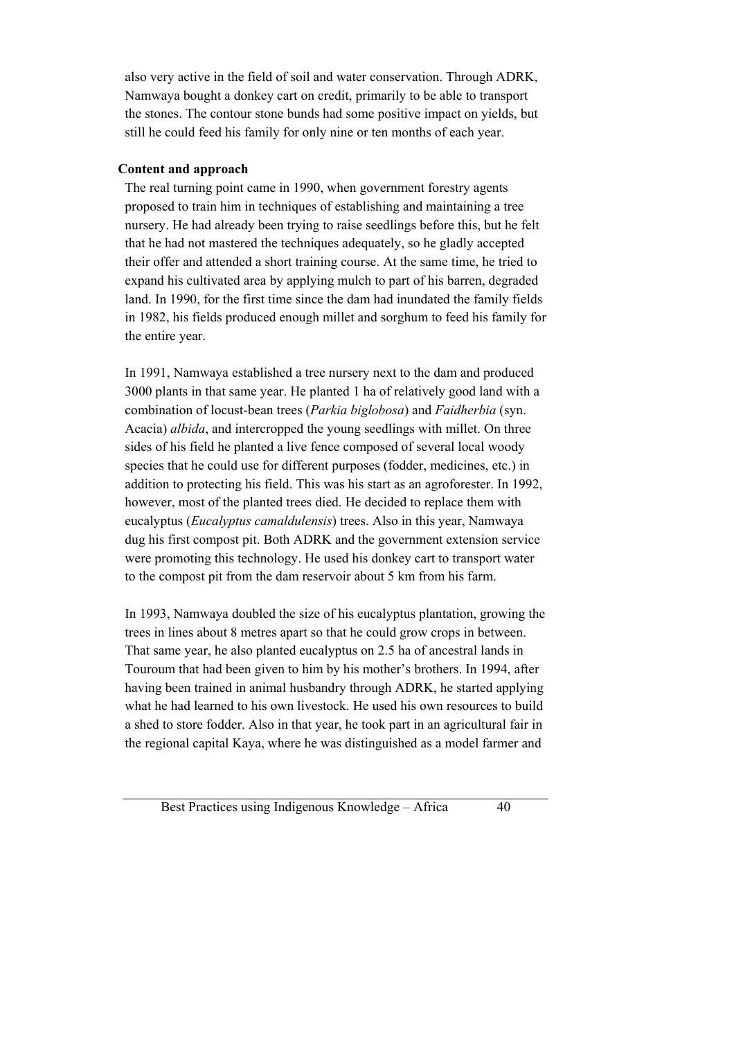also very active in the field of soil and water conservation. Through ADRK, Namwaya bought a donkey cart on credit, primarily to be able to transport the stones. The contour stone bunds had some positive impact on yields, but still he could feed his family for only nine or ten months of each year.

**Content and approach**

The real turning point came in 1990, when government forestry agents proposed to train him in techniques of establishing and maintaining a tree nursery. He had already been trying to raise seedlings before this, but he felt that he had not mastered the techniques adequately, so he gladly accepted their offer and attended a short training course. At the same time, he tried to expand his cultivated area by applying mulch to part of his barren, degraded land. In 1990, for the first time since the dam had inundated the family fields in 1982, his fields produced enough millet and sorghum to feed his family for the entire year.

In 1991, Namwaya established a tree nursery next to the dam and produced 3000 plants in that same year. He planted 1 ha of relatively good land with a combination of locust-bean trees (*Parkia biglobosa*) and *Faidherbia* (syn. Acacia) *albida*, and intercropped the young seedlings with millet. On three sides of his field he planted a live fence composed of several local woody species that he could use for different purposes (fodder, medicines, etc.) in addition to protecting his field. This was his start as an agroforester. In 1992, however, most of the planted trees died. He decided to replace them with eucalyptus (*Eucalyptus camaldulensis*) trees. Also in this year, Namwaya dug his first compost pit. Both ADRK and the government extension service were promoting this technology. He used his donkey cart to transport water to the compost pit from the dam reservoir about 5 km from his farm.

In 1993, Namwaya doubled the size of his eucalyptus plantation, growing the trees in lines about 8 metres apart so that he could grow crops in between. That same year, he also planted eucalyptus on 2.5 ha of ancestral lands in Touroum that had been given to him by his mother's brothers. In 1994, after having been trained in animal husbandry through ADRK, he started applying what he had learned to his own livestock. He used his own resources to build a shed to store fodder. Also in that year, he took part in an agricultural fair in the regional capital Kaya, where he was distinguished as a model farmer and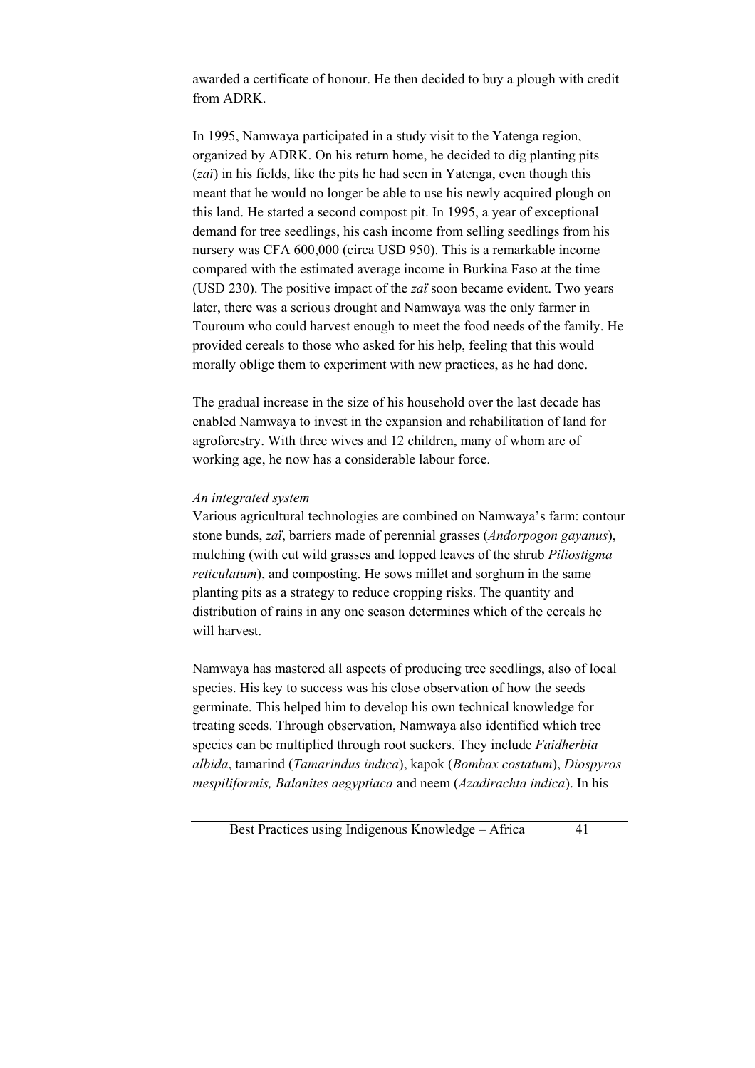awarded a certificate of honour. He then decided to buy a plough with credit from ADRK.

In 1995, Namwaya participated in a study visit to the Yatenga region, organized by ADRK. On his return home, he decided to dig planting pits (*zaï*) in his fields, like the pits he had seen in Yatenga, even though this meant that he would no longer be able to use his newly acquired plough on this land. He started a second compost pit. In 1995, a year of exceptional demand for tree seedlings, his cash income from selling seedlings from his nursery was CFA 600,000 (circa USD 950). This is a remarkable income compared with the estimated average income in Burkina Faso at the time (USD 230). The positive impact of the *zaï* soon became evident. Two years later, there was a serious drought and Namwaya was the only farmer in Touroum who could harvest enough to meet the food needs of the family. He provided cereals to those who asked for his help, feeling that this would morally oblige them to experiment with new practices, as he had done.

The gradual increase in the size of his household over the last decade has enabled Namwaya to invest in the expansion and rehabilitation of land for agroforestry. With three wives and 12 children, many of whom are of working age, he now has a considerable labour force.

*An integrated system*

Various agricultural technologies are combined on Namwaya's farm: contour stone bunds, *zaï*, barriers made of perennial grasses (*Andorpogon gayanus*), mulching (with cut wild grasses and lopped leaves of the shrub *Piliostigma reticulatum*), and composting. He sows millet and sorghum in the same planting pits as a strategy to reduce cropping risks. The quantity and distribution of rains in any one season determines which of the cereals he will harvest.

Namwaya has mastered all aspects of producing tree seedlings, also of local species. His key to success was his close observation of how the seeds germinate. This helped him to develop his own technical knowledge for treating seeds. Through observation, Namwaya also identified which tree species can be multiplied through root suckers. They include *Faidherbia albida*, tamarind (*Tamarindus indica*), kapok (*Bombax costatum*), *Diospyros mespiliformis, Balanites aegyptiaca* and neem (*Azadirachta indica*). In his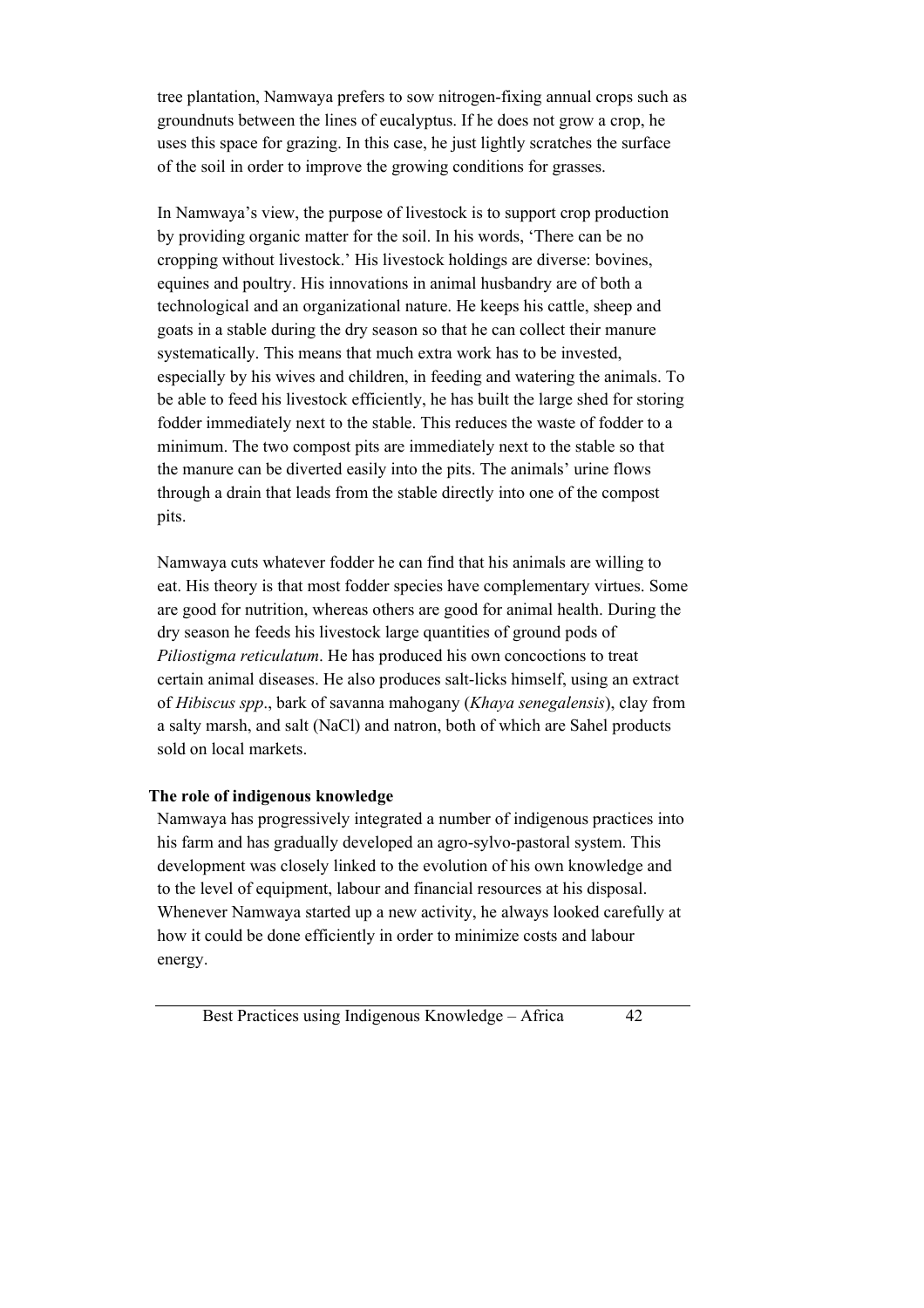tree plantation, Namwaya prefers to sow nitrogen-fixing annual crops such as groundnuts between the lines of eucalyptus. If he does not grow a crop, he uses this space for grazing. In this case, he just lightly scratches the surface of the soil in order to improve the growing conditions for grasses.

In Namwaya's view, the purpose of livestock is to support crop production by providing organic matter for the soil. In his words, 'There can be no cropping without livestock.' His livestock holdings are diverse: bovines, equines and poultry. His innovations in animal husbandry are of both a technological and an organizational nature. He keeps his cattle, sheep and goats in a stable during the dry season so that he can collect their manure systematically. This means that much extra work has to be invested, especially by his wives and children, in feeding and watering the animals. To be able to feed his livestock efficiently, he has built the large shed for storing fodder immediately next to the stable. This reduces the waste of fodder to a minimum. The two compost pits are immediately next to the stable so that the manure can be diverted easily into the pits. The animals' urine flows through a drain that leads from the stable directly into one of the compost pits.

Namwaya cuts whatever fodder he can find that his animals are willing to eat. His theory is that most fodder species have complementary virtues. Some are good for nutrition, whereas others are good for animal health. During the dry season he feeds his livestock large quantities of ground pods of *Piliostigma reticulatum*. He has produced his own concoctions to treat certain animal diseases. He also produces salt-licks himself, using an extract of *Hibiscus spp*., bark of savanna mahogany (*Khaya senegalensis*), clay from a salty marsh, and salt (NaCl) and natron, both of which are Sahel products sold on local markets.

**The role of indigenous knowledge**

Namwaya has progressively integrated a number of indigenous practices into his farm and has gradually developed an agro-sylvo-pastoral system. This development was closely linked to the evolution of his own knowledge and to the level of equipment, labour and financial resources at his disposal. Whenever Namwaya started up a new activity, he always looked carefully at how it could be done efficiently in order to minimize costs and labour energy.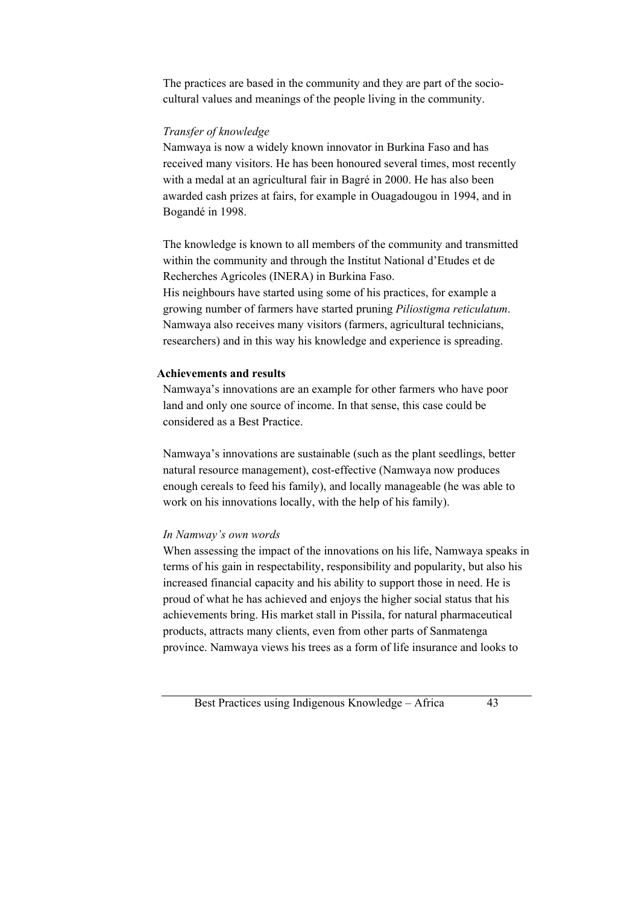The practices are based in the community and they are part of the socio-cultural values and meanings of the people living in the community.

*Transfer of knowledge*

Namwaya is now a widely known innovator in Burkina Faso and has received many visitors. He has been honoured several times, most recently with a medal at an agricultural fair in Bagré in 2000. He has also been awarded cash prizes at fairs, for example in Ouagadougou in 1994, and in Bogandé in 1998.

The knowledge is known to all members of the community and transmitted within the community and through the Institut National d'Etudes et de Recherches Agricoles (INERA) in Burkina Faso.
His neighbours have started using some of his practices, for example a growing number of farmers have started pruning *Piliostigma reticulatum*. Namwaya also receives many visitors (farmers, agricultural technicians, researchers) and in this way his knowledge and experience is spreading.

**Achievements and results**

Namwaya's innovations are an example for other farmers who have poor land and only one source of income. In that sense, this case could be considered as a Best Practice.

Namwaya's innovations are sustainable (such as the plant seedlings, better natural resource management), cost-effective (Namwaya now produces enough cereals to feed his family), and locally manageable (he was able to work on his innovations locally, with the help of his family).

*In Namway's own words*

When assessing the impact of the innovations on his life, Namwaya speaks in terms of his gain in respectability, responsibility and popularity, but also his increased financial capacity and his ability to support those in need. He is proud of what he has achieved and enjoys the higher social status that his achievements bring. His market stall in Pissila, for natural pharmaceutical products, attracts many clients, even from other parts of Sanmatenga province. Namwaya views his trees as a form of life insurance and looks to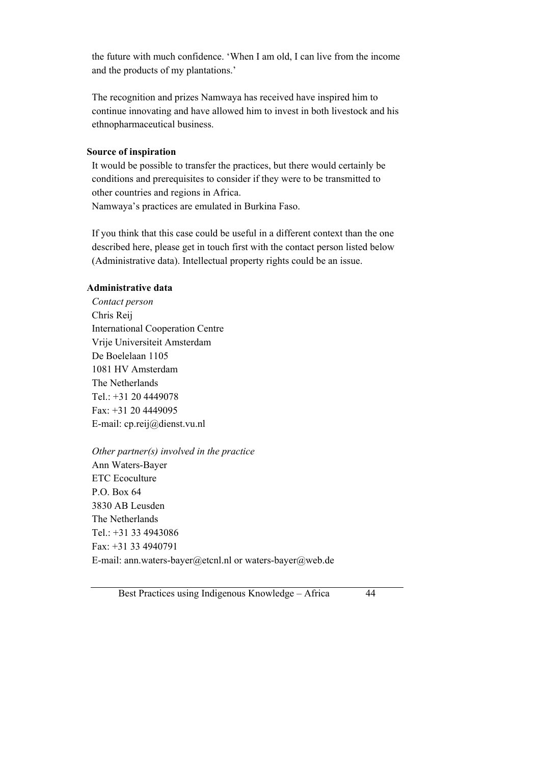the future with much confidence. 'When I am old, I can live from the income and the products of my plantations.'

The recognition and prizes Namwaya has received have inspired him to continue innovating and have allowed him to invest in both livestock and his ethnopharmaceutical business.

**Source of inspiration**

It would be possible to transfer the practices, but there would certainly be conditions and prerequisites to consider if they were to be transmitted to other countries and regions in Africa.
Namwaya's practices are emulated in Burkina Faso.

If you think that this case could be useful in a different context than the one described here, please get in touch first with the contact person listed below (Administrative data). Intellectual property rights could be an issue.

**Administrative data**

*Contact person*
Chris Reij
International Cooperation Centre
Vrije Universiteit Amsterdam
De Boelelaan 1105
1081 HV Amsterdam
The Netherlands
Tel.: +31 20 4449078
Fax: +31 20 4449095
E-mail: cp.reij@dienst.vu.nl

*Other partner(s) involved in the practice*
Ann Waters-Bayer
ETC Ecoculture
P.O. Box 64
3830 AB Leusden
The Netherlands
Tel.: +31 33 4943086
Fax: +31 33 4940791
E-mail: ann.waters-bayer@etcnl.nl or waters-bayer@web.de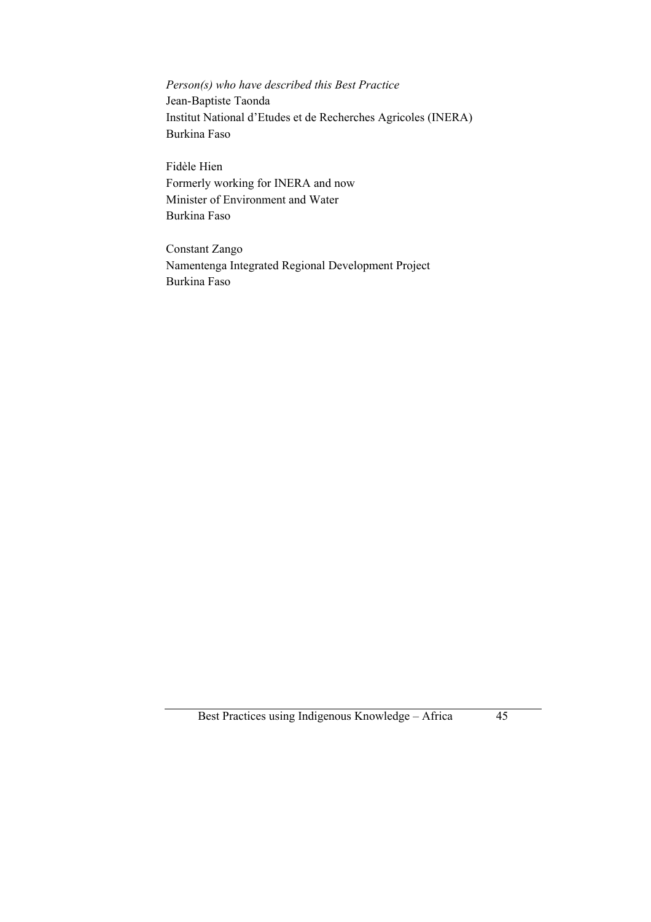*Person(s) who have described this Best Practice*
Jean-Baptiste Taonda
Institut National d'Etudes et de Recherches Agricoles (INERA)
Burkina Faso

Fidèle Hien
Formerly working for INERA and now
Minister of Environment and Water
Burkina Faso

Constant Zango
Namentenga Integrated Regional Development Project
Burkina Faso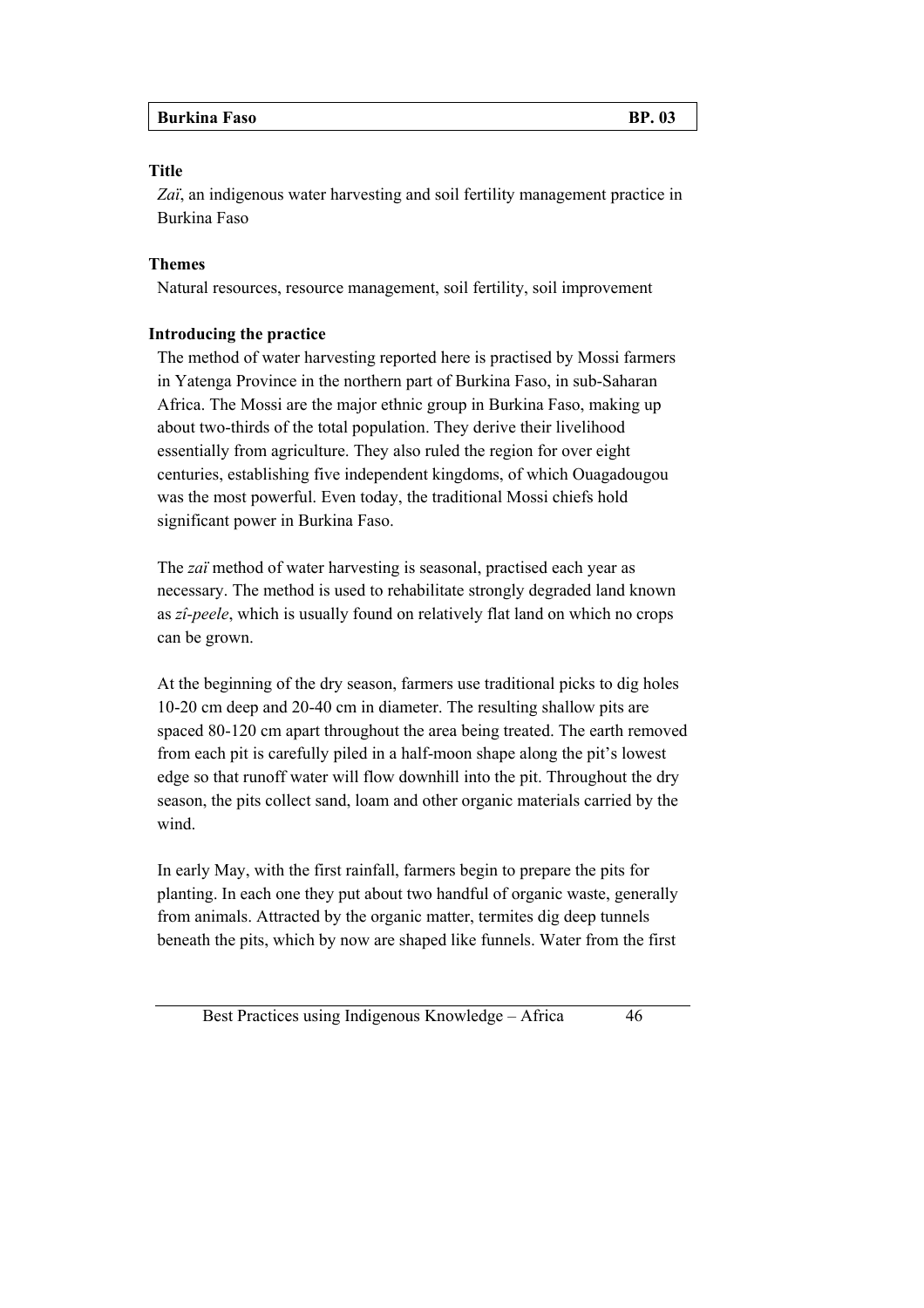| **Burkina Faso** | **BP. 03** |
|---|---|

**Title**

*Zaï*, an indigenous water harvesting and soil fertility management practice in Burkina Faso

**Themes**

Natural resources, resource management, soil fertility, soil improvement

**Introducing the practice**

The method of water harvesting reported here is practised by Mossi farmers in Yatenga Province in the northern part of Burkina Faso, in sub-Saharan Africa. The Mossi are the major ethnic group in Burkina Faso, making up about two-thirds of the total population. They derive their livelihood essentially from agriculture. They also ruled the region for over eight centuries, establishing five independent kingdoms, of which Ouagadougou was the most powerful. Even today, the traditional Mossi chiefs hold significant power in Burkina Faso.

The *zaï* method of water harvesting is seasonal, practised each year as necessary. The method is used to rehabilitate strongly degraded land known as *zî-peele*, which is usually found on relatively flat land on which no crops can be grown.

At the beginning of the dry season, farmers use traditional picks to dig holes 10-20 cm deep and 20-40 cm in diameter. The resulting shallow pits are spaced 80-120 cm apart throughout the area being treated. The earth removed from each pit is carefully piled in a half-moon shape along the pit's lowest edge so that runoff water will flow downhill into the pit. Throughout the dry season, the pits collect sand, loam and other organic materials carried by the wind.

In early May, with the first rainfall, farmers begin to prepare the pits for planting. In each one they put about two handful of organic waste, generally from animals. Attracted by the organic matter, termites dig deep tunnels beneath the pits, which by now are shaped like funnels. Water from the first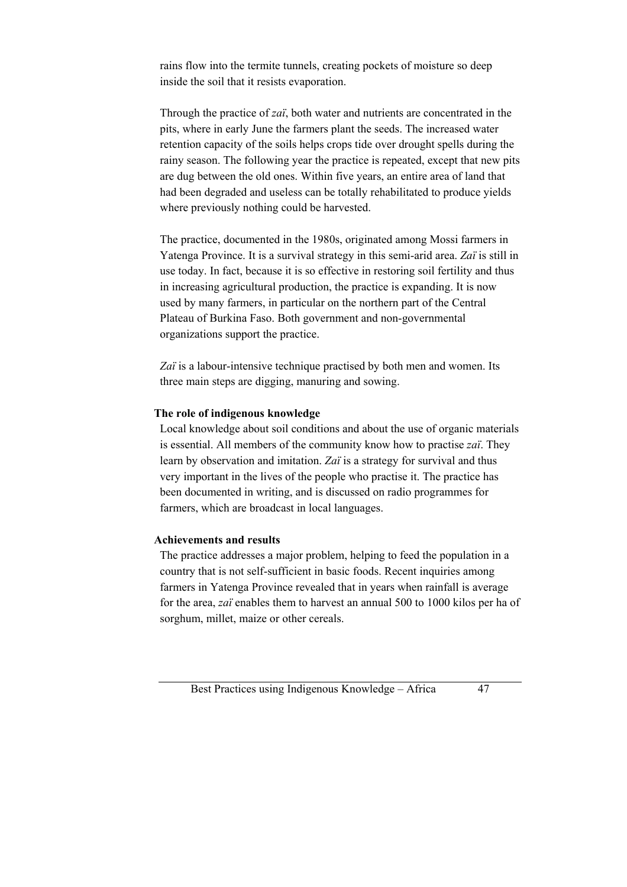rains flow into the termite tunnels, creating pockets of moisture so deep inside the soil that it resists evaporation.

Through the practice of *zaï*, both water and nutrients are concentrated in the pits, where in early June the farmers plant the seeds. The increased water retention capacity of the soils helps crops tide over drought spells during the rainy season. The following year the practice is repeated, except that new pits are dug between the old ones. Within five years, an entire area of land that had been degraded and useless can be totally rehabilitated to produce yields where previously nothing could be harvested.

The practice, documented in the 1980s, originated among Mossi farmers in Yatenga Province. It is a survival strategy in this semi-arid area. *Zaï* is still in use today. In fact, because it is so effective in restoring soil fertility and thus in increasing agricultural production, the practice is expanding. It is now used by many farmers, in particular on the northern part of the Central Plateau of Burkina Faso. Both government and non-governmental organizations support the practice.

*Zaï* is a labour-intensive technique practised by both men and women. Its three main steps are digging, manuring and sowing.

**The role of indigenous knowledge**

Local knowledge about soil conditions and about the use of organic materials is essential. All members of the community know how to practise *zaï*. They learn by observation and imitation. *Zaï* is a strategy for survival and thus very important in the lives of the people who practise it. The practice has been documented in writing, and is discussed on radio programmes for farmers, which are broadcast in local languages.

**Achievements and results**

The practice addresses a major problem, helping to feed the population in a country that is not self-sufficient in basic foods. Recent inquiries among farmers in Yatenga Province revealed that in years when rainfall is average for the area, *zaï* enables them to harvest an annual 500 to 1000 kilos per ha of sorghum, millet, maize or other cereals.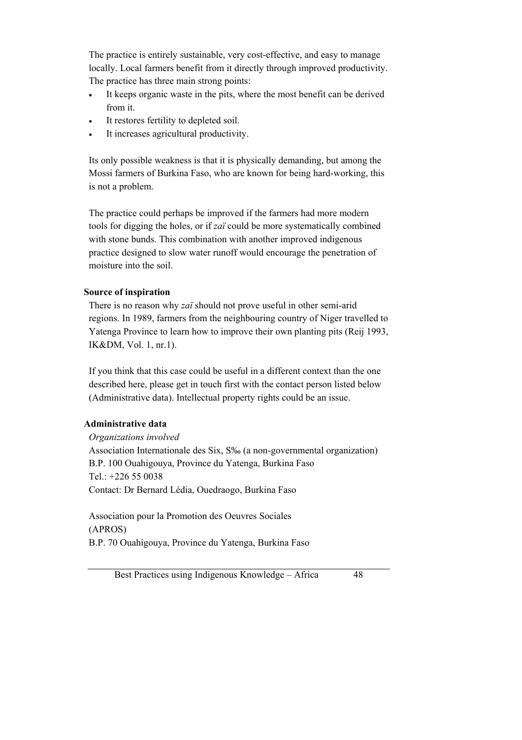The practice is entirely sustainable, very cost-effective, and easy to manage locally. Local farmers benefit from it directly through improved productivity. The practice has three main strong points:

- It keeps organic waste in the pits, where the most benefit can be derived from it.
- It restores fertility to depleted soil.
- It increases agricultural productivity.

Its only possible weakness is that it is physically demanding, but among the Mossi farmers of Burkina Faso, who are known for being hard-working, this is not a problem.

The practice could perhaps be improved if the farmers had more modern tools for digging the holes, or if *zaï* could be more systematically combined with stone bunds. This combination with another improved indigenous practice designed to slow water runoff would encourage the penetration of moisture into the soil.

**Source of inspiration**

There is no reason why *zaï* should not prove useful in other semi-arid regions. In 1989, farmers from the neighbouring country of Niger travelled to Yatenga Province to learn how to improve their own planting pits (Reij 1993, IK&DM, Vol. 1, nr.1).

If you think that this case could be useful in a different context than the one described here, please get in touch first with the contact person listed below (Administrative data). Intellectual property rights could be an issue.

**Administrative data**

*Organizations involved*

Association Internationale des Six, S‰ (a non-governmental organization)
B.P. 100 Ouahigouya, Province du Yatenga, Burkina Faso
Tel.: +226 55 0038
Contact: Dr Bernard Lédia, Ouedraogo, Burkina Faso

Association pour la Promotion des Oeuvres Sociales
(APROS)
B.P. 70 Ouahigouya, Province du Yatenga, Burkina Faso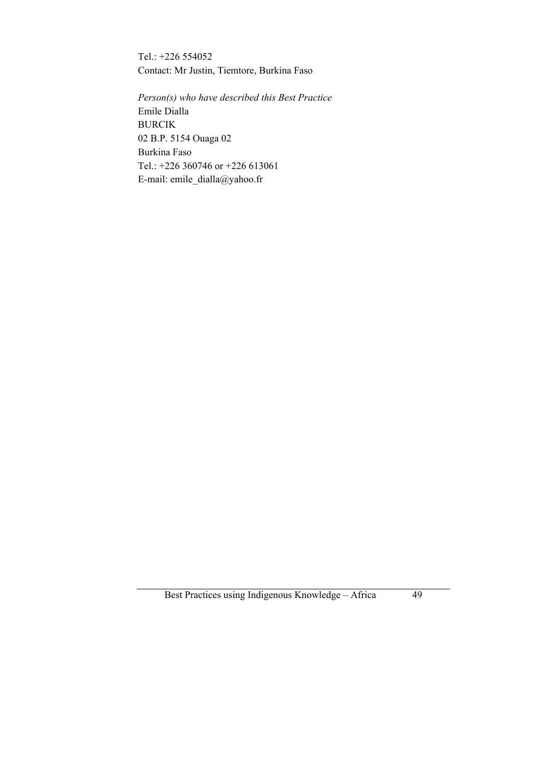Tel.: +226 554052
Contact: Mr Justin, Tiemtore, Burkina Faso

*Person(s) who have described this Best Practice*
Emile Dialla
BURCIK
02 B.P. 5154 Ouaga 02
Burkina Faso
Tel.: +226 360746 or +226 613061
E-mail: emile_dialla@yahoo.fr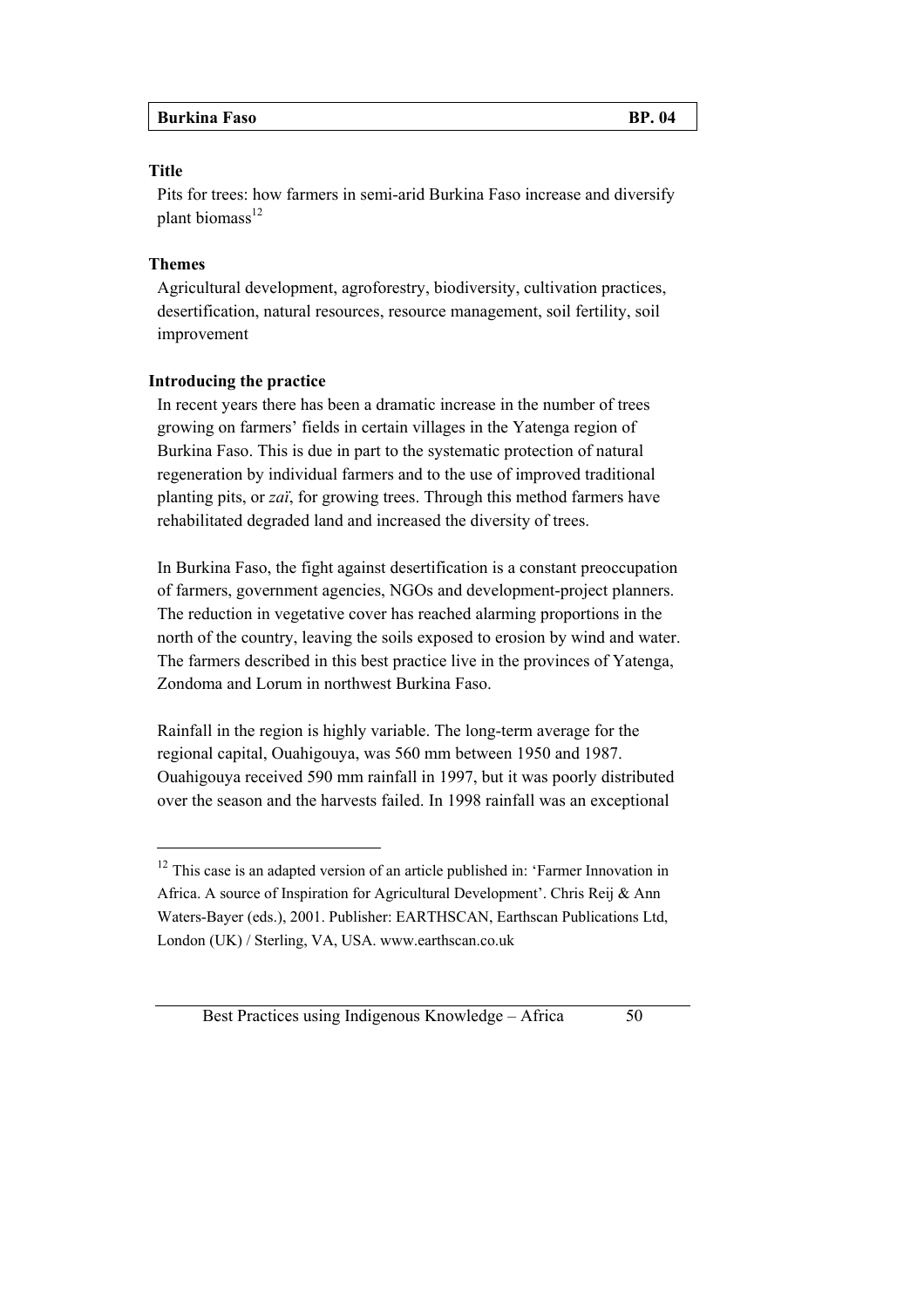| Burkina Faso | BP. 04 |
|---|---|

**Title**

Pits for trees: how farmers in semi-arid Burkina Faso increase and diversify plant biomass[12]

**Themes**

Agricultural development, agroforestry, biodiversity, cultivation practices, desertification, natural resources, resource management, soil fertility, soil improvement

**Introducing the practice**

In recent years there has been a dramatic increase in the number of trees growing on farmers' fields in certain villages in the Yatenga region of Burkina Faso. This is due in part to the systematic protection of natural regeneration by individual farmers and to the use of improved traditional planting pits, or *zaï*, for growing trees. Through this method farmers have rehabilitated degraded land and increased the diversity of trees.

In Burkina Faso, the fight against desertification is a constant preoccupation of farmers, government agencies, NGOs and development-project planners. The reduction in vegetative cover has reached alarming proportions in the north of the country, leaving the soils exposed to erosion by wind and water. The farmers described in this best practice live in the provinces of Yatenga, Zondoma and Lorum in northwest Burkina Faso.

Rainfall in the region is highly variable. The long-term average for the regional capital, Ouahigouya, was 560 mm between 1950 and 1987. Ouahigouya received 590 mm rainfall in 1997, but it was poorly distributed over the season and the harvests failed. In 1998 rainfall was an exceptional

[12] This case is an adapted version of an article published in: 'Farmer Innovation in Africa. A source of Inspiration for Agricultural Development'. Chris Reij & Ann Waters-Bayer (eds.), 2001. Publisher: EARTHSCAN, Earthscan Publications Ltd, London (UK) / Sterling, VA, USA. www.earthscan.co.uk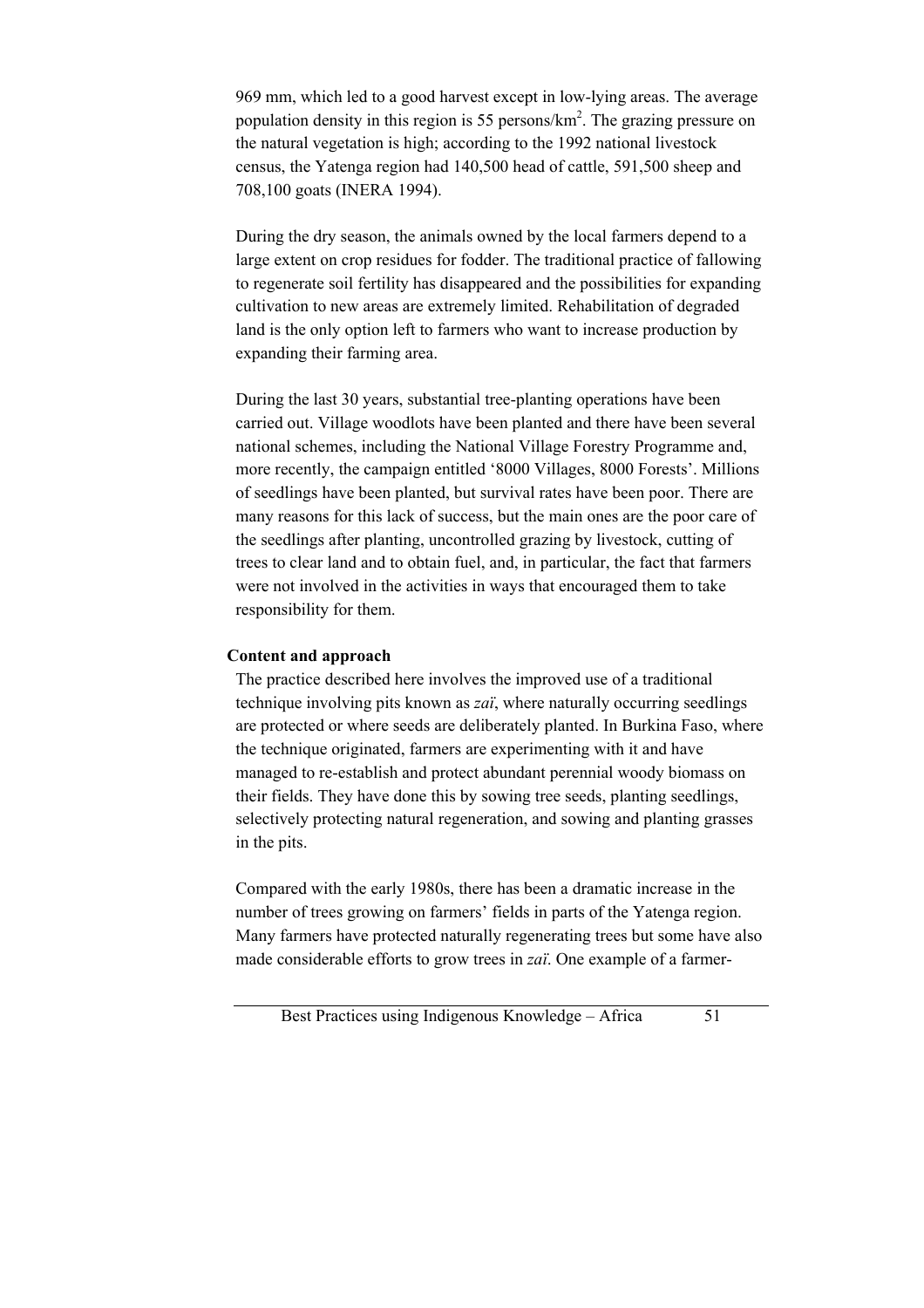969 mm, which led to a good harvest except in low-lying areas. The average population density in this region is 55 persons/km$^2$. The grazing pressure on the natural vegetation is high; according to the 1992 national livestock census, the Yatenga region had 140,500 head of cattle, 591,500 sheep and 708,100 goats (INERA 1994).

During the dry season, the animals owned by the local farmers depend to a large extent on crop residues for fodder. The traditional practice of fallowing to regenerate soil fertility has disappeared and the possibilities for expanding cultivation to new areas are extremely limited. Rehabilitation of degraded land is the only option left to farmers who want to increase production by expanding their farming area.

During the last 30 years, substantial tree-planting operations have been carried out. Village woodlots have been planted and there have been several national schemes, including the National Village Forestry Programme and, more recently, the campaign entitled '8000 Villages, 8000 Forests'. Millions of seedlings have been planted, but survival rates have been poor. There are many reasons for this lack of success, but the main ones are the poor care of the seedlings after planting, uncontrolled grazing by livestock, cutting of trees to clear land and to obtain fuel, and, in particular, the fact that farmers were not involved in the activities in ways that encouraged them to take responsibility for them.

**Content and approach**

The practice described here involves the improved use of a traditional technique involving pits known as *zaï*, where naturally occurring seedlings are protected or where seeds are deliberately planted. In Burkina Faso, where the technique originated, farmers are experimenting with it and have managed to re-establish and protect abundant perennial woody biomass on their fields. They have done this by sowing tree seeds, planting seedlings, selectively protecting natural regeneration, and sowing and planting grasses in the pits.

Compared with the early 1980s, there has been a dramatic increase in the number of trees growing on farmers' fields in parts of the Yatenga region. Many farmers have protected naturally regenerating trees but some have also made considerable efforts to grow trees in *zaï*. One example of a farmer-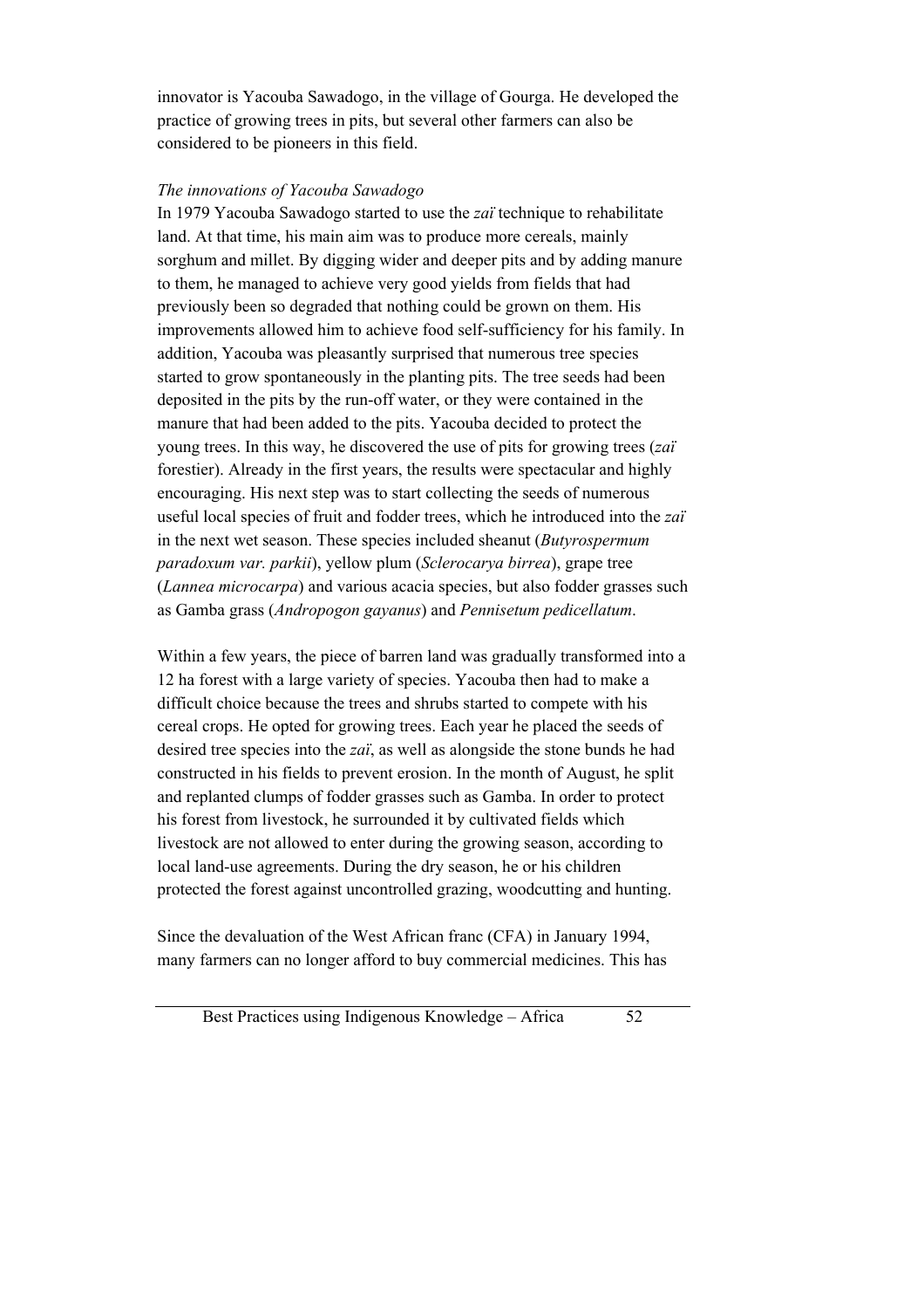innovator is Yacouba Sawadogo, in the village of Gourga. He developed the practice of growing trees in pits, but several other farmers can also be considered to be pioneers in this field.

*The innovations of Yacouba Sawadogo*

In 1979 Yacouba Sawadogo started to use the *zaï* technique to rehabilitate land. At that time, his main aim was to produce more cereals, mainly sorghum and millet. By digging wider and deeper pits and by adding manure to them, he managed to achieve very good yields from fields that had previously been so degraded that nothing could be grown on them. His improvements allowed him to achieve food self-sufficiency for his family. In addition, Yacouba was pleasantly surprised that numerous tree species started to grow spontaneously in the planting pits. The tree seeds had been deposited in the pits by the run-off water, or they were contained in the manure that had been added to the pits. Yacouba decided to protect the young trees. In this way, he discovered the use of pits for growing trees (*zaï* forestier). Already in the first years, the results were spectacular and highly encouraging. His next step was to start collecting the seeds of numerous useful local species of fruit and fodder trees, which he introduced into the *zaï* in the next wet season. These species included sheanut (*Butyrospermum paradoxum var. parkii*), yellow plum (*Sclerocarya birrea*), grape tree (*Lannea microcarpa*) and various acacia species, but also fodder grasses such as Gamba grass (*Andropogon gayanus*) and *Pennisetum pedicellatum*.

Within a few years, the piece of barren land was gradually transformed into a 12 ha forest with a large variety of species. Yacouba then had to make a difficult choice because the trees and shrubs started to compete with his cereal crops. He opted for growing trees. Each year he placed the seeds of desired tree species into the *zaï*, as well as alongside the stone bunds he had constructed in his fields to prevent erosion. In the month of August, he split and replanted clumps of fodder grasses such as Gamba. In order to protect his forest from livestock, he surrounded it by cultivated fields which livestock are not allowed to enter during the growing season, according to local land-use agreements. During the dry season, he or his children protected the forest against uncontrolled grazing, woodcutting and hunting.

Since the devaluation of the West African franc (CFA) in January 1994, many farmers can no longer afford to buy commercial medicines. This has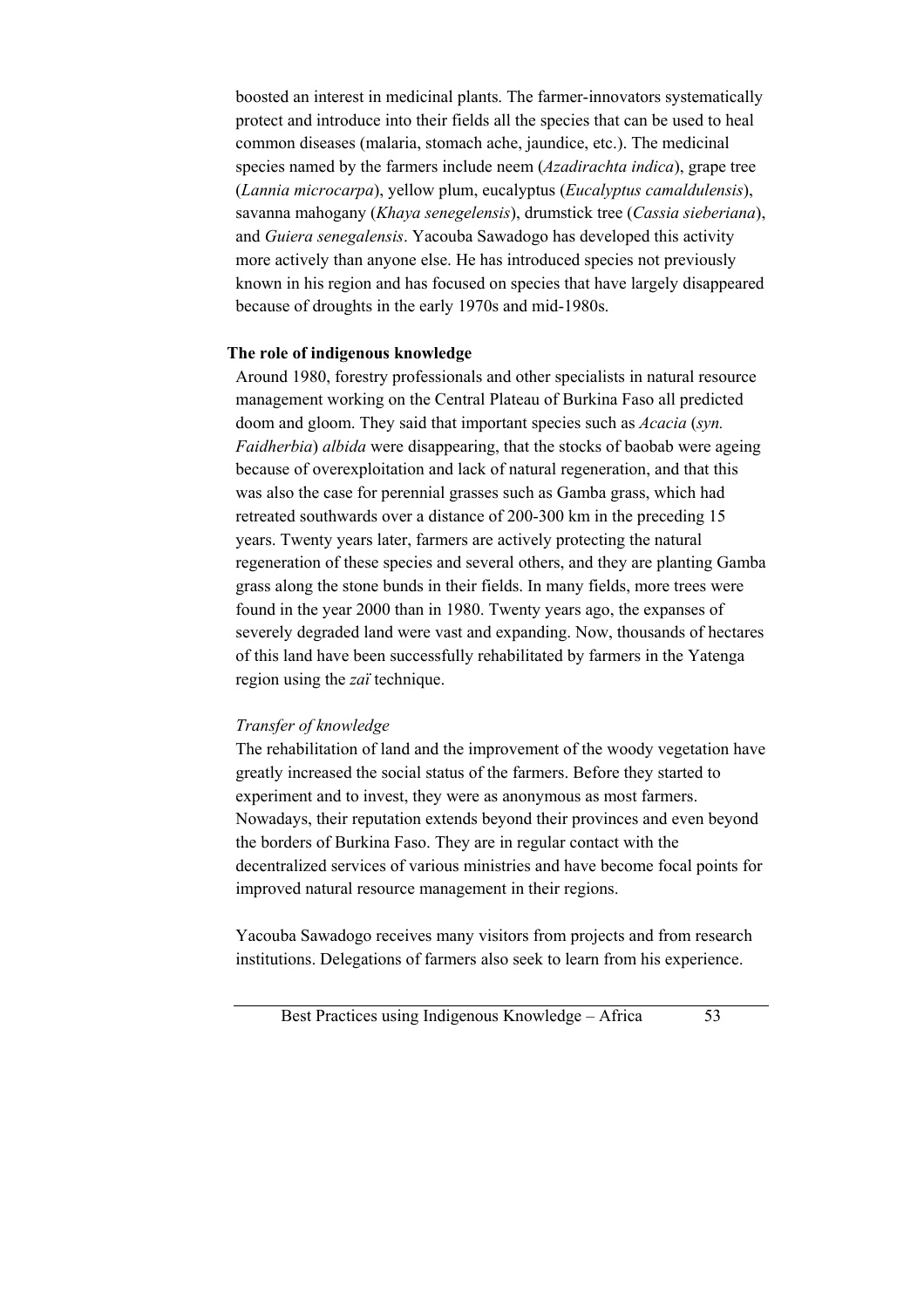boosted an interest in medicinal plants. The farmer-innovators systematically protect and introduce into their fields all the species that can be used to heal common diseases (malaria, stomach ache, jaundice, etc.). The medicinal species named by the farmers include neem (*Azadirachta indica*), grape tree (*Lannia microcarpa*), yellow plum, eucalyptus (*Eucalyptus camaldulensis*), savanna mahogany (*Khaya senegelensis*), drumstick tree (*Cassia sieberiana*), and *Guiera senegalensis*. Yacouba Sawadogo has developed this activity more actively than anyone else. He has introduced species not previously known in his region and has focused on species that have largely disappeared because of droughts in the early 1970s and mid-1980s.

**The role of indigenous knowledge**

Around 1980, forestry professionals and other specialists in natural resource management working on the Central Plateau of Burkina Faso all predicted doom and gloom. They said that important species such as *Acacia* (*syn. Faidherbia*) *albida* were disappearing, that the stocks of baobab were ageing because of overexploitation and lack of natural regeneration, and that this was also the case for perennial grasses such as Gamba grass, which had retreated southwards over a distance of 200-300 km in the preceding 15 years. Twenty years later, farmers are actively protecting the natural regeneration of these species and several others, and they are planting Gamba grass along the stone bunds in their fields. In many fields, more trees were found in the year 2000 than in 1980. Twenty years ago, the expanses of severely degraded land were vast and expanding. Now, thousands of hectares of this land have been successfully rehabilitated by farmers in the Yatenga region using the *zaï* technique.

*Transfer of knowledge*

The rehabilitation of land and the improvement of the woody vegetation have greatly increased the social status of the farmers. Before they started to experiment and to invest, they were as anonymous as most farmers. Nowadays, their reputation extends beyond their provinces and even beyond the borders of Burkina Faso. They are in regular contact with the decentralized services of various ministries and have become focal points for improved natural resource management in their regions.

Yacouba Sawadogo receives many visitors from projects and from research institutions. Delegations of farmers also seek to learn from his experience.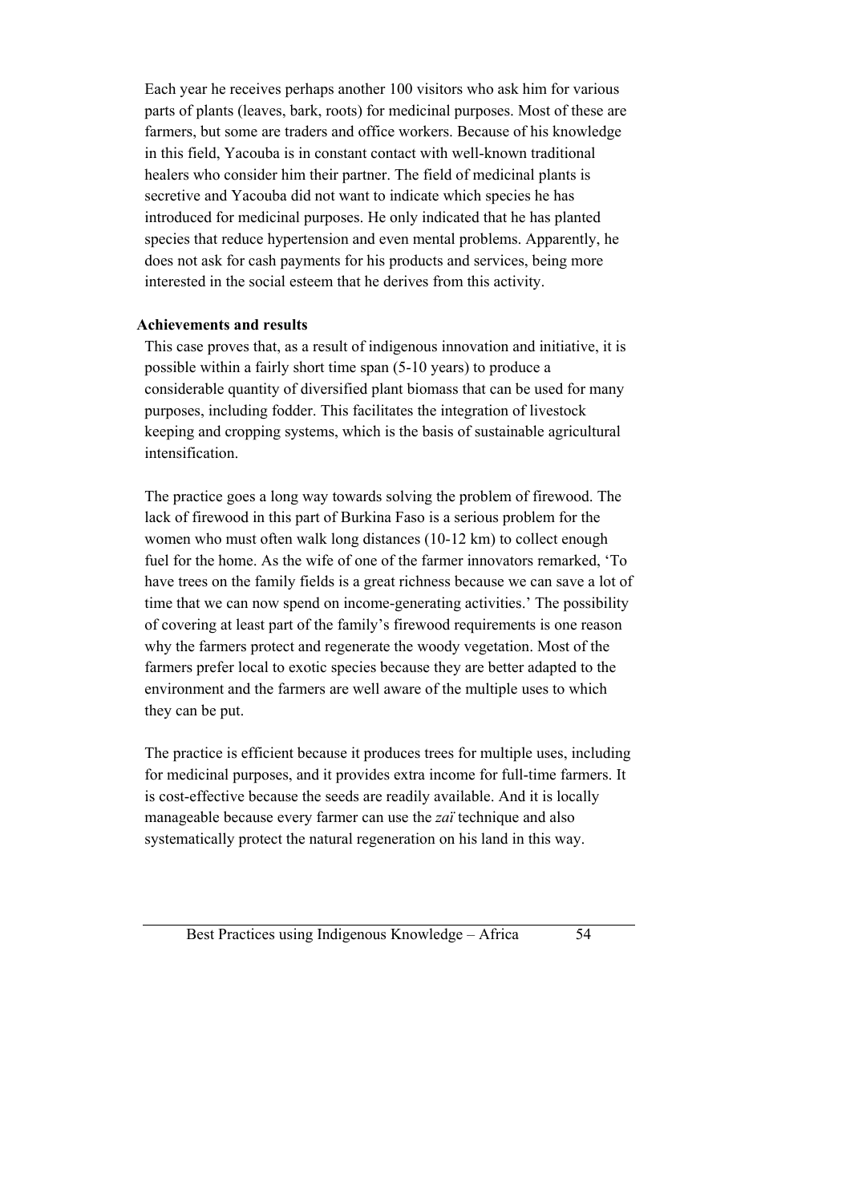Each year he receives perhaps another 100 visitors who ask him for various parts of plants (leaves, bark, roots) for medicinal purposes. Most of these are farmers, but some are traders and office workers. Because of his knowledge in this field, Yacouba is in constant contact with well-known traditional healers who consider him their partner. The field of medicinal plants is secretive and Yacouba did not want to indicate which species he has introduced for medicinal purposes. He only indicated that he has planted species that reduce hypertension and even mental problems. Apparently, he does not ask for cash payments for his products and services, being more interested in the social esteem that he derives from this activity.

**Achievements and results**

This case proves that, as a result of indigenous innovation and initiative, it is possible within a fairly short time span (5-10 years) to produce a considerable quantity of diversified plant biomass that can be used for many purposes, including fodder. This facilitates the integration of livestock keeping and cropping systems, which is the basis of sustainable agricultural intensification.

The practice goes a long way towards solving the problem of firewood. The lack of firewood in this part of Burkina Faso is a serious problem for the women who must often walk long distances (10-12 km) to collect enough fuel for the home. As the wife of one of the farmer innovators remarked, 'To have trees on the family fields is a great richness because we can save a lot of time that we can now spend on income-generating activities.' The possibility of covering at least part of the family's firewood requirements is one reason why the farmers protect and regenerate the woody vegetation. Most of the farmers prefer local to exotic species because they are better adapted to the environment and the farmers are well aware of the multiple uses to which they can be put.

The practice is efficient because it produces trees for multiple uses, including for medicinal purposes, and it provides extra income for full-time farmers. It is cost-effective because the seeds are readily available. And it is locally manageable because every farmer can use the *zaï* technique and also systematically protect the natural regeneration on his land in this way.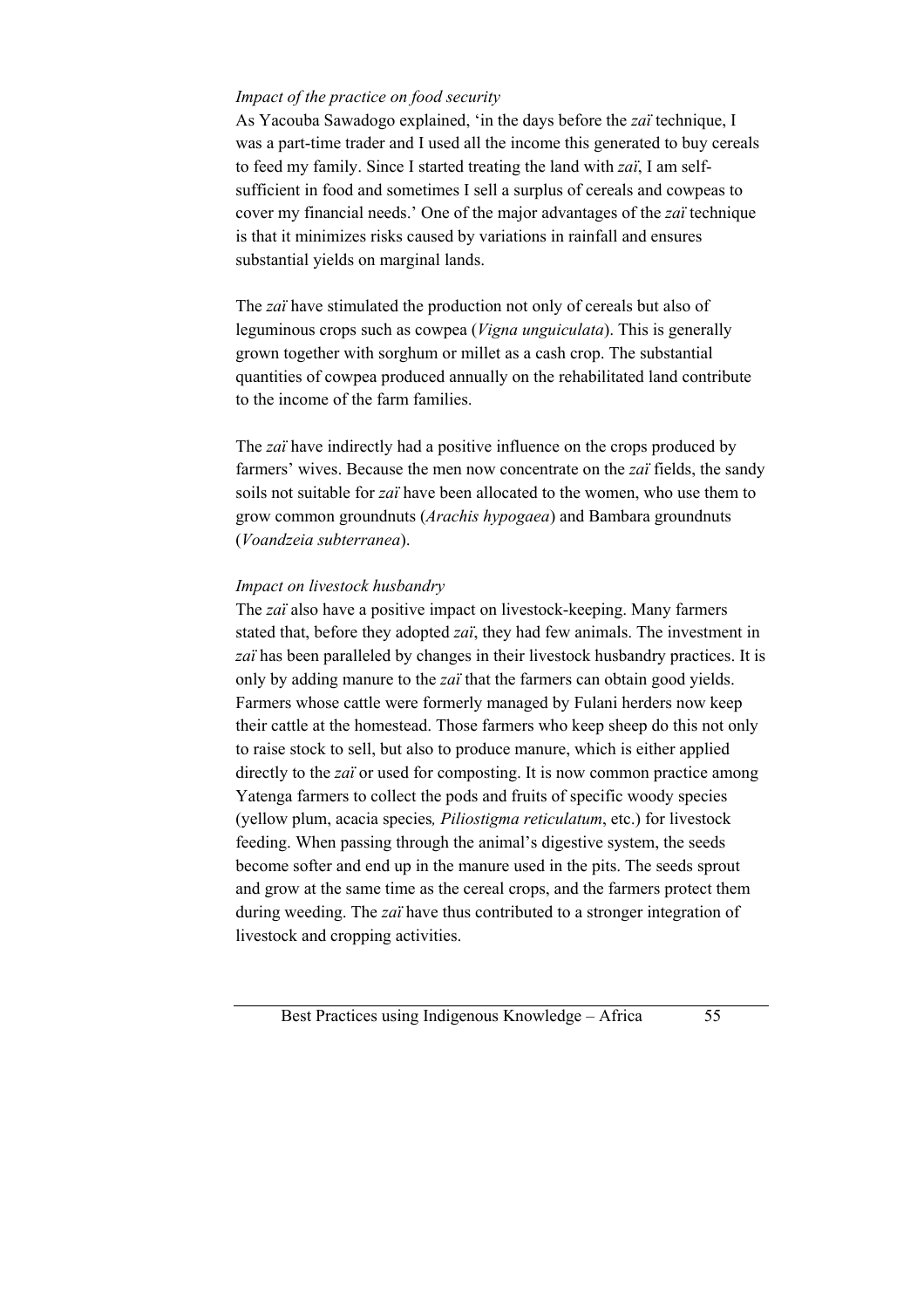*Impact of the practice on food security*

As Yacouba Sawadogo explained, 'in the days before the *zaï* technique, I was a part-time trader and I used all the income this generated to buy cereals to feed my family. Since I started treating the land with *zaï*, I am self-sufficient in food and sometimes I sell a surplus of cereals and cowpeas to cover my financial needs.' One of the major advantages of the *zaï* technique is that it minimizes risks caused by variations in rainfall and ensures substantial yields on marginal lands.

The *zaï* have stimulated the production not only of cereals but also of leguminous crops such as cowpea (*Vigna unguiculata*). This is generally grown together with sorghum or millet as a cash crop. The substantial quantities of cowpea produced annually on the rehabilitated land contribute to the income of the farm families.

The *zaï* have indirectly had a positive influence on the crops produced by farmers' wives. Because the men now concentrate on the *zaï* fields, the sandy soils not suitable for *zaï* have been allocated to the women, who use them to grow common groundnuts (*Arachis hypogaea*) and Bambara groundnuts (*Voandzeia subterranea*).

*Impact on livestock husbandry*

The *zaï* also have a positive impact on livestock-keeping. Many farmers stated that, before they adopted *zaï*, they had few animals. The investment in *zaï* has been paralleled by changes in their livestock husbandry practices. It is only by adding manure to the *zaï* that the farmers can obtain good yields. Farmers whose cattle were formerly managed by Fulani herders now keep their cattle at the homestead. Those farmers who keep sheep do this not only to raise stock to sell, but also to produce manure, which is either applied directly to the *zaï* or used for composting. It is now common practice among Yatenga farmers to collect the pods and fruits of specific woody species (yellow plum, acacia species*, Piliostigma reticulatum*, etc.) for livestock feeding. When passing through the animal's digestive system, the seeds become softer and end up in the manure used in the pits. The seeds sprout and grow at the same time as the cereal crops, and the farmers protect them during weeding. The *zaï* have thus contributed to a stronger integration of livestock and cropping activities.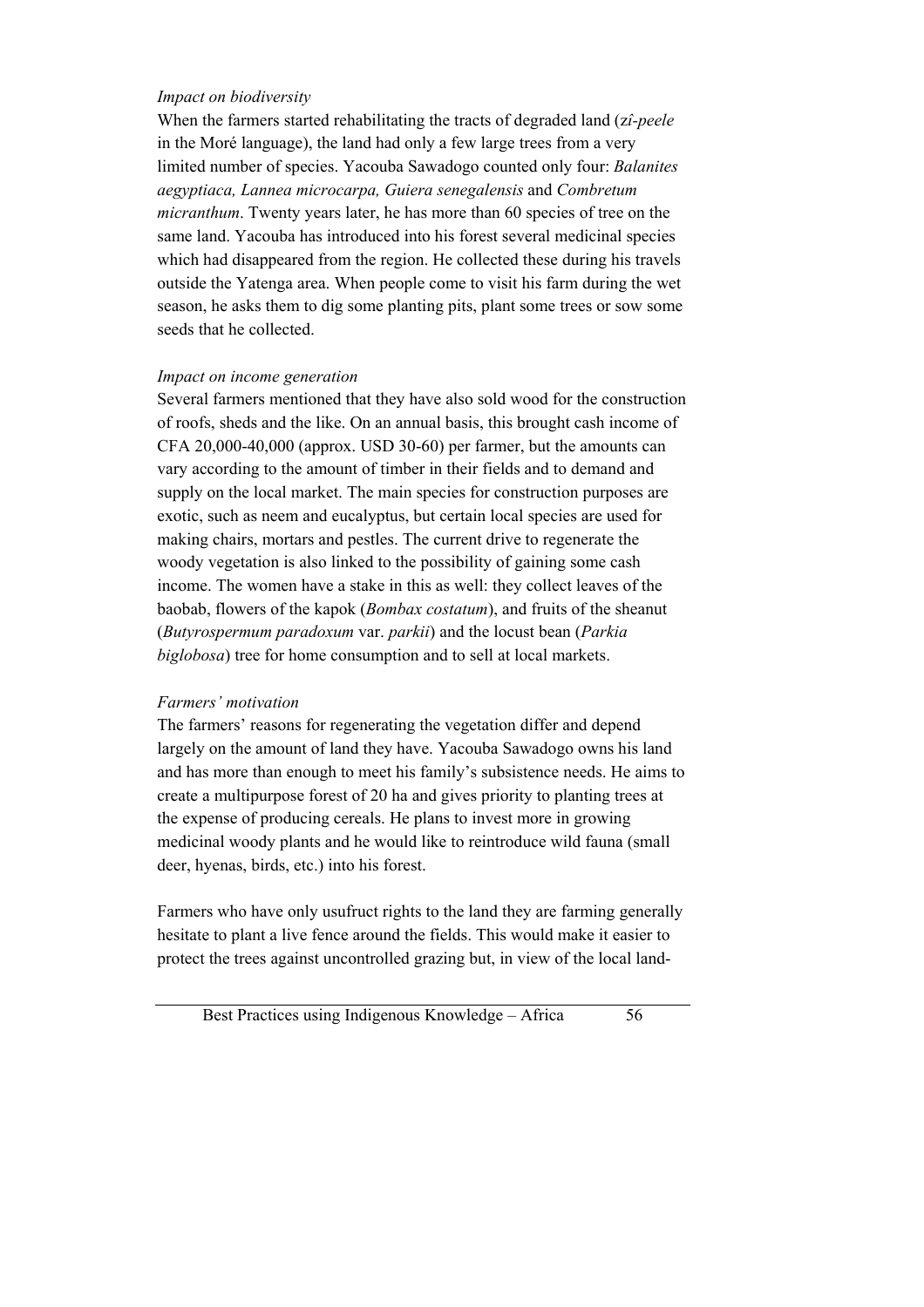*Impact on biodiversity*

When the farmers started rehabilitating the tracts of degraded land (*zî-peele* in the Moré language), the land had only a few large trees from a very limited number of species. Yacouba Sawadogo counted only four: *Balanites aegyptiaca, Lannea microcarpa, Guiera senegalensis* and *Combretum micranthum*. Twenty years later, he has more than 60 species of tree on the same land. Yacouba has introduced into his forest several medicinal species which had disappeared from the region. He collected these during his travels outside the Yatenga area. When people come to visit his farm during the wet season, he asks them to dig some planting pits, plant some trees or sow some seeds that he collected.

*Impact on income generation*

Several farmers mentioned that they have also sold wood for the construction of roofs, sheds and the like. On an annual basis, this brought cash income of CFA 20,000-40,000 (approx. USD 30-60) per farmer, but the amounts can vary according to the amount of timber in their fields and to demand and supply on the local market. The main species for construction purposes are exotic, such as neem and eucalyptus, but certain local species are used for making chairs, mortars and pestles. The current drive to regenerate the woody vegetation is also linked to the possibility of gaining some cash income. The women have a stake in this as well: they collect leaves of the baobab, flowers of the kapok (*Bombax costatum*), and fruits of the sheanut (*Butyrospermum paradoxum* var. *parkii*) and the locust bean (*Parkia biglobosa*) tree for home consumption and to sell at local markets.

*Farmers' motivation*

The farmers' reasons for regenerating the vegetation differ and depend largely on the amount of land they have. Yacouba Sawadogo owns his land and has more than enough to meet his family's subsistence needs. He aims to create a multipurpose forest of 20 ha and gives priority to planting trees at the expense of producing cereals. He plans to invest more in growing medicinal woody plants and he would like to reintroduce wild fauna (small deer, hyenas, birds, etc.) into his forest.

Farmers who have only usufruct rights to the land they are farming generally hesitate to plant a live fence around the fields. This would make it easier to protect the trees against uncontrolled grazing but, in view of the local land-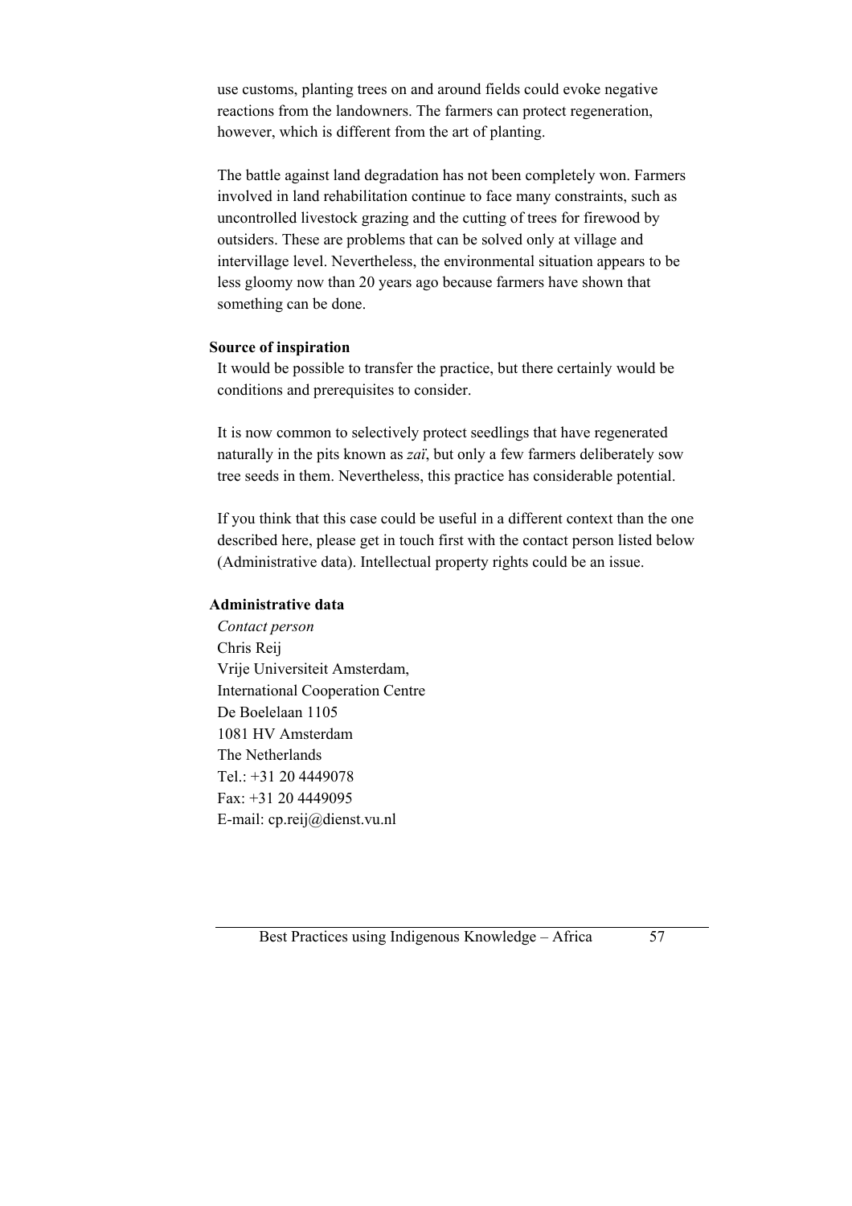use customs, planting trees on and around fields could evoke negative reactions from the landowners. The farmers can protect regeneration, however, which is different from the art of planting.

The battle against land degradation has not been completely won. Farmers involved in land rehabilitation continue to face many constraints, such as uncontrolled livestock grazing and the cutting of trees for firewood by outsiders. These are problems that can be solved only at village and intervillage level. Nevertheless, the environmental situation appears to be less gloomy now than 20 years ago because farmers have shown that something can be done.

**Source of inspiration**

It would be possible to transfer the practice, but there certainly would be conditions and prerequisites to consider.

It is now common to selectively protect seedlings that have regenerated naturally in the pits known as *zaï*, but only a few farmers deliberately sow tree seeds in them. Nevertheless, this practice has considerable potential.

If you think that this case could be useful in a different context than the one described here, please get in touch first with the contact person listed below (Administrative data). Intellectual property rights could be an issue.

**Administrative data**

*Contact person*
Chris Reij
Vrije Universiteit Amsterdam,
International Cooperation Centre
De Boelelaan 1105
1081 HV Amsterdam
The Netherlands
Tel.: +31 20 4449078
Fax: +31 20 4449095
E-mail: cp.reij@dienst.vu.nl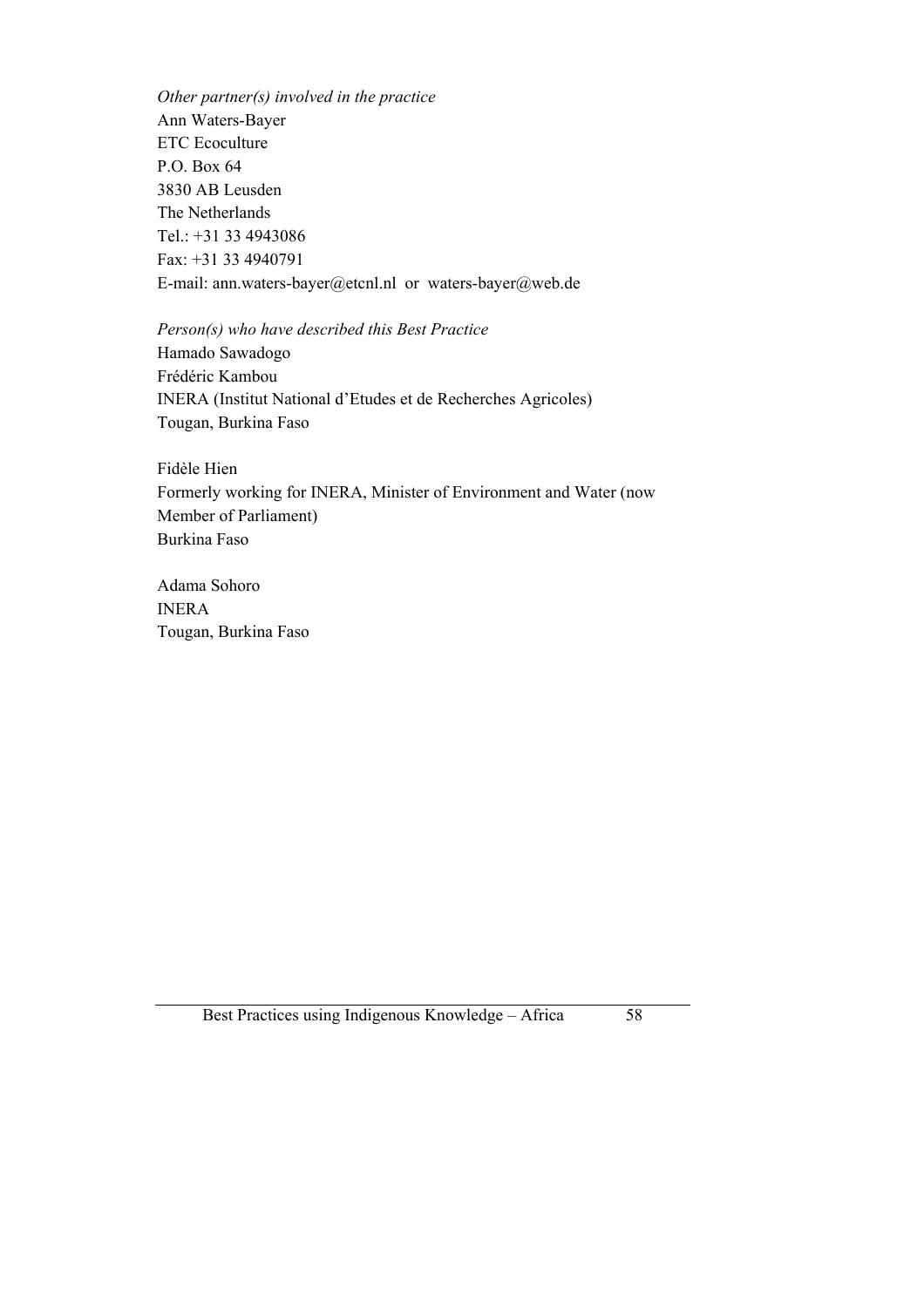*Other partner(s) involved in the practice*
Ann Waters-Bayer
ETC Ecoculture
P.O. Box 64
3830 AB Leusden
The Netherlands
Tel.: +31 33 4943086
Fax: +31 33 4940791
E-mail: ann.waters-bayer@etcnl.nl or waters-bayer@web.de

*Person(s) who have described this Best Practice*
Hamado Sawadogo
Frédéric Kambou
INERA (Institut National d'Etudes et de Recherches Agricoles)
Tougan, Burkina Faso

Fidèle Hien
Formerly working for INERA, Minister of Environment and Water (now Member of Parliament)
Burkina Faso

Adama Sohoro
INERA
Tougan, Burkina Faso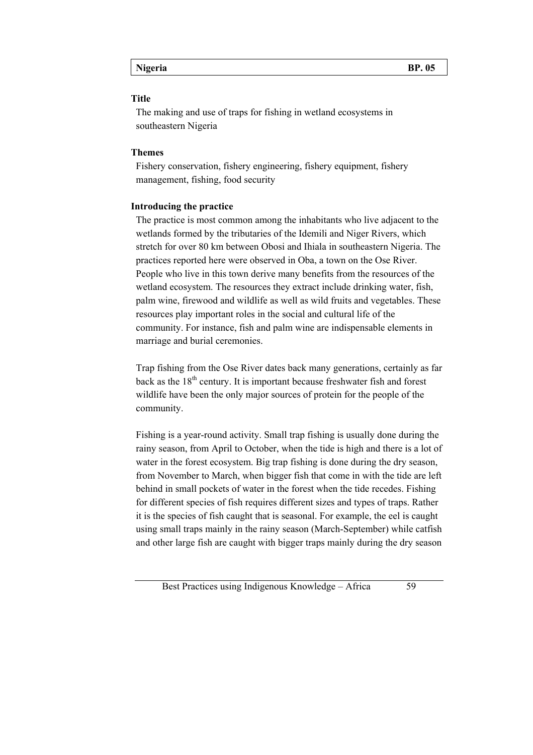| Nigeria | BP. 05 |
|---|---|

**Title**

The making and use of traps for fishing in wetland ecosystems in southeastern Nigeria

**Themes**

Fishery conservation, fishery engineering, fishery equipment, fishery management, fishing, food security

**Introducing the practice**

The practice is most common among the inhabitants who live adjacent to the wetlands formed by the tributaries of the Idemili and Niger Rivers, which stretch for over 80 km between Obosi and Ihiala in southeastern Nigeria. The practices reported here were observed in Oba, a town on the Ose River. People who live in this town derive many benefits from the resources of the wetland ecosystem. The resources they extract include drinking water, fish, palm wine, firewood and wildlife as well as wild fruits and vegetables. These resources play important roles in the social and cultural life of the community. For instance, fish and palm wine are indispensable elements in marriage and burial ceremonies.

Trap fishing from the Ose River dates back many generations, certainly as far back as the 18th century. It is important because freshwater fish and forest wildlife have been the only major sources of protein for the people of the community.

Fishing is a year-round activity. Small trap fishing is usually done during the rainy season, from April to October, when the tide is high and there is a lot of water in the forest ecosystem. Big trap fishing is done during the dry season, from November to March, when bigger fish that come in with the tide are left behind in small pockets of water in the forest when the tide recedes. Fishing for different species of fish requires different sizes and types of traps. Rather it is the species of fish caught that is seasonal. For example, the eel is caught using small traps mainly in the rainy season (March-September) while catfish and other large fish are caught with bigger traps mainly during the dry season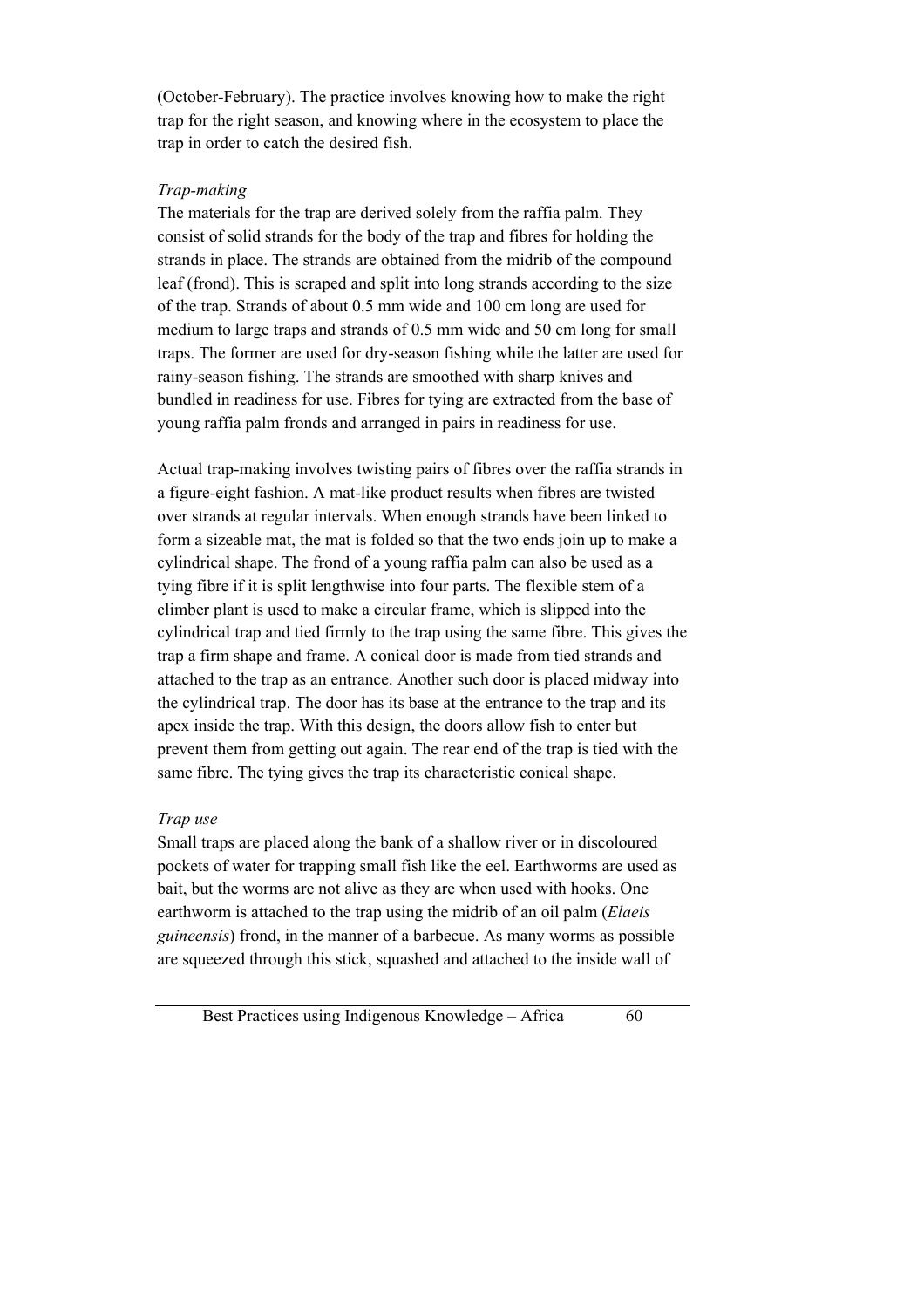(October-February). The practice involves knowing how to make the right trap for the right season, and knowing where in the ecosystem to place the trap in order to catch the desired fish.

*Trap-making*

The materials for the trap are derived solely from the raffia palm. They consist of solid strands for the body of the trap and fibres for holding the strands in place. The strands are obtained from the midrib of the compound leaf (frond). This is scraped and split into long strands according to the size of the trap. Strands of about 0.5 mm wide and 100 cm long are used for medium to large traps and strands of 0.5 mm wide and 50 cm long for small traps. The former are used for dry-season fishing while the latter are used for rainy-season fishing. The strands are smoothed with sharp knives and bundled in readiness for use. Fibres for tying are extracted from the base of young raffia palm fronds and arranged in pairs in readiness for use.

Actual trap-making involves twisting pairs of fibres over the raffia strands in a figure-eight fashion. A mat-like product results when fibres are twisted over strands at regular intervals. When enough strands have been linked to form a sizeable mat, the mat is folded so that the two ends join up to make a cylindrical shape. The frond of a young raffia palm can also be used as a tying fibre if it is split lengthwise into four parts. The flexible stem of a climber plant is used to make a circular frame, which is slipped into the cylindrical trap and tied firmly to the trap using the same fibre. This gives the trap a firm shape and frame. A conical door is made from tied strands and attached to the trap as an entrance. Another such door is placed midway into the cylindrical trap. The door has its base at the entrance to the trap and its apex inside the trap. With this design, the doors allow fish to enter but prevent them from getting out again. The rear end of the trap is tied with the same fibre. The tying gives the trap its characteristic conical shape.

*Trap use*

Small traps are placed along the bank of a shallow river or in discoloured pockets of water for trapping small fish like the eel. Earthworms are used as bait, but the worms are not alive as they are when used with hooks. One earthworm is attached to the trap using the midrib of an oil palm (*Elaeis guineensis*) frond, in the manner of a barbecue. As many worms as possible are squeezed through this stick, squashed and attached to the inside wall of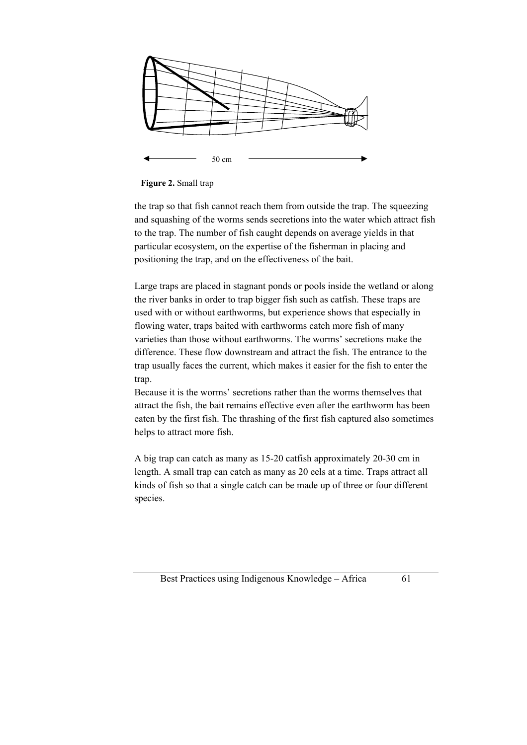50 cm

**Figure 2.** Small trap

the trap so that fish cannot reach them from outside the trap. The squeezing and squashing of the worms sends secretions into the water which attract fish to the trap. The number of fish caught depends on average yields in that particular ecosystem, on the expertise of the fisherman in placing and positioning the trap, and on the effectiveness of the bait.

Large traps are placed in stagnant ponds or pools inside the wetland or along the river banks in order to trap bigger fish such as catfish. These traps are used with or without earthworms, but experience shows that especially in flowing water, traps baited with earthworms catch more fish of many varieties than those without earthworms. The worms' secretions make the difference. These flow downstream and attract the fish. The entrance to the trap usually faces the current, which makes it easier for the fish to enter the trap.

Because it is the worms' secretions rather than the worms themselves that attract the fish, the bait remains effective even after the earthworm has been eaten by the first fish. The thrashing of the first fish captured also sometimes helps to attract more fish.

A big trap can catch as many as 15-20 catfish approximately 20-30 cm in length. A small trap can catch as many as 20 eels at a time. Traps attract all kinds of fish so that a single catch can be made up of three or four different species.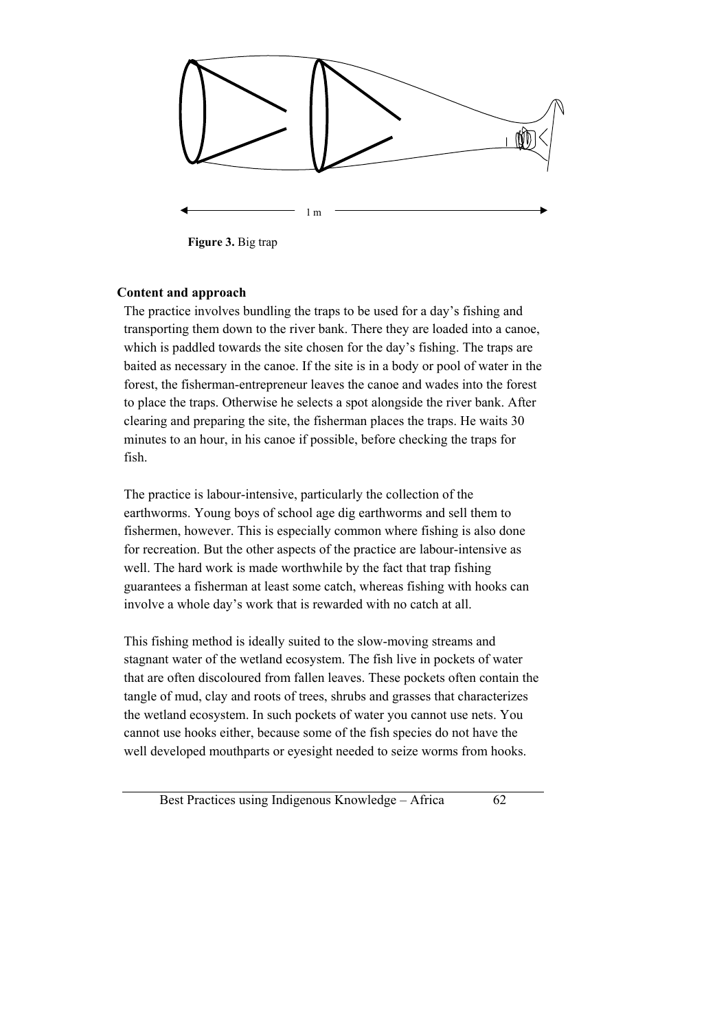1 m

**Figure 3.** Big trap

**Content and approach**

The practice involves bundling the traps to be used for a day's fishing and transporting them down to the river bank. There they are loaded into a canoe, which is paddled towards the site chosen for the day's fishing. The traps are baited as necessary in the canoe. If the site is in a body or pool of water in the forest, the fisherman-entrepreneur leaves the canoe and wades into the forest to place the traps. Otherwise he selects a spot alongside the river bank. After clearing and preparing the site, the fisherman places the traps. He waits 30 minutes to an hour, in his canoe if possible, before checking the traps for fish.

The practice is labour-intensive, particularly the collection of the earthworms. Young boys of school age dig earthworms and sell them to fishermen, however. This is especially common where fishing is also done for recreation. But the other aspects of the practice are labour-intensive as well. The hard work is made worthwhile by the fact that trap fishing guarantees a fisherman at least some catch, whereas fishing with hooks can involve a whole day's work that is rewarded with no catch at all.

This fishing method is ideally suited to the slow-moving streams and stagnant water of the wetland ecosystem. The fish live in pockets of water that are often discoloured from fallen leaves. These pockets often contain the tangle of mud, clay and roots of trees, shrubs and grasses that characterizes the wetland ecosystem. In such pockets of water you cannot use nets. You cannot use hooks either, because some of the fish species do not have the well developed mouthparts or eyesight needed to seize worms from hooks.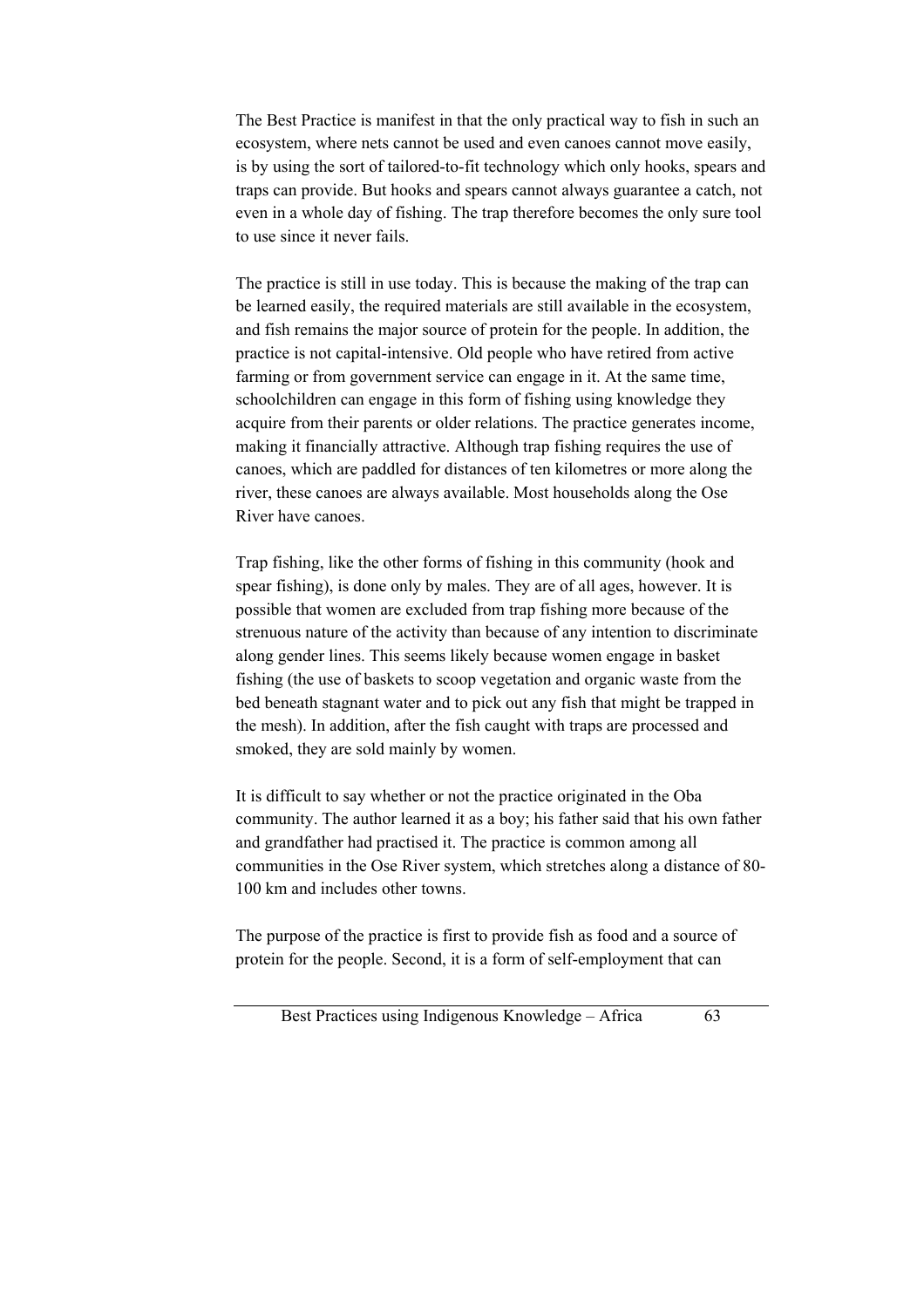The Best Practice is manifest in that the only practical way to fish in such an ecosystem, where nets cannot be used and even canoes cannot move easily, is by using the sort of tailored-to-fit technology which only hooks, spears and traps can provide. But hooks and spears cannot always guarantee a catch, not even in a whole day of fishing. The trap therefore becomes the only sure tool to use since it never fails.

The practice is still in use today. This is because the making of the trap can be learned easily, the required materials are still available in the ecosystem, and fish remains the major source of protein for the people. In addition, the practice is not capital-intensive. Old people who have retired from active farming or from government service can engage in it. At the same time, schoolchildren can engage in this form of fishing using knowledge they acquire from their parents or older relations. The practice generates income, making it financially attractive. Although trap fishing requires the use of canoes, which are paddled for distances of ten kilometres or more along the river, these canoes are always available. Most households along the Ose River have canoes.

Trap fishing, like the other forms of fishing in this community (hook and spear fishing), is done only by males. They are of all ages, however. It is possible that women are excluded from trap fishing more because of the strenuous nature of the activity than because of any intention to discriminate along gender lines. This seems likely because women engage in basket fishing (the use of baskets to scoop vegetation and organic waste from the bed beneath stagnant water and to pick out any fish that might be trapped in the mesh). In addition, after the fish caught with traps are processed and smoked, they are sold mainly by women.

It is difficult to say whether or not the practice originated in the Oba community. The author learned it as a boy; his father said that his own father and grandfather had practised it. The practice is common among all communities in the Ose River system, which stretches along a distance of 80-100 km and includes other towns.

The purpose of the practice is first to provide fish as food and a source of protein for the people. Second, it is a form of self-employment that can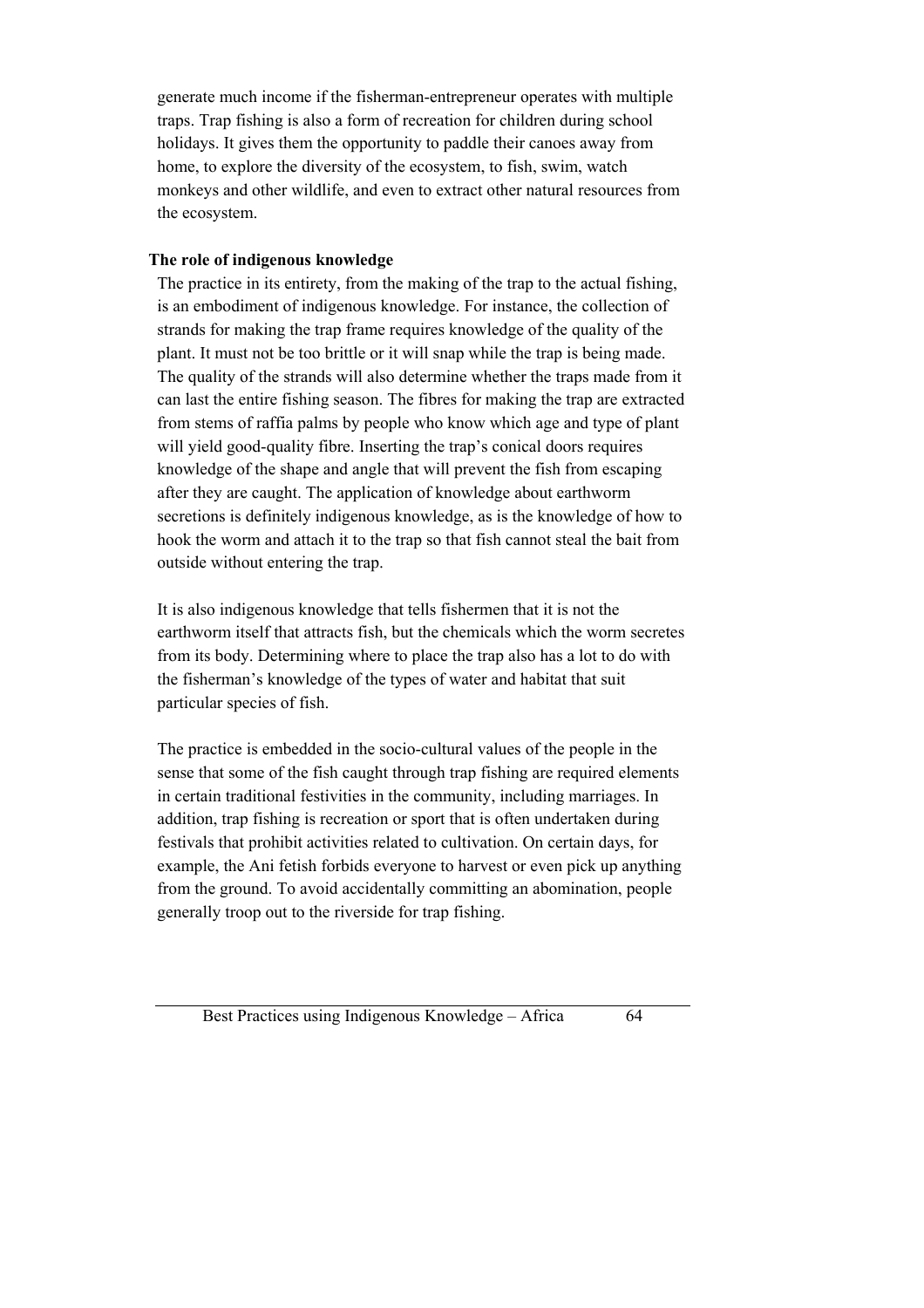generate much income if the fisherman-entrepreneur operates with multiple traps. Trap fishing is also a form of recreation for children during school holidays. It gives them the opportunity to paddle their canoes away from home, to explore the diversity of the ecosystem, to fish, swim, watch monkeys and other wildlife, and even to extract other natural resources from the ecosystem.

**The role of indigenous knowledge**

The practice in its entirety, from the making of the trap to the actual fishing, is an embodiment of indigenous knowledge. For instance, the collection of strands for making the trap frame requires knowledge of the quality of the plant. It must not be too brittle or it will snap while the trap is being made. The quality of the strands will also determine whether the traps made from it can last the entire fishing season. The fibres for making the trap are extracted from stems of raffia palms by people who know which age and type of plant will yield good-quality fibre. Inserting the trap's conical doors requires knowledge of the shape and angle that will prevent the fish from escaping after they are caught. The application of knowledge about earthworm secretions is definitely indigenous knowledge, as is the knowledge of how to hook the worm and attach it to the trap so that fish cannot steal the bait from outside without entering the trap.

It is also indigenous knowledge that tells fishermen that it is not the earthworm itself that attracts fish, but the chemicals which the worm secretes from its body. Determining where to place the trap also has a lot to do with the fisherman's knowledge of the types of water and habitat that suit particular species of fish.

The practice is embedded in the socio-cultural values of the people in the sense that some of the fish caught through trap fishing are required elements in certain traditional festivities in the community, including marriages. In addition, trap fishing is recreation or sport that is often undertaken during festivals that prohibit activities related to cultivation. On certain days, for example, the Ani fetish forbids everyone to harvest or even pick up anything from the ground. To avoid accidentally committing an abomination, people generally troop out to the riverside for trap fishing.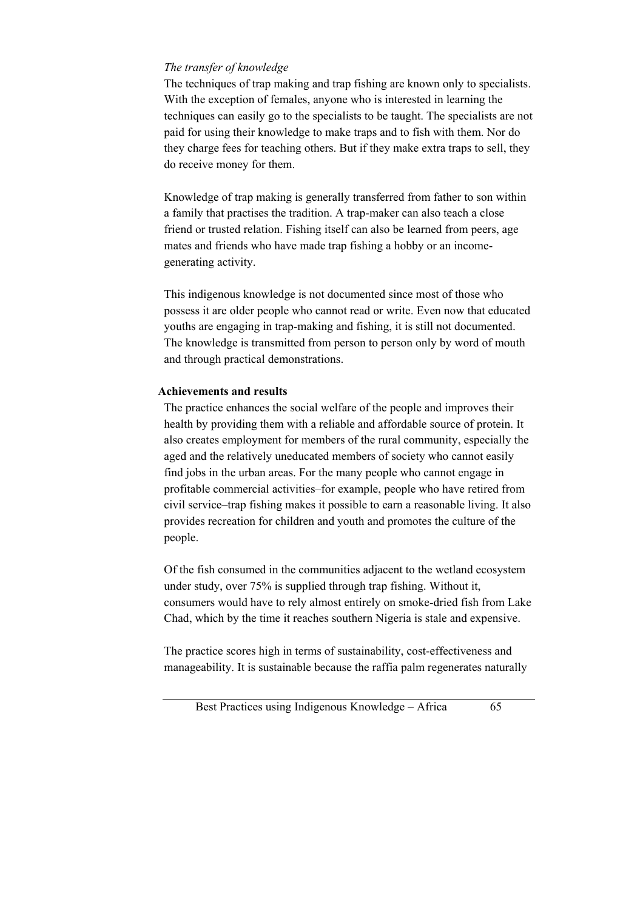*The transfer of knowledge*

The techniques of trap making and trap fishing are known only to specialists. With the exception of females, anyone who is interested in learning the techniques can easily go to the specialists to be taught. The specialists are not paid for using their knowledge to make traps and to fish with them. Nor do they charge fees for teaching others. But if they make extra traps to sell, they do receive money for them.

Knowledge of trap making is generally transferred from father to son within a family that practises the tradition. A trap-maker can also teach a close friend or trusted relation. Fishing itself can also be learned from peers, age mates and friends who have made trap fishing a hobby or an income-generating activity.

This indigenous knowledge is not documented since most of those who possess it are older people who cannot read or write. Even now that educated youths are engaging in trap-making and fishing, it is still not documented. The knowledge is transmitted from person to person only by word of mouth and through practical demonstrations.

**Achievements and results**

The practice enhances the social welfare of the people and improves their health by providing them with a reliable and affordable source of protein. It also creates employment for members of the rural community, especially the aged and the relatively uneducated members of society who cannot easily find jobs in the urban areas. For the many people who cannot engage in profitable commercial activities–for example, people who have retired from civil service–trap fishing makes it possible to earn a reasonable living. It also provides recreation for children and youth and promotes the culture of the people.

Of the fish consumed in the communities adjacent to the wetland ecosystem under study, over 75% is supplied through trap fishing. Without it, consumers would have to rely almost entirely on smoke-dried fish from Lake Chad, which by the time it reaches southern Nigeria is stale and expensive.

The practice scores high in terms of sustainability, cost-effectiveness and manageability. It is sustainable because the raffia palm regenerates naturally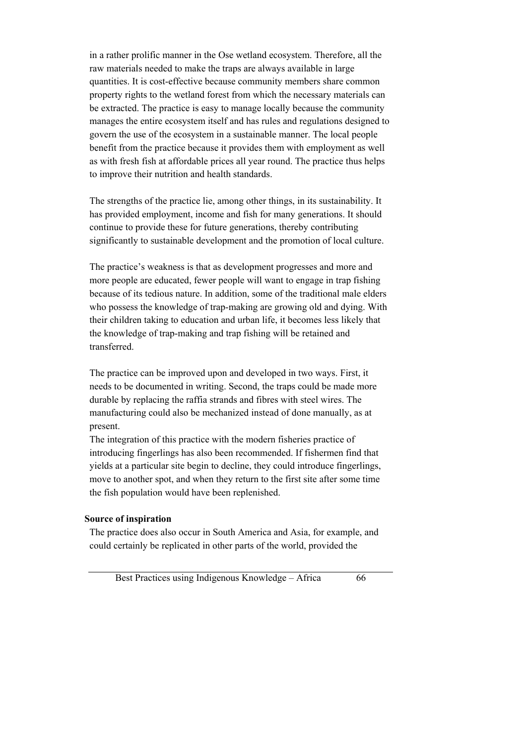in a rather prolific manner in the Ose wetland ecosystem. Therefore, all the raw materials needed to make the traps are always available in large quantities. It is cost-effective because community members share common property rights to the wetland forest from which the necessary materials can be extracted. The practice is easy to manage locally because the community manages the entire ecosystem itself and has rules and regulations designed to govern the use of the ecosystem in a sustainable manner. The local people benefit from the practice because it provides them with employment as well as with fresh fish at affordable prices all year round. The practice thus helps to improve their nutrition and health standards.

The strengths of the practice lie, among other things, in its sustainability. It has provided employment, income and fish for many generations. It should continue to provide these for future generations, thereby contributing significantly to sustainable development and the promotion of local culture.

The practice's weakness is that as development progresses and more and more people are educated, fewer people will want to engage in trap fishing because of its tedious nature. In addition, some of the traditional male elders who possess the knowledge of trap-making are growing old and dying. With their children taking to education and urban life, it becomes less likely that the knowledge of trap-making and trap fishing will be retained and transferred.

The practice can be improved upon and developed in two ways. First, it needs to be documented in writing. Second, the traps could be made more durable by replacing the raffia strands and fibres with steel wires. The manufacturing could also be mechanized instead of done manually, as at present.

The integration of this practice with the modern fisheries practice of introducing fingerlings has also been recommended. If fishermen find that yields at a particular site begin to decline, they could introduce fingerlings, move to another spot, and when they return to the first site after some time the fish population would have been replenished.

**Source of inspiration**

The practice does also occur in South America and Asia, for example, and could certainly be replicated in other parts of the world, provided the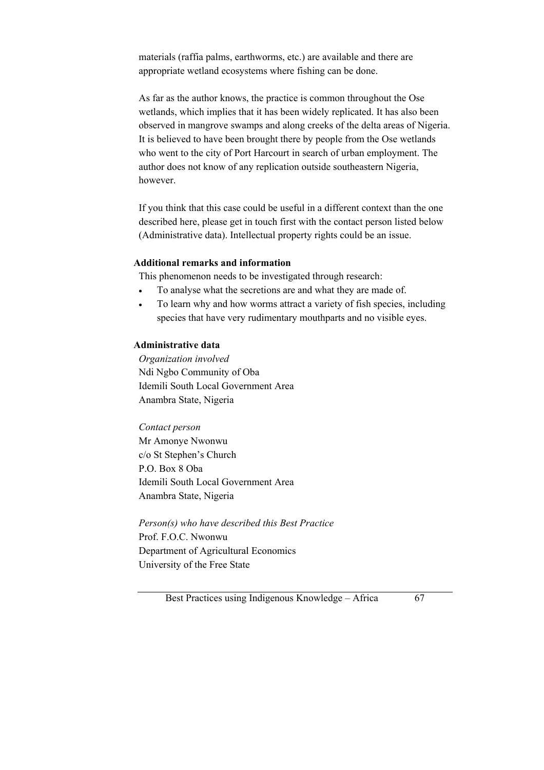materials (raffia palms, earthworms, etc.) are available and there are appropriate wetland ecosystems where fishing can be done.

As far as the author knows, the practice is common throughout the Ose wetlands, which implies that it has been widely replicated. It has also been observed in mangrove swamps and along creeks of the delta areas of Nigeria. It is believed to have been brought there by people from the Ose wetlands who went to the city of Port Harcourt in search of urban employment. The author does not know of any replication outside southeastern Nigeria, however.

If you think that this case could be useful in a different context than the one described here, please get in touch first with the contact person listed below (Administrative data). Intellectual property rights could be an issue.

**Additional remarks and information**

This phenomenon needs to be investigated through research:

- To analyse what the secretions are and what they are made of.
- To learn why and how worms attract a variety of fish species, including species that have very rudimentary mouthparts and no visible eyes.

**Administrative data**

*Organization involved*
Ndi Ngbo Community of Oba
Idemili South Local Government Area
Anambra State, Nigeria

*Contact person*
Mr Amonye Nwonwu
c/o St Stephen's Church
P.O. Box 8 Oba
Idemili South Local Government Area
Anambra State, Nigeria

*Person(s) who have described this Best Practice*
Prof. F.O.C. Nwonwu
Department of Agricultural Economics
University of the Free State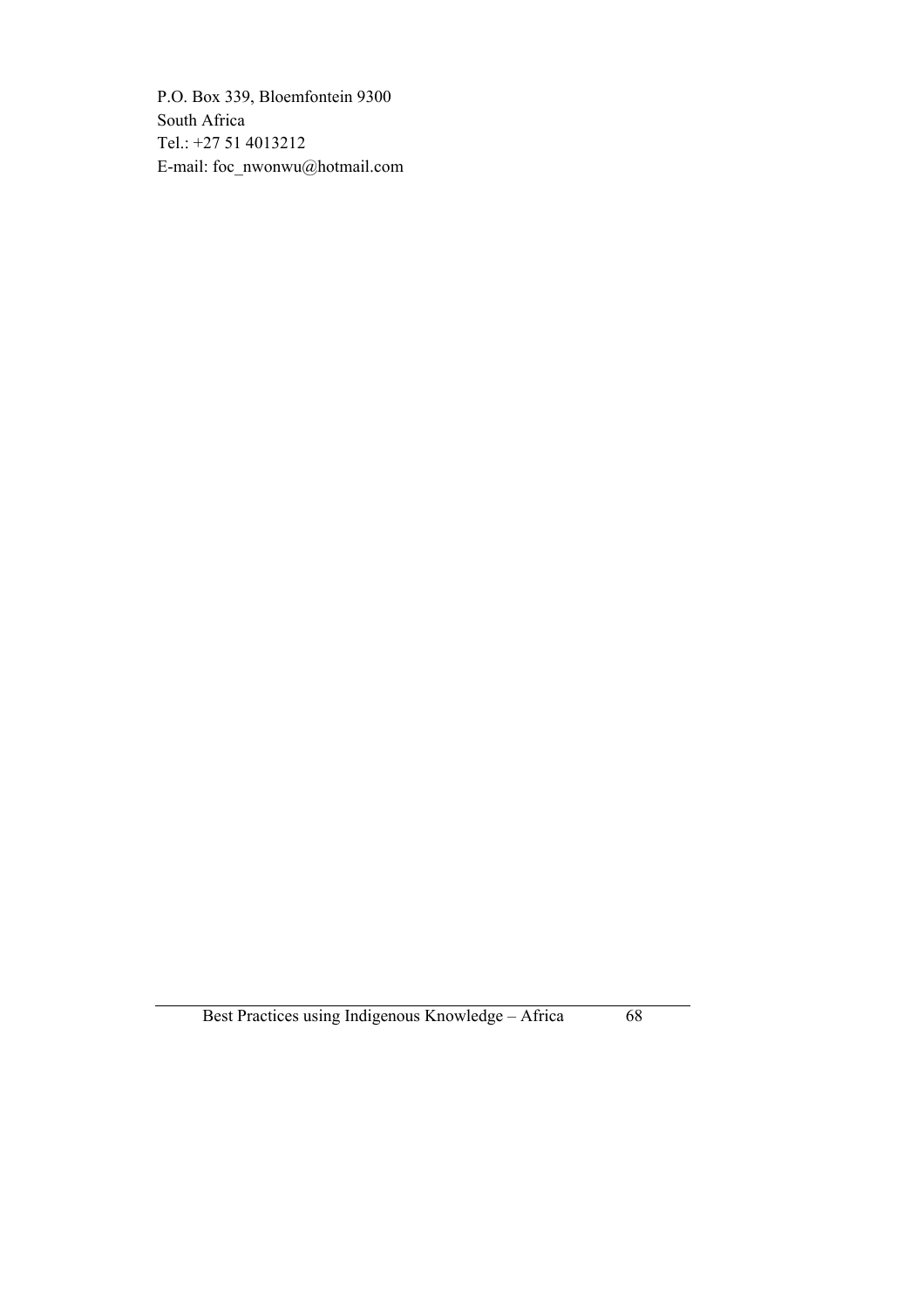P.O. Box 339, Bloemfontein 9300  
South Africa  
Tel.: +27 51 4013212  
E-mail: foc_nwonwu@hotmail.com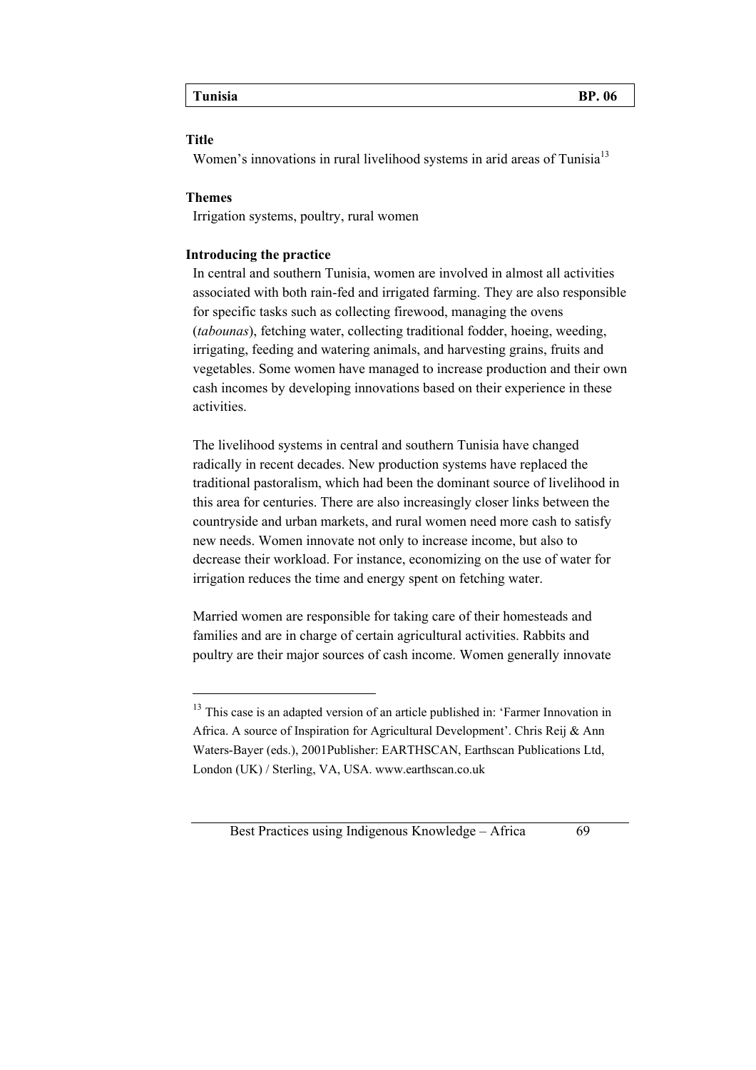| Tunisia | BP. 06 |
|---|---|

**Title**

Women's innovations in rural livelihood systems in arid areas of Tunisia[13]

**Themes**

Irrigation systems, poultry, rural women

**Introducing the practice**

In central and southern Tunisia, women are involved in almost all activities associated with both rain-fed and irrigated farming. They are also responsible for specific tasks such as collecting firewood, managing the ovens (*tabounas*), fetching water, collecting traditional fodder, hoeing, weeding, irrigating, feeding and watering animals, and harvesting grains, fruits and vegetables. Some women have managed to increase production and their own cash incomes by developing innovations based on their experience in these activities.

The livelihood systems in central and southern Tunisia have changed radically in recent decades. New production systems have replaced the traditional pastoralism, which had been the dominant source of livelihood in this area for centuries. There are also increasingly closer links between the countryside and urban markets, and rural women need more cash to satisfy new needs. Women innovate not only to increase income, but also to decrease their workload. For instance, economizing on the use of water for irrigation reduces the time and energy spent on fetching water.

Married women are responsible for taking care of their homesteads and families and are in charge of certain agricultural activities. Rabbits and poultry are their major sources of cash income. Women generally innovate

---

[13] This case is an adapted version of an article published in: 'Farmer Innovation in Africa. A source of Inspiration for Agricultural Development'. Chris Reij & Ann Waters-Bayer (eds.), 2001Publisher: EARTHSCAN, Earthscan Publications Ltd, London (UK) / Sterling, VA, USA. www.earthscan.co.uk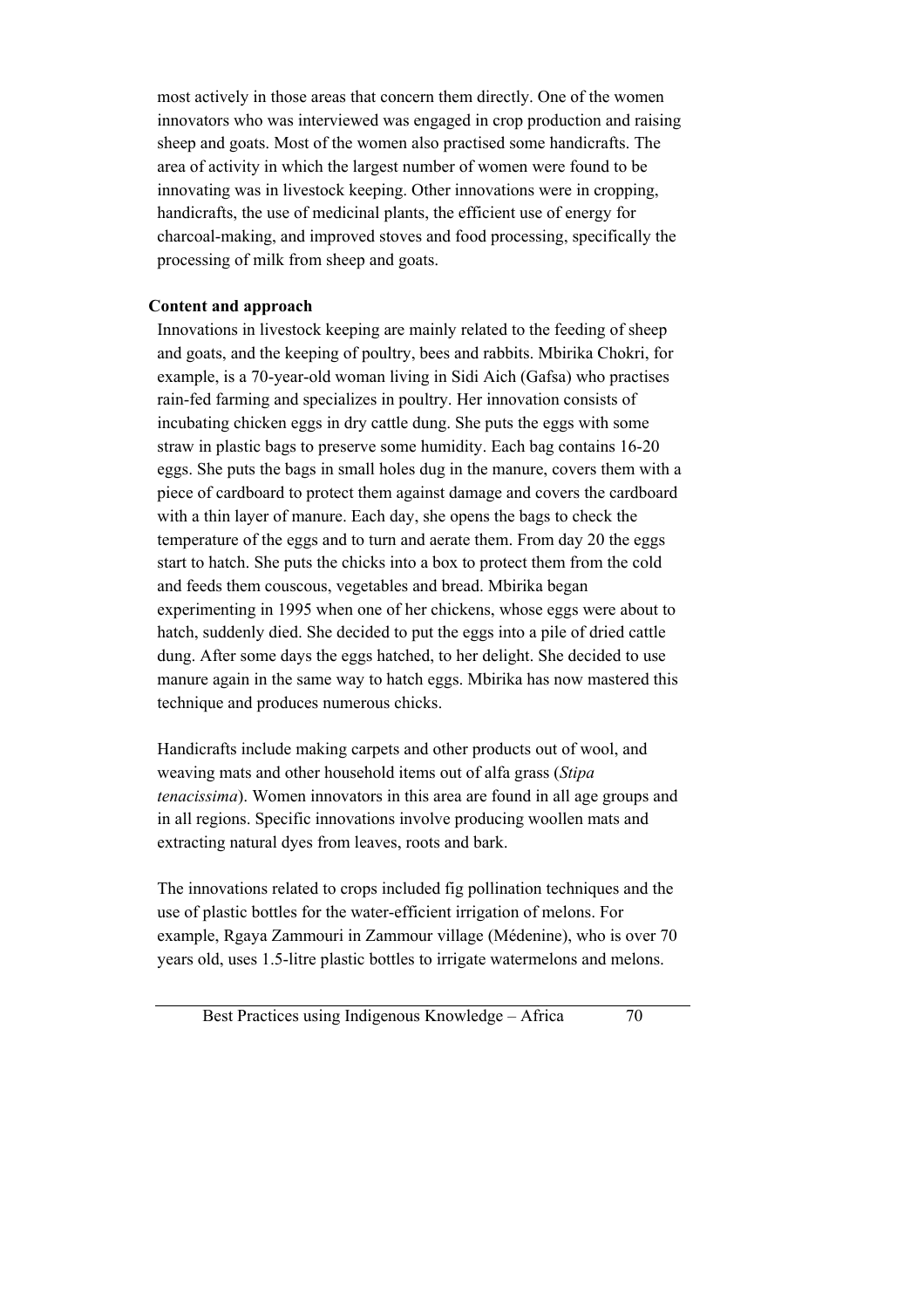most actively in those areas that concern them directly. One of the women innovators who was interviewed was engaged in crop production and raising sheep and goats. Most of the women also practised some handicrafts. The area of activity in which the largest number of women were found to be innovating was in livestock keeping. Other innovations were in cropping, handicrafts, the use of medicinal plants, the efficient use of energy for charcoal-making, and improved stoves and food processing, specifically the processing of milk from sheep and goats.

**Content and approach**

Innovations in livestock keeping are mainly related to the feeding of sheep and goats, and the keeping of poultry, bees and rabbits. Mbirika Chokri, for example, is a 70-year-old woman living in Sidi Aich (Gafsa) who practises rain-fed farming and specializes in poultry. Her innovation consists of incubating chicken eggs in dry cattle dung. She puts the eggs with some straw in plastic bags to preserve some humidity. Each bag contains 16-20 eggs. She puts the bags in small holes dug in the manure, covers them with a piece of cardboard to protect them against damage and covers the cardboard with a thin layer of manure. Each day, she opens the bags to check the temperature of the eggs and to turn and aerate them. From day 20 the eggs start to hatch. She puts the chicks into a box to protect them from the cold and feeds them couscous, vegetables and bread. Mbirika began experimenting in 1995 when one of her chickens, whose eggs were about to hatch, suddenly died. She decided to put the eggs into a pile of dried cattle dung. After some days the eggs hatched, to her delight. She decided to use manure again in the same way to hatch eggs. Mbirika has now mastered this technique and produces numerous chicks.

Handicrafts include making carpets and other products out of wool, and weaving mats and other household items out of alfa grass (*Stipa tenacissima*). Women innovators in this area are found in all age groups and in all regions. Specific innovations involve producing woollen mats and extracting natural dyes from leaves, roots and bark.

The innovations related to crops included fig pollination techniques and the use of plastic bottles for the water-efficient irrigation of melons. For example, Rgaya Zammouri in Zammour village (Médenine), who is over 70 years old, uses 1.5-litre plastic bottles to irrigate watermelons and melons.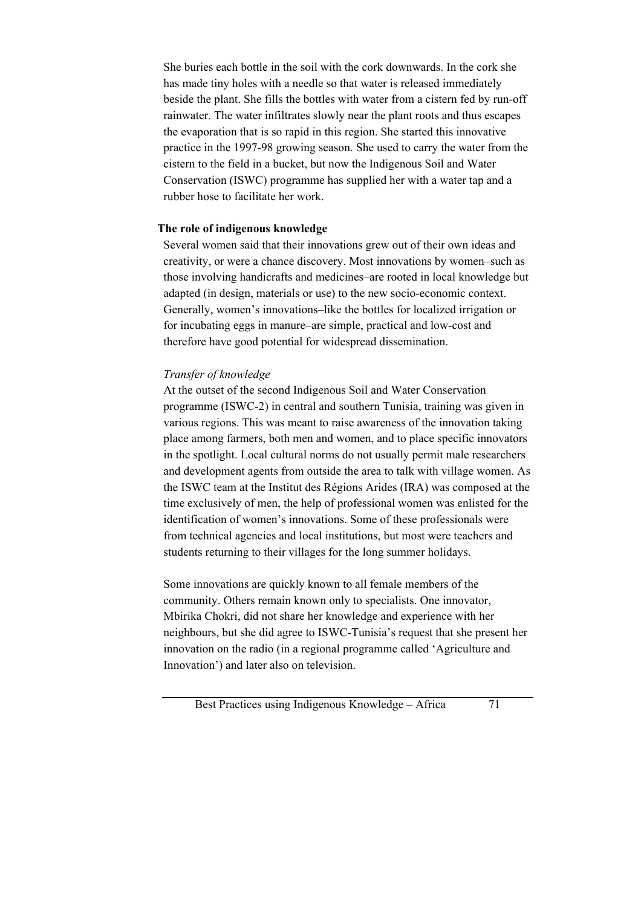She buries each bottle in the soil with the cork downwards. In the cork she has made tiny holes with a needle so that water is released immediately beside the plant. She fills the bottles with water from a cistern fed by run-off rainwater. The water infiltrates slowly near the plant roots and thus escapes the evaporation that is so rapid in this region. She started this innovative practice in the 1997-98 growing season. She used to carry the water from the cistern to the field in a bucket, but now the Indigenous Soil and Water Conservation (ISWC) programme has supplied her with a water tap and a rubber hose to facilitate her work.

**The role of indigenous knowledge**

Several women said that their innovations grew out of their own ideas and creativity, or were a chance discovery. Most innovations by women–such as those involving handicrafts and medicines–are rooted in local knowledge but adapted (in design, materials or use) to the new socio-economic context. Generally, women's innovations–like the bottles for localized irrigation or for incubating eggs in manure–are simple, practical and low-cost and therefore have good potential for widespread dissemination.

*Transfer of knowledge*

At the outset of the second Indigenous Soil and Water Conservation programme (ISWC-2) in central and southern Tunisia, training was given in various regions. This was meant to raise awareness of the innovation taking place among farmers, both men and women, and to place specific innovators in the spotlight. Local cultural norms do not usually permit male researchers and development agents from outside the area to talk with village women. As the ISWC team at the Institut des Régions Arides (IRA) was composed at the time exclusively of men, the help of professional women was enlisted for the identification of women's innovations. Some of these professionals were from technical agencies and local institutions, but most were teachers and students returning to their villages for the long summer holidays.

Some innovations are quickly known to all female members of the community. Others remain known only to specialists. One innovator, Mbirika Chokri, did not share her knowledge and experience with her neighbours, but she did agree to ISWC-Tunisia's request that she present her innovation on the radio (in a regional programme called 'Agriculture and Innovation') and later also on television.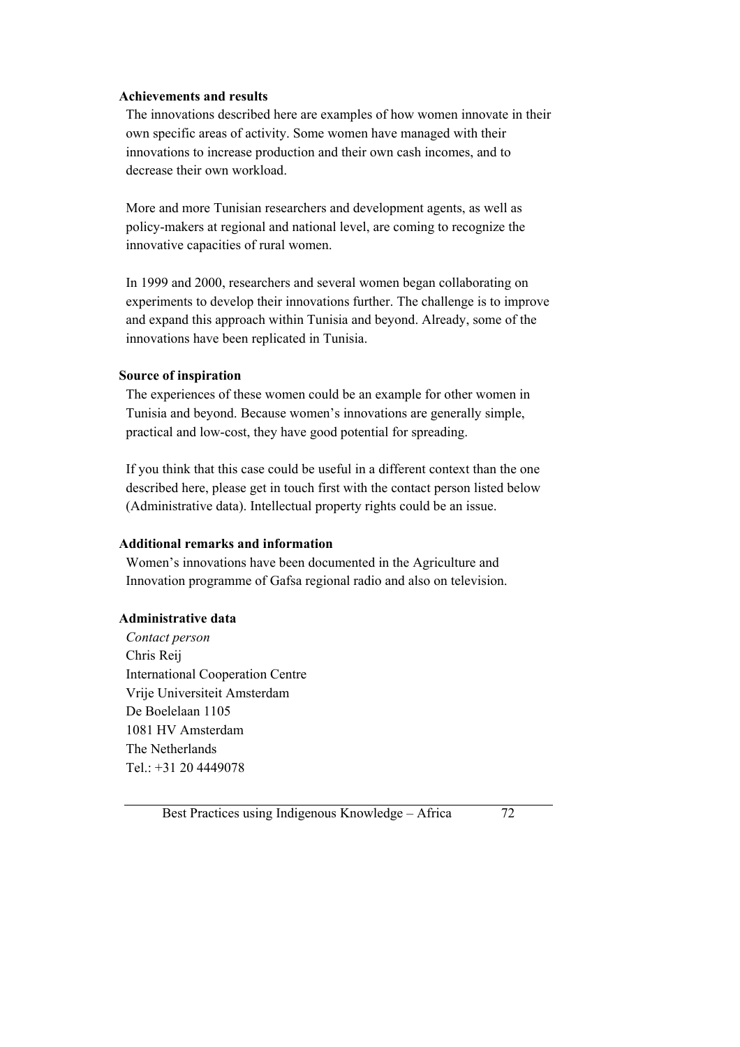**Achievements and results**

The innovations described here are examples of how women innovate in their own specific areas of activity. Some women have managed with their innovations to increase production and their own cash incomes, and to decrease their own workload.

More and more Tunisian researchers and development agents, as well as policy-makers at regional and national level, are coming to recognize the innovative capacities of rural women.

In 1999 and 2000, researchers and several women began collaborating on experiments to develop their innovations further. The challenge is to improve and expand this approach within Tunisia and beyond. Already, some of the innovations have been replicated in Tunisia.

**Source of inspiration**

The experiences of these women could be an example for other women in Tunisia and beyond. Because women's innovations are generally simple, practical and low-cost, they have good potential for spreading.

If you think that this case could be useful in a different context than the one described here, please get in touch first with the contact person listed below (Administrative data). Intellectual property rights could be an issue.

**Additional remarks and information**

Women's innovations have been documented in the Agriculture and Innovation programme of Gafsa regional radio and also on television.

**Administrative data**

*Contact person*
Chris Reij
International Cooperation Centre
Vrije Universiteit Amsterdam
De Boelelaan 1105
1081 HV Amsterdam
The Netherlands
Tel.: +31 20 4449078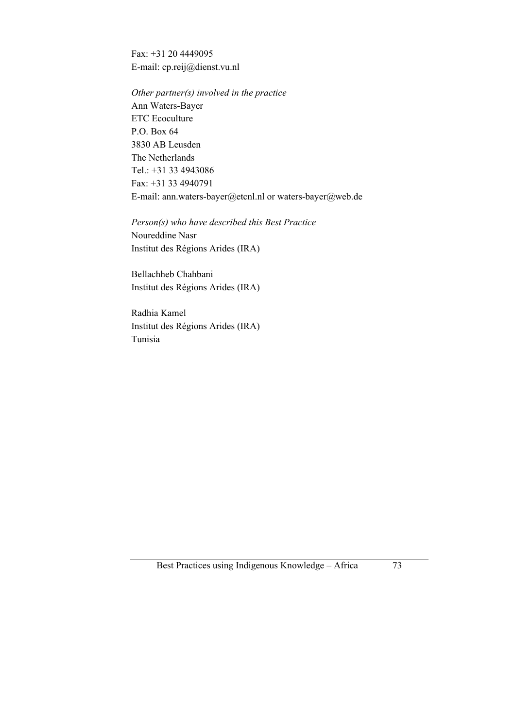Fax: +31 20 4449095
E-mail: cp.reij@dienst.vu.nl

*Other partner(s) involved in the practice*
Ann Waters-Bayer
ETC Ecoculture
P.O. Box 64
3830 AB Leusden
The Netherlands
Tel.: +31 33 4943086
Fax: +31 33 4940791
E-mail: ann.waters-bayer@etcnl.nl or waters-bayer@web.de

*Person(s) who have described this Best Practice*
Noureddine Nasr
Institut des Régions Arides (IRA)

Bellachheb Chahbani
Institut des Régions Arides (IRA)

Radhia Kamel
Institut des Régions Arides (IRA)
Tunisia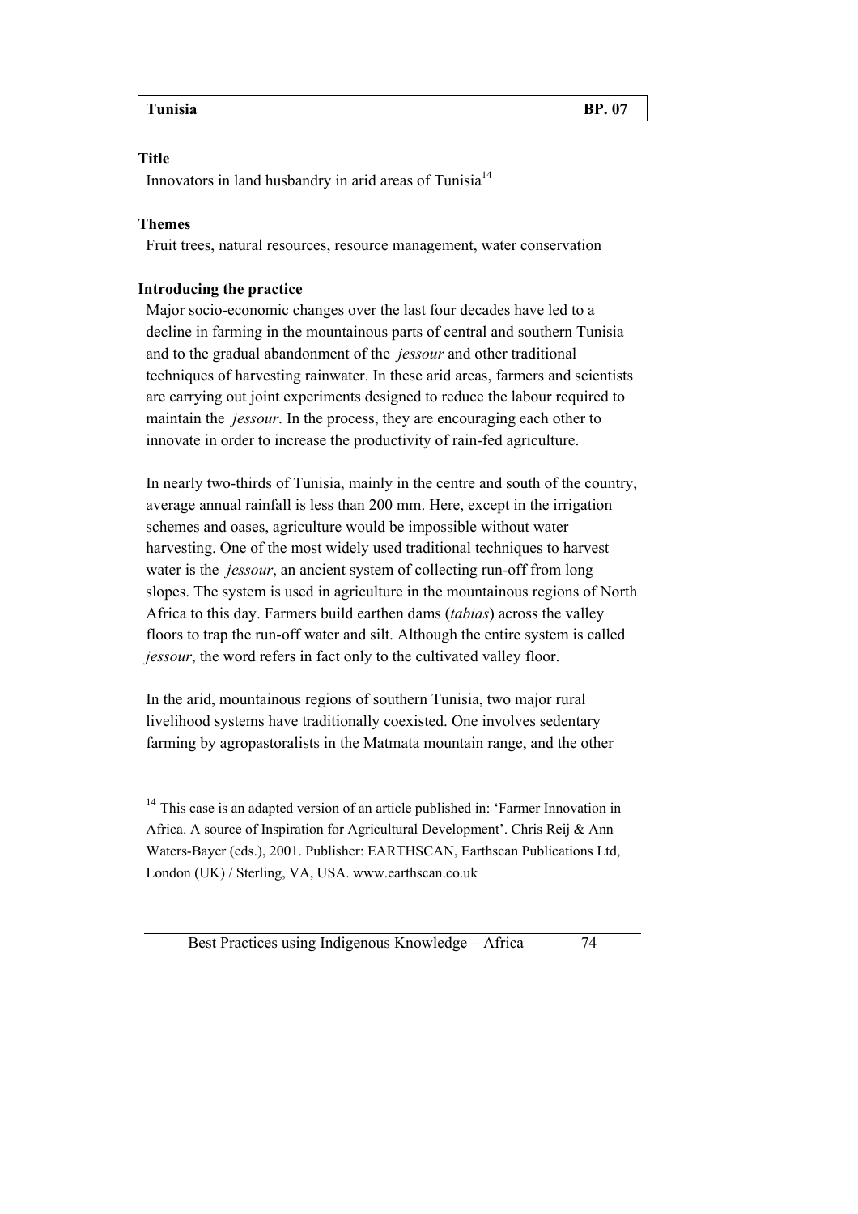| Tunisia | BP. 07 |
|---|---|

**Title**

Innovators in land husbandry in arid areas of Tunisia[14]

**Themes**

Fruit trees, natural resources, resource management, water conservation

**Introducing the practice**

Major socio-economic changes over the last four decades have led to a decline in farming in the mountainous parts of central and southern Tunisia and to the gradual abandonment of the *jessour* and other traditional techniques of harvesting rainwater. In these arid areas, farmers and scientists are carrying out joint experiments designed to reduce the labour required to maintain the *jessour*. In the process, they are encouraging each other to innovate in order to increase the productivity of rain-fed agriculture.

In nearly two-thirds of Tunisia, mainly in the centre and south of the country, average annual rainfall is less than 200 mm. Here, except in the irrigation schemes and oases, agriculture would be impossible without water harvesting. One of the most widely used traditional techniques to harvest water is the *jessour*, an ancient system of collecting run-off from long slopes. The system is used in agriculture in the mountainous regions of North Africa to this day. Farmers build earthen dams (*tabias*) across the valley floors to trap the run-off water and silt. Although the entire system is called *jessour*, the word refers in fact only to the cultivated valley floor.

In the arid, mountainous regions of southern Tunisia, two major rural livelihood systems have traditionally coexisted. One involves sedentary farming by agropastoralists in the Matmata mountain range, and the other

---

[14] This case is an adapted version of an article published in: 'Farmer Innovation in Africa. A source of Inspiration for Agricultural Development'. Chris Reij & Ann Waters-Bayer (eds.), 2001. Publisher: EARTHSCAN, Earthscan Publications Ltd, London (UK) / Sterling, VA, USA. www.earthscan.co.uk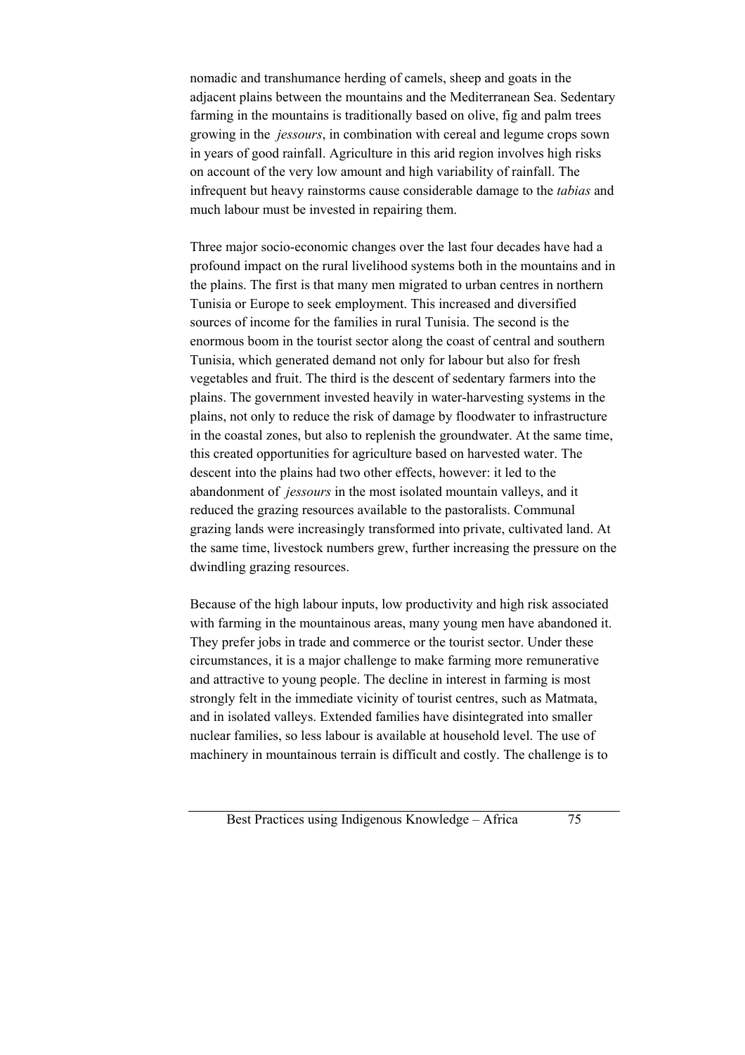nomadic and transhumance herding of camels, sheep and goats in the adjacent plains between the mountains and the Mediterranean Sea. Sedentary farming in the mountains is traditionally based on olive, fig and palm trees growing in the *jessours*, in combination with cereal and legume crops sown in years of good rainfall. Agriculture in this arid region involves high risks on account of the very low amount and high variability of rainfall. The infrequent but heavy rainstorms cause considerable damage to the *tabias* and much labour must be invested in repairing them.

Three major socio-economic changes over the last four decades have had a profound impact on the rural livelihood systems both in the mountains and in the plains. The first is that many men migrated to urban centres in northern Tunisia or Europe to seek employment. This increased and diversified sources of income for the families in rural Tunisia. The second is the enormous boom in the tourist sector along the coast of central and southern Tunisia, which generated demand not only for labour but also for fresh vegetables and fruit. The third is the descent of sedentary farmers into the plains. The government invested heavily in water-harvesting systems in the plains, not only to reduce the risk of damage by floodwater to infrastructure in the coastal zones, but also to replenish the groundwater. At the same time, this created opportunities for agriculture based on harvested water. The descent into the plains had two other effects, however: it led to the abandonment of *jessours* in the most isolated mountain valleys, and it reduced the grazing resources available to the pastoralists. Communal grazing lands were increasingly transformed into private, cultivated land. At the same time, livestock numbers grew, further increasing the pressure on the dwindling grazing resources.

Because of the high labour inputs, low productivity and high risk associated with farming in the mountainous areas, many young men have abandoned it. They prefer jobs in trade and commerce or the tourist sector. Under these circumstances, it is a major challenge to make farming more remunerative and attractive to young people. The decline in interest in farming is most strongly felt in the immediate vicinity of tourist centres, such as Matmata, and in isolated valleys. Extended families have disintegrated into smaller nuclear families, so less labour is available at household level. The use of machinery in mountainous terrain is difficult and costly. The challenge is to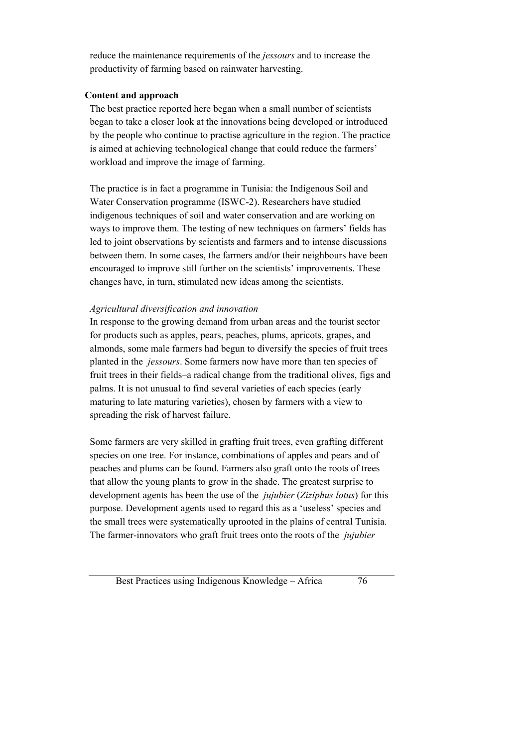reduce the maintenance requirements of the *jessours* and to increase the productivity of farming based on rainwater harvesting.

**Content and approach**

The best practice reported here began when a small number of scientists began to take a closer look at the innovations being developed or introduced by the people who continue to practise agriculture in the region. The practice is aimed at achieving technological change that could reduce the farmers' workload and improve the image of farming.

The practice is in fact a programme in Tunisia: the Indigenous Soil and Water Conservation programme (ISWC-2). Researchers have studied indigenous techniques of soil and water conservation and are working on ways to improve them. The testing of new techniques on farmers' fields has led to joint observations by scientists and farmers and to intense discussions between them. In some cases, the farmers and/or their neighbours have been encouraged to improve still further on the scientists' improvements. These changes have, in turn, stimulated new ideas among the scientists.

*Agricultural diversification and innovation*

In response to the growing demand from urban areas and the tourist sector for products such as apples, pears, peaches, plums, apricots, grapes, and almonds, some male farmers had begun to diversify the species of fruit trees planted in the *jessours*. Some farmers now have more than ten species of fruit trees in their fields–a radical change from the traditional olives, figs and palms. It is not unusual to find several varieties of each species (early maturing to late maturing varieties), chosen by farmers with a view to spreading the risk of harvest failure.

Some farmers are very skilled in grafting fruit trees, even grafting different species on one tree. For instance, combinations of apples and pears and of peaches and plums can be found. Farmers also graft onto the roots of trees that allow the young plants to grow in the shade. The greatest surprise to development agents has been the use of the *jujubier* (*Ziziphus lotus*) for this purpose. Development agents used to regard this as a 'useless' species and the small trees were systematically uprooted in the plains of central Tunisia. The farmer-innovators who graft fruit trees onto the roots of the *jujubier*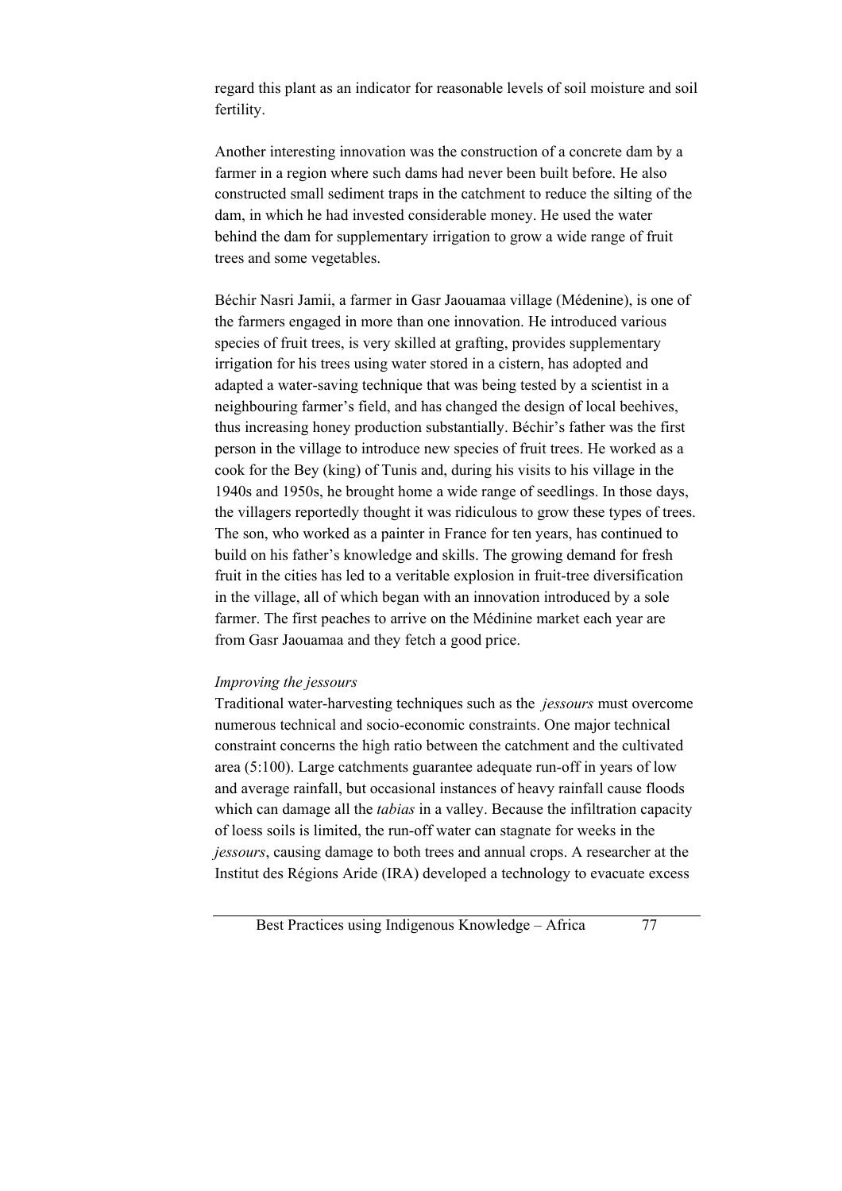regard this plant as an indicator for reasonable levels of soil moisture and soil fertility.

Another interesting innovation was the construction of a concrete dam by a farmer in a region where such dams had never been built before. He also constructed small sediment traps in the catchment to reduce the silting of the dam, in which he had invested considerable money. He used the water behind the dam for supplementary irrigation to grow a wide range of fruit trees and some vegetables.

Béchir Nasri Jamii, a farmer in Gasr Jaouamaa village (Médenine), is one of the farmers engaged in more than one innovation. He introduced various species of fruit trees, is very skilled at grafting, provides supplementary irrigation for his trees using water stored in a cistern, has adopted and adapted a water-saving technique that was being tested by a scientist in a neighbouring farmer's field, and has changed the design of local beehives, thus increasing honey production substantially. Béchir's father was the first person in the village to introduce new species of fruit trees. He worked as a cook for the Bey (king) of Tunis and, during his visits to his village in the 1940s and 1950s, he brought home a wide range of seedlings. In those days, the villagers reportedly thought it was ridiculous to grow these types of trees. The son, who worked as a painter in France for ten years, has continued to build on his father's knowledge and skills. The growing demand for fresh fruit in the cities has led to a veritable explosion in fruit-tree diversification in the village, all of which began with an innovation introduced by a sole farmer. The first peaches to arrive on the Médinine market each year are from Gasr Jaouamaa and they fetch a good price.

*Improving the jessours*

Traditional water-harvesting techniques such as the *jessours* must overcome numerous technical and socio-economic constraints. One major technical constraint concerns the high ratio between the catchment and the cultivated area (5:100). Large catchments guarantee adequate run-off in years of low and average rainfall, but occasional instances of heavy rainfall cause floods which can damage all the *tabias* in a valley. Because the infiltration capacity of loess soils is limited, the run-off water can stagnate for weeks in the *jessours*, causing damage to both trees and annual crops. A researcher at the Institut des Régions Aride (IRA) developed a technology to evacuate excess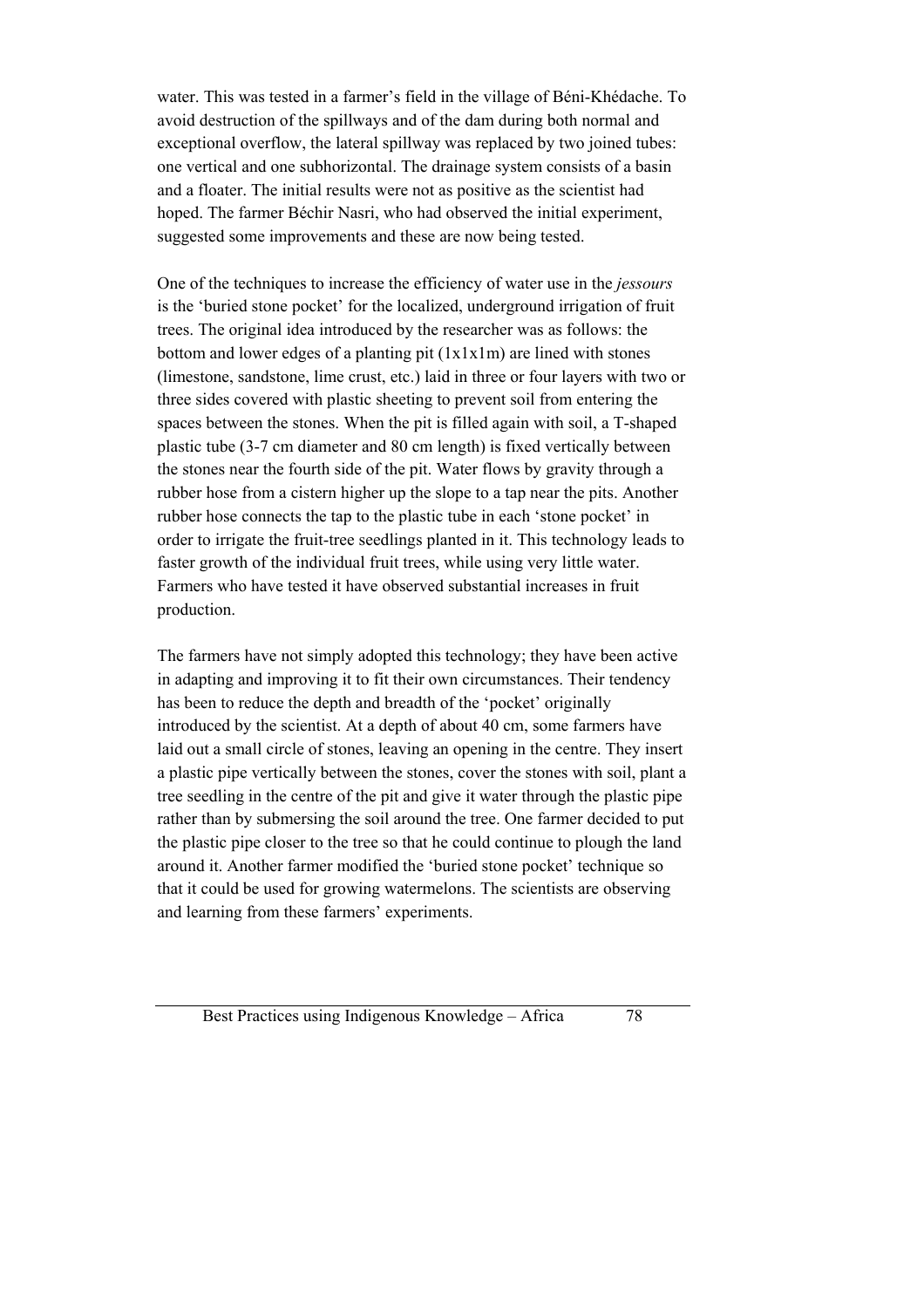water. This was tested in a farmer's field in the village of Béni-Khédache. To avoid destruction of the spillways and of the dam during both normal and exceptional overflow, the lateral spillway was replaced by two joined tubes: one vertical and one subhorizontal. The drainage system consists of a basin and a floater. The initial results were not as positive as the scientist had hoped. The farmer Béchir Nasri, who had observed the initial experiment, suggested some improvements and these are now being tested.

One of the techniques to increase the efficiency of water use in the *jessours* is the 'buried stone pocket' for the localized, underground irrigation of fruit trees. The original idea introduced by the researcher was as follows: the bottom and lower edges of a planting pit (1x1x1m) are lined with stones (limestone, sandstone, lime crust, etc.) laid in three or four layers with two or three sides covered with plastic sheeting to prevent soil from entering the spaces between the stones. When the pit is filled again with soil, a T-shaped plastic tube (3-7 cm diameter and 80 cm length) is fixed vertically between the stones near the fourth side of the pit. Water flows by gravity through a rubber hose from a cistern higher up the slope to a tap near the pits. Another rubber hose connects the tap to the plastic tube in each 'stone pocket' in order to irrigate the fruit-tree seedlings planted in it. This technology leads to faster growth of the individual fruit trees, while using very little water. Farmers who have tested it have observed substantial increases in fruit production.

The farmers have not simply adopted this technology; they have been active in adapting and improving it to fit their own circumstances. Their tendency has been to reduce the depth and breadth of the 'pocket' originally introduced by the scientist. At a depth of about 40 cm, some farmers have laid out a small circle of stones, leaving an opening in the centre. They insert a plastic pipe vertically between the stones, cover the stones with soil, plant a tree seedling in the centre of the pit and give it water through the plastic pipe rather than by submersing the soil around the tree. One farmer decided to put the plastic pipe closer to the tree so that he could continue to plough the land around it. Another farmer modified the 'buried stone pocket' technique so that it could be used for growing watermelons. The scientists are observing and learning from these farmers' experiments.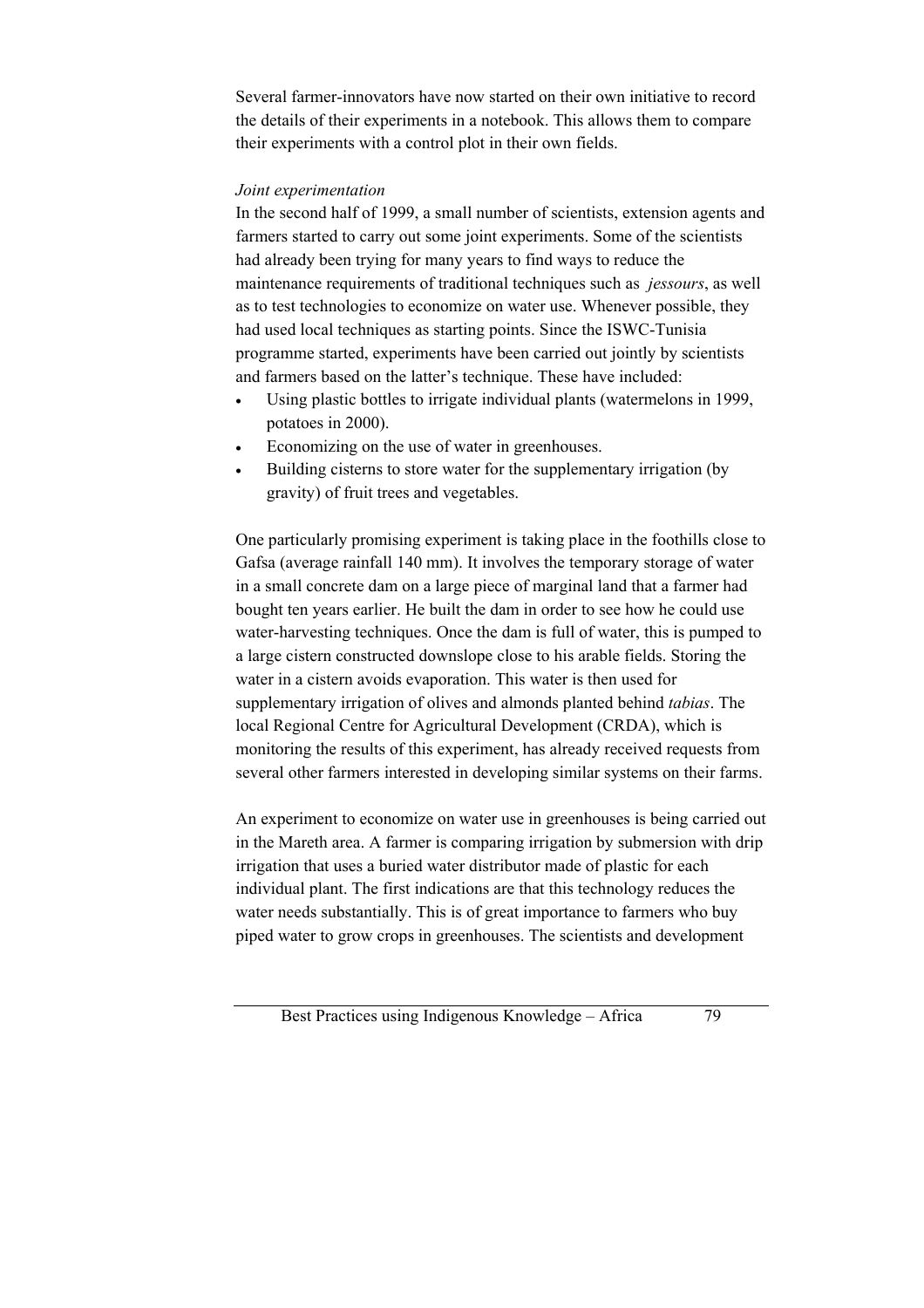Several farmer-innovators have now started on their own initiative to record the details of their experiments in a notebook. This allows them to compare their experiments with a control plot in their own fields.

*Joint experimentation*

In the second half of 1999, a small number of scientists, extension agents and farmers started to carry out some joint experiments. Some of the scientists had already been trying for many years to find ways to reduce the maintenance requirements of traditional techniques such as *jessours*, as well as to test technologies to economize on water use. Whenever possible, they had used local techniques as starting points. Since the ISWC-Tunisia programme started, experiments have been carried out jointly by scientists and farmers based on the latter's technique. These have included:

- Using plastic bottles to irrigate individual plants (watermelons in 1999, potatoes in 2000).
- Economizing on the use of water in greenhouses.
- Building cisterns to store water for the supplementary irrigation (by gravity) of fruit trees and vegetables.

One particularly promising experiment is taking place in the foothills close to Gafsa (average rainfall 140 mm). It involves the temporary storage of water in a small concrete dam on a large piece of marginal land that a farmer had bought ten years earlier. He built the dam in order to see how he could use water-harvesting techniques. Once the dam is full of water, this is pumped to a large cistern constructed downslope close to his arable fields. Storing the water in a cistern avoids evaporation. This water is then used for supplementary irrigation of olives and almonds planted behind *tabias*. The local Regional Centre for Agricultural Development (CRDA), which is monitoring the results of this experiment, has already received requests from several other farmers interested in developing similar systems on their farms.

An experiment to economize on water use in greenhouses is being carried out in the Mareth area. A farmer is comparing irrigation by submersion with drip irrigation that uses a buried water distributor made of plastic for each individual plant. The first indications are that this technology reduces the water needs substantially. This is of great importance to farmers who buy piped water to grow crops in greenhouses. The scientists and development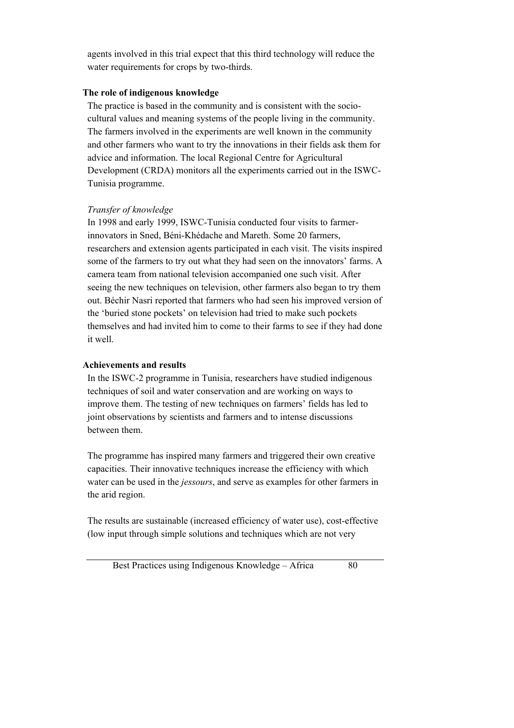agents involved in this trial expect that this third technology will reduce the water requirements for crops by two-thirds.

**The role of indigenous knowledge**

The practice is based in the community and is consistent with the socio-cultural values and meaning systems of the people living in the community. The farmers involved in the experiments are well known in the community and other farmers who want to try the innovations in their fields ask them for advice and information. The local Regional Centre for Agricultural Development (CRDA) monitors all the experiments carried out in the ISWC-Tunisia programme.

*Transfer of knowledge*

In 1998 and early 1999, ISWC-Tunisia conducted four visits to farmer-innovators in Sned, Béni-Khédache and Mareth. Some 20 farmers, researchers and extension agents participated in each visit. The visits inspired some of the farmers to try out what they had seen on the innovators' farms. A camera team from national television accompanied one such visit. After seeing the new techniques on television, other farmers also began to try them out. Béchir Nasri reported that farmers who had seen his improved version of the 'buried stone pockets' on television had tried to make such pockets themselves and had invited him to come to their farms to see if they had done it well.

**Achievements and results**

In the ISWC-2 programme in Tunisia, researchers have studied indigenous techniques of soil and water conservation and are working on ways to improve them. The testing of new techniques on farmers' fields has led to joint observations by scientists and farmers and to intense discussions between them.

The programme has inspired many farmers and triggered their own creative capacities. Their innovative techniques increase the efficiency with which water can be used in the *jessours*, and serve as examples for other farmers in the arid region.

The results are sustainable (increased efficiency of water use), cost-effective (low input through simple solutions and techniques which are not very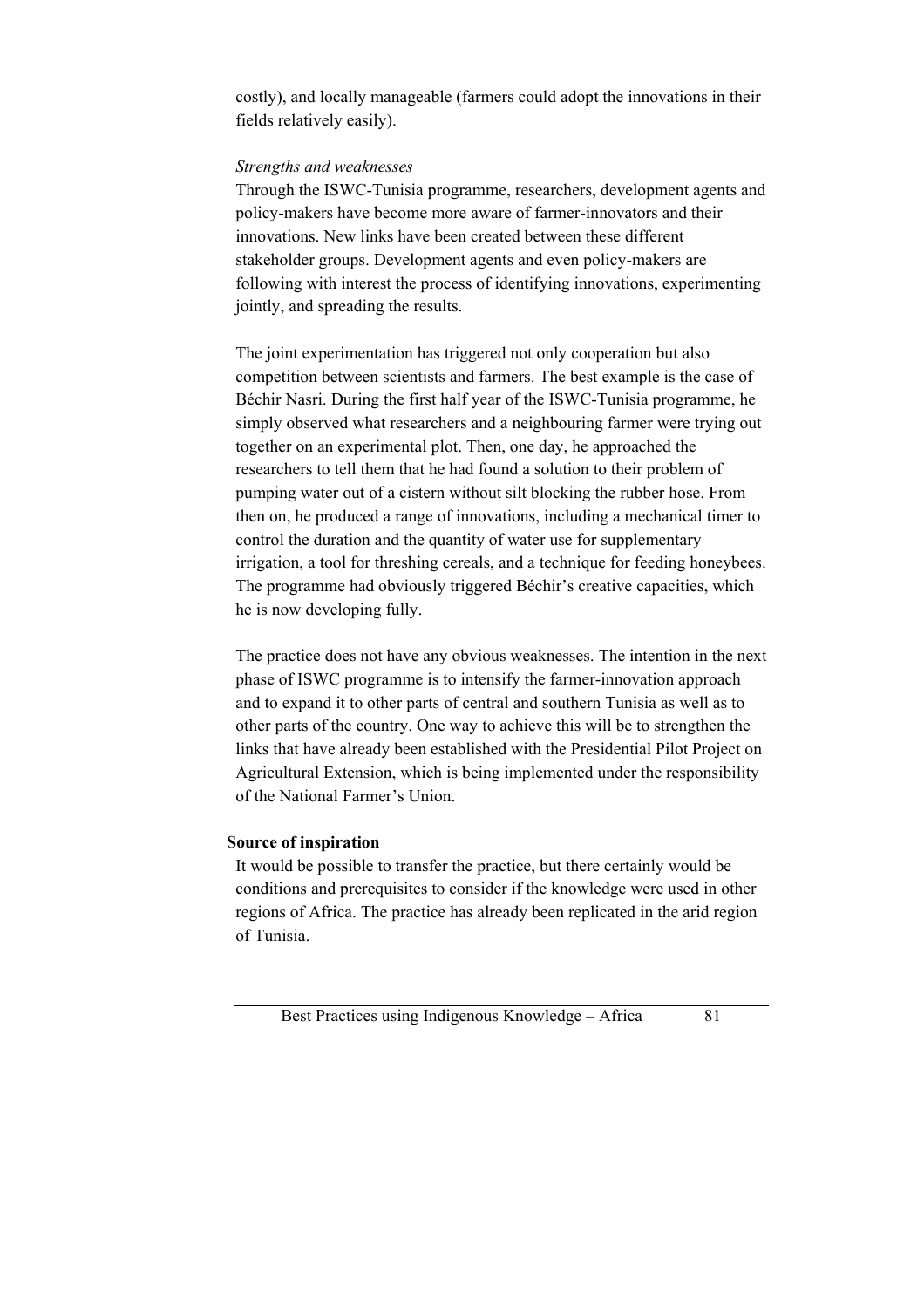costly), and locally manageable (farmers could adopt the innovations in their fields relatively easily).

*Strengths and weaknesses*

Through the ISWC-Tunisia programme, researchers, development agents and policy-makers have become more aware of farmer-innovators and their innovations. New links have been created between these different stakeholder groups. Development agents and even policy-makers are following with interest the process of identifying innovations, experimenting jointly, and spreading the results.

The joint experimentation has triggered not only cooperation but also competition between scientists and farmers. The best example is the case of Béchir Nasri. During the first half year of the ISWC-Tunisia programme, he simply observed what researchers and a neighbouring farmer were trying out together on an experimental plot. Then, one day, he approached the researchers to tell them that he had found a solution to their problem of pumping water out of a cistern without silt blocking the rubber hose. From then on, he produced a range of innovations, including a mechanical timer to control the duration and the quantity of water use for supplementary irrigation, a tool for threshing cereals, and a technique for feeding honeybees. The programme had obviously triggered Béchir's creative capacities, which he is now developing fully.

The practice does not have any obvious weaknesses. The intention in the next phase of ISWC programme is to intensify the farmer-innovation approach and to expand it to other parts of central and southern Tunisia as well as to other parts of the country. One way to achieve this will be to strengthen the links that have already been established with the Presidential Pilot Project on Agricultural Extension, which is being implemented under the responsibility of the National Farmer's Union.

**Source of inspiration**

It would be possible to transfer the practice, but there certainly would be conditions and prerequisites to consider if the knowledge were used in other regions of Africa. The practice has already been replicated in the arid region of Tunisia.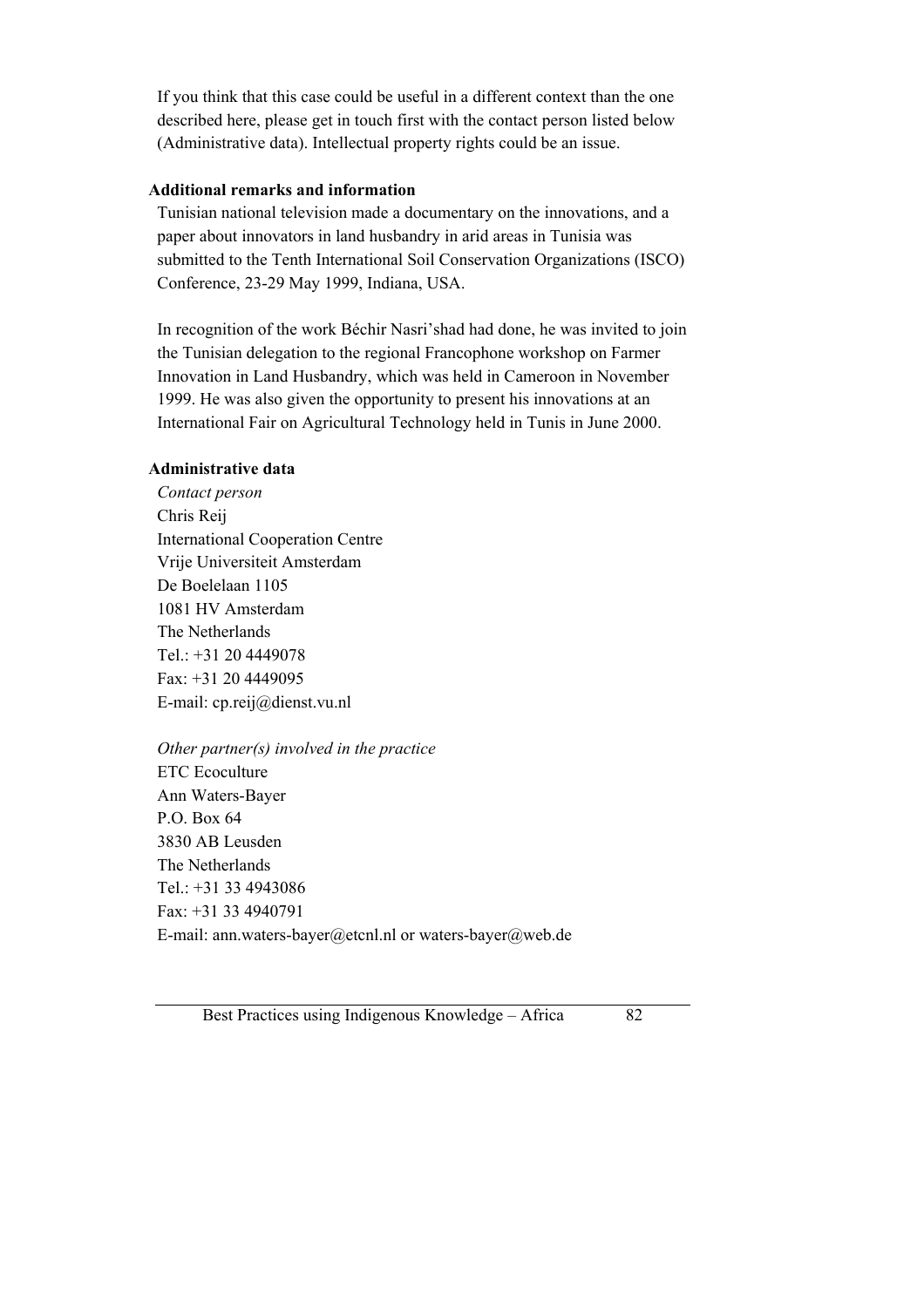If you think that this case could be useful in a different context than the one described here, please get in touch first with the contact person listed below (Administrative data). Intellectual property rights could be an issue.

**Additional remarks and information**

Tunisian national television made a documentary on the innovations, and a paper about innovators in land husbandry in arid areas in Tunisia was submitted to the Tenth International Soil Conservation Organizations (ISCO) Conference, 23-29 May 1999, Indiana, USA.

In recognition of the work Béchir Nasri'shad had done, he was invited to join the Tunisian delegation to the regional Francophone workshop on Farmer Innovation in Land Husbandry, which was held in Cameroon in November 1999. He was also given the opportunity to present his innovations at an International Fair on Agricultural Technology held in Tunis in June 2000.

**Administrative data**

*Contact person*
Chris Reij
International Cooperation Centre
Vrije Universiteit Amsterdam
De Boelelaan 1105
1081 HV Amsterdam
The Netherlands
Tel.: +31 20 4449078
Fax: +31 20 4449095
E-mail: cp.reij@dienst.vu.nl

*Other partner(s) involved in the practice*
ETC Ecoculture
Ann Waters-Bayer
P.O. Box 64
3830 AB Leusden
The Netherlands
Tel.: +31 33 4943086
Fax: +31 33 4940791
E-mail: ann.waters-bayer@etcnl.nl or waters-bayer@web.de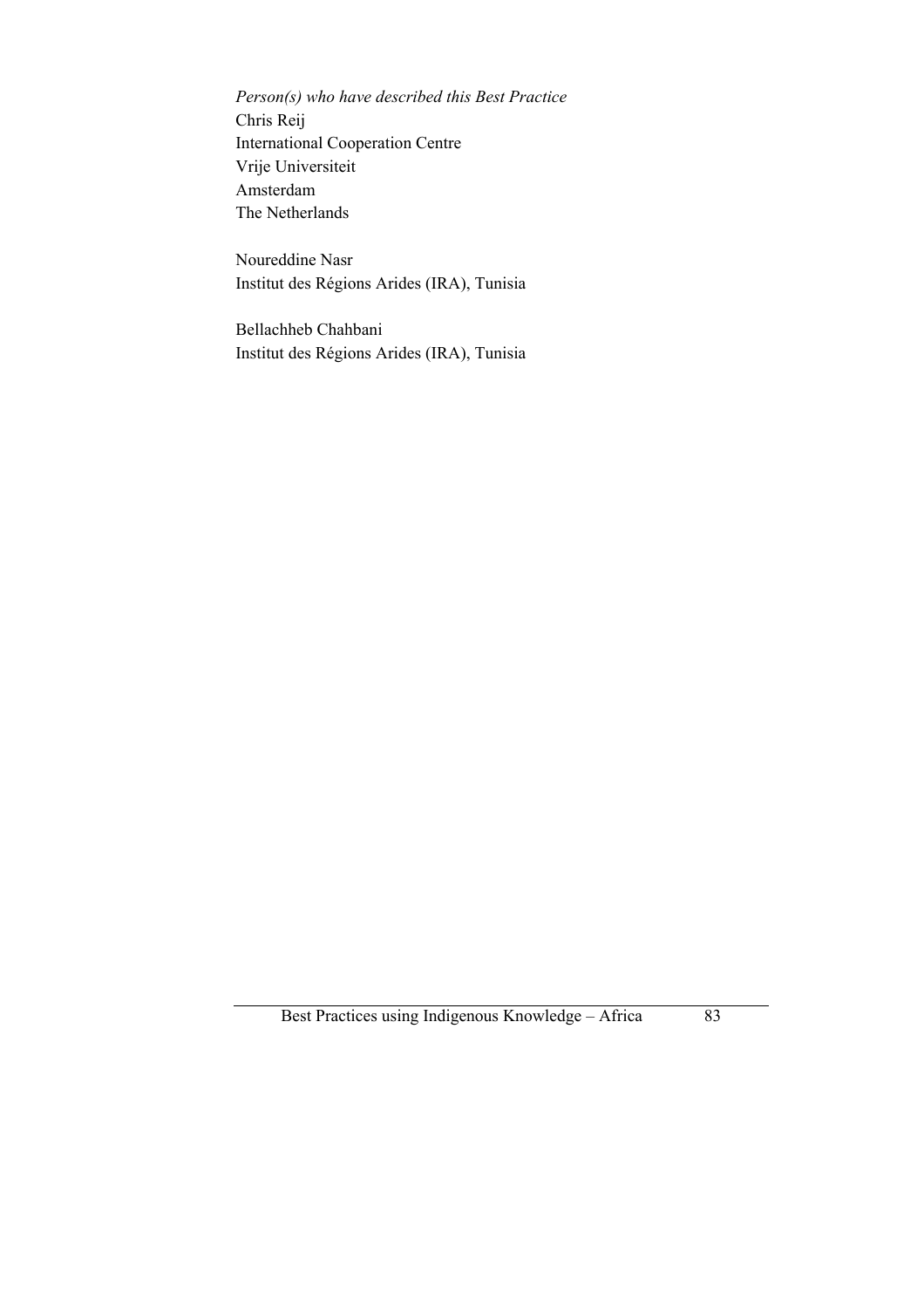*Person(s) who have described this Best Practice*
Chris Reij
International Cooperation Centre
Vrije Universiteit
Amsterdam
The Netherlands

Noureddine Nasr
Institut des Régions Arides (IRA), Tunisia

Bellachheb Chahbani
Institut des Régions Arides (IRA), Tunisia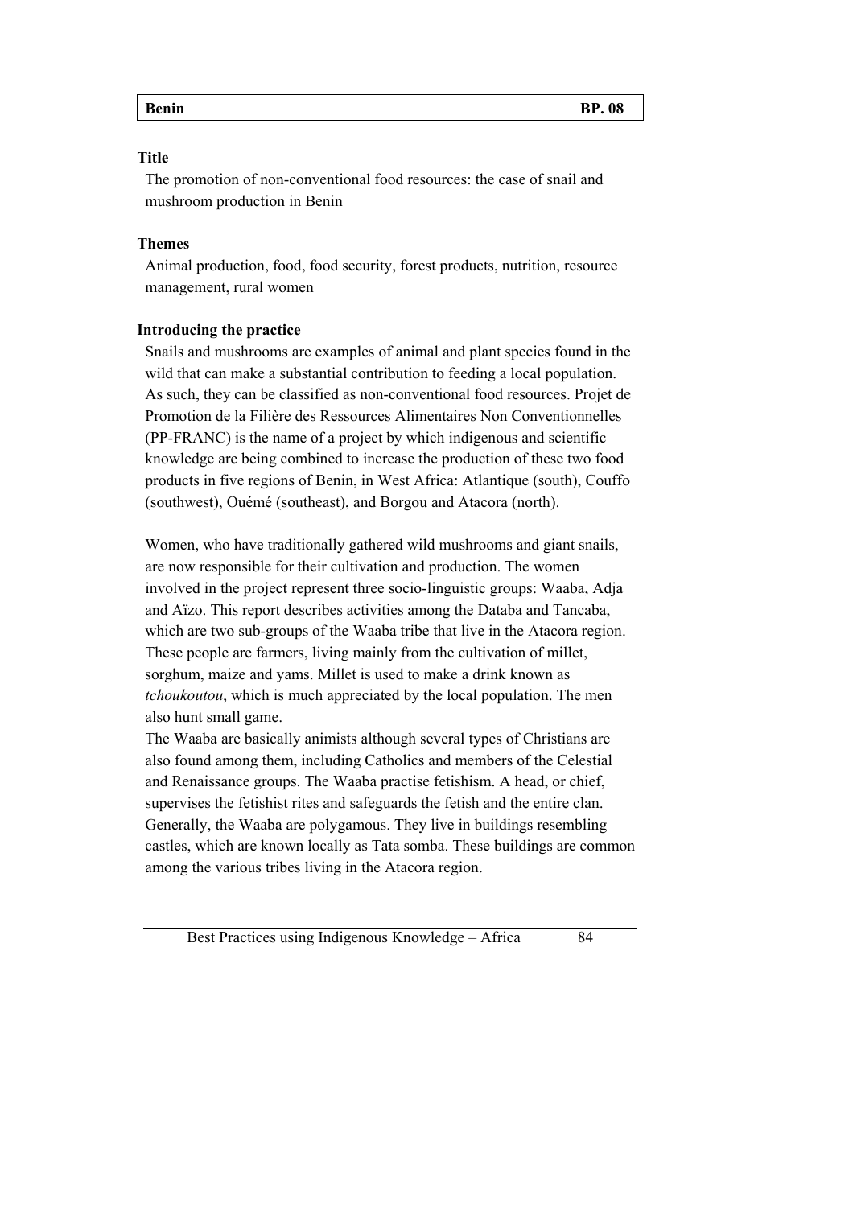| Benin | BP. 08 |
|---|---|

**Title**

The promotion of non-conventional food resources: the case of snail and mushroom production in Benin

**Themes**

Animal production, food, food security, forest products, nutrition, resource management, rural women

**Introducing the practice**

Snails and mushrooms are examples of animal and plant species found in the wild that can make a substantial contribution to feeding a local population. As such, they can be classified as non-conventional food resources. Projet de Promotion de la Filière des Ressources Alimentaires Non Conventionnelles (PP-FRANC) is the name of a project by which indigenous and scientific knowledge are being combined to increase the production of these two food products in five regions of Benin, in West Africa: Atlantique (south), Couffo (southwest), Ouémé (southeast), and Borgou and Atacora (north).

Women, who have traditionally gathered wild mushrooms and giant snails, are now responsible for their cultivation and production. The women involved in the project represent three socio-linguistic groups: Waaba, Adja and Aïzo. This report describes activities among the Databa and Tancaba, which are two sub-groups of the Waaba tribe that live in the Atacora region. These people are farmers, living mainly from the cultivation of millet, sorghum, maize and yams. Millet is used to make a drink known as *tchoukoutou*, which is much appreciated by the local population. The men also hunt small game.

The Waaba are basically animists although several types of Christians are also found among them, including Catholics and members of the Celestial and Renaissance groups. The Waaba practise fetishism. A head, or chief, supervises the fetishist rites and safeguards the fetish and the entire clan. Generally, the Waaba are polygamous. They live in buildings resembling castles, which are known locally as Tata somba. These buildings are common among the various tribes living in the Atacora region.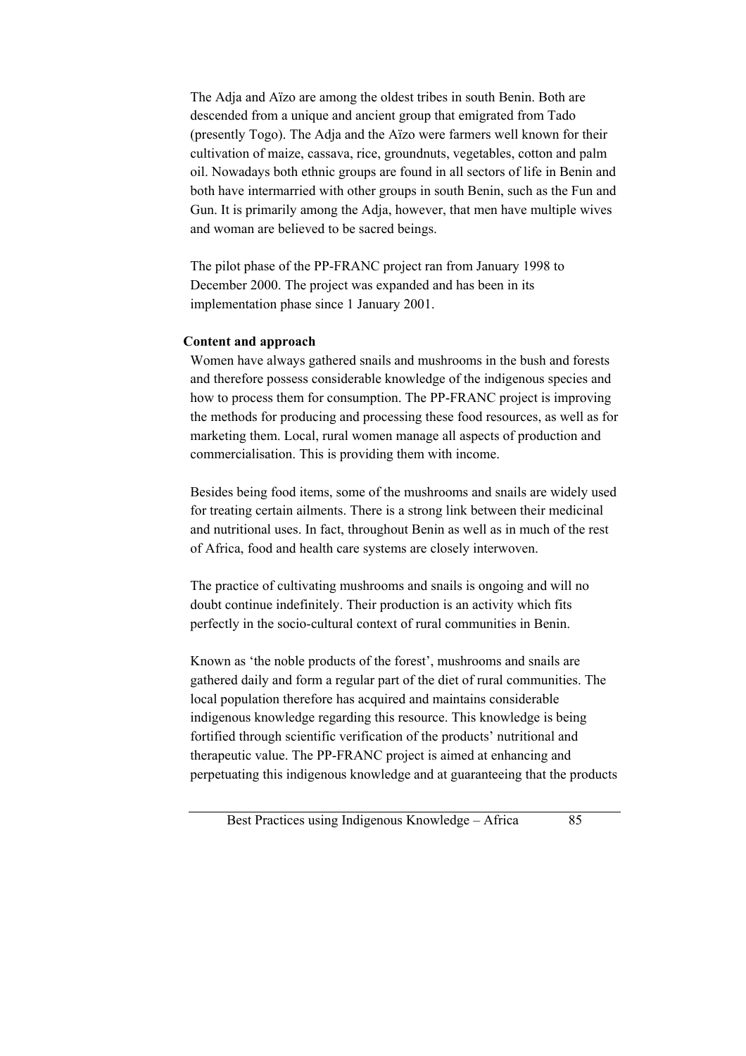The Adja and Aïzo are among the oldest tribes in south Benin. Both are descended from a unique and ancient group that emigrated from Tado (presently Togo). The Adja and the Aïzo were farmers well known for their cultivation of maize, cassava, rice, groundnuts, vegetables, cotton and palm oil. Nowadays both ethnic groups are found in all sectors of life in Benin and both have intermarried with other groups in south Benin, such as the Fun and Gun. It is primarily among the Adja, however, that men have multiple wives and woman are believed to be sacred beings.

The pilot phase of the PP-FRANC project ran from January 1998 to December 2000. The project was expanded and has been in its implementation phase since 1 January 2001.

**Content and approach**

Women have always gathered snails and mushrooms in the bush and forests and therefore possess considerable knowledge of the indigenous species and how to process them for consumption. The PP-FRANC project is improving the methods for producing and processing these food resources, as well as for marketing them. Local, rural women manage all aspects of production and commercialisation. This is providing them with income.

Besides being food items, some of the mushrooms and snails are widely used for treating certain ailments. There is a strong link between their medicinal and nutritional uses. In fact, throughout Benin as well as in much of the rest of Africa, food and health care systems are closely interwoven.

The practice of cultivating mushrooms and snails is ongoing and will no doubt continue indefinitely. Their production is an activity which fits perfectly in the socio-cultural context of rural communities in Benin.

Known as 'the noble products of the forest', mushrooms and snails are gathered daily and form a regular part of the diet of rural communities. The local population therefore has acquired and maintains considerable indigenous knowledge regarding this resource. This knowledge is being fortified through scientific verification of the products' nutritional and therapeutic value. The PP-FRANC project is aimed at enhancing and perpetuating this indigenous knowledge and at guaranteeing that the products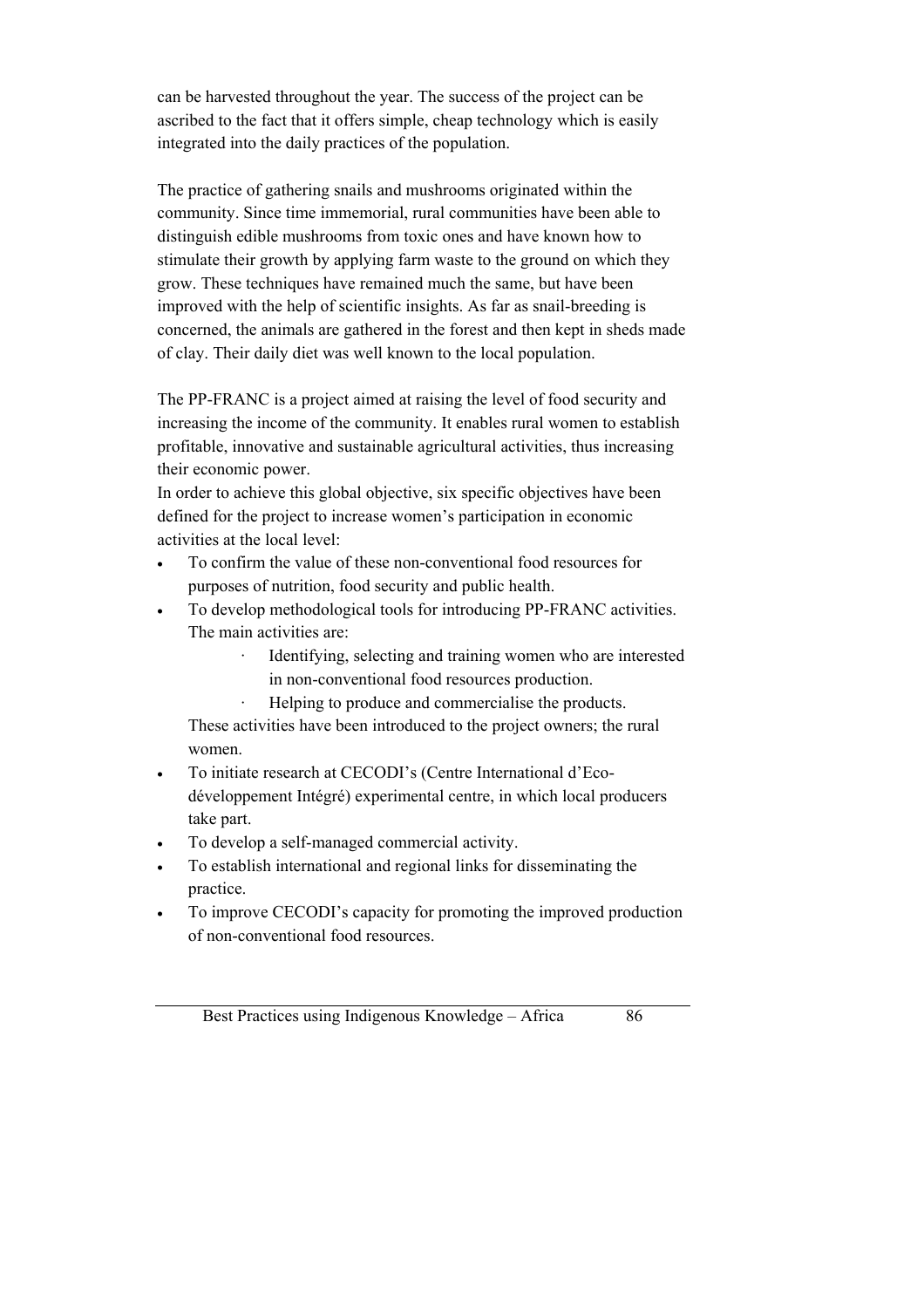can be harvested throughout the year. The success of the project can be ascribed to the fact that it offers simple, cheap technology which is easily integrated into the daily practices of the population.

The practice of gathering snails and mushrooms originated within the community. Since time immemorial, rural communities have been able to distinguish edible mushrooms from toxic ones and have known how to stimulate their growth by applying farm waste to the ground on which they grow. These techniques have remained much the same, but have been improved with the help of scientific insights. As far as snail-breeding is concerned, the animals are gathered in the forest and then kept in sheds made of clay. Their daily diet was well known to the local population.

The PP-FRANC is a project aimed at raising the level of food security and increasing the income of the community. It enables rural women to establish profitable, innovative and sustainable agricultural activities, thus increasing their economic power.
In order to achieve this global objective, six specific objectives have been defined for the project to increase women's participation in economic activities at the local level:

- To confirm the value of these non-conventional food resources for purposes of nutrition, food security and public health.
- To develop methodological tools for introducing PP-FRANC activities. The main activities are:
    - Identifying, selecting and training women who are interested in non-conventional food resources production.
    - Helping to produce and commercialise the products.

  These activities have been introduced to the project owners; the rural women.
- To initiate research at CECODI's (Centre International d'Eco-développement Intégré) experimental centre, in which local producers take part.
- To develop a self-managed commercial activity.
- To establish international and regional links for disseminating the practice.
- To improve CECODI's capacity for promoting the improved production of non-conventional food resources.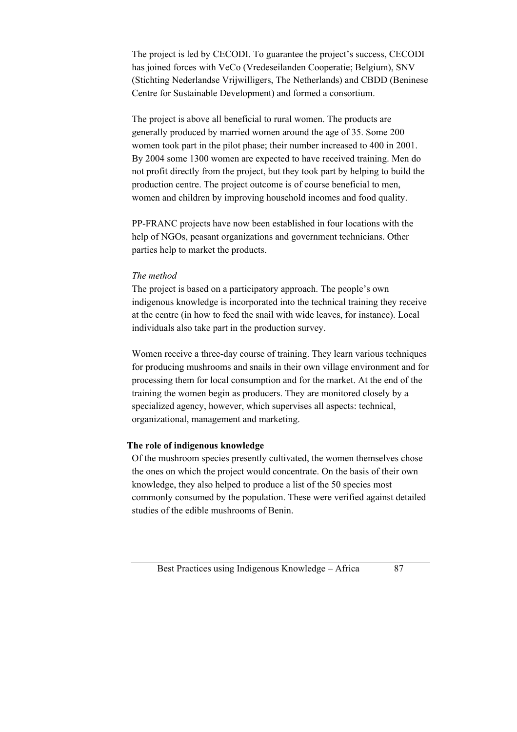The project is led by CECODI. To guarantee the project's success, CECODI has joined forces with VeCo (Vredeseilanden Cooperatie; Belgium), SNV (Stichting Nederlandse Vrijwilligers, The Netherlands) and CBDD (Beninese Centre for Sustainable Development) and formed a consortium.

The project is above all beneficial to rural women. The products are generally produced by married women around the age of 35. Some 200 women took part in the pilot phase; their number increased to 400 in 2001. By 2004 some 1300 women are expected to have received training. Men do not profit directly from the project, but they took part by helping to build the production centre. The project outcome is of course beneficial to men, women and children by improving household incomes and food quality.

PP-FRANC projects have now been established in four locations with the help of NGOs, peasant organizations and government technicians. Other parties help to market the products.

*The method*

The project is based on a participatory approach. The people's own indigenous knowledge is incorporated into the technical training they receive at the centre (in how to feed the snail with wide leaves, for instance). Local individuals also take part in the production survey.

Women receive a three-day course of training. They learn various techniques for producing mushrooms and snails in their own village environment and for processing them for local consumption and for the market. At the end of the training the women begin as producers. They are monitored closely by a specialized agency, however, which supervises all aspects: technical, organizational, management and marketing.

**The role of indigenous knowledge**

Of the mushroom species presently cultivated, the women themselves chose the ones on which the project would concentrate. On the basis of their own knowledge, they also helped to produce a list of the 50 species most commonly consumed by the population. These were verified against detailed studies of the edible mushrooms of Benin.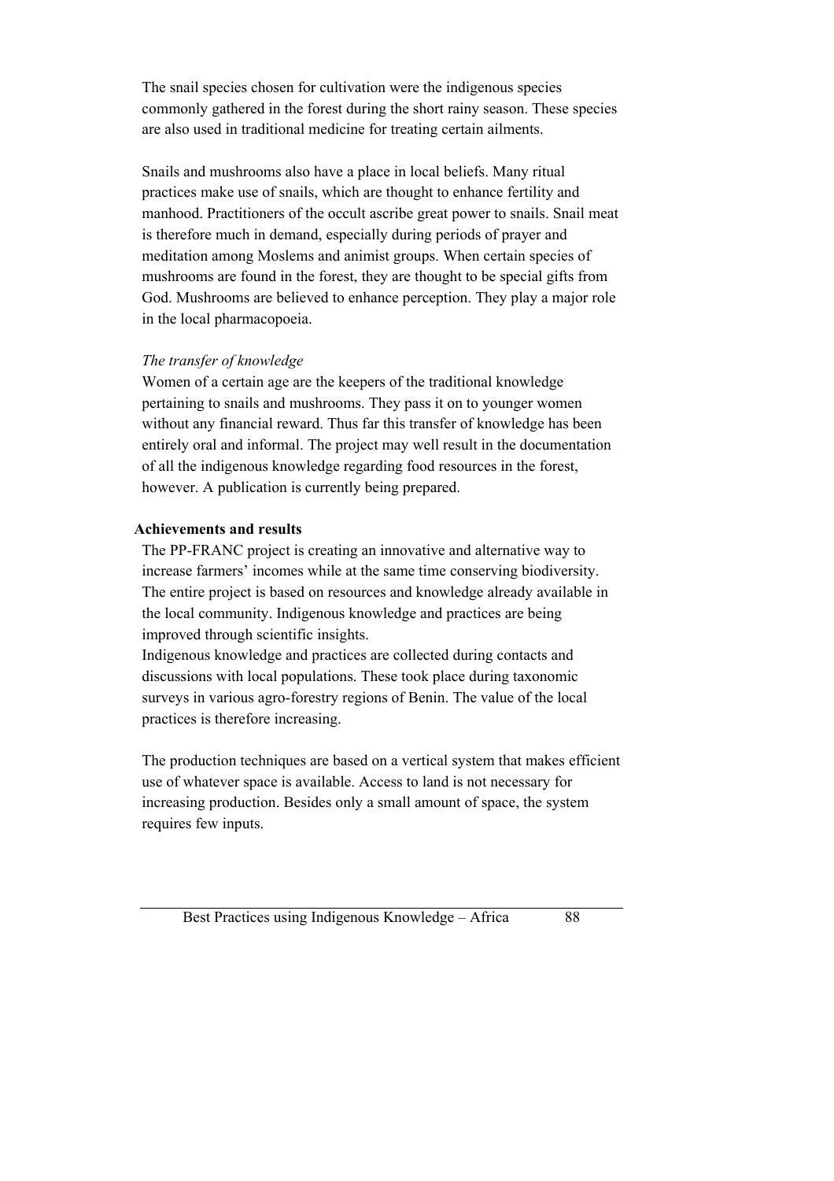The snail species chosen for cultivation were the indigenous species commonly gathered in the forest during the short rainy season. These species are also used in traditional medicine for treating certain ailments.

Snails and mushrooms also have a place in local beliefs. Many ritual practices make use of snails, which are thought to enhance fertility and manhood. Practitioners of the occult ascribe great power to snails. Snail meat is therefore much in demand, especially during periods of prayer and meditation among Moslems and animist groups. When certain species of mushrooms are found in the forest, they are thought to be special gifts from God. Mushrooms are believed to enhance perception. They play a major role in the local pharmacopoeia.

*The transfer of knowledge*

Women of a certain age are the keepers of the traditional knowledge pertaining to snails and mushrooms. They pass it on to younger women without any financial reward. Thus far this transfer of knowledge has been entirely oral and informal. The project may well result in the documentation of all the indigenous knowledge regarding food resources in the forest, however. A publication is currently being prepared.

**Achievements and results**

The PP-FRANC project is creating an innovative and alternative way to increase farmers' incomes while at the same time conserving biodiversity. The entire project is based on resources and knowledge already available in the local community. Indigenous knowledge and practices are being improved through scientific insights.
Indigenous knowledge and practices are collected during contacts and discussions with local populations. These took place during taxonomic surveys in various agro-forestry regions of Benin. The value of the local practices is therefore increasing.

The production techniques are based on a vertical system that makes efficient use of whatever space is available. Access to land is not necessary for increasing production. Besides only a small amount of space, the system requires few inputs.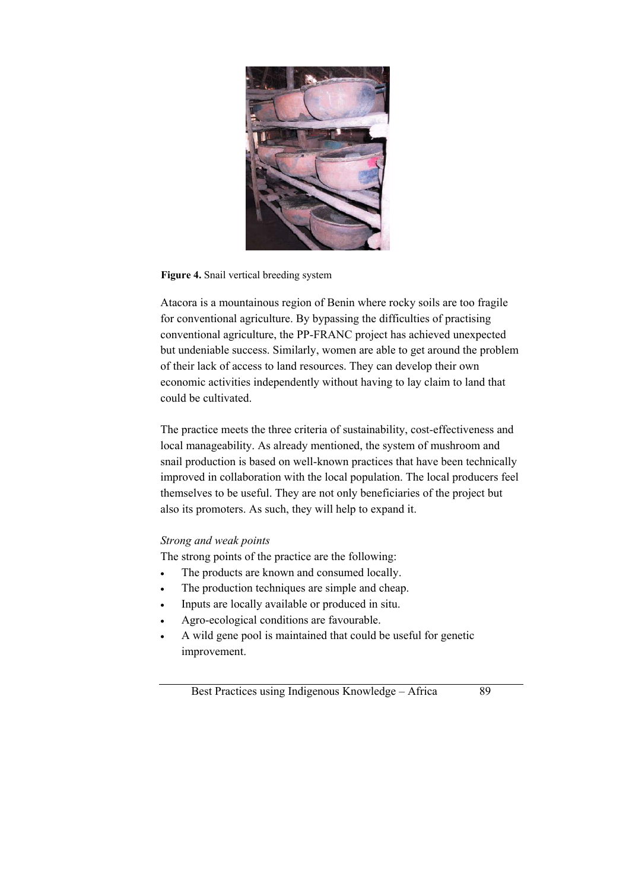**Figure 4.** Snail vertical breeding system

Atacora is a mountainous region of Benin where rocky soils are too fragile for conventional agriculture. By bypassing the difficulties of practising conventional agriculture, the PP-FRANC project has achieved unexpected but undeniable success. Similarly, women are able to get around the problem of their lack of access to land resources. They can develop their own economic activities independently without having to lay claim to land that could be cultivated.

The practice meets the three criteria of sustainability, cost-effectiveness and local manageability. As already mentioned, the system of mushroom and snail production is based on well-known practices that have been technically improved in collaboration with the local population. The local producers feel themselves to be useful. They are not only beneficiaries of the project but also its promoters. As such, they will help to expand it.

*Strong and weak points*

The strong points of the practice are the following:

- The products are known and consumed locally.
- The production techniques are simple and cheap.
- Inputs are locally available or produced in situ.
- Agro-ecological conditions are favourable.
- A wild gene pool is maintained that could be useful for genetic improvement.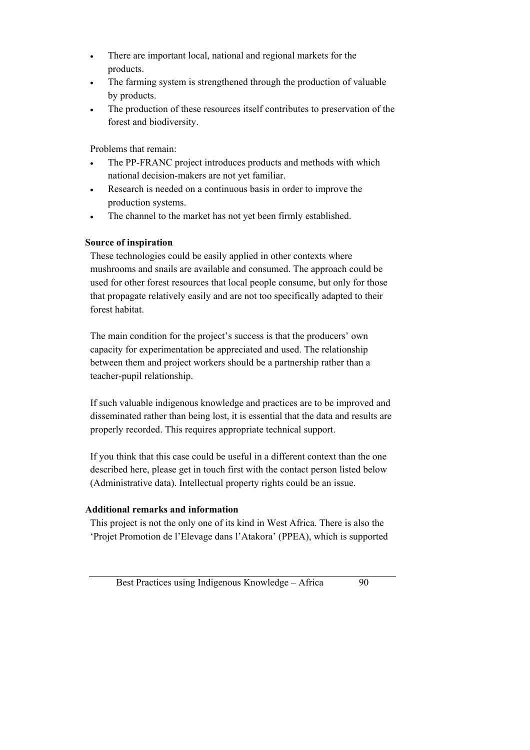- There are important local, national and regional markets for the products.
- The farming system is strengthened through the production of valuable by products.
- The production of these resources itself contributes to preservation of the forest and biodiversity.

Problems that remain:

- The PP-FRANC project introduces products and methods with which national decision-makers are not yet familiar.
- Research is needed on a continuous basis in order to improve the production systems.
- The channel to the market has not yet been firmly established.

**Source of inspiration**

These technologies could be easily applied in other contexts where mushrooms and snails are available and consumed. The approach could be used for other forest resources that local people consume, but only for those that propagate relatively easily and are not too specifically adapted to their forest habitat.

The main condition for the project's success is that the producers' own capacity for experimentation be appreciated and used. The relationship between them and project workers should be a partnership rather than a teacher-pupil relationship.

If such valuable indigenous knowledge and practices are to be improved and disseminated rather than being lost, it is essential that the data and results are properly recorded. This requires appropriate technical support.

If you think that this case could be useful in a different context than the one described here, please get in touch first with the contact person listed below (Administrative data). Intellectual property rights could be an issue.

**Additional remarks and information**

This project is not the only one of its kind in West Africa. There is also the 'Projet Promotion de l'Elevage dans l'Atakora' (PPEA), which is supported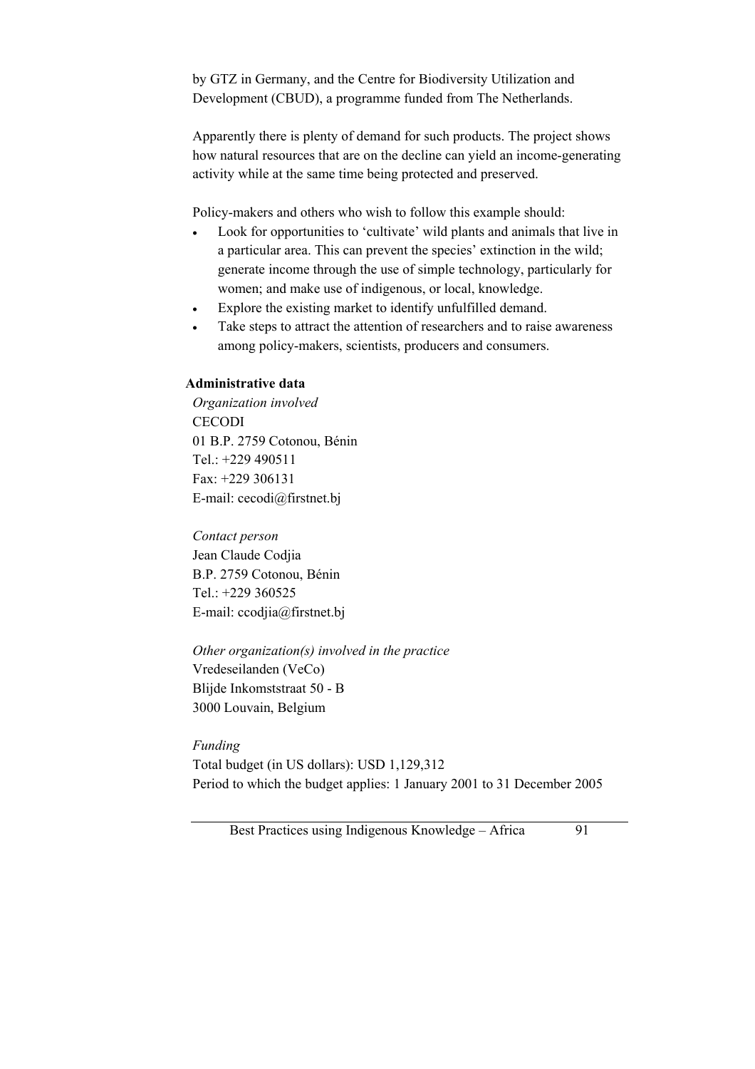by GTZ in Germany, and the Centre for Biodiversity Utilization and Development (CBUD), a programme funded from The Netherlands.

Apparently there is plenty of demand for such products. The project shows how natural resources that are on the decline can yield an income-generating activity while at the same time being protected and preserved.

Policy-makers and others who wish to follow this example should:

- Look for opportunities to 'cultivate' wild plants and animals that live in a particular area. This can prevent the species' extinction in the wild; generate income through the use of simple technology, particularly for women; and make use of indigenous, or local, knowledge.
- Explore the existing market to identify unfulfilled demand.
- Take steps to attract the attention of researchers and to raise awareness among policy-makers, scientists, producers and consumers.

**Administrative data**

*Organization involved*
CECODI
01 B.P. 2759 Cotonou, Bénin
Tel.: +229 490511
Fax: +229 306131
E-mail: cecodi@firstnet.bj

*Contact person*
Jean Claude Codjia
B.P. 2759 Cotonou, Bénin
Tel.: +229 360525
E-mail: ccodjia@firstnet.bj

*Other organization(s) involved in the practice*
Vredeseilanden (VeCo)
Blijde Inkomststraat 50 - B
3000 Louvain, Belgium

*Funding*
Total budget (in US dollars): USD 1,129,312
Period to which the budget applies: 1 January 2001 to 31 December 2005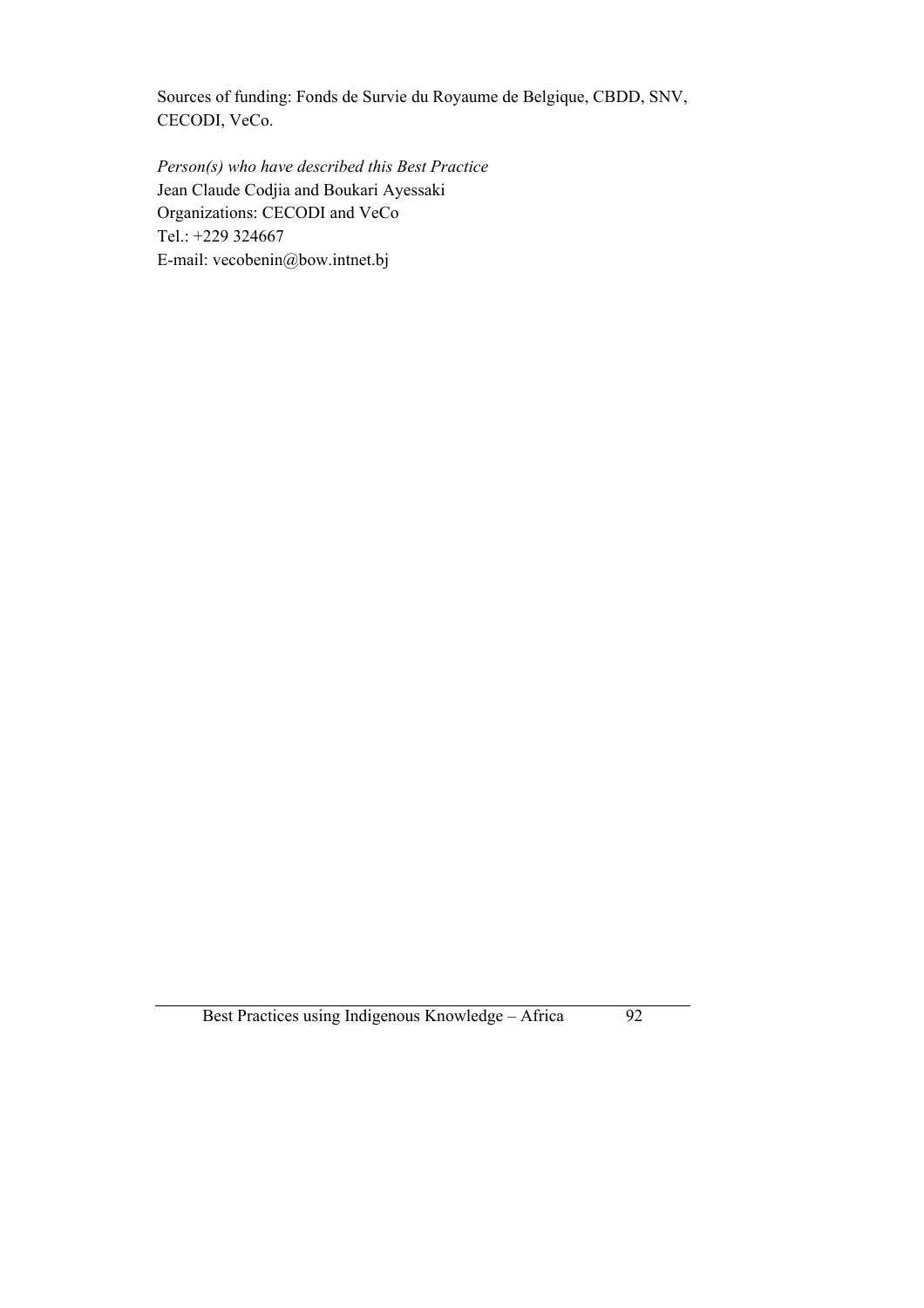Sources of funding: Fonds de Survie du Royaume de Belgique, CBDD, SNV, CECODI, VeCo.

*Person(s) who have described this Best Practice*
Jean Claude Codjia and Boukari Ayessaki
Organizations: CECODI and VeCo
Tel.: +229 324667
E-mail: vecobenin@bow.intnet.bj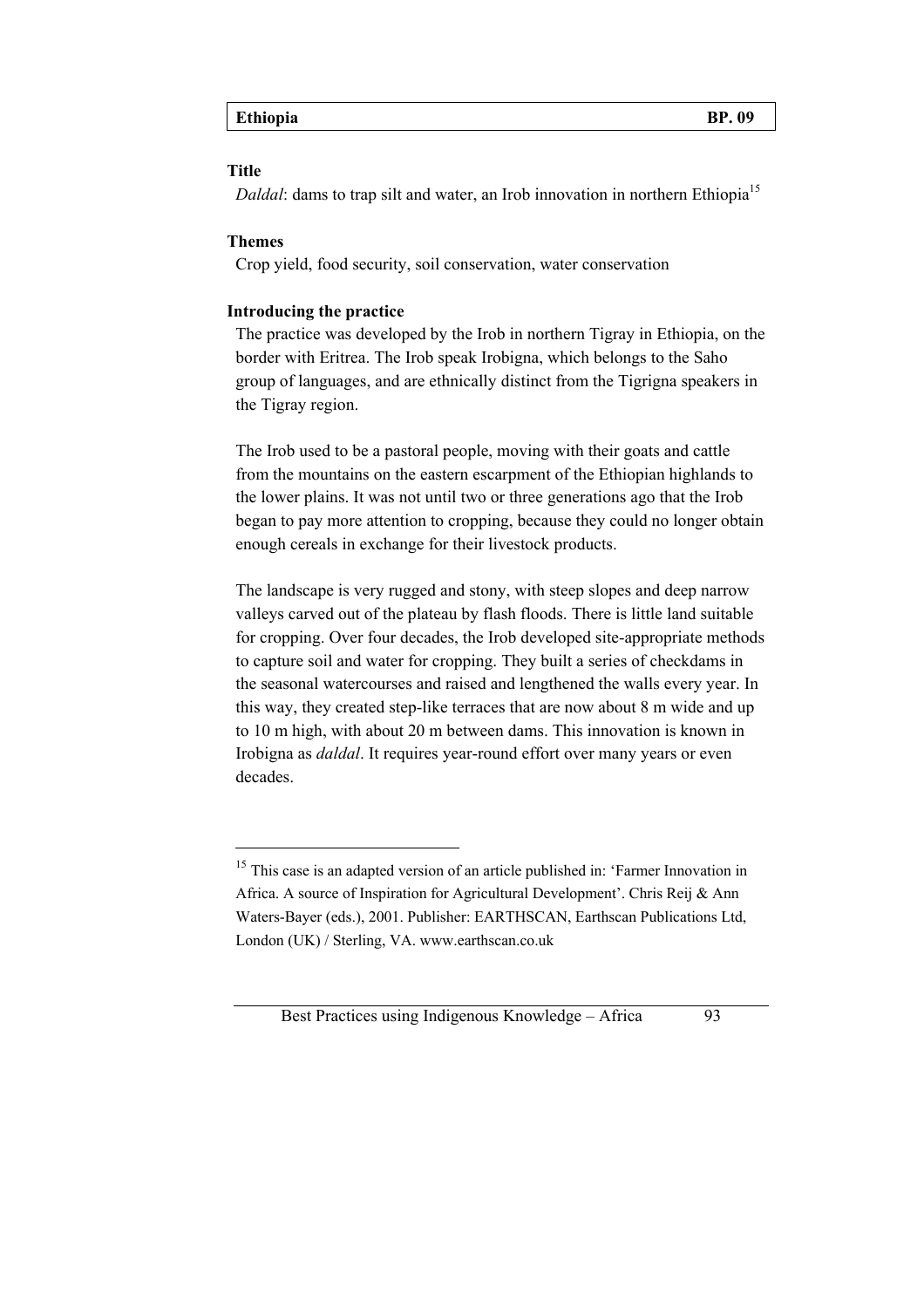| Ethiopia | BP. 09 |
|---|---|

### Title

*Daldal*: dams to trap silt and water, an Irob innovation in northern Ethiopia[15]

### Themes

Crop yield, food security, soil conservation, water conservation

### Introducing the practice

The practice was developed by the Irob in northern Tigray in Ethiopia, on the border with Eritrea. The Irob speak Irobigna, which belongs to the Saho group of languages, and are ethnically distinct from the Tigrigna speakers in the Tigray region.

The Irob used to be a pastoral people, moving with their goats and cattle from the mountains on the eastern escarpment of the Ethiopian highlands to the lower plains. It was not until two or three generations ago that the Irob began to pay more attention to cropping, because they could no longer obtain enough cereals in exchange for their livestock products.

The landscape is very rugged and stony, with steep slopes and deep narrow valleys carved out of the plateau by flash floods. There is little land suitable for cropping. Over four decades, the Irob developed site-appropriate methods to capture soil and water for cropping. They built a series of checkdams in the seasonal watercourses and raised and lengthened the walls every year. In this way, they created step-like terraces that are now about 8 m wide and up to 10 m high, with about 20 m between dams. This innovation is known in Irobigna as *daldal*. It requires year-round effort over many years or even decades.

---

[15] This case is an adapted version of an article published in: 'Farmer Innovation in Africa. A source of Inspiration for Agricultural Development'. Chris Reij & Ann Waters-Bayer (eds.), 2001. Publisher: EARTHSCAN, Earthscan Publications Ltd, London (UK) / Sterling, VA. www.earthscan.co.uk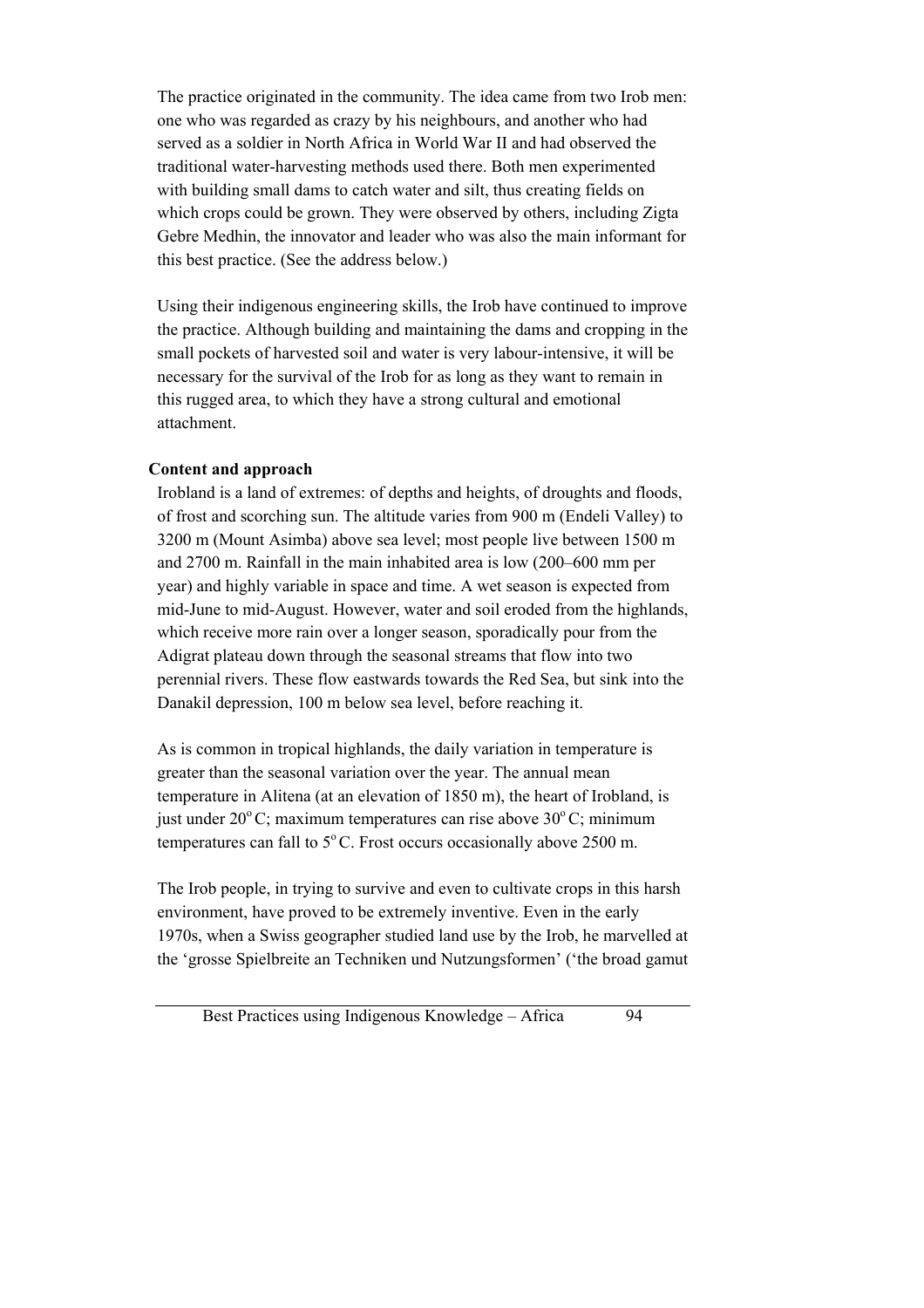The practice originated in the community. The idea came from two Irob men: one who was regarded as crazy by his neighbours, and another who had served as a soldier in North Africa in World War II and had observed the traditional water-harvesting methods used there. Both men experimented with building small dams to catch water and silt, thus creating fields on which crops could be grown. They were observed by others, including Zigta Gebre Medhin, the innovator and leader who was also the main informant for this best practice. (See the address below.)

Using their indigenous engineering skills, the Irob have continued to improve the practice. Although building and maintaining the dams and cropping in the small pockets of harvested soil and water is very labour-intensive, it will be necessary for the survival of the Irob for as long as they want to remain in this rugged area, to which they have a strong cultural and emotional attachment.

**Content and approach**

Irobland is a land of extremes: of depths and heights, of droughts and floods, of frost and scorching sun. The altitude varies from 900 m (Endeli Valley) to 3200 m (Mount Asimba) above sea level; most people live between 1500 m and 2700 m. Rainfall in the main inhabited area is low (200–600 mm per year) and highly variable in space and time. A wet season is expected from mid-June to mid-August. However, water and soil eroded from the highlands, which receive more rain over a longer season, sporadically pour from the Adigrat plateau down through the seasonal streams that flow into two perennial rivers. These flow eastwards towards the Red Sea, but sink into the Danakil depression, 100 m below sea level, before reaching it.

As is common in tropical highlands, the daily variation in temperature is greater than the seasonal variation over the year. The annual mean temperature in Alitena (at an elevation of 1850 m), the heart of Irobland, is just under 20°C; maximum temperatures can rise above 30°C; minimum temperatures can fall to 5°C. Frost occurs occasionally above 2500 m.

The Irob people, in trying to survive and even to cultivate crops in this harsh environment, have proved to be extremely inventive. Even in the early 1970s, when a Swiss geographer studied land use by the Irob, he marvelled at the 'grosse Spielbreite an Techniken und Nutzungsformen' ('the broad gamut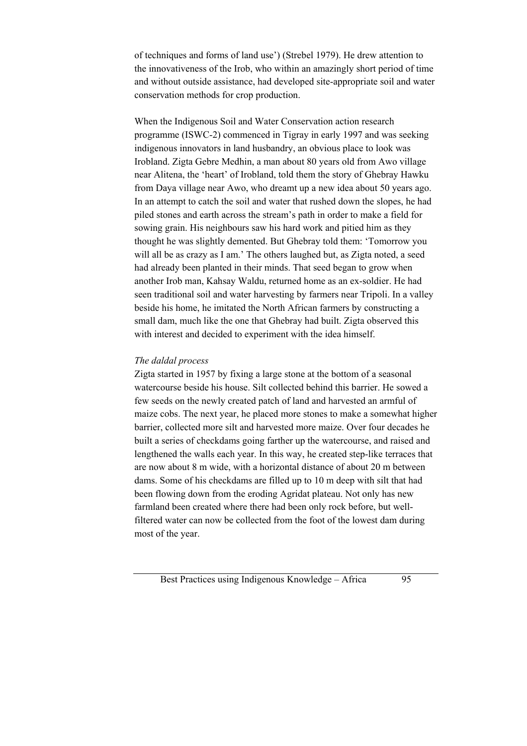of techniques and forms of land use') (Strebel 1979). He drew attention to the innovativeness of the Irob, who within an amazingly short period of time and without outside assistance, had developed site-appropriate soil and water conservation methods for crop production.

When the Indigenous Soil and Water Conservation action research programme (ISWC-2) commenced in Tigray in early 1997 and was seeking indigenous innovators in land husbandry, an obvious place to look was Irobland. Zigta Gebre Medhin, a man about 80 years old from Awo village near Alitena, the 'heart' of Irobland, told them the story of Ghebray Hawku from Daya village near Awo, who dreamt up a new idea about 50 years ago. In an attempt to catch the soil and water that rushed down the slopes, he had piled stones and earth across the stream's path in order to make a field for sowing grain. His neighbours saw his hard work and pitied him as they thought he was slightly demented. But Ghebray told them: 'Tomorrow you will all be as crazy as I am.' The others laughed but, as Zigta noted, a seed had already been planted in their minds. That seed began to grow when another Irob man, Kahsay Waldu, returned home as an ex-soldier. He had seen traditional soil and water harvesting by farmers near Tripoli. In a valley beside his home, he imitated the North African farmers by constructing a small dam, much like the one that Ghebray had built. Zigta observed this with interest and decided to experiment with the idea himself.

*The daldal process*

Zigta started in 1957 by fixing a large stone at the bottom of a seasonal watercourse beside his house. Silt collected behind this barrier. He sowed a few seeds on the newly created patch of land and harvested an armful of maize cobs. The next year, he placed more stones to make a somewhat higher barrier, collected more silt and harvested more maize. Over four decades he built a series of checkdams going farther up the watercourse, and raised and lengthened the walls each year. In this way, he created step-like terraces that are now about 8 m wide, with a horizontal distance of about 20 m between dams. Some of his checkdams are filled up to 10 m deep with silt that had been flowing down from the eroding Agridat plateau. Not only has new farmland been created where there had been only rock before, but well-filtered water can now be collected from the foot of the lowest dam during most of the year.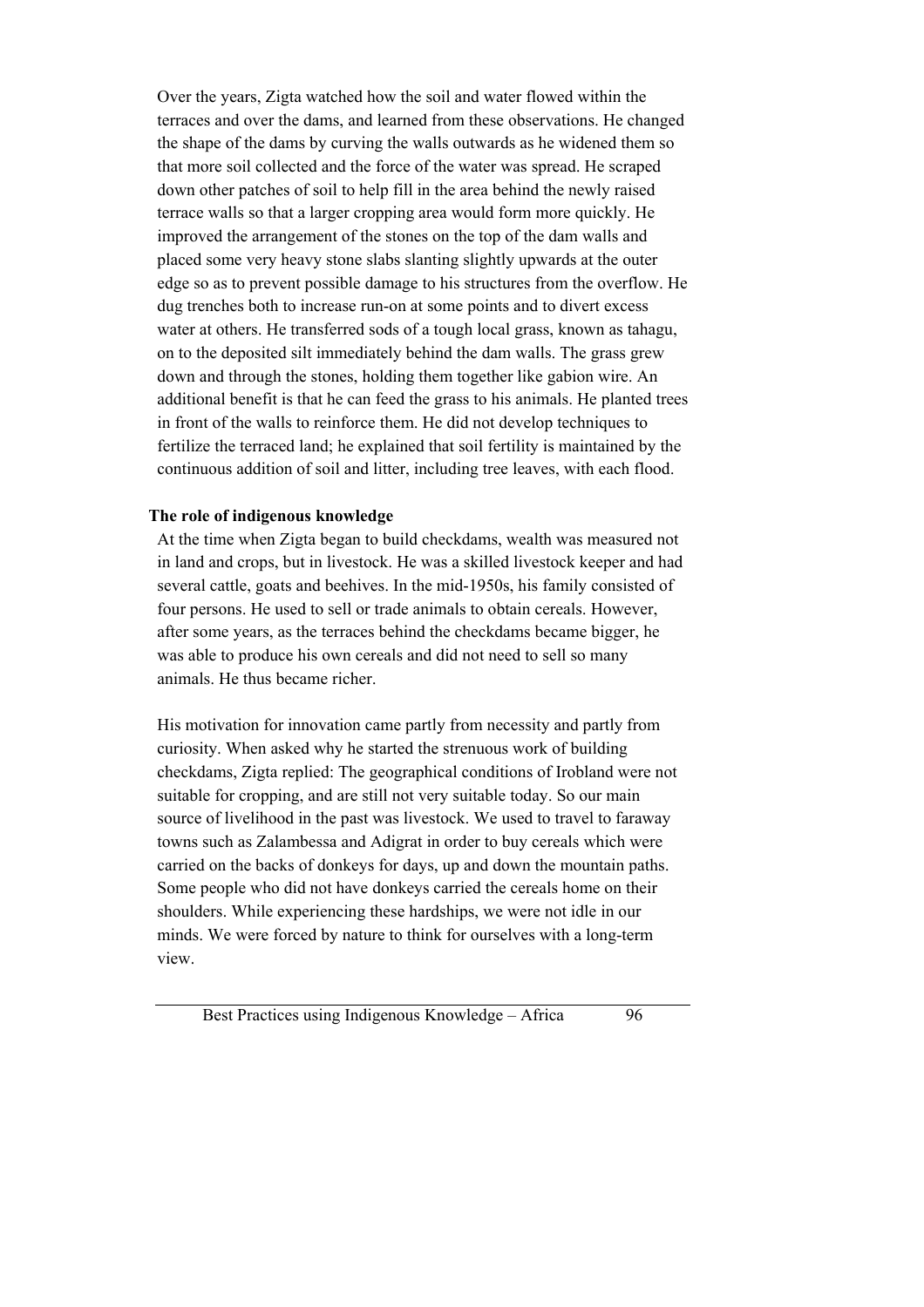Over the years, Zigta watched how the soil and water flowed within the terraces and over the dams, and learned from these observations. He changed the shape of the dams by curving the walls outwards as he widened them so that more soil collected and the force of the water was spread. He scraped down other patches of soil to help fill in the area behind the newly raised terrace walls so that a larger cropping area would form more quickly. He improved the arrangement of the stones on the top of the dam walls and placed some very heavy stone slabs slanting slightly upwards at the outer edge so as to prevent possible damage to his structures from the overflow. He dug trenches both to increase run-on at some points and to divert excess water at others. He transferred sods of a tough local grass, known as tahagu, on to the deposited silt immediately behind the dam walls. The grass grew down and through the stones, holding them together like gabion wire. An additional benefit is that he can feed the grass to his animals. He planted trees in front of the walls to reinforce them. He did not develop techniques to fertilize the terraced land; he explained that soil fertility is maintained by the continuous addition of soil and litter, including tree leaves, with each flood.

**The role of indigenous knowledge**

At the time when Zigta began to build checkdams, wealth was measured not in land and crops, but in livestock. He was a skilled livestock keeper and had several cattle, goats and beehives. In the mid-1950s, his family consisted of four persons. He used to sell or trade animals to obtain cereals. However, after some years, as the terraces behind the checkdams became bigger, he was able to produce his own cereals and did not need to sell so many animals. He thus became richer.

His motivation for innovation came partly from necessity and partly from curiosity. When asked why he started the strenuous work of building checkdams, Zigta replied: The geographical conditions of Irobland were not suitable for cropping, and are still not very suitable today. So our main source of livelihood in the past was livestock. We used to travel to faraway towns such as Zalambessa and Adigrat in order to buy cereals which were carried on the backs of donkeys for days, up and down the mountain paths. Some people who did not have donkeys carried the cereals home on their shoulders. While experiencing these hardships, we were not idle in our minds. We were forced by nature to think for ourselves with a long-term view.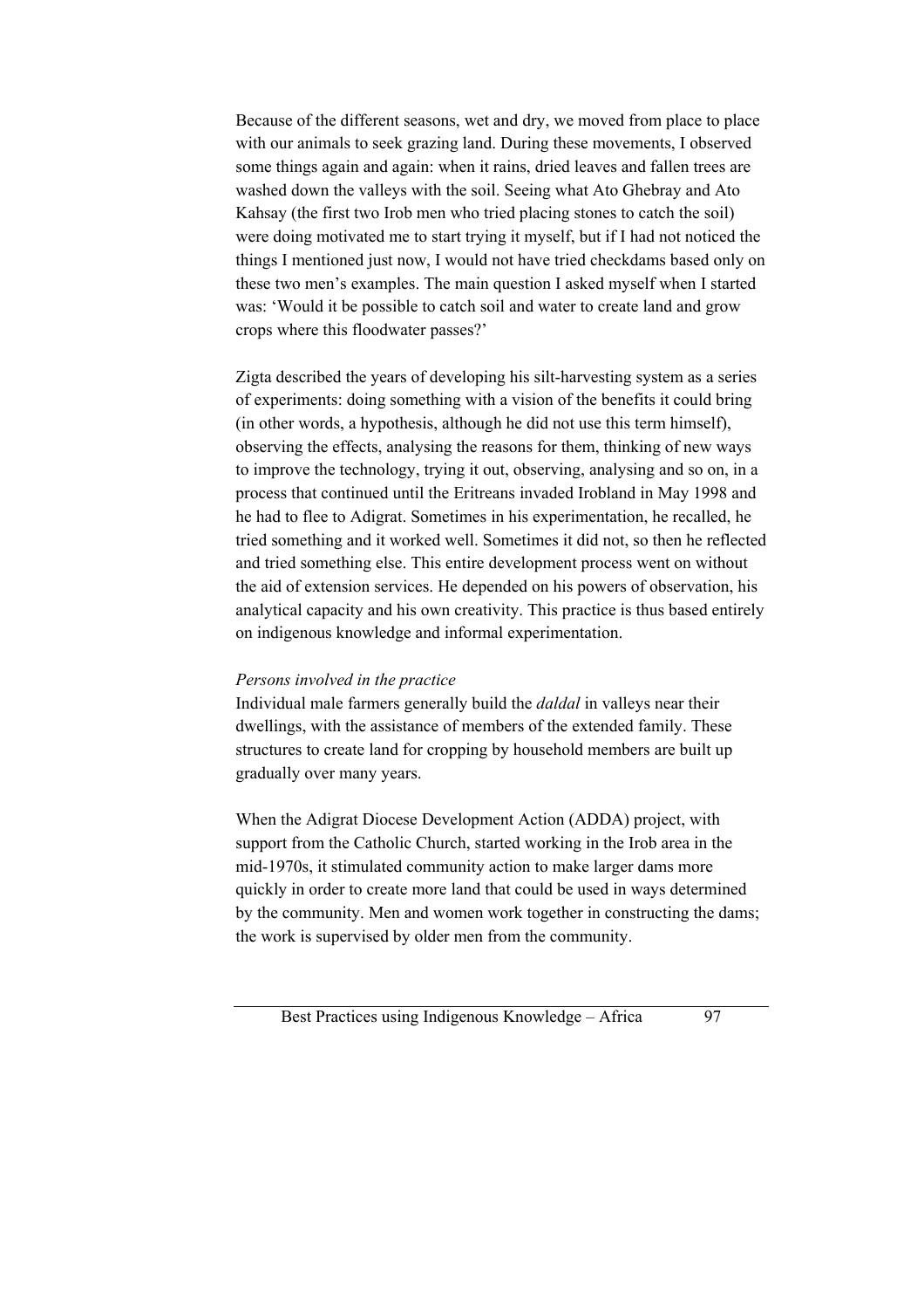Because of the different seasons, wet and dry, we moved from place to place with our animals to seek grazing land. During these movements, I observed some things again and again: when it rains, dried leaves and fallen trees are washed down the valleys with the soil. Seeing what Ato Ghebray and Ato Kahsay (the first two Irob men who tried placing stones to catch the soil) were doing motivated me to start trying it myself, but if I had not noticed the things I mentioned just now, I would not have tried checkdams based only on these two men's examples. The main question I asked myself when I started was: 'Would it be possible to catch soil and water to create land and grow crops where this floodwater passes?'

Zigta described the years of developing his silt-harvesting system as a series of experiments: doing something with a vision of the benefits it could bring (in other words, a hypothesis, although he did not use this term himself), observing the effects, analysing the reasons for them, thinking of new ways to improve the technology, trying it out, observing, analysing and so on, in a process that continued until the Eritreans invaded Irobland in May 1998 and he had to flee to Adigrat. Sometimes in his experimentation, he recalled, he tried something and it worked well. Sometimes it did not, so then he reflected and tried something else. This entire development process went on without the aid of extension services. He depended on his powers of observation, his analytical capacity and his own creativity. This practice is thus based entirely on indigenous knowledge and informal experimentation.

*Persons involved in the practice*

Individual male farmers generally build the *daldal* in valleys near their dwellings, with the assistance of members of the extended family. These structures to create land for cropping by household members are built up gradually over many years.

When the Adigrat Diocese Development Action (ADDA) project, with support from the Catholic Church, started working in the Irob area in the mid-1970s, it stimulated community action to make larger dams more quickly in order to create more land that could be used in ways determined by the community. Men and women work together in constructing the dams; the work is supervised by older men from the community.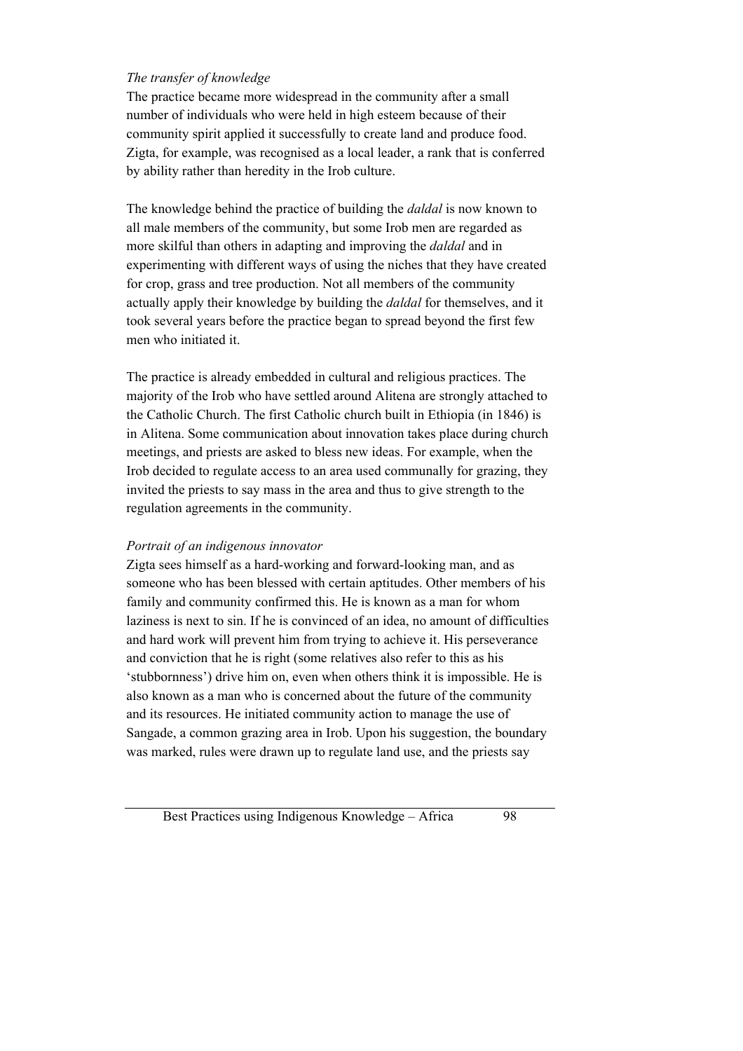*The transfer of knowledge*

The practice became more widespread in the community after a small number of individuals who were held in high esteem because of their community spirit applied it successfully to create land and produce food. Zigta, for example, was recognised as a local leader, a rank that is conferred by ability rather than heredity in the Irob culture.

The knowledge behind the practice of building the *daldal* is now known to all male members of the community, but some Irob men are regarded as more skilful than others in adapting and improving the *daldal* and in experimenting with different ways of using the niches that they have created for crop, grass and tree production. Not all members of the community actually apply their knowledge by building the *daldal* for themselves, and it took several years before the practice began to spread beyond the first few men who initiated it.

The practice is already embedded in cultural and religious practices. The majority of the Irob who have settled around Alitena are strongly attached to the Catholic Church. The first Catholic church built in Ethiopia (in 1846) is in Alitena. Some communication about innovation takes place during church meetings, and priests are asked to bless new ideas. For example, when the Irob decided to regulate access to an area used communally for grazing, they invited the priests to say mass in the area and thus to give strength to the regulation agreements in the community.

*Portrait of an indigenous innovator*

Zigta sees himself as a hard-working and forward-looking man, and as someone who has been blessed with certain aptitudes. Other members of his family and community confirmed this. He is known as a man for whom laziness is next to sin. If he is convinced of an idea, no amount of difficulties and hard work will prevent him from trying to achieve it. His perseverance and conviction that he is right (some relatives also refer to this as his 'stubbornness') drive him on, even when others think it is impossible. He is also known as a man who is concerned about the future of the community and its resources. He initiated community action to manage the use of Sangade, a common grazing area in Irob. Upon his suggestion, the boundary was marked, rules were drawn up to regulate land use, and the priests say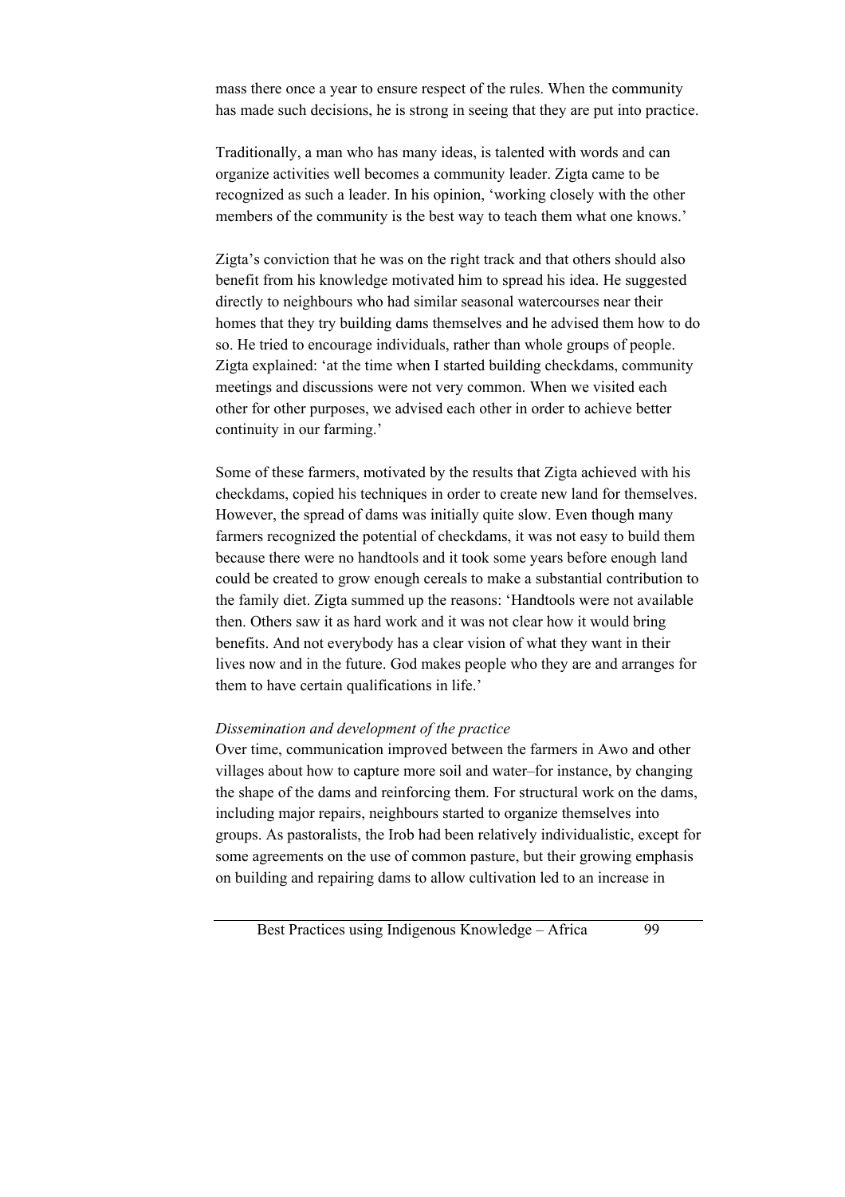mass there once a year to ensure respect of the rules. When the community has made such decisions, he is strong in seeing that they are put into practice.

Traditionally, a man who has many ideas, is talented with words and can organize activities well becomes a community leader. Zigta came to be recognized as such a leader. In his opinion, 'working closely with the other members of the community is the best way to teach them what one knows.'

Zigta's conviction that he was on the right track and that others should also benefit from his knowledge motivated him to spread his idea. He suggested directly to neighbours who had similar seasonal watercourses near their homes that they try building dams themselves and he advised them how to do so. He tried to encourage individuals, rather than whole groups of people. Zigta explained: 'at the time when I started building checkdams, community meetings and discussions were not very common. When we visited each other for other purposes, we advised each other in order to achieve better continuity in our farming.'

Some of these farmers, motivated by the results that Zigta achieved with his checkdams, copied his techniques in order to create new land for themselves. However, the spread of dams was initially quite slow. Even though many farmers recognized the potential of checkdams, it was not easy to build them because there were no handtools and it took some years before enough land could be created to grow enough cereals to make a substantial contribution to the family diet. Zigta summed up the reasons: 'Handtools were not available then. Others saw it as hard work and it was not clear how it would bring benefits. And not everybody has a clear vision of what they want in their lives now and in the future. God makes people who they are and arranges for them to have certain qualifications in life.'

*Dissemination and development of the practice*

Over time, communication improved between the farmers in Awo and other villages about how to capture more soil and water–for instance, by changing the shape of the dams and reinforcing them. For structural work on the dams, including major repairs, neighbours started to organize themselves into groups. As pastoralists, the Irob had been relatively individualistic, except for some agreements on the use of common pasture, but their growing emphasis on building and repairing dams to allow cultivation led to an increase in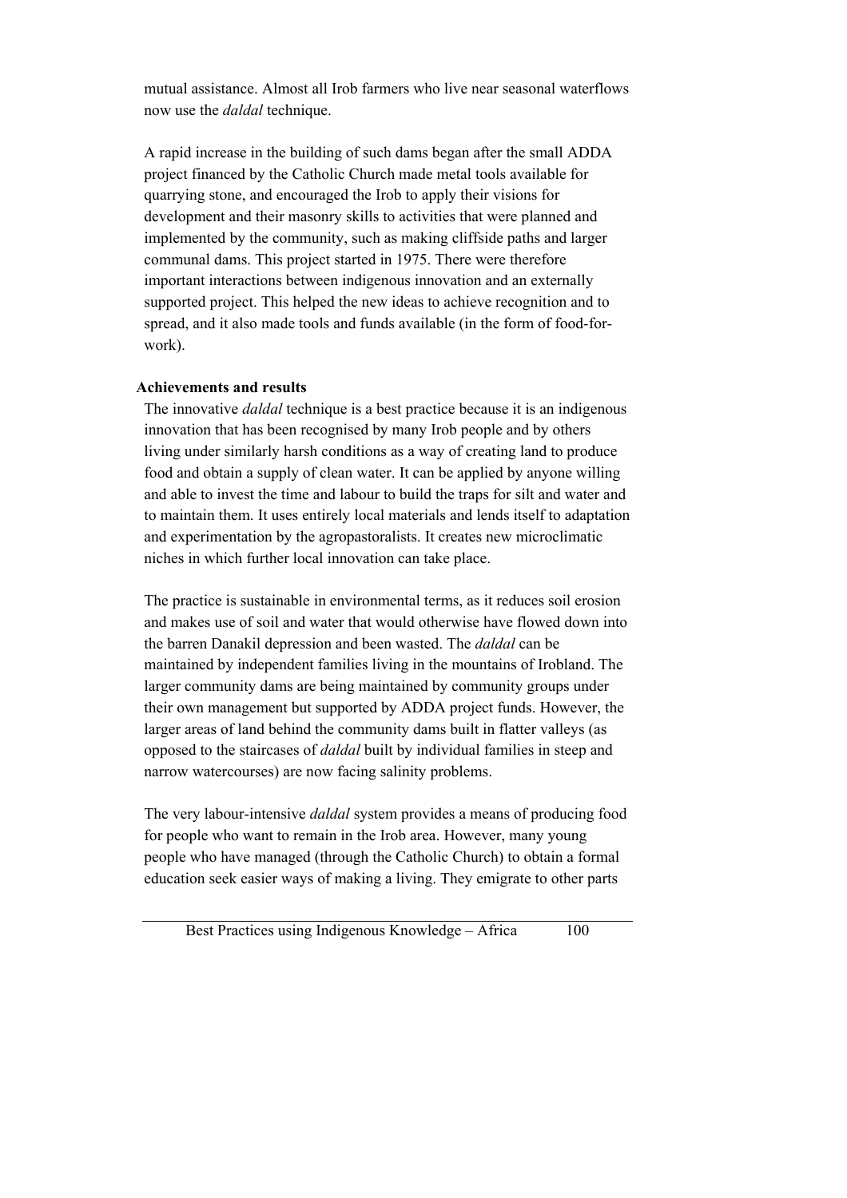mutual assistance. Almost all Irob farmers who live near seasonal waterflows now use the *daldal* technique.

A rapid increase in the building of such dams began after the small ADDA project financed by the Catholic Church made metal tools available for quarrying stone, and encouraged the Irob to apply their visions for development and their masonry skills to activities that were planned and implemented by the community, such as making cliffside paths and larger communal dams. This project started in 1975. There were therefore important interactions between indigenous innovation and an externally supported project. This helped the new ideas to achieve recognition and to spread, and it also made tools and funds available (in the form of food-for-work).

**Achievements and results**

The innovative *daldal* technique is a best practice because it is an indigenous innovation that has been recognised by many Irob people and by others living under similarly harsh conditions as a way of creating land to produce food and obtain a supply of clean water. It can be applied by anyone willing and able to invest the time and labour to build the traps for silt and water and to maintain them. It uses entirely local materials and lends itself to adaptation and experimentation by the agropastoralists. It creates new microclimatic niches in which further local innovation can take place.

The practice is sustainable in environmental terms, as it reduces soil erosion and makes use of soil and water that would otherwise have flowed down into the barren Danakil depression and been wasted. The *daldal* can be maintained by independent families living in the mountains of Irobland. The larger community dams are being maintained by community groups under their own management but supported by ADDA project funds. However, the larger areas of land behind the community dams built in flatter valleys (as opposed to the staircases of *daldal* built by individual families in steep and narrow watercourses) are now facing salinity problems.

The very labour-intensive *daldal* system provides a means of producing food for people who want to remain in the Irob area. However, many young people who have managed (through the Catholic Church) to obtain a formal education seek easier ways of making a living. They emigrate to other parts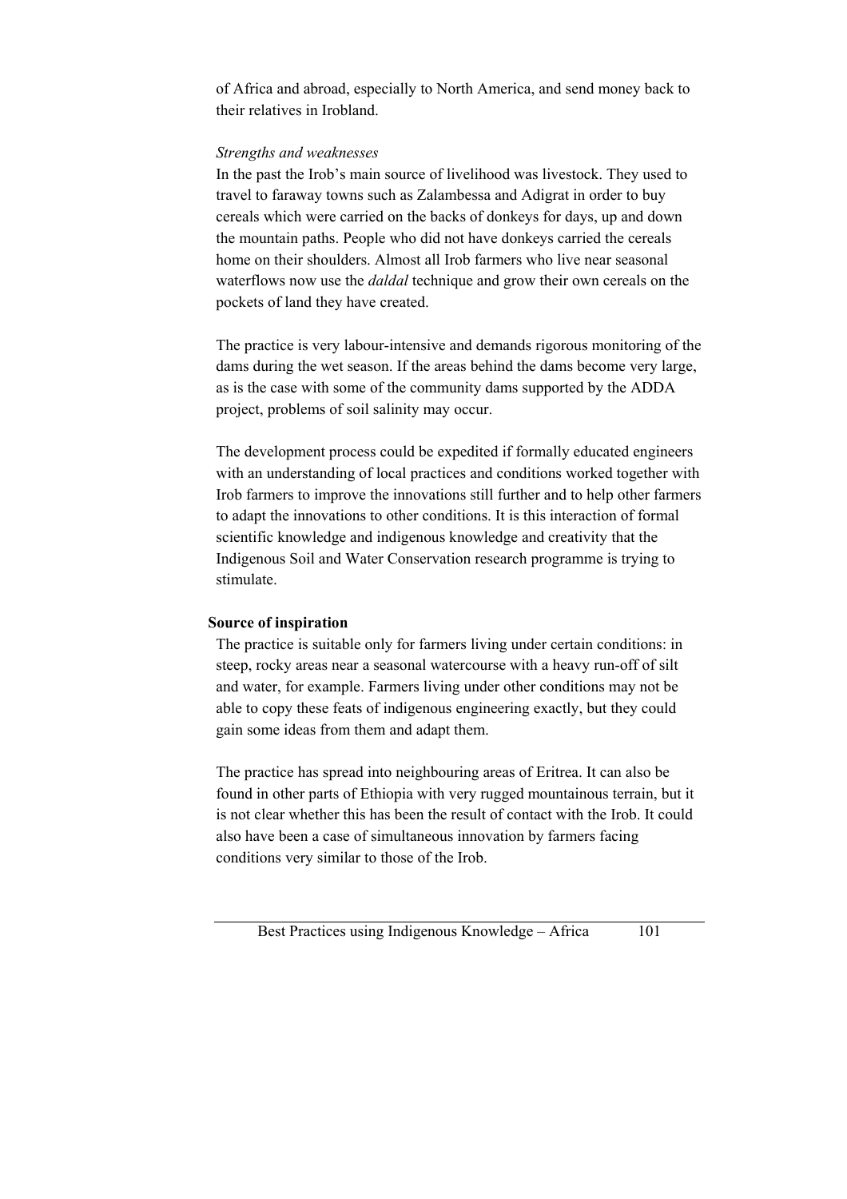of Africa and abroad, especially to North America, and send money back to their relatives in Irobland.

*Strengths and weaknesses*

In the past the Irob's main source of livelihood was livestock. They used to travel to faraway towns such as Zalambessa and Adigrat in order to buy cereals which were carried on the backs of donkeys for days, up and down the mountain paths. People who did not have donkeys carried the cereals home on their shoulders. Almost all Irob farmers who live near seasonal waterflows now use the *daldal* technique and grow their own cereals on the pockets of land they have created.

The practice is very labour-intensive and demands rigorous monitoring of the dams during the wet season. If the areas behind the dams become very large, as is the case with some of the community dams supported by the ADDA project, problems of soil salinity may occur.

The development process could be expedited if formally educated engineers with an understanding of local practices and conditions worked together with Irob farmers to improve the innovations still further and to help other farmers to adapt the innovations to other conditions. It is this interaction of formal scientific knowledge and indigenous knowledge and creativity that the Indigenous Soil and Water Conservation research programme is trying to stimulate.

**Source of inspiration**

The practice is suitable only for farmers living under certain conditions: in steep, rocky areas near a seasonal watercourse with a heavy run-off of silt and water, for example. Farmers living under other conditions may not be able to copy these feats of indigenous engineering exactly, but they could gain some ideas from them and adapt them.

The practice has spread into neighbouring areas of Eritrea. It can also be found in other parts of Ethiopia with very rugged mountainous terrain, but it is not clear whether this has been the result of contact with the Irob. It could also have been a case of simultaneous innovation by farmers facing conditions very similar to those of the Irob.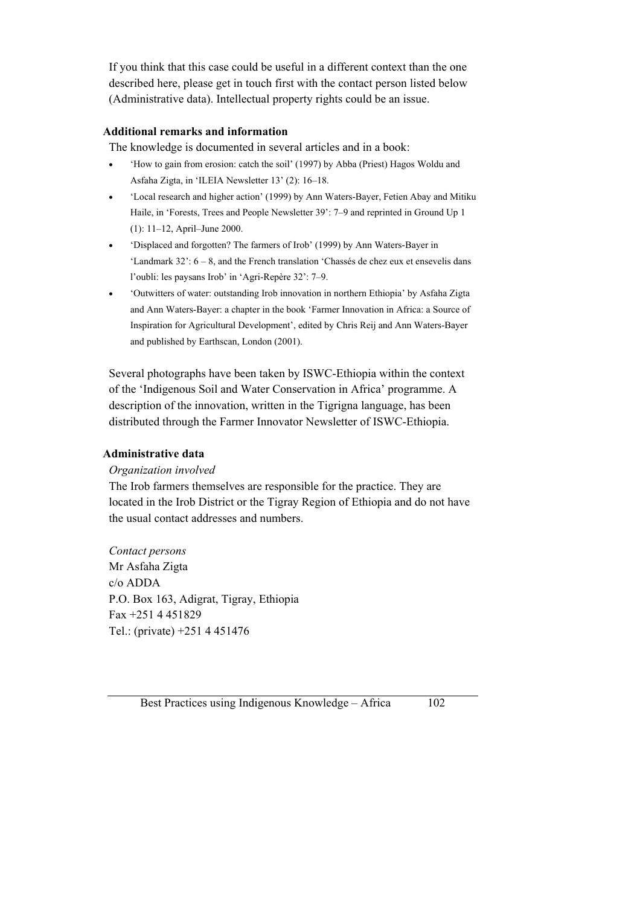If you think that this case could be useful in a different context than the one described here, please get in touch first with the contact person listed below (Administrative data). Intellectual property rights could be an issue.

### Additional remarks and information

The knowledge is documented in several articles and in a book:

- 'How to gain from erosion: catch the soil' (1997) by Abba (Priest) Hagos Woldu and Asfaha Zigta, in 'ILEIA Newsletter 13' (2): 16–18.
- 'Local research and higher action' (1999) by Ann Waters-Bayer, Fetien Abay and Mitiku Haile, in 'Forests, Trees and People Newsletter 39': 7–9 and reprinted in Ground Up 1 (1): 11–12, April–June 2000.
- 'Displaced and forgotten? The farmers of Irob' (1999) by Ann Waters-Bayer in 'Landmark 32': 6 – 8, and the French translation 'Chassés de chez eux et ensevelis dans l'oubli: les paysans Irob' in 'Agri-Repère 32': 7–9.
- 'Outwitters of water: outstanding Irob innovation in northern Ethiopia' by Asfaha Zigta and Ann Waters-Bayer: a chapter in the book 'Farmer Innovation in Africa: a Source of Inspiration for Agricultural Development', edited by Chris Reij and Ann Waters-Bayer and published by Earthscan, London (2001).

Several photographs have been taken by ISWC-Ethiopia within the context of the 'Indigenous Soil and Water Conservation in Africa' programme. A description of the innovation, written in the Tigrigna language, has been distributed through the Farmer Innovator Newsletter of ISWC-Ethiopia.

### Administrative data

*Organization involved*

The Irob farmers themselves are responsible for the practice. They are located in the Irob District or the Tigray Region of Ethiopia and do not have the usual contact addresses and numbers.

*Contact persons*

Mr Asfaha Zigta
c/o ADDA
P.O. Box 163, Adigrat, Tigray, Ethiopia
Fax +251 4 451829
Tel.: (private) +251 4 451476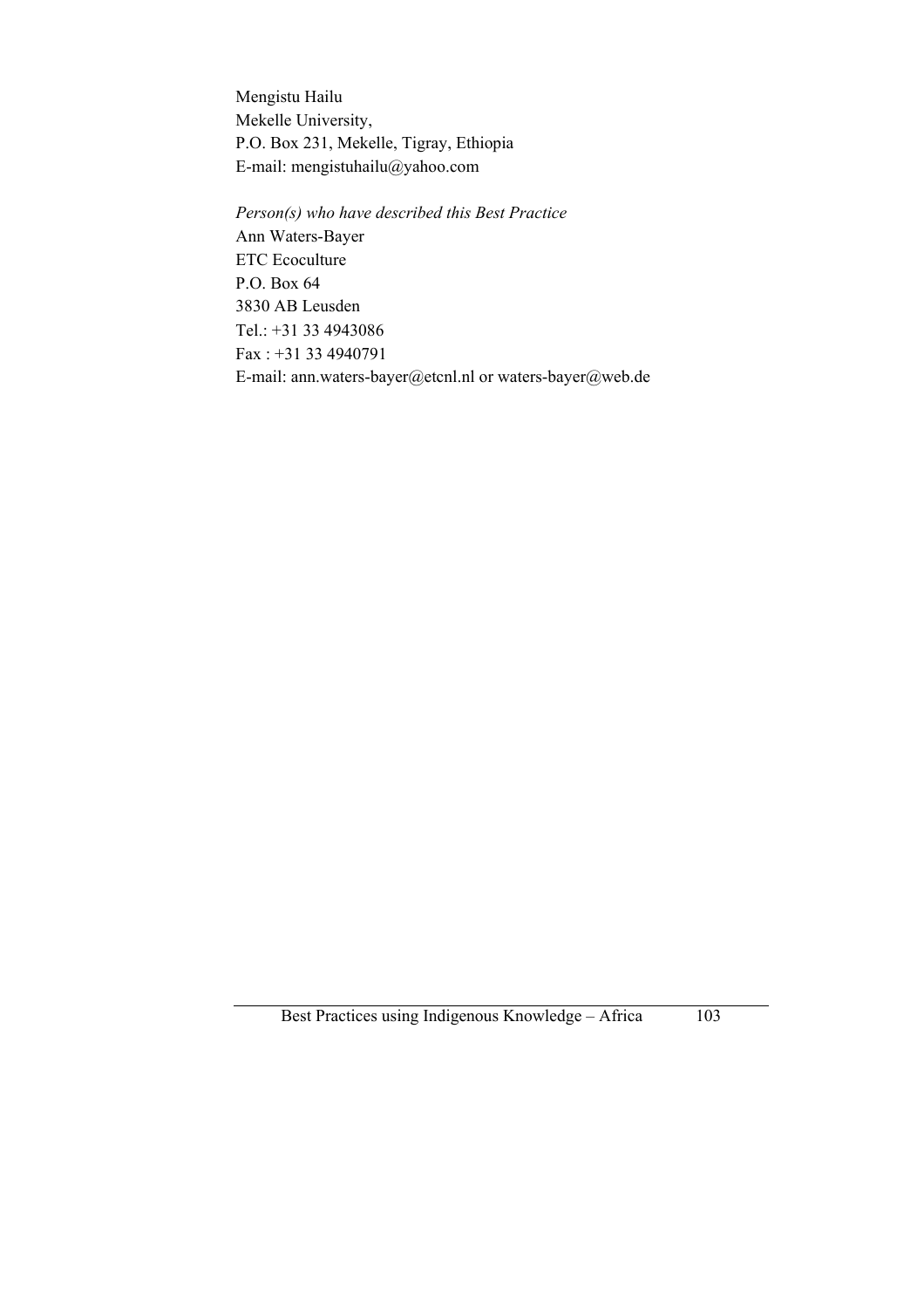Mengistu Hailu
Mekelle University,
P.O. Box 231, Mekelle, Tigray, Ethiopia
E-mail: mengistuhailu@yahoo.com

*Person(s) who have described this Best Practice*
Ann Waters-Bayer
ETC Ecoculture
P.O. Box 64
3830 AB Leusden
Tel.: +31 33 4943086
Fax : +31 33 4940791
E-mail: ann.waters-bayer@etcnl.nl or waters-bayer@web.de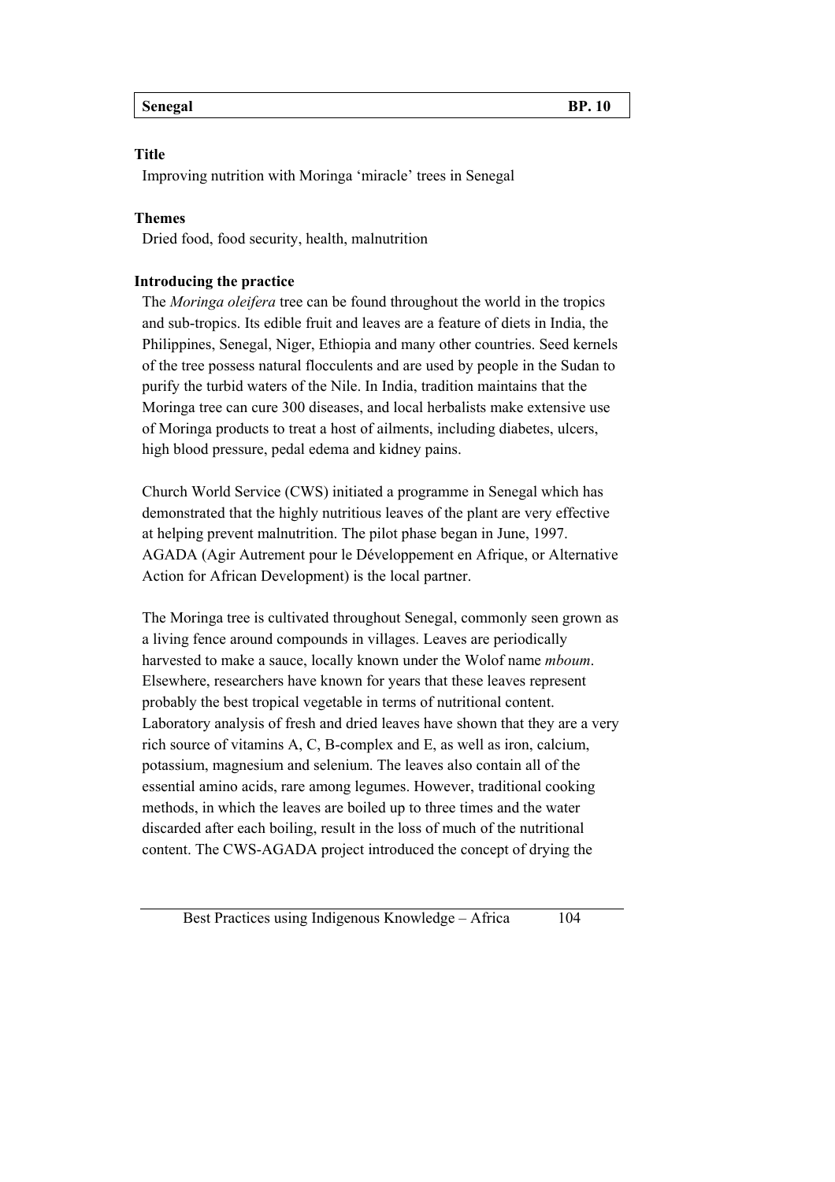| Senegal | BP. 10 |
|---|---|

**Title**

Improving nutrition with Moringa 'miracle' trees in Senegal

**Themes**

Dried food, food security, health, malnutrition

**Introducing the practice**

The *Moringa oleifera* tree can be found throughout the world in the tropics and sub-tropics. Its edible fruit and leaves are a feature of diets in India, the Philippines, Senegal, Niger, Ethiopia and many other countries. Seed kernels of the tree possess natural flocculents and are used by people in the Sudan to purify the turbid waters of the Nile. In India, tradition maintains that the Moringa tree can cure 300 diseases, and local herbalists make extensive use of Moringa products to treat a host of ailments, including diabetes, ulcers, high blood pressure, pedal edema and kidney pains.

Church World Service (CWS) initiated a programme in Senegal which has demonstrated that the highly nutritious leaves of the plant are very effective at helping prevent malnutrition. The pilot phase began in June, 1997. AGADA (Agir Autrement pour le Développement en Afrique, or Alternative Action for African Development) is the local partner.

The Moringa tree is cultivated throughout Senegal, commonly seen grown as a living fence around compounds in villages. Leaves are periodically harvested to make a sauce, locally known under the Wolof name *mboum*. Elsewhere, researchers have known for years that these leaves represent probably the best tropical vegetable in terms of nutritional content. Laboratory analysis of fresh and dried leaves have shown that they are a very rich source of vitamins A, C, B-complex and E, as well as iron, calcium, potassium, magnesium and selenium. The leaves also contain all of the essential amino acids, rare among legumes. However, traditional cooking methods, in which the leaves are boiled up to three times and the water discarded after each boiling, result in the loss of much of the nutritional content. The CWS-AGADA project introduced the concept of drying the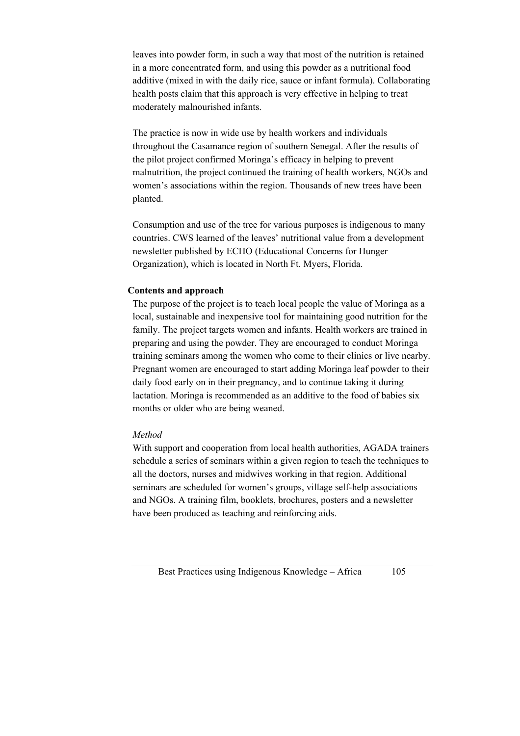leaves into powder form, in such a way that most of the nutrition is retained in a more concentrated form, and using this powder as a nutritional food additive (mixed in with the daily rice, sauce or infant formula). Collaborating health posts claim that this approach is very effective in helping to treat moderately malnourished infants.

The practice is now in wide use by health workers and individuals throughout the Casamance region of southern Senegal. After the results of the pilot project confirmed Moringa's efficacy in helping to prevent malnutrition, the project continued the training of health workers, NGOs and women's associations within the region. Thousands of new trees have been planted.

Consumption and use of the tree for various purposes is indigenous to many countries. CWS learned of the leaves' nutritional value from a development newsletter published by ECHO (Educational Concerns for Hunger Organization), which is located in North Ft. Myers, Florida.

**Contents and approach**

The purpose of the project is to teach local people the value of Moringa as a local, sustainable and inexpensive tool for maintaining good nutrition for the family. The project targets women and infants. Health workers are trained in preparing and using the powder. They are encouraged to conduct Moringa training seminars among the women who come to their clinics or live nearby. Pregnant women are encouraged to start adding Moringa leaf powder to their daily food early on in their pregnancy, and to continue taking it during lactation. Moringa is recommended as an additive to the food of babies six months or older who are being weaned.

*Method*

With support and cooperation from local health authorities, AGADA trainers schedule a series of seminars within a given region to teach the techniques to all the doctors, nurses and midwives working in that region. Additional seminars are scheduled for women's groups, village self-help associations and NGOs. A training film, booklets, brochures, posters and a newsletter have been produced as teaching and reinforcing aids.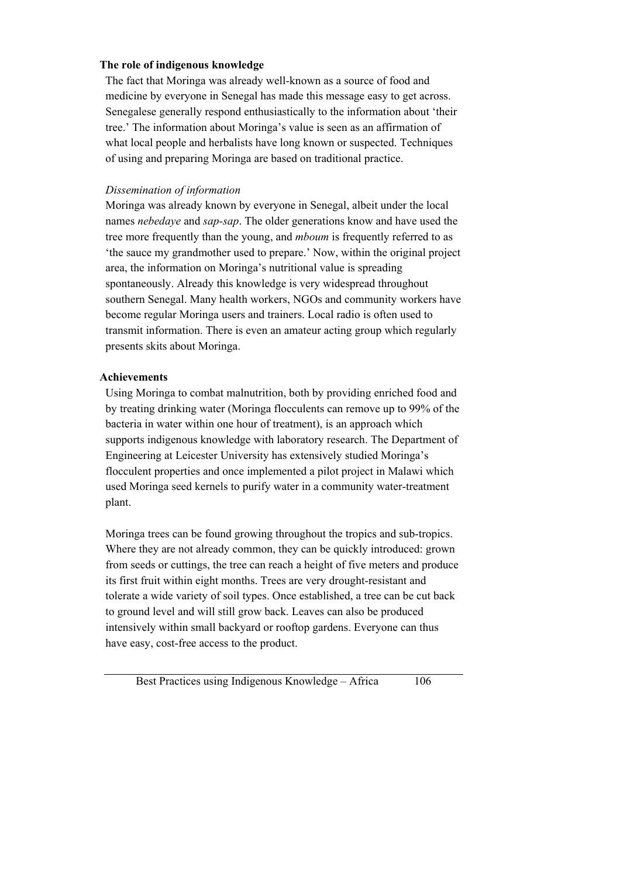### The role of indigenous knowledge

The fact that Moringa was already well-known as a source of food and medicine by everyone in Senegal has made this message easy to get across. Senegalese generally respond enthusiastically to the information about 'their tree.' The information about Moringa's value is seen as an affirmation of what local people and herbalists have long known or suspected. Techniques of using and preparing Moringa are based on traditional practice.

*Dissemination of information*

Moringa was already known by everyone in Senegal, albeit under the local names *nebedaye* and *sap-sap*. The older generations know and have used the tree more frequently than the young, and *mboum* is frequently referred to as 'the sauce my grandmother used to prepare.' Now, within the original project area, the information on Moringa's nutritional value is spreading spontaneously. Already this knowledge is very widespread throughout southern Senegal. Many health workers, NGOs and community workers have become regular Moringa users and trainers. Local radio is often used to transmit information. There is even an amateur acting group which regularly presents skits about Moringa.

### Achievements

Using Moringa to combat malnutrition, both by providing enriched food and by treating drinking water (Moringa flocculents can remove up to 99% of the bacteria in water within one hour of treatment), is an approach which supports indigenous knowledge with laboratory research. The Department of Engineering at Leicester University has extensively studied Moringa's flocculent properties and once implemented a pilot project in Malawi which used Moringa seed kernels to purify water in a community water-treatment plant.

Moringa trees can be found growing throughout the tropics and sub-tropics. Where they are not already common, they can be quickly introduced: grown from seeds or cuttings, the tree can reach a height of five meters and produce its first fruit within eight months. Trees are very drought-resistant and tolerate a wide variety of soil types. Once established, a tree can be cut back to ground level and will still grow back. Leaves can also be produced intensively within small backyard or rooftop gardens. Everyone can thus have easy, cost-free access to the product.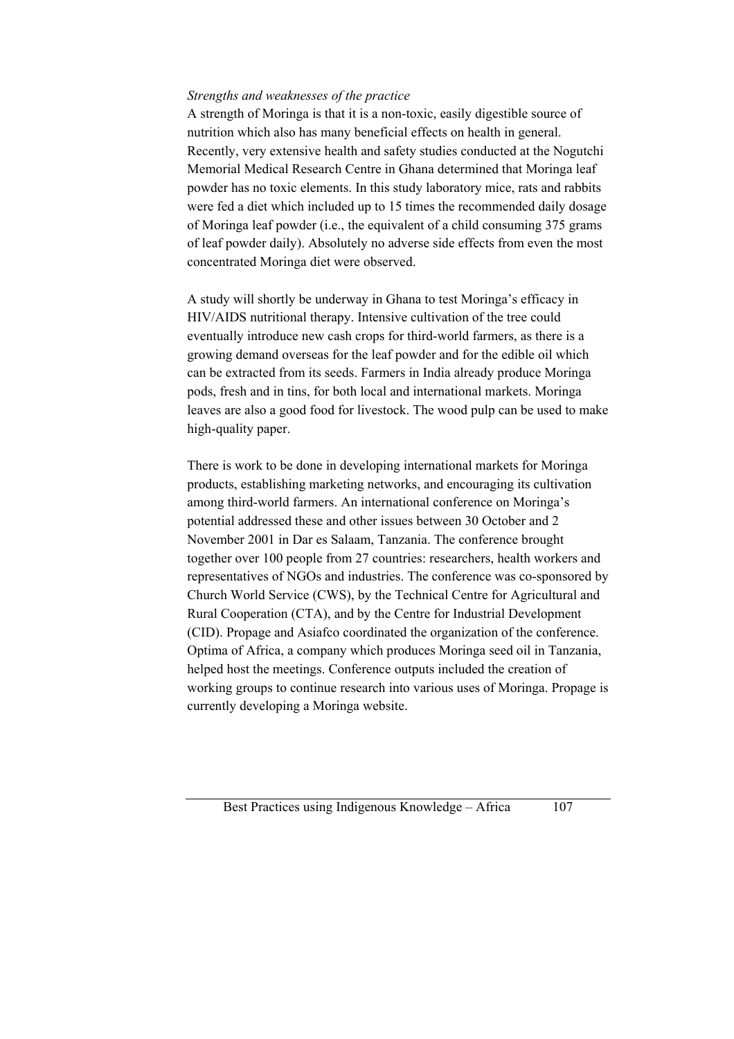*Strengths and weaknesses of the practice*

A strength of Moringa is that it is a non-toxic, easily digestible source of nutrition which also has many beneficial effects on health in general. Recently, very extensive health and safety studies conducted at the Nogutchi Memorial Medical Research Centre in Ghana determined that Moringa leaf powder has no toxic elements. In this study laboratory mice, rats and rabbits were fed a diet which included up to 15 times the recommended daily dosage of Moringa leaf powder (i.e., the equivalent of a child consuming 375 grams of leaf powder daily). Absolutely no adverse side effects from even the most concentrated Moringa diet were observed.

A study will shortly be underway in Ghana to test Moringa's efficacy in HIV/AIDS nutritional therapy. Intensive cultivation of the tree could eventually introduce new cash crops for third-world farmers, as there is a growing demand overseas for the leaf powder and for the edible oil which can be extracted from its seeds. Farmers in India already produce Moringa pods, fresh and in tins, for both local and international markets. Moringa leaves are also a good food for livestock. The wood pulp can be used to make high-quality paper.

There is work to be done in developing international markets for Moringa products, establishing marketing networks, and encouraging its cultivation among third-world farmers. An international conference on Moringa's potential addressed these and other issues between 30 October and 2 November 2001 in Dar es Salaam, Tanzania. The conference brought together over 100 people from 27 countries: researchers, health workers and representatives of NGOs and industries. The conference was co-sponsored by Church World Service (CWS), by the Technical Centre for Agricultural and Rural Cooperation (CTA), and by the Centre for Industrial Development (CID). Propage and Asiafco coordinated the organization of the conference. Optima of Africa, a company which produces Moringa seed oil in Tanzania, helped host the meetings. Conference outputs included the creation of working groups to continue research into various uses of Moringa. Propage is currently developing a Moringa website.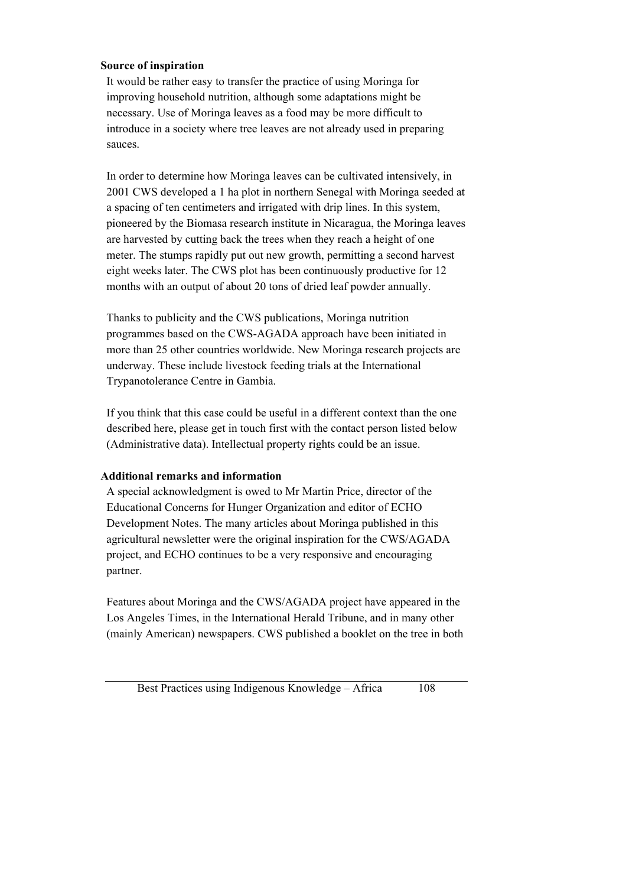**Source of inspiration**

It would be rather easy to transfer the practice of using Moringa for improving household nutrition, although some adaptations might be necessary. Use of Moringa leaves as a food may be more difficult to introduce in a society where tree leaves are not already used in preparing sauces.

In order to determine how Moringa leaves can be cultivated intensively, in 2001 CWS developed a 1 ha plot in northern Senegal with Moringa seeded at a spacing of ten centimeters and irrigated with drip lines. In this system, pioneered by the Biomasa research institute in Nicaragua, the Moringa leaves are harvested by cutting back the trees when they reach a height of one meter. The stumps rapidly put out new growth, permitting a second harvest eight weeks later. The CWS plot has been continuously productive for 12 months with an output of about 20 tons of dried leaf powder annually.

Thanks to publicity and the CWS publications, Moringa nutrition programmes based on the CWS-AGADA approach have been initiated in more than 25 other countries worldwide. New Moringa research projects are underway. These include livestock feeding trials at the International Trypanotolerance Centre in Gambia.

If you think that this case could be useful in a different context than the one described here, please get in touch first with the contact person listed below (Administrative data). Intellectual property rights could be an issue.

**Additional remarks and information**

A special acknowledgment is owed to Mr Martin Price, director of the Educational Concerns for Hunger Organization and editor of ECHO Development Notes. The many articles about Moringa published in this agricultural newsletter were the original inspiration for the CWS/AGADA project, and ECHO continues to be a very responsive and encouraging partner.

Features about Moringa and the CWS/AGADA project have appeared in the Los Angeles Times, in the International Herald Tribune, and in many other (mainly American) newspapers. CWS published a booklet on the tree in both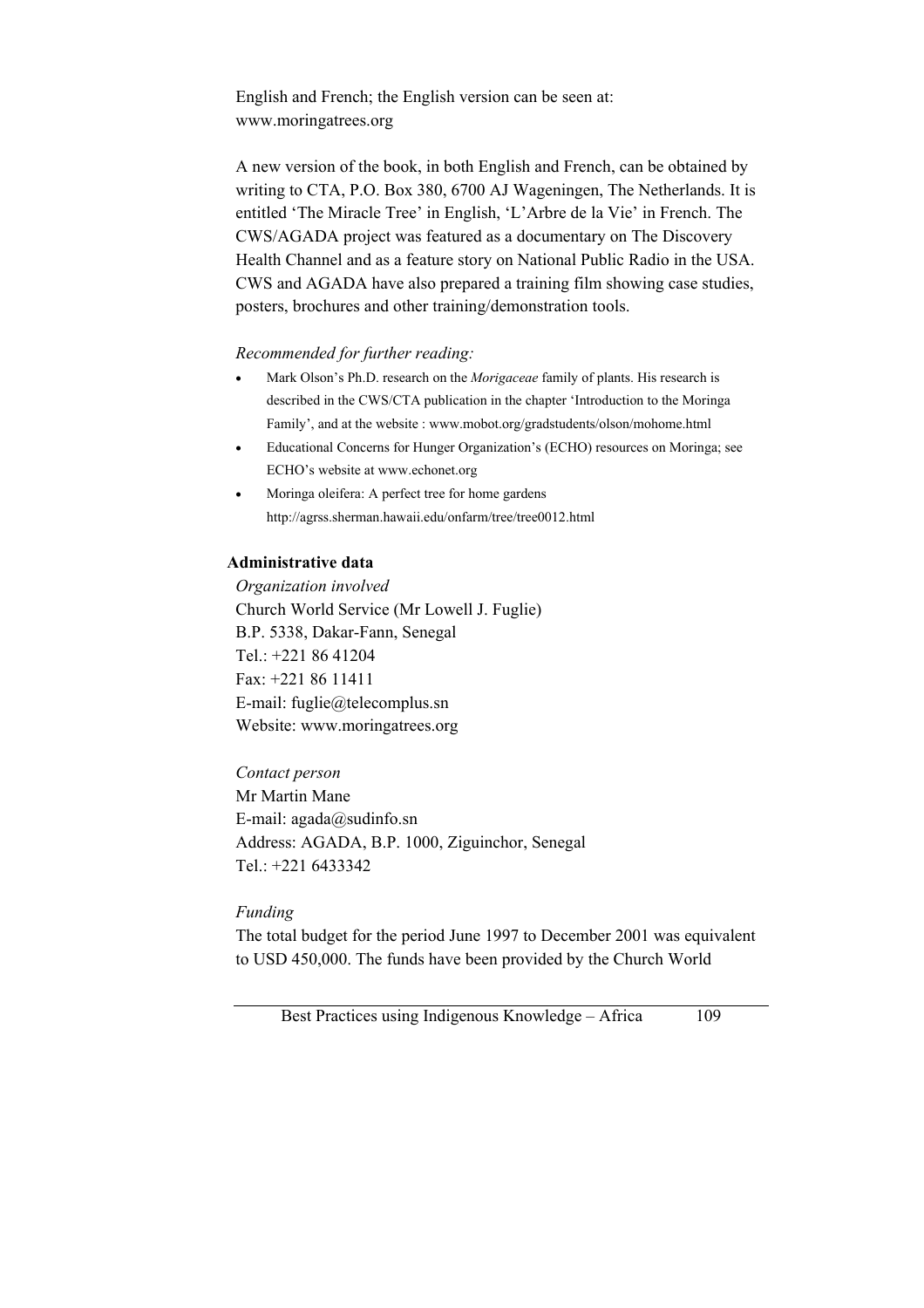English and French; the English version can be seen at: www.moringatrees.org

A new version of the book, in both English and French, can be obtained by writing to CTA, P.O. Box 380, 6700 AJ Wageningen, The Netherlands. It is entitled 'The Miracle Tree' in English, 'L'Arbre de la Vie' in French. The CWS/AGADA project was featured as a documentary on The Discovery Health Channel and as a feature story on National Public Radio in the USA. CWS and AGADA have also prepared a training film showing case studies, posters, brochures and other training/demonstration tools.

*Recommended for further reading:*

- Mark Olson's Ph.D. research on the *Morigaceae* family of plants. His research is described in the CWS/CTA publication in the chapter 'Introduction to the Moringa Family', and at the website : www.mobot.org/gradstudents/olson/mohome.html
- Educational Concerns for Hunger Organization's (ECHO) resources on Moringa; see ECHO's website at www.echonet.org
- Moringa oleifera: A perfect tree for home gardens http://agrss.sherman.hawaii.edu/onfarm/tree/tree0012.html

**Administrative data**

*Organization involved*

Church World Service (Mr Lowell J. Fuglie)
B.P. 5338, Dakar-Fann, Senegal
Tel.: +221 86 41204
Fax: +221 86 11411
E-mail: fuglie@telecomplus.sn
Website: www.moringatrees.org

*Contact person*

Mr Martin Mane
E-mail: agada@sudinfo.sn
Address: AGADA, B.P. 1000, Ziguinchor, Senegal
Tel.: +221 6433342

*Funding*

The total budget for the period June 1997 to December 2001 was equivalent to USD 450,000. The funds have been provided by the Church World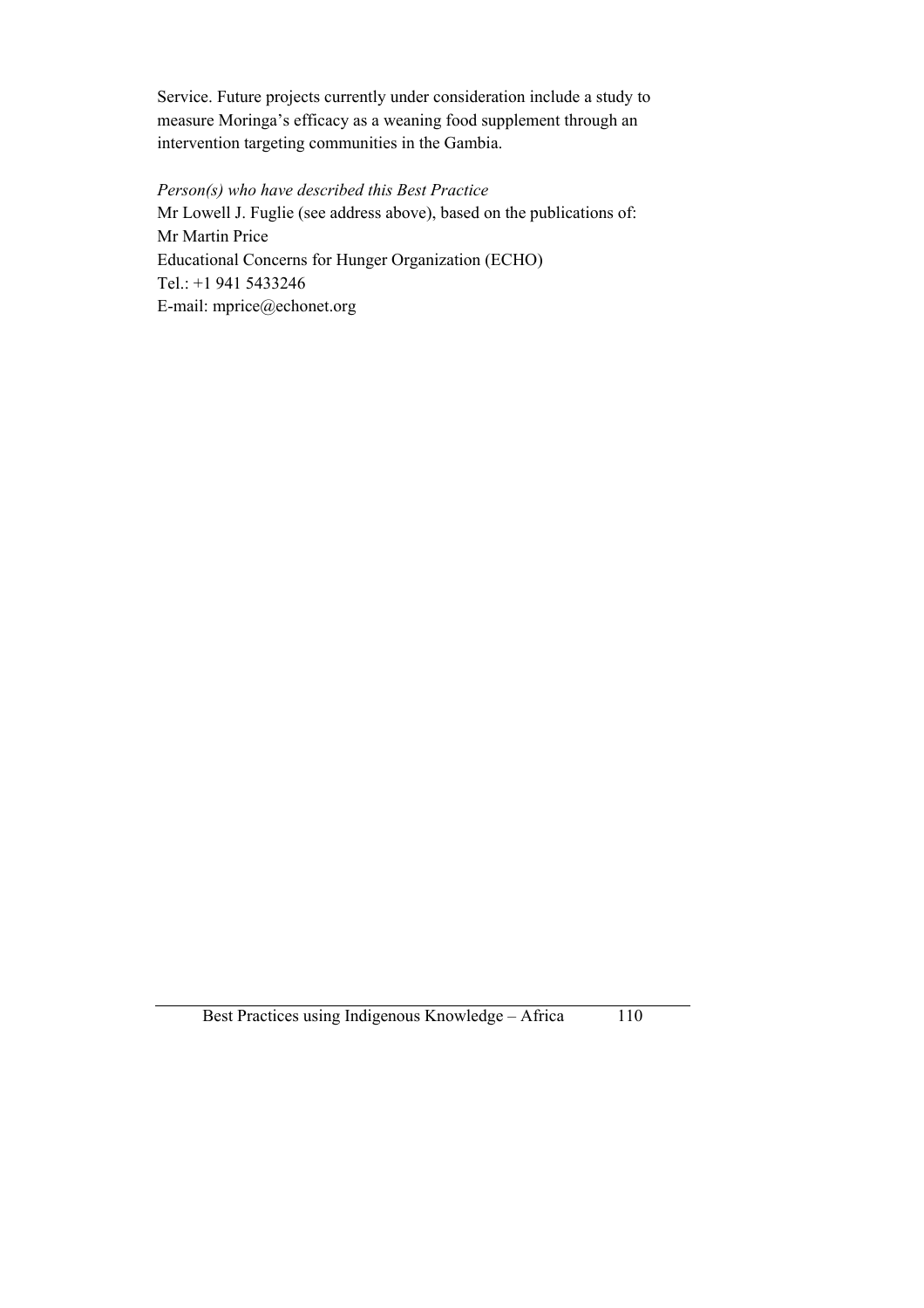Service. Future projects currently under consideration include a study to measure Moringa's efficacy as a weaning food supplement through an intervention targeting communities in the Gambia.

*Person(s) who have described this Best Practice*

Mr Lowell J. Fuglie (see address above), based on the publications of:
Mr Martin Price
Educational Concerns for Hunger Organization (ECHO)
Tel.: +1 941 5433246
E-mail: mprice@echonet.org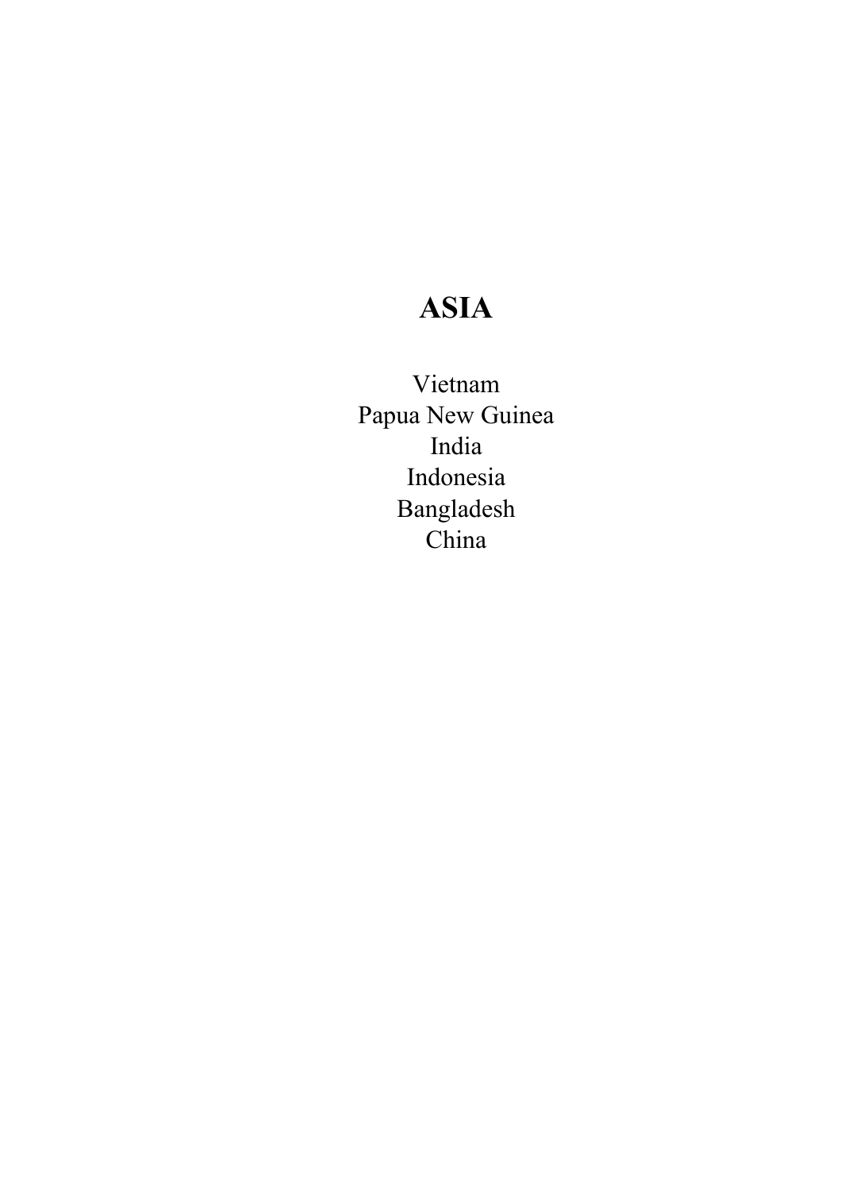# ASIA

Vietnam
Papua New Guinea
India
Indonesia
Bangladesh
China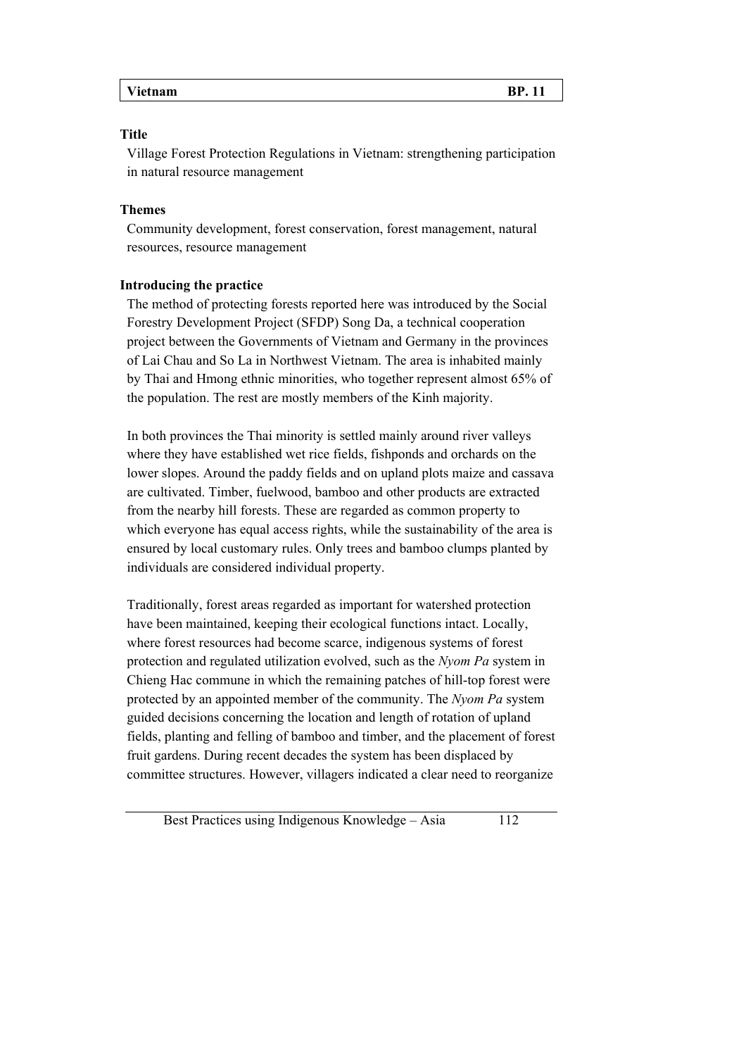| Vietnam | BP. 11 |
|---|---|

**Title**

Village Forest Protection Regulations in Vietnam: strengthening participation in natural resource management

**Themes**

Community development, forest conservation, forest management, natural resources, resource management

**Introducing the practice**

The method of protecting forests reported here was introduced by the Social Forestry Development Project (SFDP) Song Da, a technical cooperation project between the Governments of Vietnam and Germany in the provinces of Lai Chau and So La in Northwest Vietnam. The area is inhabited mainly by Thai and Hmong ethnic minorities, who together represent almost 65% of the population. The rest are mostly members of the Kinh majority.

In both provinces the Thai minority is settled mainly around river valleys where they have established wet rice fields, fishponds and orchards on the lower slopes. Around the paddy fields and on upland plots maize and cassava are cultivated. Timber, fuelwood, bamboo and other products are extracted from the nearby hill forests. These are regarded as common property to which everyone has equal access rights, while the sustainability of the area is ensured by local customary rules. Only trees and bamboo clumps planted by individuals are considered individual property.

Traditionally, forest areas regarded as important for watershed protection have been maintained, keeping their ecological functions intact. Locally, where forest resources had become scarce, indigenous systems of forest protection and regulated utilization evolved, such as the *Nyom Pa* system in Chieng Hac commune in which the remaining patches of hill-top forest were protected by an appointed member of the community. The *Nyom Pa* system guided decisions concerning the location and length of rotation of upland fields, planting and felling of bamboo and timber, and the placement of forest fruit gardens. During recent decades the system has been displaced by committee structures. However, villagers indicated a clear need to reorganize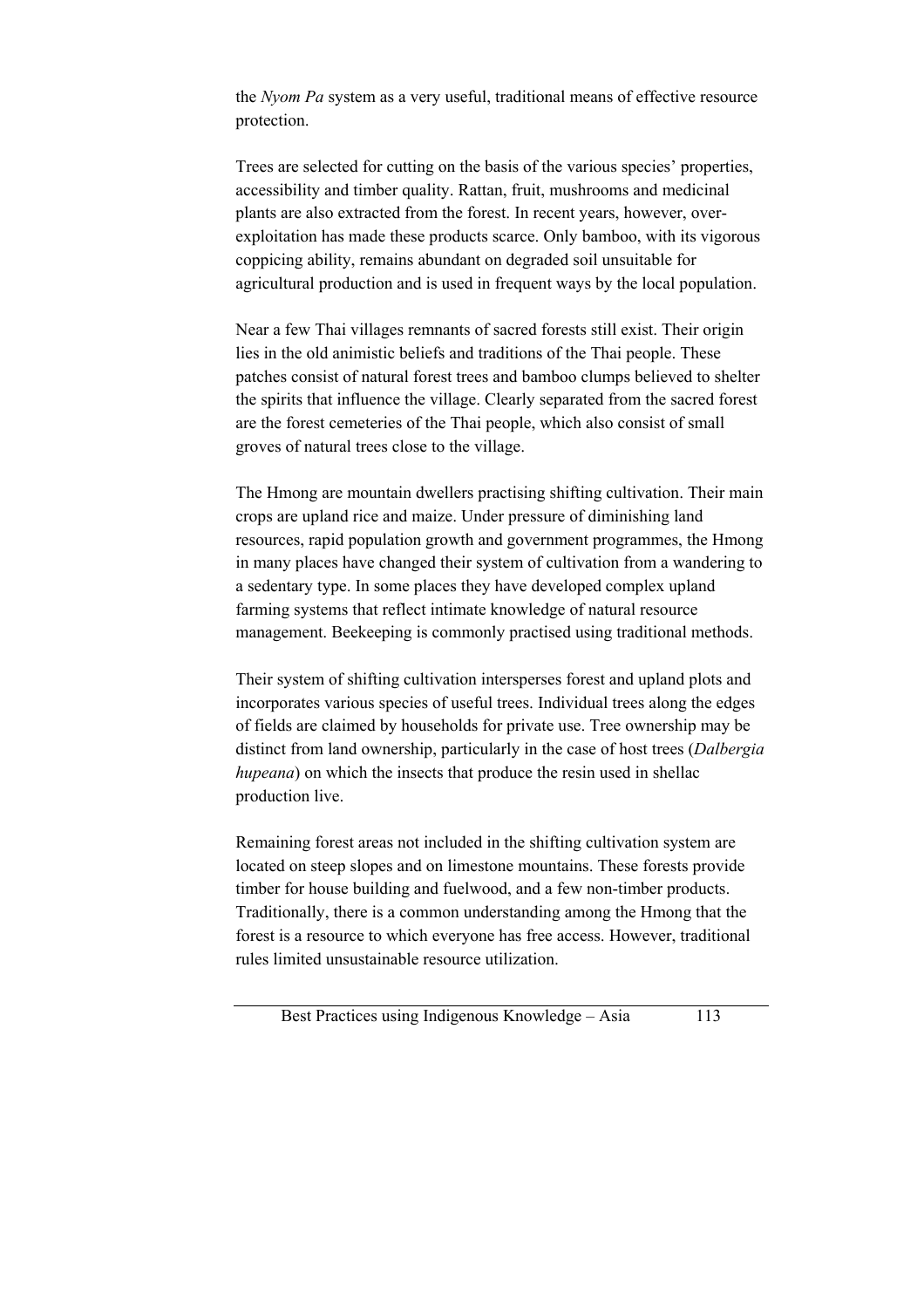the *Nyom Pa* system as a very useful, traditional means of effective resource protection.

Trees are selected for cutting on the basis of the various species' properties, accessibility and timber quality. Rattan, fruit, mushrooms and medicinal plants are also extracted from the forest. In recent years, however, over-exploitation has made these products scarce. Only bamboo, with its vigorous coppicing ability, remains abundant on degraded soil unsuitable for agricultural production and is used in frequent ways by the local population.

Near a few Thai villages remnants of sacred forests still exist. Their origin lies in the old animistic beliefs and traditions of the Thai people. These patches consist of natural forest trees and bamboo clumps believed to shelter the spirits that influence the village. Clearly separated from the sacred forest are the forest cemeteries of the Thai people, which also consist of small groves of natural trees close to the village.

The Hmong are mountain dwellers practising shifting cultivation. Their main crops are upland rice and maize. Under pressure of diminishing land resources, rapid population growth and government programmes, the Hmong in many places have changed their system of cultivation from a wandering to a sedentary type. In some places they have developed complex upland farming systems that reflect intimate knowledge of natural resource management. Beekeeping is commonly practised using traditional methods.

Their system of shifting cultivation intersperses forest and upland plots and incorporates various species of useful trees. Individual trees along the edges of fields are claimed by households for private use. Tree ownership may be distinct from land ownership, particularly in the case of host trees (*Dalbergia hupeana*) on which the insects that produce the resin used in shellac production live.

Remaining forest areas not included in the shifting cultivation system are located on steep slopes and on limestone mountains. These forests provide timber for house building and fuelwood, and a few non-timber products. Traditionally, there is a common understanding among the Hmong that the forest is a resource to which everyone has free access. However, traditional rules limited unsustainable resource utilization.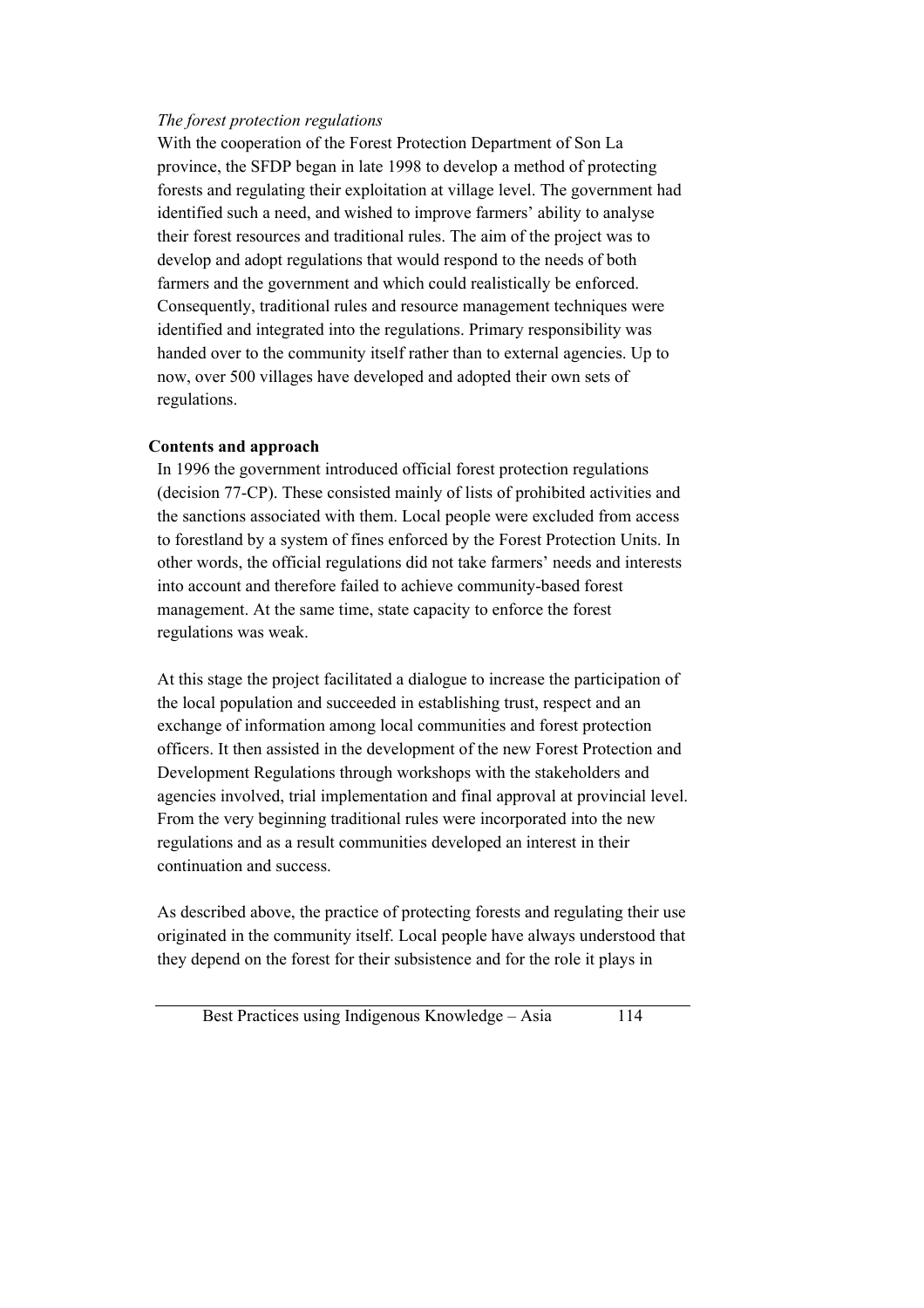*The forest protection regulations*

With the cooperation of the Forest Protection Department of Son La province, the SFDP began in late 1998 to develop a method of protecting forests and regulating their exploitation at village level. The government had identified such a need, and wished to improve farmers' ability to analyse their forest resources and traditional rules. The aim of the project was to develop and adopt regulations that would respond to the needs of both farmers and the government and which could realistically be enforced. Consequently, traditional rules and resource management techniques were identified and integrated into the regulations. Primary responsibility was handed over to the community itself rather than to external agencies. Up to now, over 500 villages have developed and adopted their own sets of regulations.

**Contents and approach**

In 1996 the government introduced official forest protection regulations (decision 77-CP). These consisted mainly of lists of prohibited activities and the sanctions associated with them. Local people were excluded from access to forestland by a system of fines enforced by the Forest Protection Units. In other words, the official regulations did not take farmers' needs and interests into account and therefore failed to achieve community-based forest management. At the same time, state capacity to enforce the forest regulations was weak.

At this stage the project facilitated a dialogue to increase the participation of the local population and succeeded in establishing trust, respect and an exchange of information among local communities and forest protection officers. It then assisted in the development of the new Forest Protection and Development Regulations through workshops with the stakeholders and agencies involved, trial implementation and final approval at provincial level. From the very beginning traditional rules were incorporated into the new regulations and as a result communities developed an interest in their continuation and success.

As described above, the practice of protecting forests and regulating their use originated in the community itself. Local people have always understood that they depend on the forest for their subsistence and for the role it plays in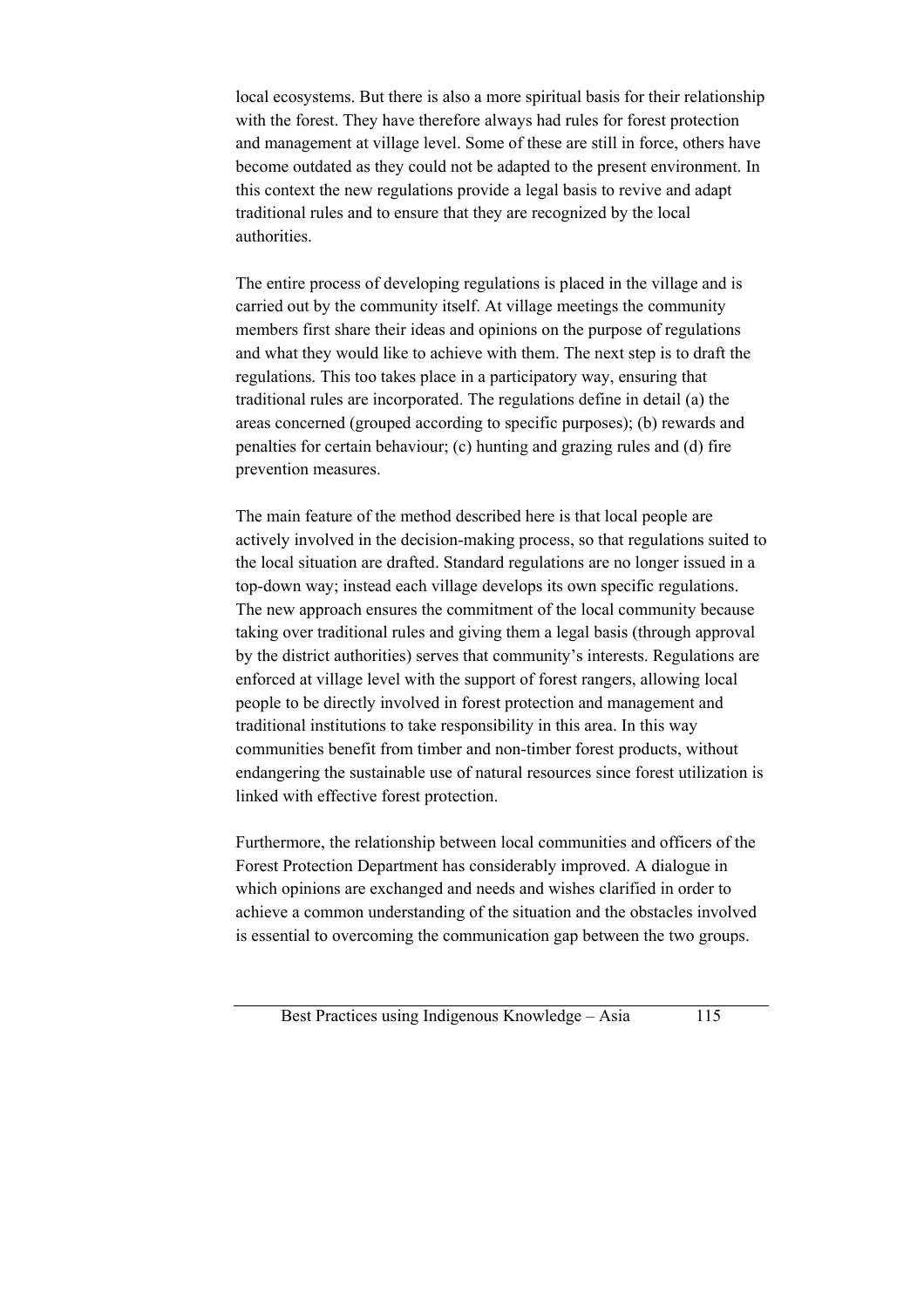local ecosystems. But there is also a more spiritual basis for their relationship with the forest. They have therefore always had rules for forest protection and management at village level. Some of these are still in force, others have become outdated as they could not be adapted to the present environment. In this context the new regulations provide a legal basis to revive and adapt traditional rules and to ensure that they are recognized by the local authorities.

The entire process of developing regulations is placed in the village and is carried out by the community itself. At village meetings the community members first share their ideas and opinions on the purpose of regulations and what they would like to achieve with them. The next step is to draft the regulations. This too takes place in a participatory way, ensuring that traditional rules are incorporated. The regulations define in detail (a) the areas concerned (grouped according to specific purposes); (b) rewards and penalties for certain behaviour; (c) hunting and grazing rules and (d) fire prevention measures.

The main feature of the method described here is that local people are actively involved in the decision-making process, so that regulations suited to the local situation are drafted. Standard regulations are no longer issued in a top-down way; instead each village develops its own specific regulations. The new approach ensures the commitment of the local community because taking over traditional rules and giving them a legal basis (through approval by the district authorities) serves that community's interests. Regulations are enforced at village level with the support of forest rangers, allowing local people to be directly involved in forest protection and management and traditional institutions to take responsibility in this area. In this way communities benefit from timber and non-timber forest products, without endangering the sustainable use of natural resources since forest utilization is linked with effective forest protection.

Furthermore, the relationship between local communities and officers of the Forest Protection Department has considerably improved. A dialogue in which opinions are exchanged and needs and wishes clarified in order to achieve a common understanding of the situation and the obstacles involved is essential to overcoming the communication gap between the two groups.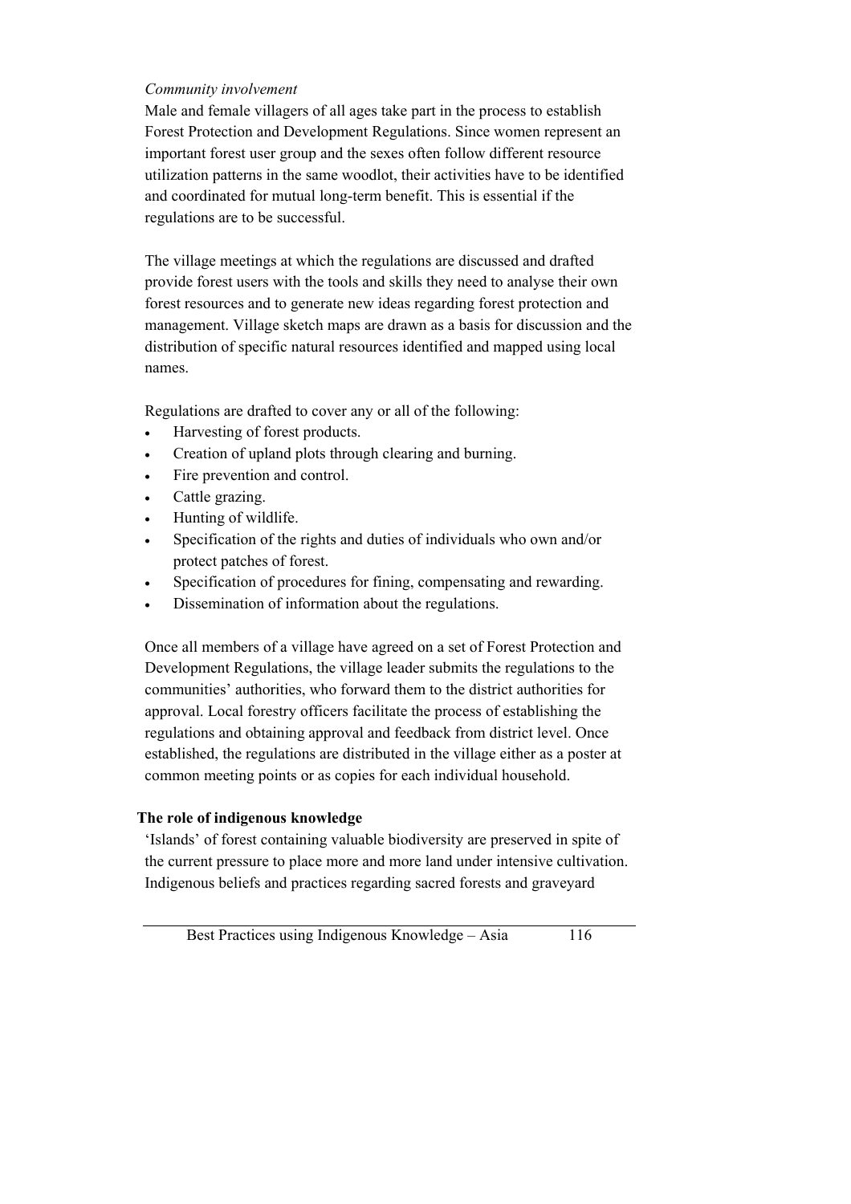*Community involvement*

Male and female villagers of all ages take part in the process to establish Forest Protection and Development Regulations. Since women represent an important forest user group and the sexes often follow different resource utilization patterns in the same woodlot, their activities have to be identified and coordinated for mutual long-term benefit. This is essential if the regulations are to be successful.

The village meetings at which the regulations are discussed and drafted provide forest users with the tools and skills they need to analyse their own forest resources and to generate new ideas regarding forest protection and management. Village sketch maps are drawn as a basis for discussion and the distribution of specific natural resources identified and mapped using local names.

Regulations are drafted to cover any or all of the following:

- Harvesting of forest products.
- Creation of upland plots through clearing and burning.
- Fire prevention and control.
- Cattle grazing.
- Hunting of wildlife.
- Specification of the rights and duties of individuals who own and/or protect patches of forest.
- Specification of procedures for fining, compensating and rewarding.
- Dissemination of information about the regulations.

Once all members of a village have agreed on a set of Forest Protection and Development Regulations, the village leader submits the regulations to the communities' authorities, who forward them to the district authorities for approval. Local forestry officers facilitate the process of establishing the regulations and obtaining approval and feedback from district level. Once established, the regulations are distributed in the village either as a poster at common meeting points or as copies for each individual household.

**The role of indigenous knowledge**

'Islands' of forest containing valuable biodiversity are preserved in spite of the current pressure to place more and more land under intensive cultivation. Indigenous beliefs and practices regarding sacred forests and graveyard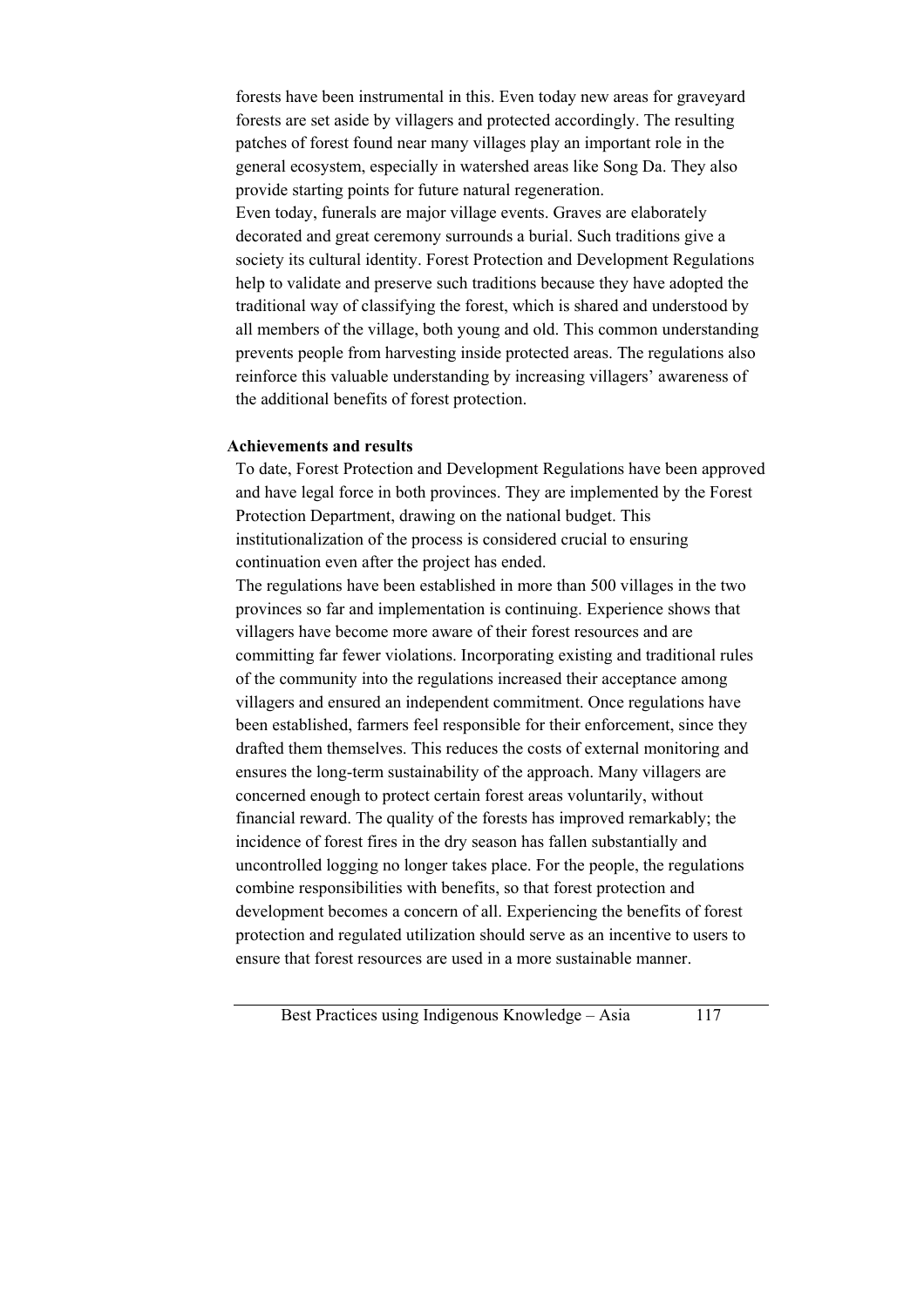forests have been instrumental in this. Even today new areas for graveyard forests are set aside by villagers and protected accordingly. The resulting patches of forest found near many villages play an important role in the general ecosystem, especially in watershed areas like Song Da. They also provide starting points for future natural regeneration.

Even today, funerals are major village events. Graves are elaborately decorated and great ceremony surrounds a burial. Such traditions give a society its cultural identity. Forest Protection and Development Regulations help to validate and preserve such traditions because they have adopted the traditional way of classifying the forest, which is shared and understood by all members of the village, both young and old. This common understanding prevents people from harvesting inside protected areas. The regulations also reinforce this valuable understanding by increasing villagers' awareness of the additional benefits of forest protection.

**Achievements and results**

To date, Forest Protection and Development Regulations have been approved and have legal force in both provinces. They are implemented by the Forest Protection Department, drawing on the national budget. This institutionalization of the process is considered crucial to ensuring continuation even after the project has ended.

The regulations have been established in more than 500 villages in the two provinces so far and implementation is continuing. Experience shows that villagers have become more aware of their forest resources and are committing far fewer violations. Incorporating existing and traditional rules of the community into the regulations increased their acceptance among villagers and ensured an independent commitment. Once regulations have been established, farmers feel responsible for their enforcement, since they drafted them themselves. This reduces the costs of external monitoring and ensures the long-term sustainability of the approach. Many villagers are concerned enough to protect certain forest areas voluntarily, without financial reward. The quality of the forests has improved remarkably; the incidence of forest fires in the dry season has fallen substantially and uncontrolled logging no longer takes place. For the people, the regulations combine responsibilities with benefits, so that forest protection and development becomes a concern of all. Experiencing the benefits of forest protection and regulated utilization should serve as an incentive to users to ensure that forest resources are used in a more sustainable manner.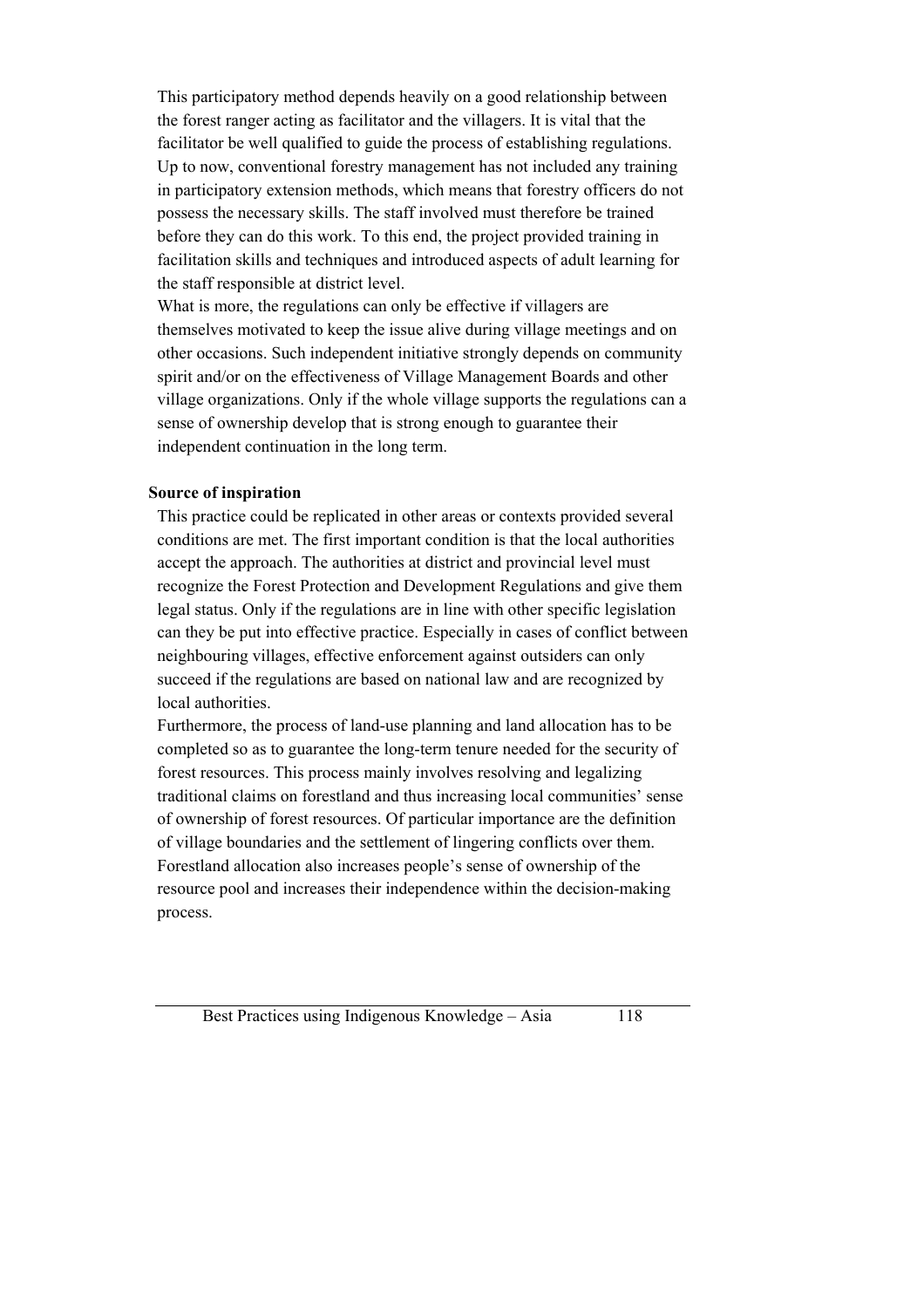This participatory method depends heavily on a good relationship between the forest ranger acting as facilitator and the villagers. It is vital that the facilitator be well qualified to guide the process of establishing regulations. Up to now, conventional forestry management has not included any training in participatory extension methods, which means that forestry officers do not possess the necessary skills. The staff involved must therefore be trained before they can do this work. To this end, the project provided training in facilitation skills and techniques and introduced aspects of adult learning for the staff responsible at district level.

What is more, the regulations can only be effective if villagers are themselves motivated to keep the issue alive during village meetings and on other occasions. Such independent initiative strongly depends on community spirit and/or on the effectiveness of Village Management Boards and other village organizations. Only if the whole village supports the regulations can a sense of ownership develop that is strong enough to guarantee their independent continuation in the long term.

**Source of inspiration**

This practice could be replicated in other areas or contexts provided several conditions are met. The first important condition is that the local authorities accept the approach. The authorities at district and provincial level must recognize the Forest Protection and Development Regulations and give them legal status. Only if the regulations are in line with other specific legislation can they be put into effective practice. Especially in cases of conflict between neighbouring villages, effective enforcement against outsiders can only succeed if the regulations are based on national law and are recognized by local authorities.

Furthermore, the process of land-use planning and land allocation has to be completed so as to guarantee the long-term tenure needed for the security of forest resources. This process mainly involves resolving and legalizing traditional claims on forestland and thus increasing local communities' sense of ownership of forest resources. Of particular importance are the definition of village boundaries and the settlement of lingering conflicts over them. Forestland allocation also increases people's sense of ownership of the resource pool and increases their independence within the decision-making process.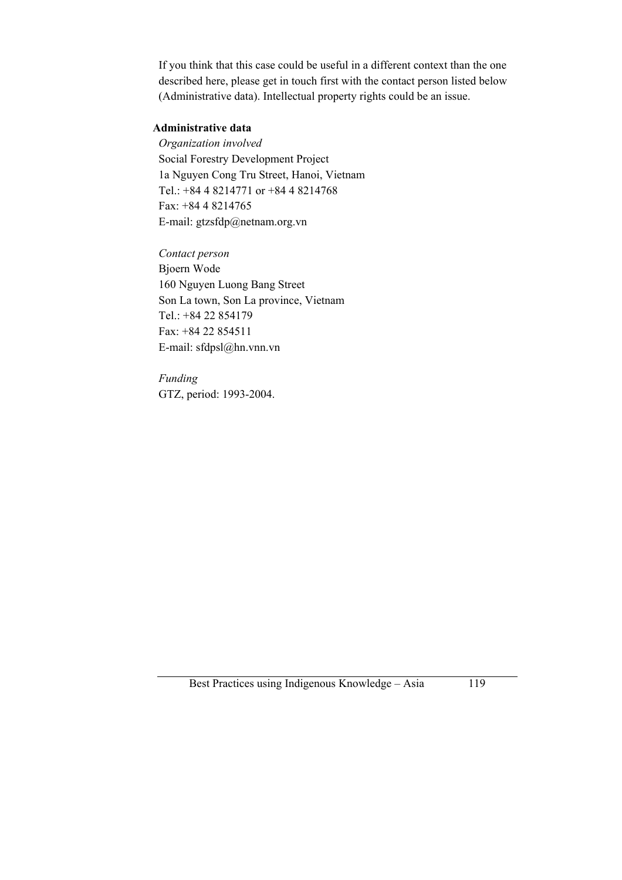If you think that this case could be useful in a different context than the one described here, please get in touch first with the contact person listed below (Administrative data). Intellectual property rights could be an issue.

**Administrative data**

*Organization involved*
Social Forestry Development Project
1a Nguyen Cong Tru Street, Hanoi, Vietnam
Tel.: +84 4 8214771 or +84 4 8214768
Fax: +84 4 8214765
E-mail: gtzsfdp@netnam.org.vn

*Contact person*
Bjoern Wode
160 Nguyen Luong Bang Street
Son La town, Son La province, Vietnam
Tel.: +84 22 854179
Fax: +84 22 854511
E-mail: sfdpsl@hn.vnn.vn

*Funding*
GTZ, period: 1993-2004.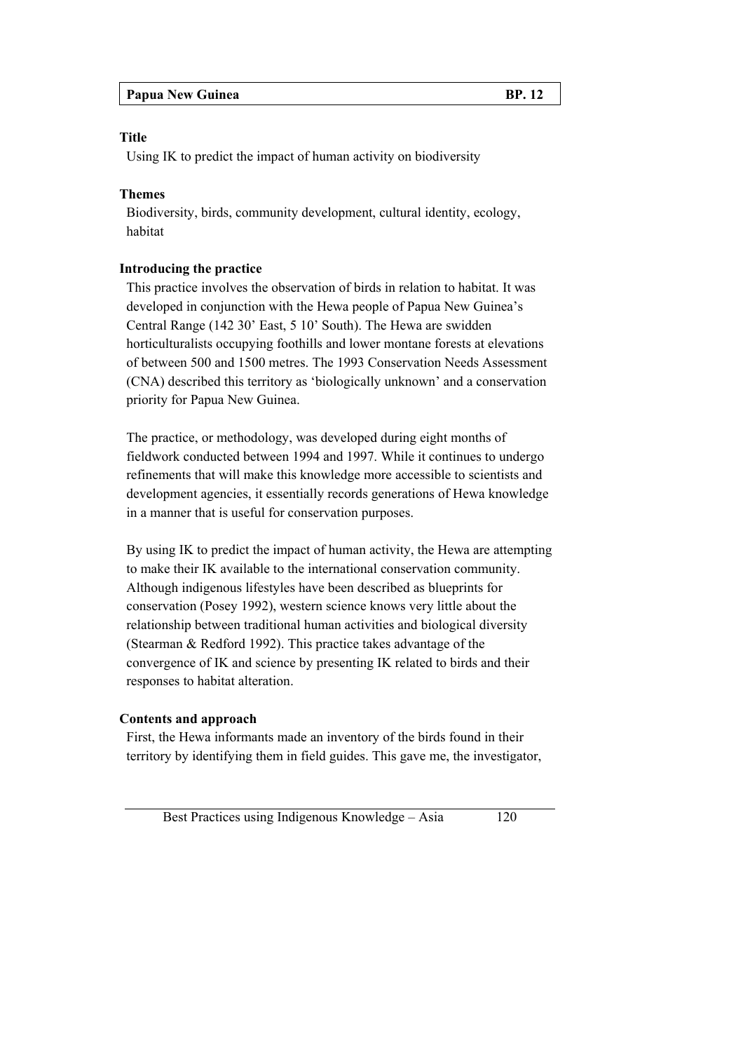| Papua New Guinea | BP. 12 |
|---|---|

**Title**

Using IK to predict the impact of human activity on biodiversity

**Themes**

Biodiversity, birds, community development, cultural identity, ecology, habitat

**Introducing the practice**

This practice involves the observation of birds in relation to habitat. It was developed in conjunction with the Hewa people of Papua New Guinea's Central Range (142 30' East, 5 10' South). The Hewa are swidden horticulturalists occupying foothills and lower montane forests at elevations of between 500 and 1500 metres. The 1993 Conservation Needs Assessment (CNA) described this territory as 'biologically unknown' and a conservation priority for Papua New Guinea.

The practice, or methodology, was developed during eight months of fieldwork conducted between 1994 and 1997. While it continues to undergo refinements that will make this knowledge more accessible to scientists and development agencies, it essentially records generations of Hewa knowledge in a manner that is useful for conservation purposes.

By using IK to predict the impact of human activity, the Hewa are attempting to make their IK available to the international conservation community. Although indigenous lifestyles have been described as blueprints for conservation (Posey 1992), western science knows very little about the relationship between traditional human activities and biological diversity (Stearman & Redford 1992). This practice takes advantage of the convergence of IK and science by presenting IK related to birds and their responses to habitat alteration.

**Contents and approach**

First, the Hewa informants made an inventory of the birds found in their territory by identifying them in field guides. This gave me, the investigator,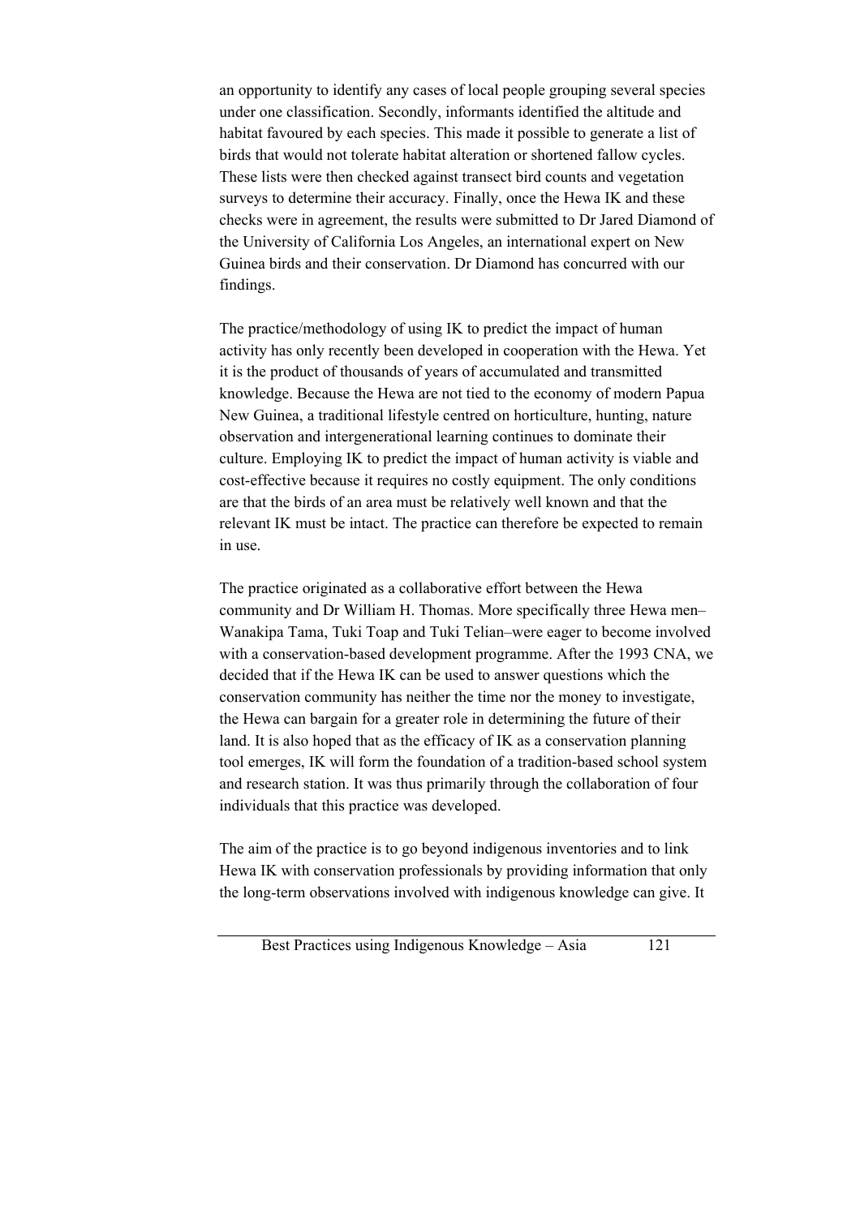an opportunity to identify any cases of local people grouping several species under one classification. Secondly, informants identified the altitude and habitat favoured by each species. This made it possible to generate a list of birds that would not tolerate habitat alteration or shortened fallow cycles. These lists were then checked against transect bird counts and vegetation surveys to determine their accuracy. Finally, once the Hewa IK and these checks were in agreement, the results were submitted to Dr Jared Diamond of the University of California Los Angeles, an international expert on New Guinea birds and their conservation. Dr Diamond has concurred with our findings.

The practice/methodology of using IK to predict the impact of human activity has only recently been developed in cooperation with the Hewa. Yet it is the product of thousands of years of accumulated and transmitted knowledge. Because the Hewa are not tied to the economy of modern Papua New Guinea, a traditional lifestyle centred on horticulture, hunting, nature observation and intergenerational learning continues to dominate their culture. Employing IK to predict the impact of human activity is viable and cost-effective because it requires no costly equipment. The only conditions are that the birds of an area must be relatively well known and that the relevant IK must be intact. The practice can therefore be expected to remain in use.

The practice originated as a collaborative effort between the Hewa community and Dr William H. Thomas. More specifically three Hewa men–Wanakipa Tama, Tuki Toap and Tuki Telian–were eager to become involved with a conservation-based development programme. After the 1993 CNA, we decided that if the Hewa IK can be used to answer questions which the conservation community has neither the time nor the money to investigate, the Hewa can bargain for a greater role in determining the future of their land. It is also hoped that as the efficacy of IK as a conservation planning tool emerges, IK will form the foundation of a tradition-based school system and research station. It was thus primarily through the collaboration of four individuals that this practice was developed.

The aim of the practice is to go beyond indigenous inventories and to link Hewa IK with conservation professionals by providing information that only the long-term observations involved with indigenous knowledge can give. It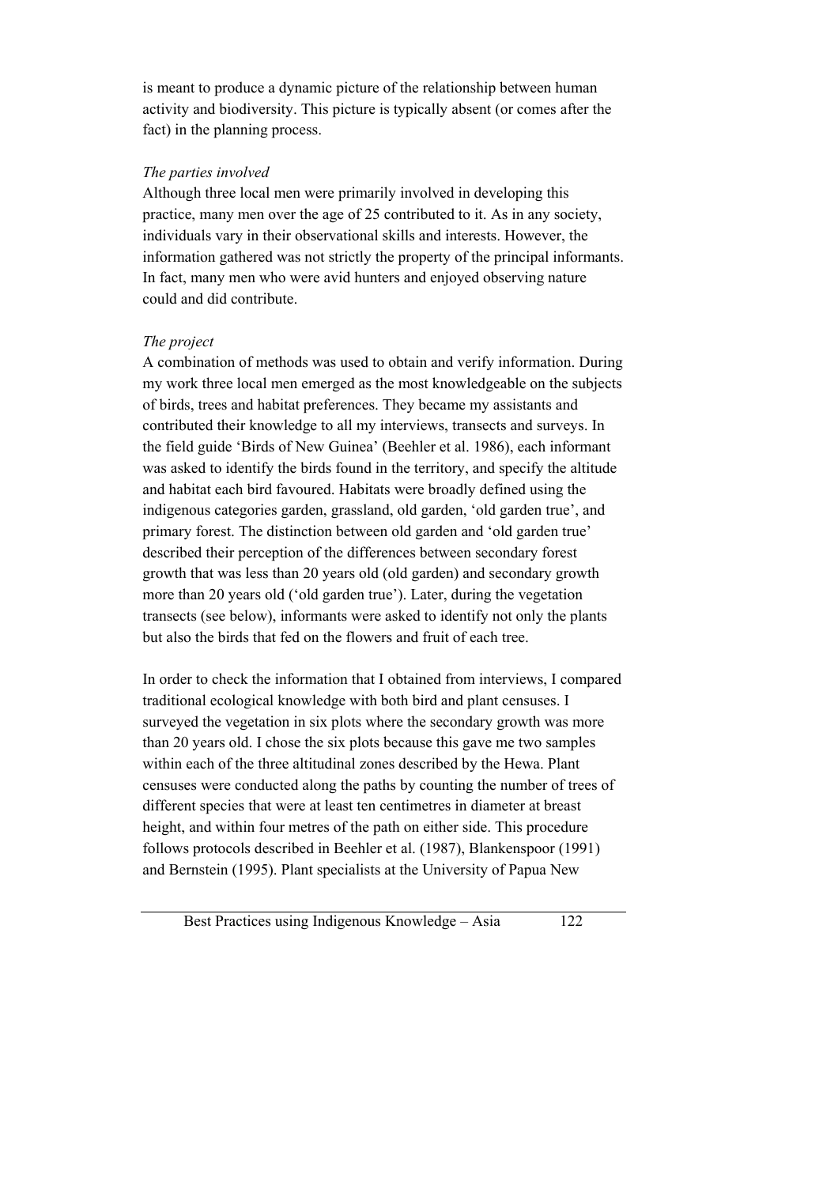is meant to produce a dynamic picture of the relationship between human activity and biodiversity. This picture is typically absent (or comes after the fact) in the planning process.

*The parties involved*

Although three local men were primarily involved in developing this practice, many men over the age of 25 contributed to it. As in any society, individuals vary in their observational skills and interests. However, the information gathered was not strictly the property of the principal informants. In fact, many men who were avid hunters and enjoyed observing nature could and did contribute.

*The project*

A combination of methods was used to obtain and verify information. During my work three local men emerged as the most knowledgeable on the subjects of birds, trees and habitat preferences. They became my assistants and contributed their knowledge to all my interviews, transects and surveys. In the field guide 'Birds of New Guinea' (Beehler et al. 1986), each informant was asked to identify the birds found in the territory, and specify the altitude and habitat each bird favoured. Habitats were broadly defined using the indigenous categories garden, grassland, old garden, 'old garden true', and primary forest. The distinction between old garden and 'old garden true' described their perception of the differences between secondary forest growth that was less than 20 years old (old garden) and secondary growth more than 20 years old ('old garden true'). Later, during the vegetation transects (see below), informants were asked to identify not only the plants but also the birds that fed on the flowers and fruit of each tree.

In order to check the information that I obtained from interviews, I compared traditional ecological knowledge with both bird and plant censuses. I surveyed the vegetation in six plots where the secondary growth was more than 20 years old. I chose the six plots because this gave me two samples within each of the three altitudinal zones described by the Hewa. Plant censuses were conducted along the paths by counting the number of trees of different species that were at least ten centimetres in diameter at breast height, and within four metres of the path on either side. This procedure follows protocols described in Beehler et al. (1987), Blankenspoor (1991) and Bernstein (1995). Plant specialists at the University of Papua New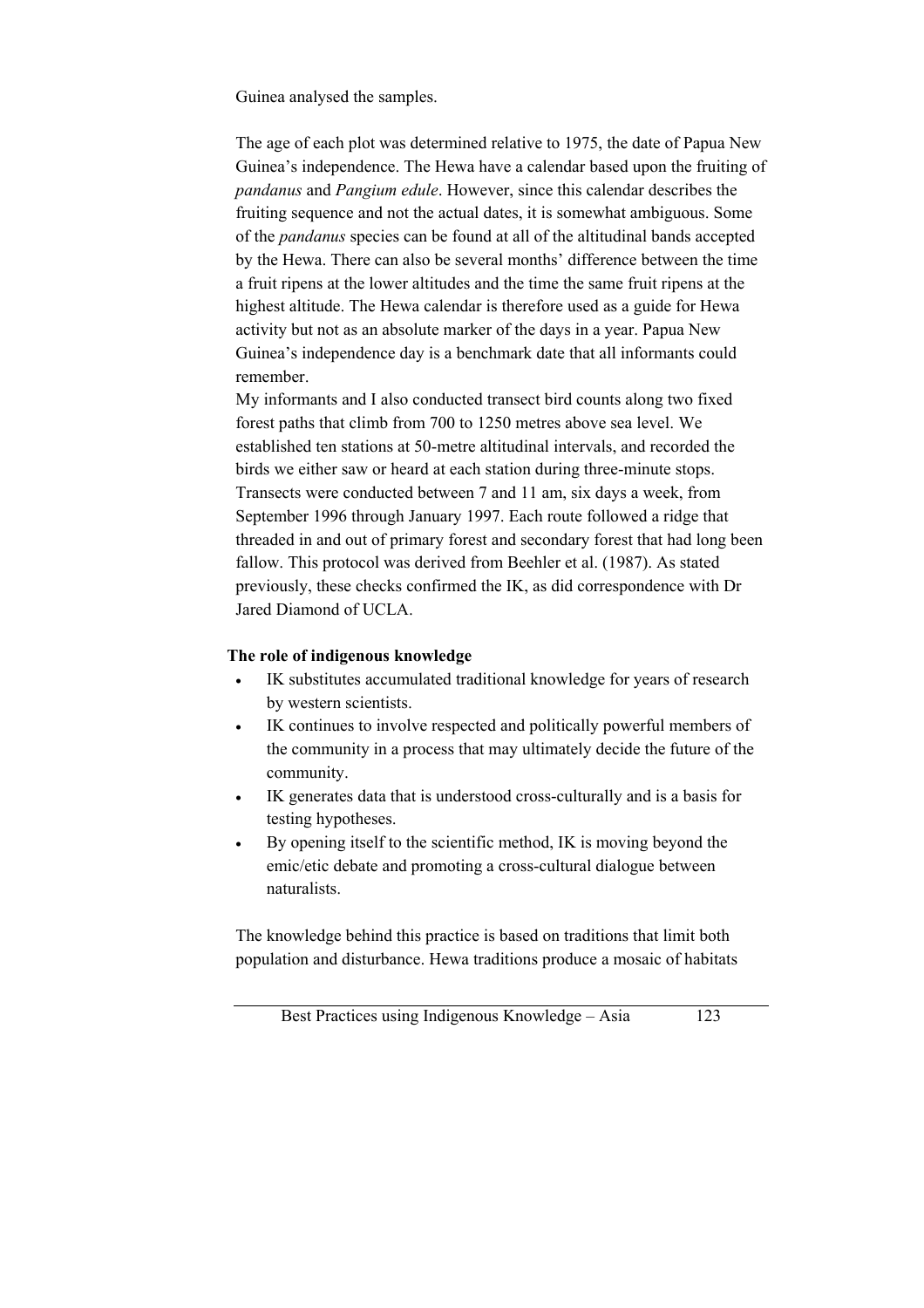Guinea analysed the samples.

The age of each plot was determined relative to 1975, the date of Papua New Guinea's independence. The Hewa have a calendar based upon the fruiting of *pandanus* and *Pangium edule*. However, since this calendar describes the fruiting sequence and not the actual dates, it is somewhat ambiguous. Some of the *pandanus* species can be found at all of the altitudinal bands accepted by the Hewa. There can also be several months' difference between the time a fruit ripens at the lower altitudes and the time the same fruit ripens at the highest altitude. The Hewa calendar is therefore used as a guide for Hewa activity but not as an absolute marker of the days in a year. Papua New Guinea's independence day is a benchmark date that all informants could remember.

My informants and I also conducted transect bird counts along two fixed forest paths that climb from 700 to 1250 metres above sea level. We established ten stations at 50-metre altitudinal intervals, and recorded the birds we either saw or heard at each station during three-minute stops. Transects were conducted between 7 and 11 am, six days a week, from September 1996 through January 1997. Each route followed a ridge that threaded in and out of primary forest and secondary forest that had long been fallow. This protocol was derived from Beehler et al. (1987). As stated previously, these checks confirmed the IK, as did correspondence with Dr Jared Diamond of UCLA.

### The role of indigenous knowledge

- IK substitutes accumulated traditional knowledge for years of research by western scientists.
- IK continues to involve respected and politically powerful members of the community in a process that may ultimately decide the future of the community.
- IK generates data that is understood cross-culturally and is a basis for testing hypotheses.
- By opening itself to the scientific method, IK is moving beyond the emic/etic debate and promoting a cross-cultural dialogue between naturalists.

The knowledge behind this practice is based on traditions that limit both population and disturbance. Hewa traditions produce a mosaic of habitats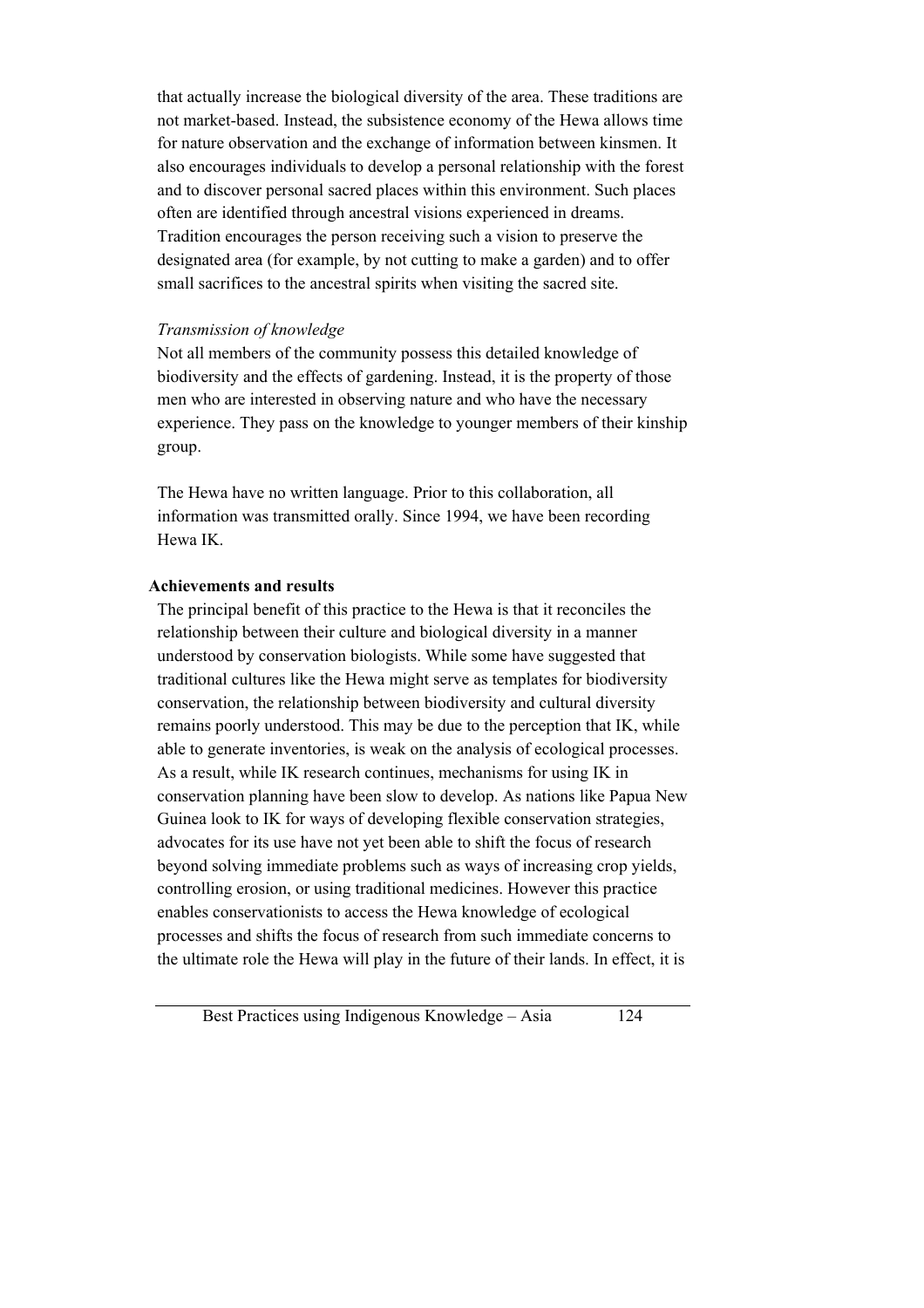that actually increase the biological diversity of the area. These traditions are not market-based. Instead, the subsistence economy of the Hewa allows time for nature observation and the exchange of information between kinsmen. It also encourages individuals to develop a personal relationship with the forest and to discover personal sacred places within this environment. Such places often are identified through ancestral visions experienced in dreams. Tradition encourages the person receiving such a vision to preserve the designated area (for example, by not cutting to make a garden) and to offer small sacrifices to the ancestral spirits when visiting the sacred site.

*Transmission of knowledge*

Not all members of the community possess this detailed knowledge of biodiversity and the effects of gardening. Instead, it is the property of those men who are interested in observing nature and who have the necessary experience. They pass on the knowledge to younger members of their kinship group.

The Hewa have no written language. Prior to this collaboration, all information was transmitted orally. Since 1994, we have been recording Hewa IK.

**Achievements and results**

The principal benefit of this practice to the Hewa is that it reconciles the relationship between their culture and biological diversity in a manner understood by conservation biologists. While some have suggested that traditional cultures like the Hewa might serve as templates for biodiversity conservation, the relationship between biodiversity and cultural diversity remains poorly understood. This may be due to the perception that IK, while able to generate inventories, is weak on the analysis of ecological processes. As a result, while IK research continues, mechanisms for using IK in conservation planning have been slow to develop. As nations like Papua New Guinea look to IK for ways of developing flexible conservation strategies, advocates for its use have not yet been able to shift the focus of research beyond solving immediate problems such as ways of increasing crop yields, controlling erosion, or using traditional medicines. However this practice enables conservationists to access the Hewa knowledge of ecological processes and shifts the focus of research from such immediate concerns to the ultimate role the Hewa will play in the future of their lands. In effect, it is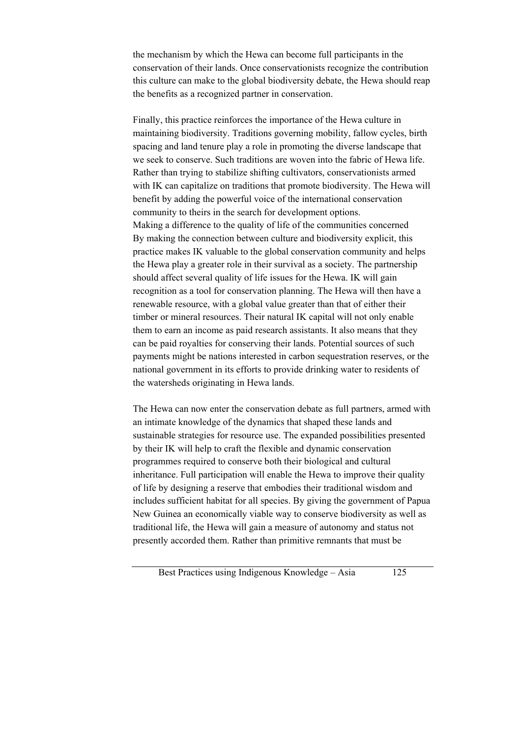the mechanism by which the Hewa can become full participants in the conservation of their lands. Once conservationists recognize the contribution this culture can make to the global biodiversity debate, the Hewa should reap the benefits as a recognized partner in conservation.

Finally, this practice reinforces the importance of the Hewa culture in maintaining biodiversity. Traditions governing mobility, fallow cycles, birth spacing and land tenure play a role in promoting the diverse landscape that we seek to conserve. Such traditions are woven into the fabric of Hewa life. Rather than trying to stabilize shifting cultivators, conservationists armed with IK can capitalize on traditions that promote biodiversity. The Hewa will benefit by adding the powerful voice of the international conservation community to theirs in the search for development options.

Making a difference to the quality of life of the communities concerned

By making the connection between culture and biodiversity explicit, this practice makes IK valuable to the global conservation community and helps the Hewa play a greater role in their survival as a society. The partnership should affect several quality of life issues for the Hewa. IK will gain recognition as a tool for conservation planning. The Hewa will then have a renewable resource, with a global value greater than that of either their timber or mineral resources. Their natural IK capital will not only enable them to earn an income as paid research assistants. It also means that they can be paid royalties for conserving their lands. Potential sources of such payments might be nations interested in carbon sequestration reserves, or the national government in its efforts to provide drinking water to residents of the watersheds originating in Hewa lands.

The Hewa can now enter the conservation debate as full partners, armed with an intimate knowledge of the dynamics that shaped these lands and sustainable strategies for resource use. The expanded possibilities presented by their IK will help to craft the flexible and dynamic conservation programmes required to conserve both their biological and cultural inheritance. Full participation will enable the Hewa to improve their quality of life by designing a reserve that embodies their traditional wisdom and includes sufficient habitat for all species. By giving the government of Papua New Guinea an economically viable way to conserve biodiversity as well as traditional life, the Hewa will gain a measure of autonomy and status not presently accorded them. Rather than primitive remnants that must be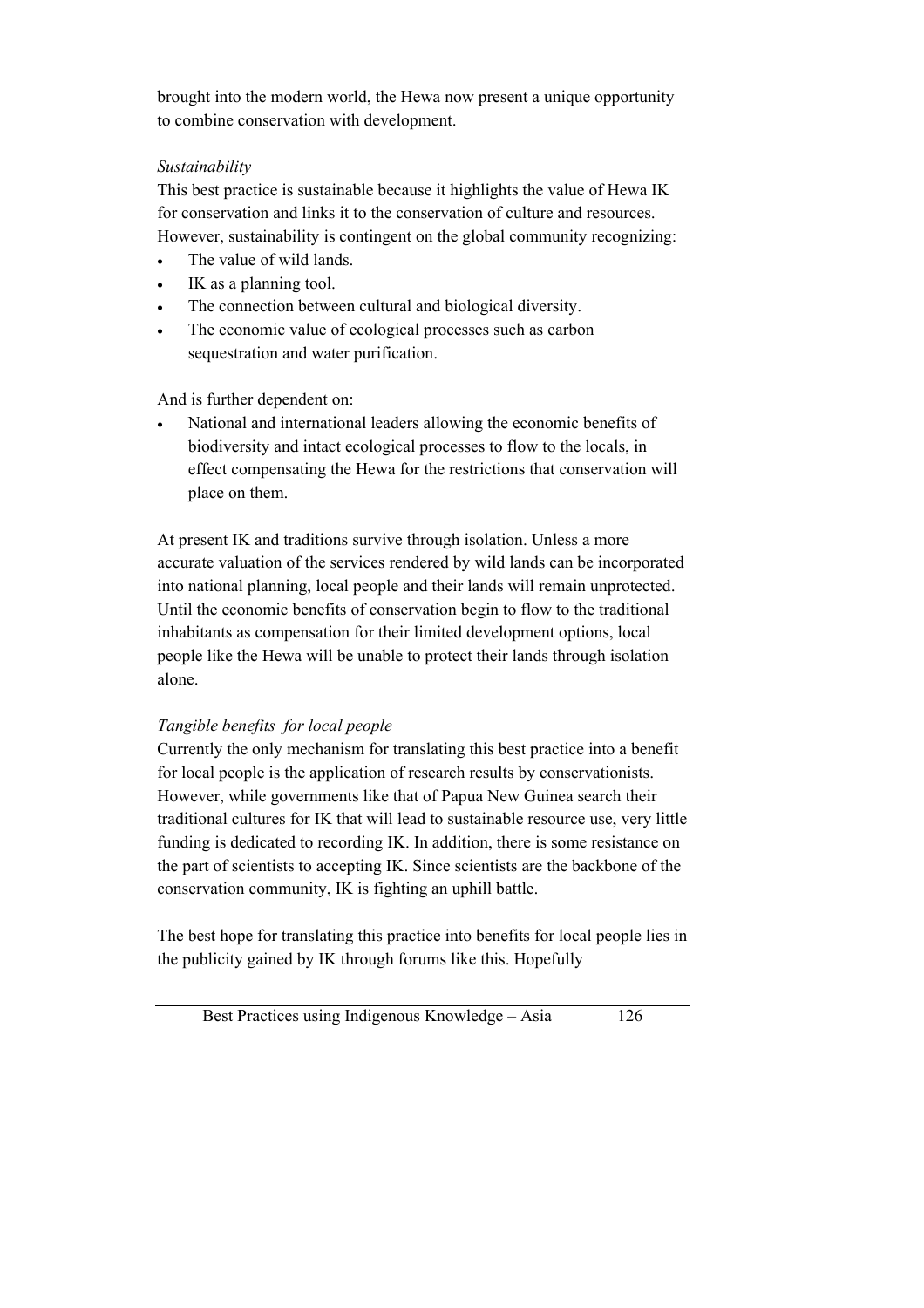brought into the modern world, the Hewa now present a unique opportunity to combine conservation with development.

*Sustainability*

This best practice is sustainable because it highlights the value of Hewa IK for conservation and links it to the conservation of culture and resources. However, sustainability is contingent on the global community recognizing:

- The value of wild lands.
- IK as a planning tool.
- The connection between cultural and biological diversity.
- The economic value of ecological processes such as carbon sequestration and water purification.

And is further dependent on:

- National and international leaders allowing the economic benefits of biodiversity and intact ecological processes to flow to the locals, in effect compensating the Hewa for the restrictions that conservation will place on them.

At present IK and traditions survive through isolation. Unless a more accurate valuation of the services rendered by wild lands can be incorporated into national planning, local people and their lands will remain unprotected. Until the economic benefits of conservation begin to flow to the traditional inhabitants as compensation for their limited development options, local people like the Hewa will be unable to protect their lands through isolation alone.

*Tangible benefits for local people*

Currently the only mechanism for translating this best practice into a benefit for local people is the application of research results by conservationists. However, while governments like that of Papua New Guinea search their traditional cultures for IK that will lead to sustainable resource use, very little funding is dedicated to recording IK. In addition, there is some resistance on the part of scientists to accepting IK. Since scientists are the backbone of the conservation community, IK is fighting an uphill battle.

The best hope for translating this practice into benefits for local people lies in the publicity gained by IK through forums like this. Hopefully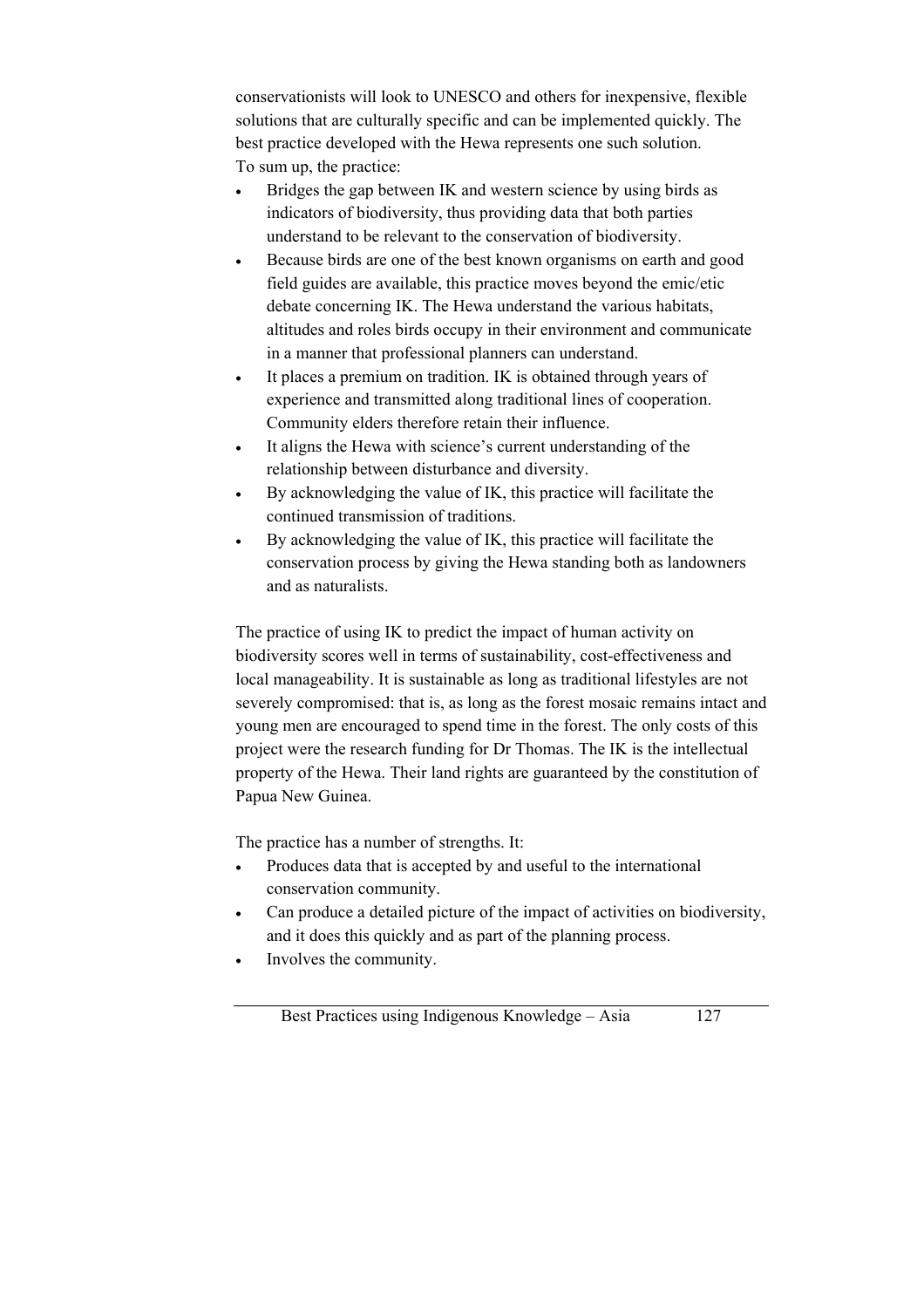conservationists will look to UNESCO and others for inexpensive, flexible solutions that are culturally specific and can be implemented quickly. The best practice developed with the Hewa represents one such solution.
To sum up, the practice:

- Bridges the gap between IK and western science by using birds as indicators of biodiversity, thus providing data that both parties understand to be relevant to the conservation of biodiversity.
- Because birds are one of the best known organisms on earth and good field guides are available, this practice moves beyond the emic/etic debate concerning IK. The Hewa understand the various habitats, altitudes and roles birds occupy in their environment and communicate in a manner that professional planners can understand.
- It places a premium on tradition. IK is obtained through years of experience and transmitted along traditional lines of cooperation. Community elders therefore retain their influence.
- It aligns the Hewa with science's current understanding of the relationship between disturbance and diversity.
- By acknowledging the value of IK, this practice will facilitate the continued transmission of traditions.
- By acknowledging the value of IK, this practice will facilitate the conservation process by giving the Hewa standing both as landowners and as naturalists.

The practice of using IK to predict the impact of human activity on biodiversity scores well in terms of sustainability, cost-effectiveness and local manageability. It is sustainable as long as traditional lifestyles are not severely compromised: that is, as long as the forest mosaic remains intact and young men are encouraged to spend time in the forest. The only costs of this project were the research funding for Dr Thomas. The IK is the intellectual property of the Hewa. Their land rights are guaranteed by the constitution of Papua New Guinea.

The practice has a number of strengths. It:

- Produces data that is accepted by and useful to the international conservation community.
- Can produce a detailed picture of the impact of activities on biodiversity, and it does this quickly and as part of the planning process.
- Involves the community.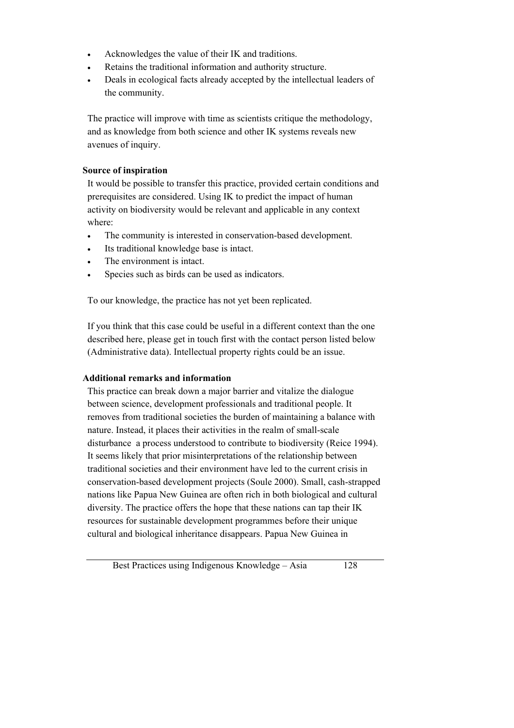- Acknowledges the value of their IK and traditions.
- Retains the traditional information and authority structure.
- Deals in ecological facts already accepted by the intellectual leaders of the community.

The practice will improve with time as scientists critique the methodology, and as knowledge from both science and other IK systems reveals new avenues of inquiry.

**Source of inspiration**

It would be possible to transfer this practice, provided certain conditions and prerequisites are considered. Using IK to predict the impact of human activity on biodiversity would be relevant and applicable in any context where:

- The community is interested in conservation-based development.
- Its traditional knowledge base is intact.
- The environment is intact.
- Species such as birds can be used as indicators.

To our knowledge, the practice has not yet been replicated.

If you think that this case could be useful in a different context than the one described here, please get in touch first with the contact person listed below (Administrative data). Intellectual property rights could be an issue.

**Additional remarks and information**

This practice can break down a major barrier and vitalize the dialogue between science, development professionals and traditional people. It removes from traditional societies the burden of maintaining a balance with nature. Instead, it places their activities in the realm of small-scale disturbance  a process understood to contribute to biodiversity (Reice 1994). It seems likely that prior misinterpretations of the relationship between traditional societies and their environment have led to the current crisis in conservation-based development projects (Soule 2000). Small, cash-strapped nations like Papua New Guinea are often rich in both biological and cultural diversity. The practice offers the hope that these nations can tap their IK resources for sustainable development programmes before their unique cultural and biological inheritance disappears. Papua New Guinea in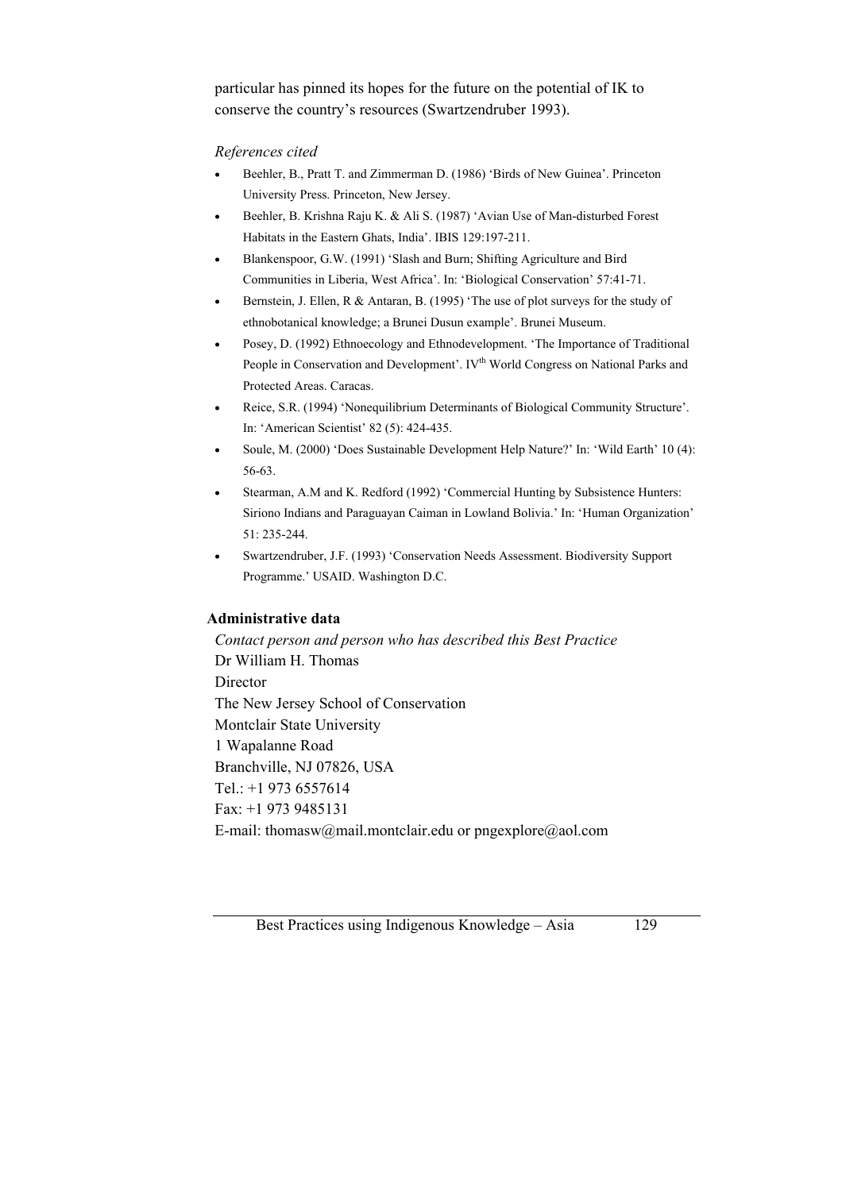particular has pinned its hopes for the future on the potential of IK to conserve the country's resources (Swartzendruber 1993).

*References cited*

- Beehler, B., Pratt T. and Zimmerman D. (1986) 'Birds of New Guinea'. Princeton University Press. Princeton, New Jersey.
- Beehler, B. Krishna Raju K. & Ali S. (1987) 'Avian Use of Man-disturbed Forest Habitats in the Eastern Ghats, India'. IBIS 129:197-211.
- Blankenspoor, G.W. (1991) 'Slash and Burn; Shifting Agriculture and Bird Communities in Liberia, West Africa'. In: 'Biological Conservation' 57:41-71.
- Bernstein, J. Ellen, R & Antaran, B. (1995) 'The use of plot surveys for the study of ethnobotanical knowledge; a Brunei Dusun example'. Brunei Museum.
- Posey, D. (1992) Ethnoecology and Ethnodevelopment. 'The Importance of Traditional People in Conservation and Development'. IV[th] World Congress on National Parks and Protected Areas. Caracas.
- Reice, S.R. (1994) 'Nonequilibrium Determinants of Biological Community Structure'. In: 'American Scientist' 82 (5): 424-435.
- Soule, M. (2000) 'Does Sustainable Development Help Nature?' In: 'Wild Earth' 10 (4): 56-63.
- Stearman, A.M and K. Redford (1992) 'Commercial Hunting by Subsistence Hunters: Siriono Indians and Paraguayan Caiman in Lowland Bolivia.' In: 'Human Organization' 51: 235-244.
- Swartzendruber, J.F. (1993) 'Conservation Needs Assessment. Biodiversity Support Programme.' USAID. Washington D.C.

**Administrative data**

*Contact person and person who has described this Best Practice*

Dr William H. Thomas
Director
The New Jersey School of Conservation
Montclair State University
1 Wapalanne Road
Branchville, NJ 07826, USA
Tel.: +1 973 6557614
Fax: +1 973 9485131
E-mail: thomasw@mail.montclair.edu or pngexplore@aol.com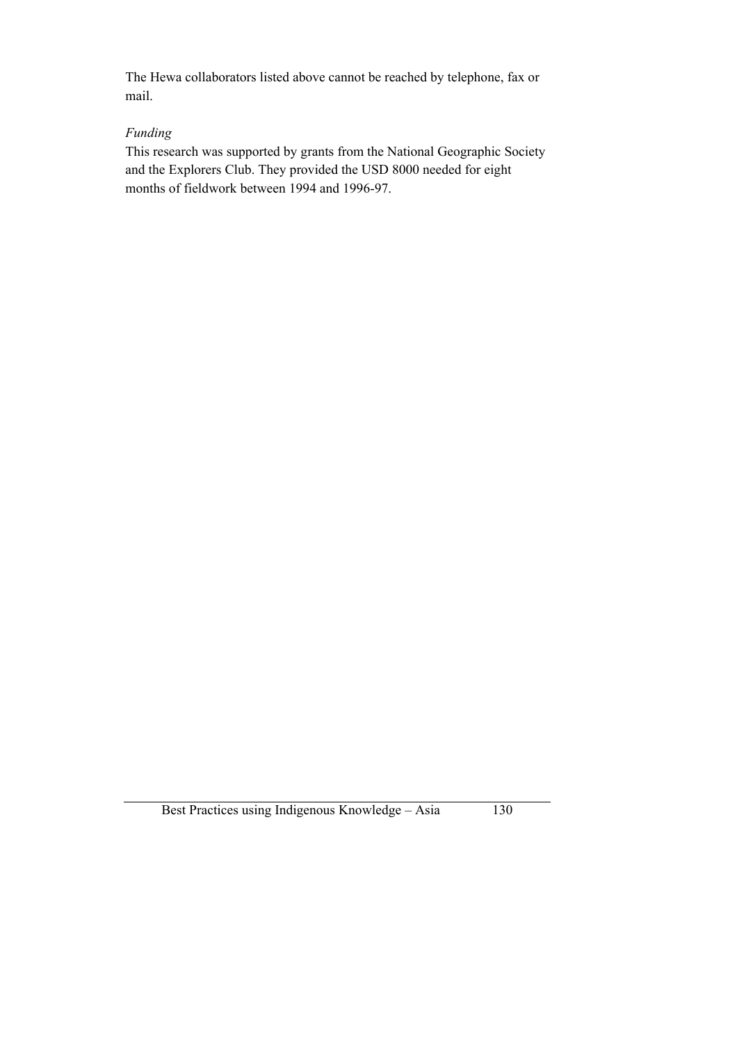The Hewa collaborators listed above cannot be reached by telephone, fax or mail.

*Funding*

This research was supported by grants from the National Geographic Society and the Explorers Club. They provided the USD 8000 needed for eight months of fieldwork between 1994 and 1996-97.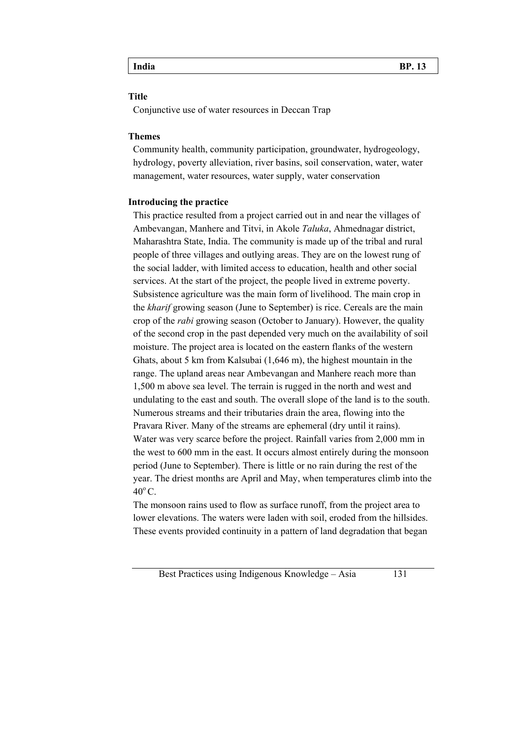| India | BP. 13 |
|---|---|

**Title**

Conjunctive use of water resources in Deccan Trap

**Themes**

Community health, community participation, groundwater, hydrogeology, hydrology, poverty alleviation, river basins, soil conservation, water, water management, water resources, water supply, water conservation

**Introducing the practice**

This practice resulted from a project carried out in and near the villages of Ambevangan, Manhere and Titvi, in Akole *Taluka*, Ahmednagar district, Maharashtra State, India. The community is made up of the tribal and rural people of three villages and outlying areas. They are on the lowest rung of the social ladder, with limited access to education, health and other social services. At the start of the project, the people lived in extreme poverty. Subsistence agriculture was the main form of livelihood. The main crop in the *kharif* growing season (June to September) is rice. Cereals are the main crop of the *rabi* growing season (October to January). However, the quality of the second crop in the past depended very much on the availability of soil moisture. The project area is located on the eastern flanks of the western Ghats, about 5 km from Kalsubai (1,646 m), the highest mountain in the range. The upland areas near Ambevangan and Manhere reach more than 1,500 m above sea level. The terrain is rugged in the north and west and undulating to the east and south. The overall slope of the land is to the south. Numerous streams and their tributaries drain the area, flowing into the Pravara River. Many of the streams are ephemeral (dry until it rains).

Water was very scarce before the project. Rainfall varies from 2,000 mm in the west to 600 mm in the east. It occurs almost entirely during the monsoon period (June to September). There is little or no rain during the rest of the year. The driest months are April and May, when temperatures climb into the $40^{o}$ C.

The monsoon rains used to flow as surface runoff, from the project area to lower elevations. The waters were laden with soil, eroded from the hillsides. These events provided continuity in a pattern of land degradation that began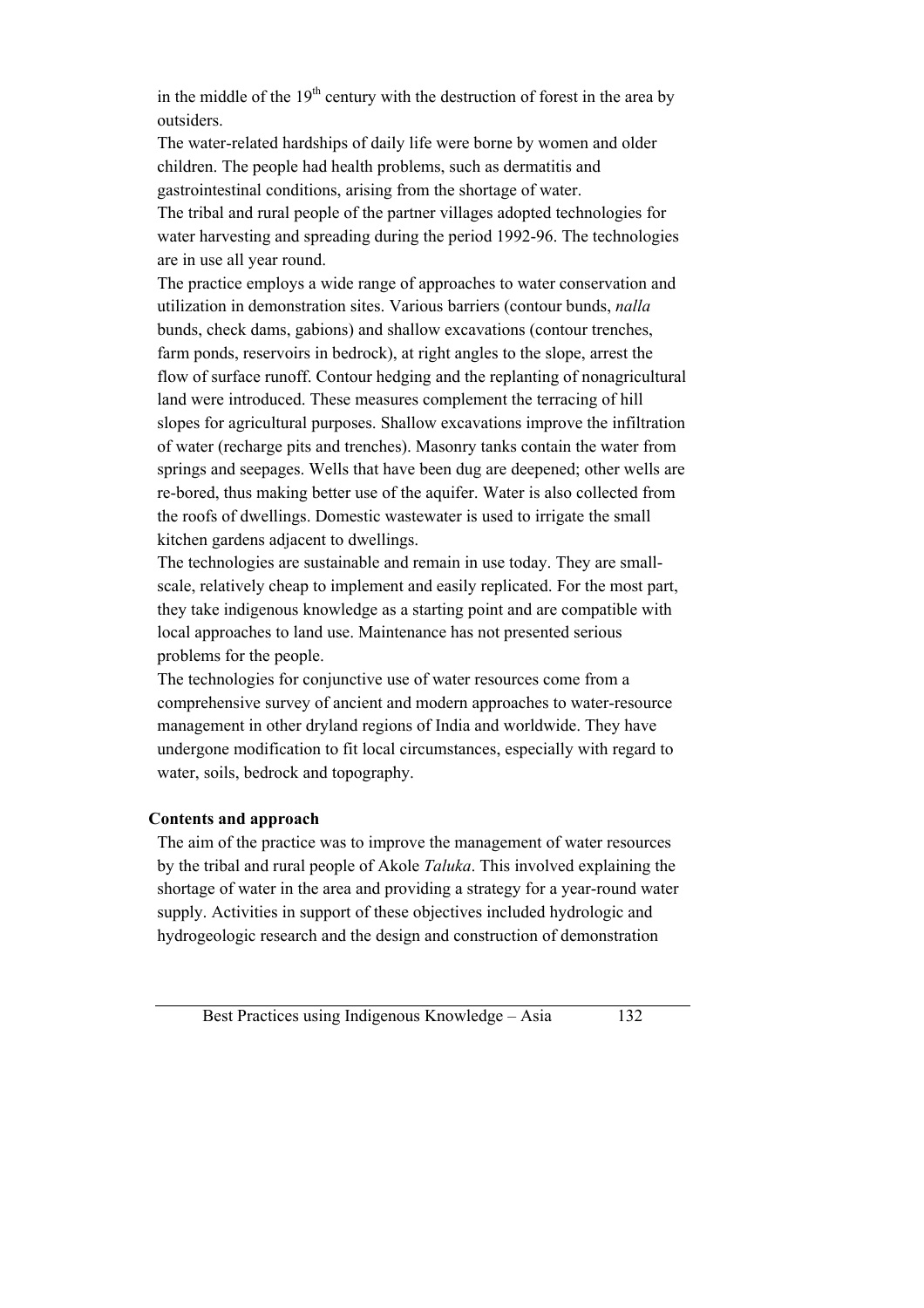in the middle of the 19th century with the destruction of forest in the area by outsiders.

The water-related hardships of daily life were borne by women and older children. The people had health problems, such as dermatitis and gastrointestinal conditions, arising from the shortage of water.

The tribal and rural people of the partner villages adopted technologies for water harvesting and spreading during the period 1992-96. The technologies are in use all year round.

The practice employs a wide range of approaches to water conservation and utilization in demonstration sites. Various barriers (contour bunds, *nalla* bunds, check dams, gabions) and shallow excavations (contour trenches, farm ponds, reservoirs in bedrock), at right angles to the slope, arrest the flow of surface runoff. Contour hedging and the replanting of nonagricultural land were introduced. These measures complement the terracing of hill slopes for agricultural purposes. Shallow excavations improve the infiltration of water (recharge pits and trenches). Masonry tanks contain the water from springs and seepages. Wells that have been dug are deepened; other wells are re-bored, thus making better use of the aquifer. Water is also collected from the roofs of dwellings. Domestic wastewater is used to irrigate the small kitchen gardens adjacent to dwellings.

The technologies are sustainable and remain in use today. They are small-scale, relatively cheap to implement and easily replicated. For the most part, they take indigenous knowledge as a starting point and are compatible with local approaches to land use. Maintenance has not presented serious problems for the people.

The technologies for conjunctive use of water resources come from a comprehensive survey of ancient and modern approaches to water-resource management in other dryland regions of India and worldwide. They have undergone modification to fit local circumstances, especially with regard to water, soils, bedrock and topography.

**Contents and approach**

The aim of the practice was to improve the management of water resources by the tribal and rural people of Akole *Taluka*. This involved explaining the shortage of water in the area and providing a strategy for a year-round water supply. Activities in support of these objectives included hydrologic and hydrogeologic research and the design and construction of demonstration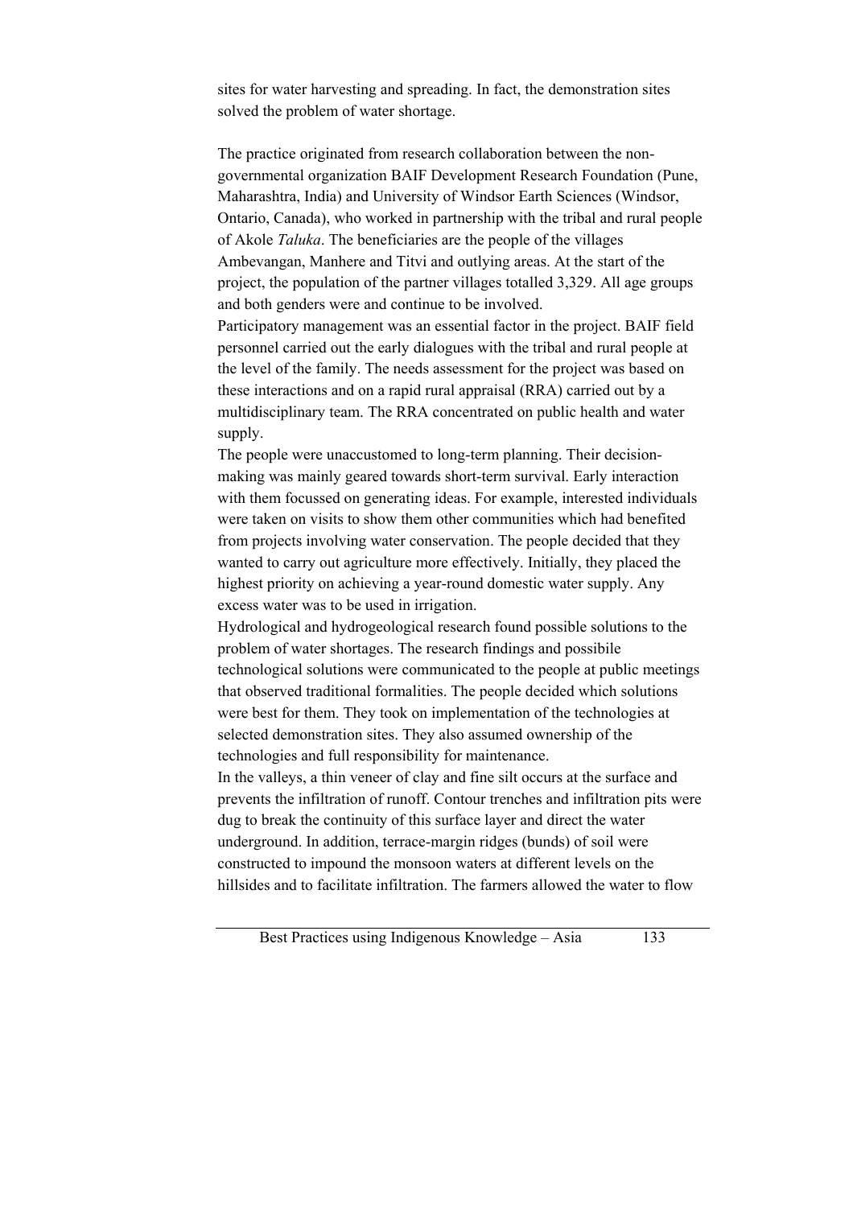sites for water harvesting and spreading. In fact, the demonstration sites solved the problem of water shortage.

The practice originated from research collaboration between the non-governmental organization BAIF Development Research Foundation (Pune, Maharashtra, India) and University of Windsor Earth Sciences (Windsor, Ontario, Canada), who worked in partnership with the tribal and rural people of Akole *Taluka*. The beneficiaries are the people of the villages Ambevangan, Manhere and Titvi and outlying areas. At the start of the project, the population of the partner villages totalled 3,329. All age groups and both genders were and continue to be involved.

Participatory management was an essential factor in the project. BAIF field personnel carried out the early dialogues with the tribal and rural people at the level of the family. The needs assessment for the project was based on these interactions and on a rapid rural appraisal (RRA) carried out by a multidisciplinary team. The RRA concentrated on public health and water supply.

The people were unaccustomed to long-term planning. Their decision-making was mainly geared towards short-term survival. Early interaction with them focussed on generating ideas. For example, interested individuals were taken on visits to show them other communities which had benefited from projects involving water conservation. The people decided that they wanted to carry out agriculture more effectively. Initially, they placed the highest priority on achieving a year-round domestic water supply. Any excess water was to be used in irrigation.

Hydrological and hydrogeological research found possible solutions to the problem of water shortages. The research findings and possibile technological solutions were communicated to the people at public meetings that observed traditional formalities. The people decided which solutions were best for them. They took on implementation of the technologies at selected demonstration sites. They also assumed ownership of the technologies and full responsibility for maintenance.

In the valleys, a thin veneer of clay and fine silt occurs at the surface and prevents the infiltration of runoff. Contour trenches and infiltration pits were dug to break the continuity of this surface layer and direct the water underground. In addition, terrace-margin ridges (bunds) of soil were constructed to impound the monsoon waters at different levels on the hillsides and to facilitate infiltration. The farmers allowed the water to flow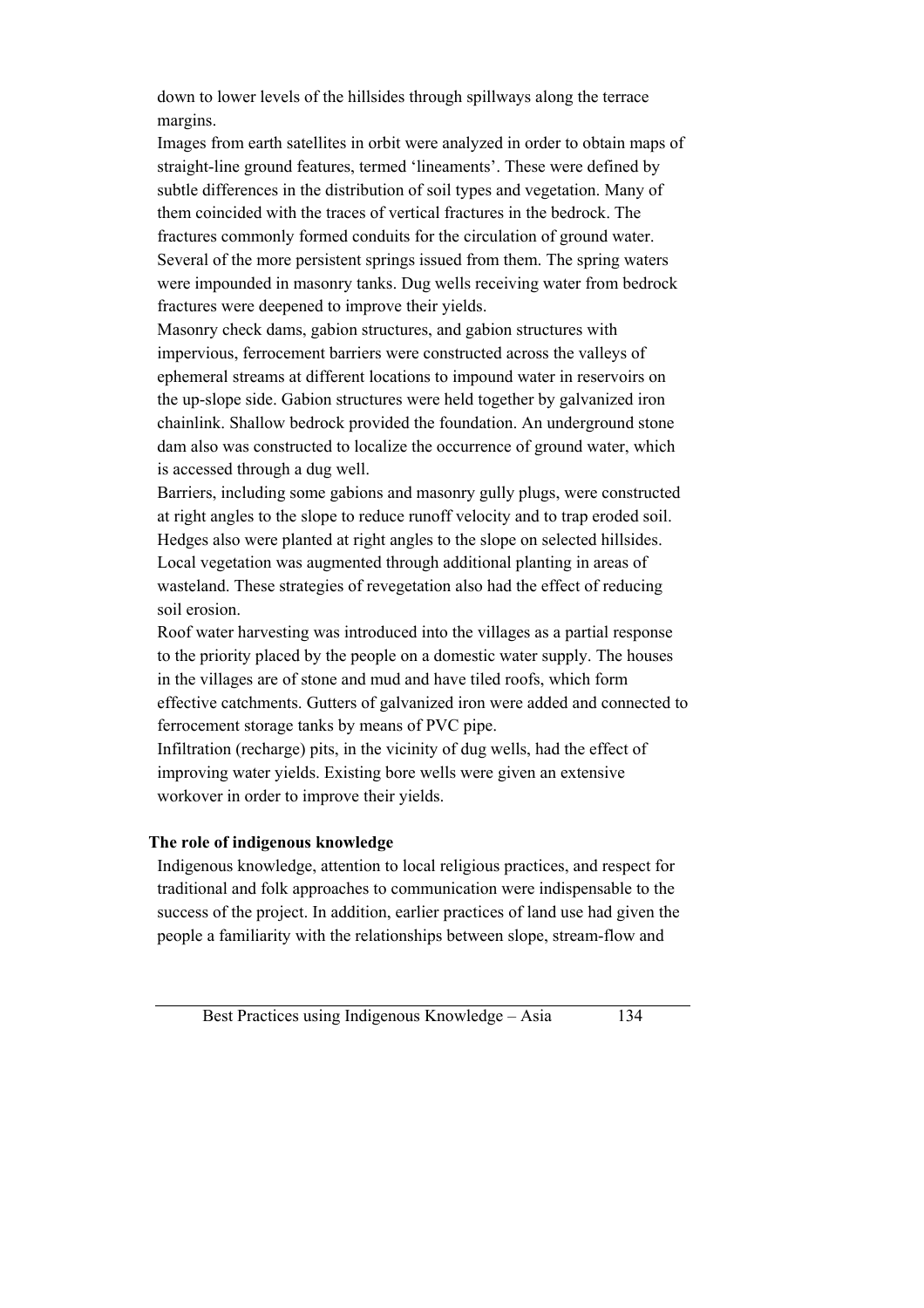down to lower levels of the hillsides through spillways along the terrace margins.

Images from earth satellites in orbit were analyzed in order to obtain maps of straight-line ground features, termed 'lineaments'. These were defined by subtle differences in the distribution of soil types and vegetation. Many of them coincided with the traces of vertical fractures in the bedrock. The fractures commonly formed conduits for the circulation of ground water. Several of the more persistent springs issued from them. The spring waters were impounded in masonry tanks. Dug wells receiving water from bedrock fractures were deepened to improve their yields.

Masonry check dams, gabion structures, and gabion structures with impervious, ferrocement barriers were constructed across the valleys of ephemeral streams at different locations to impound water in reservoirs on the up-slope side. Gabion structures were held together by galvanized iron chainlink. Shallow bedrock provided the foundation. An underground stone dam also was constructed to localize the occurrence of ground water, which is accessed through a dug well.

Barriers, including some gabions and masonry gully plugs, were constructed at right angles to the slope to reduce runoff velocity and to trap eroded soil. Hedges also were planted at right angles to the slope on selected hillsides. Local vegetation was augmented through additional planting in areas of wasteland. These strategies of revegetation also had the effect of reducing soil erosion.

Roof water harvesting was introduced into the villages as a partial response to the priority placed by the people on a domestic water supply. The houses in the villages are of stone and mud and have tiled roofs, which form effective catchments. Gutters of galvanized iron were added and connected to ferrocement storage tanks by means of PVC pipe.

Infiltration (recharge) pits, in the vicinity of dug wells, had the effect of improving water yields. Existing bore wells were given an extensive workover in order to improve their yields.

**The role of indigenous knowledge**

Indigenous knowledge, attention to local religious practices, and respect for traditional and folk approaches to communication were indispensable to the success of the project. In addition, earlier practices of land use had given the people a familiarity with the relationships between slope, stream-flow and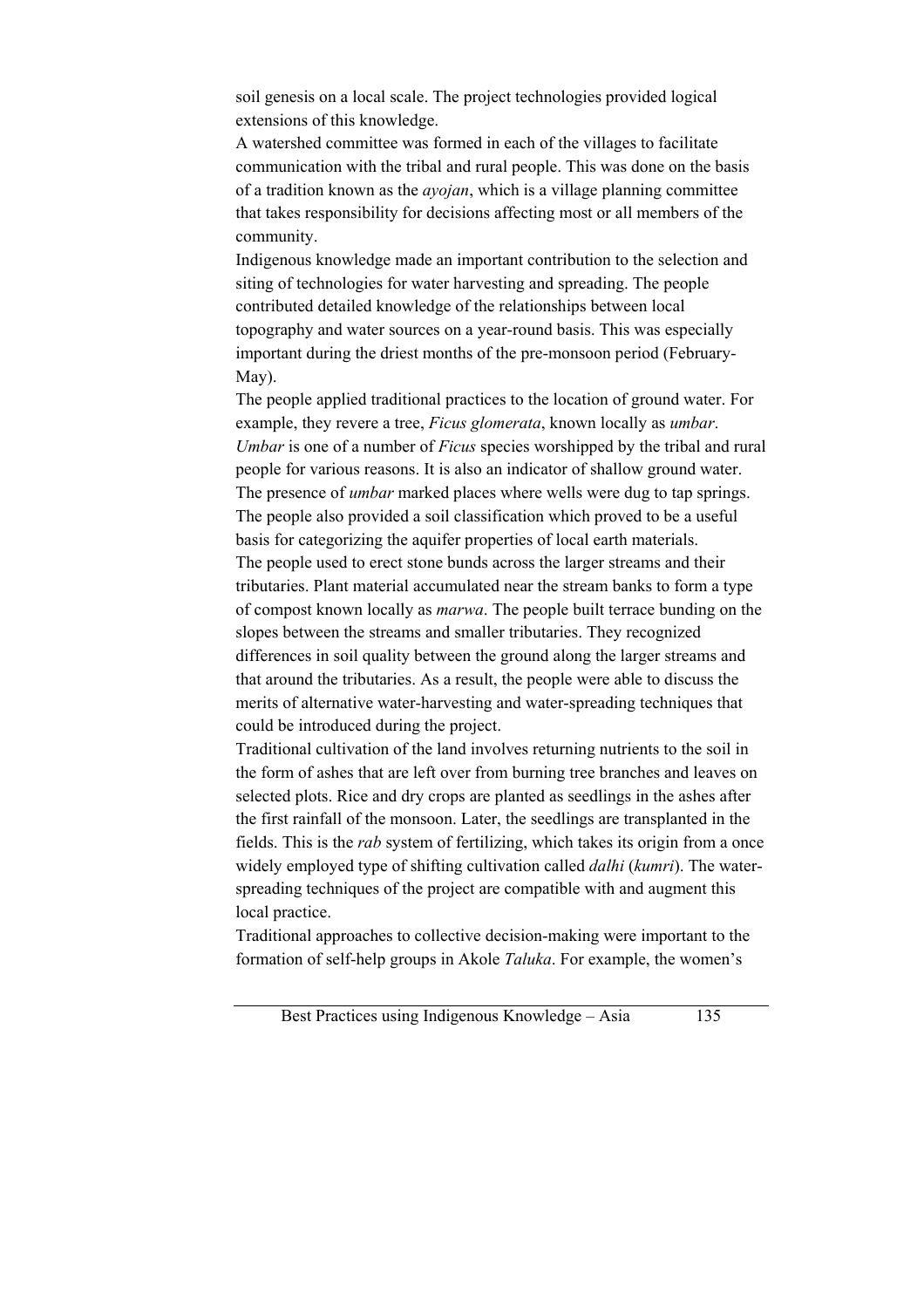soil genesis on a local scale. The project technologies provided logical extensions of this knowledge.

A watershed committee was formed in each of the villages to facilitate communication with the tribal and rural people. This was done on the basis of a tradition known as the *ayojan*, which is a village planning committee that takes responsibility for decisions affecting most or all members of the community.

Indigenous knowledge made an important contribution to the selection and siting of technologies for water harvesting and spreading. The people contributed detailed knowledge of the relationships between local topography and water sources on a year-round basis. This was especially important during the driest months of the pre-monsoon period (February-May).

The people applied traditional practices to the location of ground water. For example, they revere a tree, *Ficus glomerata*, known locally as *umbar*. *Umbar* is one of a number of *Ficus* species worshipped by the tribal and rural people for various reasons. It is also an indicator of shallow ground water. The presence of *umbar* marked places where wells were dug to tap springs. The people also provided a soil classification which proved to be a useful basis for categorizing the aquifer properties of local earth materials.

The people used to erect stone bunds across the larger streams and their tributaries. Plant material accumulated near the stream banks to form a type of compost known locally as *marwa*. The people built terrace bunding on the slopes between the streams and smaller tributaries. They recognized differences in soil quality between the ground along the larger streams and that around the tributaries. As a result, the people were able to discuss the merits of alternative water-harvesting and water-spreading techniques that could be introduced during the project.

Traditional cultivation of the land involves returning nutrients to the soil in the form of ashes that are left over from burning tree branches and leaves on selected plots. Rice and dry crops are planted as seedlings in the ashes after the first rainfall of the monsoon. Later, the seedlings are transplanted in the fields. This is the *rab* system of fertilizing, which takes its origin from a once widely employed type of shifting cultivation called *dalhi* (*kumri*). The water-spreading techniques of the project are compatible with and augment this local practice.

Traditional approaches to collective decision-making were important to the formation of self-help groups in Akole *Taluka*. For example, the women's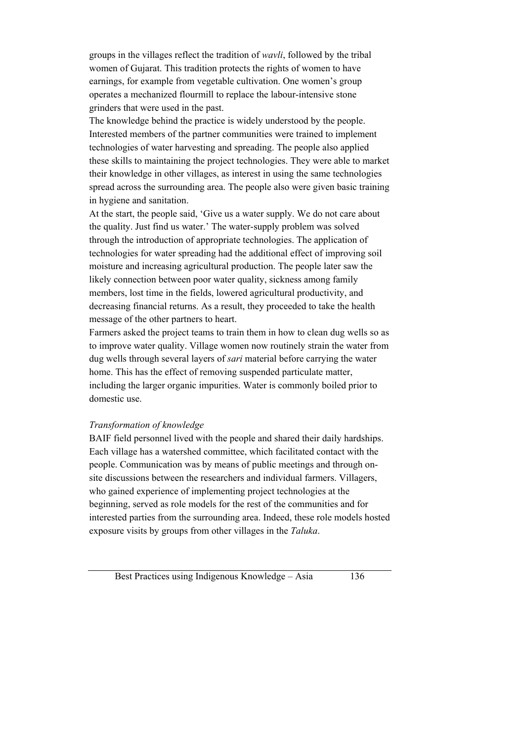groups in the villages reflect the tradition of *wavli*, followed by the tribal women of Gujarat. This tradition protects the rights of women to have earnings, for example from vegetable cultivation. One women's group operates a mechanized flourmill to replace the labour-intensive stone grinders that were used in the past.

The knowledge behind the practice is widely understood by the people. Interested members of the partner communities were trained to implement technologies of water harvesting and spreading. The people also applied these skills to maintaining the project technologies. They were able to market their knowledge in other villages, as interest in using the same technologies spread across the surrounding area. The people also were given basic training in hygiene and sanitation.

At the start, the people said, 'Give us a water supply. We do not care about the quality. Just find us water.' The water-supply problem was solved through the introduction of appropriate technologies. The application of technologies for water spreading had the additional effect of improving soil moisture and increasing agricultural production. The people later saw the likely connection between poor water quality, sickness among family members, lost time in the fields, lowered agricultural productivity, and decreasing financial returns. As a result, they proceeded to take the health message of the other partners to heart.

Farmers asked the project teams to train them in how to clean dug wells so as to improve water quality. Village women now routinely strain the water from dug wells through several layers of *sari* material before carrying the water home. This has the effect of removing suspended particulate matter, including the larger organic impurities. Water is commonly boiled prior to domestic use.

*Transformation of knowledge*

BAIF field personnel lived with the people and shared their daily hardships. Each village has a watershed committee, which facilitated contact with the people. Communication was by means of public meetings and through on-site discussions between the researchers and individual farmers. Villagers, who gained experience of implementing project technologies at the beginning, served as role models for the rest of the communities and for interested parties from the surrounding area. Indeed, these role models hosted exposure visits by groups from other villages in the *Taluka*.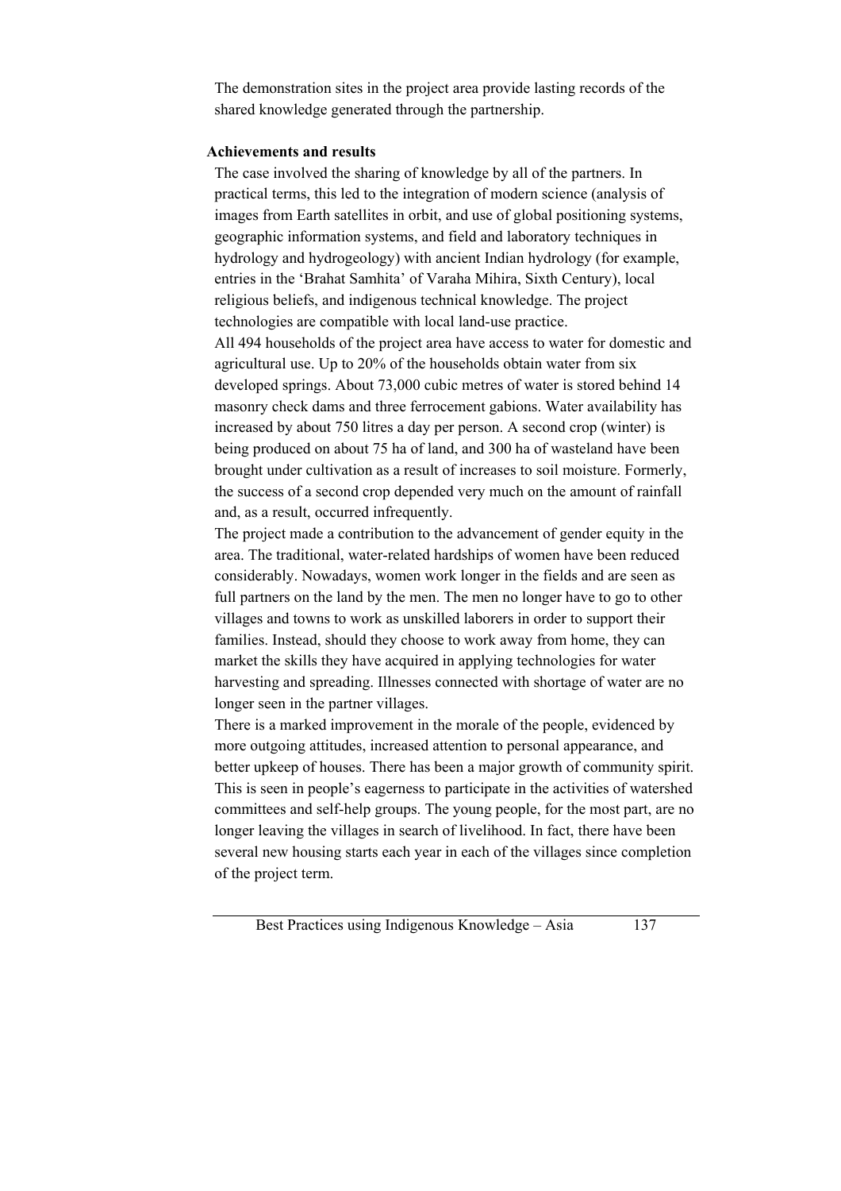The demonstration sites in the project area provide lasting records of the shared knowledge generated through the partnership.

### Achievements and results

The case involved the sharing of knowledge by all of the partners. In practical terms, this led to the integration of modern science (analysis of images from Earth satellites in orbit, and use of global positioning systems, geographic information systems, and field and laboratory techniques in hydrology and hydrogeology) with ancient Indian hydrology (for example, entries in the 'Brahat Samhita' of Varaha Mihira, Sixth Century), local religious beliefs, and indigenous technical knowledge. The project technologies are compatible with local land-use practice.

All 494 households of the project area have access to water for domestic and agricultural use. Up to 20% of the households obtain water from six developed springs. About 73,000 cubic metres of water is stored behind 14 masonry check dams and three ferrocement gabions. Water availability has increased by about 750 litres a day per person. A second crop (winter) is being produced on about 75 ha of land, and 300 ha of wasteland have been brought under cultivation as a result of increases to soil moisture. Formerly, the success of a second crop depended very much on the amount of rainfall and, as a result, occurred infrequently.

The project made a contribution to the advancement of gender equity in the area. The traditional, water-related hardships of women have been reduced considerably. Nowadays, women work longer in the fields and are seen as full partners on the land by the men. The men no longer have to go to other villages and towns to work as unskilled laborers in order to support their families. Instead, should they choose to work away from home, they can market the skills they have acquired in applying technologies for water harvesting and spreading. Illnesses connected with shortage of water are no longer seen in the partner villages.

There is a marked improvement in the morale of the people, evidenced by more outgoing attitudes, increased attention to personal appearance, and better upkeep of houses. There has been a major growth of community spirit. This is seen in people's eagerness to participate in the activities of watershed committees and self-help groups. The young people, for the most part, are no longer leaving the villages in search of livelihood. In fact, there have been several new housing starts each year in each of the villages since completion of the project term.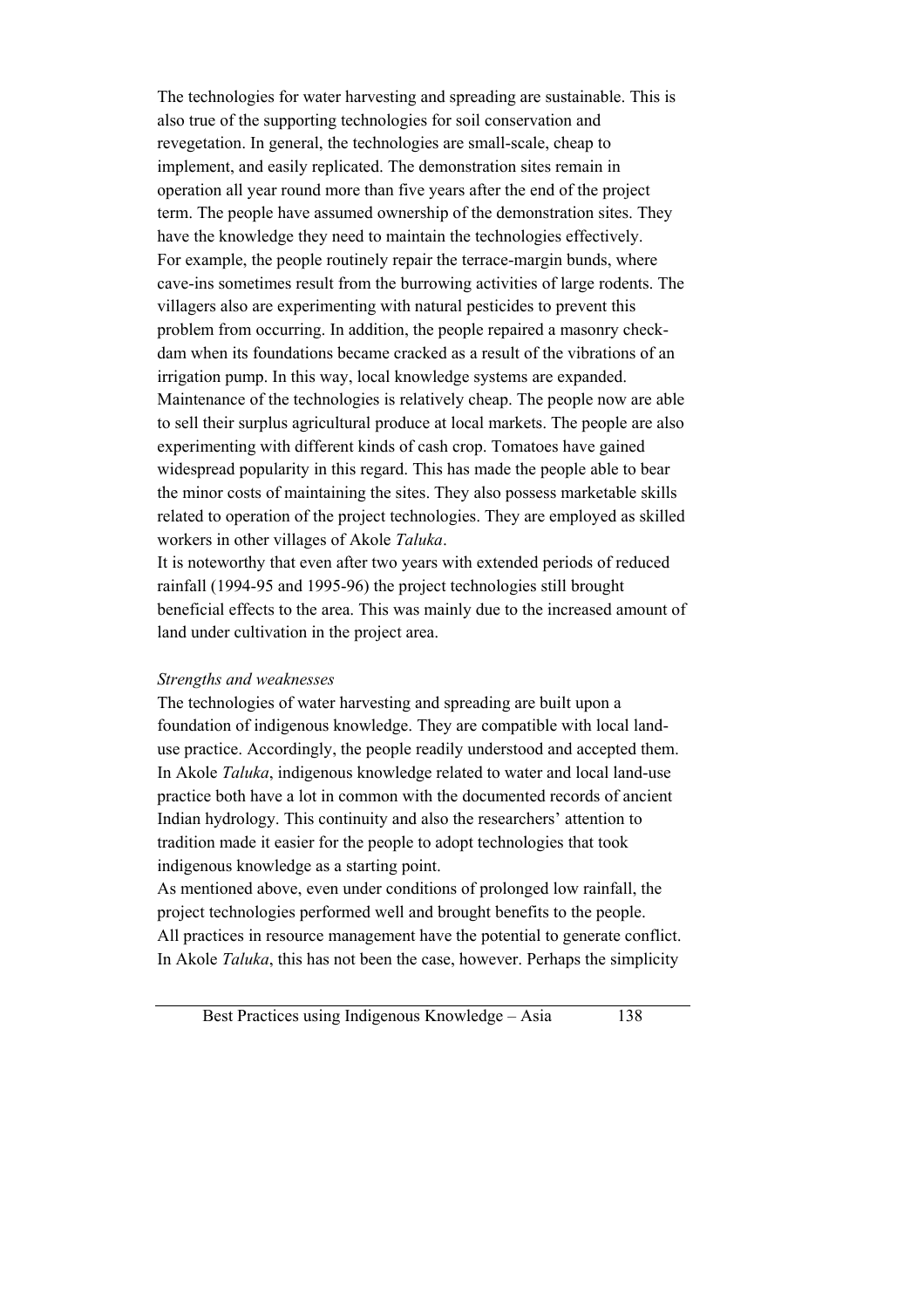The technologies for water harvesting and spreading are sustainable. This is also true of the supporting technologies for soil conservation and revegetation. In general, the technologies are small-scale, cheap to implement, and easily replicated. The demonstration sites remain in operation all year round more than five years after the end of the project term. The people have assumed ownership of the demonstration sites. They have the knowledge they need to maintain the technologies effectively.

For example, the people routinely repair the terrace-margin bunds, where cave-ins sometimes result from the burrowing activities of large rodents. The villagers also are experimenting with natural pesticides to prevent this problem from occurring. In addition, the people repaired a masonry check-dam when its foundations became cracked as a result of the vibrations of an irrigation pump. In this way, local knowledge systems are expanded.

Maintenance of the technologies is relatively cheap. The people now are able to sell their surplus agricultural produce at local markets. The people are also experimenting with different kinds of cash crop. Tomatoes have gained widespread popularity in this regard. This has made the people able to bear the minor costs of maintaining the sites. They also possess marketable skills related to operation of the project technologies. They are employed as skilled workers in other villages of Akole *Taluka*.

It is noteworthy that even after two years with extended periods of reduced rainfall (1994-95 and 1995-96) the project technologies still brought beneficial effects to the area. This was mainly due to the increased amount of land under cultivation in the project area.

*Strengths and weaknesses*

The technologies of water harvesting and spreading are built upon a foundation of indigenous knowledge. They are compatible with local land-use practice. Accordingly, the people readily understood and accepted them.

In Akole *Taluka*, indigenous knowledge related to water and local land-use practice both have a lot in common with the documented records of ancient Indian hydrology. This continuity and also the researchers' attention to tradition made it easier for the people to adopt technologies that took indigenous knowledge as a starting point.

As mentioned above, even under conditions of prolonged low rainfall, the project technologies performed well and brought benefits to the people.

All practices in resource management have the potential to generate conflict. In Akole *Taluka*, this has not been the case, however. Perhaps the simplicity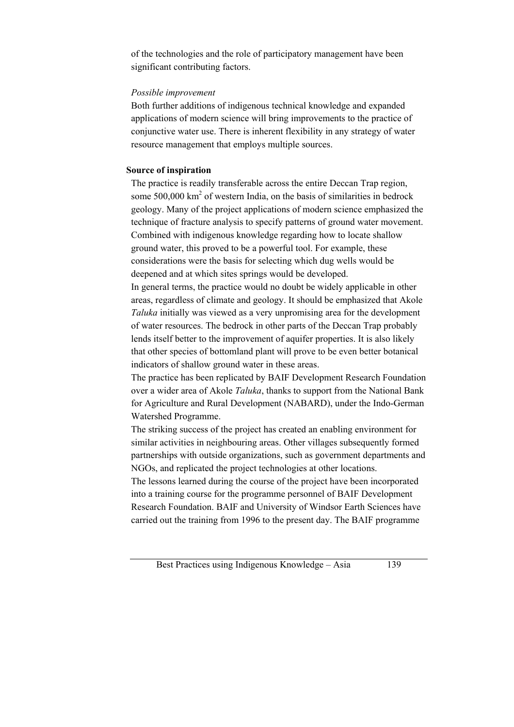of the technologies and the role of participatory management have been significant contributing factors.

*Possible improvement*

Both further additions of indigenous technical knowledge and expanded applications of modern science will bring improvements to the practice of conjunctive water use. There is inherent flexibility in any strategy of water resource management that employs multiple sources.

**Source of inspiration**

The practice is readily transferable across the entire Deccan Trap region, some 500,000 km$^2$ of western India, on the basis of similarities in bedrock geology. Many of the project applications of modern science emphasized the technique of fracture analysis to specify patterns of ground water movement. Combined with indigenous knowledge regarding how to locate shallow ground water, this proved to be a powerful tool. For example, these considerations were the basis for selecting which dug wells would be deepened and at which sites springs would be developed.

In general terms, the practice would no doubt be widely applicable in other areas, regardless of climate and geology. It should be emphasized that Akole *Taluka* initially was viewed as a very unpromising area for the development of water resources. The bedrock in other parts of the Deccan Trap probably lends itself better to the improvement of aquifer properties. It is also likely that other species of bottomland plant will prove to be even better botanical indicators of shallow ground water in these areas.

The practice has been replicated by BAIF Development Research Foundation over a wider area of Akole *Taluka*, thanks to support from the National Bank for Agriculture and Rural Development (NABARD), under the Indo-German Watershed Programme.

The striking success of the project has created an enabling environment for similar activities in neighbouring areas. Other villages subsequently formed partnerships with outside organizations, such as government departments and NGOs, and replicated the project technologies at other locations.

The lessons learned during the course of the project have been incorporated into a training course for the programme personnel of BAIF Development Research Foundation. BAIF and University of Windsor Earth Sciences have carried out the training from 1996 to the present day. The BAIF programme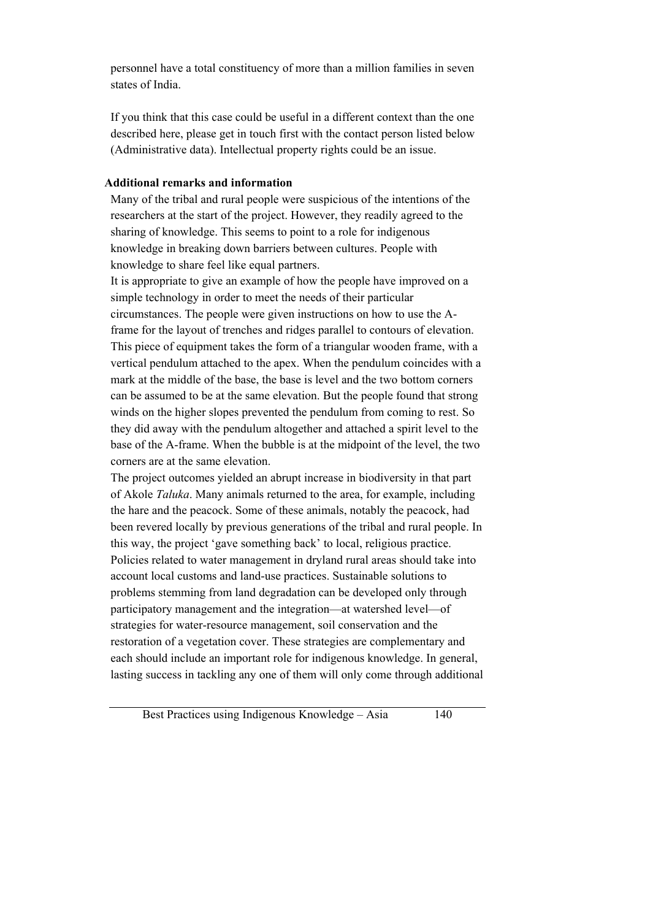personnel have a total constituency of more than a million families in seven states of India.

If you think that this case could be useful in a different context than the one described here, please get in touch first with the contact person listed below (Administrative data). Intellectual property rights could be an issue.

**Additional remarks and information**

Many of the tribal and rural people were suspicious of the intentions of the researchers at the start of the project. However, they readily agreed to the sharing of knowledge. This seems to point to a role for indigenous knowledge in breaking down barriers between cultures. People with knowledge to share feel like equal partners.

It is appropriate to give an example of how the people have improved on a simple technology in order to meet the needs of their particular circumstances. The people were given instructions on how to use the A-frame for the layout of trenches and ridges parallel to contours of elevation. This piece of equipment takes the form of a triangular wooden frame, with a vertical pendulum attached to the apex. When the pendulum coincides with a mark at the middle of the base, the base is level and the two bottom corners can be assumed to be at the same elevation. But the people found that strong winds on the higher slopes prevented the pendulum from coming to rest. So they did away with the pendulum altogether and attached a spirit level to the base of the A-frame. When the bubble is at the midpoint of the level, the two corners are at the same elevation.

The project outcomes yielded an abrupt increase in biodiversity in that part of Akole *Taluka*. Many animals returned to the area, for example, including the hare and the peacock. Some of these animals, notably the peacock, had been revered locally by previous generations of the tribal and rural people. In this way, the project 'gave something back' to local, religious practice.

Policies related to water management in dryland rural areas should take into account local customs and land-use practices. Sustainable solutions to problems stemming from land degradation can be developed only through participatory management and the integration—at watershed level—of strategies for water-resource management, soil conservation and the restoration of a vegetation cover. These strategies are complementary and each should include an important role for indigenous knowledge. In general, lasting success in tackling any one of them will only come through additional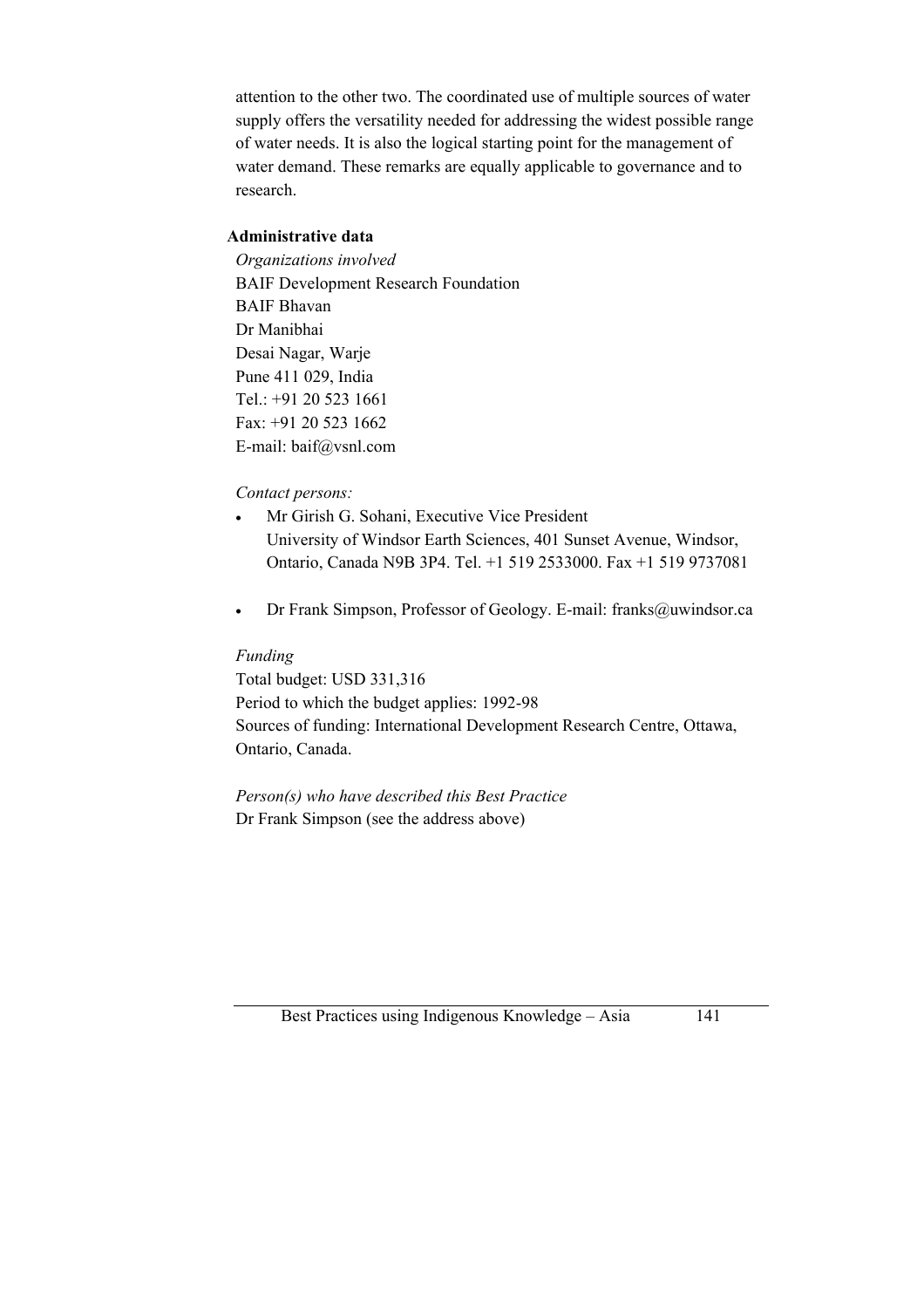attention to the other two. The coordinated use of multiple sources of water supply offers the versatility needed for addressing the widest possible range of water needs. It is also the logical starting point for the management of water demand. These remarks are equally applicable to governance and to research.

**Administrative data**

*Organizations involved*
BAIF Development Research Foundation
BAIF Bhavan
Dr Manibhai
Desai Nagar, Warje
Pune 411 029, India
Tel.: +91 20 523 1661
Fax: +91 20 523 1662
E-mail: baif@vsnl.com

*Contact persons:*

- Mr Girish G. Sohani, Executive Vice President
  University of Windsor Earth Sciences, 401 Sunset Avenue, Windsor, Ontario, Canada N9B 3P4. Tel. +1 519 2533000. Fax +1 519 9737081

- Dr Frank Simpson, Professor of Geology. E-mail: franks@uwindsor.ca

*Funding*
Total budget: USD 331,316
Period to which the budget applies: 1992-98
Sources of funding: International Development Research Centre, Ottawa, Ontario, Canada.

*Person(s) who have described this Best Practice*
Dr Frank Simpson (see the address above)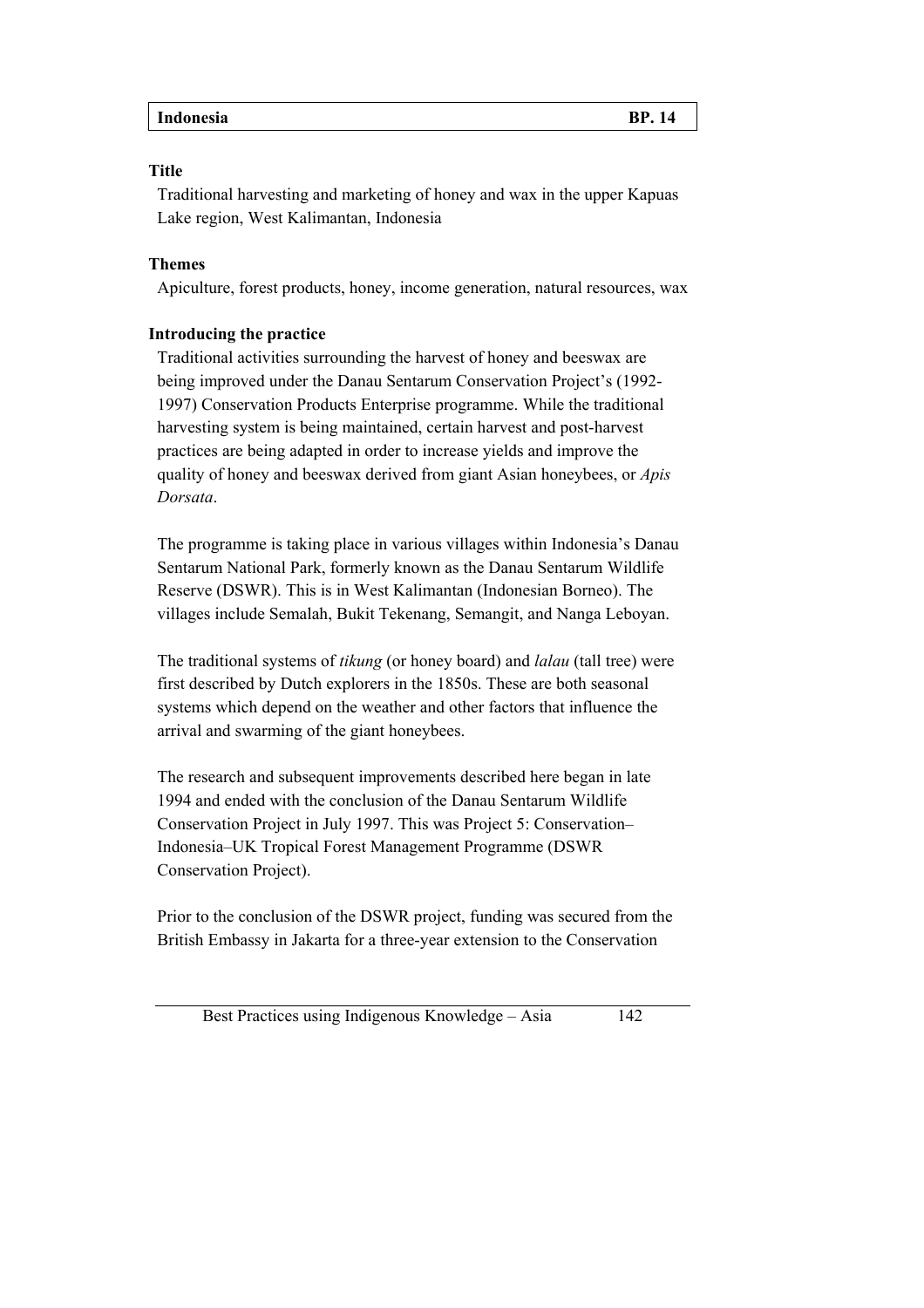| Indonesia | BP. 14 |
|---|---|

**Title**

Traditional harvesting and marketing of honey and wax in the upper Kapuas Lake region, West Kalimantan, Indonesia

**Themes**

Apiculture, forest products, honey, income generation, natural resources, wax

**Introducing the practice**

Traditional activities surrounding the harvest of honey and beeswax are being improved under the Danau Sentarum Conservation Project's (1992-1997) Conservation Products Enterprise programme. While the traditional harvesting system is being maintained, certain harvest and post-harvest practices are being adapted in order to increase yields and improve the quality of honey and beeswax derived from giant Asian honeybees, or *Apis Dorsata*.

The programme is taking place in various villages within Indonesia's Danau Sentarum National Park, formerly known as the Danau Sentarum Wildlife Reserve (DSWR). This is in West Kalimantan (Indonesian Borneo). The villages include Semalah, Bukit Tekenang, Semangit, and Nanga Leboyan.

The traditional systems of *tikung* (or honey board) and *lalau* (tall tree) were first described by Dutch explorers in the 1850s. These are both seasonal systems which depend on the weather and other factors that influence the arrival and swarming of the giant honeybees.

The research and subsequent improvements described here began in late 1994 and ended with the conclusion of the Danau Sentarum Wildlife Conservation Project in July 1997. This was Project 5: Conservation–Indonesia–UK Tropical Forest Management Programme (DSWR Conservation Project).

Prior to the conclusion of the DSWR project, funding was secured from the British Embassy in Jakarta for a three-year extension to the Conservation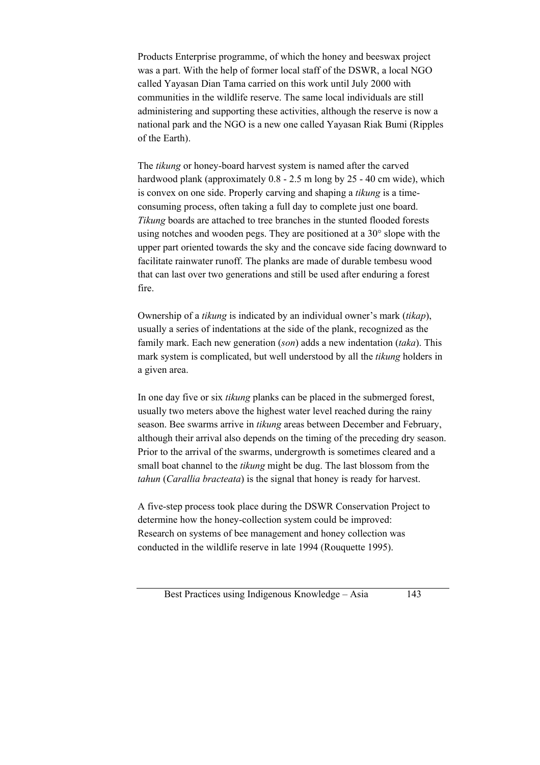Products Enterprise programme, of which the honey and beeswax project was a part. With the help of former local staff of the DSWR, a local NGO called Yayasan Dian Tama carried on this work until July 2000 with communities in the wildlife reserve. The same local individuals are still administering and supporting these activities, although the reserve is now a national park and the NGO is a new one called Yayasan Riak Bumi (Ripples of the Earth).

The *tikung* or honey-board harvest system is named after the carved hardwood plank (approximately 0.8 - 2.5 m long by 25 - 40 cm wide), which is convex on one side. Properly carving and shaping a *tikung* is a time-consuming process, often taking a full day to complete just one board. *Tikung* boards are attached to tree branches in the stunted flooded forests using notches and wooden pegs. They are positioned at a 30° slope with the upper part oriented towards the sky and the concave side facing downward to facilitate rainwater runoff. The planks are made of durable tembesu wood that can last over two generations and still be used after enduring a forest fire.

Ownership of a *tikung* is indicated by an individual owner's mark (*tikap*), usually a series of indentations at the side of the plank, recognized as the family mark. Each new generation (*son*) adds a new indentation (*taka*). This mark system is complicated, but well understood by all the *tikung* holders in a given area.

In one day five or six *tikung* planks can be placed in the submerged forest, usually two meters above the highest water level reached during the rainy season. Bee swarms arrive in *tikung* areas between December and February, although their arrival also depends on the timing of the preceding dry season. Prior to the arrival of the swarms, undergrowth is sometimes cleared and a small boat channel to the *tikung* might be dug. The last blossom from the *tahun* (*Carallia bracteata*) is the signal that honey is ready for harvest.

A five-step process took place during the DSWR Conservation Project to determine how the honey-collection system could be improved:
Research on systems of bee management and honey collection was conducted in the wildlife reserve in late 1994 (Rouquette 1995).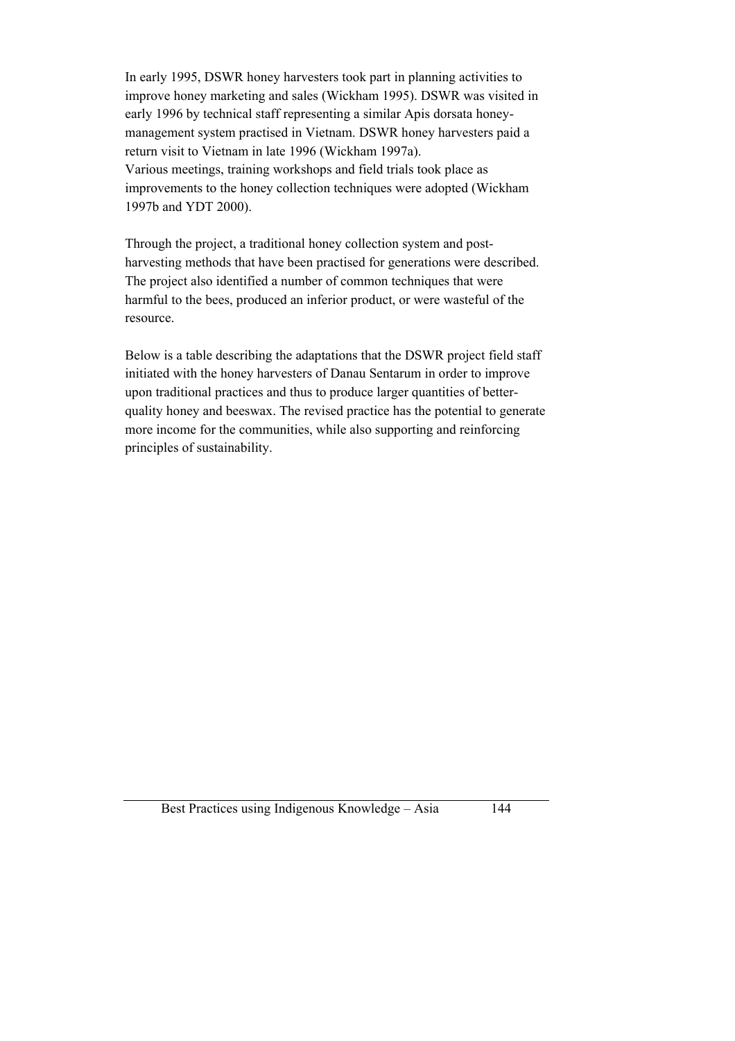In early 1995, DSWR honey harvesters took part in planning activities to improve honey marketing and sales (Wickham 1995). DSWR was visited in early 1996 by technical staff representing a similar Apis dorsata honey-management system practised in Vietnam. DSWR honey harvesters paid a return visit to Vietnam in late 1996 (Wickham 1997a).
Various meetings, training workshops and field trials took place as improvements to the honey collection techniques were adopted (Wickham 1997b and YDT 2000).

Through the project, a traditional honey collection system and post-harvesting methods that have been practised for generations were described. The project also identified a number of common techniques that were harmful to the bees, produced an inferior product, or were wasteful of the resource.

Below is a table describing the adaptations that the DSWR project field staff initiated with the honey harvesters of Danau Sentarum in order to improve upon traditional practices and thus to produce larger quantities of better-quality honey and beeswax. The revised practice has the potential to generate more income for the communities, while also supporting and reinforcing principles of sustainability.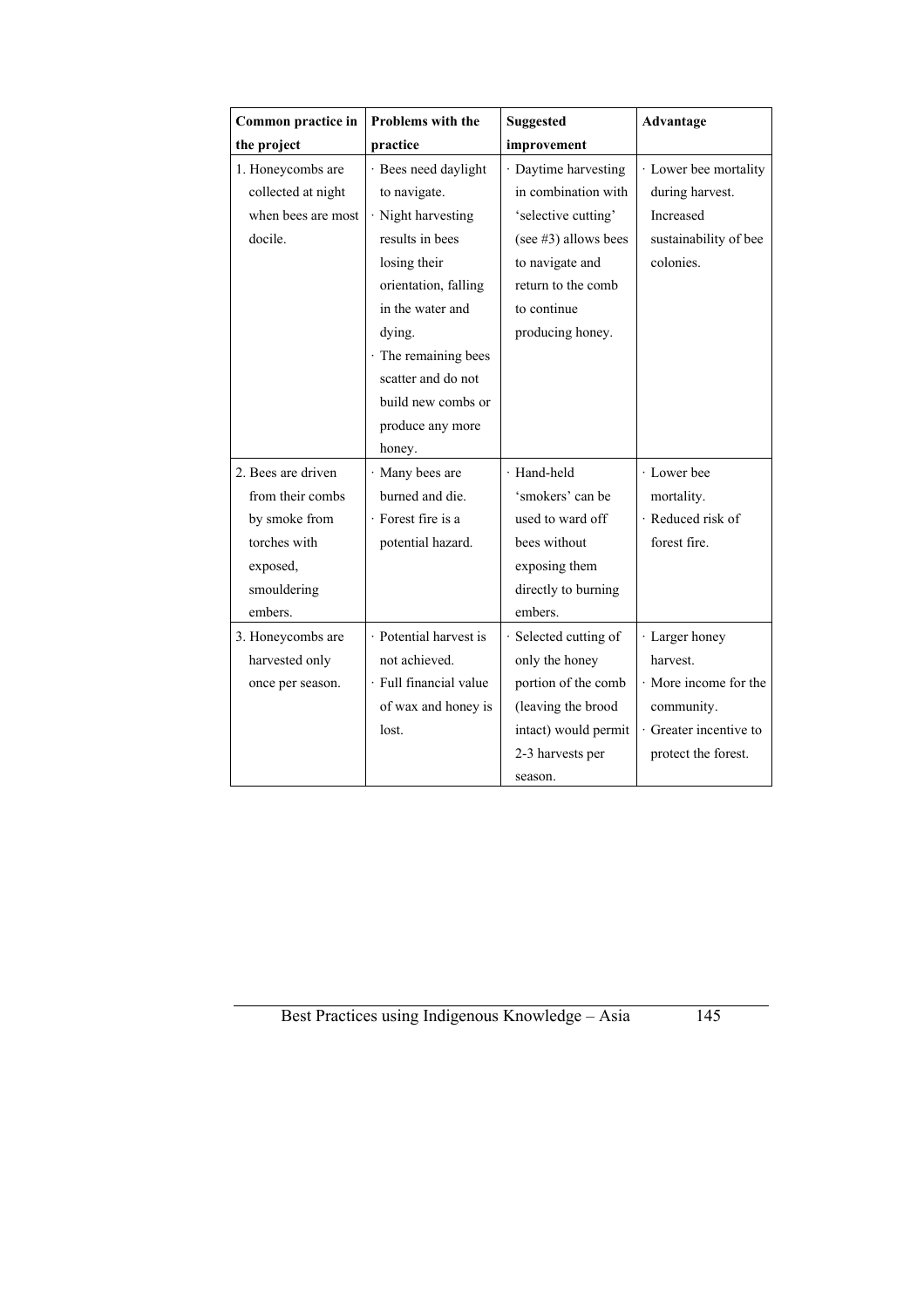| Common practice in the project | Problems with the practice | Suggested improvement | Advantage |
|---|---|---|---|
| 1. Honeycombs are collected at night when bees are most docile. | · Bees need daylight to navigate.<br>· Night harvesting results in bees losing their orientation, falling in the water and dying.<br>· The remaining bees scatter and do not build new combs or produce any more honey. | · Daytime harvesting in combination with 'selective cutting' (see #3) allows bees to navigate and return to the comb to continue producing honey. | · Lower bee mortality during harvest. Increased sustainability of bee colonies. |
| 2. Bees are driven from their combs by smoke from torches with exposed, smouldering embers. | · Many bees are burned and die.<br>· Forest fire is a potential hazard. | · Hand-held 'smokers' can be used to ward off bees without exposing them directly to burning embers. | · Lower bee mortality.<br>· Reduced risk of forest fire. |
| 3. Honeycombs are harvested only once per season. | · Potential harvest is not achieved.<br>· Full financial value of wax and honey is lost. | · Selected cutting of only the honey portion of the comb (leaving the brood intact) would permit 2-3 harvests per season. | · Larger honey harvest.<br>· More income for the community.<br>· Greater incentive to protect the forest. |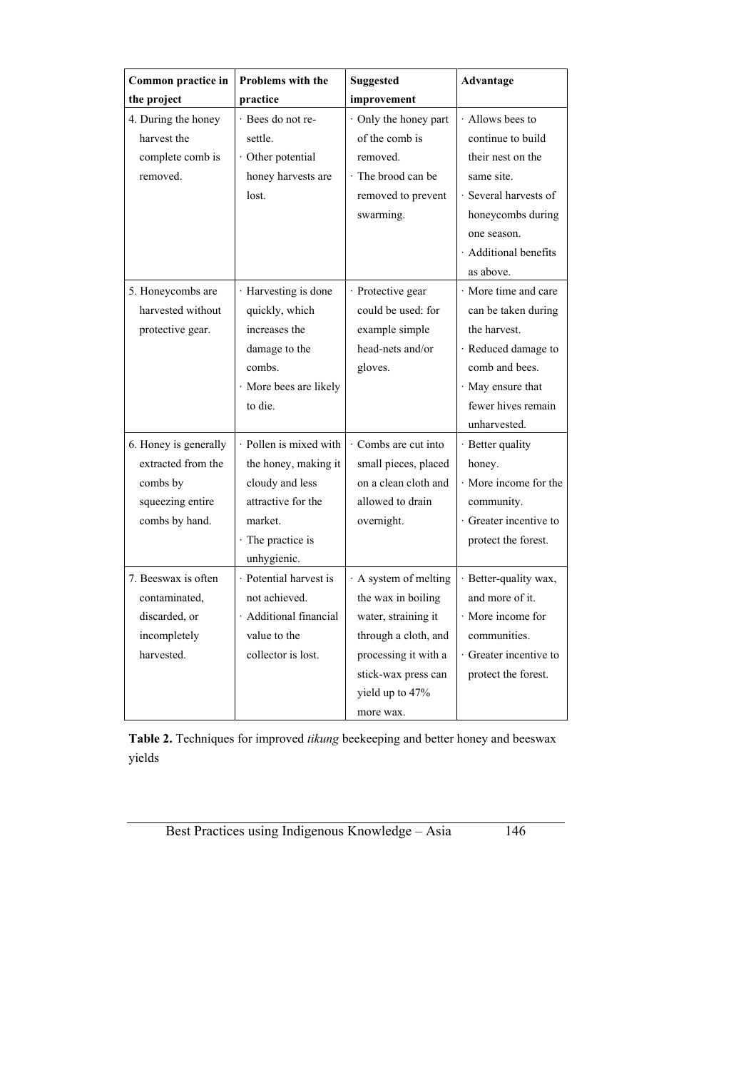| Common practice in the project | Problems with the practice | Suggested improvement | Advantage |
|---|---|---|---|
| 4. During the honey harvest the complete comb is removed. | · Bees do not re-settle.<br>· Other potential honey harvests are lost. | · Only the honey part of the comb is removed.<br>· The brood can be removed to prevent swarming. | · Allows bees to continue to build their nest on the same site.<br>· Several harvests of honeycombs during one season.<br>· Additional benefits as above. |
| 5. Honeycombs are harvested without protective gear. | · Harvesting is done quickly, which increases the damage to the combs.<br>· More bees are likely to die. | · Protective gear could be used: for example simple head-nets and/or gloves. | · More time and care can be taken during the harvest.<br>· Reduced damage to comb and bees.<br>· May ensure that fewer hives remain unharvested. |
| 6. Honey is generally extracted from the combs by squeezing entire combs by hand. | · Pollen is mixed with the honey, making it cloudy and less attractive for the market.<br>· The practice is unhygienic. | · Combs are cut into small pieces, placed on a clean cloth and allowed to drain overnight. | · Better quality honey.<br>· More income for the community.<br>· Greater incentive to protect the forest. |
| 7. Beeswax is often contaminated, discarded, or incompletely harvested. | · Potential harvest is not achieved.<br>· Additional financial value to the collector is lost. | · A system of melting the wax in boiling water, straining it through a cloth, and processing it with a stick-wax press can yield up to 47% more wax. | · Better-quality wax, and more of it.<br>· More income for communities.<br>· Greater incentive to protect the forest. |

**Table 2.** Techniques for improved *tikung* beekeeping and better honey and beeswax yields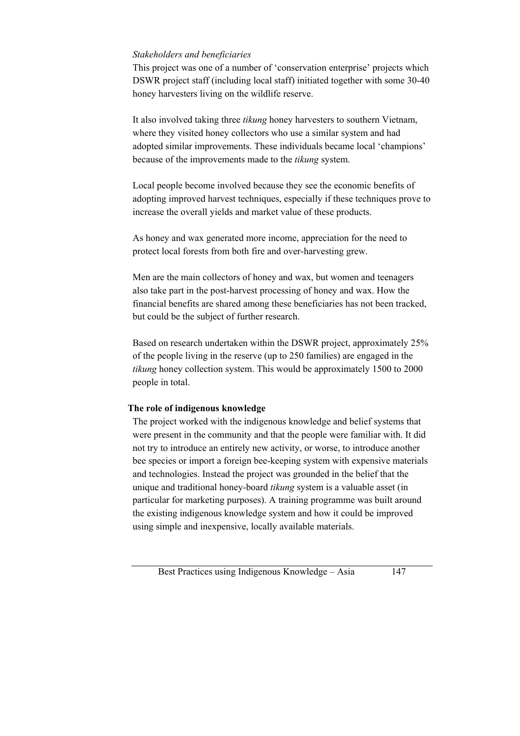*Stakeholders and beneficiaries*

This project was one of a number of 'conservation enterprise' projects which DSWR project staff (including local staff) initiated together with some 30-40 honey harvesters living on the wildlife reserve.

It also involved taking three *tikung* honey harvesters to southern Vietnam, where they visited honey collectors who use a similar system and had adopted similar improvements. These individuals became local 'champions' because of the improvements made to the *tikung* system.

Local people become involved because they see the economic benefits of adopting improved harvest techniques, especially if these techniques prove to increase the overall yields and market value of these products.

As honey and wax generated more income, appreciation for the need to protect local forests from both fire and over-harvesting grew.

Men are the main collectors of honey and wax, but women and teenagers also take part in the post-harvest processing of honey and wax. How the financial benefits are shared among these beneficiaries has not been tracked, but could be the subject of further research.

Based on research undertaken within the DSWR project, approximately 25% of the people living in the reserve (up to 250 families) are engaged in the *tikung* honey collection system. This would be approximately 1500 to 2000 people in total.

**The role of indigenous knowledge**

The project worked with the indigenous knowledge and belief systems that were present in the community and that the people were familiar with. It did not try to introduce an entirely new activity, or worse, to introduce another bee species or import a foreign bee-keeping system with expensive materials and technologies. Instead the project was grounded in the belief that the unique and traditional honey-board *tikung* system is a valuable asset (in particular for marketing purposes). A training programme was built around the existing indigenous knowledge system and how it could be improved using simple and inexpensive, locally available materials.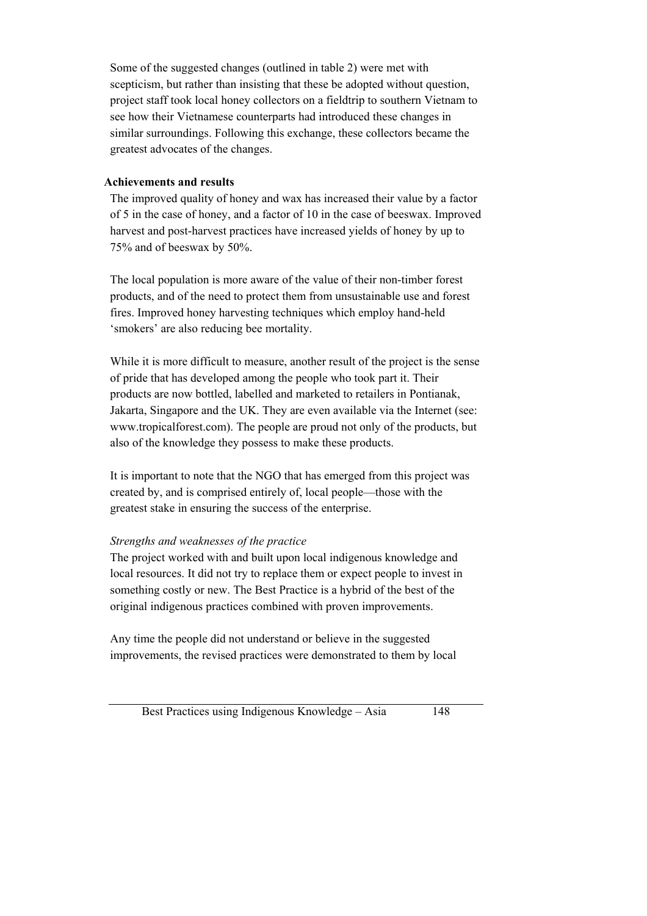Some of the suggested changes (outlined in table 2) were met with scepticism, but rather than insisting that these be adopted without question, project staff took local honey collectors on a fieldtrip to southern Vietnam to see how their Vietnamese counterparts had introduced these changes in similar surroundings. Following this exchange, these collectors became the greatest advocates of the changes.

**Achievements and results**

The improved quality of honey and wax has increased their value by a factor of 5 in the case of honey, and a factor of 10 in the case of beeswax. Improved harvest and post-harvest practices have increased yields of honey by up to 75% and of beeswax by 50%.

The local population is more aware of the value of their non-timber forest products, and of the need to protect them from unsustainable use and forest fires. Improved honey harvesting techniques which employ hand-held 'smokers' are also reducing bee mortality.

While it is more difficult to measure, another result of the project is the sense of pride that has developed among the people who took part it. Their products are now bottled, labelled and marketed to retailers in Pontianak, Jakarta, Singapore and the UK. They are even available via the Internet (see: www.tropicalforest.com). The people are proud not only of the products, but also of the knowledge they possess to make these products.

It is important to note that the NGO that has emerged from this project was created by, and is comprised entirely of, local people—those with the greatest stake in ensuring the success of the enterprise.

*Strengths and weaknesses of the practice*

The project worked with and built upon local indigenous knowledge and local resources. It did not try to replace them or expect people to invest in something costly or new. The Best Practice is a hybrid of the best of the original indigenous practices combined with proven improvements.

Any time the people did not understand or believe in the suggested improvements, the revised practices were demonstrated to them by local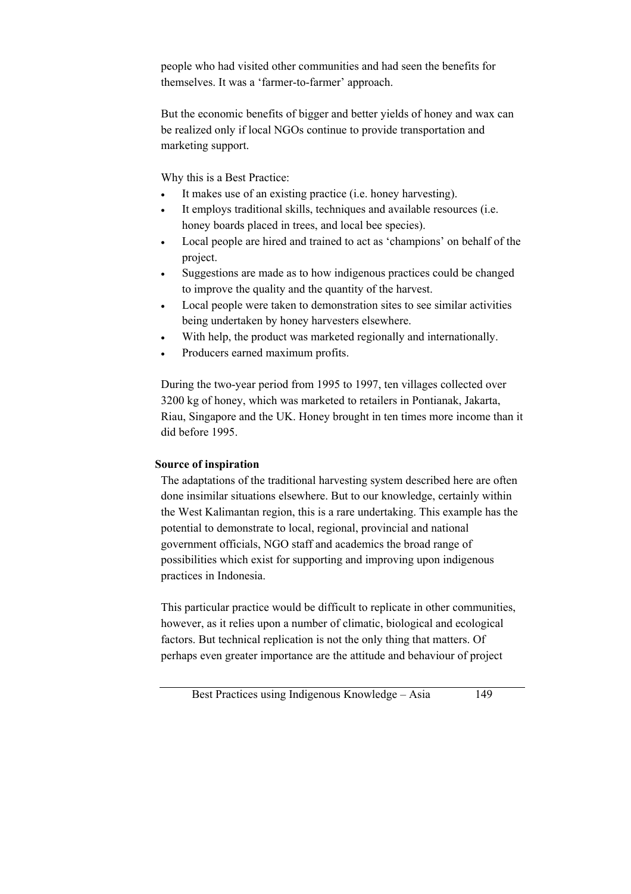people who had visited other communities and had seen the benefits for themselves. It was a 'farmer-to-farmer' approach.

But the economic benefits of bigger and better yields of honey and wax can be realized only if local NGOs continue to provide transportation and marketing support.

Why this is a Best Practice:

- It makes use of an existing practice (i.e. honey harvesting).
- It employs traditional skills, techniques and available resources (i.e. honey boards placed in trees, and local bee species).
- Local people are hired and trained to act as 'champions' on behalf of the project.
- Suggestions are made as to how indigenous practices could be changed to improve the quality and the quantity of the harvest.
- Local people were taken to demonstration sites to see similar activities being undertaken by honey harvesters elsewhere.
- With help, the product was marketed regionally and internationally.
- Producers earned maximum profits.

During the two-year period from 1995 to 1997, ten villages collected over 3200 kg of honey, which was marketed to retailers in Pontianak, Jakarta, Riau, Singapore and the UK. Honey brought in ten times more income than it did before 1995.

**Source of inspiration**

The adaptations of the traditional harvesting system described here are often done insimilar situations elsewhere. But to our knowledge, certainly within the West Kalimantan region, this is a rare undertaking. This example has the potential to demonstrate to local, regional, provincial and national government officials, NGO staff and academics the broad range of possibilities which exist for supporting and improving upon indigenous practices in Indonesia.

This particular practice would be difficult to replicate in other communities, however, as it relies upon a number of climatic, biological and ecological factors. But technical replication is not the only thing that matters. Of perhaps even greater importance are the attitude and behaviour of project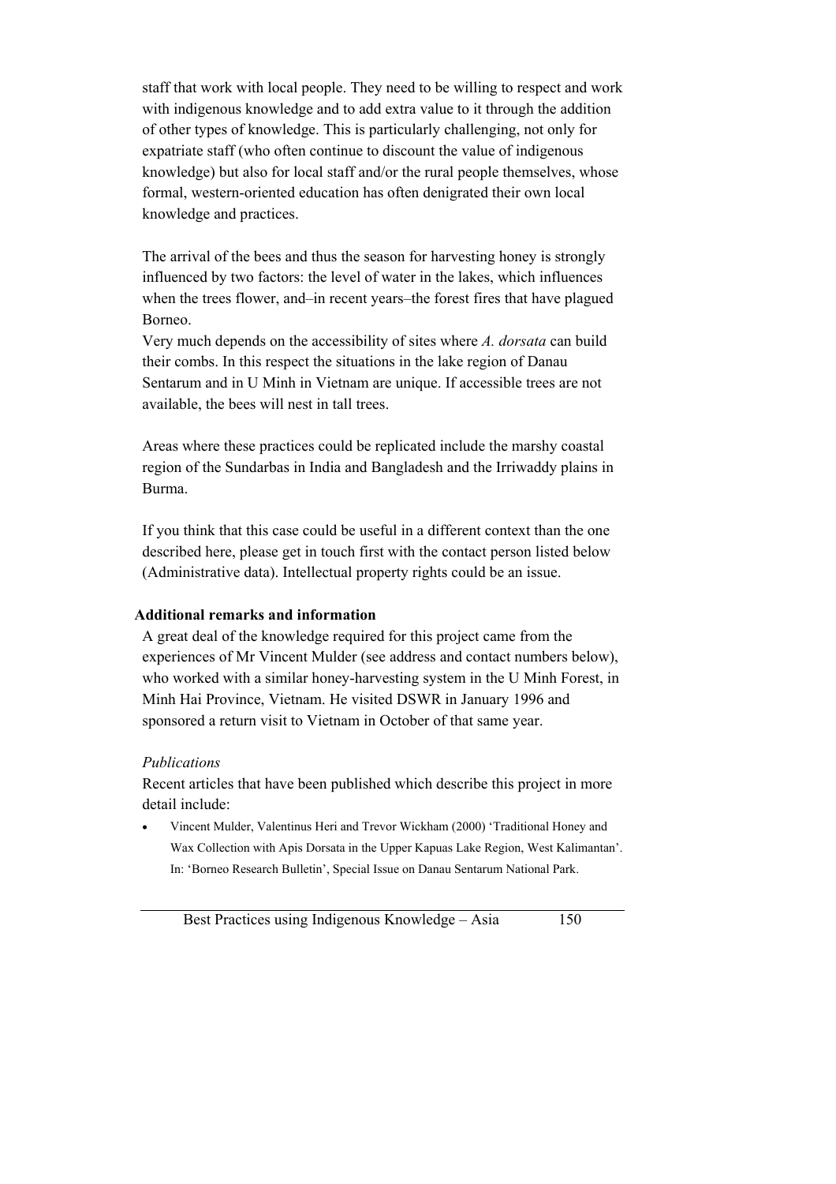staff that work with local people. They need to be willing to respect and work with indigenous knowledge and to add extra value to it through the addition of other types of knowledge. This is particularly challenging, not only for expatriate staff (who often continue to discount the value of indigenous knowledge) but also for local staff and/or the rural people themselves, whose formal, western-oriented education has often denigrated their own local knowledge and practices.

The arrival of the bees and thus the season for harvesting honey is strongly influenced by two factors: the level of water in the lakes, which influences when the trees flower, and–in recent years–the forest fires that have plagued Borneo.

Very much depends on the accessibility of sites where *A. dorsata* can build their combs. In this respect the situations in the lake region of Danau Sentarum and in U Minh in Vietnam are unique. If accessible trees are not available, the bees will nest in tall trees.

Areas where these practices could be replicated include the marshy coastal region of the Sundarbas in India and Bangladesh and the Irriwaddy plains in Burma.

If you think that this case could be useful in a different context than the one described here, please get in touch first with the contact person listed below (Administrative data). Intellectual property rights could be an issue.

**Additional remarks and information**

A great deal of the knowledge required for this project came from the experiences of Mr Vincent Mulder (see address and contact numbers below), who worked with a similar honey-harvesting system in the U Minh Forest, in Minh Hai Province, Vietnam. He visited DSWR in January 1996 and sponsored a return visit to Vietnam in October of that same year.

*Publications*

Recent articles that have been published which describe this project in more detail include:

- Vincent Mulder, Valentinus Heri and Trevor Wickham (2000) 'Traditional Honey and Wax Collection with Apis Dorsata in the Upper Kapuas Lake Region, West Kalimantan'. In: 'Borneo Research Bulletin', Special Issue on Danau Sentarum National Park.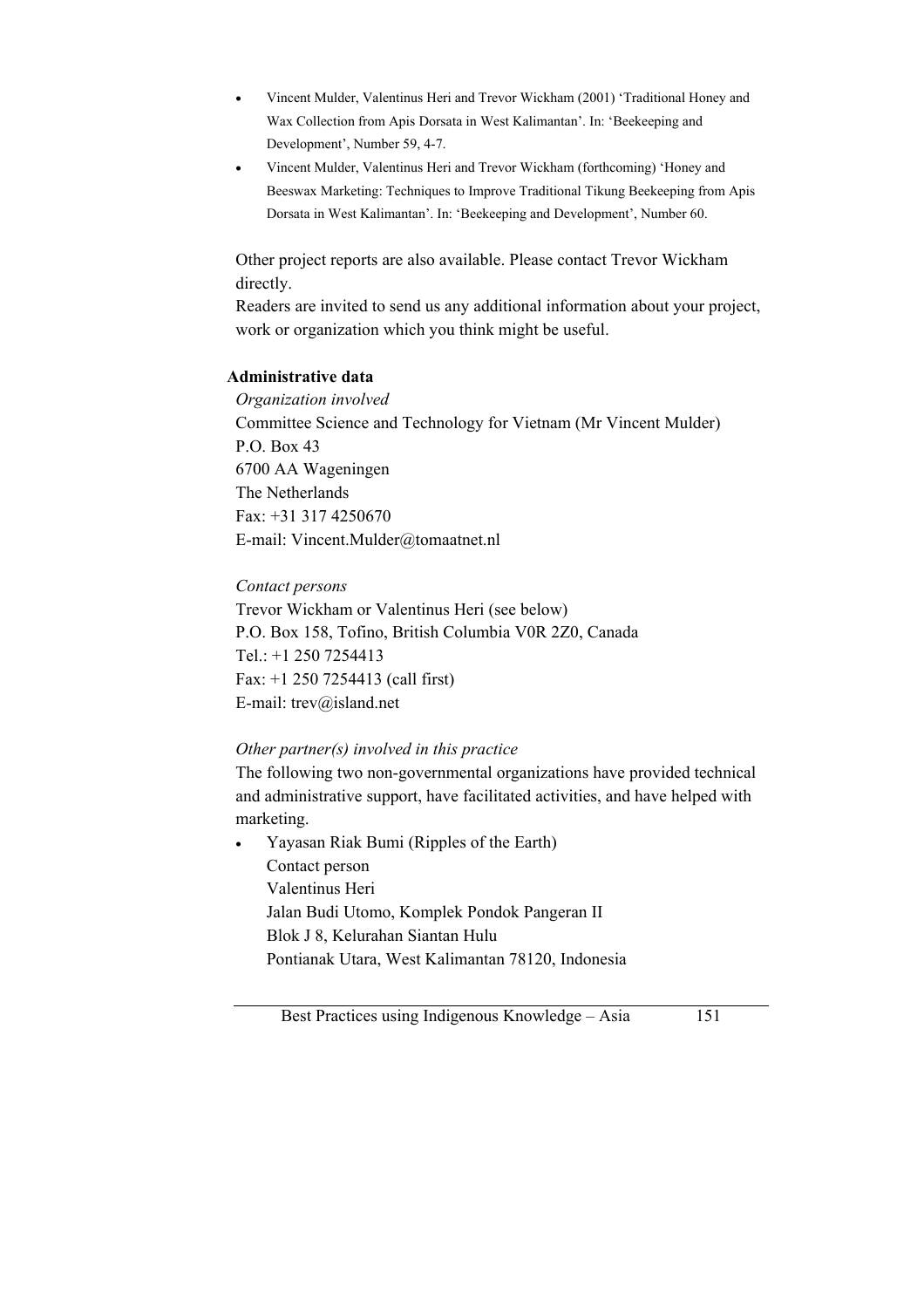- Vincent Mulder, Valentinus Heri and Trevor Wickham (2001) 'Traditional Honey and Wax Collection from Apis Dorsata in West Kalimantan'. In: 'Beekeeping and Development', Number 59, 4-7.
- Vincent Mulder, Valentinus Heri and Trevor Wickham (forthcoming) 'Honey and Beeswax Marketing: Techniques to Improve Traditional Tikung Beekeeping from Apis Dorsata in West Kalimantan'. In: 'Beekeeping and Development', Number 60.

Other project reports are also available. Please contact Trevor Wickham directly.
Readers are invited to send us any additional information about your project, work or organization which you think might be useful.

**Administrative data**

*Organization involved*

Committee Science and Technology for Vietnam (Mr Vincent Mulder)
P.O. Box 43
6700 AA Wageningen
The Netherlands
Fax: +31 317 4250670
E-mail: Vincent.Mulder@tomaatnet.nl

*Contact persons*

Trevor Wickham or Valentinus Heri (see below)
P.O. Box 158, Tofino, British Columbia V0R 2Z0, Canada
Tel.: +1 250 7254413
Fax: +1 250 7254413 (call first)
E-mail: trev@island.net

*Other partner(s) involved in this practice*

The following two non-governmental organizations have provided technical and administrative support, have facilitated activities, and have helped with marketing.

- Yayasan Riak Bumi (Ripples of the Earth)
  Contact person
  Valentinus Heri
  Jalan Budi Utomo, Komplek Pondok Pangeran II
  Blok J 8, Kelurahan Siantan Hulu
  Pontianak Utara, West Kalimantan 78120, Indonesia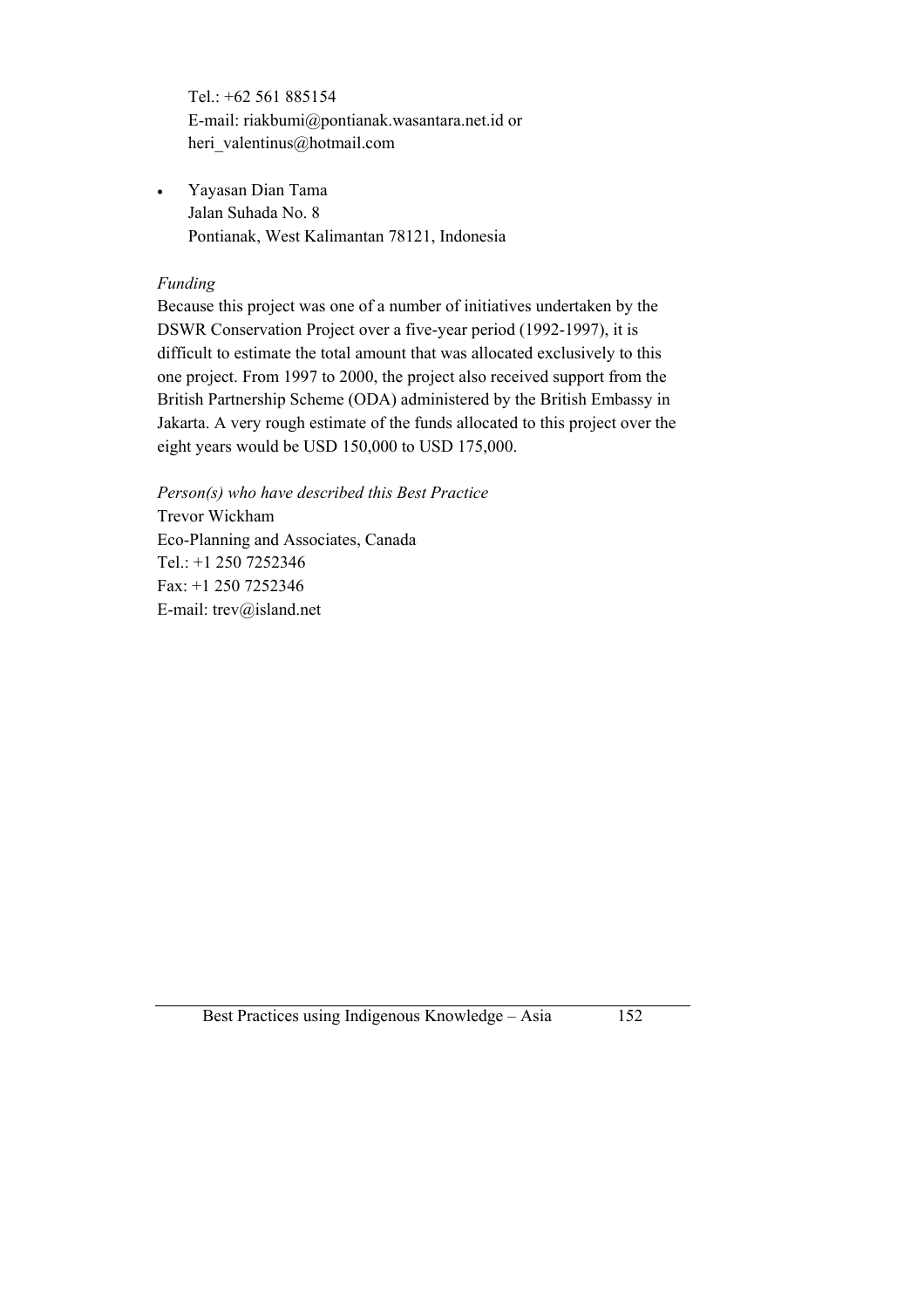Tel.: +62 561 885154
E-mail: riakbumi@pontianak.wasantara.net.id or
heri_valentinus@hotmail.com

- Yayasan Dian Tama
  Jalan Suhada No. 8
  Pontianak, West Kalimantan 78121, Indonesia

*Funding*

Because this project was one of a number of initiatives undertaken by the DSWR Conservation Project over a five-year period (1992-1997), it is difficult to estimate the total amount that was allocated exclusively to this one project. From 1997 to 2000, the project also received support from the British Partnership Scheme (ODA) administered by the British Embassy in Jakarta. A very rough estimate of the funds allocated to this project over the eight years would be USD 150,000 to USD 175,000.

*Person(s) who have described this Best Practice*

Trevor Wickham
Eco-Planning and Associates, Canada
Tel.: +1 250 7252346
Fax: +1 250 7252346
E-mail: trev@island.net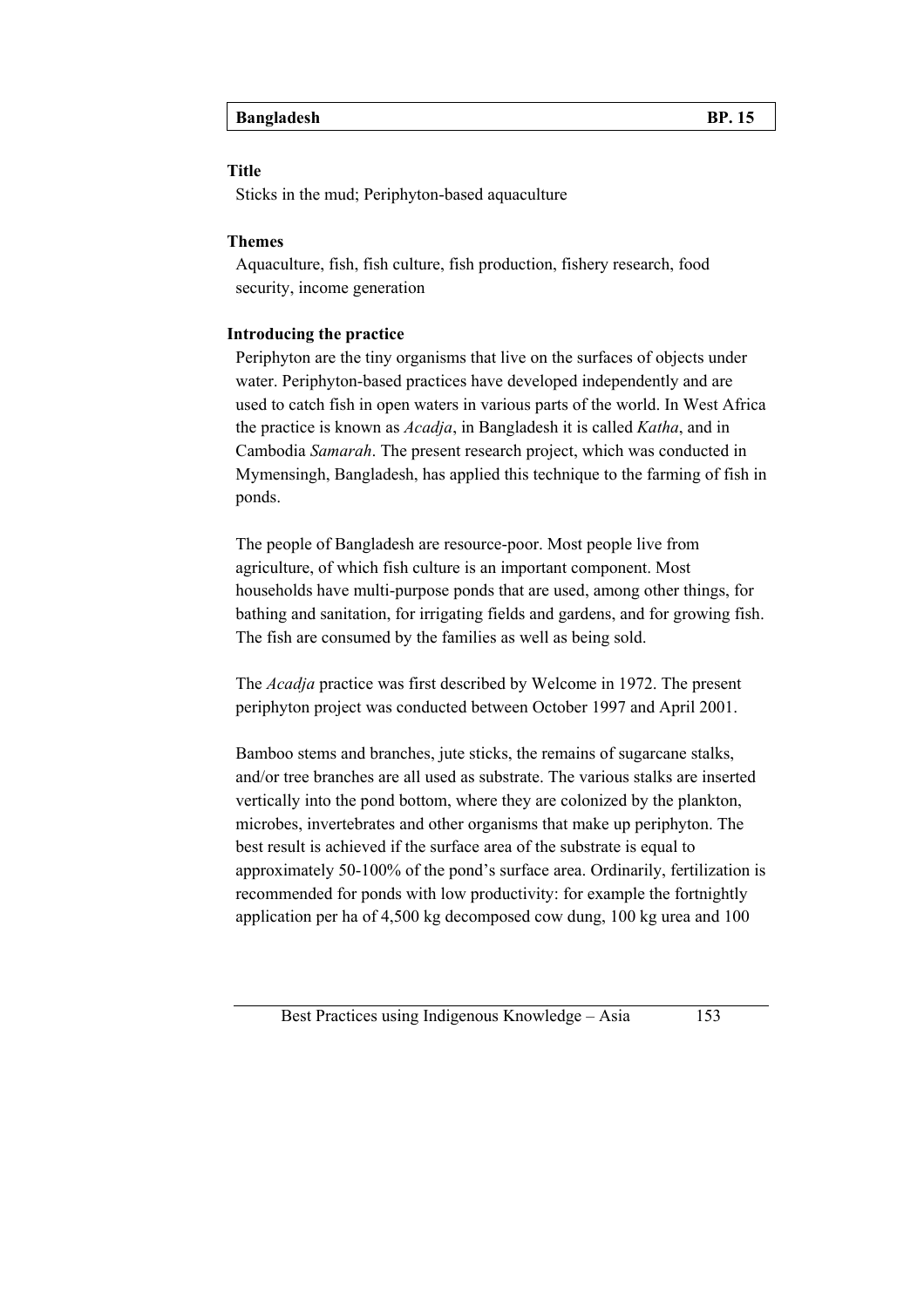| Bangladesh | BP. 15 |
|---|---|

**Title**

Sticks in the mud; Periphyton-based aquaculture

**Themes**

Aquaculture, fish, fish culture, fish production, fishery research, food security, income generation

**Introducing the practice**

Periphyton are the tiny organisms that live on the surfaces of objects under water. Periphyton-based practices have developed independently and are used to catch fish in open waters in various parts of the world. In West Africa the practice is known as *Acadja*, in Bangladesh it is called *Katha*, and in Cambodia *Samarah*. The present research project, which was conducted in Mymensingh, Bangladesh, has applied this technique to the farming of fish in ponds.

The people of Bangladesh are resource-poor. Most people live from agriculture, of which fish culture is an important component. Most households have multi-purpose ponds that are used, among other things, for bathing and sanitation, for irrigating fields and gardens, and for growing fish. The fish are consumed by the families as well as being sold.

The *Acadja* practice was first described by Welcome in 1972. The present periphyton project was conducted between October 1997 and April 2001.

Bamboo stems and branches, jute sticks, the remains of sugarcane stalks, and/or tree branches are all used as substrate. The various stalks are inserted vertically into the pond bottom, where they are colonized by the plankton, microbes, invertebrates and other organisms that make up periphyton. The best result is achieved if the surface area of the substrate is equal to approximately 50-100% of the pond's surface area. Ordinarily, fertilization is recommended for ponds with low productivity: for example the fortnightly application per ha of 4,500 kg decomposed cow dung, 100 kg urea and 100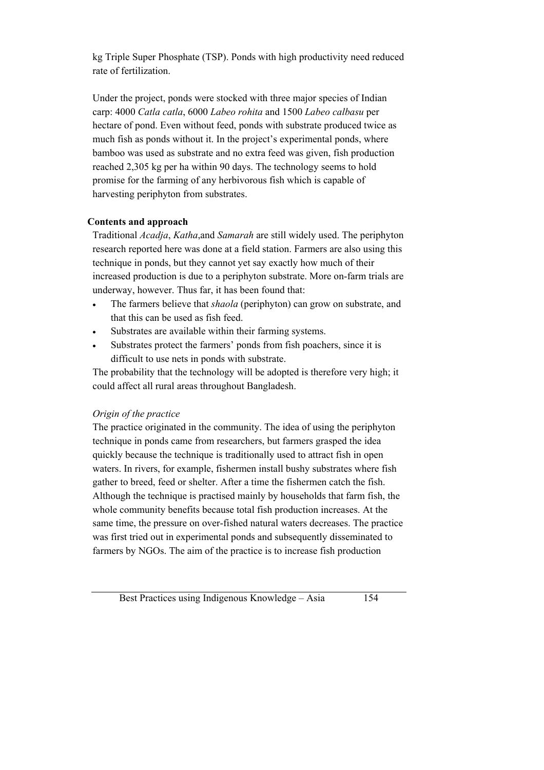kg Triple Super Phosphate (TSP). Ponds with high productivity need reduced rate of fertilization.

Under the project, ponds were stocked with three major species of Indian carp: 4000 *Catla catla*, 6000 *Labeo rohita* and 1500 *Labeo calbasu* per hectare of pond. Even without feed, ponds with substrate produced twice as much fish as ponds without it. In the project's experimental ponds, where bamboo was used as substrate and no extra feed was given, fish production reached 2,305 kg per ha within 90 days. The technology seems to hold promise for the farming of any herbivorous fish which is capable of harvesting periphyton from substrates.

**Contents and approach**

Traditional *Acadja*, *Katha*,and *Samarah* are still widely used. The periphyton research reported here was done at a field station. Farmers are also using this technique in ponds, but they cannot yet say exactly how much of their increased production is due to a periphyton substrate. More on-farm trials are underway, however. Thus far, it has been found that:

- The farmers believe that *shaola* (periphyton) can grow on substrate, and that this can be used as fish feed.
- Substrates are available within their farming systems.
- Substrates protect the farmers' ponds from fish poachers, since it is difficult to use nets in ponds with substrate.

The probability that the technology will be adopted is therefore very high; it could affect all rural areas throughout Bangladesh.

*Origin of the practice*

The practice originated in the community. The idea of using the periphyton technique in ponds came from researchers, but farmers grasped the idea quickly because the technique is traditionally used to attract fish in open waters. In rivers, for example, fishermen install bushy substrates where fish gather to breed, feed or shelter. After a time the fishermen catch the fish. Although the technique is practised mainly by households that farm fish, the whole community benefits because total fish production increases. At the same time, the pressure on over-fished natural waters decreases. The practice was first tried out in experimental ponds and subsequently disseminated to farmers by NGOs. The aim of the practice is to increase fish production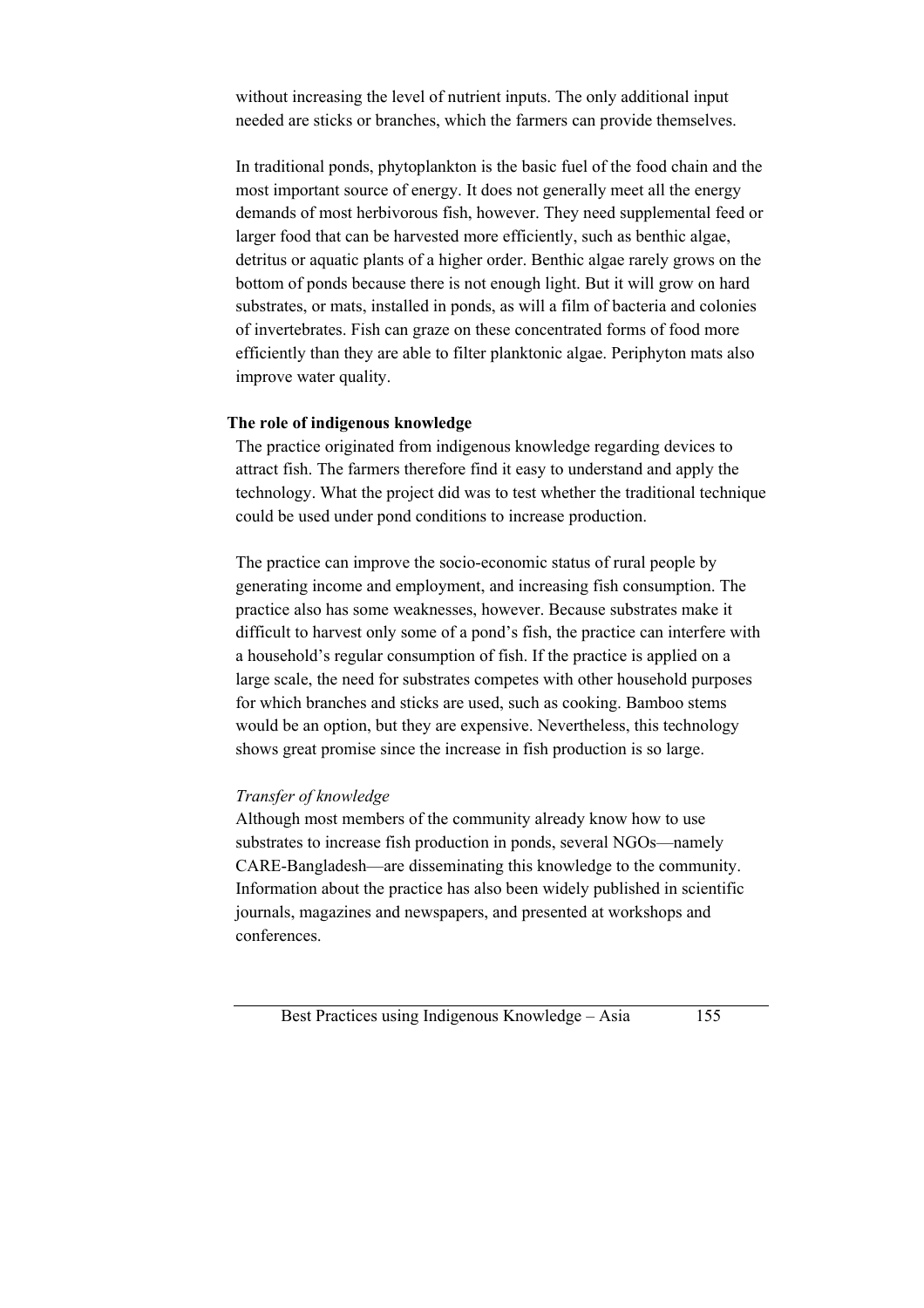without increasing the level of nutrient inputs. The only additional input needed are sticks or branches, which the farmers can provide themselves.

In traditional ponds, phytoplankton is the basic fuel of the food chain and the most important source of energy. It does not generally meet all the energy demands of most herbivorous fish, however. They need supplemental feed or larger food that can be harvested more efficiently, such as benthic algae, detritus or aquatic plants of a higher order. Benthic algae rarely grows on the bottom of ponds because there is not enough light. But it will grow on hard substrates, or mats, installed in ponds, as will a film of bacteria and colonies of invertebrates. Fish can graze on these concentrated forms of food more efficiently than they are able to filter planktonic algae. Periphyton mats also improve water quality.

**The role of indigenous knowledge**

The practice originated from indigenous knowledge regarding devices to attract fish. The farmers therefore find it easy to understand and apply the technology. What the project did was to test whether the traditional technique could be used under pond conditions to increase production.

The practice can improve the socio-economic status of rural people by generating income and employment, and increasing fish consumption. The practice also has some weaknesses, however. Because substrates make it difficult to harvest only some of a pond's fish, the practice can interfere with a household's regular consumption of fish. If the practice is applied on a large scale, the need for substrates competes with other household purposes for which branches and sticks are used, such as cooking. Bamboo stems would be an option, but they are expensive. Nevertheless, this technology shows great promise since the increase in fish production is so large.

*Transfer of knowledge*

Although most members of the community already know how to use substrates to increase fish production in ponds, several NGOs—namely CARE-Bangladesh—are disseminating this knowledge to the community. Information about the practice has also been widely published in scientific journals, magazines and newspapers, and presented at workshops and conferences.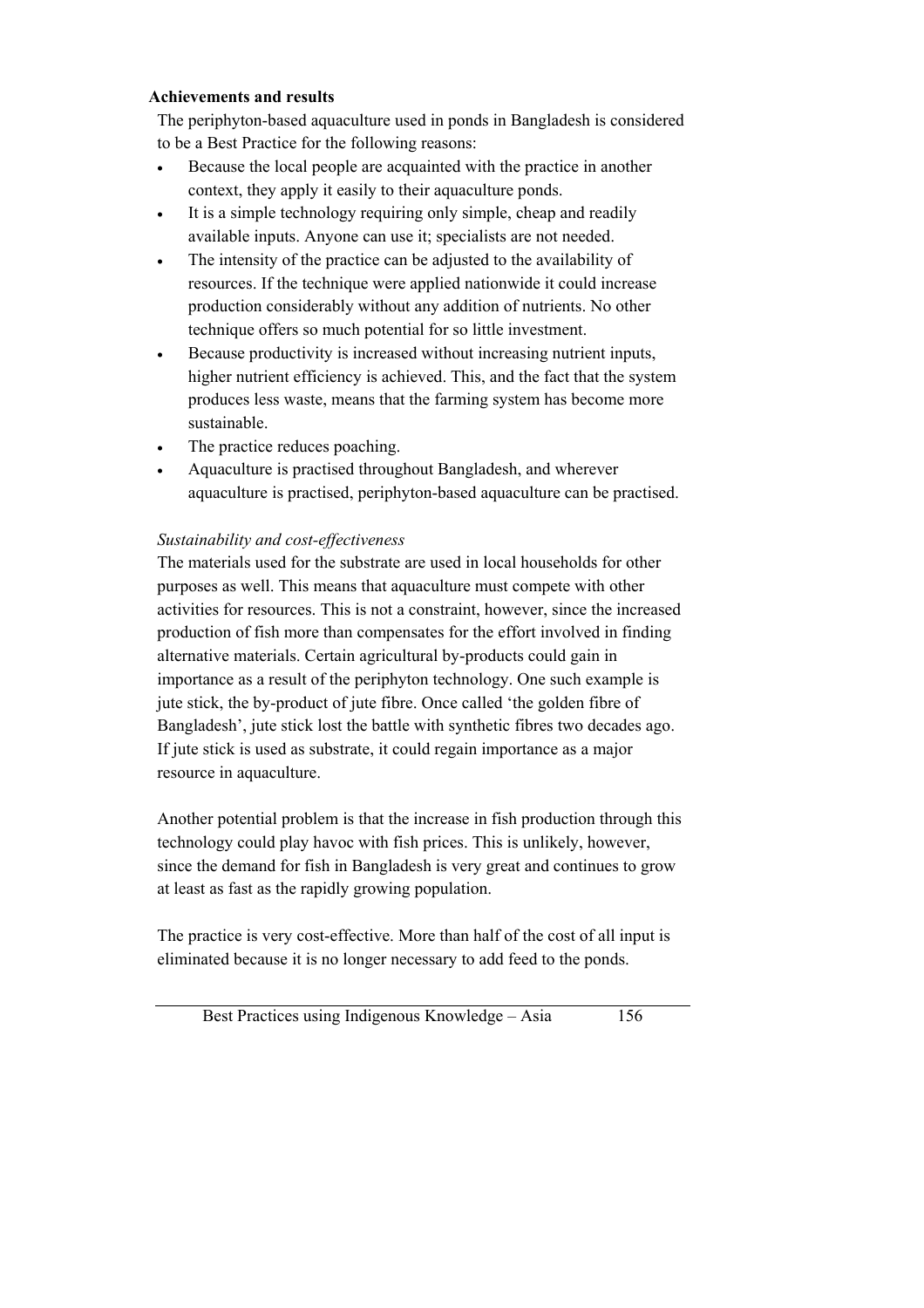**Achievements and results**

The periphyton-based aquaculture used in ponds in Bangladesh is considered to be a Best Practice for the following reasons:

- Because the local people are acquainted with the practice in another context, they apply it easily to their aquaculture ponds.
- It is a simple technology requiring only simple, cheap and readily available inputs. Anyone can use it; specialists are not needed.
- The intensity of the practice can be adjusted to the availability of resources. If the technique were applied nationwide it could increase production considerably without any addition of nutrients. No other technique offers so much potential for so little investment.
- Because productivity is increased without increasing nutrient inputs, higher nutrient efficiency is achieved. This, and the fact that the system produces less waste, means that the farming system has become more sustainable.
- The practice reduces poaching.
- Aquaculture is practised throughout Bangladesh, and wherever aquaculture is practised, periphyton-based aquaculture can be practised.

*Sustainability and cost-effectiveness*

The materials used for the substrate are used in local households for other purposes as well. This means that aquaculture must compete with other activities for resources. This is not a constraint, however, since the increased production of fish more than compensates for the effort involved in finding alternative materials. Certain agricultural by-products could gain in importance as a result of the periphyton technology. One such example is jute stick, the by-product of jute fibre. Once called 'the golden fibre of Bangladesh', jute stick lost the battle with synthetic fibres two decades ago. If jute stick is used as substrate, it could regain importance as a major resource in aquaculture.

Another potential problem is that the increase in fish production through this technology could play havoc with fish prices. This is unlikely, however, since the demand for fish in Bangladesh is very great and continues to grow at least as fast as the rapidly growing population.

The practice is very cost-effective. More than half of the cost of all input is eliminated because it is no longer necessary to add feed to the ponds.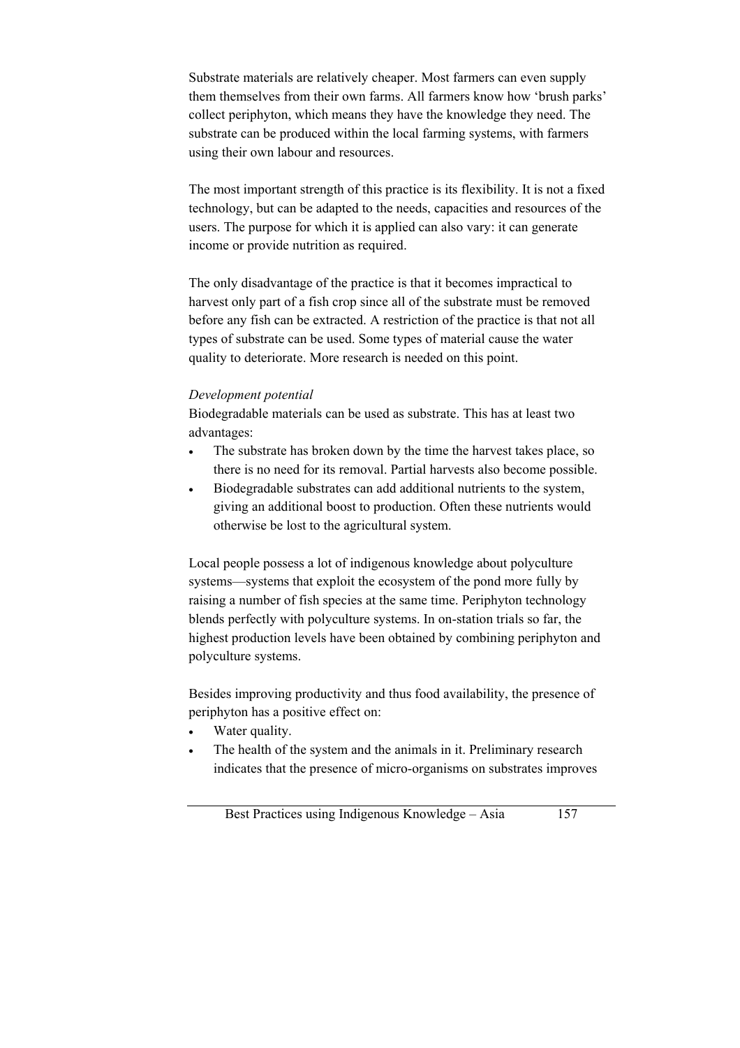Substrate materials are relatively cheaper. Most farmers can even supply them themselves from their own farms. All farmers know how 'brush parks' collect periphyton, which means they have the knowledge they need. The substrate can be produced within the local farming systems, with farmers using their own labour and resources.

The most important strength of this practice is its flexibility. It is not a fixed technology, but can be adapted to the needs, capacities and resources of the users. The purpose for which it is applied can also vary: it can generate income or provide nutrition as required.

The only disadvantage of the practice is that it becomes impractical to harvest only part of a fish crop since all of the substrate must be removed before any fish can be extracted. A restriction of the practice is that not all types of substrate can be used. Some types of material cause the water quality to deteriorate. More research is needed on this point.

*Development potential*

Biodegradable materials can be used as substrate. This has at least two advantages:

- The substrate has broken down by the time the harvest takes place, so there is no need for its removal. Partial harvests also become possible.
- Biodegradable substrates can add additional nutrients to the system, giving an additional boost to production. Often these nutrients would otherwise be lost to the agricultural system.

Local people possess a lot of indigenous knowledge about polyculture systems—systems that exploit the ecosystem of the pond more fully by raising a number of fish species at the same time. Periphyton technology blends perfectly with polyculture systems. In on-station trials so far, the highest production levels have been obtained by combining periphyton and polyculture systems.

Besides improving productivity and thus food availability, the presence of periphyton has a positive effect on:

- Water quality.
- The health of the system and the animals in it. Preliminary research indicates that the presence of micro-organisms on substrates improves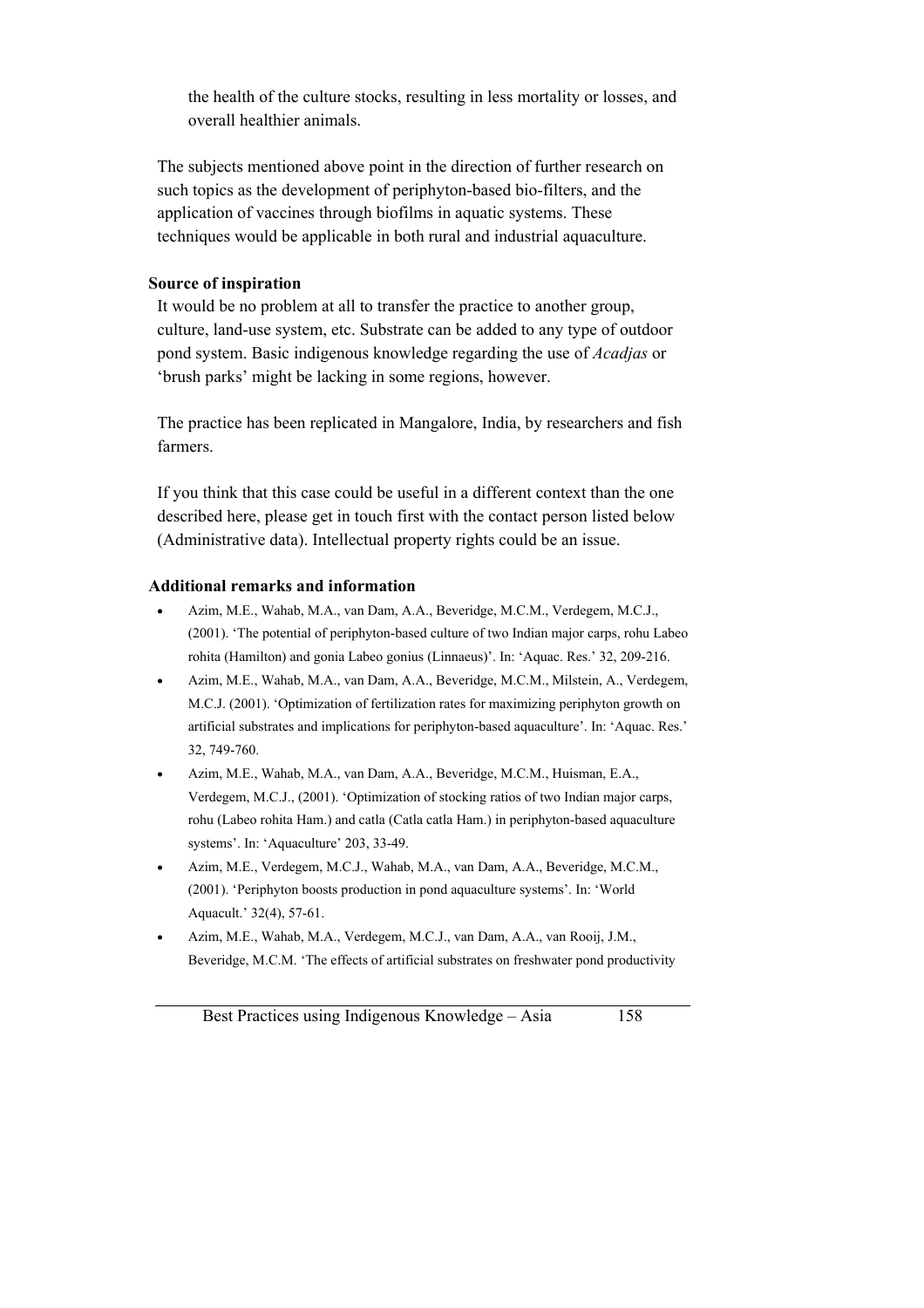the health of the culture stocks, resulting in less mortality or losses, and overall healthier animals.

The subjects mentioned above point in the direction of further research on such topics as the development of periphyton-based bio-filters, and the application of vaccines through biofilms in aquatic systems. These techniques would be applicable in both rural and industrial aquaculture.

**Source of inspiration**

It would be no problem at all to transfer the practice to another group, culture, land-use system, etc. Substrate can be added to any type of outdoor pond system. Basic indigenous knowledge regarding the use of *Acadjas* or 'brush parks' might be lacking in some regions, however.

The practice has been replicated in Mangalore, India, by researchers and fish farmers.

If you think that this case could be useful in a different context than the one described here, please get in touch first with the contact person listed below (Administrative data). Intellectual property rights could be an issue.

**Additional remarks and information**

- Azim, M.E., Wahab, M.A., van Dam, A.A., Beveridge, M.C.M., Verdegem, M.C.J., (2001). 'The potential of periphyton-based culture of two Indian major carps, rohu Labeo rohita (Hamilton) and gonia Labeo gonius (Linnaeus)'. In: 'Aquac. Res.' 32, 209-216.
- Azim, M.E., Wahab, M.A., van Dam, A.A., Beveridge, M.C.M., Milstein, A., Verdegem, M.C.J. (2001). 'Optimization of fertilization rates for maximizing periphyton growth on artificial substrates and implications for periphyton-based aquaculture'. In: 'Aquac. Res.' 32, 749-760.
- Azim, M.E., Wahab, M.A., van Dam, A.A., Beveridge, M.C.M., Huisman, E.A., Verdegem, M.C.J., (2001). 'Optimization of stocking ratios of two Indian major carps, rohu (Labeo rohita Ham.) and catla (Catla catla Ham.) in periphyton-based aquaculture systems'. In: 'Aquaculture' 203, 33-49.
- Azim, M.E., Verdegem, M.C.J., Wahab, M.A., van Dam, A.A., Beveridge, M.C.M., (2001). 'Periphyton boosts production in pond aquaculture systems'. In: 'World Aquacult.' 32(4), 57-61.
- Azim, M.E., Wahab, M.A., Verdegem, M.C.J., van Dam, A.A., van Rooij, J.M., Beveridge, M.C.M. 'The effects of artificial substrates on freshwater pond productivity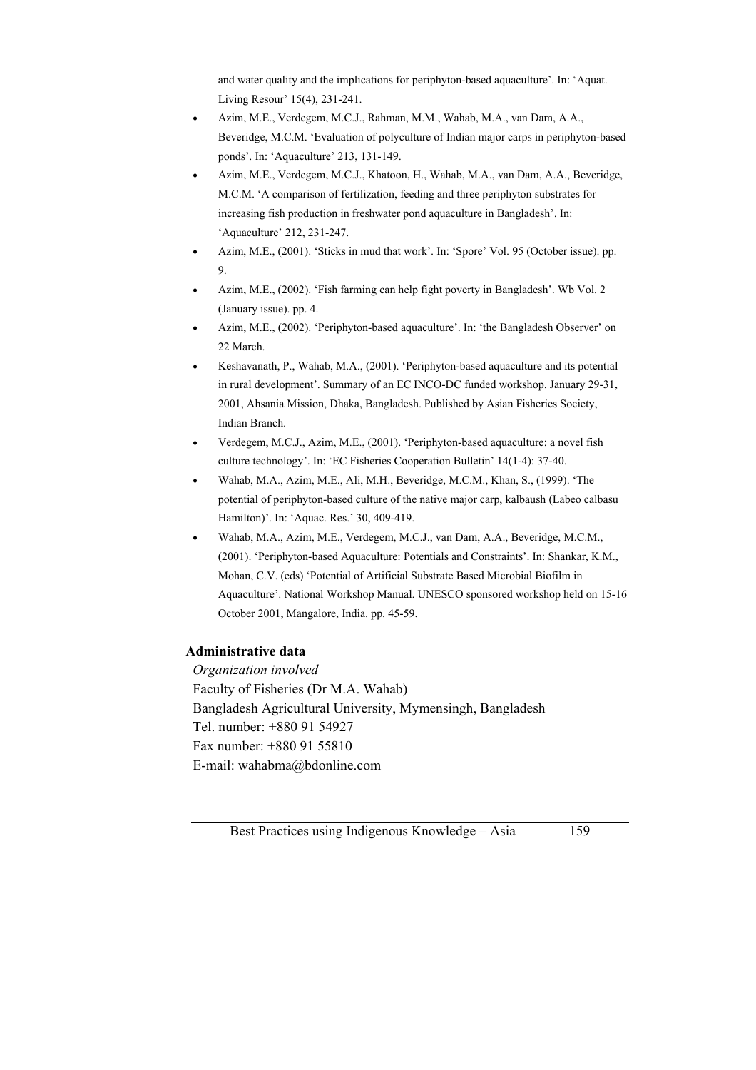and water quality and the implications for periphyton-based aquaculture'. In: 'Aquat. Living Resour' 15(4), 231-241.

- Azim, M.E., Verdegem, M.C.J., Rahman, M.M., Wahab, M.A., van Dam, A.A., Beveridge, M.C.M. 'Evaluation of polyculture of Indian major carps in periphyton-based ponds'. In: 'Aquaculture' 213, 131-149.
- Azim, M.E., Verdegem, M.C.J., Khatoon, H., Wahab, M.A., van Dam, A.A., Beveridge, M.C.M. 'A comparison of fertilization, feeding and three periphyton substrates for increasing fish production in freshwater pond aquaculture in Bangladesh'. In: 'Aquaculture' 212, 231-247.
- Azim, M.E., (2001). 'Sticks in mud that work'. In: 'Spore' Vol. 95 (October issue). pp. 9.
- Azim, M.E., (2002). 'Fish farming can help fight poverty in Bangladesh'. Wb Vol. 2 (January issue). pp. 4.
- Azim, M.E., (2002). 'Periphyton-based aquaculture'. In: 'the Bangladesh Observer' on 22 March.
- Keshavanath, P., Wahab, M.A., (2001). 'Periphyton-based aquaculture and its potential in rural development'. Summary of an EC INCO-DC funded workshop. January 29-31, 2001, Ahsania Mission, Dhaka, Bangladesh. Published by Asian Fisheries Society, Indian Branch.
- Verdegem, M.C.J., Azim, M.E., (2001). 'Periphyton-based aquaculture: a novel fish culture technology'. In: 'EC Fisheries Cooperation Bulletin' 14(1-4): 37-40.
- Wahab, M.A., Azim, M.E., Ali, M.H., Beveridge, M.C.M., Khan, S., (1999). 'The potential of periphyton-based culture of the native major carp, kalbaush (Labeo calbasu Hamilton)'. In: 'Aquac. Res.' 30, 409-419.
- Wahab, M.A., Azim, M.E., Verdegem, M.C.J., van Dam, A.A., Beveridge, M.C.M., (2001). 'Periphyton-based Aquaculture: Potentials and Constraints'. In: Shankar, K.M., Mohan, C.V. (eds) 'Potential of Artificial Substrate Based Microbial Biofilm in Aquaculture'. National Workshop Manual. UNESCO sponsored workshop held on 15-16 October 2001, Mangalore, India. pp. 45-59.

**Administrative data**

*Organization involved*

Faculty of Fisheries (Dr M.A. Wahab)
Bangladesh Agricultural University, Mymensingh, Bangladesh
Tel. number: +880 91 54927
Fax number: +880 91 55810
E-mail: wahabma@bdonline.com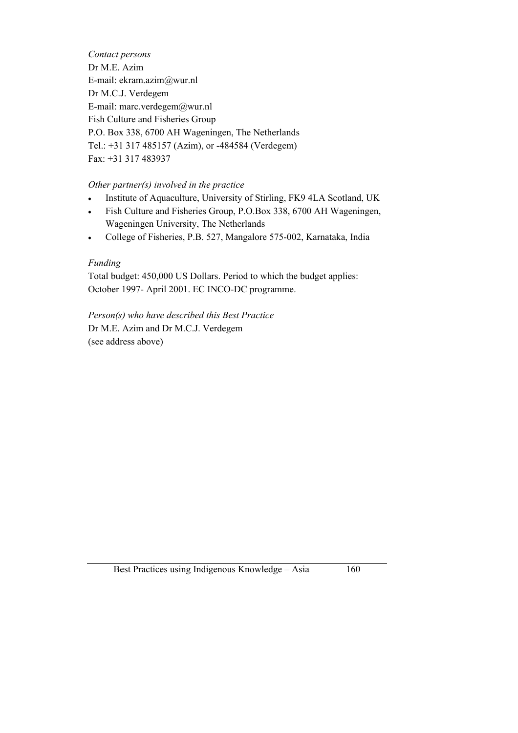*Contact persons*
Dr M.E. Azim
E-mail: ekram.azim@wur.nl
Dr M.C.J. Verdegem
E-mail: marc.verdegem@wur.nl
Fish Culture and Fisheries Group
P.O. Box 338, 6700 AH Wageningen, The Netherlands
Tel.: +31 317 485157 (Azim), or -484584 (Verdegem)
Fax: +31 317 483937

*Other partner(s) involved in the practice*

- Institute of Aquaculture, University of Stirling, FK9 4LA Scotland, UK
- Fish Culture and Fisheries Group, P.O.Box 338, 6700 AH Wageningen, Wageningen University, The Netherlands
- College of Fisheries, P.B. 527, Mangalore 575-002, Karnataka, India

*Funding*
Total budget: 450,000 US Dollars. Period to which the budget applies: October 1997- April 2001. EC INCO-DC programme.

*Person(s) who have described this Best Practice*
Dr M.E. Azim and Dr M.C.J. Verdegem
(see address above)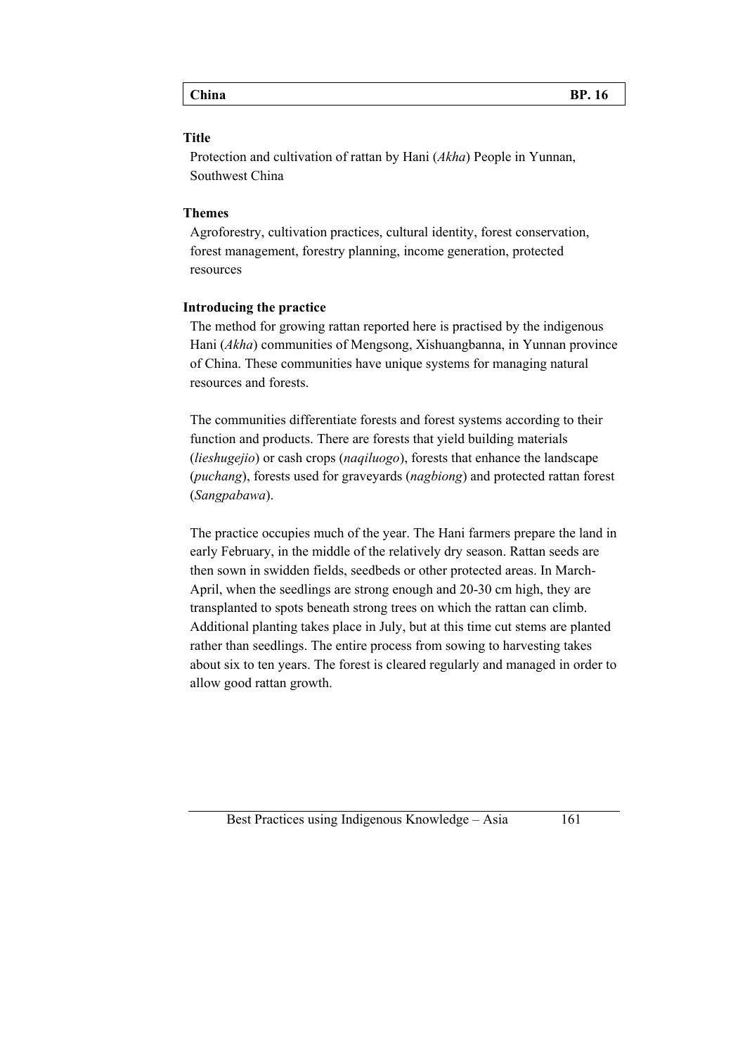| China | BP. 16 |
|---|---|

**Title**

Protection and cultivation of rattan by Hani (*Akha*) People in Yunnan, Southwest China

**Themes**

Agroforestry, cultivation practices, cultural identity, forest conservation, forest management, forestry planning, income generation, protected resources

**Introducing the practice**

The method for growing rattan reported here is practised by the indigenous Hani (*Akha*) communities of Mengsong, Xishuangbanna, in Yunnan province of China. These communities have unique systems for managing natural resources and forests.

The communities differentiate forests and forest systems according to their function and products. There are forests that yield building materials (*lieshugejio*) or cash crops (*naqiluogo*), forests that enhance the landscape (*puchang*), forests used for graveyards (*nagbiong*) and protected rattan forest (*Sangpabawa*).

The practice occupies much of the year. The Hani farmers prepare the land in early February, in the middle of the relatively dry season. Rattan seeds are then sown in swidden fields, seedbeds or other protected areas. In March-April, when the seedlings are strong enough and 20-30 cm high, they are transplanted to spots beneath strong trees on which the rattan can climb. Additional planting takes place in July, but at this time cut stems are planted rather than seedlings. The entire process from sowing to harvesting takes about six to ten years. The forest is cleared regularly and managed in order to allow good rattan growth.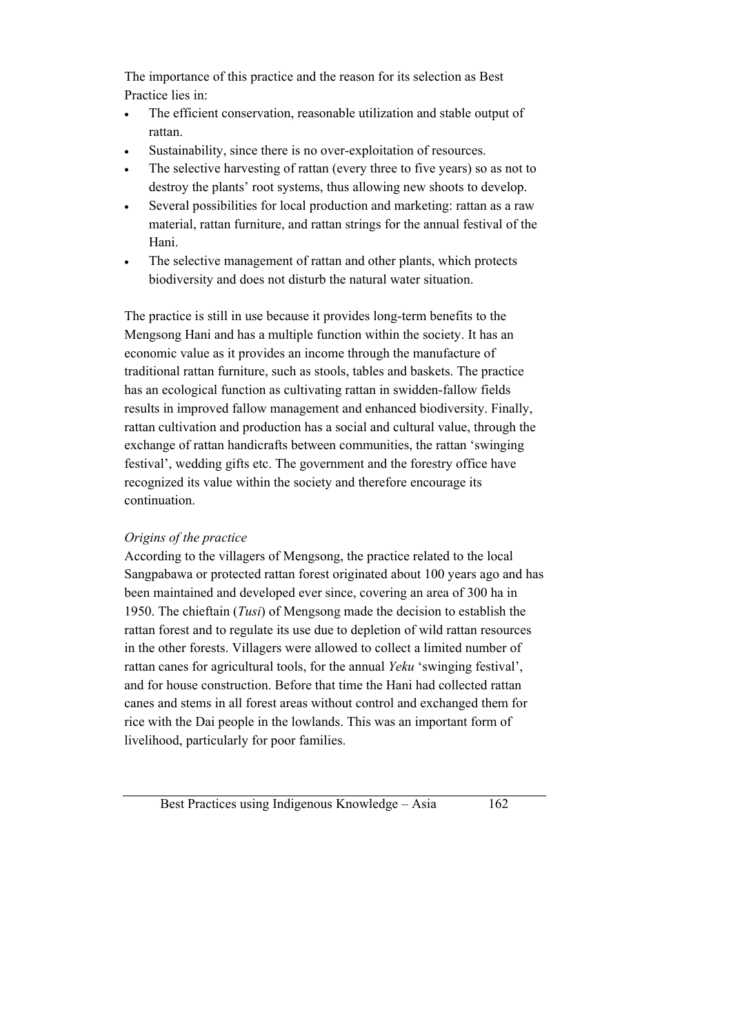The importance of this practice and the reason for its selection as Best Practice lies in:

- The efficient conservation, reasonable utilization and stable output of rattan.
- Sustainability, since there is no over-exploitation of resources.
- The selective harvesting of rattan (every three to five years) so as not to destroy the plants' root systems, thus allowing new shoots to develop.
- Several possibilities for local production and marketing: rattan as a raw material, rattan furniture, and rattan strings for the annual festival of the Hani.
- The selective management of rattan and other plants, which protects biodiversity and does not disturb the natural water situation.

The practice is still in use because it provides long-term benefits to the Mengsong Hani and has a multiple function within the society. It has an economic value as it provides an income through the manufacture of traditional rattan furniture, such as stools, tables and baskets. The practice has an ecological function as cultivating rattan in swidden-fallow fields results in improved fallow management and enhanced biodiversity. Finally, rattan cultivation and production has a social and cultural value, through the exchange of rattan handicrafts between communities, the rattan 'swinging festival', wedding gifts etc. The government and the forestry office have recognized its value within the society and therefore encourage its continuation.

*Origins of the practice*

According to the villagers of Mengsong, the practice related to the local Sangpabawa or protected rattan forest originated about 100 years ago and has been maintained and developed ever since, covering an area of 300 ha in 1950. The chieftain (*Tusi*) of Mengsong made the decision to establish the rattan forest and to regulate its use due to depletion of wild rattan resources in the other forests. Villagers were allowed to collect a limited number of rattan canes for agricultural tools, for the annual *Yeku* 'swinging festival', and for house construction. Before that time the Hani had collected rattan canes and stems in all forest areas without control and exchanged them for rice with the Dai people in the lowlands. This was an important form of livelihood, particularly for poor families.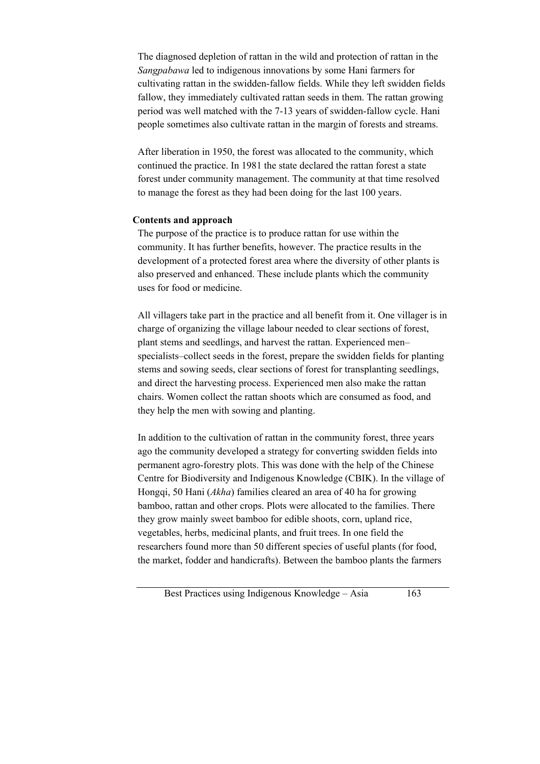The diagnosed depletion of rattan in the wild and protection of rattan in the *Sangpabawa* led to indigenous innovations by some Hani farmers for cultivating rattan in the swidden-fallow fields. While they left swidden fields fallow, they immediately cultivated rattan seeds in them. The rattan growing period was well matched with the 7-13 years of swidden-fallow cycle. Hani people sometimes also cultivate rattan in the margin of forests and streams.

After liberation in 1950, the forest was allocated to the community, which continued the practice. In 1981 the state declared the rattan forest a state forest under community management. The community at that time resolved to manage the forest as they had been doing for the last 100 years.

**Contents and approach**

The purpose of the practice is to produce rattan for use within the community. It has further benefits, however. The practice results in the development of a protected forest area where the diversity of other plants is also preserved and enhanced. These include plants which the community uses for food or medicine.

All villagers take part in the practice and all benefit from it. One villager is in charge of organizing the village labour needed to clear sections of forest, plant stems and seedlings, and harvest the rattan. Experienced men–specialists–collect seeds in the forest, prepare the swidden fields for planting stems and sowing seeds, clear sections of forest for transplanting seedlings, and direct the harvesting process. Experienced men also make the rattan chairs. Women collect the rattan shoots which are consumed as food, and they help the men with sowing and planting.

In addition to the cultivation of rattan in the community forest, three years ago the community developed a strategy for converting swidden fields into permanent agro-forestry plots. This was done with the help of the Chinese Centre for Biodiversity and Indigenous Knowledge (CBIK). In the village of Hongqi, 50 Hani (*Akha*) families cleared an area of 40 ha for growing bamboo, rattan and other crops. Plots were allocated to the families. There they grow mainly sweet bamboo for edible shoots, corn, upland rice, vegetables, herbs, medicinal plants, and fruit trees. In one field the researchers found more than 50 different species of useful plants (for food, the market, fodder and handicrafts). Between the bamboo plants the farmers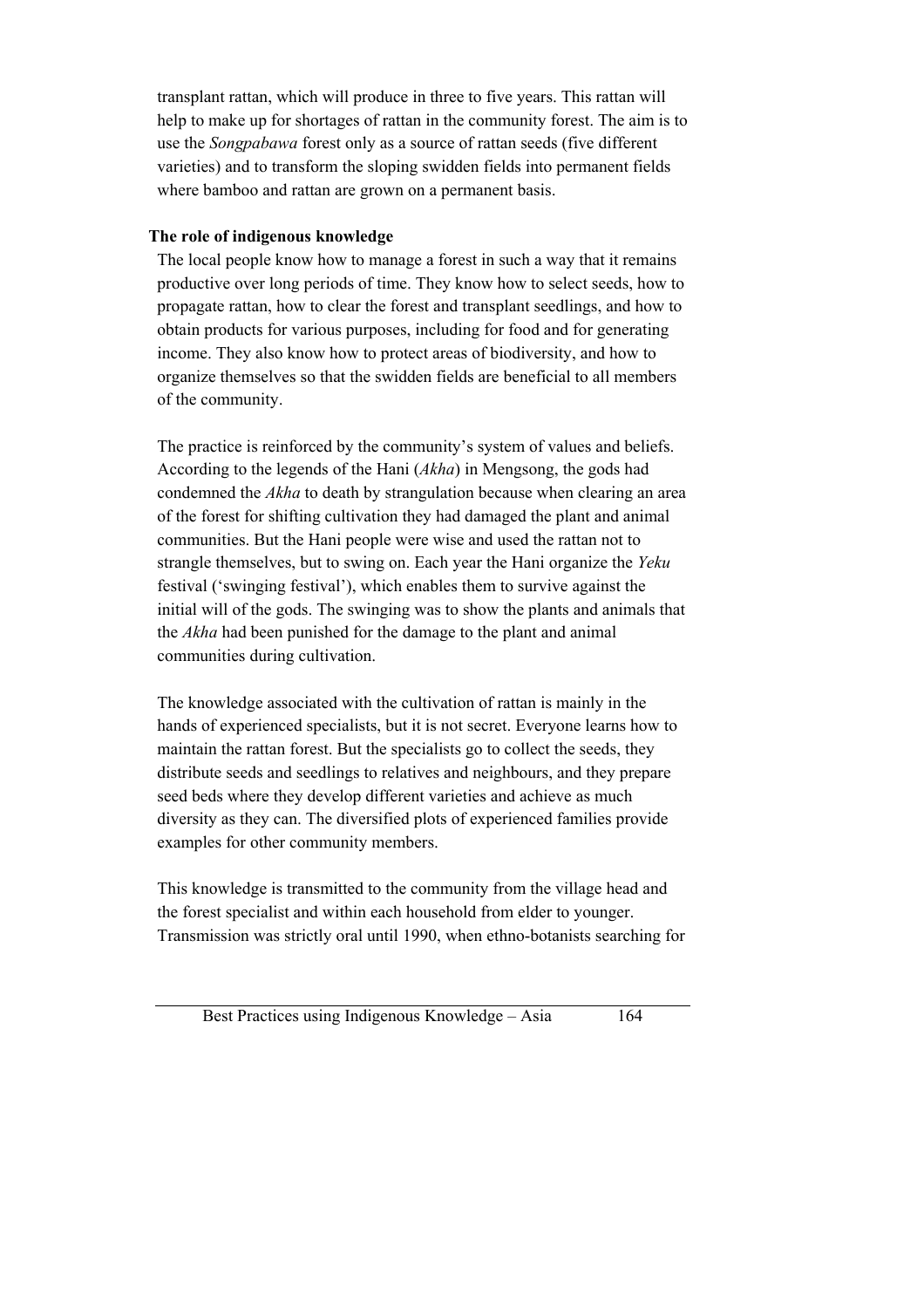transplant rattan, which will produce in three to five years. This rattan will help to make up for shortages of rattan in the community forest. The aim is to use the *Songpabawa* forest only as a source of rattan seeds (five different varieties) and to transform the sloping swidden fields into permanent fields where bamboo and rattan are grown on a permanent basis.

**The role of indigenous knowledge**

The local people know how to manage a forest in such a way that it remains productive over long periods of time. They know how to select seeds, how to propagate rattan, how to clear the forest and transplant seedlings, and how to obtain products for various purposes, including for food and for generating income. They also know how to protect areas of biodiversity, and how to organize themselves so that the swidden fields are beneficial to all members of the community.

The practice is reinforced by the community's system of values and beliefs. According to the legends of the Hani (*Akha*) in Mengsong, the gods had condemned the *Akha* to death by strangulation because when clearing an area of the forest for shifting cultivation they had damaged the plant and animal communities. But the Hani people were wise and used the rattan not to strangle themselves, but to swing on. Each year the Hani organize the *Yeku* festival ('swinging festival'), which enables them to survive against the initial will of the gods. The swinging was to show the plants and animals that the *Akha* had been punished for the damage to the plant and animal communities during cultivation.

The knowledge associated with the cultivation of rattan is mainly in the hands of experienced specialists, but it is not secret. Everyone learns how to maintain the rattan forest. But the specialists go to collect the seeds, they distribute seeds and seedlings to relatives and neighbours, and they prepare seed beds where they develop different varieties and achieve as much diversity as they can. The diversified plots of experienced families provide examples for other community members.

This knowledge is transmitted to the community from the village head and the forest specialist and within each household from elder to younger. Transmission was strictly oral until 1990, when ethno-botanists searching for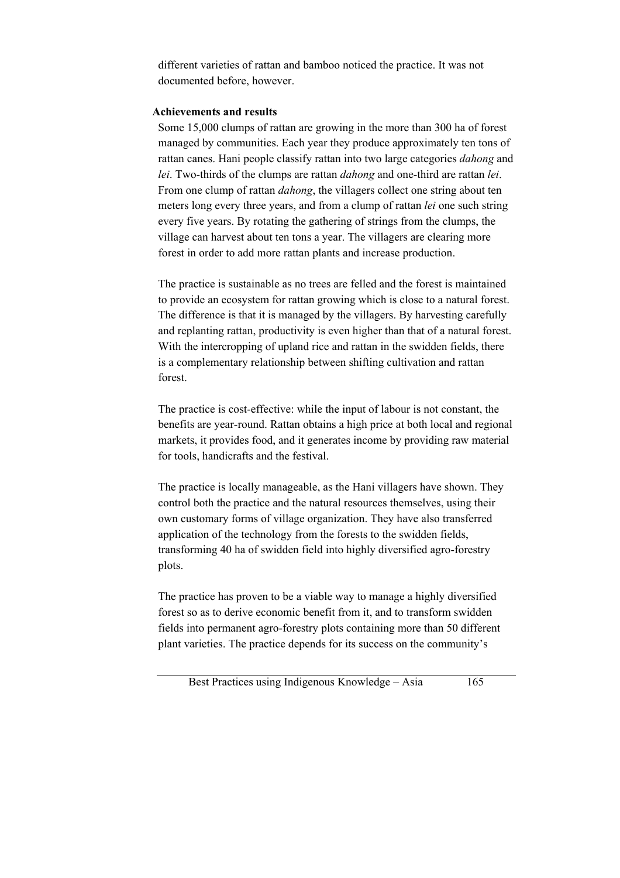different varieties of rattan and bamboo noticed the practice. It was not documented before, however.

**Achievements and results**

Some 15,000 clumps of rattan are growing in the more than 300 ha of forest managed by communities. Each year they produce approximately ten tons of rattan canes. Hani people classify rattan into two large categories *dahong* and *lei*. Two-thirds of the clumps are rattan *dahong* and one-third are rattan *lei*. From one clump of rattan *dahong*, the villagers collect one string about ten meters long every three years, and from a clump of rattan *lei* one such string every five years. By rotating the gathering of strings from the clumps, the village can harvest about ten tons a year. The villagers are clearing more forest in order to add more rattan plants and increase production.

The practice is sustainable as no trees are felled and the forest is maintained to provide an ecosystem for rattan growing which is close to a natural forest. The difference is that it is managed by the villagers. By harvesting carefully and replanting rattan, productivity is even higher than that of a natural forest. With the intercropping of upland rice and rattan in the swidden fields, there is a complementary relationship between shifting cultivation and rattan forest.

The practice is cost-effective: while the input of labour is not constant, the benefits are year-round. Rattan obtains a high price at both local and regional markets, it provides food, and it generates income by providing raw material for tools, handicrafts and the festival.

The practice is locally manageable, as the Hani villagers have shown. They control both the practice and the natural resources themselves, using their own customary forms of village organization. They have also transferred application of the technology from the forests to the swidden fields, transforming 40 ha of swidden field into highly diversified agro-forestry plots.

The practice has proven to be a viable way to manage a highly diversified forest so as to derive economic benefit from it, and to transform swidden fields into permanent agro-forestry plots containing more than 50 different plant varieties. The practice depends for its success on the community's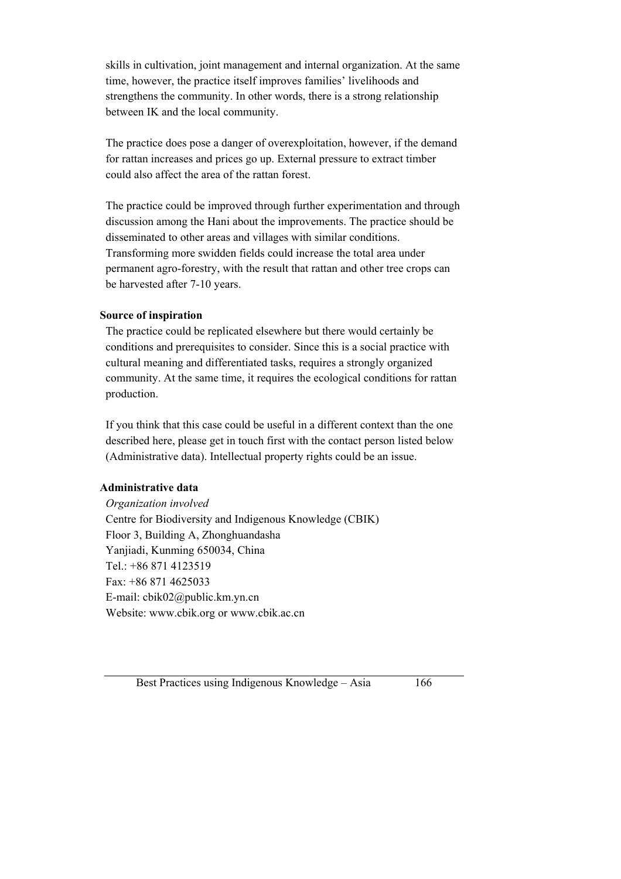skills in cultivation, joint management and internal organization. At the same time, however, the practice itself improves families' livelihoods and strengthens the community. In other words, there is a strong relationship between IK and the local community.

The practice does pose a danger of overexploitation, however, if the demand for rattan increases and prices go up. External pressure to extract timber could also affect the area of the rattan forest.

The practice could be improved through further experimentation and through discussion among the Hani about the improvements. The practice should be disseminated to other areas and villages with similar conditions. Transforming more swidden fields could increase the total area under permanent agro-forestry, with the result that rattan and other tree crops can be harvested after 7-10 years.

**Source of inspiration**

The practice could be replicated elsewhere but there would certainly be conditions and prerequisites to consider. Since this is a social practice with cultural meaning and differentiated tasks, requires a strongly organized community. At the same time, it requires the ecological conditions for rattan production.

If you think that this case could be useful in a different context than the one described here, please get in touch first with the contact person listed below (Administrative data). Intellectual property rights could be an issue.

**Administrative data**

*Organization involved*
Centre for Biodiversity and Indigenous Knowledge (CBIK)
Floor 3, Building A, Zhonghuandasha
Yanjiadi, Kunming 650034, China
Tel.: +86 871 4123519
Fax: +86 871 4625033
E-mail: cbik02@public.km.yn.cn
Website: www.cbik.org or www.cbik.ac.cn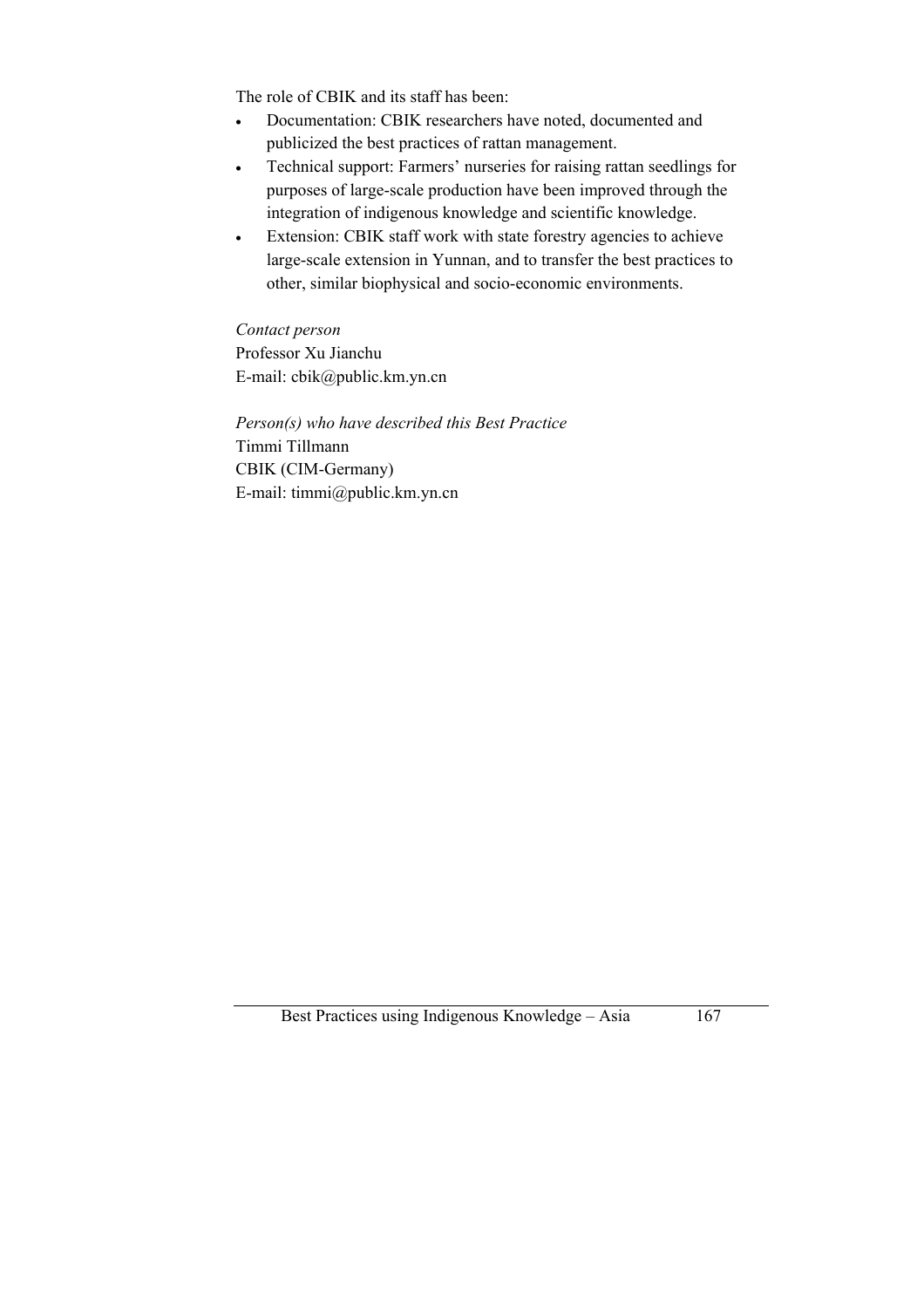The role of CBIK and its staff has been:

- Documentation: CBIK researchers have noted, documented and publicized the best practices of rattan management.
- Technical support: Farmers' nurseries for raising rattan seedlings for purposes of large-scale production have been improved through the integration of indigenous knowledge and scientific knowledge.
- Extension: CBIK staff work with state forestry agencies to achieve large-scale extension in Yunnan, and to transfer the best practices to other, similar biophysical and socio-economic environments.

*Contact person*
Professor Xu Jianchu
E-mail: cbik@public.km.yn.cn

*Person(s) who have described this Best Practice*
Timmi Tillmann
CBIK (CIM-Germany)
E-mail: timmi@public.km.yn.cn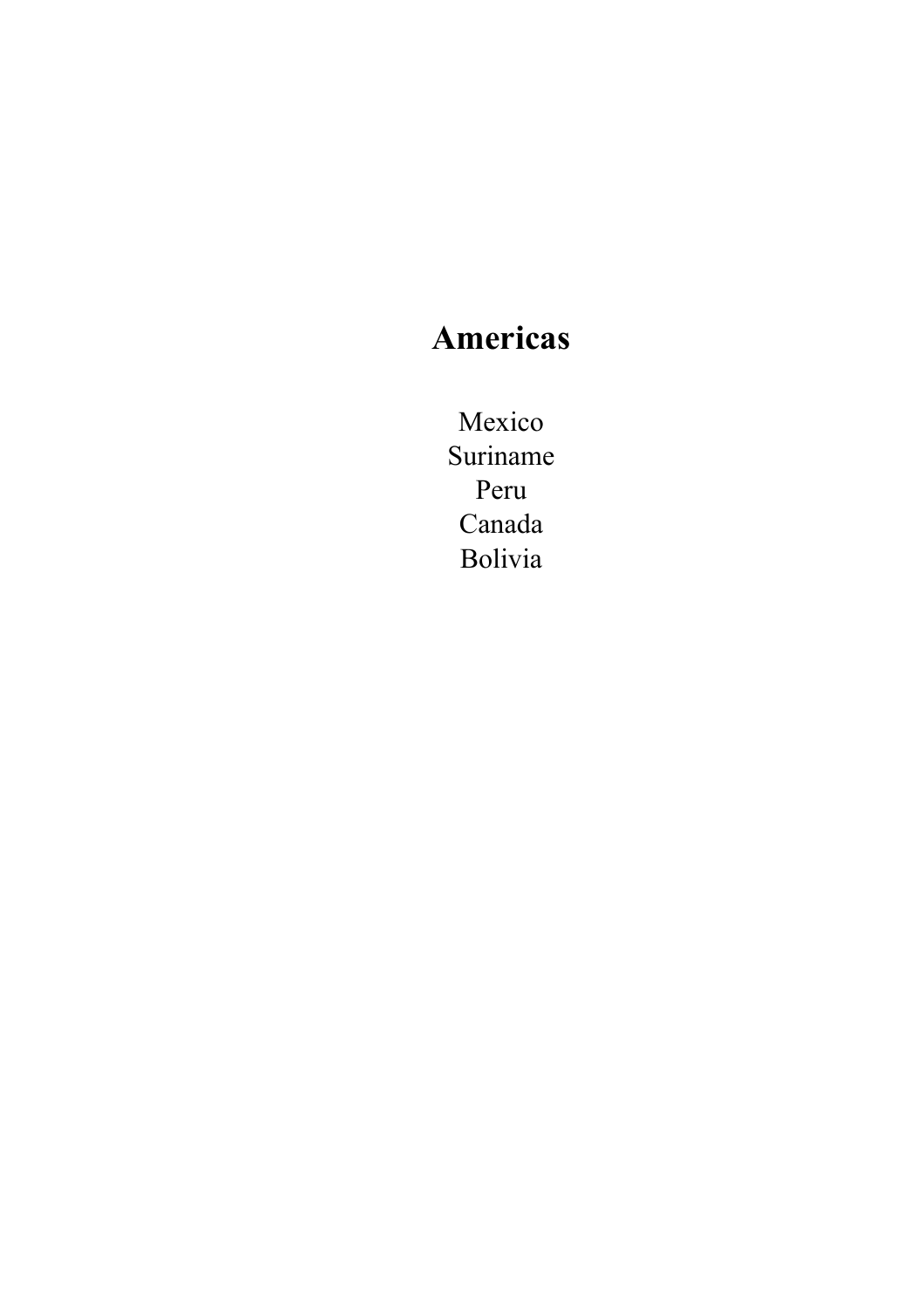# Americas

Mexico
Suriname
Peru
Canada
Bolivia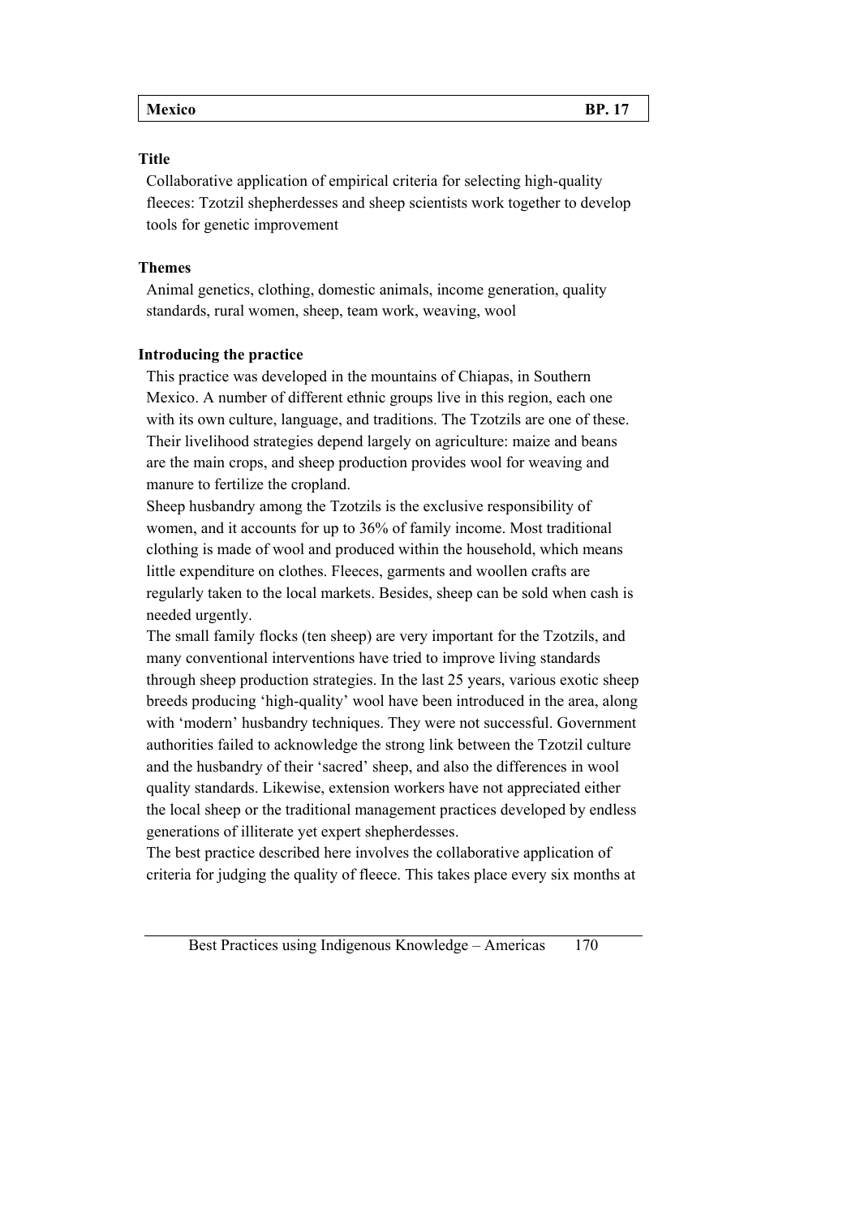| Mexico | BP. 17 |
|---|---|

**Title**

Collaborative application of empirical criteria for selecting high-quality fleeces: Tzotzil shepherdesses and sheep scientists work together to develop tools for genetic improvement

**Themes**

Animal genetics, clothing, domestic animals, income generation, quality standards, rural women, sheep, team work, weaving, wool

**Introducing the practice**

This practice was developed in the mountains of Chiapas, in Southern Mexico. A number of different ethnic groups live in this region, each one with its own culture, language, and traditions. The Tzotzils are one of these. Their livelihood strategies depend largely on agriculture: maize and beans are the main crops, and sheep production provides wool for weaving and manure to fertilize the cropland.

Sheep husbandry among the Tzotzils is the exclusive responsibility of women, and it accounts for up to 36% of family income. Most traditional clothing is made of wool and produced within the household, which means little expenditure on clothes. Fleeces, garments and woollen crafts are regularly taken to the local markets. Besides, sheep can be sold when cash is needed urgently.

The small family flocks (ten sheep) are very important for the Tzotzils, and many conventional interventions have tried to improve living standards through sheep production strategies. In the last 25 years, various exotic sheep breeds producing 'high-quality' wool have been introduced in the area, along with 'modern' husbandry techniques. They were not successful. Government authorities failed to acknowledge the strong link between the Tzotzil culture and the husbandry of their 'sacred' sheep, and also the differences in wool quality standards. Likewise, extension workers have not appreciated either the local sheep or the traditional management practices developed by endless generations of illiterate yet expert shepherdesses.

The best practice described here involves the collaborative application of criteria for judging the quality of fleece. This takes place every six months at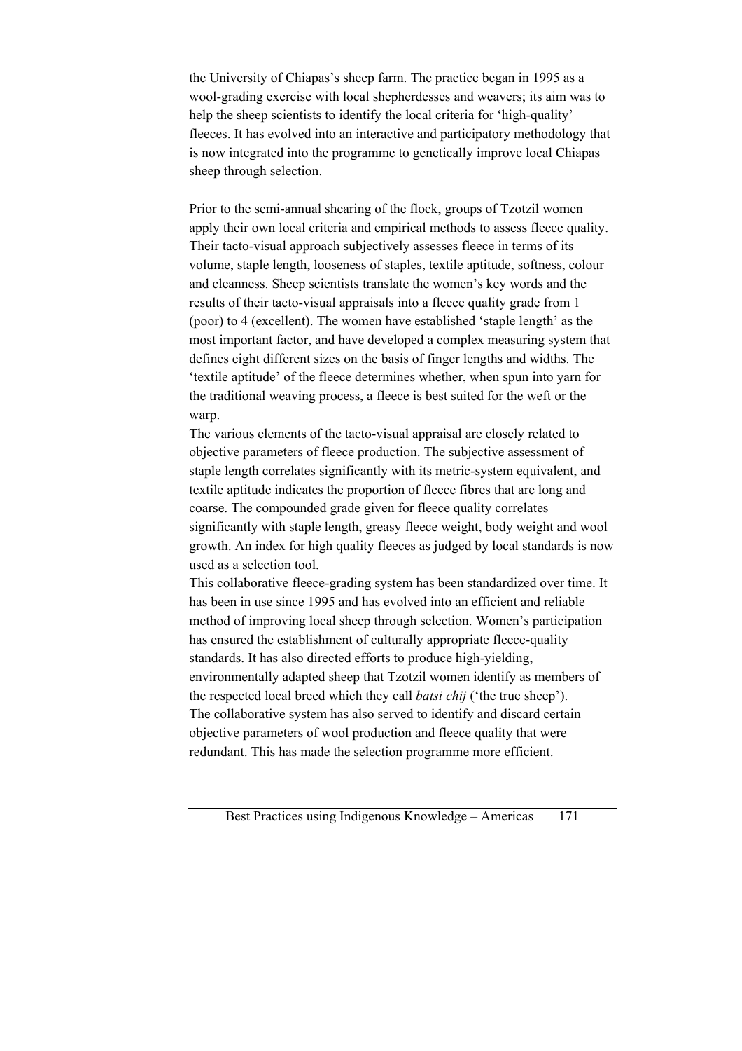the University of Chiapas's sheep farm. The practice began in 1995 as a wool-grading exercise with local shepherdesses and weavers; its aim was to help the sheep scientists to identify the local criteria for 'high-quality' fleeces. It has evolved into an interactive and participatory methodology that is now integrated into the programme to genetically improve local Chiapas sheep through selection.

Prior to the semi-annual shearing of the flock, groups of Tzotzil women apply their own local criteria and empirical methods to assess fleece quality. Their tacto-visual approach subjectively assesses fleece in terms of its volume, staple length, looseness of staples, textile aptitude, softness, colour and cleanness. Sheep scientists translate the women's key words and the results of their tacto-visual appraisals into a fleece quality grade from 1 (poor) to 4 (excellent). The women have established 'staple length' as the most important factor, and have developed a complex measuring system that defines eight different sizes on the basis of finger lengths and widths. The 'textile aptitude' of the fleece determines whether, when spun into yarn for the traditional weaving process, a fleece is best suited for the weft or the warp.

The various elements of the tacto-visual appraisal are closely related to objective parameters of fleece production. The subjective assessment of staple length correlates significantly with its metric-system equivalent, and textile aptitude indicates the proportion of fleece fibres that are long and coarse. The compounded grade given for fleece quality correlates significantly with staple length, greasy fleece weight, body weight and wool growth. An index for high quality fleeces as judged by local standards is now used as a selection tool.

This collaborative fleece-grading system has been standardized over time. It has been in use since 1995 and has evolved into an efficient and reliable method of improving local sheep through selection. Women's participation has ensured the establishment of culturally appropriate fleece-quality standards. It has also directed efforts to produce high-yielding, environmentally adapted sheep that Tzotzil women identify as members of the respected local breed which they call *batsi chij* ('the true sheep').

The collaborative system has also served to identify and discard certain objective parameters of wool production and fleece quality that were redundant. This has made the selection programme more efficient.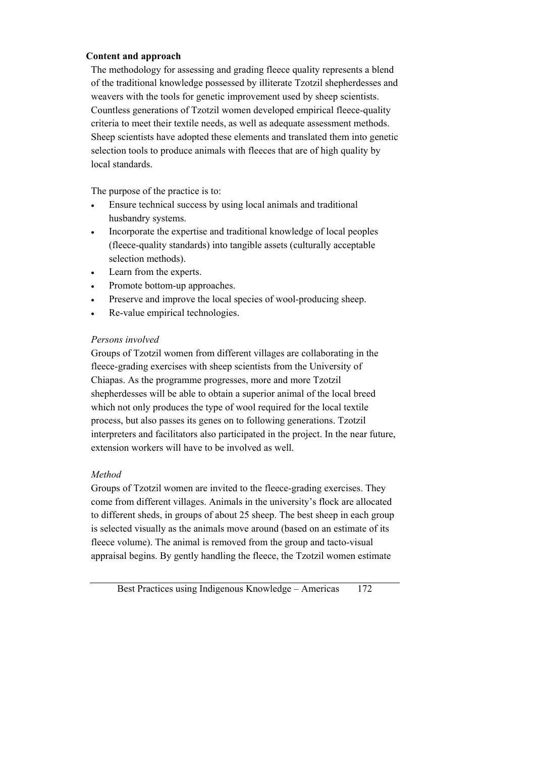**Content and approach**

The methodology for assessing and grading fleece quality represents a blend of the traditional knowledge possessed by illiterate Tzotzil shepherdesses and weavers with the tools for genetic improvement used by sheep scientists. Countless generations of Tzotzil women developed empirical fleece-quality criteria to meet their textile needs, as well as adequate assessment methods. Sheep scientists have adopted these elements and translated them into genetic selection tools to produce animals with fleeces that are of high quality by local standards.

The purpose of the practice is to:

- Ensure technical success by using local animals and traditional husbandry systems.
- Incorporate the expertise and traditional knowledge of local peoples (fleece-quality standards) into tangible assets (culturally acceptable selection methods).
- Learn from the experts.
- Promote bottom-up approaches.
- Preserve and improve the local species of wool-producing sheep.
- Re-value empirical technologies.

*Persons involved*

Groups of Tzotzil women from different villages are collaborating in the fleece-grading exercises with sheep scientists from the University of Chiapas. As the programme progresses, more and more Tzotzil shepherdesses will be able to obtain a superior animal of the local breed which not only produces the type of wool required for the local textile process, but also passes its genes on to following generations. Tzotzil interpreters and facilitators also participated in the project. In the near future, extension workers will have to be involved as well.

*Method*

Groups of Tzotzil women are invited to the fleece-grading exercises. They come from different villages. Animals in the university's flock are allocated to different sheds, in groups of about 25 sheep. The best sheep in each group is selected visually as the animals move around (based on an estimate of its fleece volume). The animal is removed from the group and tacto-visual appraisal begins. By gently handling the fleece, the Tzotzil women estimate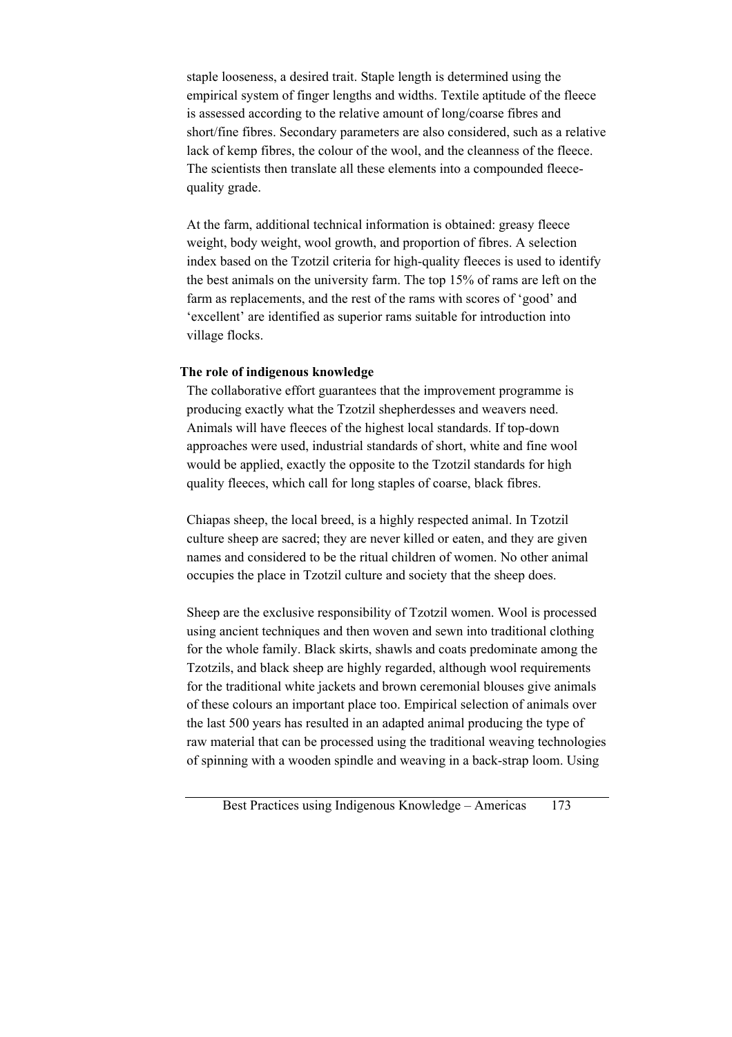staple looseness, a desired trait. Staple length is determined using the empirical system of finger lengths and widths. Textile aptitude of the fleece is assessed according to the relative amount of long/coarse fibres and short/fine fibres. Secondary parameters are also considered, such as a relative lack of kemp fibres, the colour of the wool, and the cleanness of the fleece. The scientists then translate all these elements into a compounded fleece-quality grade.

At the farm, additional technical information is obtained: greasy fleece weight, body weight, wool growth, and proportion of fibres. A selection index based on the Tzotzil criteria for high-quality fleeces is used to identify the best animals on the university farm. The top 15% of rams are left on the farm as replacements, and the rest of the rams with scores of 'good' and 'excellent' are identified as superior rams suitable for introduction into village flocks.

**The role of indigenous knowledge**

The collaborative effort guarantees that the improvement programme is producing exactly what the Tzotzil shepherdesses and weavers need. Animals will have fleeces of the highest local standards. If top-down approaches were used, industrial standards of short, white and fine wool would be applied, exactly the opposite to the Tzotzil standards for high quality fleeces, which call for long staples of coarse, black fibres.

Chiapas sheep, the local breed, is a highly respected animal. In Tzotzil culture sheep are sacred; they are never killed or eaten, and they are given names and considered to be the ritual children of women. No other animal occupies the place in Tzotzil culture and society that the sheep does.

Sheep are the exclusive responsibility of Tzotzil women. Wool is processed using ancient techniques and then woven and sewn into traditional clothing for the whole family. Black skirts, shawls and coats predominate among the Tzotzils, and black sheep are highly regarded, although wool requirements for the traditional white jackets and brown ceremonial blouses give animals of these colours an important place too. Empirical selection of animals over the last 500 years has resulted in an adapted animal producing the type of raw material that can be processed using the traditional weaving technologies of spinning with a wooden spindle and weaving in a back-strap loom. Using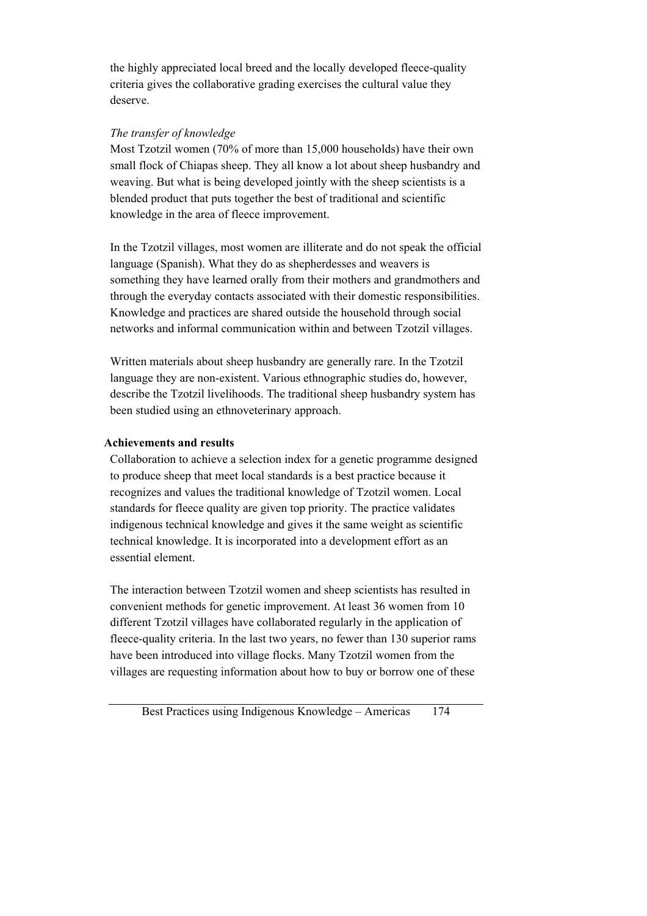the highly appreciated local breed and the locally developed fleece-quality criteria gives the collaborative grading exercises the cultural value they deserve.

*The transfer of knowledge*

Most Tzotzil women (70% of more than 15,000 households) have their own small flock of Chiapas sheep. They all know a lot about sheep husbandry and weaving. But what is being developed jointly with the sheep scientists is a blended product that puts together the best of traditional and scientific knowledge in the area of fleece improvement.

In the Tzotzil villages, most women are illiterate and do not speak the official language (Spanish). What they do as shepherdesses and weavers is something they have learned orally from their mothers and grandmothers and through the everyday contacts associated with their domestic responsibilities. Knowledge and practices are shared outside the household through social networks and informal communication within and between Tzotzil villages.

Written materials about sheep husbandry are generally rare. In the Tzotzil language they are non-existent. Various ethnographic studies do, however, describe the Tzotzil livelihoods. The traditional sheep husbandry system has been studied using an ethnoveterinary approach.

**Achievements and results**

Collaboration to achieve a selection index for a genetic programme designed to produce sheep that meet local standards is a best practice because it recognizes and values the traditional knowledge of Tzotzil women. Local standards for fleece quality are given top priority. The practice validates indigenous technical knowledge and gives it the same weight as scientific technical knowledge. It is incorporated into a development effort as an essential element.

The interaction between Tzotzil women and sheep scientists has resulted in convenient methods for genetic improvement. At least 36 women from 10 different Tzotzil villages have collaborated regularly in the application of fleece-quality criteria. In the last two years, no fewer than 130 superior rams have been introduced into village flocks. Many Tzotzil women from the villages are requesting information about how to buy or borrow one of these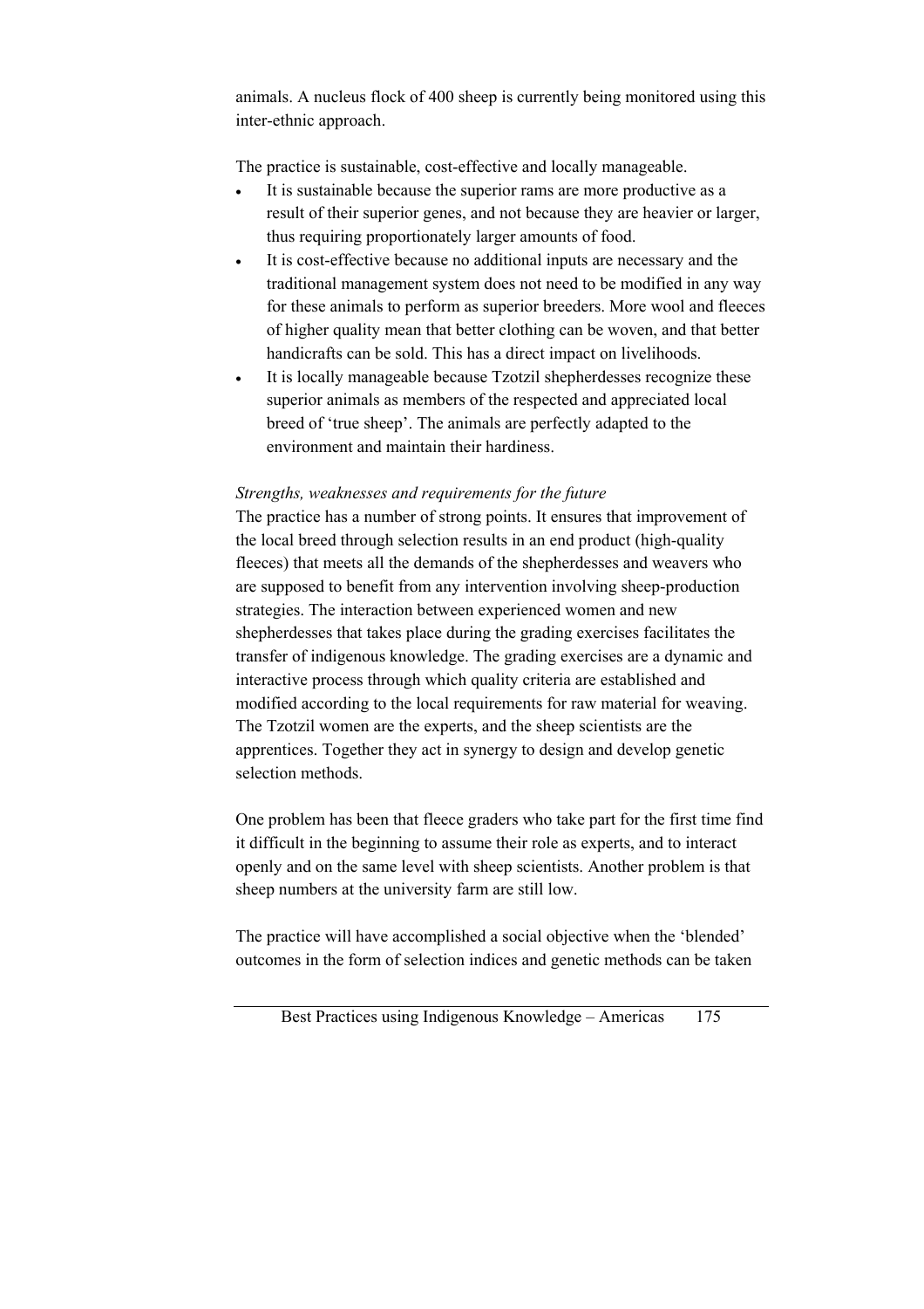animals. A nucleus flock of 400 sheep is currently being monitored using this inter-ethnic approach.

The practice is sustainable, cost-effective and locally manageable.

- It is sustainable because the superior rams are more productive as a result of their superior genes, and not because they are heavier or larger, thus requiring proportionately larger amounts of food.
- It is cost-effective because no additional inputs are necessary and the traditional management system does not need to be modified in any way for these animals to perform as superior breeders. More wool and fleeces of higher quality mean that better clothing can be woven, and that better handicrafts can be sold. This has a direct impact on livelihoods.
- It is locally manageable because Tzotzil shepherdesses recognize these superior animals as members of the respected and appreciated local breed of 'true sheep'. The animals are perfectly adapted to the environment and maintain their hardiness.

*Strengths, weaknesses and requirements for the future*

The practice has a number of strong points. It ensures that improvement of the local breed through selection results in an end product (high-quality fleeces) that meets all the demands of the shepherdesses and weavers who are supposed to benefit from any intervention involving sheep-production strategies. The interaction between experienced women and new shepherdesses that takes place during the grading exercises facilitates the transfer of indigenous knowledge. The grading exercises are a dynamic and interactive process through which quality criteria are established and modified according to the local requirements for raw material for weaving. The Tzotzil women are the experts, and the sheep scientists are the apprentices. Together they act in synergy to design and develop genetic selection methods.

One problem has been that fleece graders who take part for the first time find it difficult in the beginning to assume their role as experts, and to interact openly and on the same level with sheep scientists. Another problem is that sheep numbers at the university farm are still low.

The practice will have accomplished a social objective when the 'blended' outcomes in the form of selection indices and genetic methods can be taken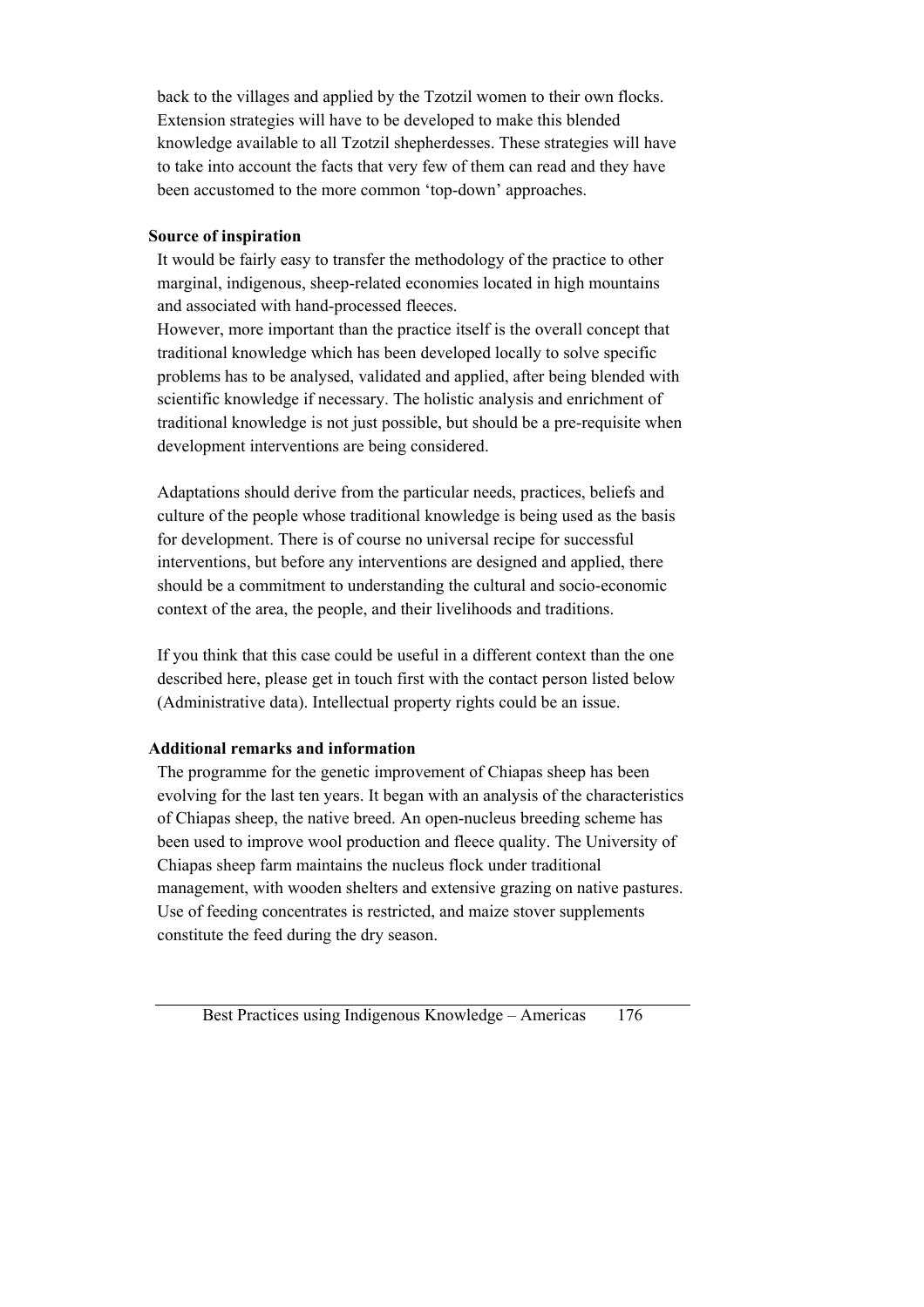back to the villages and applied by the Tzotzil women to their own flocks. Extension strategies will have to be developed to make this blended knowledge available to all Tzotzil shepherdesses. These strategies will have to take into account the facts that very few of them can read and they have been accustomed to the more common 'top-down' approaches.

**Source of inspiration**

It would be fairly easy to transfer the methodology of the practice to other marginal, indigenous, sheep-related economies located in high mountains and associated with hand-processed fleeces.

However, more important than the practice itself is the overall concept that traditional knowledge which has been developed locally to solve specific problems has to be analysed, validated and applied, after being blended with scientific knowledge if necessary. The holistic analysis and enrichment of traditional knowledge is not just possible, but should be a pre-requisite when development interventions are being considered.

Adaptations should derive from the particular needs, practices, beliefs and culture of the people whose traditional knowledge is being used as the basis for development. There is of course no universal recipe for successful interventions, but before any interventions are designed and applied, there should be a commitment to understanding the cultural and socio-economic context of the area, the people, and their livelihoods and traditions.

If you think that this case could be useful in a different context than the one described here, please get in touch first with the contact person listed below (Administrative data). Intellectual property rights could be an issue.

**Additional remarks and information**

The programme for the genetic improvement of Chiapas sheep has been evolving for the last ten years. It began with an analysis of the characteristics of Chiapas sheep, the native breed. An open-nucleus breeding scheme has been used to improve wool production and fleece quality. The University of Chiapas sheep farm maintains the nucleus flock under traditional management, with wooden shelters and extensive grazing on native pastures. Use of feeding concentrates is restricted, and maize stover supplements constitute the feed during the dry season.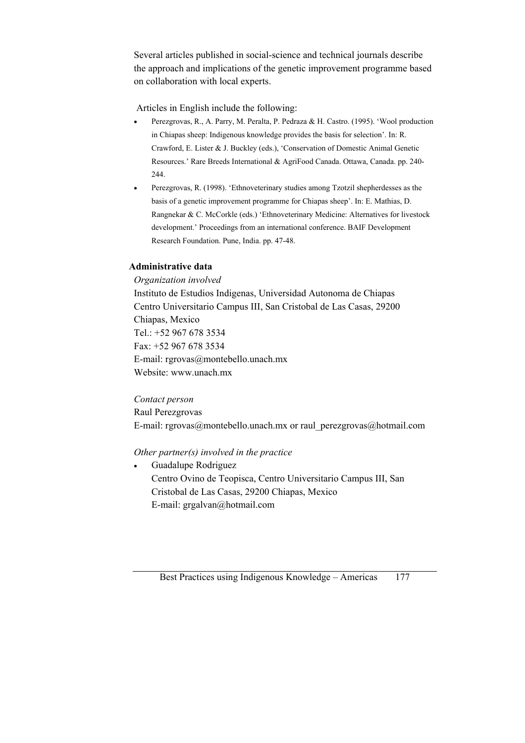Several articles published in social-science and technical journals describe the approach and implications of the genetic improvement programme based on collaboration with local experts.

Articles in English include the following:

- Perezgrovas, R., A. Parry, M. Peralta, P. Pedraza & H. Castro. (1995). 'Wool production in Chiapas sheep: Indigenous knowledge provides the basis for selection'. In: R. Crawford, E. Lister & J. Buckley (eds.), 'Conservation of Domestic Animal Genetic Resources.' Rare Breeds International & AgriFood Canada. Ottawa, Canada. pp. 240-244.
- Perezgrovas, R. (1998). 'Ethnoveterinary studies among Tzotzil shepherdesses as the basis of a genetic improvement programme for Chiapas sheep'. In: E. Mathias, D. Rangnekar & C. McCorkle (eds.) 'Ethnoveterinary Medicine: Alternatives for livestock development.' Proceedings from an international conference. BAIF Development Research Foundation. Pune, India. pp. 47-48.

**Administrative data**

*Organization involved*

Instituto de Estudios Indigenas, Universidad Autonoma de Chiapas
Centro Universitario Campus III, San Cristobal de Las Casas, 29200
Chiapas, Mexico
Tel.: +52 967 678 3534
Fax: +52 967 678 3534
E-mail: rgrovas@montebello.unach.mx
Website: www.unach.mx

*Contact person*

Raul Perezgrovas
E-mail: rgrovas@montebello.unach.mx or raul_perezgrovas@hotmail.com

*Other partner(s) involved in the practice*

- Guadalupe Rodriguez
  Centro Ovino de Teopisca, Centro Universitario Campus III, San Cristobal de Las Casas, 29200 Chiapas, Mexico
  E-mail: grgalvan@hotmail.com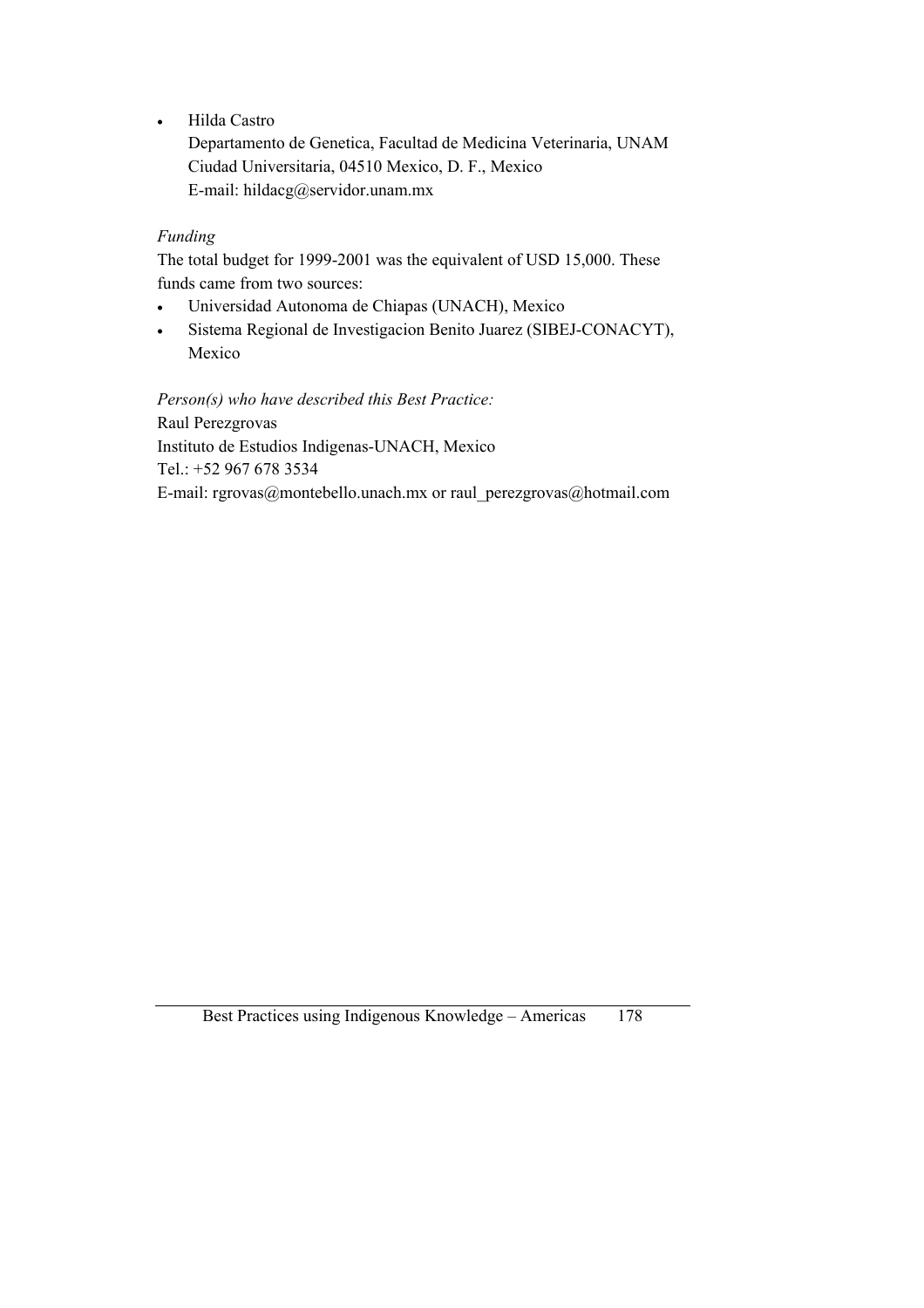- Hilda Castro
  Departamento de Genetica, Facultad de Medicina Veterinaria, UNAM
  Ciudad Universitaria, 04510 Mexico, D. F., Mexico
  E-mail: hildacg@servidor.unam.mx

*Funding*

The total budget for 1999-2001 was the equivalent of USD 15,000. These funds came from two sources:

- Universidad Autonoma de Chiapas (UNACH), Mexico
- Sistema Regional de Investigacion Benito Juarez (SIBEJ-CONACYT), Mexico

*Person(s) who have described this Best Practice:*

Raul Perezgrovas
Instituto de Estudios Indigenas-UNACH, Mexico
Tel.: +52 967 678 3534
E-mail: rgrovas@montebello.unach.mx or raul_perezgrovas@hotmail.com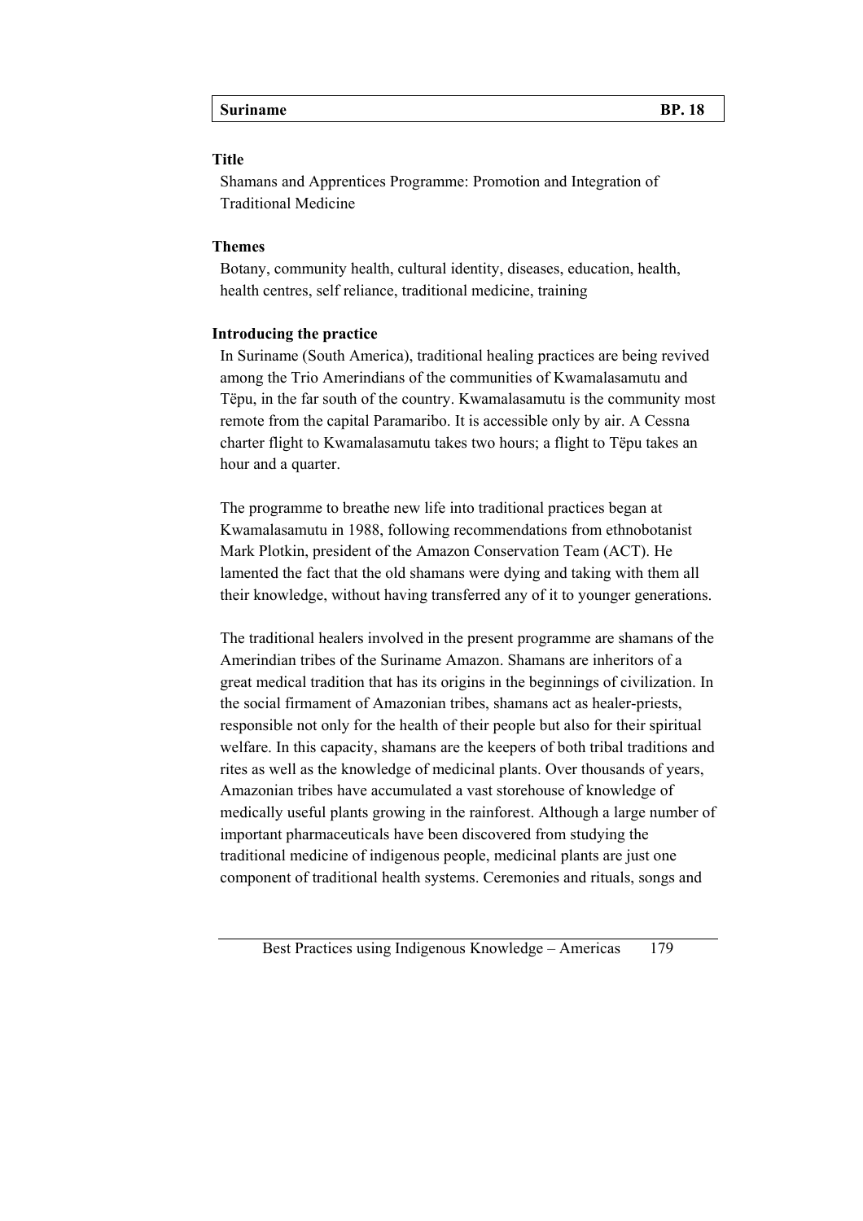| Suriname | BP. 18 |
|---|---|

**Title**

Shamans and Apprentices Programme: Promotion and Integration of Traditional Medicine

**Themes**

Botany, community health, cultural identity, diseases, education, health, health centres, self reliance, traditional medicine, training

**Introducing the practice**

In Suriname (South America), traditional healing practices are being revived among the Trio Amerindians of the communities of Kwamalasamutu and Tëpu, in the far south of the country. Kwamalasamutu is the community most remote from the capital Paramaribo. It is accessible only by air. A Cessna charter flight to Kwamalasamutu takes two hours; a flight to Tëpu takes an hour and a quarter.

The programme to breathe new life into traditional practices began at Kwamalasamutu in 1988, following recommendations from ethnobotanist Mark Plotkin, president of the Amazon Conservation Team (ACT). He lamented the fact that the old shamans were dying and taking with them all their knowledge, without having transferred any of it to younger generations.

The traditional healers involved in the present programme are shamans of the Amerindian tribes of the Suriname Amazon. Shamans are inheritors of a great medical tradition that has its origins in the beginnings of civilization. In the social firmament of Amazonian tribes, shamans act as healer-priests, responsible not only for the health of their people but also for their spiritual welfare. In this capacity, shamans are the keepers of both tribal traditions and rites as well as the knowledge of medicinal plants. Over thousands of years, Amazonian tribes have accumulated a vast storehouse of knowledge of medically useful plants growing in the rainforest. Although a large number of important pharmaceuticals have been discovered from studying the traditional medicine of indigenous people, medicinal plants are just one component of traditional health systems. Ceremonies and rituals, songs and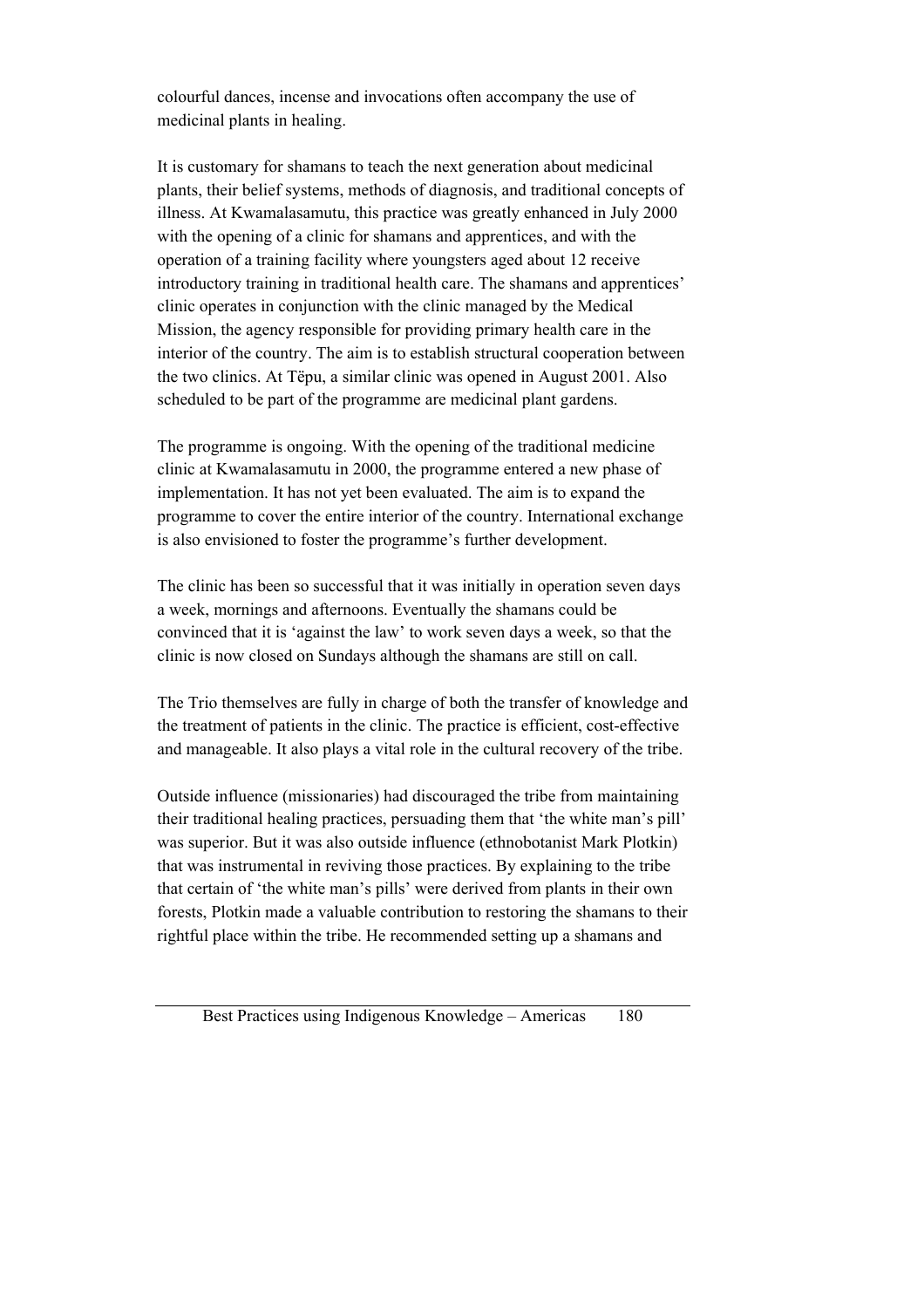colourful dances, incense and invocations often accompany the use of medicinal plants in healing.

It is customary for shamans to teach the next generation about medicinal plants, their belief systems, methods of diagnosis, and traditional concepts of illness. At Kwamalasamutu, this practice was greatly enhanced in July 2000 with the opening of a clinic for shamans and apprentices, and with the operation of a training facility where youngsters aged about 12 receive introductory training in traditional health care. The shamans and apprentices' clinic operates in conjunction with the clinic managed by the Medical Mission, the agency responsible for providing primary health care in the interior of the country. The aim is to establish structural cooperation between the two clinics. At Tëpu, a similar clinic was opened in August 2001. Also scheduled to be part of the programme are medicinal plant gardens.

The programme is ongoing. With the opening of the traditional medicine clinic at Kwamalasamutu in 2000, the programme entered a new phase of implementation. It has not yet been evaluated. The aim is to expand the programme to cover the entire interior of the country. International exchange is also envisioned to foster the programme's further development.

The clinic has been so successful that it was initially in operation seven days a week, mornings and afternoons. Eventually the shamans could be convinced that it is 'against the law' to work seven days a week, so that the clinic is now closed on Sundays although the shamans are still on call.

The Trio themselves are fully in charge of both the transfer of knowledge and the treatment of patients in the clinic. The practice is efficient, cost-effective and manageable. It also plays a vital role in the cultural recovery of the tribe.

Outside influence (missionaries) had discouraged the tribe from maintaining their traditional healing practices, persuading them that 'the white man's pill' was superior. But it was also outside influence (ethnobotanist Mark Plotkin) that was instrumental in reviving those practices. By explaining to the tribe that certain of 'the white man's pills' were derived from plants in their own forests, Plotkin made a valuable contribution to restoring the shamans to their rightful place within the tribe. He recommended setting up a shamans and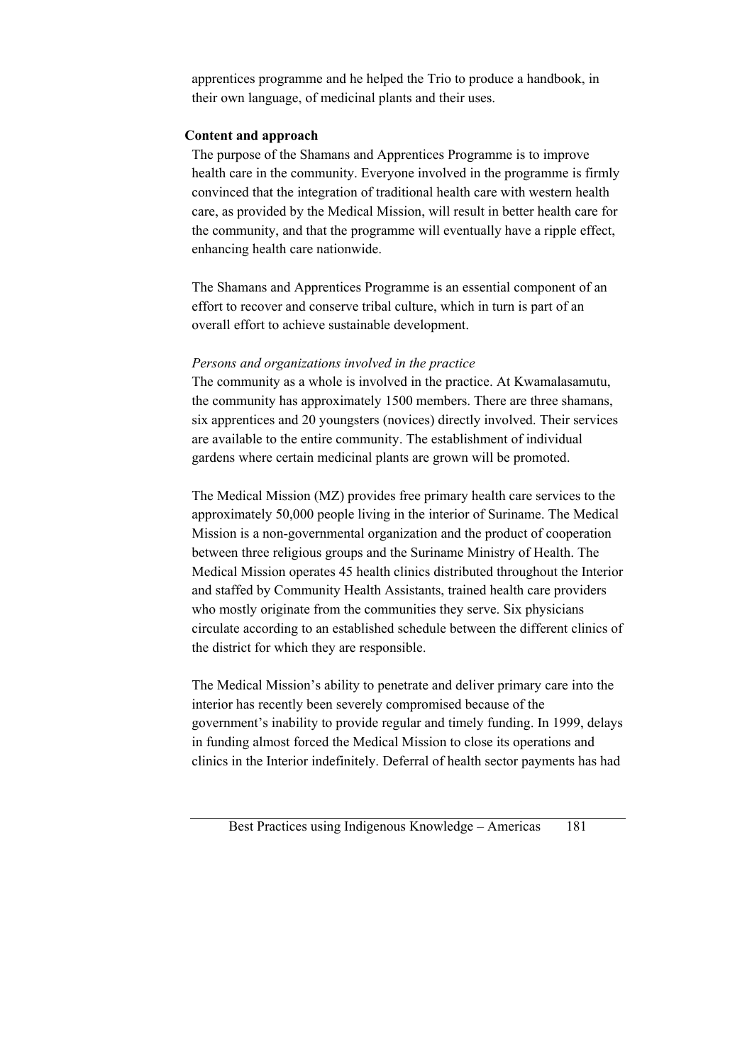apprentices programme and he helped the Trio to produce a handbook, in their own language, of medicinal plants and their uses.

**Content and approach**

The purpose of the Shamans and Apprentices Programme is to improve health care in the community. Everyone involved in the programme is firmly convinced that the integration of traditional health care with western health care, as provided by the Medical Mission, will result in better health care for the community, and that the programme will eventually have a ripple effect, enhancing health care nationwide.

The Shamans and Apprentices Programme is an essential component of an effort to recover and conserve tribal culture, which in turn is part of an overall effort to achieve sustainable development.

*Persons and organizations involved in the practice*

The community as a whole is involved in the practice. At Kwamalasamutu, the community has approximately 1500 members. There are three shamans, six apprentices and 20 youngsters (novices) directly involved. Their services are available to the entire community. The establishment of individual gardens where certain medicinal plants are grown will be promoted.

The Medical Mission (MZ) provides free primary health care services to the approximately 50,000 people living in the interior of Suriname. The Medical Mission is a non-governmental organization and the product of cooperation between three religious groups and the Suriname Ministry of Health. The Medical Mission operates 45 health clinics distributed throughout the Interior and staffed by Community Health Assistants, trained health care providers who mostly originate from the communities they serve. Six physicians circulate according to an established schedule between the different clinics of the district for which they are responsible.

The Medical Mission's ability to penetrate and deliver primary care into the interior has recently been severely compromised because of the government's inability to provide regular and timely funding. In 1999, delays in funding almost forced the Medical Mission to close its operations and clinics in the Interior indefinitely. Deferral of health sector payments has had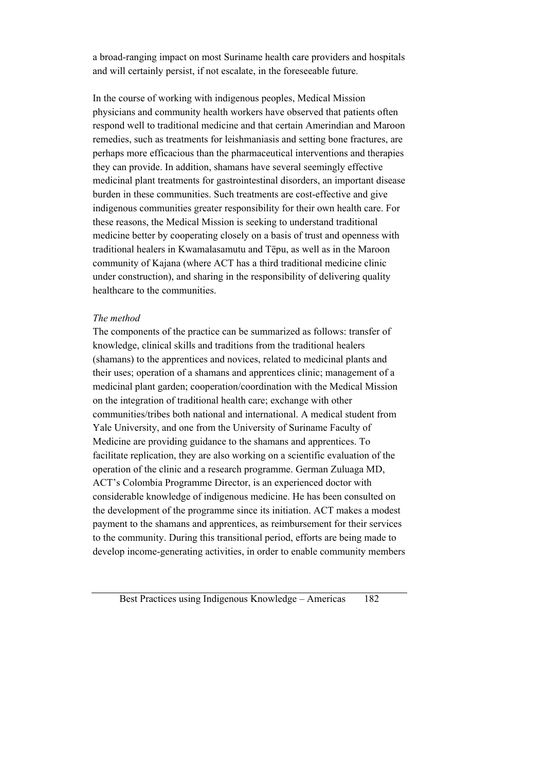a broad-ranging impact on most Suriname health care providers and hospitals and will certainly persist, if not escalate, in the foreseeable future.

In the course of working with indigenous peoples, Medical Mission physicians and community health workers have observed that patients often respond well to traditional medicine and that certain Amerindian and Maroon remedies, such as treatments for leishmaniasis and setting bone fractures, are perhaps more efficacious than the pharmaceutical interventions and therapies they can provide. In addition, shamans have several seemingly effective medicinal plant treatments for gastrointestinal disorders, an important disease burden in these communities. Such treatments are cost-effective and give indigenous communities greater responsibility for their own health care. For these reasons, the Medical Mission is seeking to understand traditional medicine better by cooperating closely on a basis of trust and openness with traditional healers in Kwamalasamutu and Tëpu, as well as in the Maroon community of Kajana (where ACT has a third traditional medicine clinic under construction), and sharing in the responsibility of delivering quality healthcare to the communities.

*The method*

The components of the practice can be summarized as follows: transfer of knowledge, clinical skills and traditions from the traditional healers (shamans) to the apprentices and novices, related to medicinal plants and their uses; operation of a shamans and apprentices clinic; management of a medicinal plant garden; cooperation/coordination with the Medical Mission on the integration of traditional health care; exchange with other communities/tribes both national and international. A medical student from Yale University, and one from the University of Suriname Faculty of Medicine are providing guidance to the shamans and apprentices. To facilitate replication, they are also working on a scientific evaluation of the operation of the clinic and a research programme. German Zuluaga MD, ACT's Colombia Programme Director, is an experienced doctor with considerable knowledge of indigenous medicine. He has been consulted on the development of the programme since its initiation. ACT makes a modest payment to the shamans and apprentices, as reimbursement for their services to the community. During this transitional period, efforts are being made to develop income-generating activities, in order to enable community members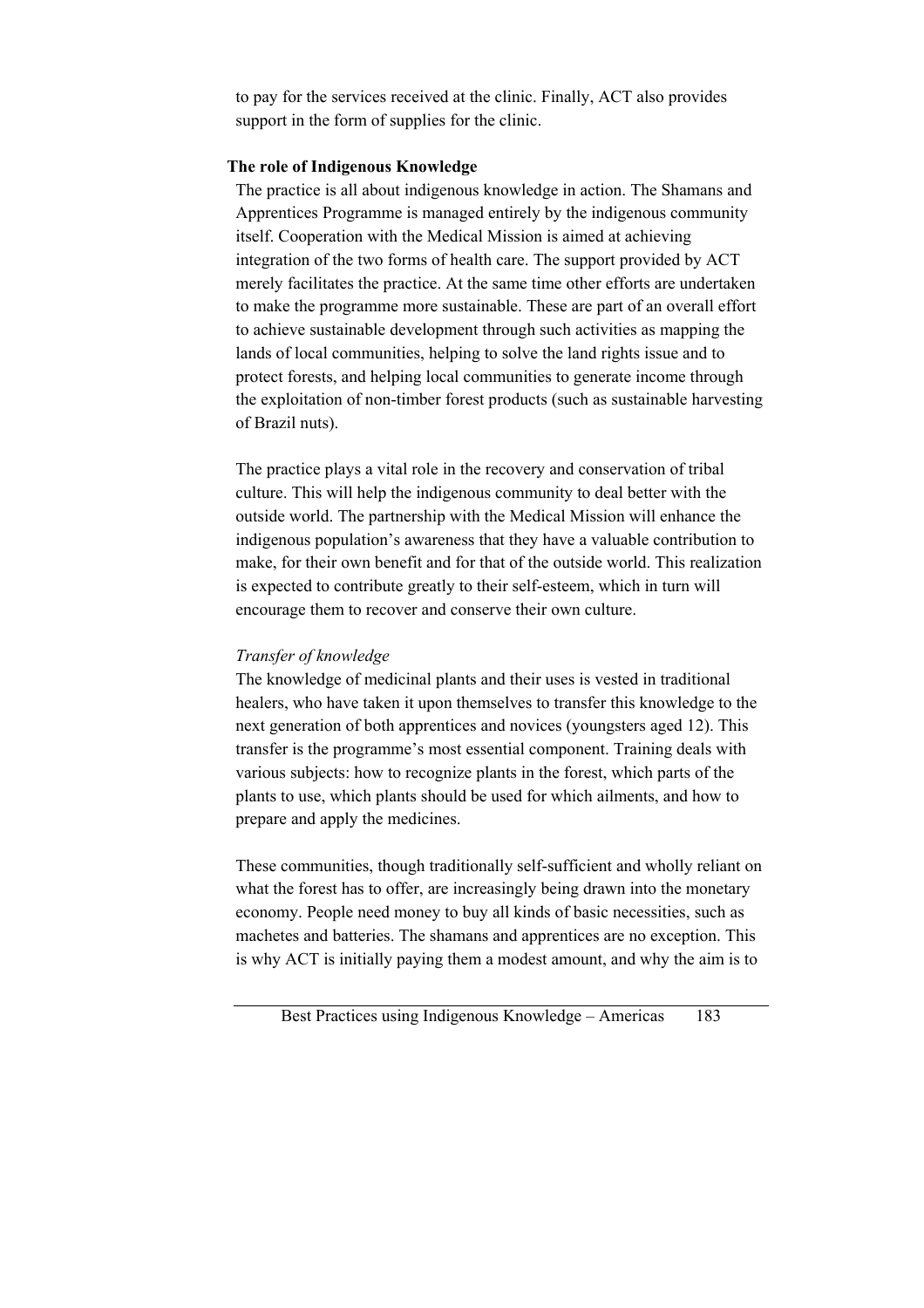to pay for the services received at the clinic. Finally, ACT also provides support in the form of supplies for the clinic.

**The role of Indigenous Knowledge**

The practice is all about indigenous knowledge in action. The Shamans and Apprentices Programme is managed entirely by the indigenous community itself. Cooperation with the Medical Mission is aimed at achieving integration of the two forms of health care. The support provided by ACT merely facilitates the practice. At the same time other efforts are undertaken to make the programme more sustainable. These are part of an overall effort to achieve sustainable development through such activities as mapping the lands of local communities, helping to solve the land rights issue and to protect forests, and helping local communities to generate income through the exploitation of non-timber forest products (such as sustainable harvesting of Brazil nuts).

The practice plays a vital role in the recovery and conservation of tribal culture. This will help the indigenous community to deal better with the outside world. The partnership with the Medical Mission will enhance the indigenous population's awareness that they have a valuable contribution to make, for their own benefit and for that of the outside world. This realization is expected to contribute greatly to their self-esteem, which in turn will encourage them to recover and conserve their own culture.

*Transfer of knowledge*

The knowledge of medicinal plants and their uses is vested in traditional healers, who have taken it upon themselves to transfer this knowledge to the next generation of both apprentices and novices (youngsters aged 12). This transfer is the programme's most essential component. Training deals with various subjects: how to recognize plants in the forest, which parts of the plants to use, which plants should be used for which ailments, and how to prepare and apply the medicines.

These communities, though traditionally self-sufficient and wholly reliant on what the forest has to offer, are increasingly being drawn into the monetary economy. People need money to buy all kinds of basic necessities, such as machetes and batteries. The shamans and apprentices are no exception. This is why ACT is initially paying them a modest amount, and why the aim is to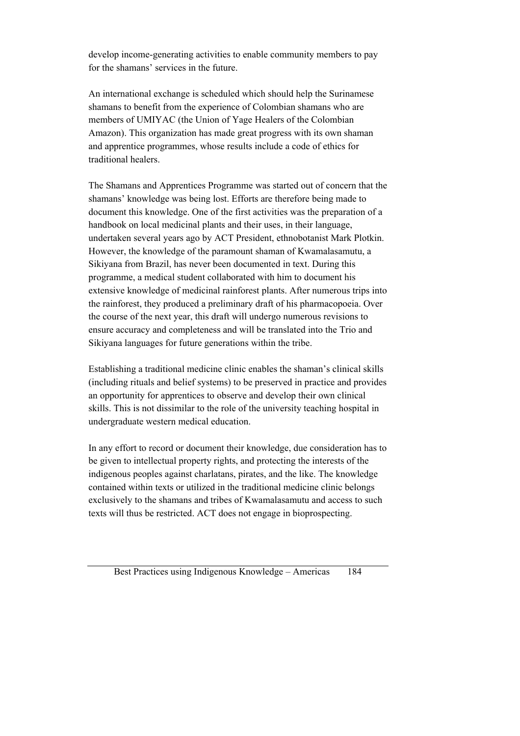develop income-generating activities to enable community members to pay for the shamans' services in the future.

An international exchange is scheduled which should help the Surinamese shamans to benefit from the experience of Colombian shamans who are members of UMIYAC (the Union of Yage Healers of the Colombian Amazon). This organization has made great progress with its own shaman and apprentice programmes, whose results include a code of ethics for traditional healers.

The Shamans and Apprentices Programme was started out of concern that the shamans' knowledge was being lost. Efforts are therefore being made to document this knowledge. One of the first activities was the preparation of a handbook on local medicinal plants and their uses, in their language, undertaken several years ago by ACT President, ethnobotanist Mark Plotkin. However, the knowledge of the paramount shaman of Kwamalasamutu, a Sikiyana from Brazil, has never been documented in text. During this programme, a medical student collaborated with him to document his extensive knowledge of medicinal rainforest plants. After numerous trips into the rainforest, they produced a preliminary draft of his pharmacopoeia. Over the course of the next year, this draft will undergo numerous revisions to ensure accuracy and completeness and will be translated into the Trio and Sikiyana languages for future generations within the tribe.

Establishing a traditional medicine clinic enables the shaman's clinical skills (including rituals and belief systems) to be preserved in practice and provides an opportunity for apprentices to observe and develop their own clinical skills. This is not dissimilar to the role of the university teaching hospital in undergraduate western medical education.

In any effort to record or document their knowledge, due consideration has to be given to intellectual property rights, and protecting the interests of the indigenous peoples against charlatans, pirates, and the like. The knowledge contained within texts or utilized in the traditional medicine clinic belongs exclusively to the shamans and tribes of Kwamalasamutu and access to such texts will thus be restricted. ACT does not engage in bioprospecting.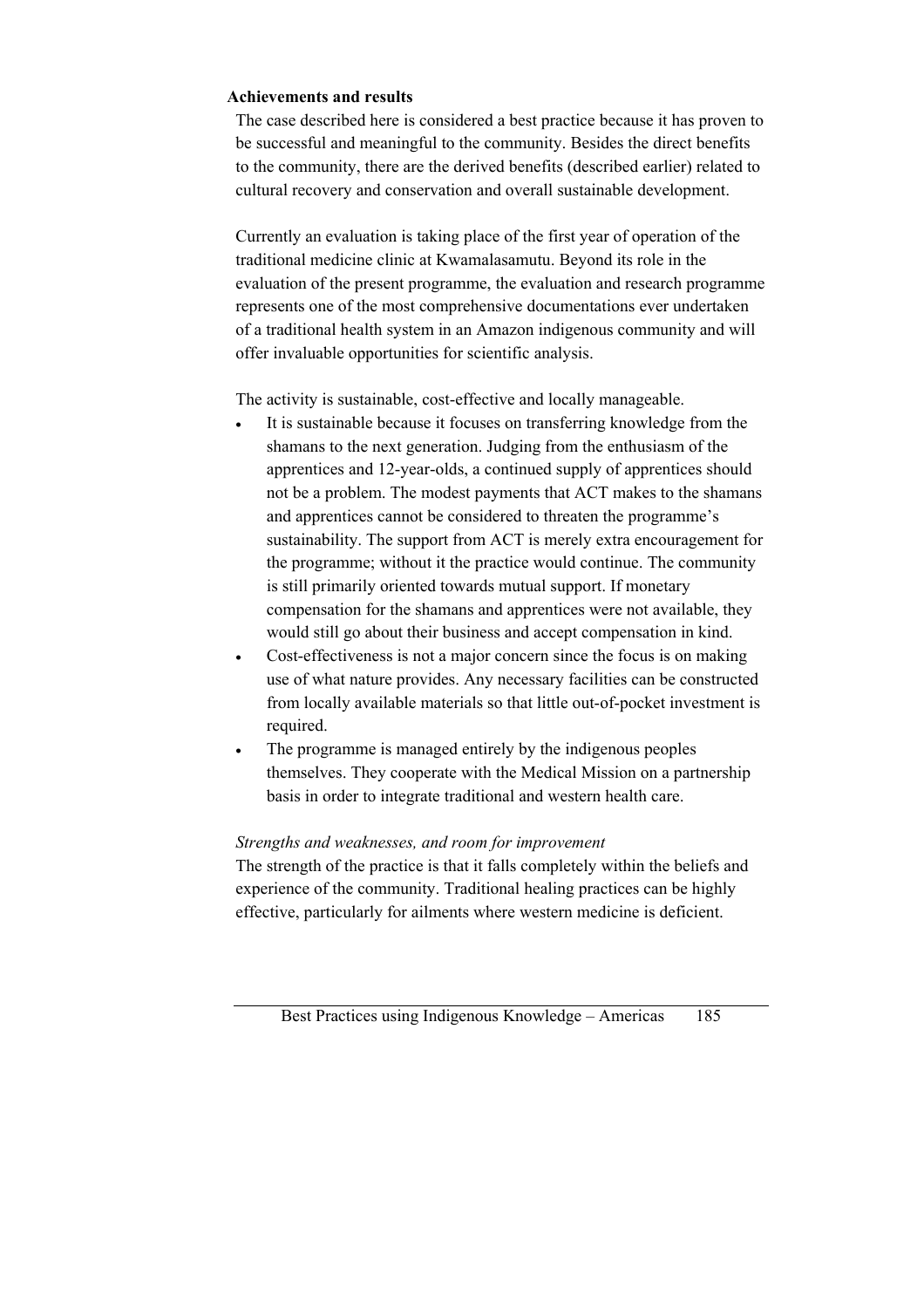**Achievements and results**

The case described here is considered a best practice because it has proven to be successful and meaningful to the community. Besides the direct benefits to the community, there are the derived benefits (described earlier) related to cultural recovery and conservation and overall sustainable development.

Currently an evaluation is taking place of the first year of operation of the traditional medicine clinic at Kwamalasamutu. Beyond its role in the evaluation of the present programme, the evaluation and research programme represents one of the most comprehensive documentations ever undertaken of a traditional health system in an Amazon indigenous community and will offer invaluable opportunities for scientific analysis.

The activity is sustainable, cost-effective and locally manageable.

- It is sustainable because it focuses on transferring knowledge from the shamans to the next generation. Judging from the enthusiasm of the apprentices and 12-year-olds, a continued supply of apprentices should not be a problem. The modest payments that ACT makes to the shamans and apprentices cannot be considered to threaten the programme's sustainability. The support from ACT is merely extra encouragement for the programme; without it the practice would continue. The community is still primarily oriented towards mutual support. If monetary compensation for the shamans and apprentices were not available, they would still go about their business and accept compensation in kind.
- Cost-effectiveness is not a major concern since the focus is on making use of what nature provides. Any necessary facilities can be constructed from locally available materials so that little out-of-pocket investment is required.
- The programme is managed entirely by the indigenous peoples themselves. They cooperate with the Medical Mission on a partnership basis in order to integrate traditional and western health care.

*Strengths and weaknesses, and room for improvement*

The strength of the practice is that it falls completely within the beliefs and experience of the community. Traditional healing practices can be highly effective, particularly for ailments where western medicine is deficient.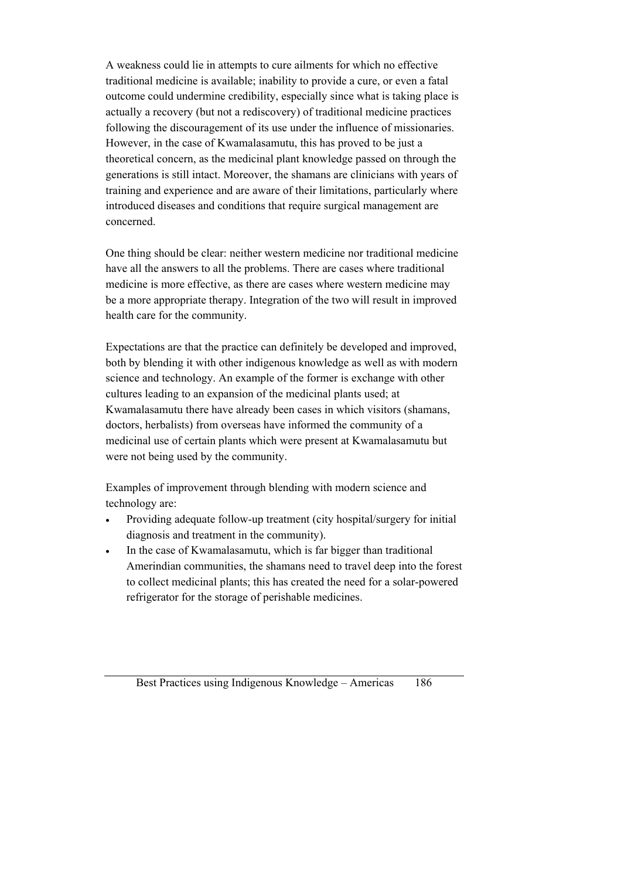A weakness could lie in attempts to cure ailments for which no effective traditional medicine is available; inability to provide a cure, or even a fatal outcome could undermine credibility, especially since what is taking place is actually a recovery (but not a rediscovery) of traditional medicine practices following the discouragement of its use under the influence of missionaries. However, in the case of Kwamalasamutu, this has proved to be just a theoretical concern, as the medicinal plant knowledge passed on through the generations is still intact. Moreover, the shamans are clinicians with years of training and experience and are aware of their limitations, particularly where introduced diseases and conditions that require surgical management are concerned.

One thing should be clear: neither western medicine nor traditional medicine have all the answers to all the problems. There are cases where traditional medicine is more effective, as there are cases where western medicine may be a more appropriate therapy. Integration of the two will result in improved health care for the community.

Expectations are that the practice can definitely be developed and improved, both by blending it with other indigenous knowledge as well as with modern science and technology. An example of the former is exchange with other cultures leading to an expansion of the medicinal plants used; at Kwamalasamutu there have already been cases in which visitors (shamans, doctors, herbalists) from overseas have informed the community of a medicinal use of certain plants which were present at Kwamalasamutu but were not being used by the community.

Examples of improvement through blending with modern science and technology are:

- Providing adequate follow-up treatment (city hospital/surgery for initial diagnosis and treatment in the community).
- In the case of Kwamalasamutu, which is far bigger than traditional Amerindian communities, the shamans need to travel deep into the forest to collect medicinal plants; this has created the need for a solar-powered refrigerator for the storage of perishable medicines.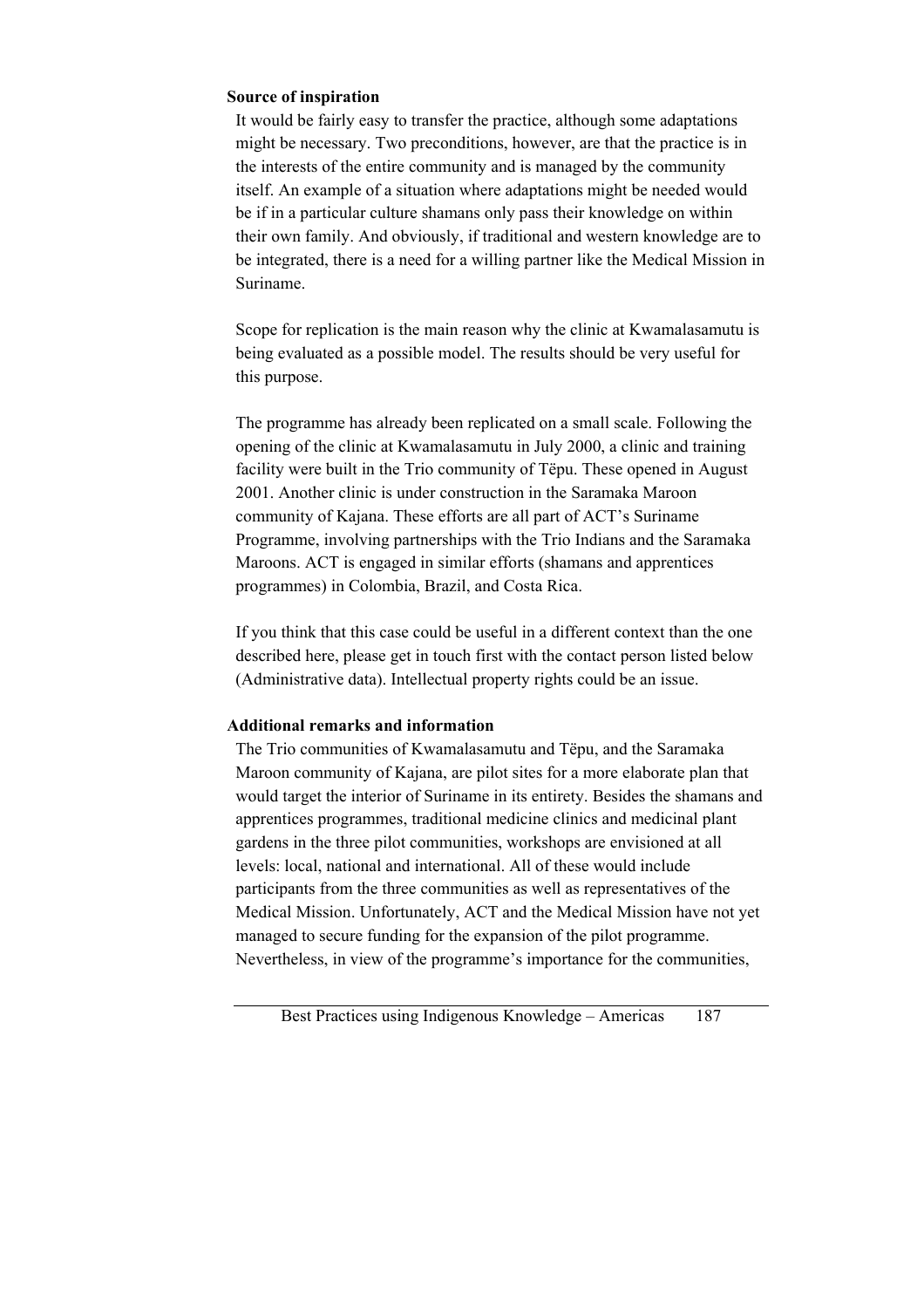**Source of inspiration**

It would be fairly easy to transfer the practice, although some adaptations might be necessary. Two preconditions, however, are that the practice is in the interests of the entire community and is managed by the community itself. An example of a situation where adaptations might be needed would be if in a particular culture shamans only pass their knowledge on within their own family. And obviously, if traditional and western knowledge are to be integrated, there is a need for a willing partner like the Medical Mission in Suriname.

Scope for replication is the main reason why the clinic at Kwamalasamutu is being evaluated as a possible model. The results should be very useful for this purpose.

The programme has already been replicated on a small scale. Following the opening of the clinic at Kwamalasamutu in July 2000, a clinic and training facility were built in the Trio community of Tëpu. These opened in August 2001. Another clinic is under construction in the Saramaka Maroon community of Kajana. These efforts are all part of ACT's Suriname Programme, involving partnerships with the Trio Indians and the Saramaka Maroons. ACT is engaged in similar efforts (shamans and apprentices programmes) in Colombia, Brazil, and Costa Rica.

If you think that this case could be useful in a different context than the one described here, please get in touch first with the contact person listed below (Administrative data). Intellectual property rights could be an issue.

**Additional remarks and information**

The Trio communities of Kwamalasamutu and Tëpu, and the Saramaka Maroon community of Kajana, are pilot sites for a more elaborate plan that would target the interior of Suriname in its entirety. Besides the shamans and apprentices programmes, traditional medicine clinics and medicinal plant gardens in the three pilot communities, workshops are envisioned at all levels: local, national and international. All of these would include participants from the three communities as well as representatives of the Medical Mission. Unfortunately, ACT and the Medical Mission have not yet managed to secure funding for the expansion of the pilot programme. Nevertheless, in view of the programme's importance for the communities,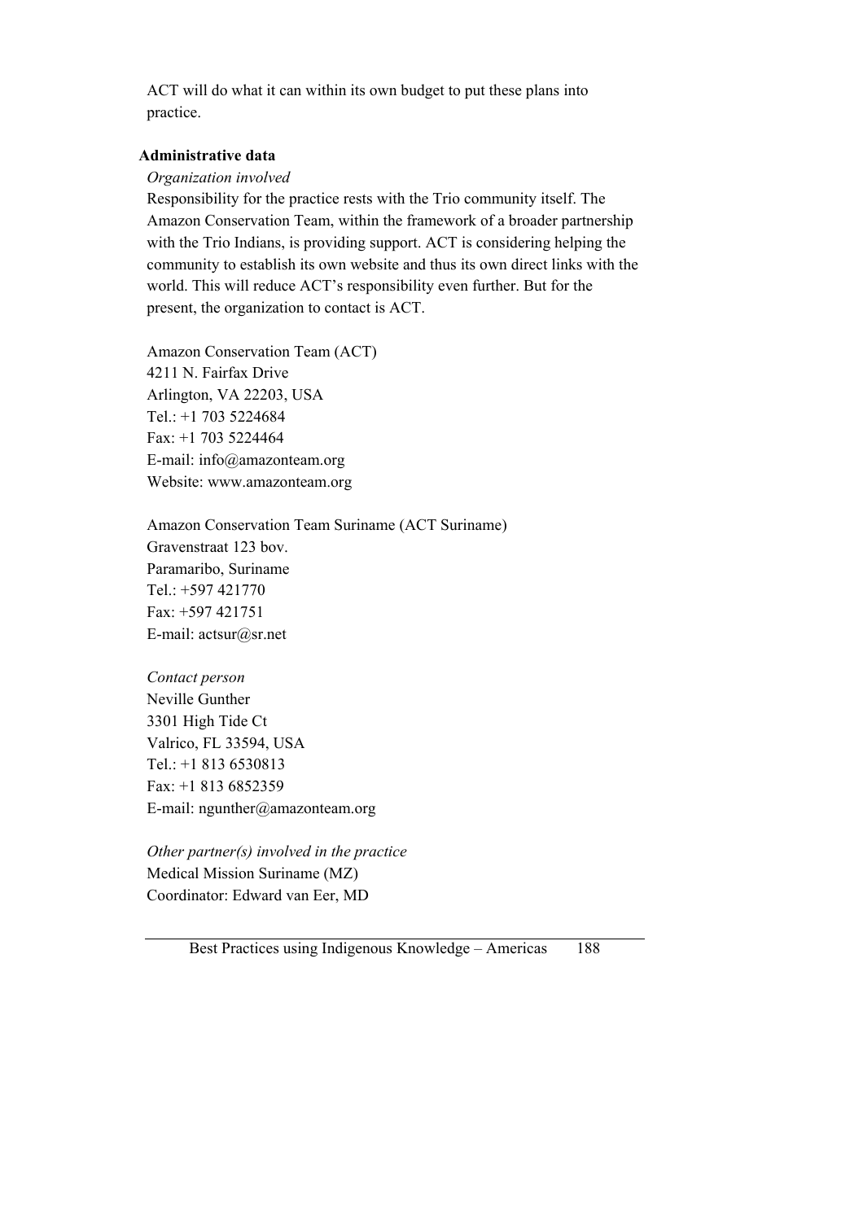ACT will do what it can within its own budget to put these plans into practice.

**Administrative data**

*Organization involved*

Responsibility for the practice rests with the Trio community itself. The Amazon Conservation Team, within the framework of a broader partnership with the Trio Indians, is providing support. ACT is considering helping the community to establish its own website and thus its own direct links with the world. This will reduce ACT's responsibility even further. But for the present, the organization to contact is ACT.

Amazon Conservation Team (ACT)
4211 N. Fairfax Drive
Arlington, VA 22203, USA
Tel.: +1 703 5224684
Fax: +1 703 5224464
E-mail: info@amazonteam.org
Website: www.amazonteam.org

Amazon Conservation Team Suriname (ACT Suriname)
Gravenstraat 123 bov.
Paramaribo, Suriname
Tel.: +597 421770
Fax: +597 421751
E-mail: actsur@sr.net

*Contact person*

Neville Gunther
3301 High Tide Ct
Valrico, FL 33594, USA
Tel.: +1 813 6530813
Fax: +1 813 6852359
E-mail: ngunther@amazonteam.org

*Other partner(s) involved in the practice*

Medical Mission Suriname (MZ)
Coordinator: Edward van Eer, MD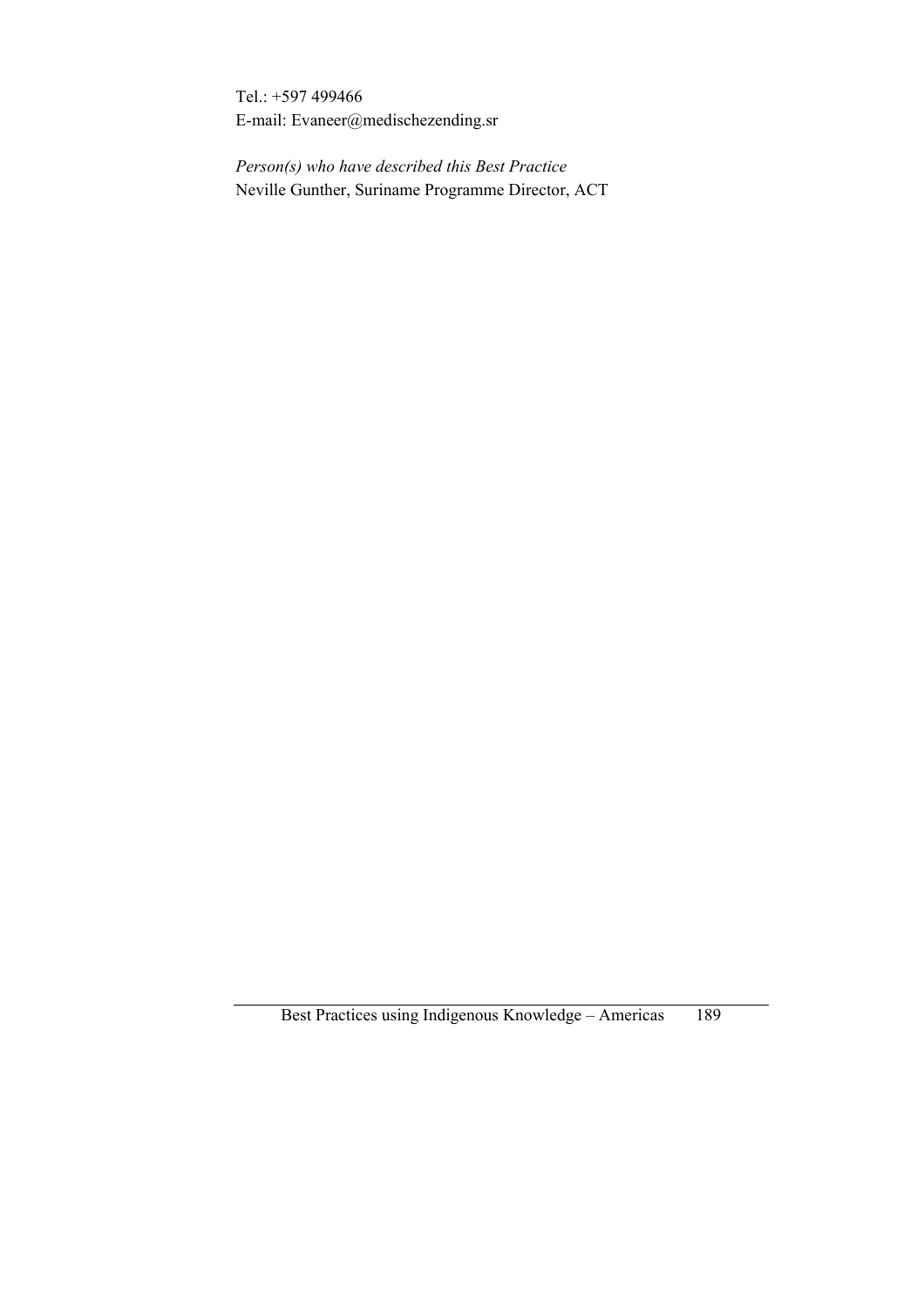Tel.: +597 499466
E-mail: Evaneer@medischezending.sr

*Person(s) who have described this Best Practice*
Neville Gunther, Suriname Programme Director, ACT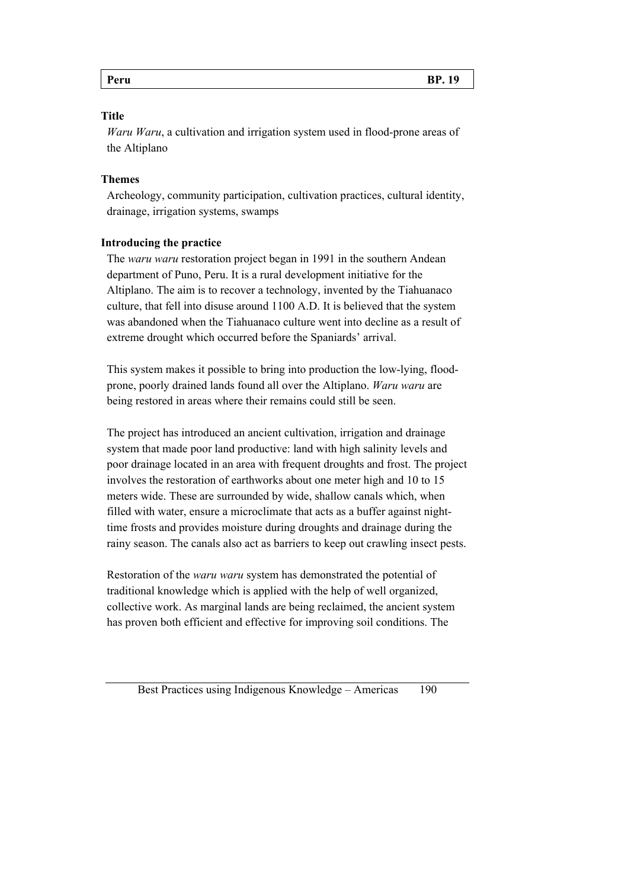| **Peru** | **BP. 19** |
|---|---|

**Title**

*Waru Waru*, a cultivation and irrigation system used in flood-prone areas of the Altiplano

**Themes**

Archeology, community participation, cultivation practices, cultural identity, drainage, irrigation systems, swamps

**Introducing the practice**

The *waru waru* restoration project began in 1991 in the southern Andean department of Puno, Peru. It is a rural development initiative for the Altiplano. The aim is to recover a technology, invented by the Tiahuanaco culture, that fell into disuse around 1100 A.D. It is believed that the system was abandoned when the Tiahuanaco culture went into decline as a result of extreme drought which occurred before the Spaniards' arrival.

This system makes it possible to bring into production the low-lying, flood-prone, poorly drained lands found all over the Altiplano. *Waru waru* are being restored in areas where their remains could still be seen.

The project has introduced an ancient cultivation, irrigation and drainage system that made poor land productive: land with high salinity levels and poor drainage located in an area with frequent droughts and frost. The project involves the restoration of earthworks about one meter high and 10 to 15 meters wide. These are surrounded by wide, shallow canals which, when filled with water, ensure a microclimate that acts as a buffer against night-time frosts and provides moisture during droughts and drainage during the rainy season. The canals also act as barriers to keep out crawling insect pests.

Restoration of the *waru waru* system has demonstrated the potential of traditional knowledge which is applied with the help of well organized, collective work. As marginal lands are being reclaimed, the ancient system has proven both efficient and effective for improving soil conditions. The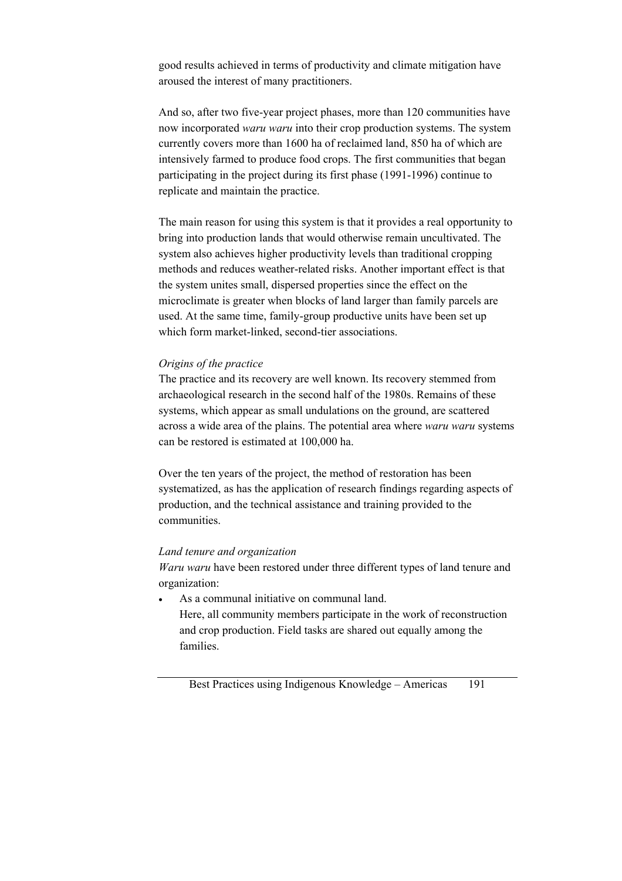good results achieved in terms of productivity and climate mitigation have aroused the interest of many practitioners.

And so, after two five-year project phases, more than 120 communities have now incorporated *waru waru* into their crop production systems. The system currently covers more than 1600 ha of reclaimed land, 850 ha of which are intensively farmed to produce food crops. The first communities that began participating in the project during its first phase (1991-1996) continue to replicate and maintain the practice.

The main reason for using this system is that it provides a real opportunity to bring into production lands that would otherwise remain uncultivated. The system also achieves higher productivity levels than traditional cropping methods and reduces weather-related risks. Another important effect is that the system unites small, dispersed properties since the effect on the microclimate is greater when blocks of land larger than family parcels are used. At the same time, family-group productive units have been set up which form market-linked, second-tier associations.

*Origins of the practice*

The practice and its recovery are well known. Its recovery stemmed from archaeological research in the second half of the 1980s. Remains of these systems, which appear as small undulations on the ground, are scattered across a wide area of the plains. The potential area where *waru waru* systems can be restored is estimated at 100,000 ha.

Over the ten years of the project, the method of restoration has been systematized, as has the application of research findings regarding aspects of production, and the technical assistance and training provided to the communities.

*Land tenure and organization*

*Waru waru* have been restored under three different types of land tenure and organization:

- As a communal initiative on communal land.
  Here, all community members participate in the work of reconstruction and crop production. Field tasks are shared out equally among the families.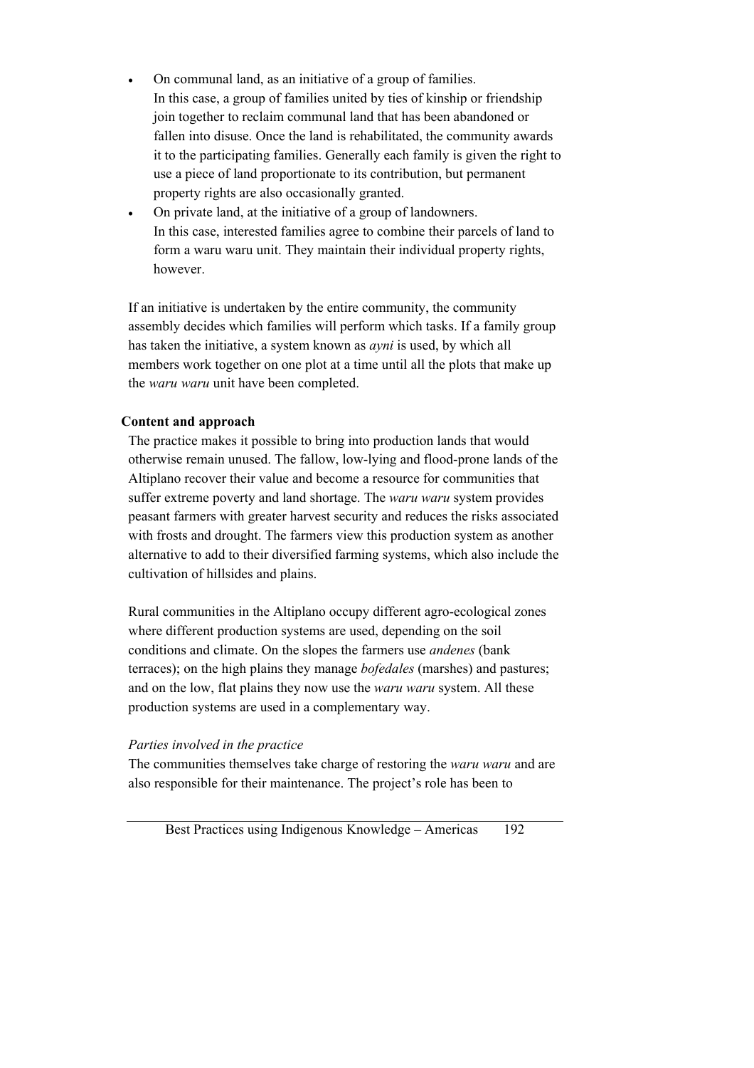- On communal land, as an initiative of a group of families.
  In this case, a group of families united by ties of kinship or friendship join together to reclaim communal land that has been abandoned or fallen into disuse. Once the land is rehabilitated, the community awards it to the participating families. Generally each family is given the right to use a piece of land proportionate to its contribution, but permanent property rights are also occasionally granted.
- On private land, at the initiative of a group of landowners.
  In this case, interested families agree to combine their parcels of land to form a waru waru unit. They maintain their individual property rights, however.

If an initiative is undertaken by the entire community, the community assembly decides which families will perform which tasks. If a family group has taken the initiative, a system known as *ayni* is used, by which all members work together on one plot at a time until all the plots that make up the *waru waru* unit have been completed.

**Content and approach**

The practice makes it possible to bring into production lands that would otherwise remain unused. The fallow, low-lying and flood-prone lands of the Altiplano recover their value and become a resource for communities that suffer extreme poverty and land shortage. The *waru waru* system provides peasant farmers with greater harvest security and reduces the risks associated with frosts and drought. The farmers view this production system as another alternative to add to their diversified farming systems, which also include the cultivation of hillsides and plains.

Rural communities in the Altiplano occupy different agro-ecological zones where different production systems are used, depending on the soil conditions and climate. On the slopes the farmers use *andenes* (bank terraces); on the high plains they manage *bofedales* (marshes) and pastures; and on the low, flat plains they now use the *waru waru* system. All these production systems are used in a complementary way.

*Parties involved in the practice*

The communities themselves take charge of restoring the *waru waru* and are also responsible for their maintenance. The project's role has been to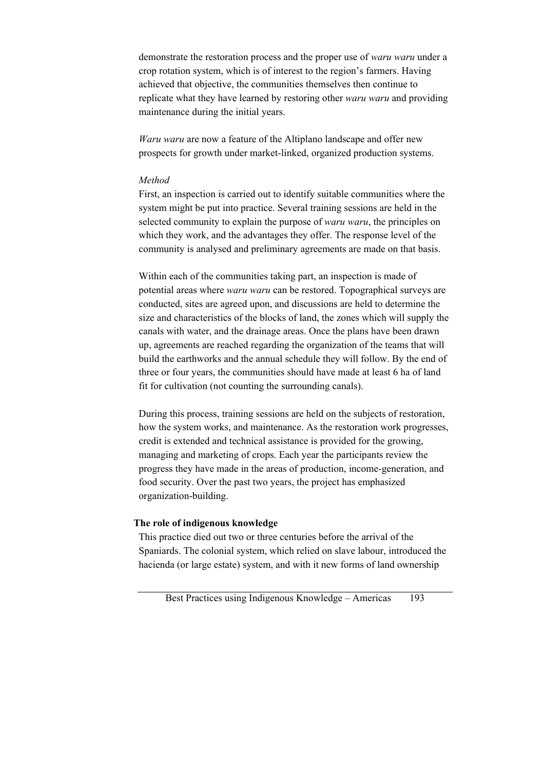demonstrate the restoration process and the proper use of *waru waru* under a crop rotation system, which is of interest to the region's farmers. Having achieved that objective, the communities themselves then continue to replicate what they have learned by restoring other *waru waru* and providing maintenance during the initial years.

*Waru waru* are now a feature of the Altiplano landscape and offer new prospects for growth under market-linked, organized production systems.

*Method*

First, an inspection is carried out to identify suitable communities where the system might be put into practice. Several training sessions are held in the selected community to explain the purpose of *waru waru*, the principles on which they work, and the advantages they offer. The response level of the community is analysed and preliminary agreements are made on that basis.

Within each of the communities taking part, an inspection is made of potential areas where *waru waru* can be restored. Topographical surveys are conducted, sites are agreed upon, and discussions are held to determine the size and characteristics of the blocks of land, the zones which will supply the canals with water, and the drainage areas. Once the plans have been drawn up, agreements are reached regarding the organization of the teams that will build the earthworks and the annual schedule they will follow. By the end of three or four years, the communities should have made at least 6 ha of land fit for cultivation (not counting the surrounding canals).

During this process, training sessions are held on the subjects of restoration, how the system works, and maintenance. As the restoration work progresses, credit is extended and technical assistance is provided for the growing, managing and marketing of crops. Each year the participants review the progress they have made in the areas of production, income-generation, and food security. Over the past two years, the project has emphasized organization-building.

**The role of indigenous knowledge**

This practice died out two or three centuries before the arrival of the Spaniards. The colonial system, which relied on slave labour, introduced the hacienda (or large estate) system, and with it new forms of land ownership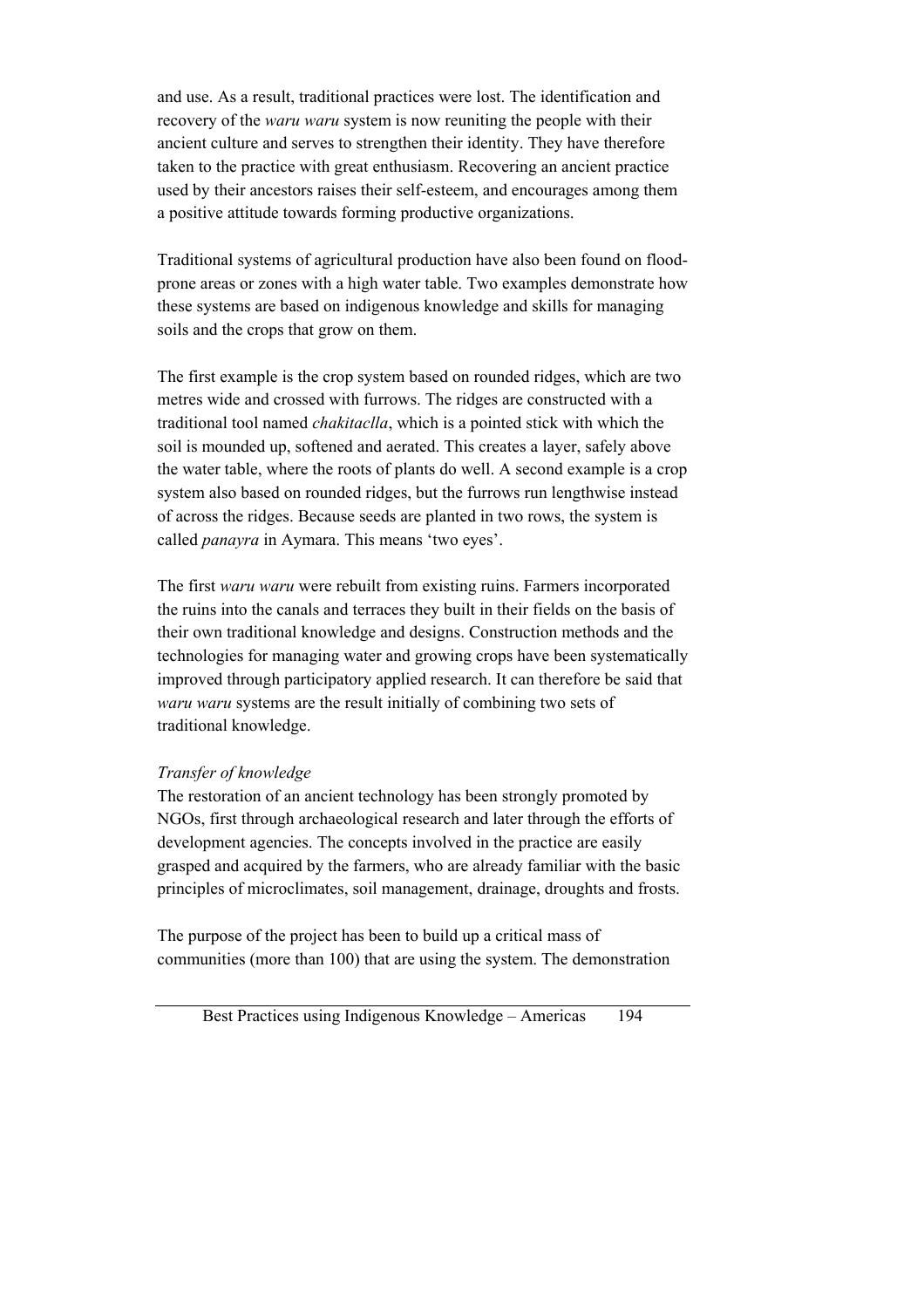and use. As a result, traditional practices were lost. The identification and recovery of the *waru waru* system is now reuniting the people with their ancient culture and serves to strengthen their identity. They have therefore taken to the practice with great enthusiasm. Recovering an ancient practice used by their ancestors raises their self-esteem, and encourages among them a positive attitude towards forming productive organizations.

Traditional systems of agricultural production have also been found on flood-prone areas or zones with a high water table. Two examples demonstrate how these systems are based on indigenous knowledge and skills for managing soils and the crops that grow on them.

The first example is the crop system based on rounded ridges, which are two metres wide and crossed with furrows. The ridges are constructed with a traditional tool named *chakitaclla*, which is a pointed stick with which the soil is mounded up, softened and aerated. This creates a layer, safely above the water table, where the roots of plants do well. A second example is a crop system also based on rounded ridges, but the furrows run lengthwise instead of across the ridges. Because seeds are planted in two rows, the system is called *panayra* in Aymara. This means 'two eyes'.

The first *waru waru* were rebuilt from existing ruins. Farmers incorporated the ruins into the canals and terraces they built in their fields on the basis of their own traditional knowledge and designs. Construction methods and the technologies for managing water and growing crops have been systematically improved through participatory applied research. It can therefore be said that *waru waru* systems are the result initially of combining two sets of traditional knowledge.

*Transfer of knowledge*

The restoration of an ancient technology has been strongly promoted by NGOs, first through archaeological research and later through the efforts of development agencies. The concepts involved in the practice are easily grasped and acquired by the farmers, who are already familiar with the basic principles of microclimates, soil management, drainage, droughts and frosts.

The purpose of the project has been to build up a critical mass of communities (more than 100) that are using the system. The demonstration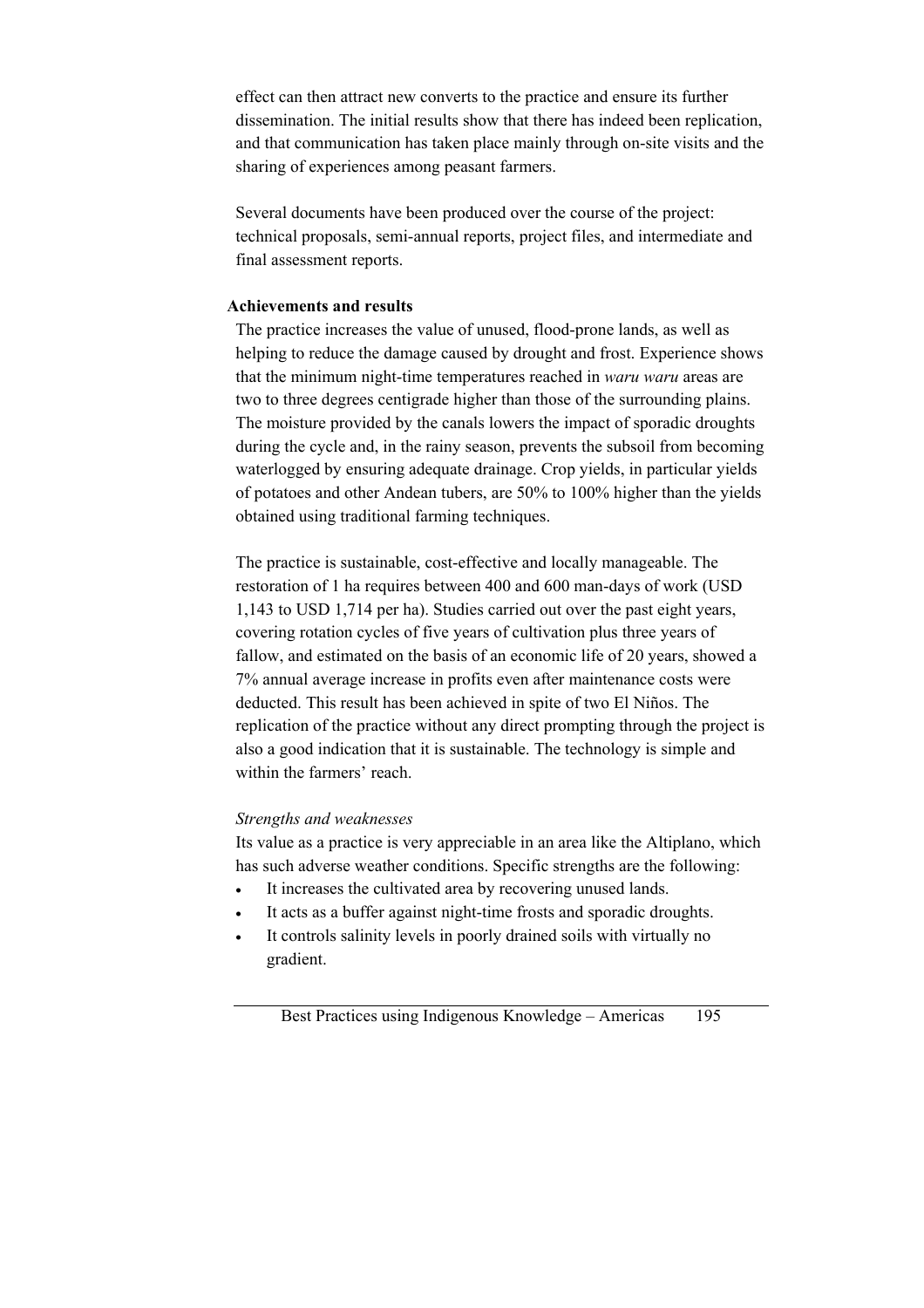effect can then attract new converts to the practice and ensure its further dissemination. The initial results show that there has indeed been replication, and that communication has taken place mainly through on-site visits and the sharing of experiences among peasant farmers.

Several documents have been produced over the course of the project: technical proposals, semi-annual reports, project files, and intermediate and final assessment reports.

**Achievements and results**

The practice increases the value of unused, flood-prone lands, as well as helping to reduce the damage caused by drought and frost. Experience shows that the minimum night-time temperatures reached in *waru waru* areas are two to three degrees centigrade higher than those of the surrounding plains. The moisture provided by the canals lowers the impact of sporadic droughts during the cycle and, in the rainy season, prevents the subsoil from becoming waterlogged by ensuring adequate drainage. Crop yields, in particular yields of potatoes and other Andean tubers, are 50% to 100% higher than the yields obtained using traditional farming techniques.

The practice is sustainable, cost-effective and locally manageable. The restoration of 1 ha requires between 400 and 600 man-days of work (USD 1,143 to USD 1,714 per ha). Studies carried out over the past eight years, covering rotation cycles of five years of cultivation plus three years of fallow, and estimated on the basis of an economic life of 20 years, showed a 7% annual average increase in profits even after maintenance costs were deducted. This result has been achieved in spite of two El Niños. The replication of the practice without any direct prompting through the project is also a good indication that it is sustainable. The technology is simple and within the farmers' reach.

*Strengths and weaknesses*

Its value as a practice is very appreciable in an area like the Altiplano, which has such adverse weather conditions. Specific strengths are the following:

- It increases the cultivated area by recovering unused lands.
- It acts as a buffer against night-time frosts and sporadic droughts.
- It controls salinity levels in poorly drained soils with virtually no gradient.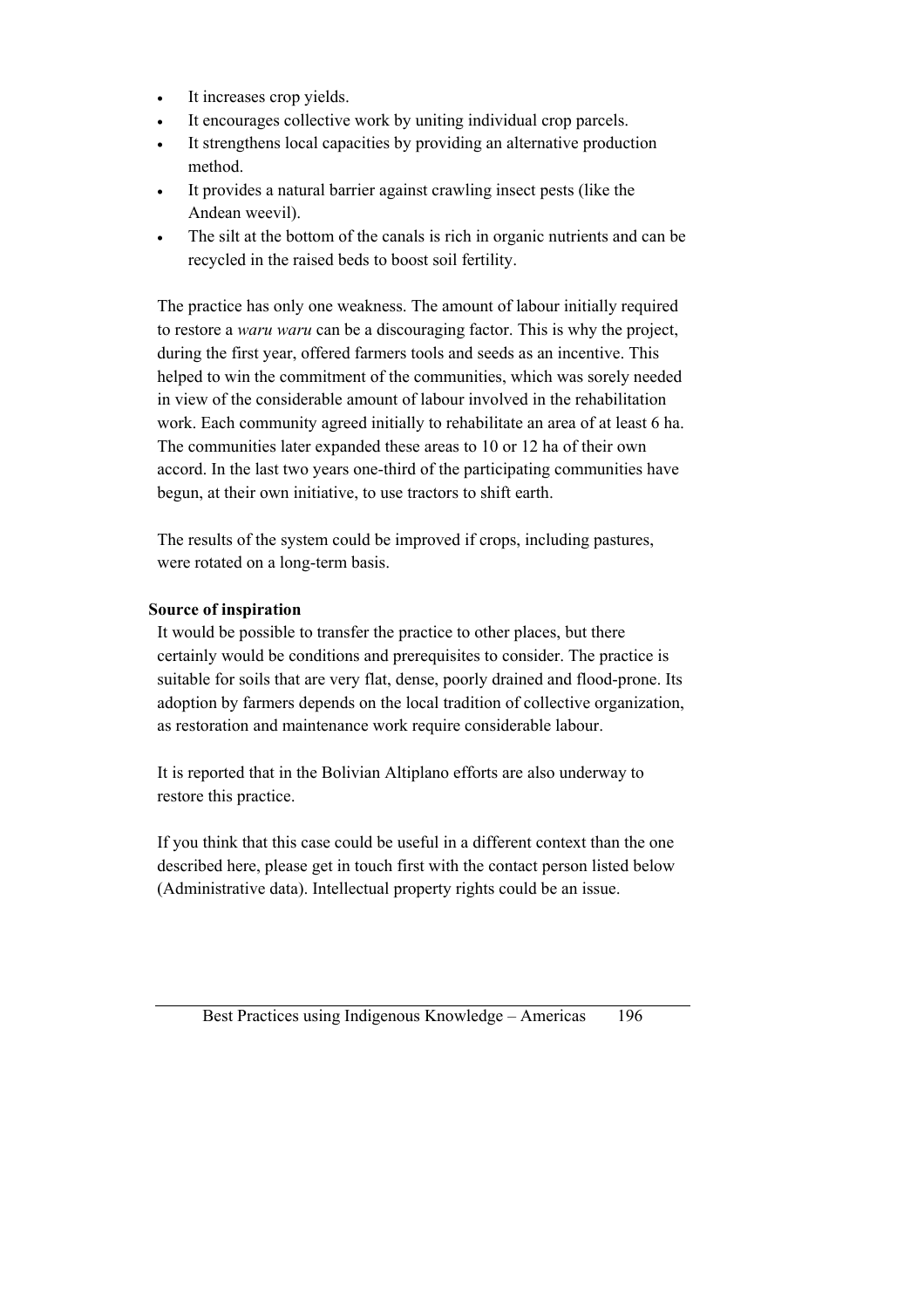- It increases crop yields.
- It encourages collective work by uniting individual crop parcels.
- It strengthens local capacities by providing an alternative production method.
- It provides a natural barrier against crawling insect pests (like the Andean weevil).
- The silt at the bottom of the canals is rich in organic nutrients and can be recycled in the raised beds to boost soil fertility.

The practice has only one weakness. The amount of labour initially required to restore a *waru waru* can be a discouraging factor. This is why the project, during the first year, offered farmers tools and seeds as an incentive. This helped to win the commitment of the communities, which was sorely needed in view of the considerable amount of labour involved in the rehabilitation work. Each community agreed initially to rehabilitate an area of at least 6 ha. The communities later expanded these areas to 10 or 12 ha of their own accord. In the last two years one-third of the participating communities have begun, at their own initiative, to use tractors to shift earth.

The results of the system could be improved if crops, including pastures, were rotated on a long-term basis.

**Source of inspiration**

It would be possible to transfer the practice to other places, but there certainly would be conditions and prerequisites to consider. The practice is suitable for soils that are very flat, dense, poorly drained and flood-prone. Its adoption by farmers depends on the local tradition of collective organization, as restoration and maintenance work require considerable labour.

It is reported that in the Bolivian Altiplano efforts are also underway to restore this practice.

If you think that this case could be useful in a different context than the one described here, please get in touch first with the contact person listed below (Administrative data). Intellectual property rights could be an issue.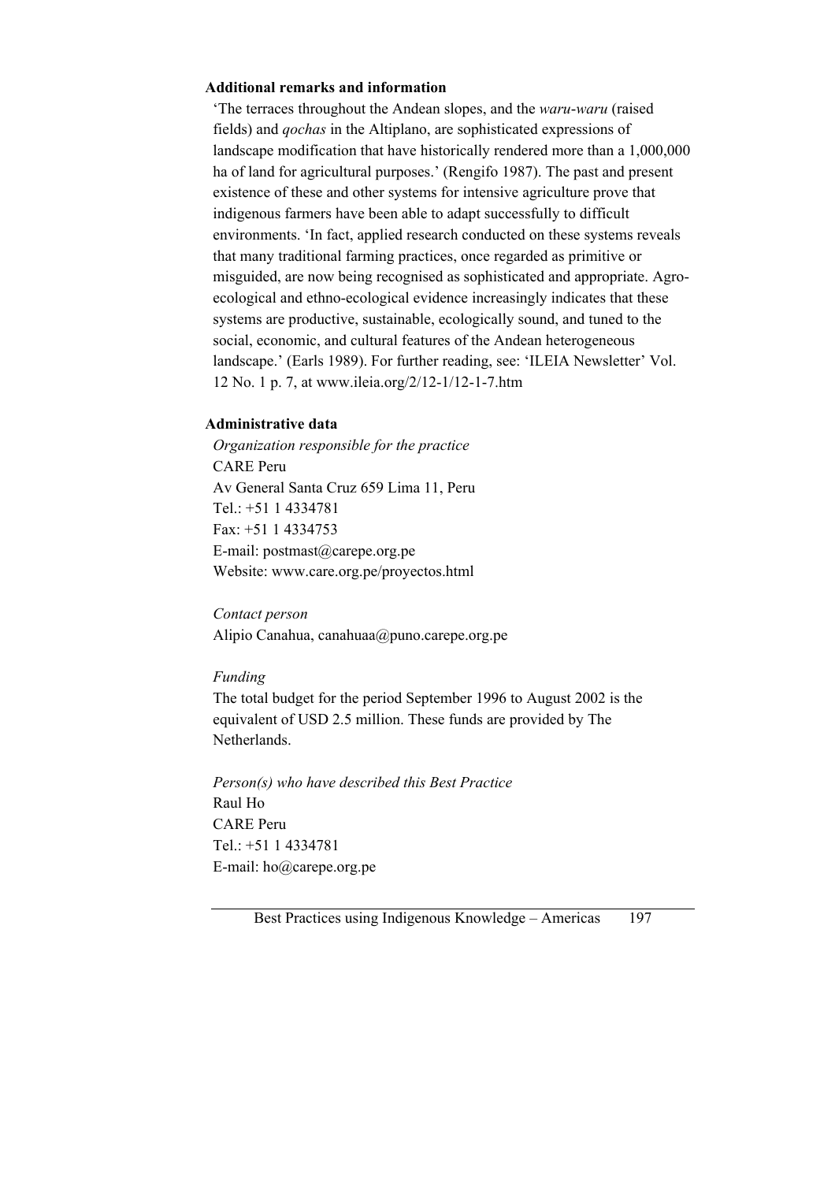**Additional remarks and information**

'The terraces throughout the Andean slopes, and the *waru-waru* (raised fields) and *qochas* in the Altiplano, are sophisticated expressions of landscape modification that have historically rendered more than a 1,000,000 ha of land for agricultural purposes.' (Rengifo 1987). The past and present existence of these and other systems for intensive agriculture prove that indigenous farmers have been able to adapt successfully to difficult environments. 'In fact, applied research conducted on these systems reveals that many traditional farming practices, once regarded as primitive or misguided, are now being recognised as sophisticated and appropriate. Agro-ecological and ethno-ecological evidence increasingly indicates that these systems are productive, sustainable, ecologically sound, and tuned to the social, economic, and cultural features of the Andean heterogeneous landscape.' (Earls 1989). For further reading, see: 'ILEIA Newsletter' Vol. 12 No. 1 p. 7, at www.ileia.org/2/12-1/12-1-7.htm

**Administrative data**

*Organization responsible for the practice*
CARE Peru
Av General Santa Cruz 659 Lima 11, Peru
Tel.: +51 1 4334781
Fax: +51 1 4334753
E-mail: postmast@carepe.org.pe
Website: www.care.org.pe/proyectos.html

*Contact person*
Alipio Canahua, canahuaa@puno.carepe.org.pe

*Funding*
The total budget for the period September 1996 to August 2002 is the equivalent of USD 2.5 million. These funds are provided by The Netherlands.

*Person(s) who have described this Best Practice*
Raul Ho
CARE Peru
Tel.: +51 1 4334781
E-mail: ho@carepe.org.pe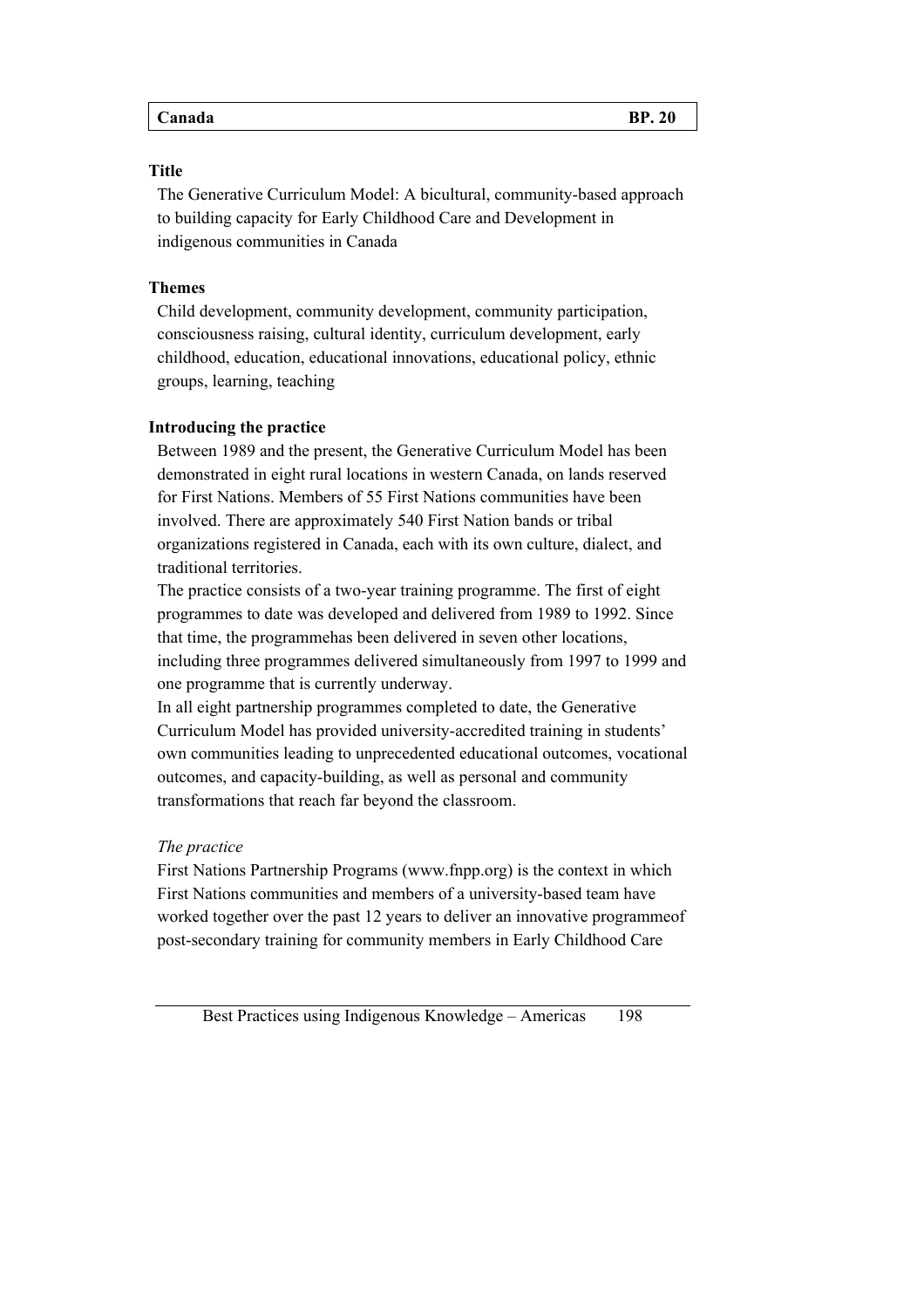| Canada | BP. 20 |
|---|---|

**Title**

The Generative Curriculum Model: A bicultural, community-based approach to building capacity for Early Childhood Care and Development in indigenous communities in Canada

**Themes**

Child development, community development, community participation, consciousness raising, cultural identity, curriculum development, early childhood, education, educational innovations, educational policy, ethnic groups, learning, teaching

**Introducing the practice**

Between 1989 and the present, the Generative Curriculum Model has been demonstrated in eight rural locations in western Canada, on lands reserved for First Nations. Members of 55 First Nations communities have been involved. There are approximately 540 First Nation bands or tribal organizations registered in Canada, each with its own culture, dialect, and traditional territories.

The practice consists of a two-year training programme. The first of eight programmes to date was developed and delivered from 1989 to 1992. Since that time, the programmehas been delivered in seven other locations, including three programmes delivered simultaneously from 1997 to 1999 and one programme that is currently underway.

In all eight partnership programmes completed to date, the Generative Curriculum Model has provided university-accredited training in students' own communities leading to unprecedented educational outcomes, vocational outcomes, and capacity-building, as well as personal and community transformations that reach far beyond the classroom.

*The practice*

First Nations Partnership Programs (www.fnpp.org) is the context in which First Nations communities and members of a university-based team have worked together over the past 12 years to deliver an innovative programmeof post-secondary training for community members in Early Childhood Care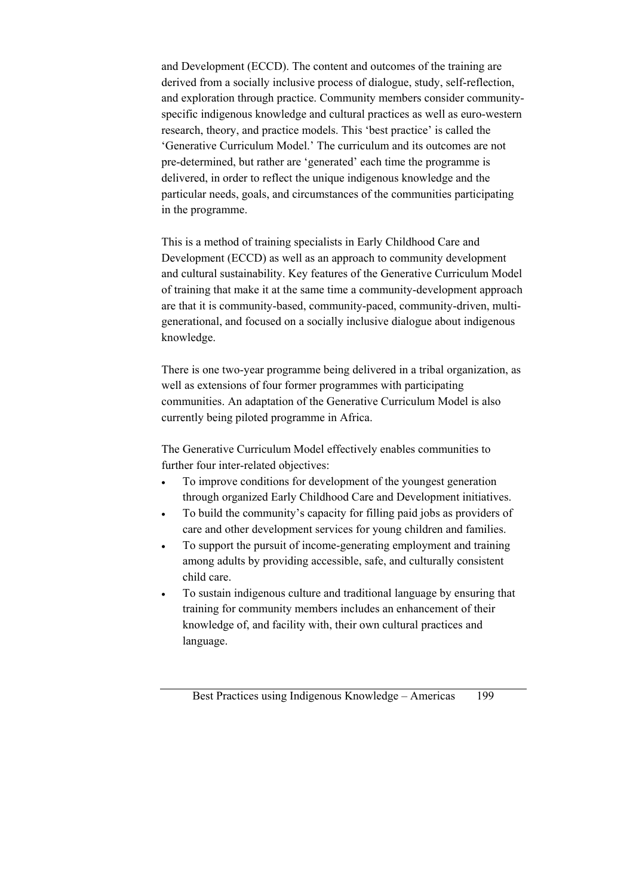and Development (ECCD). The content and outcomes of the training are derived from a socially inclusive process of dialogue, study, self-reflection, and exploration through practice. Community members consider community-specific indigenous knowledge and cultural practices as well as euro-western research, theory, and practice models. This 'best practice' is called the 'Generative Curriculum Model.' The curriculum and its outcomes are not pre-determined, but rather are 'generated' each time the programme is delivered, in order to reflect the unique indigenous knowledge and the particular needs, goals, and circumstances of the communities participating in the programme.

This is a method of training specialists in Early Childhood Care and Development (ECCD) as well as an approach to community development and cultural sustainability. Key features of the Generative Curriculum Model of training that make it at the same time a community-development approach are that it is community-based, community-paced, community-driven, multi-generational, and focused on a socially inclusive dialogue about indigenous knowledge.

There is one two-year programme being delivered in a tribal organization, as well as extensions of four former programmes with participating communities. An adaptation of the Generative Curriculum Model is also currently being piloted programme in Africa.

The Generative Curriculum Model effectively enables communities to further four inter-related objectives:

- To improve conditions for development of the youngest generation through organized Early Childhood Care and Development initiatives.
- To build the community's capacity for filling paid jobs as providers of care and other development services for young children and families.
- To support the pursuit of income-generating employment and training among adults by providing accessible, safe, and culturally consistent child care.
- To sustain indigenous culture and traditional language by ensuring that training for community members includes an enhancement of their knowledge of, and facility with, their own cultural practices and language.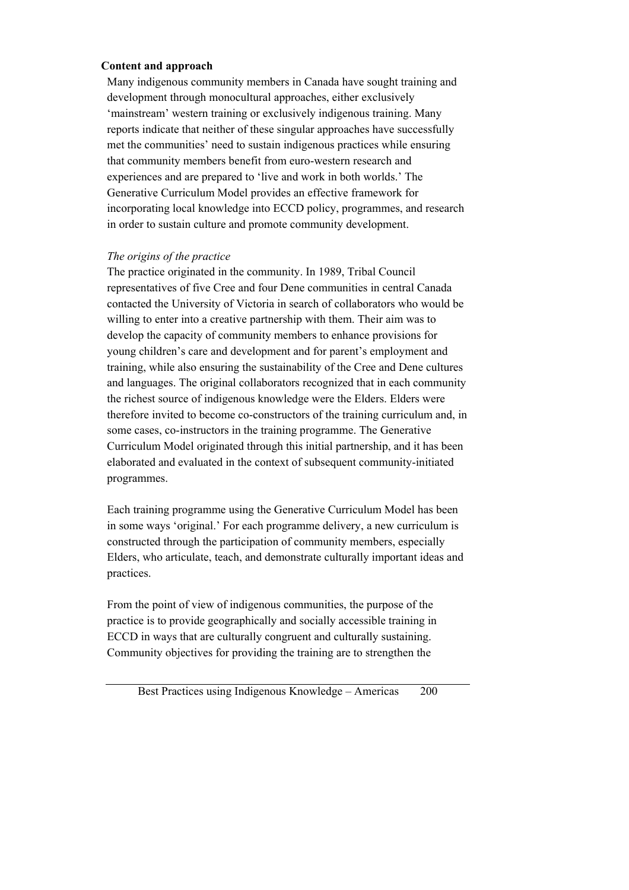**Content and approach**

Many indigenous community members in Canada have sought training and development through monocultural approaches, either exclusively 'mainstream' western training or exclusively indigenous training. Many reports indicate that neither of these singular approaches have successfully met the communities' need to sustain indigenous practices while ensuring that community members benefit from euro-western research and experiences and are prepared to 'live and work in both worlds.' The Generative Curriculum Model provides an effective framework for incorporating local knowledge into ECCD policy, programmes, and research in order to sustain culture and promote community development.

*The origins of the practice*

The practice originated in the community. In 1989, Tribal Council representatives of five Cree and four Dene communities in central Canada contacted the University of Victoria in search of collaborators who would be willing to enter into a creative partnership with them. Their aim was to develop the capacity of community members to enhance provisions for young children's care and development and for parent's employment and training, while also ensuring the sustainability of the Cree and Dene cultures and languages. The original collaborators recognized that in each community the richest source of indigenous knowledge were the Elders. Elders were therefore invited to become co-constructors of the training curriculum and, in some cases, co-instructors in the training programme. The Generative Curriculum Model originated through this initial partnership, and it has been elaborated and evaluated in the context of subsequent community-initiated programmes.

Each training programme using the Generative Curriculum Model has been in some ways 'original.' For each programme delivery, a new curriculum is constructed through the participation of community members, especially Elders, who articulate, teach, and demonstrate culturally important ideas and practices.

From the point of view of indigenous communities, the purpose of the practice is to provide geographically and socially accessible training in ECCD in ways that are culturally congruent and culturally sustaining. Community objectives for providing the training are to strengthen the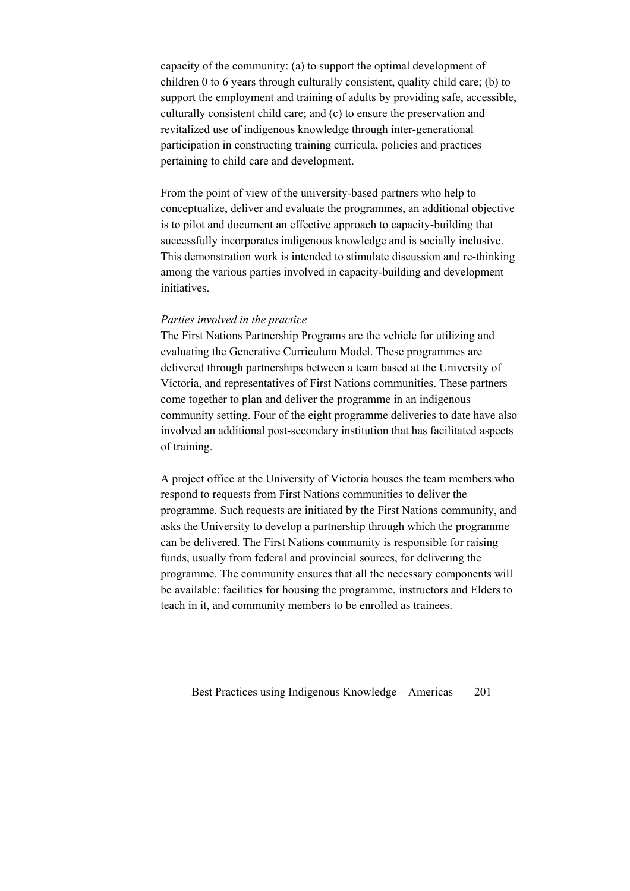capacity of the community: (a) to support the optimal development of children 0 to 6 years through culturally consistent, quality child care; (b) to support the employment and training of adults by providing safe, accessible, culturally consistent child care; and (c) to ensure the preservation and revitalized use of indigenous knowledge through inter-generational participation in constructing training curricula, policies and practices pertaining to child care and development.

From the point of view of the university-based partners who help to conceptualize, deliver and evaluate the programmes, an additional objective is to pilot and document an effective approach to capacity-building that successfully incorporates indigenous knowledge and is socially inclusive. This demonstration work is intended to stimulate discussion and re-thinking among the various parties involved in capacity-building and development initiatives.

*Parties involved in the practice*

The First Nations Partnership Programs are the vehicle for utilizing and evaluating the Generative Curriculum Model. These programmes are delivered through partnerships between a team based at the University of Victoria, and representatives of First Nations communities. These partners come together to plan and deliver the programme in an indigenous community setting. Four of the eight programme deliveries to date have also involved an additional post-secondary institution that has facilitated aspects of training.

A project office at the University of Victoria houses the team members who respond to requests from First Nations communities to deliver the programme. Such requests are initiated by the First Nations community, and asks the University to develop a partnership through which the programme can be delivered. The First Nations community is responsible for raising funds, usually from federal and provincial sources, for delivering the programme. The community ensures that all the necessary components will be available: facilities for housing the programme, instructors and Elders to teach in it, and community members to be enrolled as trainees.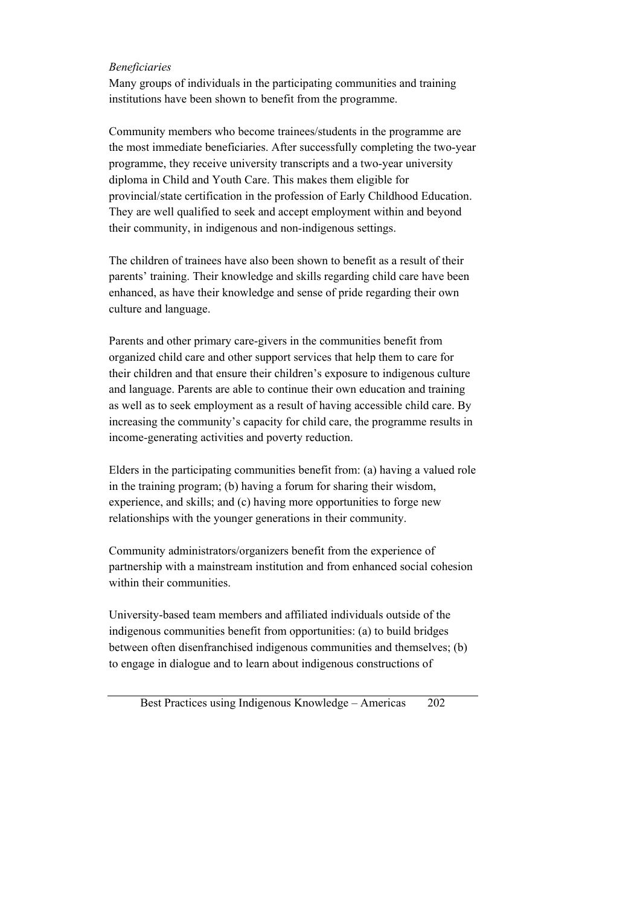*Beneficiaries*

Many groups of individuals in the participating communities and training institutions have been shown to benefit from the programme.

Community members who become trainees/students in the programme are the most immediate beneficiaries. After successfully completing the two-year programme, they receive university transcripts and a two-year university diploma in Child and Youth Care. This makes them eligible for provincial/state certification in the profession of Early Childhood Education. They are well qualified to seek and accept employment within and beyond their community, in indigenous and non-indigenous settings.

The children of trainees have also been shown to benefit as a result of their parents' training. Their knowledge and skills regarding child care have been enhanced, as have their knowledge and sense of pride regarding their own culture and language.

Parents and other primary care-givers in the communities benefit from organized child care and other support services that help them to care for their children and that ensure their children's exposure to indigenous culture and language. Parents are able to continue their own education and training as well as to seek employment as a result of having accessible child care. By increasing the community's capacity for child care, the programme results in income-generating activities and poverty reduction.

Elders in the participating communities benefit from: (a) having a valued role in the training program; (b) having a forum for sharing their wisdom, experience, and skills; and (c) having more opportunities to forge new relationships with the younger generations in their community.

Community administrators/organizers benefit from the experience of partnership with a mainstream institution and from enhanced social cohesion within their communities.

University-based team members and affiliated individuals outside of the indigenous communities benefit from opportunities: (a) to build bridges between often disenfranchised indigenous communities and themselves; (b) to engage in dialogue and to learn about indigenous constructions of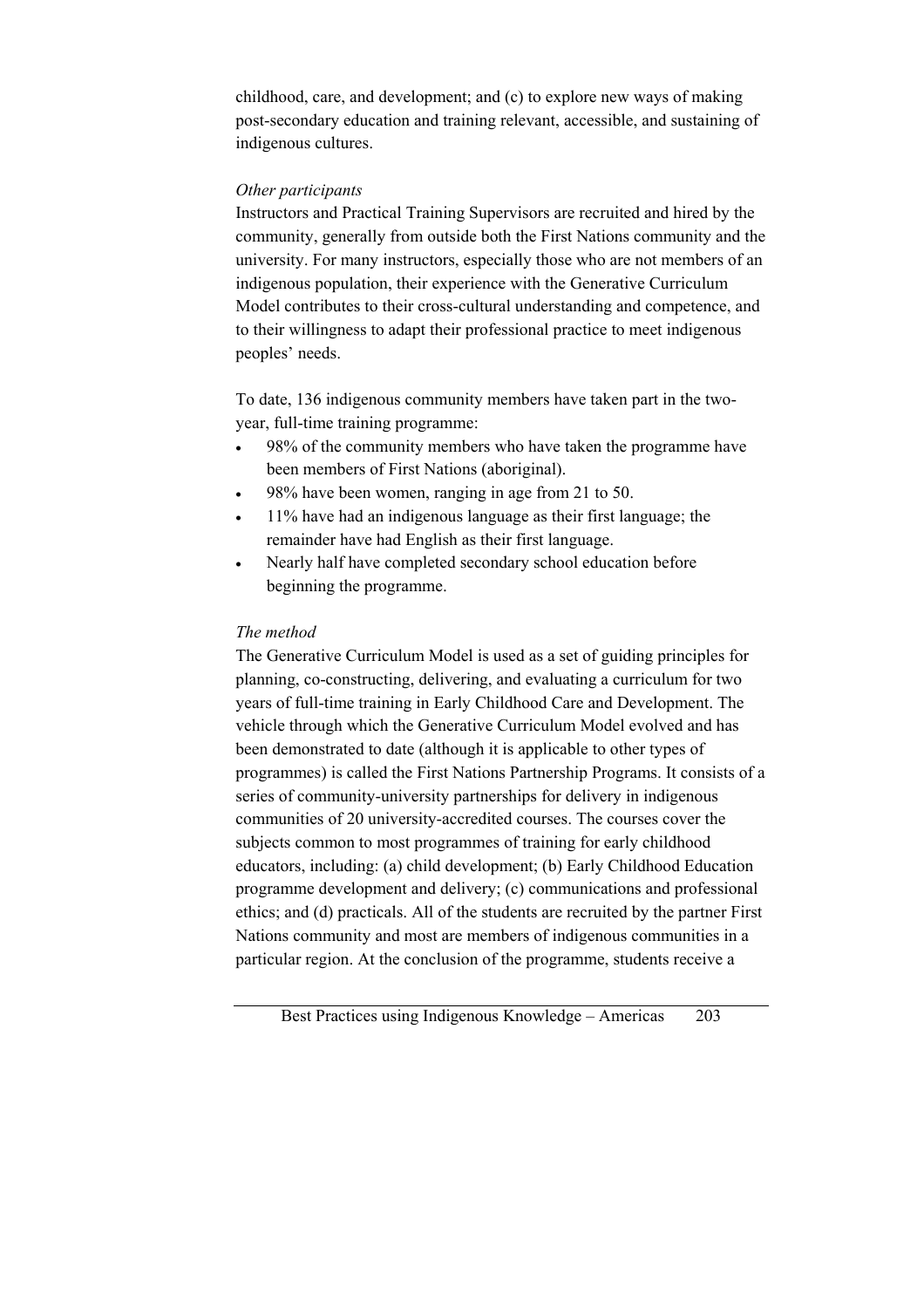childhood, care, and development; and (c) to explore new ways of making post-secondary education and training relevant, accessible, and sustaining of indigenous cultures.

*Other participants*

Instructors and Practical Training Supervisors are recruited and hired by the community, generally from outside both the First Nations community and the university. For many instructors, especially those who are not members of an indigenous population, their experience with the Generative Curriculum Model contributes to their cross-cultural understanding and competence, and to their willingness to adapt their professional practice to meet indigenous peoples' needs.

To date, 136 indigenous community members have taken part in the two-year, full-time training programme:

- 98% of the community members who have taken the programme have been members of First Nations (aboriginal).
- 98% have been women, ranging in age from 21 to 50.
- 11% have had an indigenous language as their first language; the remainder have had English as their first language.
- Nearly half have completed secondary school education before beginning the programme.

*The method*

The Generative Curriculum Model is used as a set of guiding principles for planning, co-constructing, delivering, and evaluating a curriculum for two years of full-time training in Early Childhood Care and Development. The vehicle through which the Generative Curriculum Model evolved and has been demonstrated to date (although it is applicable to other types of programmes) is called the First Nations Partnership Programs. It consists of a series of community-university partnerships for delivery in indigenous communities of 20 university-accredited courses. The courses cover the subjects common to most programmes of training for early childhood educators, including: (a) child development; (b) Early Childhood Education programme development and delivery; (c) communications and professional ethics; and (d) practicals. All of the students are recruited by the partner First Nations community and most are members of indigenous communities in a particular region. At the conclusion of the programme, students receive a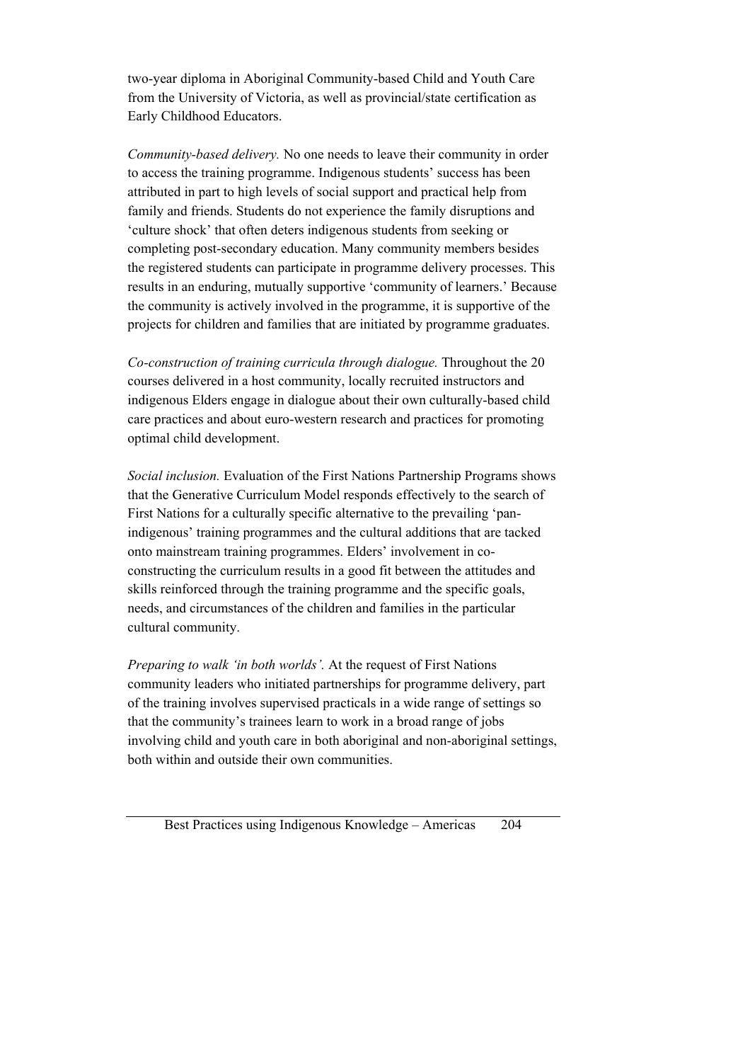two-year diploma in Aboriginal Community-based Child and Youth Care from the University of Victoria, as well as provincial/state certification as Early Childhood Educators.

*Community-based delivery.* No one needs to leave their community in order to access the training programme. Indigenous students' success has been attributed in part to high levels of social support and practical help from family and friends. Students do not experience the family disruptions and 'culture shock' that often deters indigenous students from seeking or completing post-secondary education. Many community members besides the registered students can participate in programme delivery processes. This results in an enduring, mutually supportive 'community of learners.' Because the community is actively involved in the programme, it is supportive of the projects for children and families that are initiated by programme graduates.

*Co-construction of training curricula through dialogue.* Throughout the 20 courses delivered in a host community, locally recruited instructors and indigenous Elders engage in dialogue about their own culturally-based child care practices and about euro-western research and practices for promoting optimal child development.

*Social inclusion.* Evaluation of the First Nations Partnership Programs shows that the Generative Curriculum Model responds effectively to the search of First Nations for a culturally specific alternative to the prevailing 'pan-indigenous' training programmes and the cultural additions that are tacked onto mainstream training programmes. Elders' involvement in co-constructing the curriculum results in a good fit between the attitudes and skills reinforced through the training programme and the specific goals, needs, and circumstances of the children and families in the particular cultural community.

*Preparing to walk 'in both worlds'.* At the request of First Nations community leaders who initiated partnerships for programme delivery, part of the training involves supervised practicals in a wide range of settings so that the community's trainees learn to work in a broad range of jobs involving child and youth care in both aboriginal and non-aboriginal settings, both within and outside their own communities.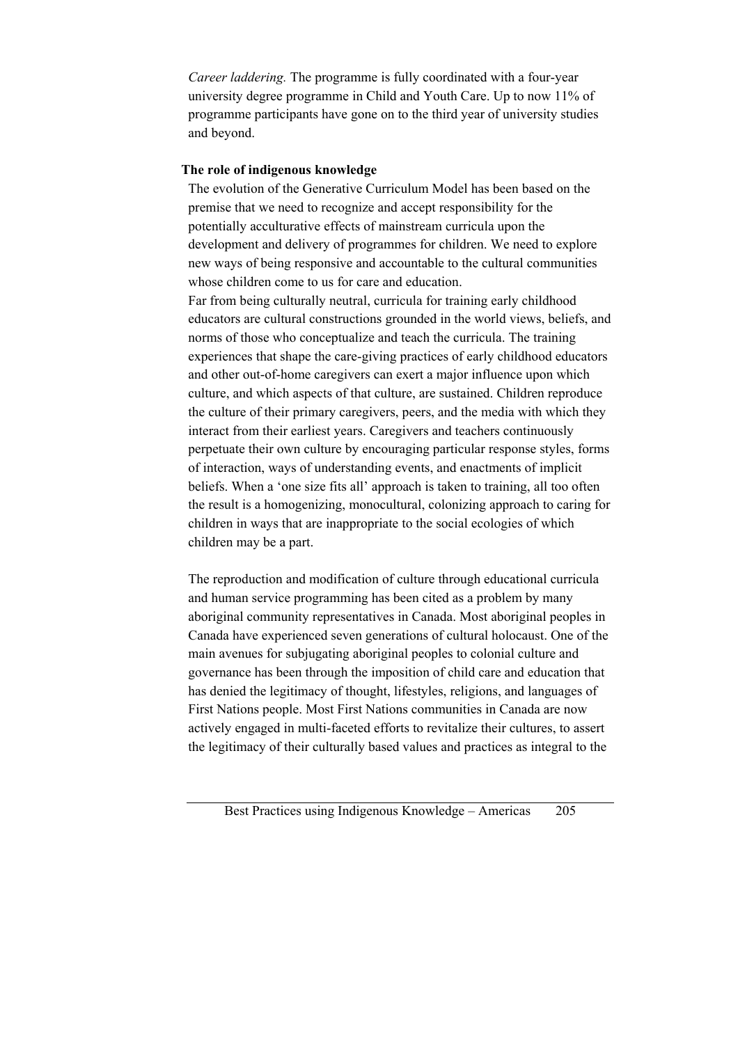*Career laddering.* The programme is fully coordinated with a four-year university degree programme in Child and Youth Care. Up to now 11% of programme participants have gone on to the third year of university studies and beyond.

### The role of indigenous knowledge

The evolution of the Generative Curriculum Model has been based on the premise that we need to recognize and accept responsibility for the potentially acculturative effects of mainstream curricula upon the development and delivery of programmes for children. We need to explore new ways of being responsive and accountable to the cultural communities whose children come to us for care and education.

Far from being culturally neutral, curricula for training early childhood educators are cultural constructions grounded in the world views, beliefs, and norms of those who conceptualize and teach the curricula. The training experiences that shape the care-giving practices of early childhood educators and other out-of-home caregivers can exert a major influence upon which culture, and which aspects of that culture, are sustained. Children reproduce the culture of their primary caregivers, peers, and the media with which they interact from their earliest years. Caregivers and teachers continuously perpetuate their own culture by encouraging particular response styles, forms of interaction, ways of understanding events, and enactments of implicit beliefs. When a 'one size fits all' approach is taken to training, all too often the result is a homogenizing, monocultural, colonizing approach to caring for children in ways that are inappropriate to the social ecologies of which children may be a part.

The reproduction and modification of culture through educational curricula and human service programming has been cited as a problem by many aboriginal community representatives in Canada. Most aboriginal peoples in Canada have experienced seven generations of cultural holocaust. One of the main avenues for subjugating aboriginal peoples to colonial culture and governance has been through the imposition of child care and education that has denied the legitimacy of thought, lifestyles, religions, and languages of First Nations people. Most First Nations communities in Canada are now actively engaged in multi-faceted efforts to revitalize their cultures, to assert the legitimacy of their culturally based values and practices as integral to the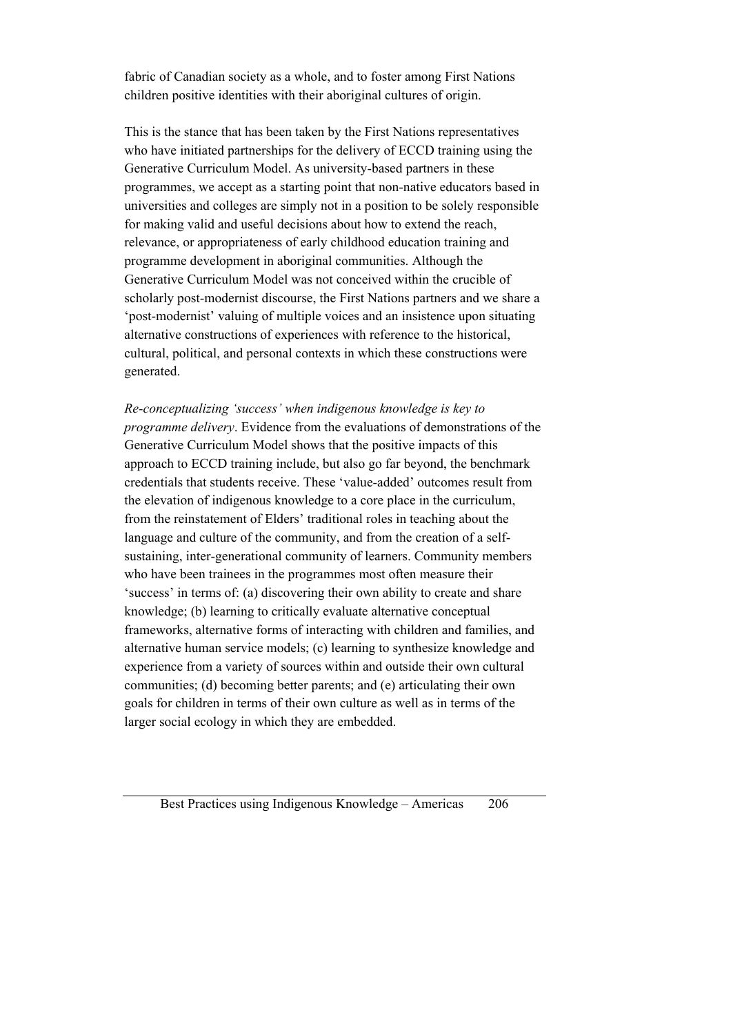fabric of Canadian society as a whole, and to foster among First Nations children positive identities with their aboriginal cultures of origin.

This is the stance that has been taken by the First Nations representatives who have initiated partnerships for the delivery of ECCD training using the Generative Curriculum Model. As university-based partners in these programmes, we accept as a starting point that non-native educators based in universities and colleges are simply not in a position to be solely responsible for making valid and useful decisions about how to extend the reach, relevance, or appropriateness of early childhood education training and programme development in aboriginal communities. Although the Generative Curriculum Model was not conceived within the crucible of scholarly post-modernist discourse, the First Nations partners and we share a 'post-modernist' valuing of multiple voices and an insistence upon situating alternative constructions of experiences with reference to the historical, cultural, political, and personal contexts in which these constructions were generated.

*Re-conceptualizing 'success' when indigenous knowledge is key to programme delivery*. Evidence from the evaluations of demonstrations of the Generative Curriculum Model shows that the positive impacts of this approach to ECCD training include, but also go far beyond, the benchmark credentials that students receive. These 'value-added' outcomes result from the elevation of indigenous knowledge to a core place in the curriculum, from the reinstatement of Elders' traditional roles in teaching about the language and culture of the community, and from the creation of a self-sustaining, inter-generational community of learners. Community members who have been trainees in the programmes most often measure their 'success' in terms of: (a) discovering their own ability to create and share knowledge; (b) learning to critically evaluate alternative conceptual frameworks, alternative forms of interacting with children and families, and alternative human service models; (c) learning to synthesize knowledge and experience from a variety of sources within and outside their own cultural communities; (d) becoming better parents; and (e) articulating their own goals for children in terms of their own culture as well as in terms of the larger social ecology in which they are embedded.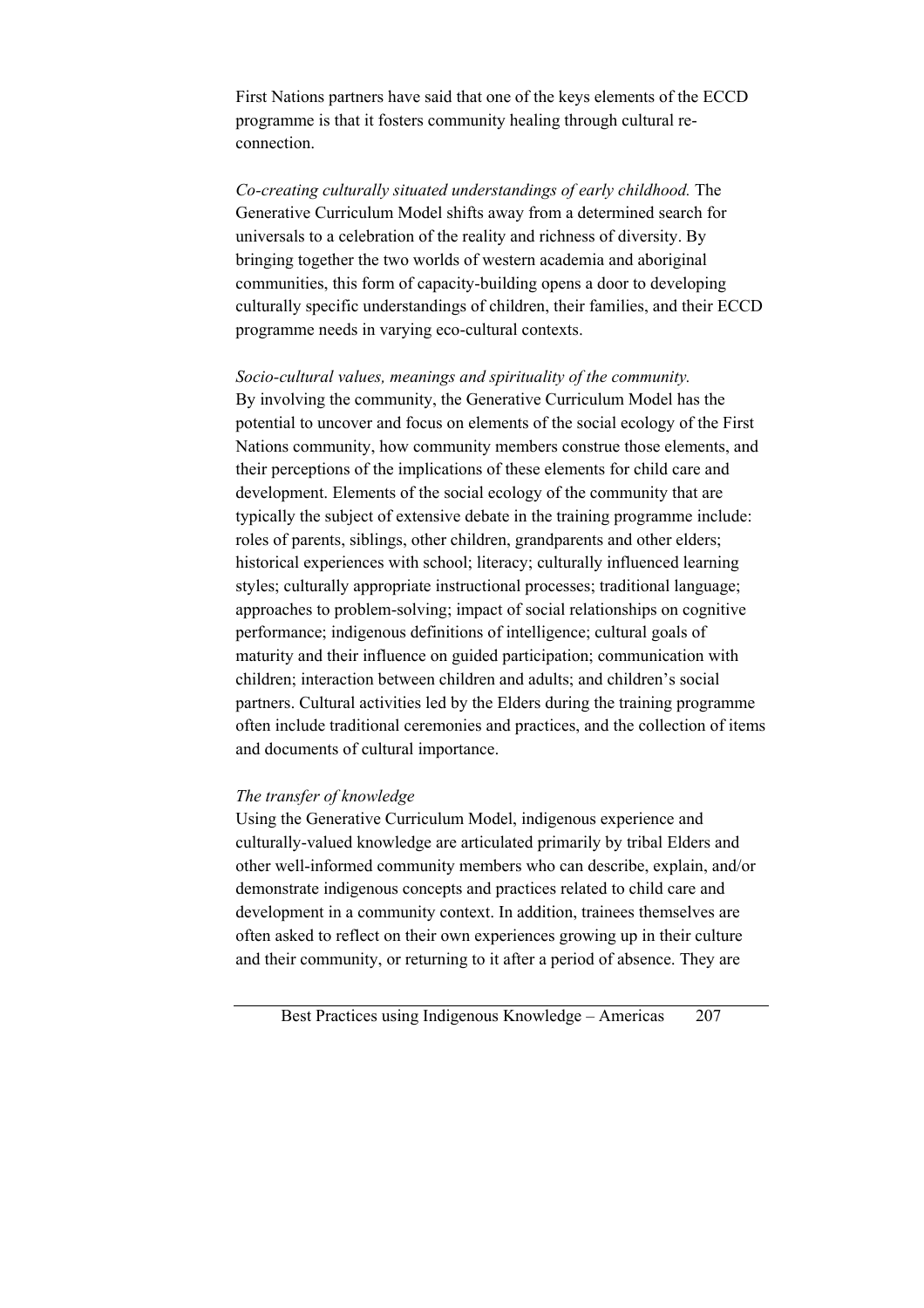First Nations partners have said that one of the keys elements of the ECCD programme is that it fosters community healing through cultural re-connection.

*Co-creating culturally situated understandings of early childhood.* The Generative Curriculum Model shifts away from a determined search for universals to a celebration of the reality and richness of diversity. By bringing together the two worlds of western academia and aboriginal communities, this form of capacity-building opens a door to developing culturally specific understandings of children, their families, and their ECCD programme needs in varying eco-cultural contexts.

*Socio-cultural values, meanings and spirituality of the community.*
By involving the community, the Generative Curriculum Model has the potential to uncover and focus on elements of the social ecology of the First Nations community, how community members construe those elements, and their perceptions of the implications of these elements for child care and development. Elements of the social ecology of the community that are typically the subject of extensive debate in the training programme include: roles of parents, siblings, other children, grandparents and other elders; historical experiences with school; literacy; culturally influenced learning styles; culturally appropriate instructional processes; traditional language; approaches to problem-solving; impact of social relationships on cognitive performance; indigenous definitions of intelligence; cultural goals of maturity and their influence on guided participation; communication with children; interaction between children and adults; and children's social partners. Cultural activities led by the Elders during the training programme often include traditional ceremonies and practices, and the collection of items and documents of cultural importance.

*The transfer of knowledge*
Using the Generative Curriculum Model, indigenous experience and culturally-valued knowledge are articulated primarily by tribal Elders and other well-informed community members who can describe, explain, and/or demonstrate indigenous concepts and practices related to child care and development in a community context. In addition, trainees themselves are often asked to reflect on their own experiences growing up in their culture and their community, or returning to it after a period of absence. They are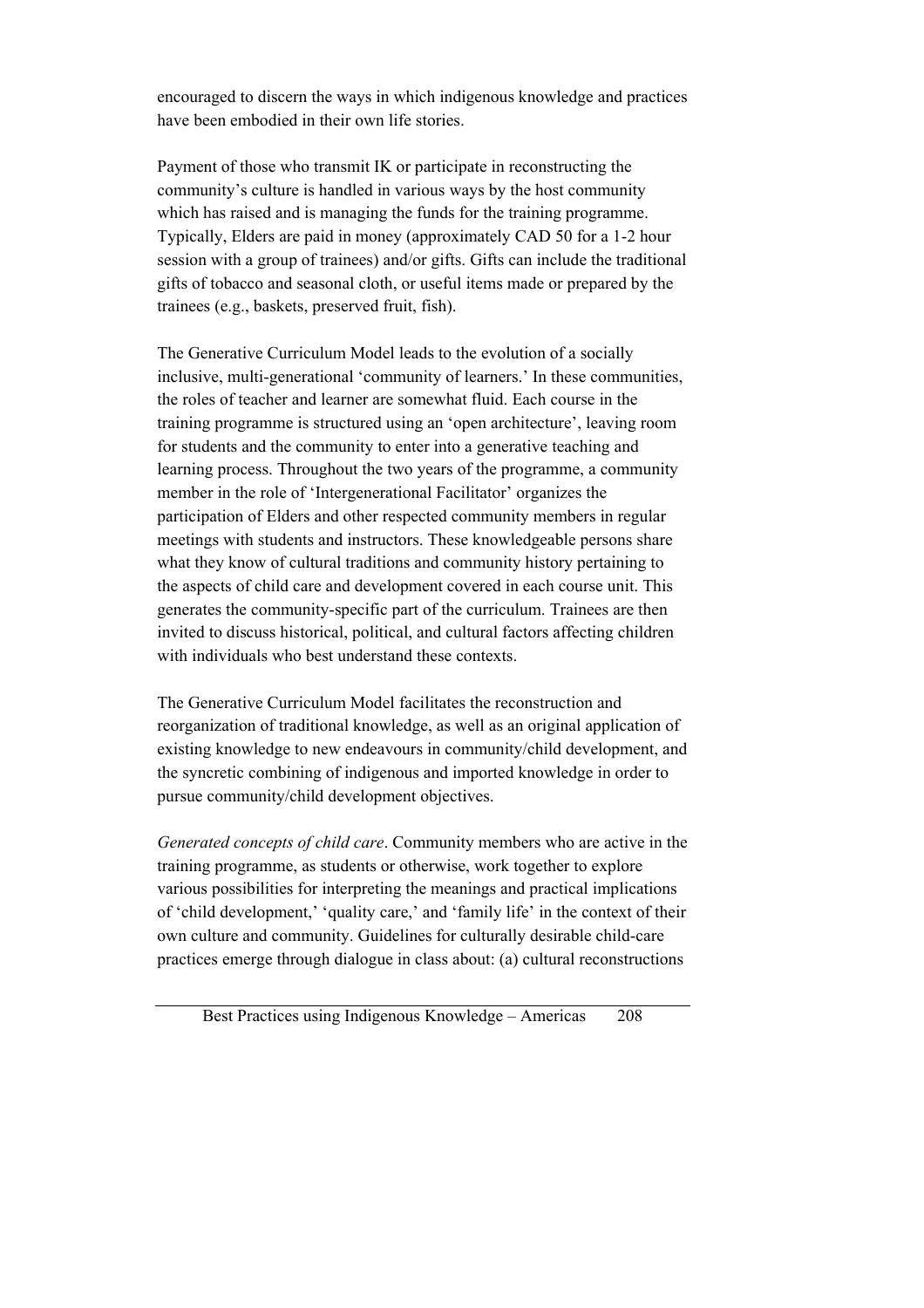encouraged to discern the ways in which indigenous knowledge and practices have been embodied in their own life stories.

Payment of those who transmit IK or participate in reconstructing the community's culture is handled in various ways by the host community which has raised and is managing the funds for the training programme. Typically, Elders are paid in money (approximately CAD 50 for a 1-2 hour session with a group of trainees) and/or gifts. Gifts can include the traditional gifts of tobacco and seasonal cloth, or useful items made or prepared by the trainees (e.g., baskets, preserved fruit, fish).

The Generative Curriculum Model leads to the evolution of a socially inclusive, multi-generational 'community of learners.' In these communities, the roles of teacher and learner are somewhat fluid. Each course in the training programme is structured using an 'open architecture', leaving room for students and the community to enter into a generative teaching and learning process. Throughout the two years of the programme, a community member in the role of 'Intergenerational Facilitator' organizes the participation of Elders and other respected community members in regular meetings with students and instructors. These knowledgeable persons share what they know of cultural traditions and community history pertaining to the aspects of child care and development covered in each course unit. This generates the community-specific part of the curriculum. Trainees are then invited to discuss historical, political, and cultural factors affecting children with individuals who best understand these contexts.

The Generative Curriculum Model facilitates the reconstruction and reorganization of traditional knowledge, as well as an original application of existing knowledge to new endeavours in community/child development, and the syncretic combining of indigenous and imported knowledge in order to pursue community/child development objectives.

*Generated concepts of child care*. Community members who are active in the training programme, as students or otherwise, work together to explore various possibilities for interpreting the meanings and practical implications of 'child development,' 'quality care,' and 'family life' in the context of their own culture and community. Guidelines for culturally desirable child-care practices emerge through dialogue in class about: (a) cultural reconstructions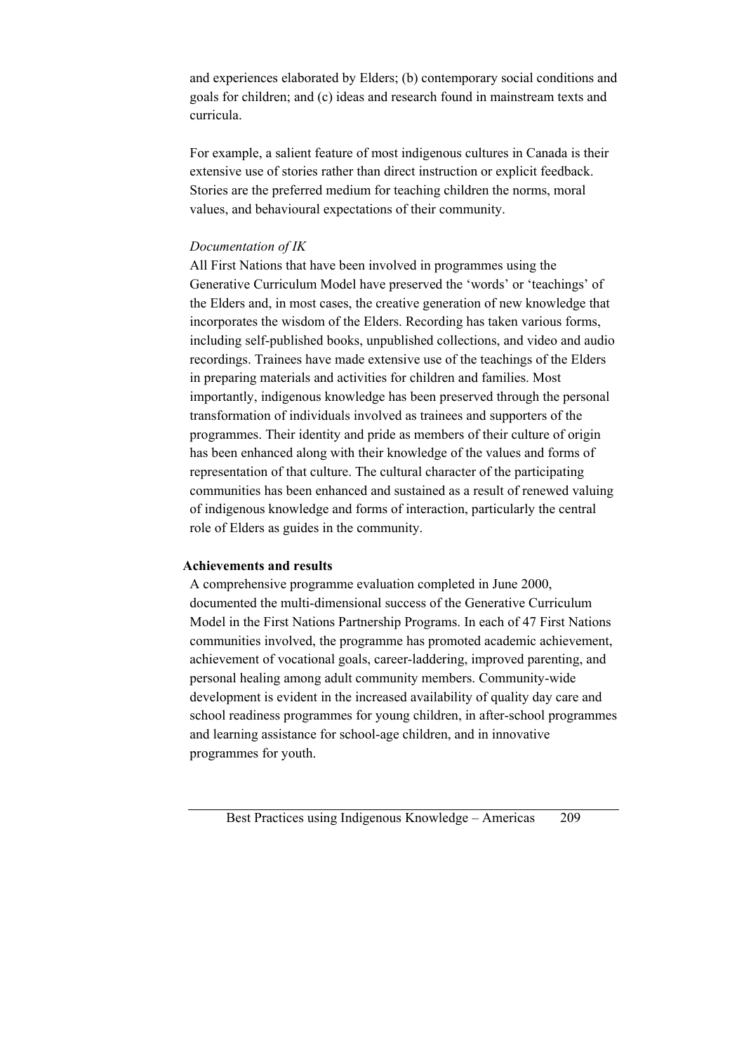and experiences elaborated by Elders; (b) contemporary social conditions and goals for children; and (c) ideas and research found in mainstream texts and curricula.

For example, a salient feature of most indigenous cultures in Canada is their extensive use of stories rather than direct instruction or explicit feedback. Stories are the preferred medium for teaching children the norms, moral values, and behavioural expectations of their community.

*Documentation of IK*

All First Nations that have been involved in programmes using the Generative Curriculum Model have preserved the 'words' or 'teachings' of the Elders and, in most cases, the creative generation of new knowledge that incorporates the wisdom of the Elders. Recording has taken various forms, including self-published books, unpublished collections, and video and audio recordings. Trainees have made extensive use of the teachings of the Elders in preparing materials and activities for children and families. Most importantly, indigenous knowledge has been preserved through the personal transformation of individuals involved as trainees and supporters of the programmes. Their identity and pride as members of their culture of origin has been enhanced along with their knowledge of the values and forms of representation of that culture. The cultural character of the participating communities has been enhanced and sustained as a result of renewed valuing of indigenous knowledge and forms of interaction, particularly the central role of Elders as guides in the community.

**Achievements and results**

A comprehensive programme evaluation completed in June 2000, documented the multi-dimensional success of the Generative Curriculum Model in the First Nations Partnership Programs. In each of 47 First Nations communities involved, the programme has promoted academic achievement, achievement of vocational goals, career-laddering, improved parenting, and personal healing among adult community members. Community-wide development is evident in the increased availability of quality day care and school readiness programmes for young children, in after-school programmes and learning assistance for school-age children, and in innovative programmes for youth.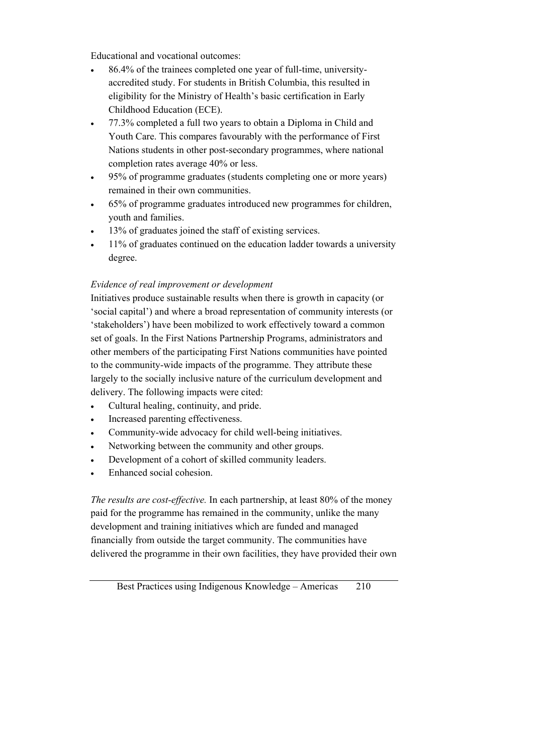Educational and vocational outcomes:

- 86.4% of the trainees completed one year of full-time, university-accredited study. For students in British Columbia, this resulted in eligibility for the Ministry of Health's basic certification in Early Childhood Education (ECE).
- 77.3% completed a full two years to obtain a Diploma in Child and Youth Care. This compares favourably with the performance of First Nations students in other post-secondary programmes, where national completion rates average 40% or less.
- 95% of programme graduates (students completing one or more years) remained in their own communities.
- 65% of programme graduates introduced new programmes for children, youth and families.
- 13% of graduates joined the staff of existing services.
- 11% of graduates continued on the education ladder towards a university degree.

*Evidence of real improvement or development*

Initiatives produce sustainable results when there is growth in capacity (or 'social capital') and where a broad representation of community interests (or 'stakeholders') have been mobilized to work effectively toward a common set of goals. In the First Nations Partnership Programs, administrators and other members of the participating First Nations communities have pointed to the community-wide impacts of the programme. They attribute these largely to the socially inclusive nature of the curriculum development and delivery. The following impacts were cited:

- Cultural healing, continuity, and pride.
- Increased parenting effectiveness.
- Community-wide advocacy for child well-being initiatives.
- Networking between the community and other groups.
- Development of a cohort of skilled community leaders.
- Enhanced social cohesion.

*The results are cost-effective.* In each partnership, at least 80% of the money paid for the programme has remained in the community, unlike the many development and training initiatives which are funded and managed financially from outside the target community. The communities have delivered the programme in their own facilities, they have provided their own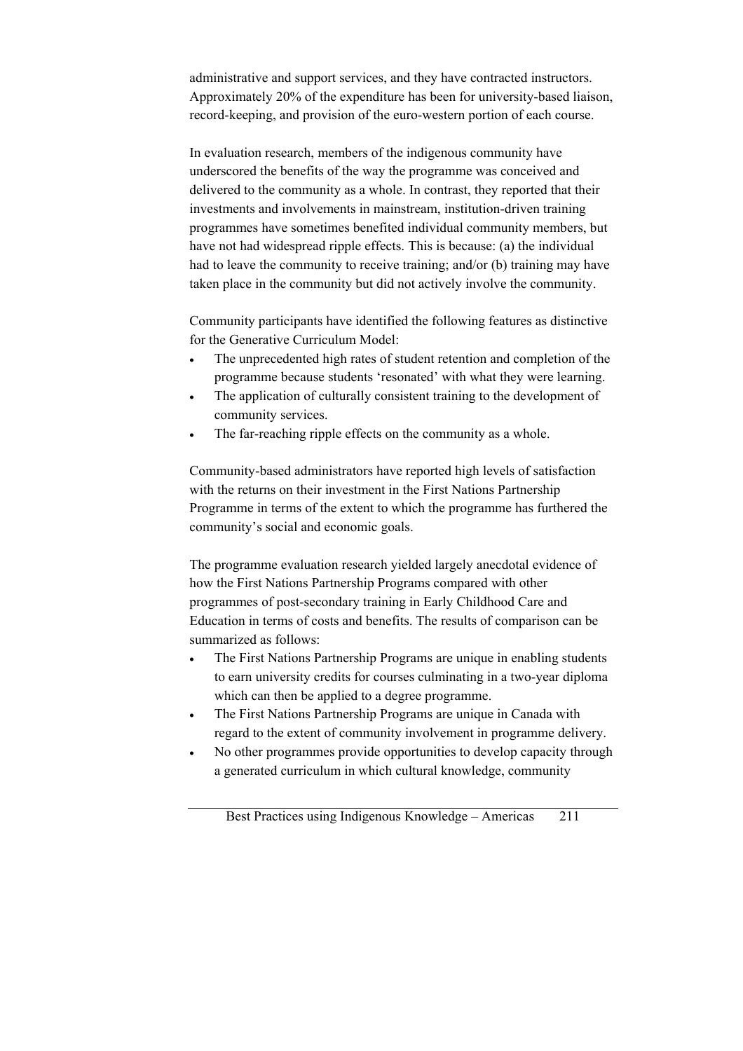administrative and support services, and they have contracted instructors. Approximately 20% of the expenditure has been for university-based liaison, record-keeping, and provision of the euro-western portion of each course.

In evaluation research, members of the indigenous community have underscored the benefits of the way the programme was conceived and delivered to the community as a whole. In contrast, they reported that their investments and involvements in mainstream, institution-driven training programmes have sometimes benefited individual community members, but have not had widespread ripple effects. This is because: (a) the individual had to leave the community to receive training; and/or (b) training may have taken place in the community but did not actively involve the community.

Community participants have identified the following features as distinctive for the Generative Curriculum Model:

- The unprecedented high rates of student retention and completion of the programme because students 'resonated' with what they were learning.
- The application of culturally consistent training to the development of community services.
- The far-reaching ripple effects on the community as a whole.

Community-based administrators have reported high levels of satisfaction with the returns on their investment in the First Nations Partnership Programme in terms of the extent to which the programme has furthered the community's social and economic goals.

The programme evaluation research yielded largely anecdotal evidence of how the First Nations Partnership Programs compared with other programmes of post-secondary training in Early Childhood Care and Education in terms of costs and benefits. The results of comparison can be summarized as follows:

- The First Nations Partnership Programs are unique in enabling students to earn university credits for courses culminating in a two-year diploma which can then be applied to a degree programme.
- The First Nations Partnership Programs are unique in Canada with regard to the extent of community involvement in programme delivery.
- No other programmes provide opportunities to develop capacity through a generated curriculum in which cultural knowledge, community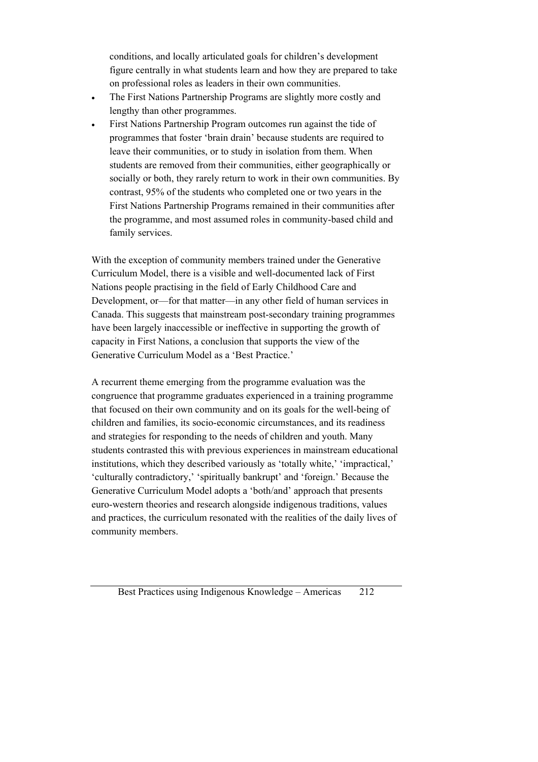conditions, and locally articulated goals for children's development figure centrally in what students learn and how they are prepared to take on professional roles as leaders in their own communities.

- The First Nations Partnership Programs are slightly more costly and lengthy than other programmes.
- First Nations Partnership Program outcomes run against the tide of programmes that foster 'brain drain' because students are required to leave their communities, or to study in isolation from them. When students are removed from their communities, either geographically or socially or both, they rarely return to work in their own communities. By contrast, 95% of the students who completed one or two years in the First Nations Partnership Programs remained in their communities after the programme, and most assumed roles in community-based child and family services.

With the exception of community members trained under the Generative Curriculum Model, there is a visible and well-documented lack of First Nations people practising in the field of Early Childhood Care and Development, or—for that matter—in any other field of human services in Canada. This suggests that mainstream post-secondary training programmes have been largely inaccessible or ineffective in supporting the growth of capacity in First Nations, a conclusion that supports the view of the Generative Curriculum Model as a 'Best Practice.'

A recurrent theme emerging from the programme evaluation was the congruence that programme graduates experienced in a training programme that focused on their own community and on its goals for the well-being of children and families, its socio-economic circumstances, and its readiness and strategies for responding to the needs of children and youth. Many students contrasted this with previous experiences in mainstream educational institutions, which they described variously as 'totally white,' 'impractical,' 'culturally contradictory,' 'spiritually bankrupt' and 'foreign.' Because the Generative Curriculum Model adopts a 'both/and' approach that presents euro-western theories and research alongside indigenous traditions, values and practices, the curriculum resonated with the realities of the daily lives of community members.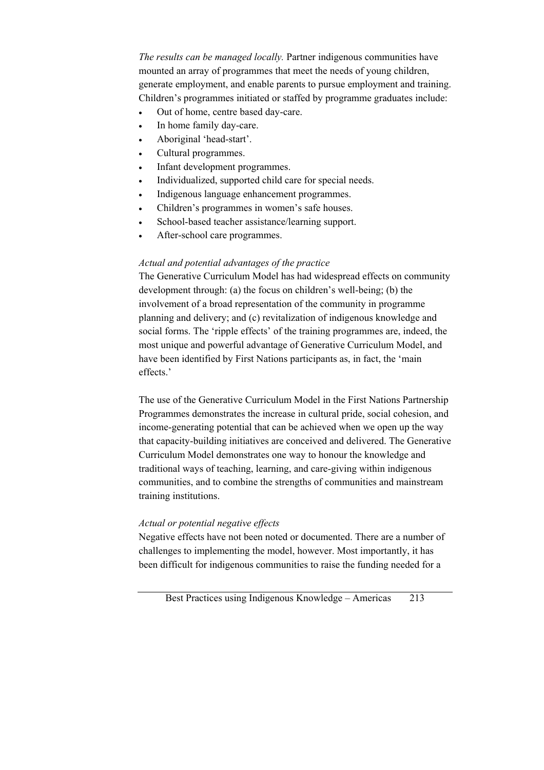*The results can be managed locally.* Partner indigenous communities have mounted an array of programmes that meet the needs of young children, generate employment, and enable parents to pursue employment and training. Children's programmes initiated or staffed by programme graduates include:

- Out of home, centre based day-care.
- In home family day-care.
- Aboriginal 'head-start'.
- Cultural programmes.
- Infant development programmes.
- Individualized, supported child care for special needs.
- Indigenous language enhancement programmes.
- Children's programmes in women's safe houses.
- School-based teacher assistance/learning support.
- After-school care programmes.

*Actual and potential advantages of the practice*

The Generative Curriculum Model has had widespread effects on community development through: (a) the focus on children's well-being; (b) the involvement of a broad representation of the community in programme planning and delivery; and (c) revitalization of indigenous knowledge and social forms. The 'ripple effects' of the training programmes are, indeed, the most unique and powerful advantage of Generative Curriculum Model, and have been identified by First Nations participants as, in fact, the 'main effects.'

The use of the Generative Curriculum Model in the First Nations Partnership Programmes demonstrates the increase in cultural pride, social cohesion, and income-generating potential that can be achieved when we open up the way that capacity-building initiatives are conceived and delivered. The Generative Curriculum Model demonstrates one way to honour the knowledge and traditional ways of teaching, learning, and care-giving within indigenous communities, and to combine the strengths of communities and mainstream training institutions.

*Actual or potential negative effects*

Negative effects have not been noted or documented. There are a number of challenges to implementing the model, however. Most importantly, it has been difficult for indigenous communities to raise the funding needed for a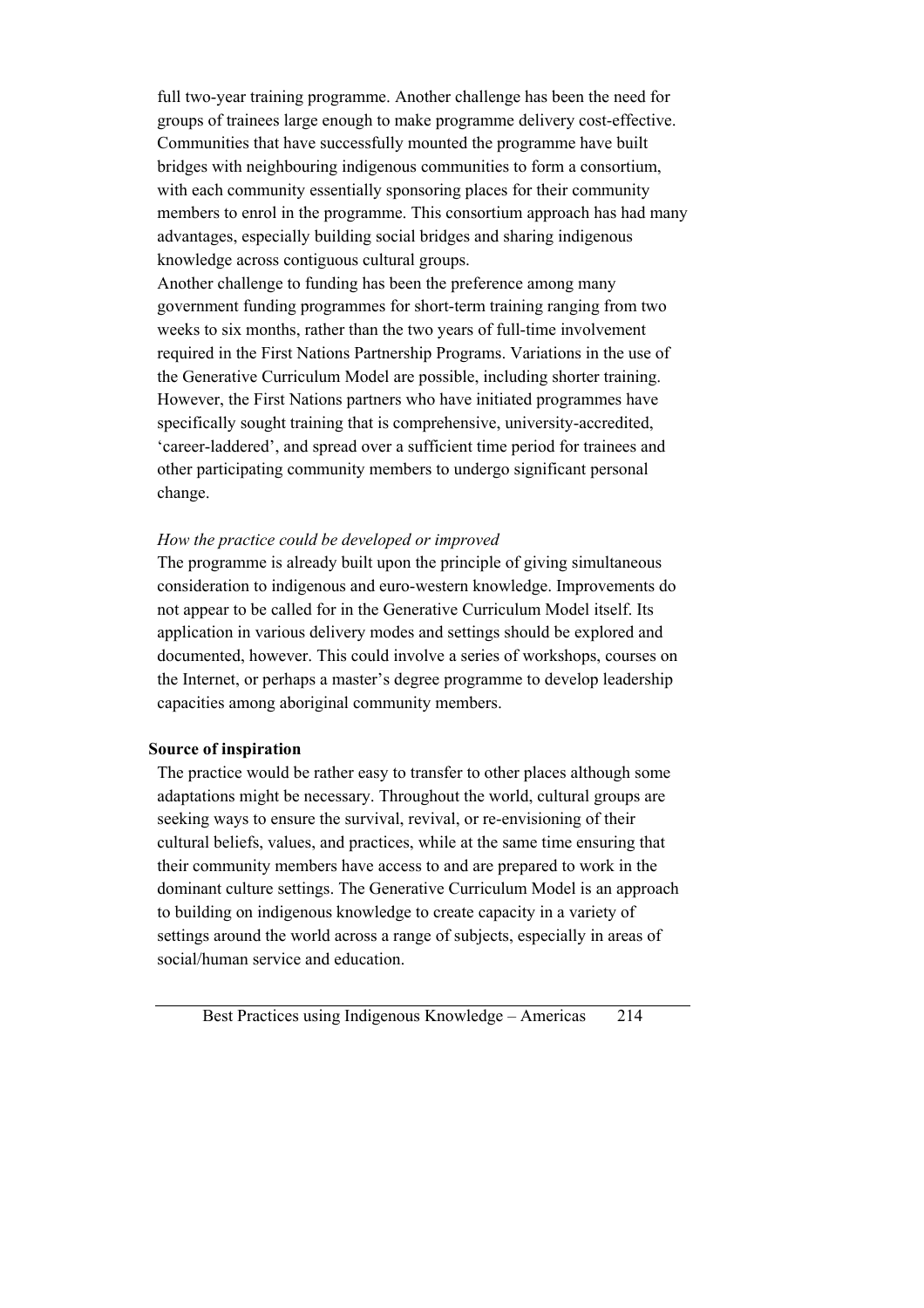full two-year training programme. Another challenge has been the need for groups of trainees large enough to make programme delivery cost-effective. Communities that have successfully mounted the programme have built bridges with neighbouring indigenous communities to form a consortium, with each community essentially sponsoring places for their community members to enrol in the programme. This consortium approach has had many advantages, especially building social bridges and sharing indigenous knowledge across contiguous cultural groups.

Another challenge to funding has been the preference among many government funding programmes for short-term training ranging from two weeks to six months, rather than the two years of full-time involvement required in the First Nations Partnership Programs. Variations in the use of the Generative Curriculum Model are possible, including shorter training. However, the First Nations partners who have initiated programmes have specifically sought training that is comprehensive, university-accredited, 'career-laddered', and spread over a sufficient time period for trainees and other participating community members to undergo significant personal change.

*How the practice could be developed or improved*

The programme is already built upon the principle of giving simultaneous consideration to indigenous and euro-western knowledge. Improvements do not appear to be called for in the Generative Curriculum Model itself. Its application in various delivery modes and settings should be explored and documented, however. This could involve a series of workshops, courses on the Internet, or perhaps a master's degree programme to develop leadership capacities among aboriginal community members.

**Source of inspiration**

The practice would be rather easy to transfer to other places although some adaptations might be necessary. Throughout the world, cultural groups are seeking ways to ensure the survival, revival, or re-envisioning of their cultural beliefs, values, and practices, while at the same time ensuring that their community members have access to and are prepared to work in the dominant culture settings. The Generative Curriculum Model is an approach to building on indigenous knowledge to create capacity in a variety of settings around the world across a range of subjects, especially in areas of social/human service and education.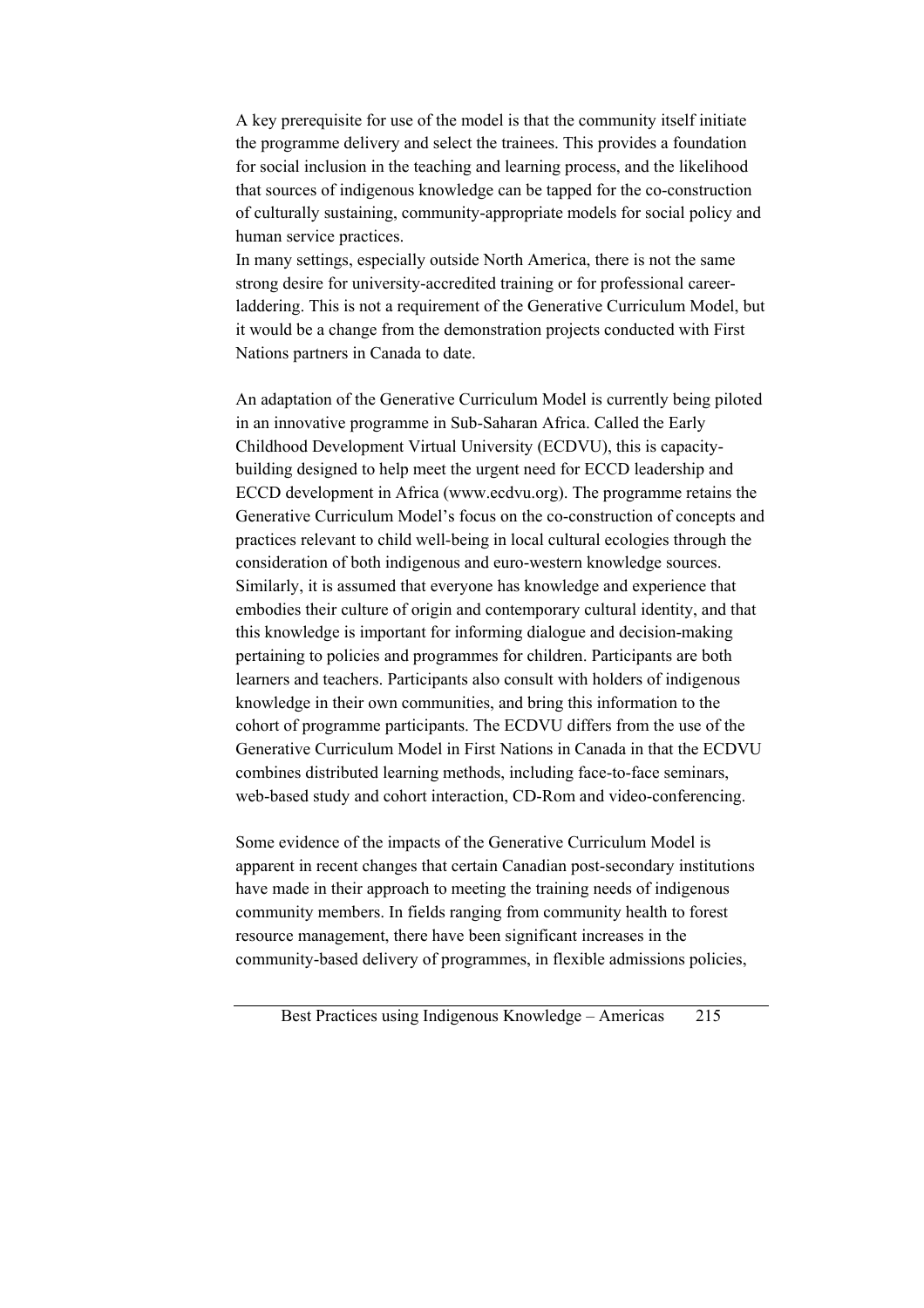A key prerequisite for use of the model is that the community itself initiate the programme delivery and select the trainees. This provides a foundation for social inclusion in the teaching and learning process, and the likelihood that sources of indigenous knowledge can be tapped for the co-construction of culturally sustaining, community-appropriate models for social policy and human service practices.

In many settings, especially outside North America, there is not the same strong desire for university-accredited training or for professional career-laddering. This is not a requirement of the Generative Curriculum Model, but it would be a change from the demonstration projects conducted with First Nations partners in Canada to date.

An adaptation of the Generative Curriculum Model is currently being piloted in an innovative programme in Sub-Saharan Africa. Called the Early Childhood Development Virtual University (ECDVU), this is capacity-building designed to help meet the urgent need for ECCD leadership and ECCD development in Africa (www.ecdvu.org). The programme retains the Generative Curriculum Model's focus on the co-construction of concepts and practices relevant to child well-being in local cultural ecologies through the consideration of both indigenous and euro-western knowledge sources. Similarly, it is assumed that everyone has knowledge and experience that embodies their culture of origin and contemporary cultural identity, and that this knowledge is important for informing dialogue and decision-making pertaining to policies and programmes for children. Participants are both learners and teachers. Participants also consult with holders of indigenous knowledge in their own communities, and bring this information to the cohort of programme participants. The ECDVU differs from the use of the Generative Curriculum Model in First Nations in Canada in that the ECDVU combines distributed learning methods, including face-to-face seminars, web-based study and cohort interaction, CD-Rom and video-conferencing.

Some evidence of the impacts of the Generative Curriculum Model is apparent in recent changes that certain Canadian post-secondary institutions have made in their approach to meeting the training needs of indigenous community members. In fields ranging from community health to forest resource management, there have been significant increases in the community-based delivery of programmes, in flexible admissions policies,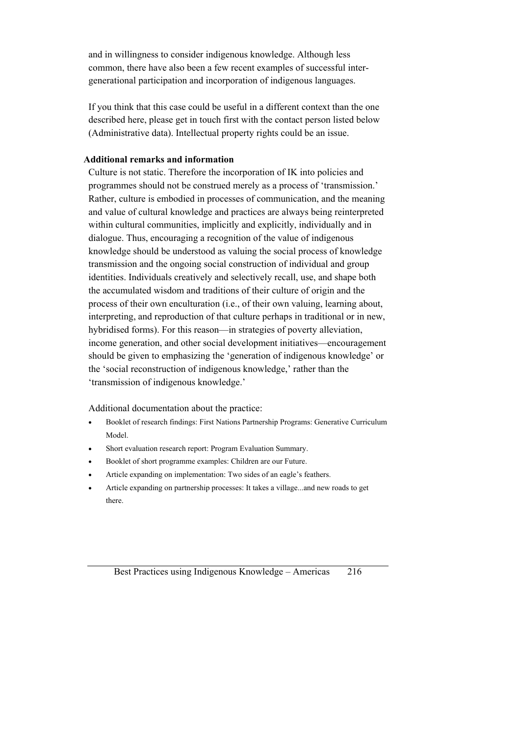and in willingness to consider indigenous knowledge. Although less common, there have also been a few recent examples of successful inter-generational participation and incorporation of indigenous languages.

If you think that this case could be useful in a different context than the one described here, please get in touch first with the contact person listed below (Administrative data). Intellectual property rights could be an issue.

**Additional remarks and information**

Culture is not static. Therefore the incorporation of IK into policies and programmes should not be construed merely as a process of 'transmission.' Rather, culture is embodied in processes of communication, and the meaning and value of cultural knowledge and practices are always being reinterpreted within cultural communities, implicitly and explicitly, individually and in dialogue. Thus, encouraging a recognition of the value of indigenous knowledge should be understood as valuing the social process of knowledge transmission and the ongoing social construction of individual and group identities. Individuals creatively and selectively recall, use, and shape both the accumulated wisdom and traditions of their culture of origin and the process of their own enculturation (i.e., of their own valuing, learning about, interpreting, and reproduction of that culture perhaps in traditional or in new, hybridised forms). For this reason—in strategies of poverty alleviation, income generation, and other social development initiatives—encouragement should be given to emphasizing the 'generation of indigenous knowledge' or the 'social reconstruction of indigenous knowledge,' rather than the 'transmission of indigenous knowledge.'

Additional documentation about the practice:

- Booklet of research findings: First Nations Partnership Programs: Generative Curriculum Model.
- Short evaluation research report: Program Evaluation Summary.
- Booklet of short programme examples: Children are our Future.
- Article expanding on implementation: Two sides of an eagle's feathers.
- Article expanding on partnership processes: It takes a village...and new roads to get there.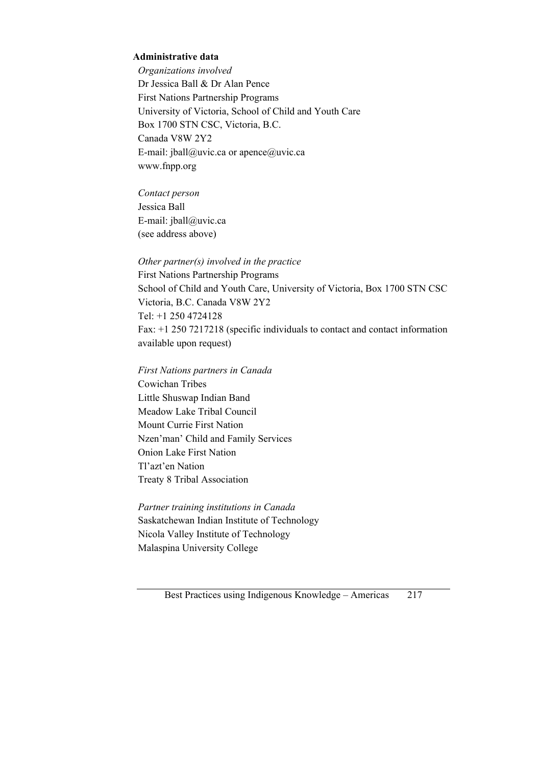**Administrative data**

*Organizations involved*

Dr Jessica Ball & Dr Alan Pence
First Nations Partnership Programs
University of Victoria, School of Child and Youth Care
Box 1700 STN CSC, Victoria, B.C.
Canada V8W 2Y2
E-mail: jball@uvic.ca or apence@uvic.ca
www.fnpp.org

*Contact person*

Jessica Ball
E-mail: jball@uvic.ca
(see address above)

*Other partner(s) involved in the practice*

First Nations Partnership Programs
School of Child and Youth Care, University of Victoria, Box 1700 STN CSC
Victoria, B.C. Canada V8W 2Y2
Tel: +1 250 4724128
Fax: +1 250 7217218 (specific individuals to contact and contact information available upon request)

*First Nations partners in Canada*

Cowichan Tribes
Little Shuswap Indian Band
Meadow Lake Tribal Council
Mount Currie First Nation
Nzen'man' Child and Family Services
Onion Lake First Nation
Tl'azt'en Nation
Treaty 8 Tribal Association

*Partner training institutions in Canada*

Saskatchewan Indian Institute of Technology
Nicola Valley Institute of Technology
Malaspina University College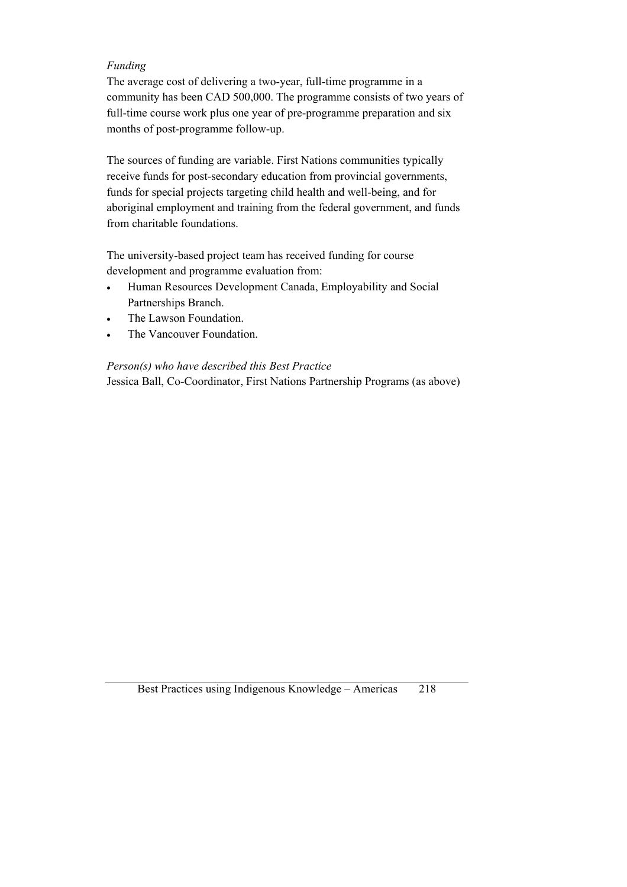*Funding*

The average cost of delivering a two-year, full-time programme in a community has been CAD 500,000. The programme consists of two years of full-time course work plus one year of pre-programme preparation and six months of post-programme follow-up.

The sources of funding are variable. First Nations communities typically receive funds for post-secondary education from provincial governments, funds for special projects targeting child health and well-being, and for aboriginal employment and training from the federal government, and funds from charitable foundations.

The university-based project team has received funding for course development and programme evaluation from:

- Human Resources Development Canada, Employability and Social Partnerships Branch.
- The Lawson Foundation.
- The Vancouver Foundation.

*Person(s) who have described this Best Practice*

Jessica Ball, Co-Coordinator, First Nations Partnership Programs (as above)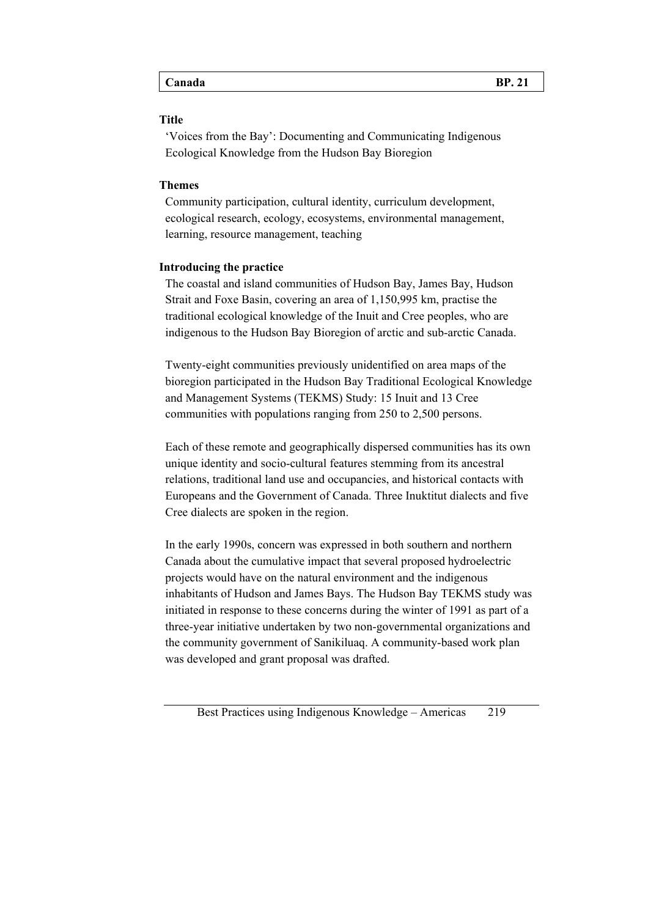| Canada | BP. 21 |
|---|---|

**Title**

'Voices from the Bay': Documenting and Communicating Indigenous Ecological Knowledge from the Hudson Bay Bioregion

**Themes**

Community participation, cultural identity, curriculum development, ecological research, ecology, ecosystems, environmental management, learning, resource management, teaching

**Introducing the practice**

The coastal and island communities of Hudson Bay, James Bay, Hudson Strait and Foxe Basin, covering an area of 1,150,995 km, practise the traditional ecological knowledge of the Inuit and Cree peoples, who are indigenous to the Hudson Bay Bioregion of arctic and sub-arctic Canada.

Twenty-eight communities previously unidentified on area maps of the bioregion participated in the Hudson Bay Traditional Ecological Knowledge and Management Systems (TEKMS) Study: 15 Inuit and 13 Cree communities with populations ranging from 250 to 2,500 persons.

Each of these remote and geographically dispersed communities has its own unique identity and socio-cultural features stemming from its ancestral relations, traditional land use and occupancies, and historical contacts with Europeans and the Government of Canada. Three Inuktitut dialects and five Cree dialects are spoken in the region.

In the early 1990s, concern was expressed in both southern and northern Canada about the cumulative impact that several proposed hydroelectric projects would have on the natural environment and the indigenous inhabitants of Hudson and James Bays. The Hudson Bay TEKMS study was initiated in response to these concerns during the winter of 1991 as part of a three-year initiative undertaken by two non-governmental organizations and the community government of Sanikiluaq. A community-based work plan was developed and grant proposal was drafted.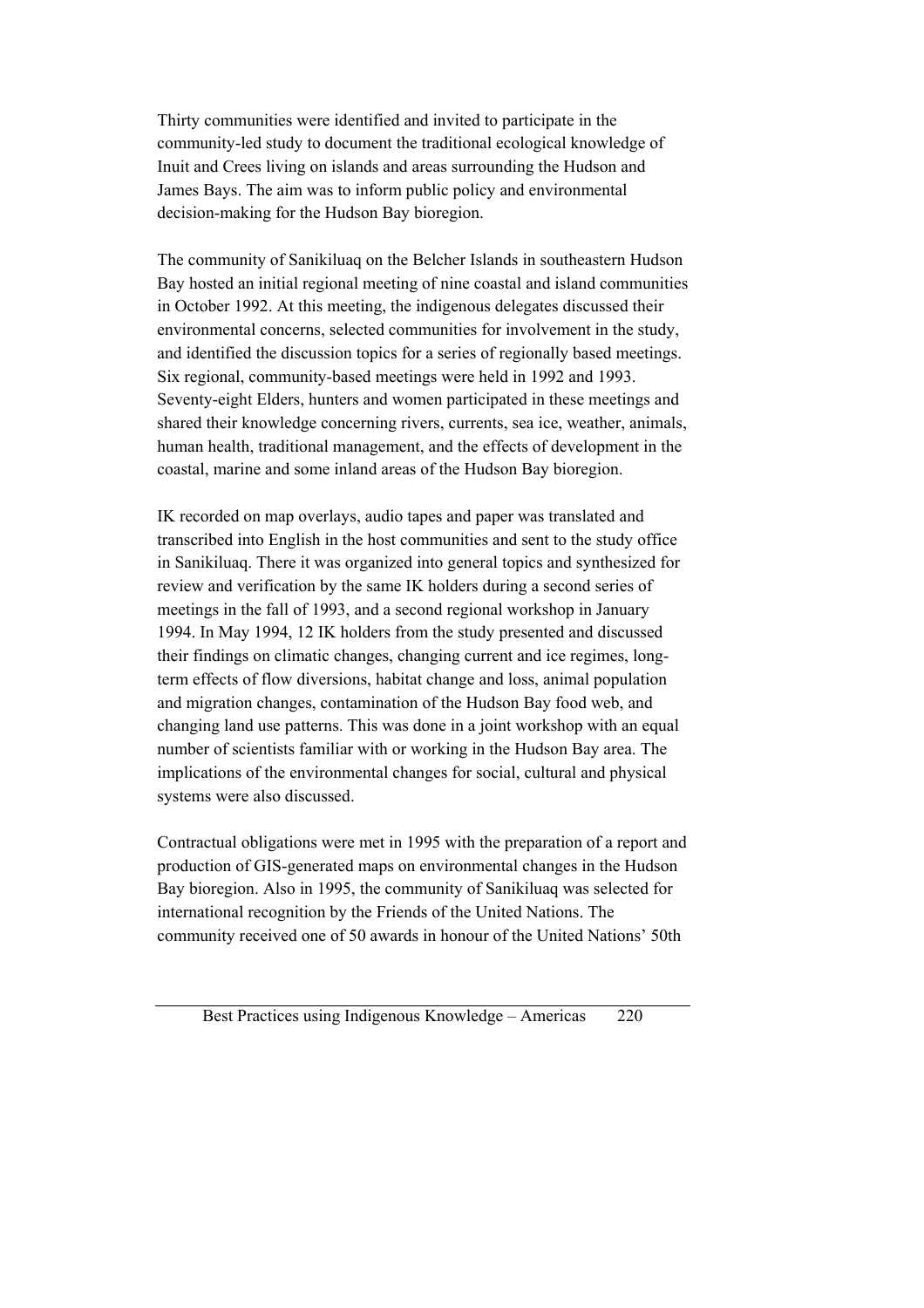Thirty communities were identified and invited to participate in the community-led study to document the traditional ecological knowledge of Inuit and Crees living on islands and areas surrounding the Hudson and James Bays. The aim was to inform public policy and environmental decision-making for the Hudson Bay bioregion.

The community of Sanikiluaq on the Belcher Islands in southeastern Hudson Bay hosted an initial regional meeting of nine coastal and island communities in October 1992. At this meeting, the indigenous delegates discussed their environmental concerns, selected communities for involvement in the study, and identified the discussion topics for a series of regionally based meetings. Six regional, community-based meetings were held in 1992 and 1993. Seventy-eight Elders, hunters and women participated in these meetings and shared their knowledge concerning rivers, currents, sea ice, weather, animals, human health, traditional management, and the effects of development in the coastal, marine and some inland areas of the Hudson Bay bioregion.

IK recorded on map overlays, audio tapes and paper was translated and transcribed into English in the host communities and sent to the study office in Sanikiluaq. There it was organized into general topics and synthesized for review and verification by the same IK holders during a second series of meetings in the fall of 1993, and a second regional workshop in January 1994. In May 1994, 12 IK holders from the study presented and discussed their findings on climatic changes, changing current and ice regimes, long-term effects of flow diversions, habitat change and loss, animal population and migration changes, contamination of the Hudson Bay food web, and changing land use patterns. This was done in a joint workshop with an equal number of scientists familiar with or working in the Hudson Bay area. The implications of the environmental changes for social, cultural and physical systems were also discussed.

Contractual obligations were met in 1995 with the preparation of a report and production of GIS-generated maps on environmental changes in the Hudson Bay bioregion. Also in 1995, the community of Sanikiluaq was selected for international recognition by the Friends of the United Nations. The community received one of 50 awards in honour of the United Nations' 50th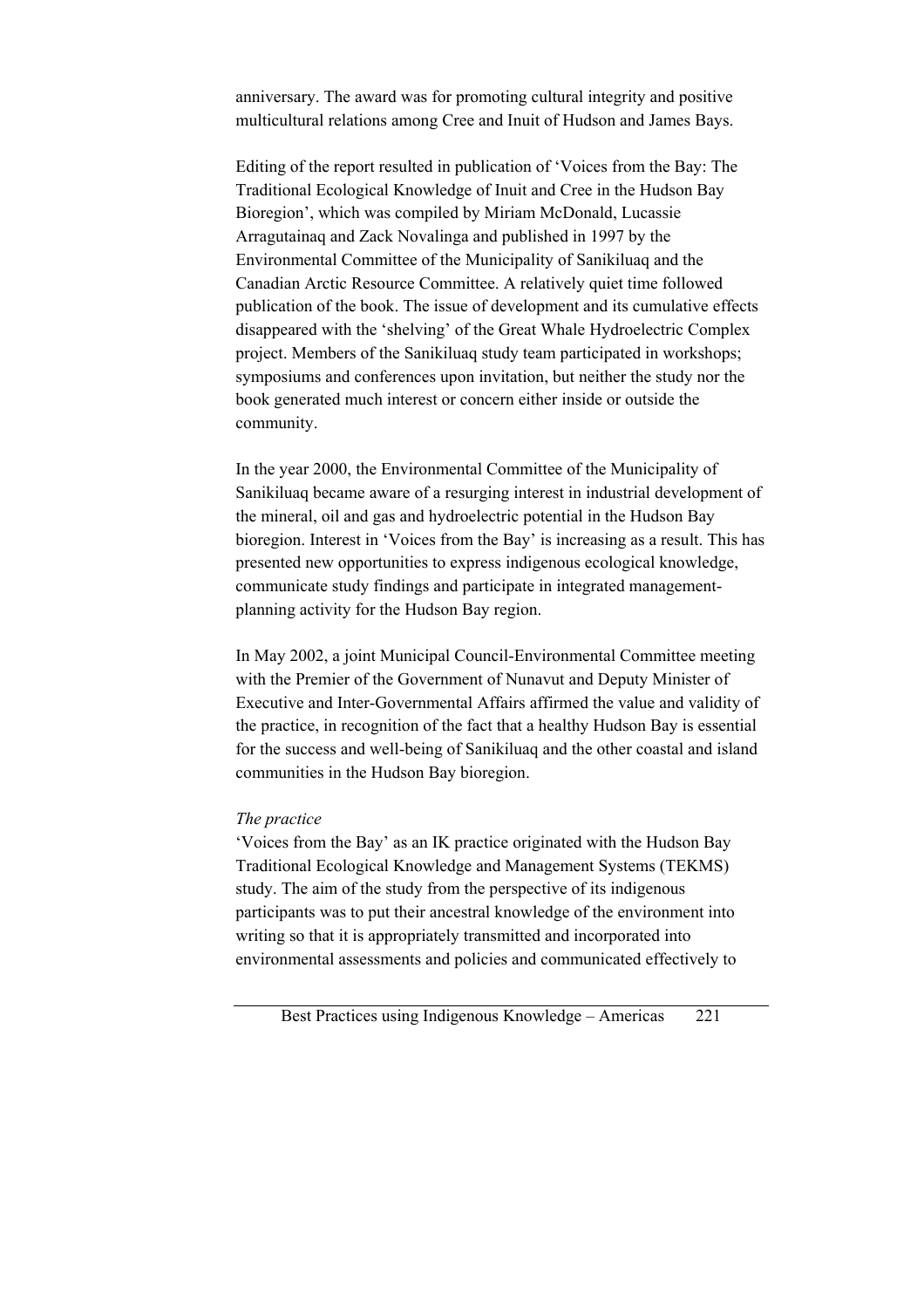anniversary. The award was for promoting cultural integrity and positive multicultural relations among Cree and Inuit of Hudson and James Bays.

Editing of the report resulted in publication of 'Voices from the Bay: The Traditional Ecological Knowledge of Inuit and Cree in the Hudson Bay Bioregion', which was compiled by Miriam McDonald, Lucassie Arragutainaq and Zack Novalinga and published in 1997 by the Environmental Committee of the Municipality of Sanikiluaq and the Canadian Arctic Resource Committee. A relatively quiet time followed publication of the book. The issue of development and its cumulative effects disappeared with the 'shelving' of the Great Whale Hydroelectric Complex project. Members of the Sanikiluaq study team participated in workshops; symposiums and conferences upon invitation, but neither the study nor the book generated much interest or concern either inside or outside the community.

In the year 2000, the Environmental Committee of the Municipality of Sanikiluaq became aware of a resurging interest in industrial development of the mineral, oil and gas and hydroelectric potential in the Hudson Bay bioregion. Interest in 'Voices from the Bay' is increasing as a result. This has presented new opportunities to express indigenous ecological knowledge, communicate study findings and participate in integrated management-planning activity for the Hudson Bay region.

In May 2002, a joint Municipal Council-Environmental Committee meeting with the Premier of the Government of Nunavut and Deputy Minister of Executive and Inter-Governmental Affairs affirmed the value and validity of the practice, in recognition of the fact that a healthy Hudson Bay is essential for the success and well-being of Sanikiluaq and the other coastal and island communities in the Hudson Bay bioregion.

*The practice*

'Voices from the Bay' as an IK practice originated with the Hudson Bay Traditional Ecological Knowledge and Management Systems (TEKMS) study. The aim of the study from the perspective of its indigenous participants was to put their ancestral knowledge of the environment into writing so that it is appropriately transmitted and incorporated into environmental assessments and policies and communicated effectively to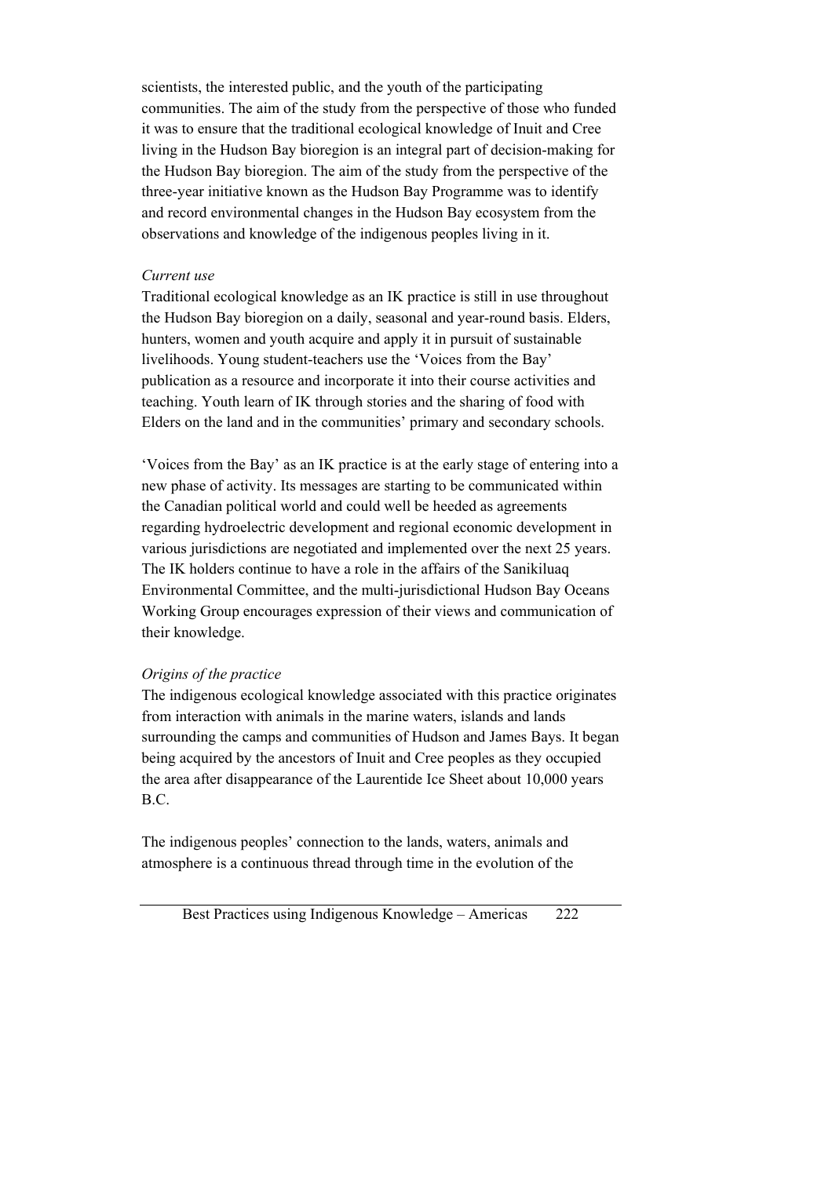scientists, the interested public, and the youth of the participating communities. The aim of the study from the perspective of those who funded it was to ensure that the traditional ecological knowledge of Inuit and Cree living in the Hudson Bay bioregion is an integral part of decision-making for the Hudson Bay bioregion. The aim of the study from the perspective of the three-year initiative known as the Hudson Bay Programme was to identify and record environmental changes in the Hudson Bay ecosystem from the observations and knowledge of the indigenous peoples living in it.

*Current use*

Traditional ecological knowledge as an IK practice is still in use throughout the Hudson Bay bioregion on a daily, seasonal and year-round basis. Elders, hunters, women and youth acquire and apply it in pursuit of sustainable livelihoods. Young student-teachers use the 'Voices from the Bay' publication as a resource and incorporate it into their course activities and teaching. Youth learn of IK through stories and the sharing of food with Elders on the land and in the communities' primary and secondary schools.

'Voices from the Bay' as an IK practice is at the early stage of entering into a new phase of activity. Its messages are starting to be communicated within the Canadian political world and could well be heeded as agreements regarding hydroelectric development and regional economic development in various jurisdictions are negotiated and implemented over the next 25 years. The IK holders continue to have a role in the affairs of the Sanikiluaq Environmental Committee, and the multi-jurisdictional Hudson Bay Oceans Working Group encourages expression of their views and communication of their knowledge.

*Origins of the practice*

The indigenous ecological knowledge associated with this practice originates from interaction with animals in the marine waters, islands and lands surrounding the camps and communities of Hudson and James Bays. It began being acquired by the ancestors of Inuit and Cree peoples as they occupied the area after disappearance of the Laurentide Ice Sheet about 10,000 years B.C.

The indigenous peoples' connection to the lands, waters, animals and atmosphere is a continuous thread through time in the evolution of the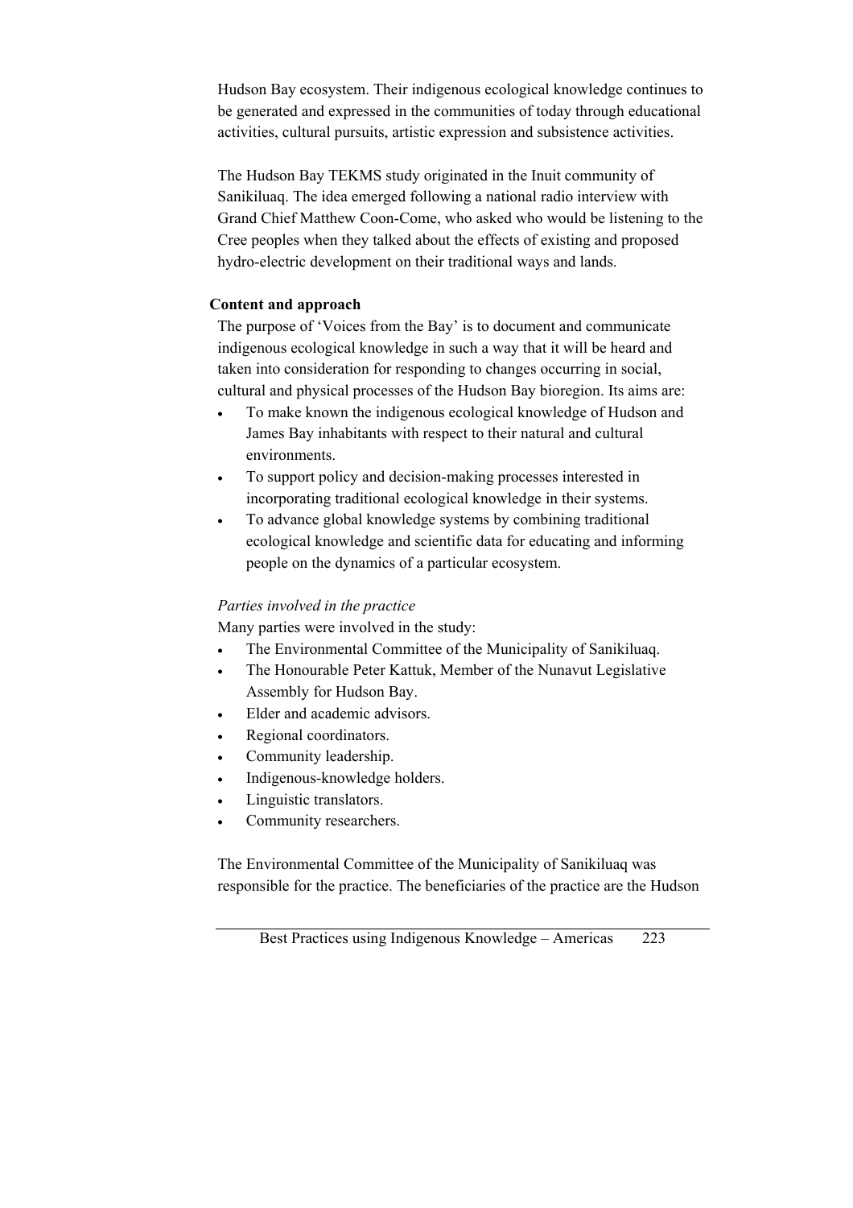Hudson Bay ecosystem. Their indigenous ecological knowledge continues to be generated and expressed in the communities of today through educational activities, cultural pursuits, artistic expression and subsistence activities.

The Hudson Bay TEKMS study originated in the Inuit community of Sanikiluaq. The idea emerged following a national radio interview with Grand Chief Matthew Coon-Come, who asked who would be listening to the Cree peoples when they talked about the effects of existing and proposed hydro-electric development on their traditional ways and lands.

**Content and approach**

The purpose of 'Voices from the Bay' is to document and communicate indigenous ecological knowledge in such a way that it will be heard and taken into consideration for responding to changes occurring in social, cultural and physical processes of the Hudson Bay bioregion. Its aims are:

- To make known the indigenous ecological knowledge of Hudson and James Bay inhabitants with respect to their natural and cultural environments.
- To support policy and decision-making processes interested in incorporating traditional ecological knowledge in their systems.
- To advance global knowledge systems by combining traditional ecological knowledge and scientific data for educating and informing people on the dynamics of a particular ecosystem.

*Parties involved in the practice*

Many parties were involved in the study:

- The Environmental Committee of the Municipality of Sanikiluaq.
- The Honourable Peter Kattuk, Member of the Nunavut Legislative Assembly for Hudson Bay.
- Elder and academic advisors.
- Regional coordinators.
- Community leadership.
- Indigenous-knowledge holders.
- Linguistic translators.
- Community researchers.

The Environmental Committee of the Municipality of Sanikiluaq was responsible for the practice. The beneficiaries of the practice are the Hudson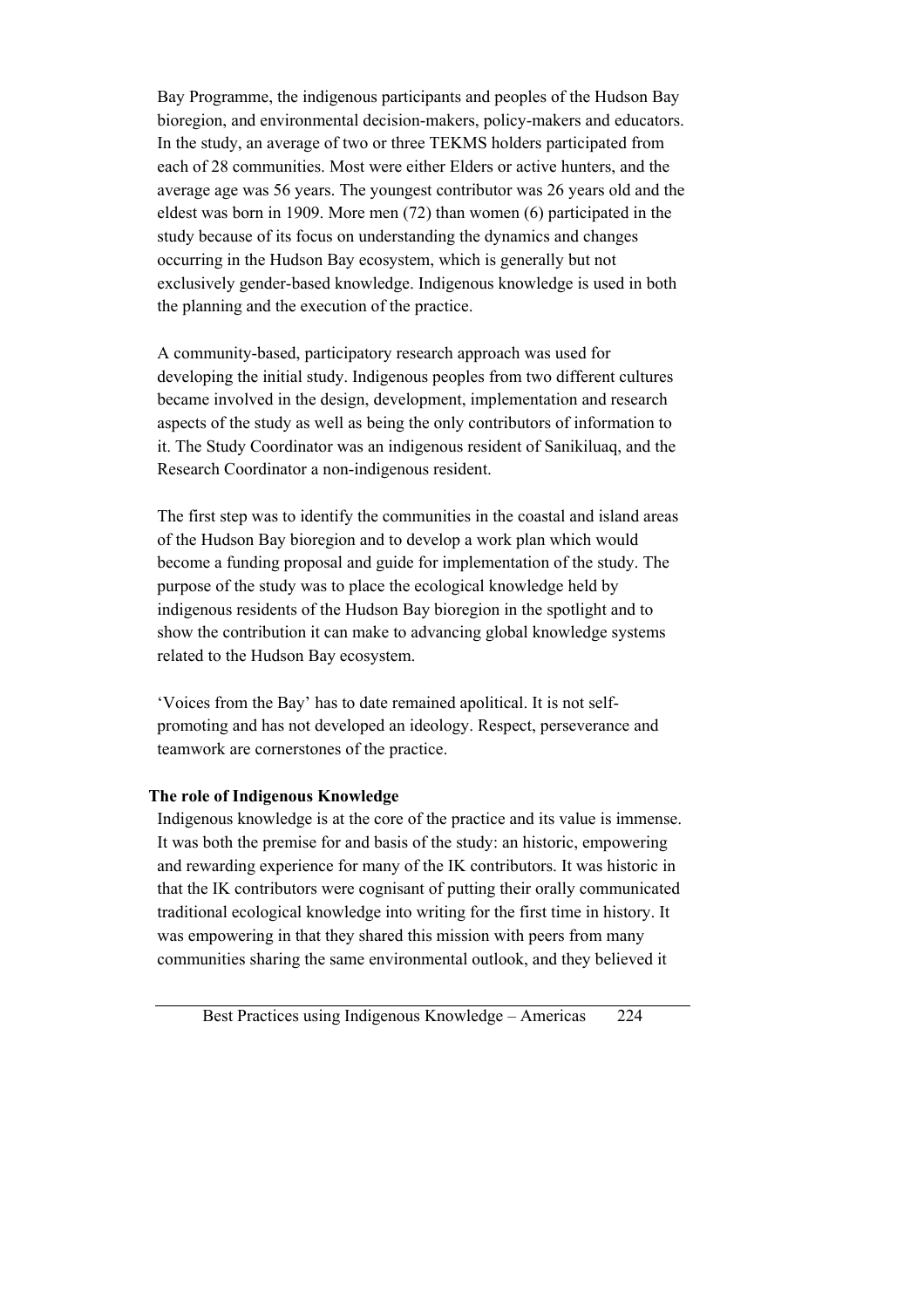Bay Programme, the indigenous participants and peoples of the Hudson Bay bioregion, and environmental decision-makers, policy-makers and educators. In the study, an average of two or three TEKMS holders participated from each of 28 communities. Most were either Elders or active hunters, and the average age was 56 years. The youngest contributor was 26 years old and the eldest was born in 1909. More men (72) than women (6) participated in the study because of its focus on understanding the dynamics and changes occurring in the Hudson Bay ecosystem, which is generally but not exclusively gender-based knowledge. Indigenous knowledge is used in both the planning and the execution of the practice.

A community-based, participatory research approach was used for developing the initial study. Indigenous peoples from two different cultures became involved in the design, development, implementation and research aspects of the study as well as being the only contributors of information to it. The Study Coordinator was an indigenous resident of Sanikiluaq, and the Research Coordinator a non-indigenous resident.

The first step was to identify the communities in the coastal and island areas of the Hudson Bay bioregion and to develop a work plan which would become a funding proposal and guide for implementation of the study. The purpose of the study was to place the ecological knowledge held by indigenous residents of the Hudson Bay bioregion in the spotlight and to show the contribution it can make to advancing global knowledge systems related to the Hudson Bay ecosystem.

'Voices from the Bay' has to date remained apolitical. It is not self-promoting and has not developed an ideology. Respect, perseverance and teamwork are cornerstones of the practice.

**The role of Indigenous Knowledge**

Indigenous knowledge is at the core of the practice and its value is immense. It was both the premise for and basis of the study: an historic, empowering and rewarding experience for many of the IK contributors. It was historic in that the IK contributors were cognisant of putting their orally communicated traditional ecological knowledge into writing for the first time in history. It was empowering in that they shared this mission with peers from many communities sharing the same environmental outlook, and they believed it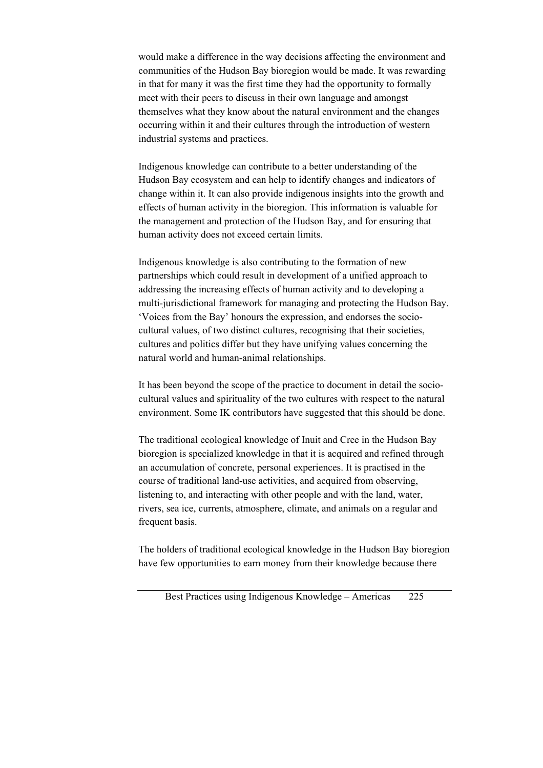would make a difference in the way decisions affecting the environment and communities of the Hudson Bay bioregion would be made. It was rewarding in that for many it was the first time they had the opportunity to formally meet with their peers to discuss in their own language and amongst themselves what they know about the natural environment and the changes occurring within it and their cultures through the introduction of western industrial systems and practices.

Indigenous knowledge can contribute to a better understanding of the Hudson Bay ecosystem and can help to identify changes and indicators of change within it. It can also provide indigenous insights into the growth and effects of human activity in the bioregion. This information is valuable for the management and protection of the Hudson Bay, and for ensuring that human activity does not exceed certain limits.

Indigenous knowledge is also contributing to the formation of new partnerships which could result in development of a unified approach to addressing the increasing effects of human activity and to developing a multi-jurisdictional framework for managing and protecting the Hudson Bay. 'Voices from the Bay' honours the expression, and endorses the socio-cultural values, of two distinct cultures, recognising that their societies, cultures and politics differ but they have unifying values concerning the natural world and human-animal relationships.

It has been beyond the scope of the practice to document in detail the socio-cultural values and spirituality of the two cultures with respect to the natural environment. Some IK contributors have suggested that this should be done.

The traditional ecological knowledge of Inuit and Cree in the Hudson Bay bioregion is specialized knowledge in that it is acquired and refined through an accumulation of concrete, personal experiences. It is practised in the course of traditional land-use activities, and acquired from observing, listening to, and interacting with other people and with the land, water, rivers, sea ice, currents, atmosphere, climate, and animals on a regular and frequent basis.

The holders of traditional ecological knowledge in the Hudson Bay bioregion have few opportunities to earn money from their knowledge because there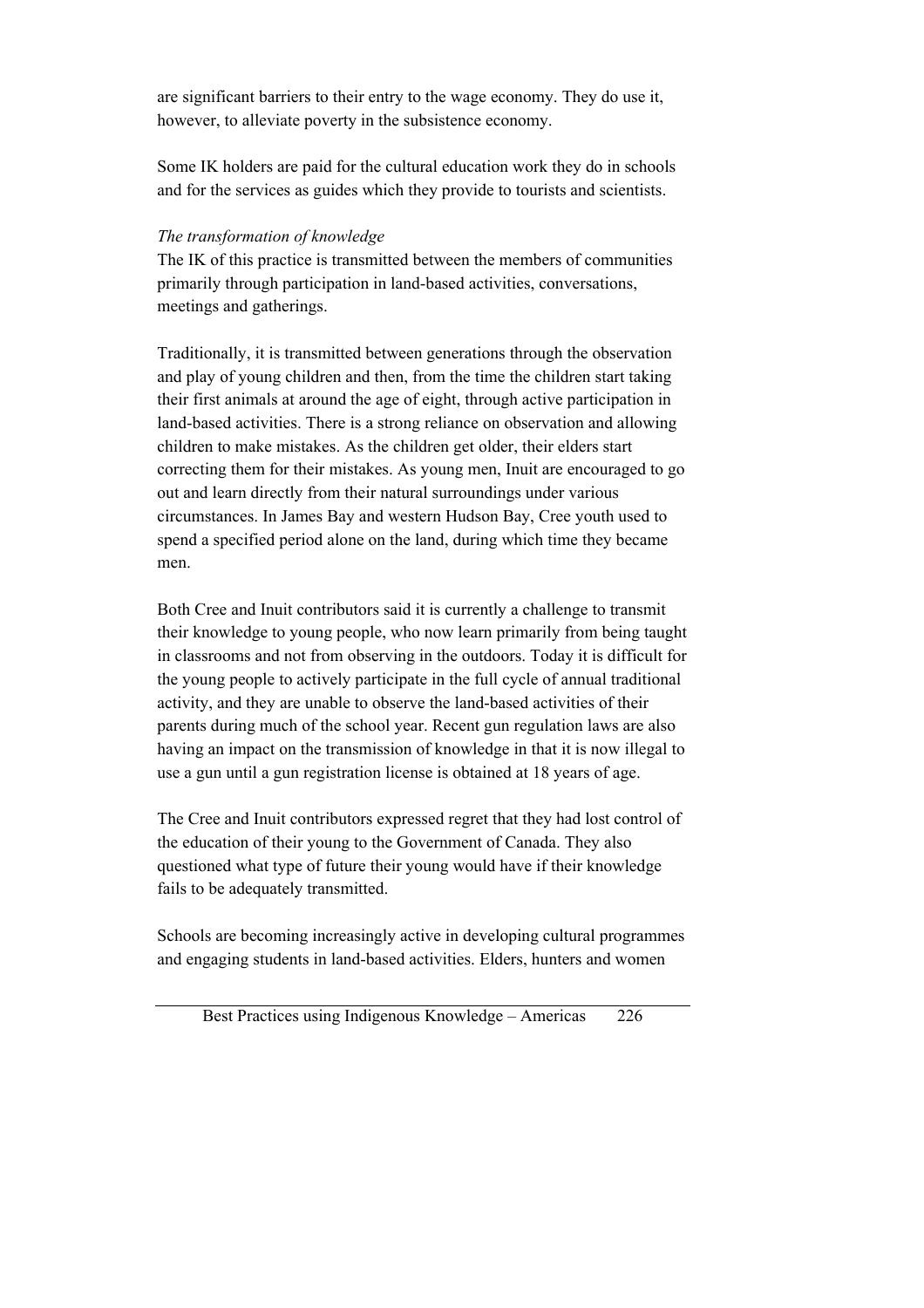are significant barriers to their entry to the wage economy. They do use it, however, to alleviate poverty in the subsistence economy.

Some IK holders are paid for the cultural education work they do in schools and for the services as guides which they provide to tourists and scientists.

*The transformation of knowledge*

The IK of this practice is transmitted between the members of communities primarily through participation in land-based activities, conversations, meetings and gatherings.

Traditionally, it is transmitted between generations through the observation and play of young children and then, from the time the children start taking their first animals at around the age of eight, through active participation in land-based activities. There is a strong reliance on observation and allowing children to make mistakes. As the children get older, their elders start correcting them for their mistakes. As young men, Inuit are encouraged to go out and learn directly from their natural surroundings under various circumstances. In James Bay and western Hudson Bay, Cree youth used to spend a specified period alone on the land, during which time they became men.

Both Cree and Inuit contributors said it is currently a challenge to transmit their knowledge to young people, who now learn primarily from being taught in classrooms and not from observing in the outdoors. Today it is difficult for the young people to actively participate in the full cycle of annual traditional activity, and they are unable to observe the land-based activities of their parents during much of the school year. Recent gun regulation laws are also having an impact on the transmission of knowledge in that it is now illegal to use a gun until a gun registration license is obtained at 18 years of age.

The Cree and Inuit contributors expressed regret that they had lost control of the education of their young to the Government of Canada. They also questioned what type of future their young would have if their knowledge fails to be adequately transmitted.

Schools are becoming increasingly active in developing cultural programmes and engaging students in land-based activities. Elders, hunters and women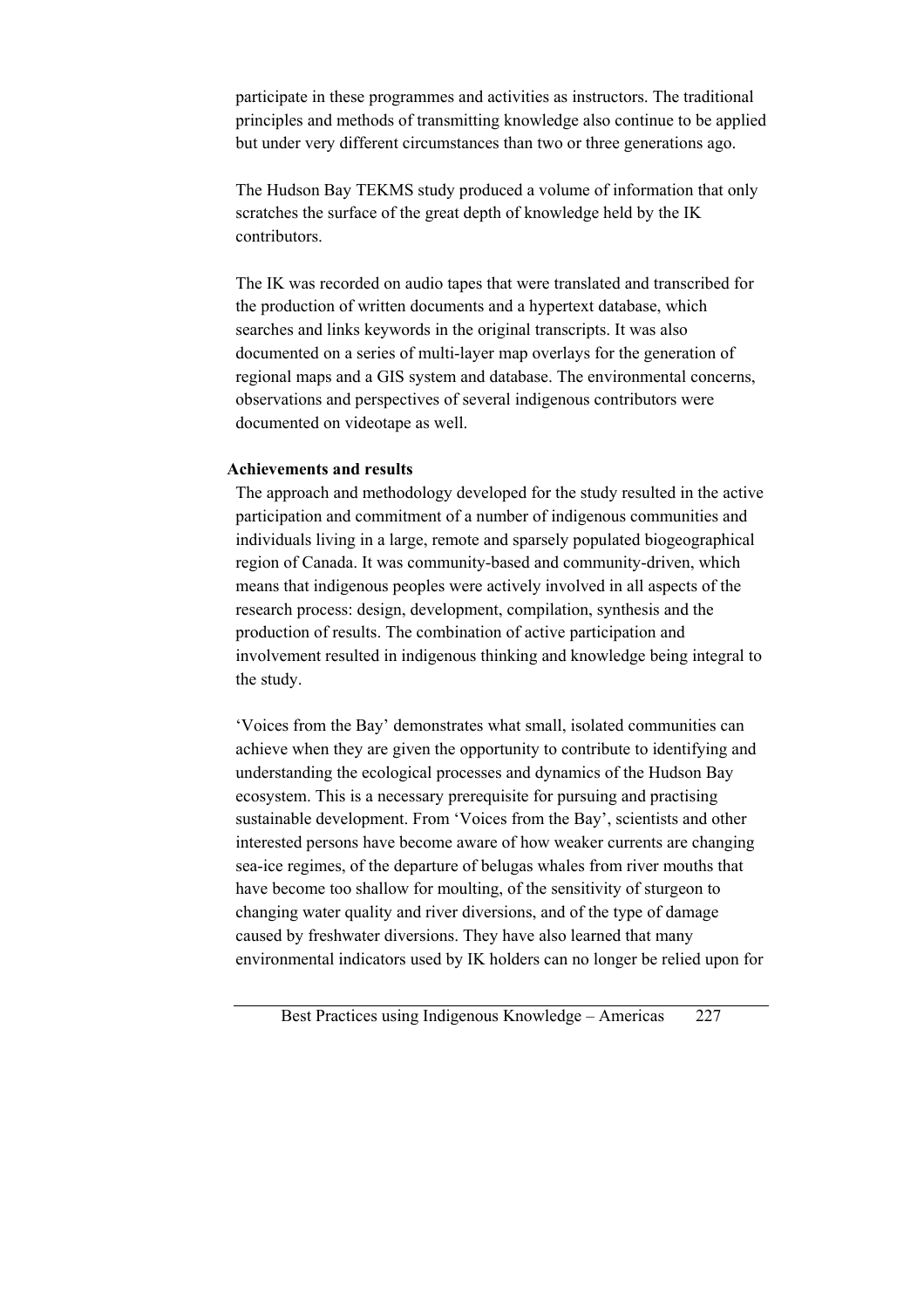participate in these programmes and activities as instructors. The traditional principles and methods of transmitting knowledge also continue to be applied but under very different circumstances than two or three generations ago.

The Hudson Bay TEKMS study produced a volume of information that only scratches the surface of the great depth of knowledge held by the IK contributors.

The IK was recorded on audio tapes that were translated and transcribed for the production of written documents and a hypertext database, which searches and links keywords in the original transcripts. It was also documented on a series of multi-layer map overlays for the generation of regional maps and a GIS system and database. The environmental concerns, observations and perspectives of several indigenous contributors were documented on videotape as well.

**Achievements and results**

The approach and methodology developed for the study resulted in the active participation and commitment of a number of indigenous communities and individuals living in a large, remote and sparsely populated biogeographical region of Canada. It was community-based and community-driven, which means that indigenous peoples were actively involved in all aspects of the research process: design, development, compilation, synthesis and the production of results. The combination of active participation and involvement resulted in indigenous thinking and knowledge being integral to the study.

'Voices from the Bay' demonstrates what small, isolated communities can achieve when they are given the opportunity to contribute to identifying and understanding the ecological processes and dynamics of the Hudson Bay ecosystem. This is a necessary prerequisite for pursuing and practising sustainable development. From 'Voices from the Bay', scientists and other interested persons have become aware of how weaker currents are changing sea-ice regimes, of the departure of belugas whales from river mouths that have become too shallow for moulting, of the sensitivity of sturgeon to changing water quality and river diversions, and of the type of damage caused by freshwater diversions. They have also learned that many environmental indicators used by IK holders can no longer be relied upon for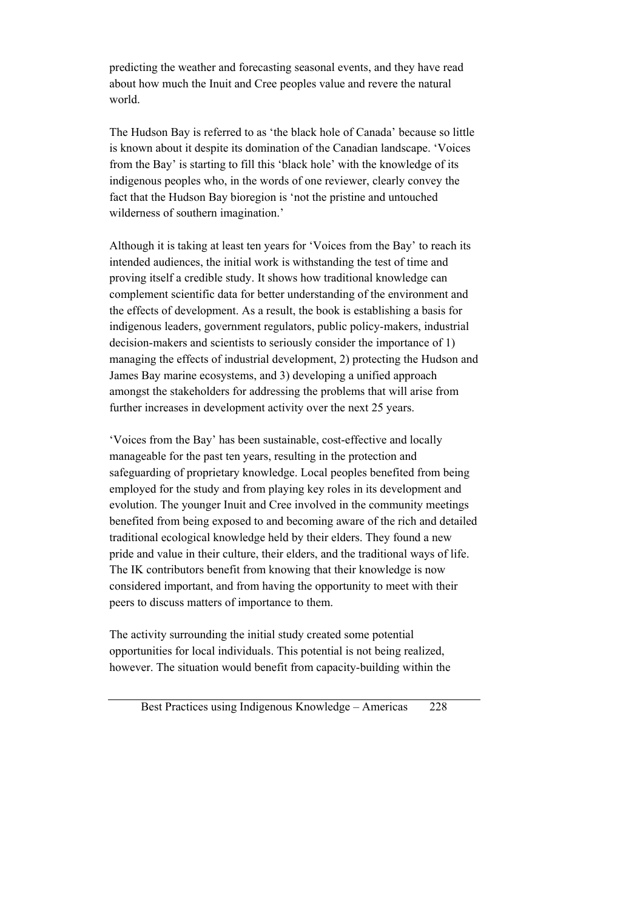predicting the weather and forecasting seasonal events, and they have read about how much the Inuit and Cree peoples value and revere the natural world.

The Hudson Bay is referred to as 'the black hole of Canada' because so little is known about it despite its domination of the Canadian landscape. 'Voices from the Bay' is starting to fill this 'black hole' with the knowledge of its indigenous peoples who, in the words of one reviewer, clearly convey the fact that the Hudson Bay bioregion is 'not the pristine and untouched wilderness of southern imagination.'

Although it is taking at least ten years for 'Voices from the Bay' to reach its intended audiences, the initial work is withstanding the test of time and proving itself a credible study. It shows how traditional knowledge can complement scientific data for better understanding of the environment and the effects of development. As a result, the book is establishing a basis for indigenous leaders, government regulators, public policy-makers, industrial decision-makers and scientists to seriously consider the importance of 1) managing the effects of industrial development, 2) protecting the Hudson and James Bay marine ecosystems, and 3) developing a unified approach amongst the stakeholders for addressing the problems that will arise from further increases in development activity over the next 25 years.

'Voices from the Bay' has been sustainable, cost-effective and locally manageable for the past ten years, resulting in the protection and safeguarding of proprietary knowledge. Local peoples benefited from being employed for the study and from playing key roles in its development and evolution. The younger Inuit and Cree involved in the community meetings benefited from being exposed to and becoming aware of the rich and detailed traditional ecological knowledge held by their elders. They found a new pride and value in their culture, their elders, and the traditional ways of life. The IK contributors benefit from knowing that their knowledge is now considered important, and from having the opportunity to meet with their peers to discuss matters of importance to them.

The activity surrounding the initial study created some potential opportunities for local individuals. This potential is not being realized, however. The situation would benefit from capacity-building within the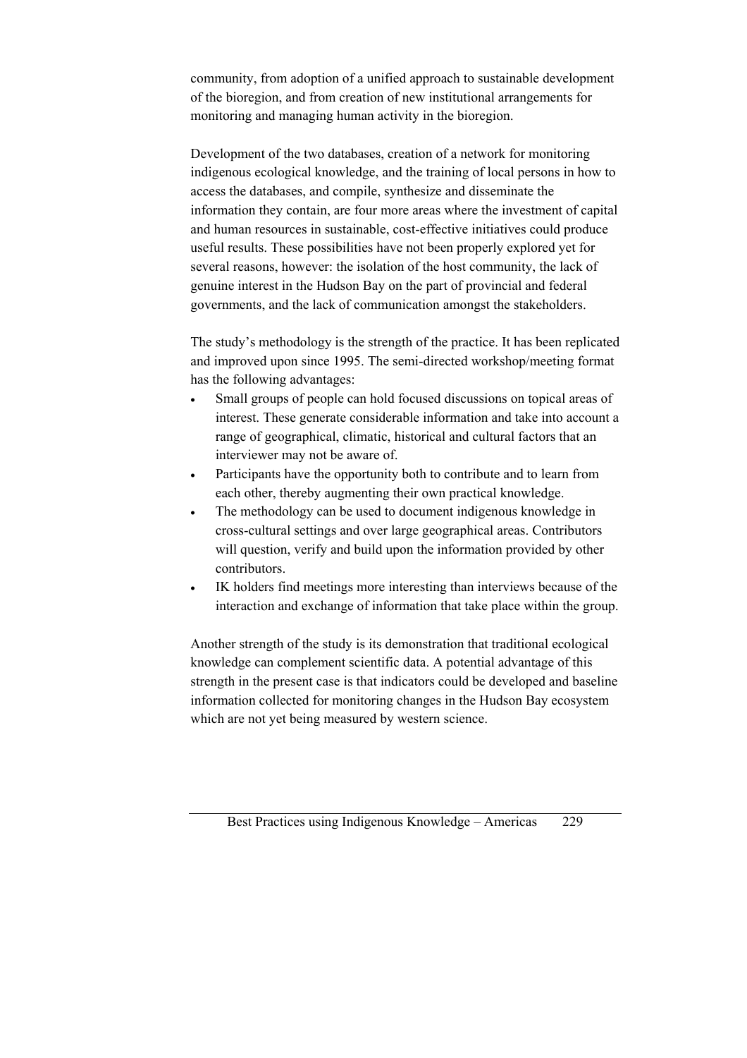community, from adoption of a unified approach to sustainable development of the bioregion, and from creation of new institutional arrangements for monitoring and managing human activity in the bioregion.

Development of the two databases, creation of a network for monitoring indigenous ecological knowledge, and the training of local persons in how to access the databases, and compile, synthesize and disseminate the information they contain, are four more areas where the investment of capital and human resources in sustainable, cost-effective initiatives could produce useful results. These possibilities have not been properly explored yet for several reasons, however: the isolation of the host community, the lack of genuine interest in the Hudson Bay on the part of provincial and federal governments, and the lack of communication amongst the stakeholders.

The study's methodology is the strength of the practice. It has been replicated and improved upon since 1995. The semi-directed workshop/meeting format has the following advantages:

- Small groups of people can hold focused discussions on topical areas of interest. These generate considerable information and take into account a range of geographical, climatic, historical and cultural factors that an interviewer may not be aware of.
- Participants have the opportunity both to contribute and to learn from each other, thereby augmenting their own practical knowledge.
- The methodology can be used to document indigenous knowledge in cross-cultural settings and over large geographical areas. Contributors will question, verify and build upon the information provided by other contributors.
- IK holders find meetings more interesting than interviews because of the interaction and exchange of information that take place within the group.

Another strength of the study is its demonstration that traditional ecological knowledge can complement scientific data. A potential advantage of this strength in the present case is that indicators could be developed and baseline information collected for monitoring changes in the Hudson Bay ecosystem which are not yet being measured by western science.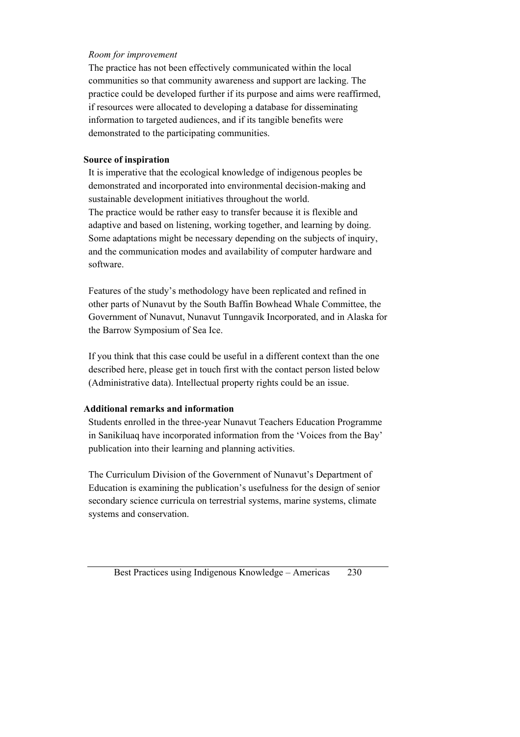*Room for improvement*

The practice has not been effectively communicated within the local communities so that community awareness and support are lacking. The practice could be developed further if its purpose and aims were reaffirmed, if resources were allocated to developing a database for disseminating information to targeted audiences, and if its tangible benefits were demonstrated to the participating communities.

**Source of inspiration**

It is imperative that the ecological knowledge of indigenous peoples be demonstrated and incorporated into environmental decision-making and sustainable development initiatives throughout the world.
The practice would be rather easy to transfer because it is flexible and adaptive and based on listening, working together, and learning by doing. Some adaptations might be necessary depending on the subjects of inquiry, and the communication modes and availability of computer hardware and software.

Features of the study's methodology have been replicated and refined in other parts of Nunavut by the South Baffin Bowhead Whale Committee, the Government of Nunavut, Nunavut Tunngavik Incorporated, and in Alaska for the Barrow Symposium of Sea Ice.

If you think that this case could be useful in a different context than the one described here, please get in touch first with the contact person listed below (Administrative data). Intellectual property rights could be an issue.

**Additional remarks and information**

Students enrolled in the three-year Nunavut Teachers Education Programme in Sanikiluaq have incorporated information from the 'Voices from the Bay' publication into their learning and planning activities.

The Curriculum Division of the Government of Nunavut's Department of Education is examining the publication's usefulness for the design of senior secondary science curricula on terrestrial systems, marine systems, climate systems and conservation.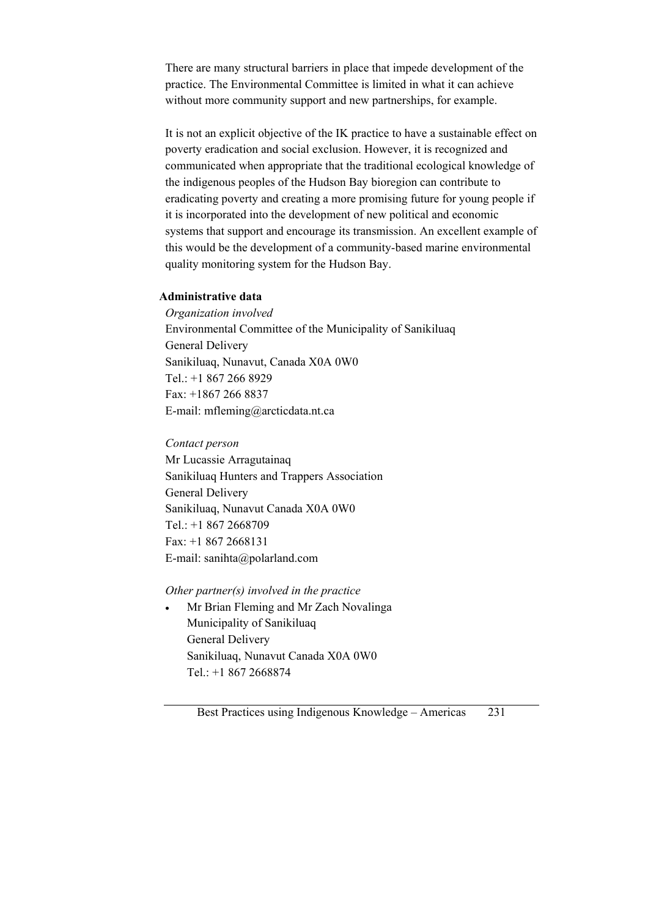There are many structural barriers in place that impede development of the practice. The Environmental Committee is limited in what it can achieve without more community support and new partnerships, for example.

It is not an explicit objective of the IK practice to have a sustainable effect on poverty eradication and social exclusion. However, it is recognized and communicated when appropriate that the traditional ecological knowledge of the indigenous peoples of the Hudson Bay bioregion can contribute to eradicating poverty and creating a more promising future for young people if it is incorporated into the development of new political and economic systems that support and encourage its transmission. An excellent example of this would be the development of a community-based marine environmental quality monitoring system for the Hudson Bay.

**Administrative data**

*Organization involved*
Environmental Committee of the Municipality of Sanikiluaq
General Delivery
Sanikiluaq, Nunavut, Canada X0A 0W0
Tel.: +1 867 266 8929
Fax: +1867 266 8837
E-mail: mfleming@arcticdata.nt.ca

*Contact person*
Mr Lucassie Arragutainaq
Sanikiluaq Hunters and Trappers Association
General Delivery
Sanikiluaq, Nunavut Canada X0A 0W0
Tel.: +1 867 2668709
Fax: +1 867 2668131
E-mail: sanihta@polarland.com

*Other partner(s) involved in the practice*

- Mr Brian Fleming and Mr Zach Novalinga
  Municipality of Sanikiluaq
  General Delivery
  Sanikiluaq, Nunavut Canada X0A 0W0
  Tel.: +1 867 2668874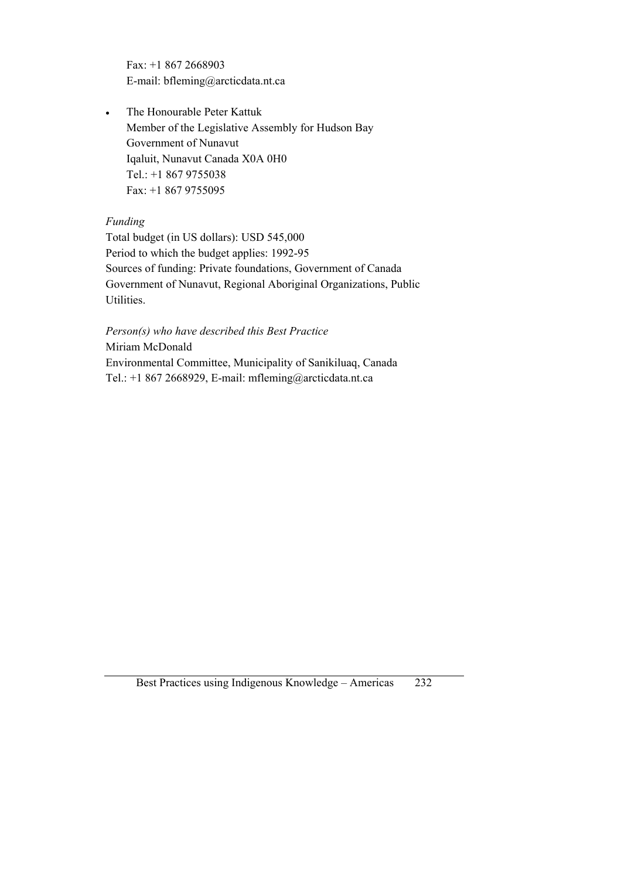Fax: +1 867 2668903
E-mail: bfleming@arcticdata.nt.ca

- The Honourable Peter Kattuk
  Member of the Legislative Assembly for Hudson Bay
  Government of Nunavut
  Iqaluit, Nunavut Canada X0A 0H0
  Tel.: +1 867 9755038
  Fax: +1 867 9755095

*Funding*
Total budget (in US dollars): USD 545,000
Period to which the budget applies: 1992-95
Sources of funding: Private foundations, Government of Canada
Government of Nunavut, Regional Aboriginal Organizations, Public Utilities.

*Person(s) who have described this Best Practice*
Miriam McDonald
Environmental Committee, Municipality of Sanikiluaq, Canada
Tel.: +1 867 2668929, E-mail: mfleming@arcticdata.nt.ca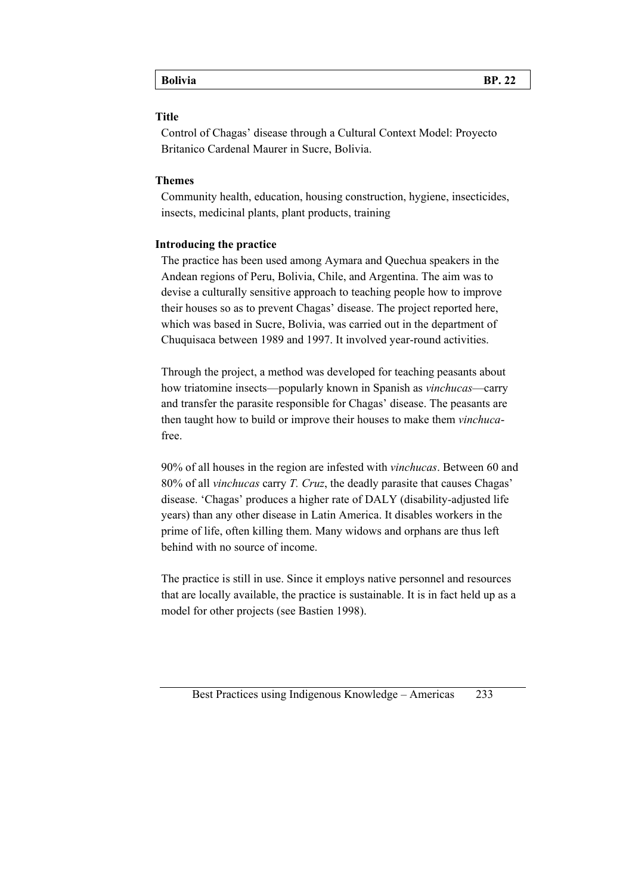| Bolivia | BP. 22 |
|---|---|

### Title

Control of Chagas' disease through a Cultural Context Model: Proyecto Britanico Cardenal Maurer in Sucre, Bolivia.

### Themes

Community health, education, housing construction, hygiene, insecticides, insects, medicinal plants, plant products, training

### Introducing the practice

The practice has been used among Aymara and Quechua speakers in the Andean regions of Peru, Bolivia, Chile, and Argentina. The aim was to devise a culturally sensitive approach to teaching people how to improve their houses so as to prevent Chagas' disease. The project reported here, which was based in Sucre, Bolivia, was carried out in the department of Chuquisaca between 1989 and 1997. It involved year-round activities.

Through the project, a method was developed for teaching peasants about how triatomine insects—popularly known in Spanish as *vinchucas*—carry and transfer the parasite responsible for Chagas' disease. The peasants are then taught how to build or improve their houses to make them *vinchuca*-free.

90% of all houses in the region are infested with *vinchucas*. Between 60 and 80% of all *vinchucas* carry *T. Cruz*, the deadly parasite that causes Chagas' disease. 'Chagas' produces a higher rate of DALY (disability-adjusted life years) than any other disease in Latin America. It disables workers in the prime of life, often killing them. Many widows and orphans are thus left behind with no source of income.

The practice is still in use. Since it employs native personnel and resources that are locally available, the practice is sustainable. It is in fact held up as a model for other projects (see Bastien 1998).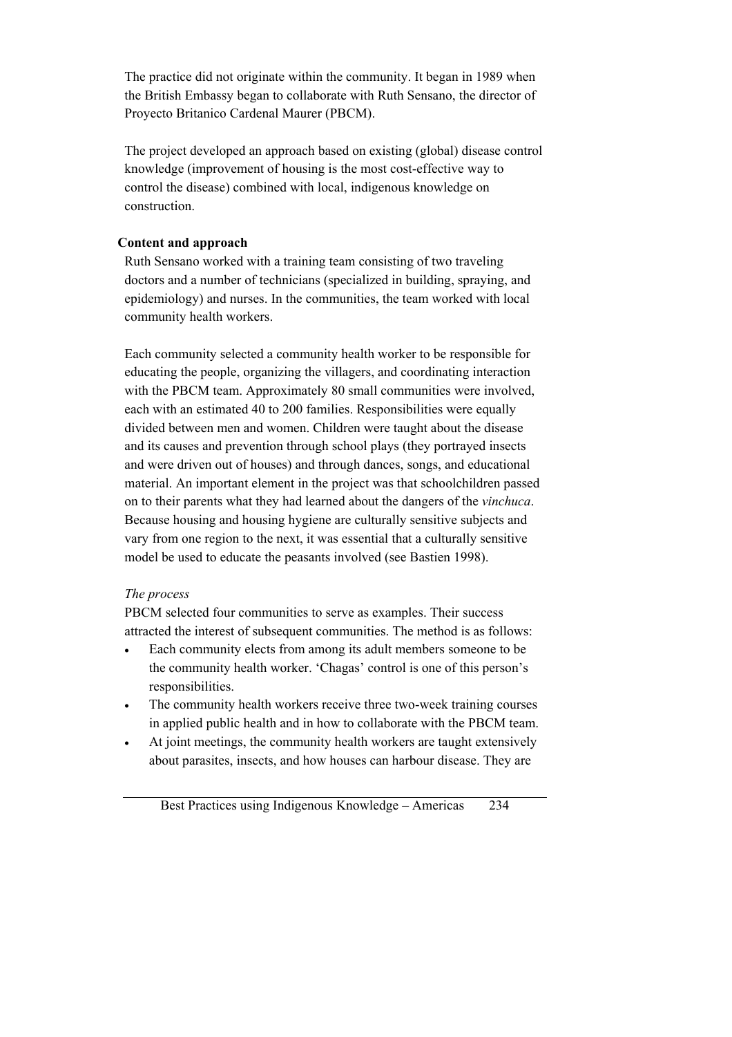The practice did not originate within the community. It began in 1989 when the British Embassy began to collaborate with Ruth Sensano, the director of Proyecto Britanico Cardenal Maurer (PBCM).

The project developed an approach based on existing (global) disease control knowledge (improvement of housing is the most cost-effective way to control the disease) combined with local, indigenous knowledge on construction.

**Content and approach**

Ruth Sensano worked with a training team consisting of two traveling doctors and a number of technicians (specialized in building, spraying, and epidemiology) and nurses. In the communities, the team worked with local community health workers.

Each community selected a community health worker to be responsible for educating the people, organizing the villagers, and coordinating interaction with the PBCM team. Approximately 80 small communities were involved, each with an estimated 40 to 200 families. Responsibilities were equally divided between men and women. Children were taught about the disease and its causes and prevention through school plays (they portrayed insects and were driven out of houses) and through dances, songs, and educational material. An important element in the project was that schoolchildren passed on to their parents what they had learned about the dangers of the *vinchuca*. Because housing and housing hygiene are culturally sensitive subjects and vary from one region to the next, it was essential that a culturally sensitive model be used to educate the peasants involved (see Bastien 1998).

*The process*

PBCM selected four communities to serve as examples. Their success attracted the interest of subsequent communities. The method is as follows:

- Each community elects from among its adult members someone to be the community health worker. 'Chagas' control is one of this person's responsibilities.
- The community health workers receive three two-week training courses in applied public health and in how to collaborate with the PBCM team.
- At joint meetings, the community health workers are taught extensively about parasites, insects, and how houses can harbour disease. They are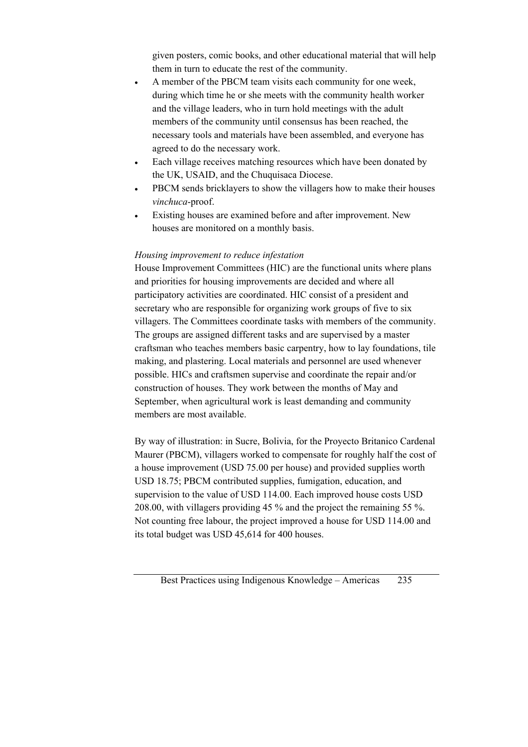given posters, comic books, and other educational material that will help them in turn to educate the rest of the community.

- A member of the PBCM team visits each community for one week, during which time he or she meets with the community health worker and the village leaders, who in turn hold meetings with the adult members of the community until consensus has been reached, the necessary tools and materials have been assembled, and everyone has agreed to do the necessary work.
- Each village receives matching resources which have been donated by the UK, USAID, and the Chuquisaca Diocese.
- PBCM sends bricklayers to show the villagers how to make their houses *vinchuca*-proof.
- Existing houses are examined before and after improvement. New houses are monitored on a monthly basis.

*Housing improvement to reduce infestation*

House Improvement Committees (HIC) are the functional units where plans and priorities for housing improvements are decided and where all participatory activities are coordinated. HIC consist of a president and secretary who are responsible for organizing work groups of five to six villagers. The Committees coordinate tasks with members of the community. The groups are assigned different tasks and are supervised by a master craftsman who teaches members basic carpentry, how to lay foundations, tile making, and plastering. Local materials and personnel are used whenever possible. HICs and craftsmen supervise and coordinate the repair and/or construction of houses. They work between the months of May and September, when agricultural work is least demanding and community members are most available.

By way of illustration: in Sucre, Bolivia, for the Proyecto Britanico Cardenal Maurer (PBCM), villagers worked to compensate for roughly half the cost of a house improvement (USD 75.00 per house) and provided supplies worth USD 18.75; PBCM contributed supplies, fumigation, education, and supervision to the value of USD 114.00. Each improved house costs USD 208.00, with villagers providing 45 % and the project the remaining 55 %. Not counting free labour, the project improved a house for USD 114.00 and its total budget was USD 45,614 for 400 houses.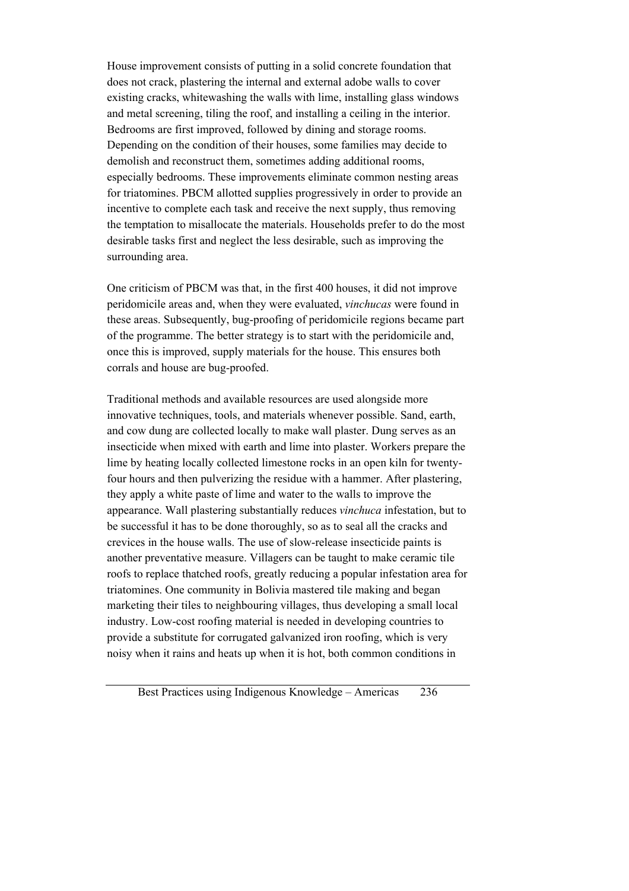House improvement consists of putting in a solid concrete foundation that does not crack, plastering the internal and external adobe walls to cover existing cracks, whitewashing the walls with lime, installing glass windows and metal screening, tiling the roof, and installing a ceiling in the interior. Bedrooms are first improved, followed by dining and storage rooms. Depending on the condition of their houses, some families may decide to demolish and reconstruct them, sometimes adding additional rooms, especially bedrooms. These improvements eliminate common nesting areas for triatomines. PBCM allotted supplies progressively in order to provide an incentive to complete each task and receive the next supply, thus removing the temptation to misallocate the materials. Households prefer to do the most desirable tasks first and neglect the less desirable, such as improving the surrounding area.

One criticism of PBCM was that, in the first 400 houses, it did not improve peridomicile areas and, when they were evaluated, *vinchucas* were found in these areas. Subsequently, bug-proofing of peridomicile regions became part of the programme. The better strategy is to start with the peridomicile and, once this is improved, supply materials for the house. This ensures both corrals and house are bug-proofed.

Traditional methods and available resources are used alongside more innovative techniques, tools, and materials whenever possible. Sand, earth, and cow dung are collected locally to make wall plaster. Dung serves as an insecticide when mixed with earth and lime into plaster. Workers prepare the lime by heating locally collected limestone rocks in an open kiln for twenty-four hours and then pulverizing the residue with a hammer. After plastering, they apply a white paste of lime and water to the walls to improve the appearance. Wall plastering substantially reduces *vinchuca* infestation, but to be successful it has to be done thoroughly, so as to seal all the cracks and crevices in the house walls. The use of slow-release insecticide paints is another preventative measure. Villagers can be taught to make ceramic tile roofs to replace thatched roofs, greatly reducing a popular infestation area for triatomines. One community in Bolivia mastered tile making and began marketing their tiles to neighbouring villages, thus developing a small local industry. Low-cost roofing material is needed in developing countries to provide a substitute for corrugated galvanized iron roofing, which is very noisy when it rains and heats up when it is hot, both common conditions in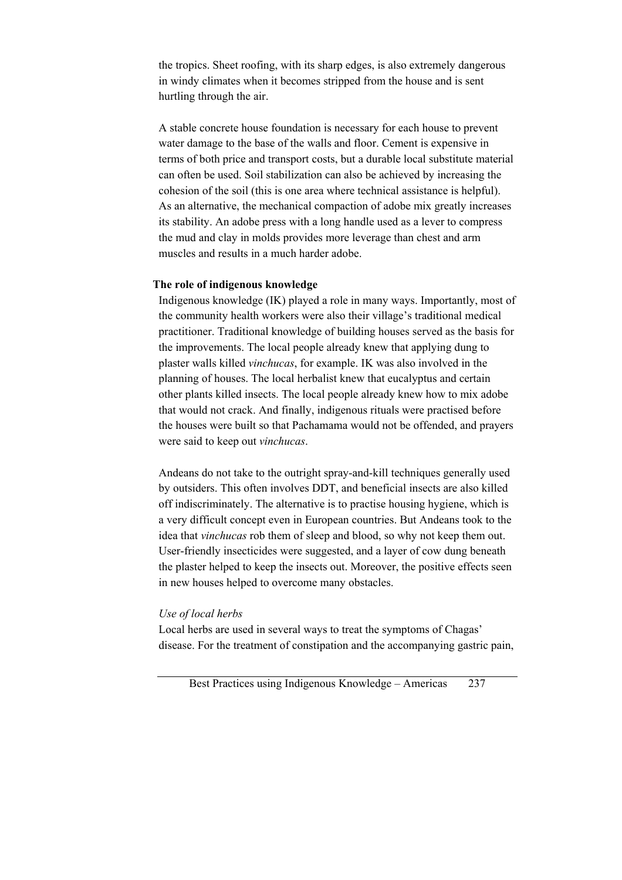the tropics. Sheet roofing, with its sharp edges, is also extremely dangerous in windy climates when it becomes stripped from the house and is sent hurtling through the air.

A stable concrete house foundation is necessary for each house to prevent water damage to the base of the walls and floor. Cement is expensive in terms of both price and transport costs, but a durable local substitute material can often be used. Soil stabilization can also be achieved by increasing the cohesion of the soil (this is one area where technical assistance is helpful). As an alternative, the mechanical compaction of adobe mix greatly increases its stability. An adobe press with a long handle used as a lever to compress the mud and clay in molds provides more leverage than chest and arm muscles and results in a much harder adobe.

**The role of indigenous knowledge**

Indigenous knowledge (IK) played a role in many ways. Importantly, most of the community health workers were also their village's traditional medical practitioner. Traditional knowledge of building houses served as the basis for the improvements. The local people already knew that applying dung to plaster walls killed *vinchucas*, for example. IK was also involved in the planning of houses. The local herbalist knew that eucalyptus and certain other plants killed insects. The local people already knew how to mix adobe that would not crack. And finally, indigenous rituals were practised before the houses were built so that Pachamama would not be offended, and prayers were said to keep out *vinchucas*.

Andeans do not take to the outright spray-and-kill techniques generally used by outsiders. This often involves DDT, and beneficial insects are also killed off indiscriminately. The alternative is to practise housing hygiene, which is a very difficult concept even in European countries. But Andeans took to the idea that *vinchucas* rob them of sleep and blood, so why not keep them out. User-friendly insecticides were suggested, and a layer of cow dung beneath the plaster helped to keep the insects out. Moreover, the positive effects seen in new houses helped to overcome many obstacles.

*Use of local herbs*

Local herbs are used in several ways to treat the symptoms of Chagas' disease. For the treatment of constipation and the accompanying gastric pain,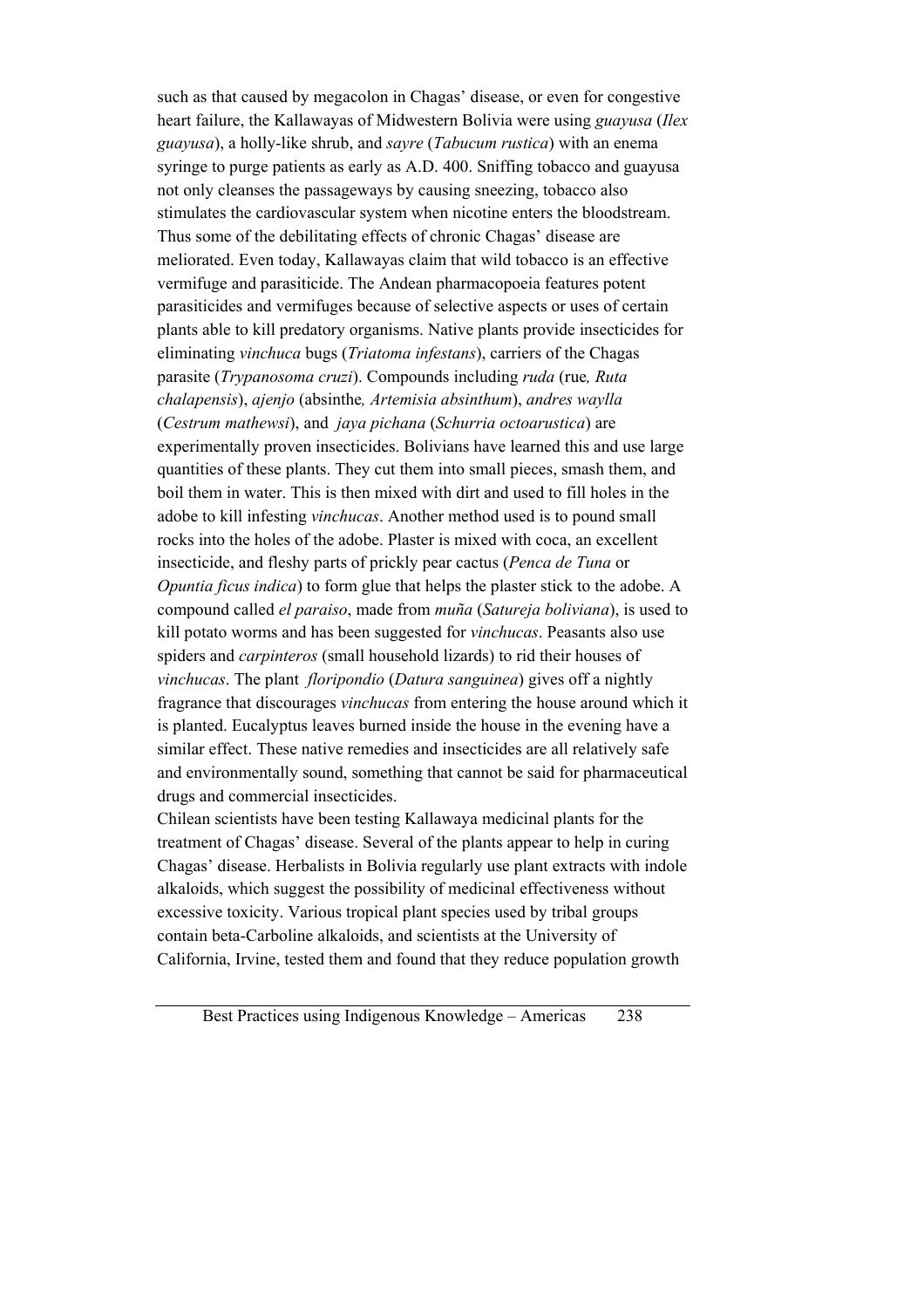such as that caused by megacolon in Chagas' disease, or even for congestive heart failure, the Kallawayas of Midwestern Bolivia were using *guayusa* (*Ilex guayusa*), a holly-like shrub, and *sayre* (*Tabucum rustica*) with an enema syringe to purge patients as early as A.D. 400. Sniffing tobacco and guayusa not only cleanses the passageways by causing sneezing, tobacco also stimulates the cardiovascular system when nicotine enters the bloodstream. Thus some of the debilitating effects of chronic Chagas' disease are meliorated. Even today, Kallawayas claim that wild tobacco is an effective vermifuge and parasiticide. The Andean pharmacopoeia features potent parasiticides and vermifuges because of selective aspects or uses of certain plants able to kill predatory organisms. Native plants provide insecticides for eliminating *vinchuca* bugs (*Triatoma infestans*), carriers of the Chagas parasite (*Trypanosoma cruzi*). Compounds including *ruda* (rue*, Ruta chalapensis*), *ajenjo* (absinthe*, Artemisia absinthum*), *andres waylla* (*Cestrum mathewsi*), and *jaya pichana* (*Schurria octoarustica*) are experimentally proven insecticides. Bolivians have learned this and use large quantities of these plants. They cut them into small pieces, smash them, and boil them in water. This is then mixed with dirt and used to fill holes in the adobe to kill infesting *vinchucas*. Another method used is to pound small rocks into the holes of the adobe. Plaster is mixed with coca, an excellent insecticide, and fleshy parts of prickly pear cactus (*Penca de Tuna* or *Opuntia ficus indica*) to form glue that helps the plaster stick to the adobe. A compound called *el paraiso*, made from *muña* (*Satureja boliviana*), is used to kill potato worms and has been suggested for *vinchucas*. Peasants also use spiders and *carpinteros* (small household lizards) to rid their houses of *vinchucas*. The plant *floripondio* (*Datura sanguinea*) gives off a nightly fragrance that discourages *vinchucas* from entering the house around which it is planted. Eucalyptus leaves burned inside the house in the evening have a similar effect. These native remedies and insecticides are all relatively safe and environmentally sound, something that cannot be said for pharmaceutical drugs and commercial insecticides.

Chilean scientists have been testing Kallawaya medicinal plants for the treatment of Chagas' disease. Several of the plants appear to help in curing Chagas' disease. Herbalists in Bolivia regularly use plant extracts with indole alkaloids, which suggest the possibility of medicinal effectiveness without excessive toxicity. Various tropical plant species used by tribal groups contain beta-Carboline alkaloids, and scientists at the University of California, Irvine, tested them and found that they reduce population growth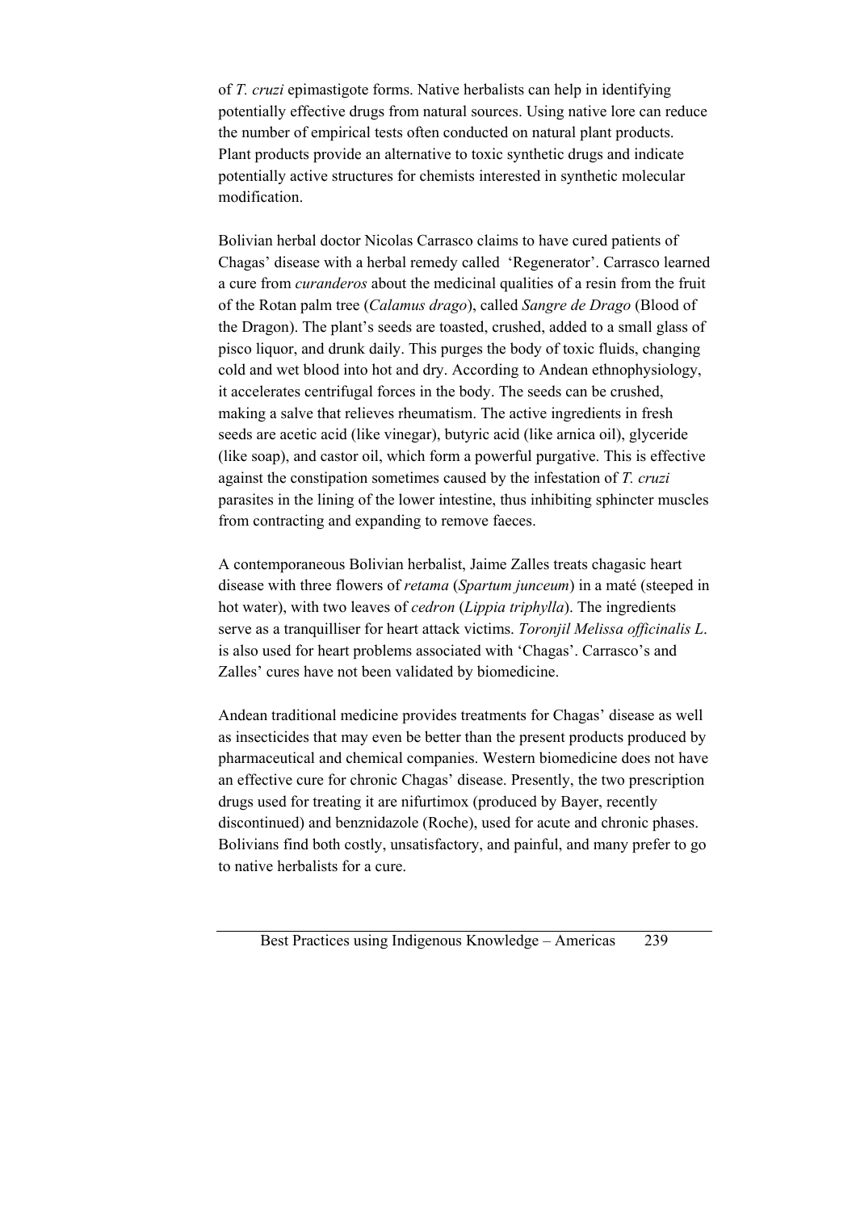of *T. cruzi* epimastigote forms. Native herbalists can help in identifying potentially effective drugs from natural sources. Using native lore can reduce the number of empirical tests often conducted on natural plant products. Plant products provide an alternative to toxic synthetic drugs and indicate potentially active structures for chemists interested in synthetic molecular modification.

Bolivian herbal doctor Nicolas Carrasco claims to have cured patients of Chagas' disease with a herbal remedy called 'Regenerator'. Carrasco learned a cure from *curanderos* about the medicinal qualities of a resin from the fruit of the Rotan palm tree (*Calamus drago*), called *Sangre de Drago* (Blood of the Dragon). The plant's seeds are toasted, crushed, added to a small glass of pisco liquor, and drunk daily. This purges the body of toxic fluids, changing cold and wet blood into hot and dry. According to Andean ethnophysiology, it accelerates centrifugal forces in the body. The seeds can be crushed, making a salve that relieves rheumatism. The active ingredients in fresh seeds are acetic acid (like vinegar), butyric acid (like arnica oil), glyceride (like soap), and castor oil, which form a powerful purgative. This is effective against the constipation sometimes caused by the infestation of *T. cruzi* parasites in the lining of the lower intestine, thus inhibiting sphincter muscles from contracting and expanding to remove faeces.

A contemporaneous Bolivian herbalist, Jaime Zalles treats chagasic heart disease with three flowers of *retama* (*Spartum junceum*) in a maté (steeped in hot water), with two leaves of *cedron* (*Lippia triphylla*). The ingredients serve as a tranquilliser for heart attack victims. *Toronjil Melissa officinalis L*. is also used for heart problems associated with 'Chagas'. Carrasco's and Zalles' cures have not been validated by biomedicine.

Andean traditional medicine provides treatments for Chagas' disease as well as insecticides that may even be better than the present products produced by pharmaceutical and chemical companies. Western biomedicine does not have an effective cure for chronic Chagas' disease. Presently, the two prescription drugs used for treating it are nifurtimox (produced by Bayer, recently discontinued) and benznidazole (Roche), used for acute and chronic phases. Bolivians find both costly, unsatisfactory, and painful, and many prefer to go to native herbalists for a cure.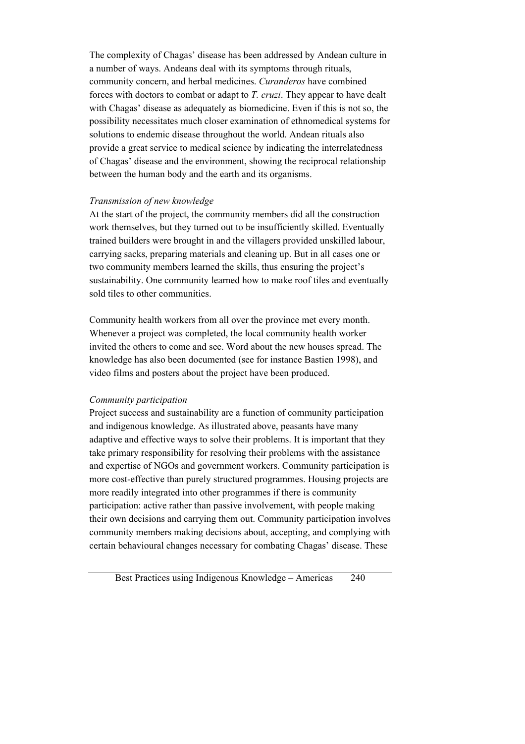The complexity of Chagas' disease has been addressed by Andean culture in a number of ways. Andeans deal with its symptoms through rituals, community concern, and herbal medicines. *Curanderos* have combined forces with doctors to combat or adapt to *T. cruzi*. They appear to have dealt with Chagas' disease as adequately as biomedicine. Even if this is not so, the possibility necessitates much closer examination of ethnomedical systems for solutions to endemic disease throughout the world. Andean rituals also provide a great service to medical science by indicating the interrelatedness of Chagas' disease and the environment, showing the reciprocal relationship between the human body and the earth and its organisms.

*Transmission of new knowledge*

At the start of the project, the community members did all the construction work themselves, but they turned out to be insufficiently skilled. Eventually trained builders were brought in and the villagers provided unskilled labour, carrying sacks, preparing materials and cleaning up. But in all cases one or two community members learned the skills, thus ensuring the project's sustainability. One community learned how to make roof tiles and eventually sold tiles to other communities.

Community health workers from all over the province met every month. Whenever a project was completed, the local community health worker invited the others to come and see. Word about the new houses spread. The knowledge has also been documented (see for instance Bastien 1998), and video films and posters about the project have been produced.

*Community participation*

Project success and sustainability are a function of community participation and indigenous knowledge. As illustrated above, peasants have many adaptive and effective ways to solve their problems. It is important that they take primary responsibility for resolving their problems with the assistance and expertise of NGOs and government workers. Community participation is more cost-effective than purely structured programmes. Housing projects are more readily integrated into other programmes if there is community participation: active rather than passive involvement, with people making their own decisions and carrying them out. Community participation involves community members making decisions about, accepting, and complying with certain behavioural changes necessary for combating Chagas' disease. These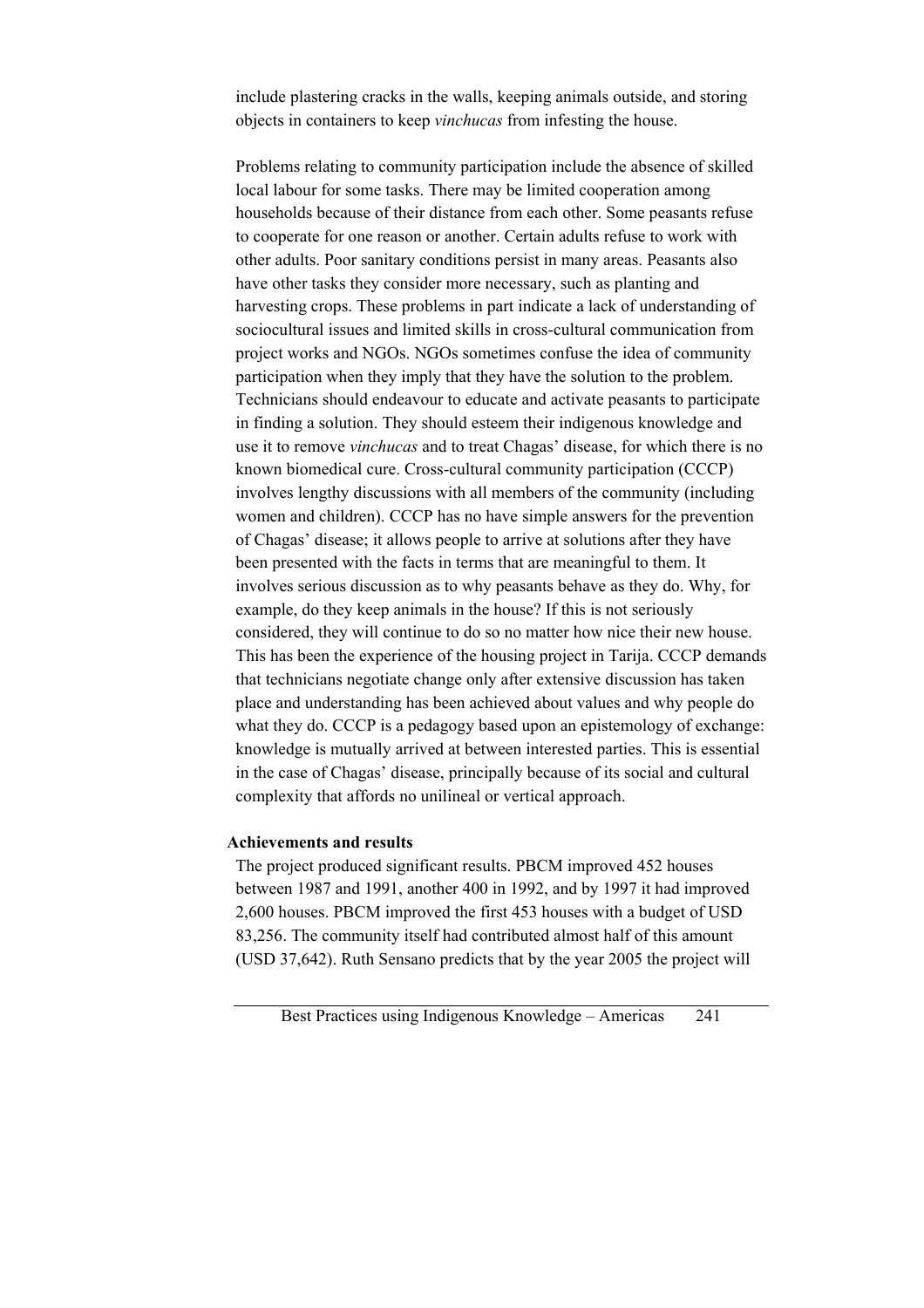include plastering cracks in the walls, keeping animals outside, and storing objects in containers to keep *vinchucas* from infesting the house.

Problems relating to community participation include the absence of skilled local labour for some tasks. There may be limited cooperation among households because of their distance from each other. Some peasants refuse to cooperate for one reason or another. Certain adults refuse to work with other adults. Poor sanitary conditions persist in many areas. Peasants also have other tasks they consider more necessary, such as planting and harvesting crops. These problems in part indicate a lack of understanding of sociocultural issues and limited skills in cross-cultural communication from project works and NGOs. NGOs sometimes confuse the idea of community participation when they imply that they have the solution to the problem. Technicians should endeavour to educate and activate peasants to participate in finding a solution. They should esteem their indigenous knowledge and use it to remove *vinchucas* and to treat Chagas' disease, for which there is no known biomedical cure. Cross-cultural community participation (CCCP) involves lengthy discussions with all members of the community (including women and children). CCCP has no have simple answers for the prevention of Chagas' disease; it allows people to arrive at solutions after they have been presented with the facts in terms that are meaningful to them. It involves serious discussion as to why peasants behave as they do. Why, for example, do they keep animals in the house? If this is not seriously considered, they will continue to do so no matter how nice their new house. This has been the experience of the housing project in Tarija. CCCP demands that technicians negotiate change only after extensive discussion has taken place and understanding has been achieved about values and why people do what they do. CCCP is a pedagogy based upon an epistemology of exchange: knowledge is mutually arrived at between interested parties. This is essential in the case of Chagas' disease, principally because of its social and cultural complexity that affords no unilineal or vertical approach.

**Achievements and results**

The project produced significant results. PBCM improved 452 houses between 1987 and 1991, another 400 in 1992, and by 1997 it had improved 2,600 houses. PBCM improved the first 453 houses with a budget of USD 83,256. The community itself had contributed almost half of this amount (USD 37,642). Ruth Sensano predicts that by the year 2005 the project will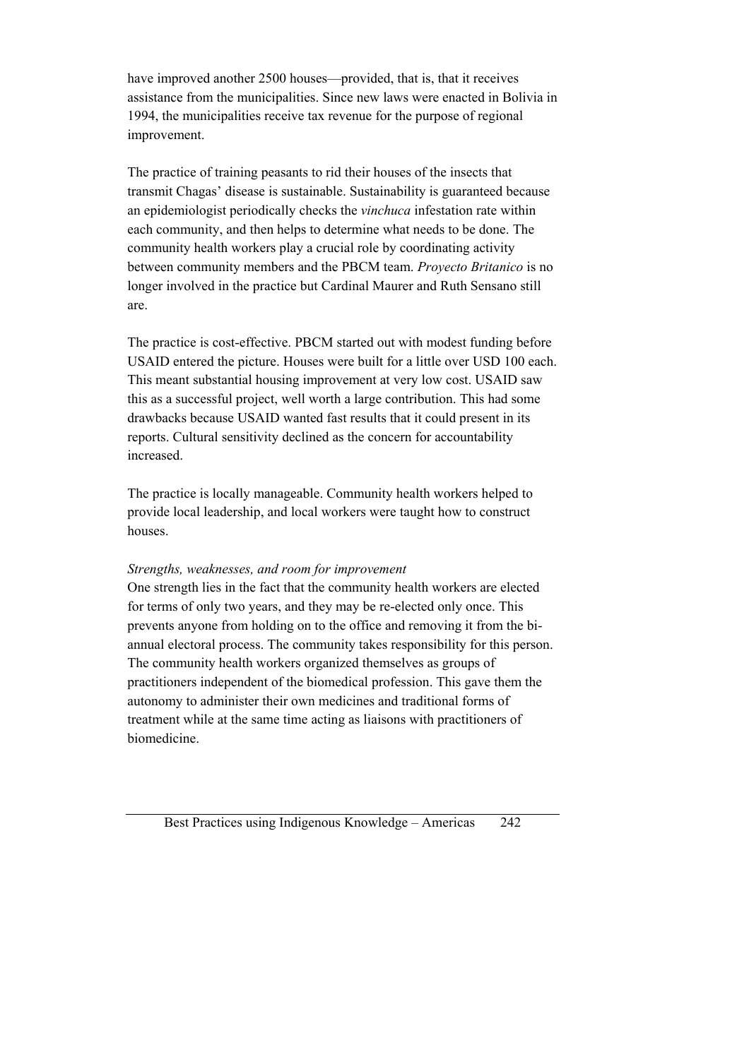have improved another 2500 houses—provided, that is, that it receives assistance from the municipalities. Since new laws were enacted in Bolivia in 1994, the municipalities receive tax revenue for the purpose of regional improvement.

The practice of training peasants to rid their houses of the insects that transmit Chagas' disease is sustainable. Sustainability is guaranteed because an epidemiologist periodically checks the *vinchuca* infestation rate within each community, and then helps to determine what needs to be done. The community health workers play a crucial role by coordinating activity between community members and the PBCM team. *Proyecto Britanico* is no longer involved in the practice but Cardinal Maurer and Ruth Sensano still are.

The practice is cost-effective. PBCM started out with modest funding before USAID entered the picture. Houses were built for a little over USD 100 each. This meant substantial housing improvement at very low cost. USAID saw this as a successful project, well worth a large contribution. This had some drawbacks because USAID wanted fast results that it could present in its reports. Cultural sensitivity declined as the concern for accountability increased.

The practice is locally manageable. Community health workers helped to provide local leadership, and local workers were taught how to construct houses.

*Strengths, weaknesses, and room for improvement*

One strength lies in the fact that the community health workers are elected for terms of only two years, and they may be re-elected only once. This prevents anyone from holding on to the office and removing it from the bi-annual electoral process. The community takes responsibility for this person. The community health workers organized themselves as groups of practitioners independent of the biomedical profession. This gave them the autonomy to administer their own medicines and traditional forms of treatment while at the same time acting as liaisons with practitioners of biomedicine.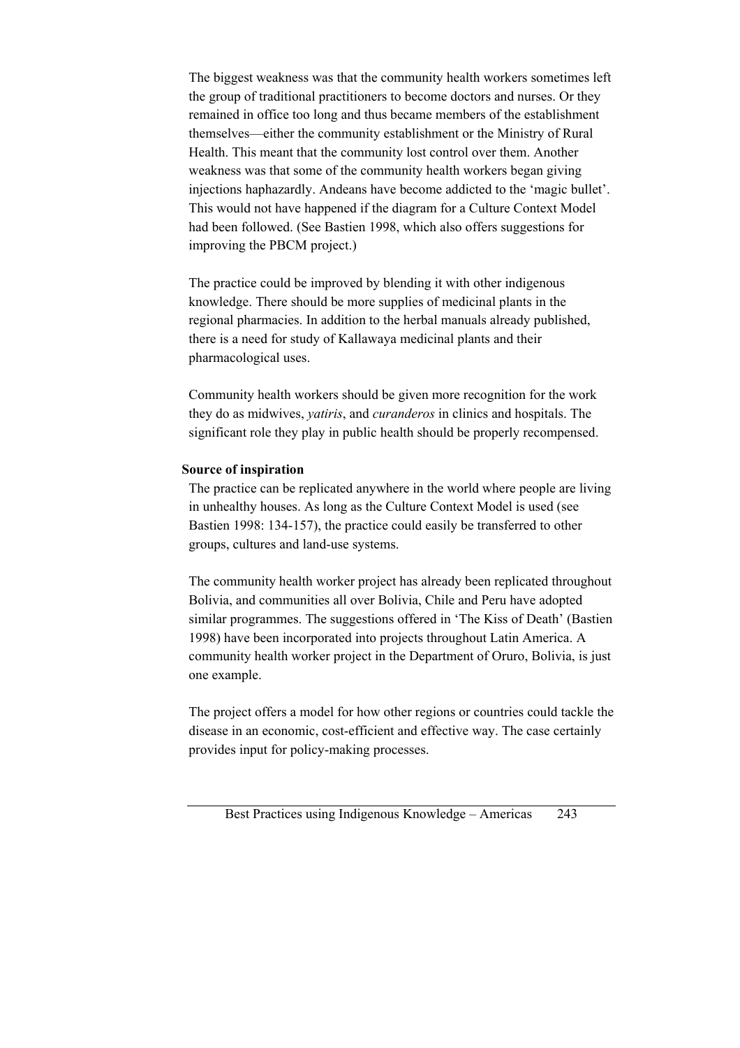The biggest weakness was that the community health workers sometimes left the group of traditional practitioners to become doctors and nurses. Or they remained in office too long and thus became members of the establishment themselves—either the community establishment or the Ministry of Rural Health. This meant that the community lost control over them. Another weakness was that some of the community health workers began giving injections haphazardly. Andeans have become addicted to the 'magic bullet'. This would not have happened if the diagram for a Culture Context Model had been followed. (See Bastien 1998, which also offers suggestions for improving the PBCM project.)

The practice could be improved by blending it with other indigenous knowledge. There should be more supplies of medicinal plants in the regional pharmacies. In addition to the herbal manuals already published, there is a need for study of Kallawaya medicinal plants and their pharmacological uses.

Community health workers should be given more recognition for the work they do as midwives, *yatiris*, and *curanderos* in clinics and hospitals. The significant role they play in public health should be properly recompensed.

**Source of inspiration**

The practice can be replicated anywhere in the world where people are living in unhealthy houses. As long as the Culture Context Model is used (see Bastien 1998: 134-157), the practice could easily be transferred to other groups, cultures and land-use systems.

The community health worker project has already been replicated throughout Bolivia, and communities all over Bolivia, Chile and Peru have adopted similar programmes. The suggestions offered in 'The Kiss of Death' (Bastien 1998) have been incorporated into projects throughout Latin America. A community health worker project in the Department of Oruro, Bolivia, is just one example.

The project offers a model for how other regions or countries could tackle the disease in an economic, cost-efficient and effective way. The case certainly provides input for policy-making processes.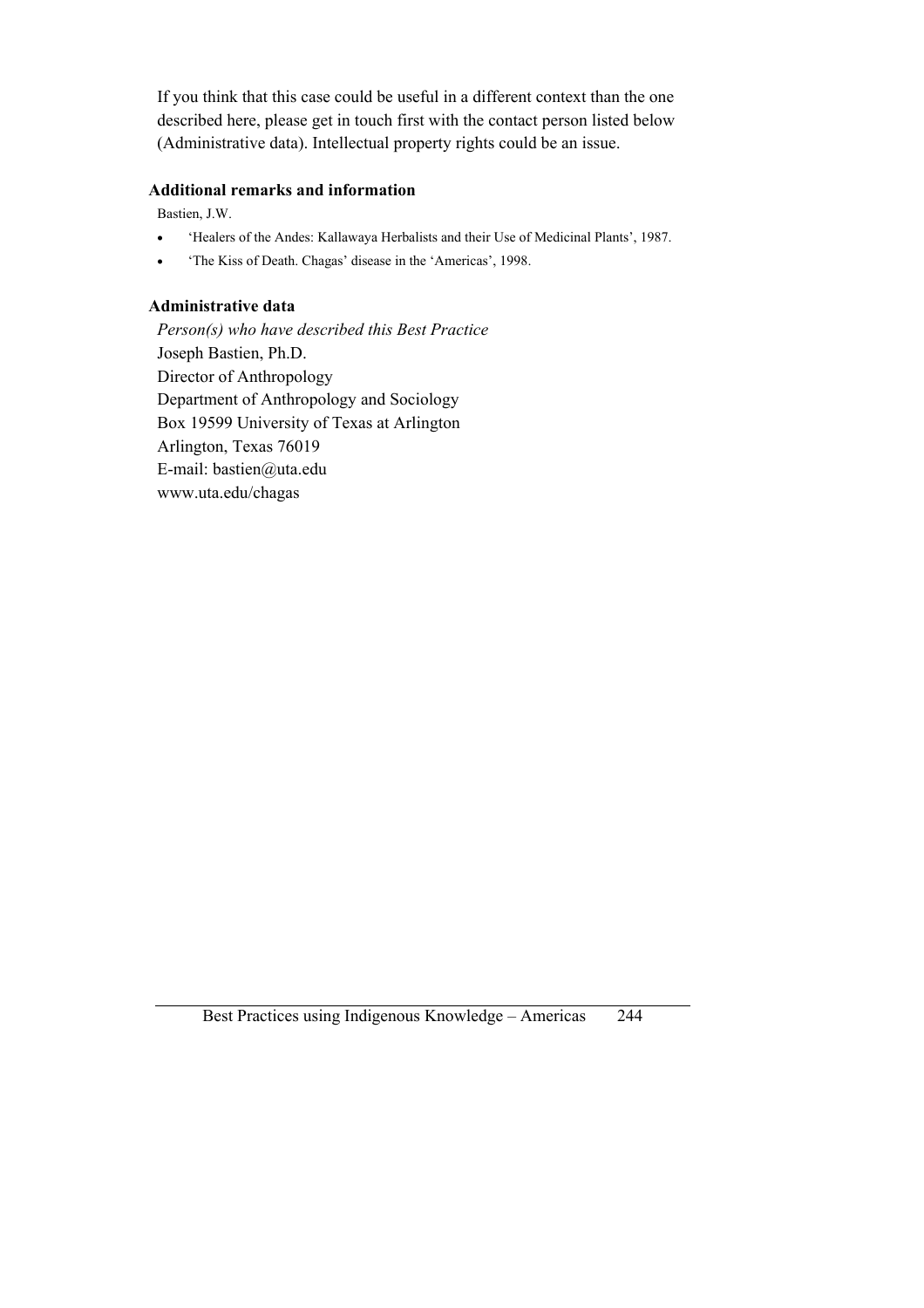If you think that this case could be useful in a different context than the one described here, please get in touch first with the contact person listed below (Administrative data). Intellectual property rights could be an issue.

### Additional remarks and information

Bastien, J.W.

- 'Healers of the Andes: Kallawaya Herbalists and their Use of Medicinal Plants', 1987.
- 'The Kiss of Death. Chagas' disease in the 'Americas', 1998.

### Administrative data

*Person(s) who have described this Best Practice*

Joseph Bastien, Ph.D.
Director of Anthropology
Department of Anthropology and Sociology
Box 19599 University of Texas at Arlington
Arlington, Texas 76019
E-mail: bastien@uta.edu
www.uta.edu/chagas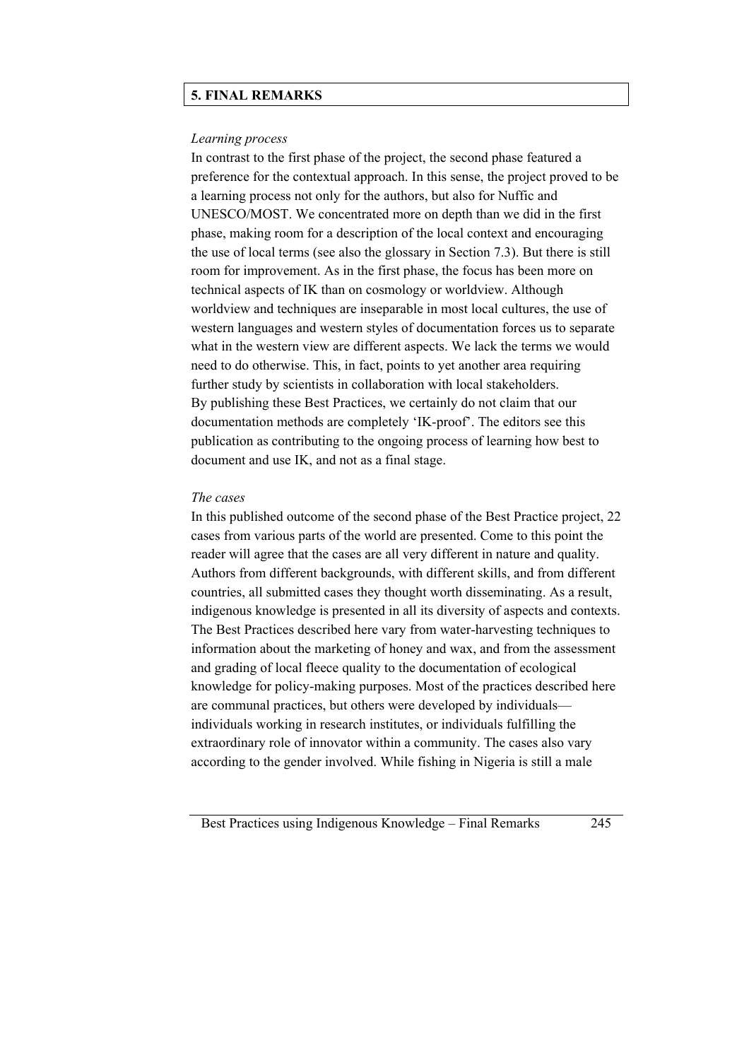## 5. FINAL REMARKS

*Learning process*

In contrast to the first phase of the project, the second phase featured a preference for the contextual approach. In this sense, the project proved to be a learning process not only for the authors, but also for Nuffic and UNESCO/MOST. We concentrated more on depth than we did in the first phase, making room for a description of the local context and encouraging the use of local terms (see also the glossary in Section 7.3). But there is still room for improvement. As in the first phase, the focus has been more on technical aspects of IK than on cosmology or worldview. Although worldview and techniques are inseparable in most local cultures, the use of western languages and western styles of documentation forces us to separate what in the western view are different aspects. We lack the terms we would need to do otherwise. This, in fact, points to yet another area requiring further study by scientists in collaboration with local stakeholders.
By publishing these Best Practices, we certainly do not claim that our documentation methods are completely 'IK-proof'. The editors see this publication as contributing to the ongoing process of learning how best to document and use IK, and not as a final stage.

*The cases*

In this published outcome of the second phase of the Best Practice project, 22 cases from various parts of the world are presented. Come to this point the reader will agree that the cases are all very different in nature and quality. Authors from different backgrounds, with different skills, and from different countries, all submitted cases they thought worth disseminating. As a result, indigenous knowledge is presented in all its diversity of aspects and contexts. The Best Practices described here vary from water-harvesting techniques to information about the marketing of honey and wax, and from the assessment and grading of local fleece quality to the documentation of ecological knowledge for policy-making purposes. Most of the practices described here are communal practices, but others were developed by individuals—individuals working in research institutes, or individuals fulfilling the extraordinary role of innovator within a community. The cases also vary according to the gender involved. While fishing in Nigeria is still a male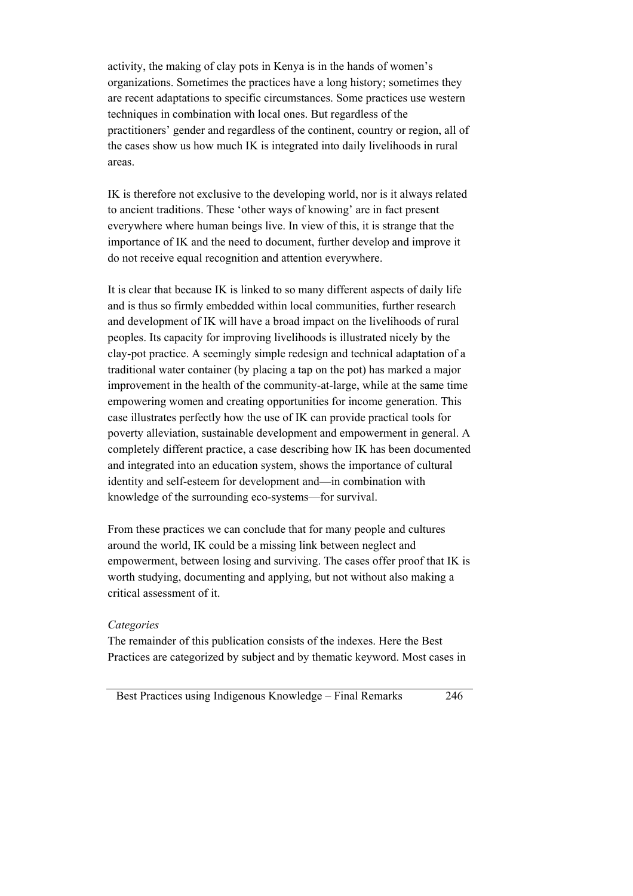activity, the making of clay pots in Kenya is in the hands of women's organizations. Sometimes the practices have a long history; sometimes they are recent adaptations to specific circumstances. Some practices use western techniques in combination with local ones. But regardless of the practitioners' gender and regardless of the continent, country or region, all of the cases show us how much IK is integrated into daily livelihoods in rural areas.

IK is therefore not exclusive to the developing world, nor is it always related to ancient traditions. These 'other ways of knowing' are in fact present everywhere where human beings live. In view of this, it is strange that the importance of IK and the need to document, further develop and improve it do not receive equal recognition and attention everywhere.

It is clear that because IK is linked to so many different aspects of daily life and is thus so firmly embedded within local communities, further research and development of IK will have a broad impact on the livelihoods of rural peoples. Its capacity for improving livelihoods is illustrated nicely by the clay-pot practice. A seemingly simple redesign and technical adaptation of a traditional water container (by placing a tap on the pot) has marked a major improvement in the health of the community-at-large, while at the same time empowering women and creating opportunities for income generation. This case illustrates perfectly how the use of IK can provide practical tools for poverty alleviation, sustainable development and empowerment in general. A completely different practice, a case describing how IK has been documented and integrated into an education system, shows the importance of cultural identity and self-esteem for development and—in combination with knowledge of the surrounding eco-systems—for survival.

From these practices we can conclude that for many people and cultures around the world, IK could be a missing link between neglect and empowerment, between losing and surviving. The cases offer proof that IK is worth studying, documenting and applying, but not without also making a critical assessment of it.

*Categories*

The remainder of this publication consists of the indexes. Here the Best Practices are categorized by subject and by thematic keyword. Most cases in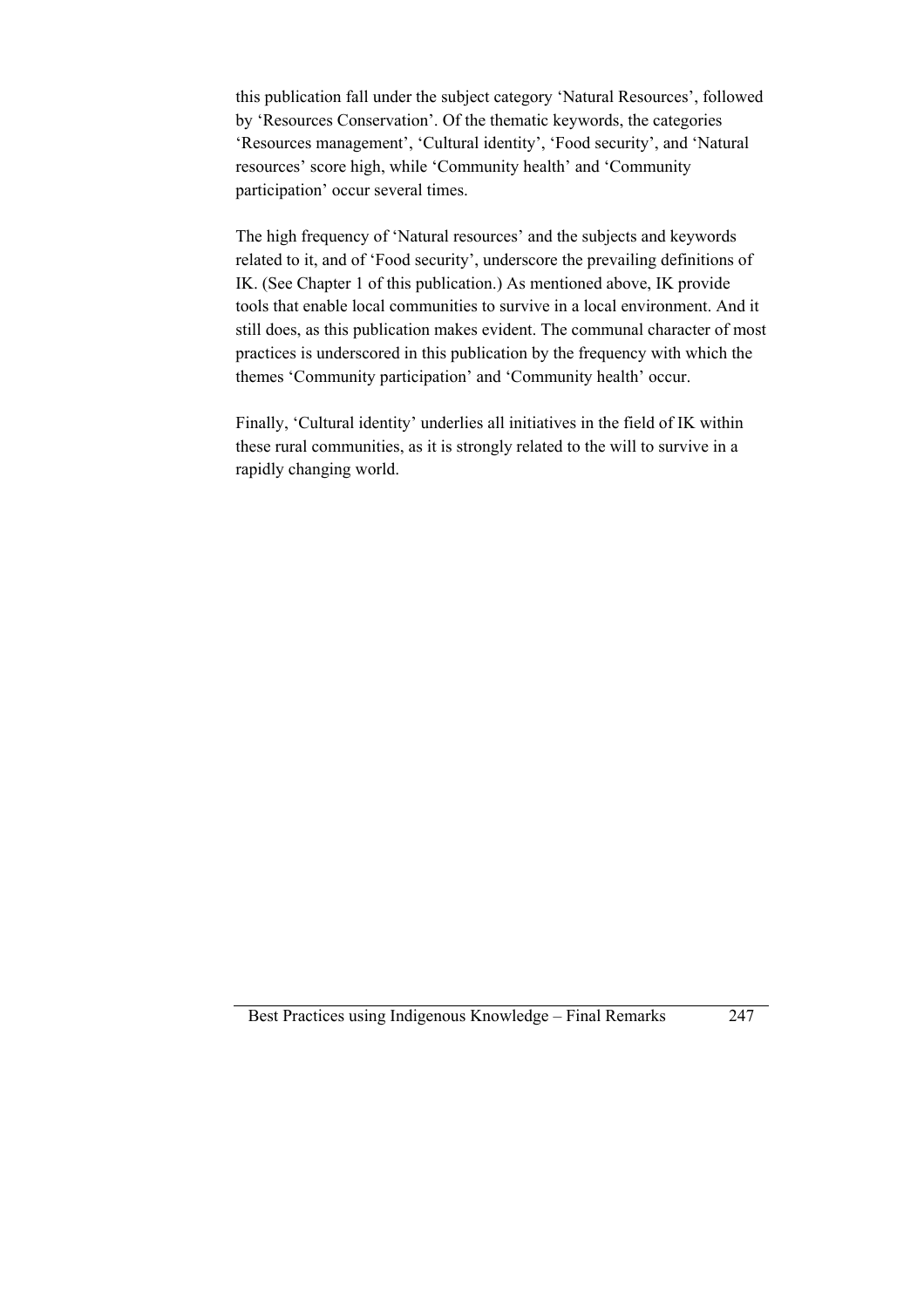this publication fall under the subject category 'Natural Resources', followed by 'Resources Conservation'. Of the thematic keywords, the categories 'Resources management', 'Cultural identity', 'Food security', and 'Natural resources' score high, while 'Community health' and 'Community participation' occur several times.

The high frequency of 'Natural resources' and the subjects and keywords related to it, and of 'Food security', underscore the prevailing definitions of IK. (See Chapter 1 of this publication.) As mentioned above, IK provide tools that enable local communities to survive in a local environment. And it still does, as this publication makes evident. The communal character of most practices is underscored in this publication by the frequency with which the themes 'Community participation' and 'Community health' occur.

Finally, 'Cultural identity' underlies all initiatives in the field of IK within these rural communities, as it is strongly related to the will to survive in a rapidly changing world.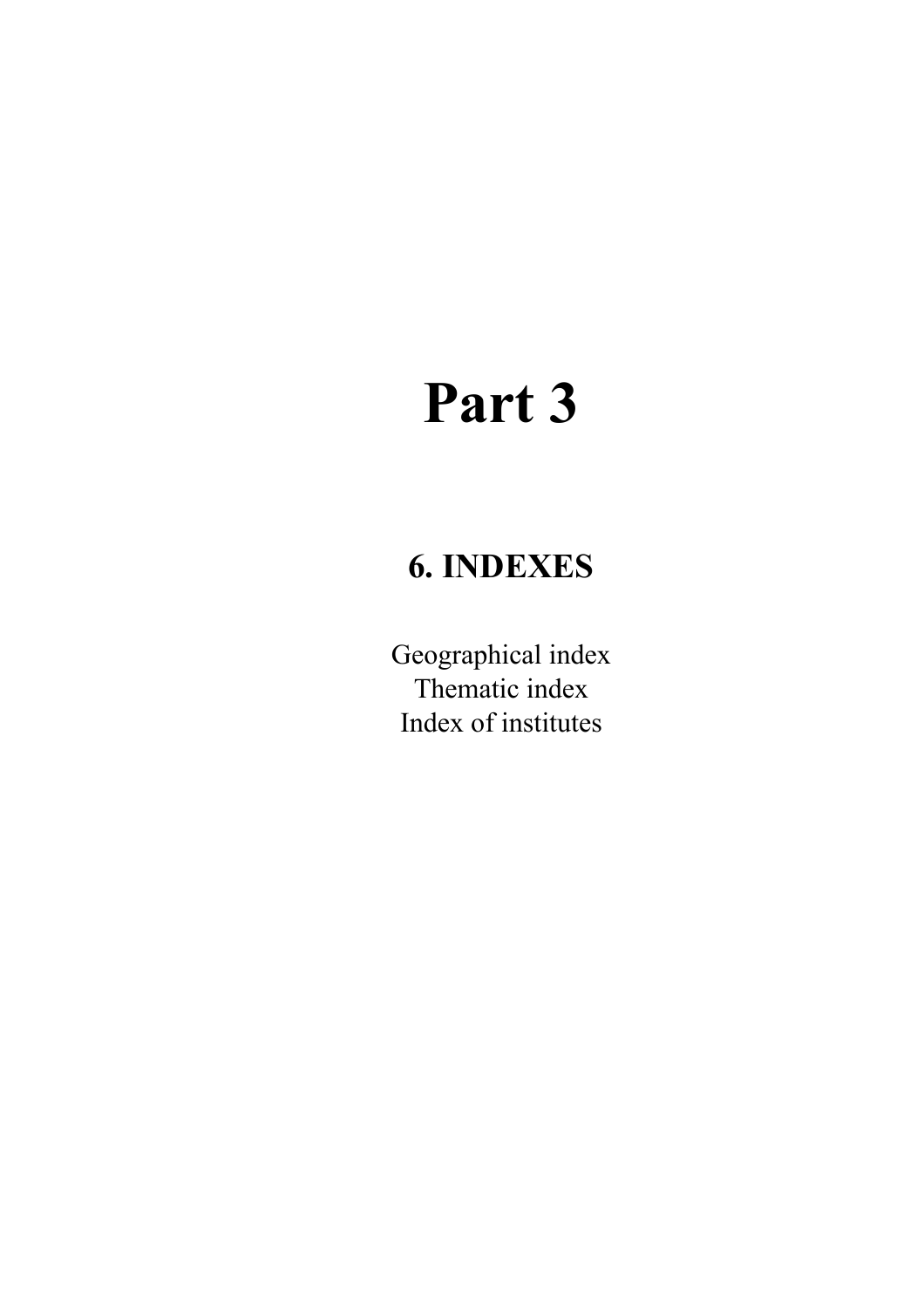# Part 3

## 6. INDEXES

Geographical index
Thematic index
Index of institutes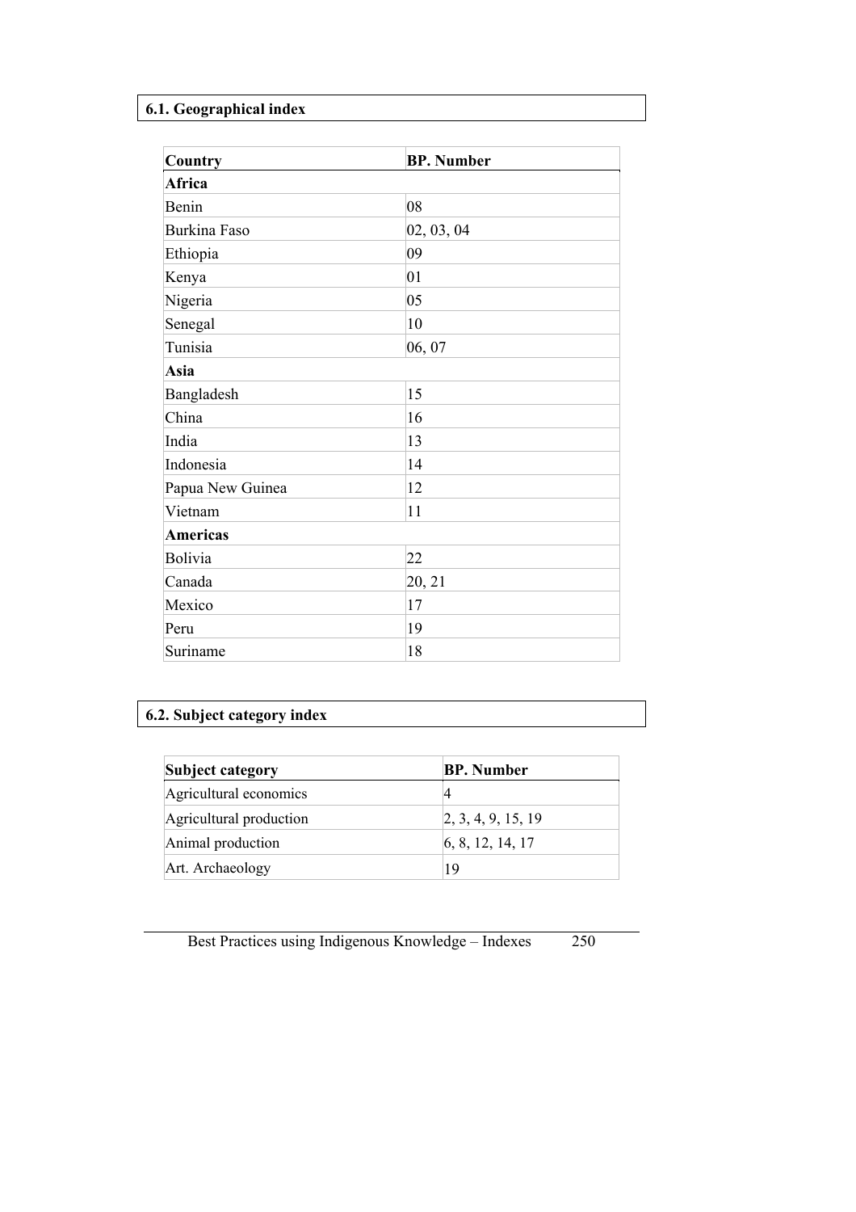## 6.1. Geographical index

| Country | BP. Number |
|---|---|
| **Africa** | |
| Benin | 08 |
| Burkina Faso | 02, 03, 04 |
| Ethiopia | 09 |
| Kenya | 01 |
| Nigeria | 05 |
| Senegal | 10 |
| Tunisia | 06, 07 |
| **Asia** | |
| Bangladesh | 15 |
| China | 16 |
| India | 13 |
| Indonesia | 14 |
| Papua New Guinea | 12 |
| Vietnam | 11 |
| **Americas** | |
| Bolivia | 22 |
| Canada | 20, 21 |
| Mexico | 17 |
| Peru | 19 |
| Suriname | 18 |

## 6.2. Subject category index

| Subject category | BP. Number |
|---|---|
| Agricultural economics | 4 |
| Agricultural production | 2, 3, 4, 9, 15, 19 |
| Animal production | 6, 8, 12, 14, 17 |
| Art. Archaeology | 19 |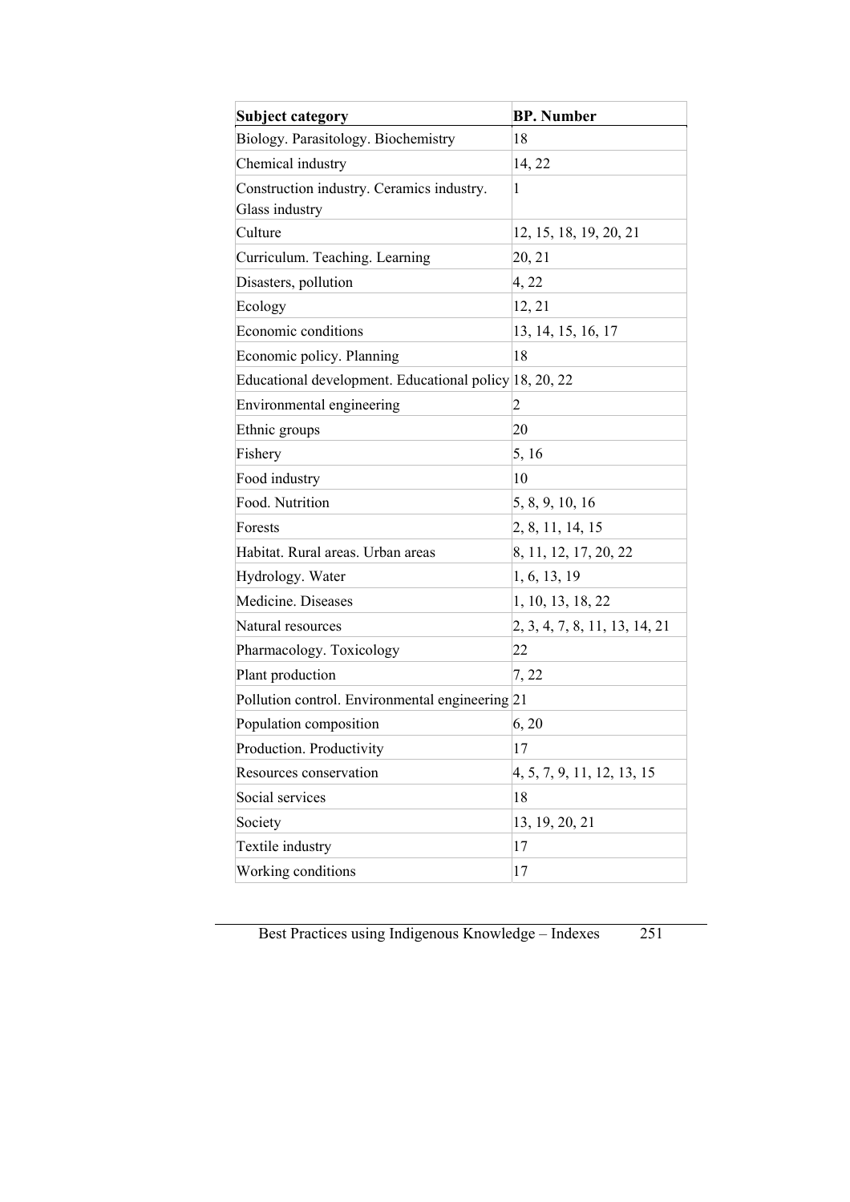| **Subject category** | **BP. Number** |
|---|---|
| Biology. Parasitology. Biochemistry | 18 |
| Chemical industry | 14, 22 |
| Construction industry. Ceramics industry. Glass industry | 1 |
| Culture | 12, 15, 18, 19, 20, 21 |
| Curriculum. Teaching. Learning | 20, 21 |
| Disasters, pollution | 4, 22 |
| Ecology | 12, 21 |
| Economic conditions | 13, 14, 15, 16, 17 |
| Economic policy. Planning | 18 |
| Educational development. Educational policy | 18, 20, 22 |
| Environmental engineering | 2 |
| Ethnic groups | 20 |
| Fishery | 5, 16 |
| Food industry | 10 |
| Food. Nutrition | 5, 8, 9, 10, 16 |
| Forests | 2, 8, 11, 14, 15 |
| Habitat. Rural areas. Urban areas | 8, 11, 12, 17, 20, 22 |
| Hydrology. Water | 1, 6, 13, 19 |
| Medicine. Diseases | 1, 10, 13, 18, 22 |
| Natural resources | 2, 3, 4, 7, 8, 11, 13, 14, 21 |
| Pharmacology. Toxicology | 22 |
| Plant production | 7, 22 |
| Pollution control. Environmental engineering | 21 |
| Population composition | 6, 20 |
| Production. Productivity | 17 |
| Resources conservation | 4, 5, 7, 9, 11, 12, 13, 15 |
| Social services | 18 |
| Society | 13, 19, 20, 21 |
| Textile industry | 17 |
| Working conditions | 17 |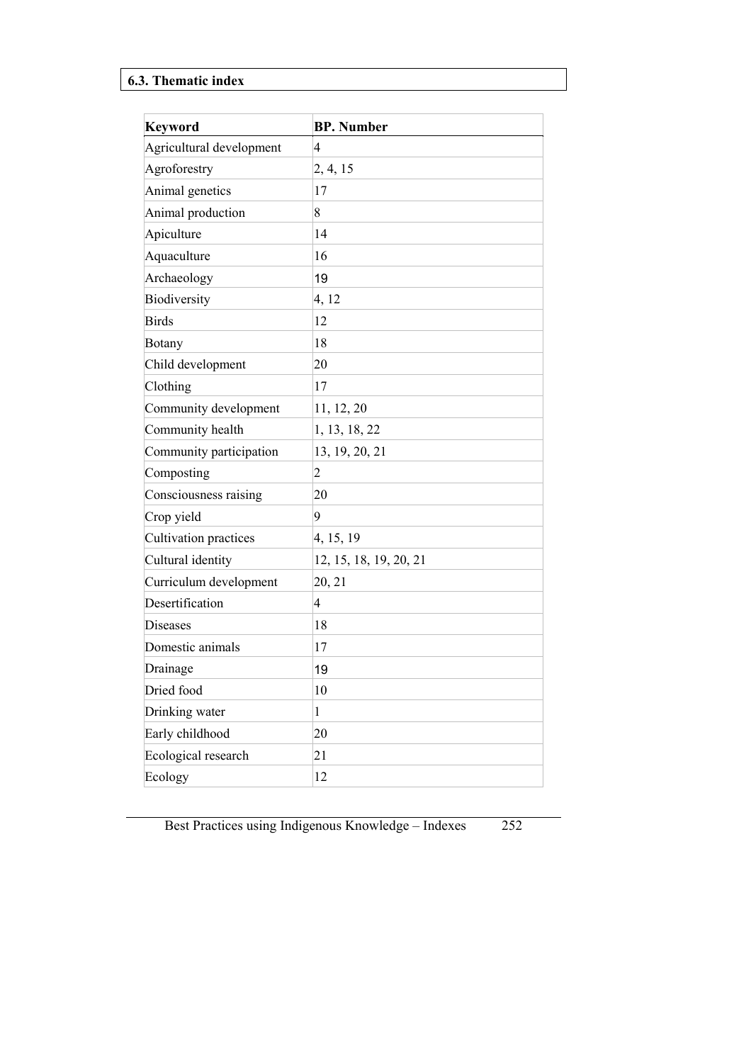## 6.3. Thematic index

| Keyword | BP. Number |
|---|---|
| Agricultural development | 4 |
| Agroforestry | 2, 4, 15 |
| Animal genetics | 17 |
| Animal production | 8 |
| Apiculture | 14 |
| Aquaculture | 16 |
| Archaeology | 19 |
| Biodiversity | 4, 12 |
| Birds | 12 |
| Botany | 18 |
| Child development | 20 |
| Clothing | 17 |
| Community development | 11, 12, 20 |
| Community health | 1, 13, 18, 22 |
| Community participation | 13, 19, 20, 21 |
| Composting | 2 |
| Consciousness raising | 20 |
| Crop yield | 9 |
| Cultivation practices | 4, 15, 19 |
| Cultural identity | 12, 15, 18, 19, 20, 21 |
| Curriculum development | 20, 21 |
| Desertification | 4 |
| Diseases | 18 |
| Domestic animals | 17 |
| Drainage | 19 |
| Dried food | 10 |
| Drinking water | 1 |
| Early childhood | 20 |
| Ecological research | 21 |
| Ecology | 12 |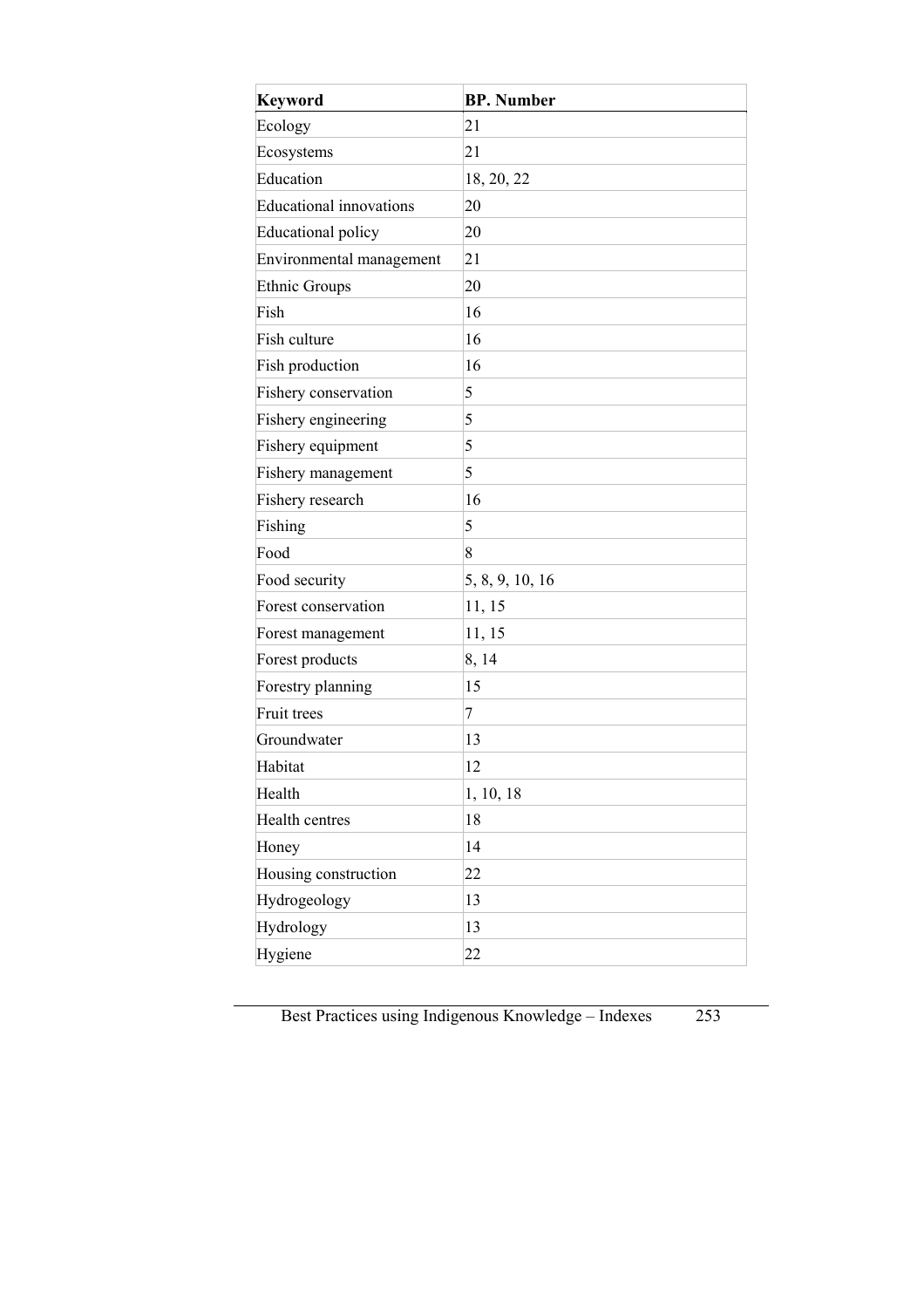| Keyword | BP. Number |
| --- | --- |
| Ecology | 21 |
| Ecosystems | 21 |
| Education | 18, 20, 22 |
| Educational innovations | 20 |
| Educational policy | 20 |
| Environmental management | 21 |
| Ethnic Groups | 20 |
| Fish | 16 |
| Fish culture | 16 |
| Fish production | 16 |
| Fishery conservation | 5 |
| Fishery engineering | 5 |
| Fishery equipment | 5 |
| Fishery management | 5 |
| Fishery research | 16 |
| Fishing | 5 |
| Food | 8 |
| Food security | 5, 8, 9, 10, 16 |
| Forest conservation | 11, 15 |
| Forest management | 11, 15 |
| Forest products | 8, 14 |
| Forestry planning | 15 |
| Fruit trees | 7 |
| Groundwater | 13 |
| Habitat | 12 |
| Health | 1, 10, 18 |
| Health centres | 18 |
| Honey | 14 |
| Housing construction | 22 |
| Hydrogeology | 13 |
| Hydrology | 13 |
| Hygiene | 22 |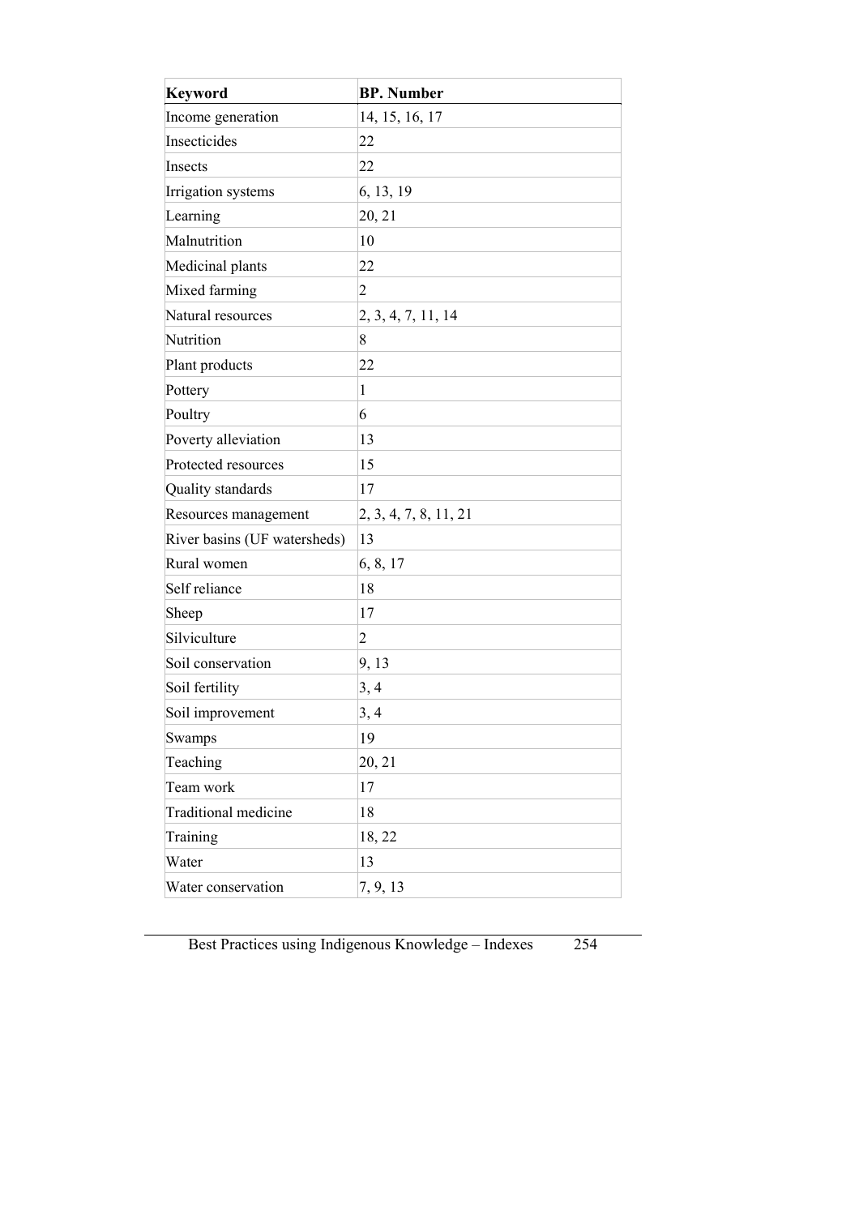| Keyword | BP. Number |
|---|---|
| Income generation | 14, 15, 16, 17 |
| Insecticides | 22 |
| Insects | 22 |
| Irrigation systems | 6, 13, 19 |
| Learning | 20, 21 |
| Malnutrition | 10 |
| Medicinal plants | 22 |
| Mixed farming | 2 |
| Natural resources | 2, 3, 4, 7, 11, 14 |
| Nutrition | 8 |
| Plant products | 22 |
| Pottery | 1 |
| Poultry | 6 |
| Poverty alleviation | 13 |
| Protected resources | 15 |
| Quality standards | 17 |
| Resources management | 2, 3, 4, 7, 8, 11, 21 |
| River basins (UF watersheds) | 13 |
| Rural women | 6, 8, 17 |
| Self reliance | 18 |
| Sheep | 17 |
| Silviculture | 2 |
| Soil conservation | 9, 13 |
| Soil fertility | 3, 4 |
| Soil improvement | 3, 4 |
| Swamps | 19 |
| Teaching | 20, 21 |
| Team work | 17 |
| Traditional medicine | 18 |
| Training | 18, 22 |
| Water | 13 |
| Water conservation | 7, 9, 13 |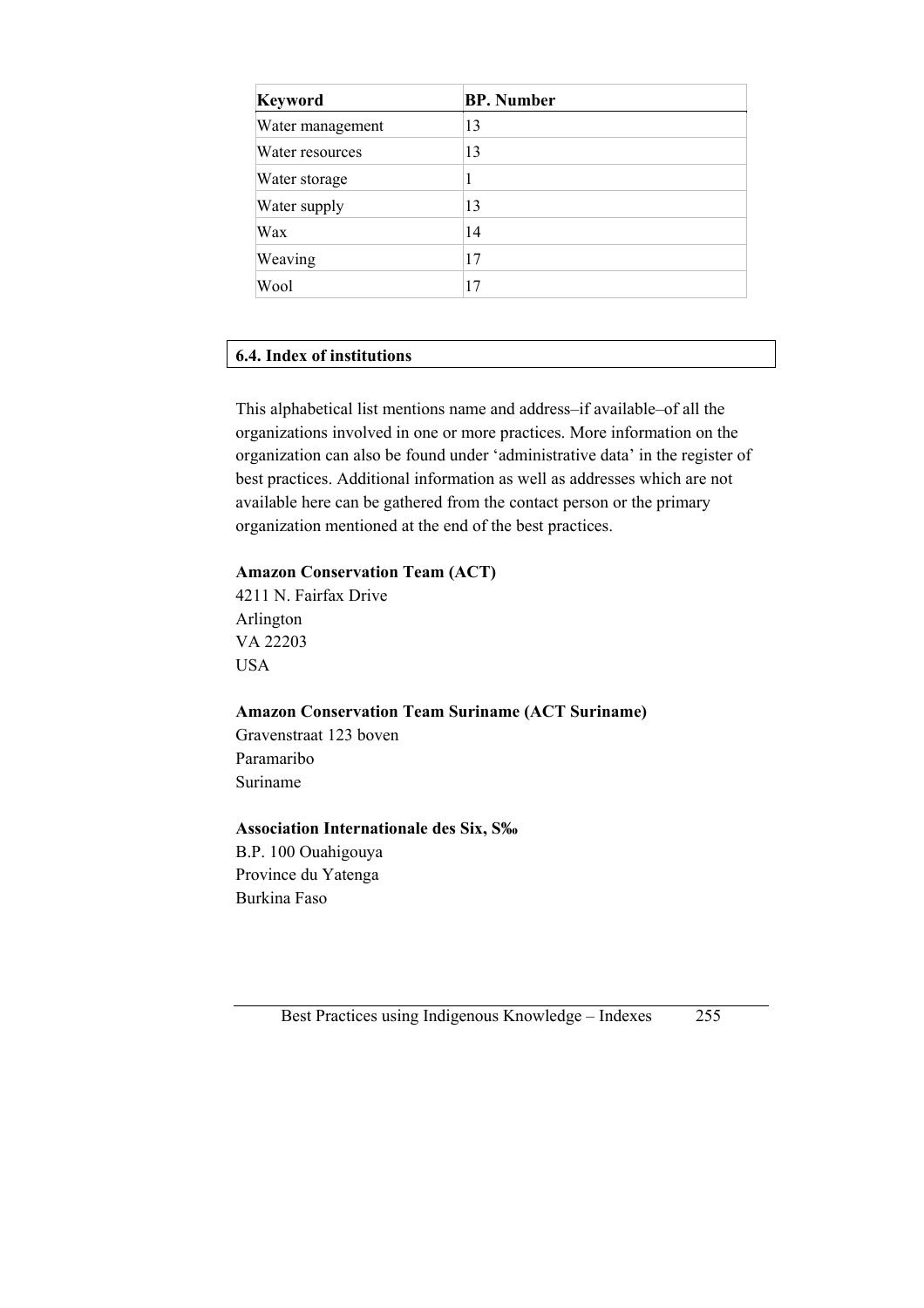| Keyword | BP. Number |
|---|---|
| Water management | 13 |
| Water resources | 13 |
| Water storage | 1 |
| Water supply | 13 |
| Wax | 14 |
| Weaving | 17 |
| Wool | 17 |

## 6.4. Index of institutions

This alphabetical list mentions name and address–if available–of all the organizations involved in one or more practices. More information on the organization can also be found under 'administrative data' in the register of best practices. Additional information as well as addresses which are not available here can be gathered from the contact person or the primary organization mentioned at the end of the best practices.

**Amazon Conservation Team (ACT)**
4211 N. Fairfax Drive
Arlington
VA 22203
USA

**Amazon Conservation Team Suriname (ACT Suriname)**
Gravenstraat 123 boven
Paramaribo
Suriname

**Association Internationale des Six, S‰**
B.P. 100 Ouahigouya
Province du Yatenga
Burkina Faso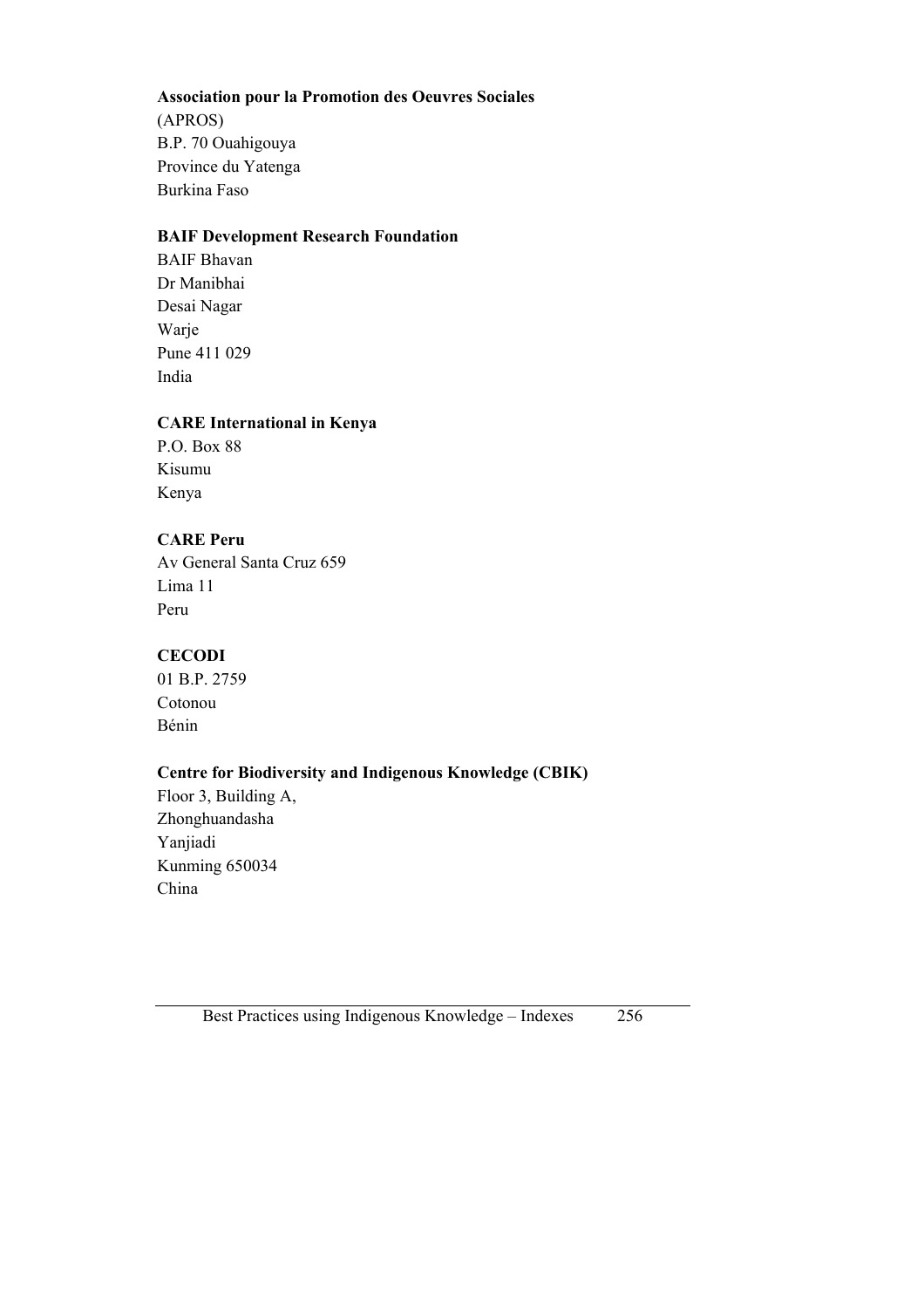**Association pour la Promotion des Oeuvres Sociales**
(APROS)
B.P. 70 Ouahigouya
Province du Yatenga
Burkina Faso

**BAIF Development Research Foundation**
BAIF Bhavan
Dr Manibhai
Desai Nagar
Warje
Pune 411 029
India

**CARE International in Kenya**
P.O. Box 88
Kisumu
Kenya

**CARE Peru**
Av General Santa Cruz 659
Lima 11
Peru

**CECODI**
01 B.P. 2759
Cotonou
Bénin

**Centre for Biodiversity and Indigenous Knowledge (CBIK)**
Floor 3, Building A,
Zhonghuandasha
Yanjiadi
Kunming 650034
China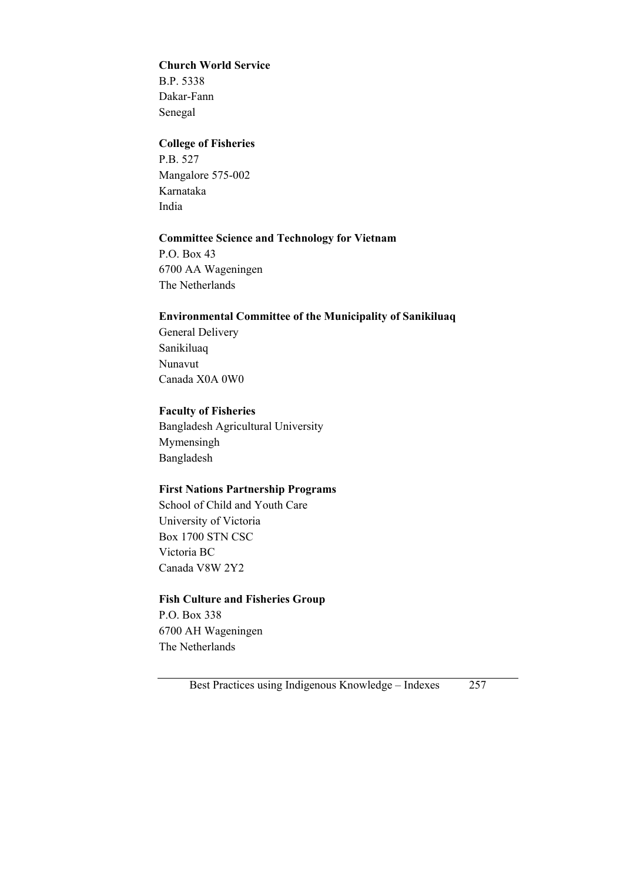**Church World Service**
B.P. 5338
Dakar-Fann
Senegal

**College of Fisheries**
P.B. 527
Mangalore 575-002
Karnataka
India

**Committee Science and Technology for Vietnam**
P.O. Box 43
6700 AA Wageningen
The Netherlands

**Environmental Committee of the Municipality of Sanikiluaq**
General Delivery
Sanikiluaq
Nunavut
Canada X0A 0W0

**Faculty of Fisheries**
Bangladesh Agricultural University
Mymensingh
Bangladesh

**First Nations Partnership Programs**
School of Child and Youth Care
University of Victoria
Box 1700 STN CSC
Victoria BC
Canada V8W 2Y2

**Fish Culture and Fisheries Group**
P.O. Box 338
6700 AH Wageningen
The Netherlands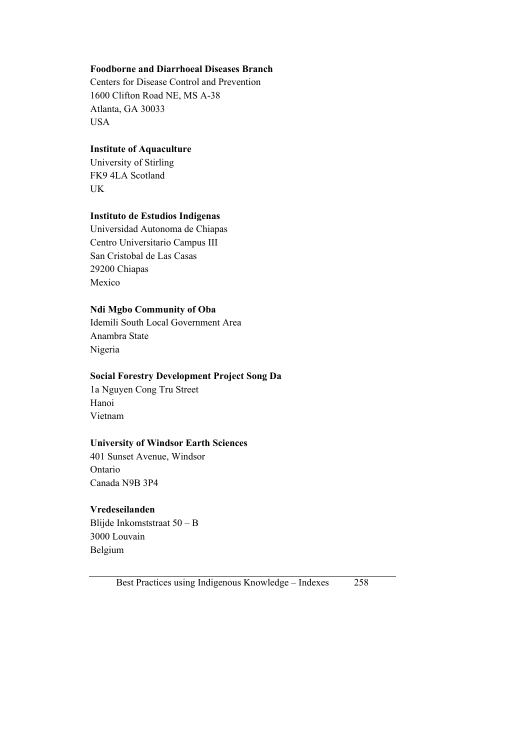**Foodborne and Diarrhoeal Diseases Branch**
Centers for Disease Control and Prevention
1600 Clifton Road NE, MS A-38
Atlanta, GA 30033
USA

**Institute of Aquaculture**
University of Stirling
FK9 4LA Scotland
UK

**Instituto de Estudios Indigenas**
Universidad Autonoma de Chiapas
Centro Universitario Campus III
San Cristobal de Las Casas
29200 Chiapas
Mexico

**Ndi Mgbo Community of Oba**
Idemili South Local Government Area
Anambra State
Nigeria

**Social Forestry Development Project Song Da**
1a Nguyen Cong Tru Street
Hanoi
Vietnam

**University of Windsor Earth Sciences**
401 Sunset Avenue, Windsor
Ontario
Canada N9B 3P4

**Vredeseilanden**
Blijde Inkomststraat 50 – B
3000 Louvain
Belgium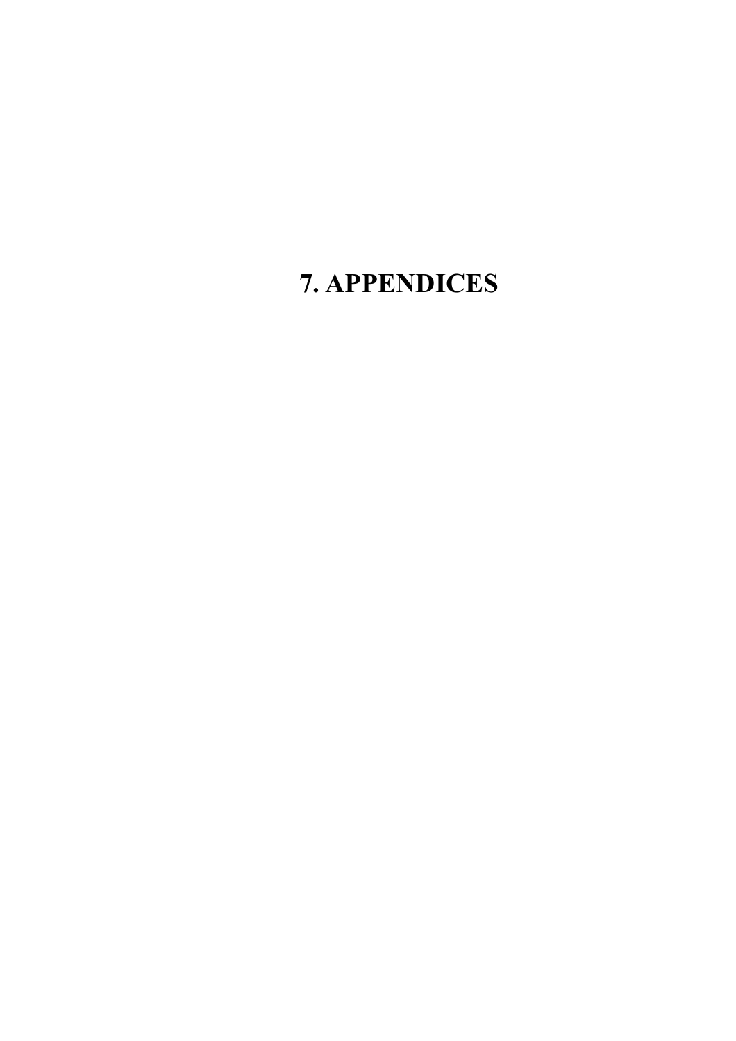# 7. APPENDICES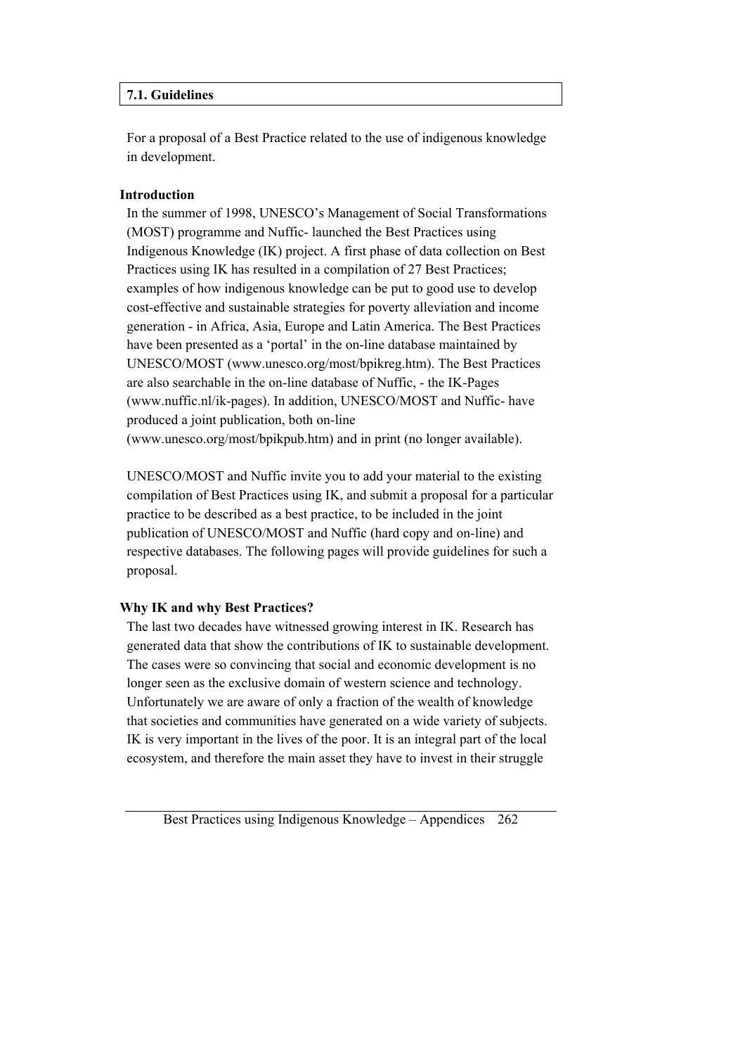## 7.1. Guidelines

For a proposal of a Best Practice related to the use of indigenous knowledge in development.

### Introduction

In the summer of 1998, UNESCO's Management of Social Transformations (MOST) programme and Nuffic- launched the Best Practices using Indigenous Knowledge (IK) project. A first phase of data collection on Best Practices using IK has resulted in a compilation of 27 Best Practices; examples of how indigenous knowledge can be put to good use to develop cost-effective and sustainable strategies for poverty alleviation and income generation - in Africa, Asia, Europe and Latin America. The Best Practices have been presented as a 'portal' in the on-line database maintained by UNESCO/MOST (www.unesco.org/most/bpikreg.htm). The Best Practices are also searchable in the on-line database of Nuffic, - the IK-Pages (www.nuffic.nl/ik-pages). In addition, UNESCO/MOST and Nuffic- have produced a joint publication, both on-line (www.unesco.org/most/bpikpub.htm) and in print (no longer available).

UNESCO/MOST and Nuffic invite you to add your material to the existing compilation of Best Practices using IK, and submit a proposal for a particular practice to be described as a best practice, to be included in the joint publication of UNESCO/MOST and Nuffic (hard copy and on-line) and respective databases. The following pages will provide guidelines for such a proposal.

### Why IK and why Best Practices?

The last two decades have witnessed growing interest in IK. Research has generated data that show the contributions of IK to sustainable development. The cases were so convincing that social and economic development is no longer seen as the exclusive domain of western science and technology. Unfortunately we are aware of only a fraction of the wealth of knowledge that societies and communities have generated on a wide variety of subjects. IK is very important in the lives of the poor. It is an integral part of the local ecosystem, and therefore the main asset they have to invest in their struggle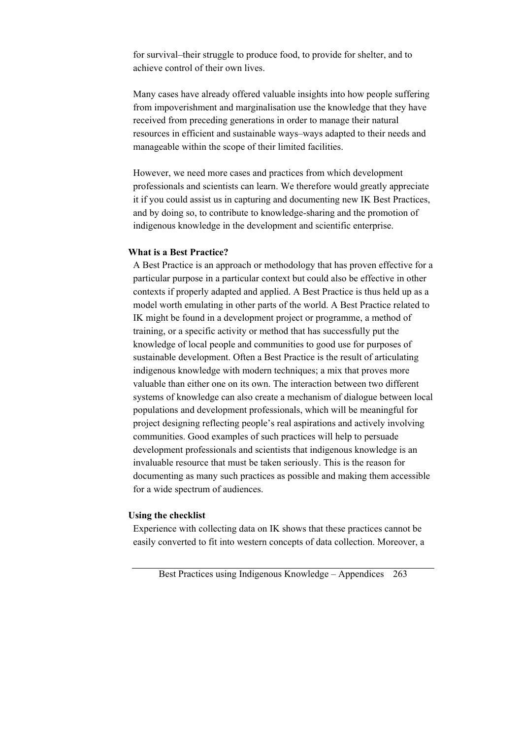for survival–their struggle to produce food, to provide for shelter, and to achieve control of their own lives.

Many cases have already offered valuable insights into how people suffering from impoverishment and marginalisation use the knowledge that they have received from preceding generations in order to manage their natural resources in efficient and sustainable ways–ways adapted to their needs and manageable within the scope of their limited facilities.

However, we need more cases and practices from which development professionals and scientists can learn. We therefore would greatly appreciate it if you could assist us in capturing and documenting new IK Best Practices, and by doing so, to contribute to knowledge-sharing and the promotion of indigenous knowledge in the development and scientific enterprise.

**What is a Best Practice?**

A Best Practice is an approach or methodology that has proven effective for a particular purpose in a particular context but could also be effective in other contexts if properly adapted and applied. A Best Practice is thus held up as a model worth emulating in other parts of the world. A Best Practice related to IK might be found in a development project or programme, a method of training, or a specific activity or method that has successfully put the knowledge of local people and communities to good use for purposes of sustainable development. Often a Best Practice is the result of articulating indigenous knowledge with modern techniques; a mix that proves more valuable than either one on its own. The interaction between two different systems of knowledge can also create a mechanism of dialogue between local populations and development professionals, which will be meaningful for project designing reflecting people's real aspirations and actively involving communities. Good examples of such practices will help to persuade development professionals and scientists that indigenous knowledge is an invaluable resource that must be taken seriously. This is the reason for documenting as many such practices as possible and making them accessible for a wide spectrum of audiences.

**Using the checklist**

Experience with collecting data on IK shows that these practices cannot be easily converted to fit into western concepts of data collection. Moreover, a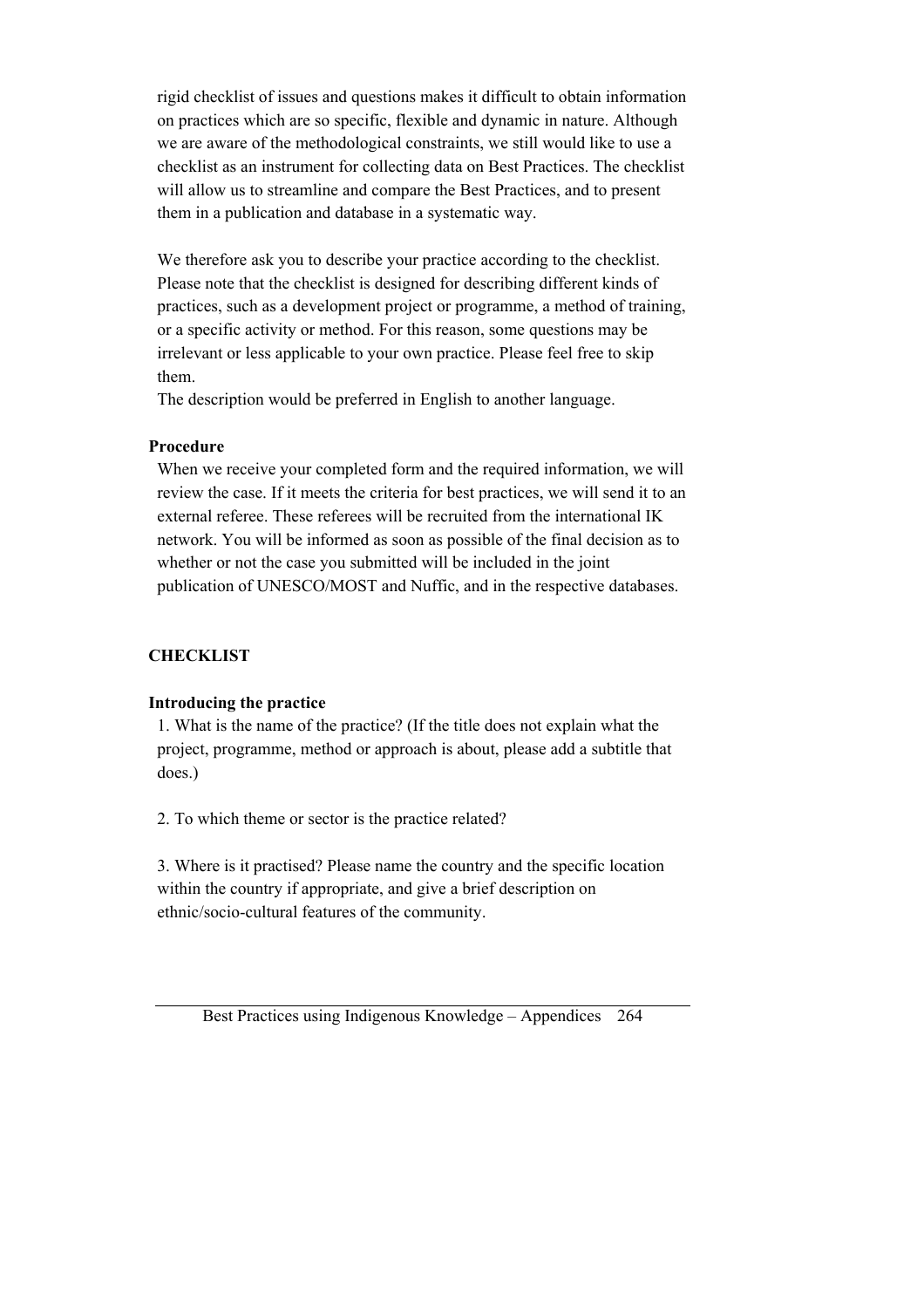rigid checklist of issues and questions makes it difficult to obtain information on practices which are so specific, flexible and dynamic in nature. Although we are aware of the methodological constraints, we still would like to use a checklist as an instrument for collecting data on Best Practices. The checklist will allow us to streamline and compare the Best Practices, and to present them in a publication and database in a systematic way.

We therefore ask you to describe your practice according to the checklist. Please note that the checklist is designed for describing different kinds of practices, such as a development project or programme, a method of training, or a specific activity or method. For this reason, some questions may be irrelevant or less applicable to your own practice. Please feel free to skip them.
The description would be preferred in English to another language.

**Procedure**

When we receive your completed form and the required information, we will review the case. If it meets the criteria for best practices, we will send it to an external referee. These referees will be recruited from the international IK network. You will be informed as soon as possible of the final decision as to whether or not the case you submitted will be included in the joint publication of UNESCO/MOST and Nuffic, and in the respective databases.

**CHECKLIST**

**Introducing the practice**

1. What is the name of the practice? (If the title does not explain what the project, programme, method or approach is about, please add a subtitle that does.)

2. To which theme or sector is the practice related?

3. Where is it practised? Please name the country and the specific location within the country if appropriate, and give a brief description on ethnic/socio-cultural features of the community.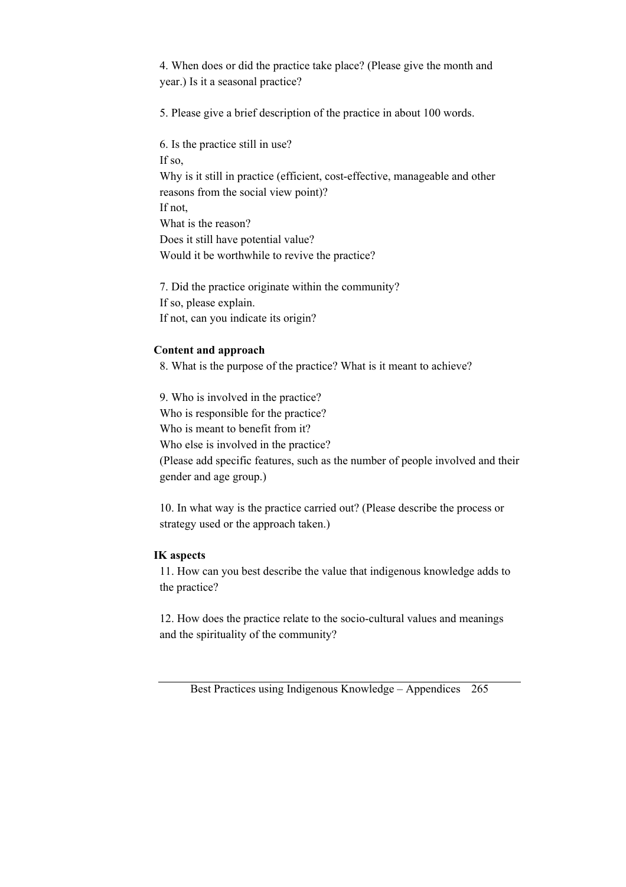4. When does or did the practice take place? (Please give the month and year.) Is it a seasonal practice?

5. Please give a brief description of the practice in about 100 words.

6. Is the practice still in use?
If so,
Why is it still in practice (efficient, cost-effective, manageable and other reasons from the social view point)?
If not,
What is the reason?
Does it still have potential value?
Would it be worthwhile to revive the practice?

7. Did the practice originate within the community?
If so, please explain.
If not, can you indicate its origin?

**Content and approach**

8. What is the purpose of the practice? What is it meant to achieve?

9. Who is involved in the practice?
Who is responsible for the practice?
Who is meant to benefit from it?
Who else is involved in the practice?
(Please add specific features, such as the number of people involved and their gender and age group.)

10. In what way is the practice carried out? (Please describe the process or strategy used or the approach taken.)

**IK aspects**

11. How can you best describe the value that indigenous knowledge adds to the practice?

12. How does the practice relate to the socio-cultural values and meanings and the spirituality of the community?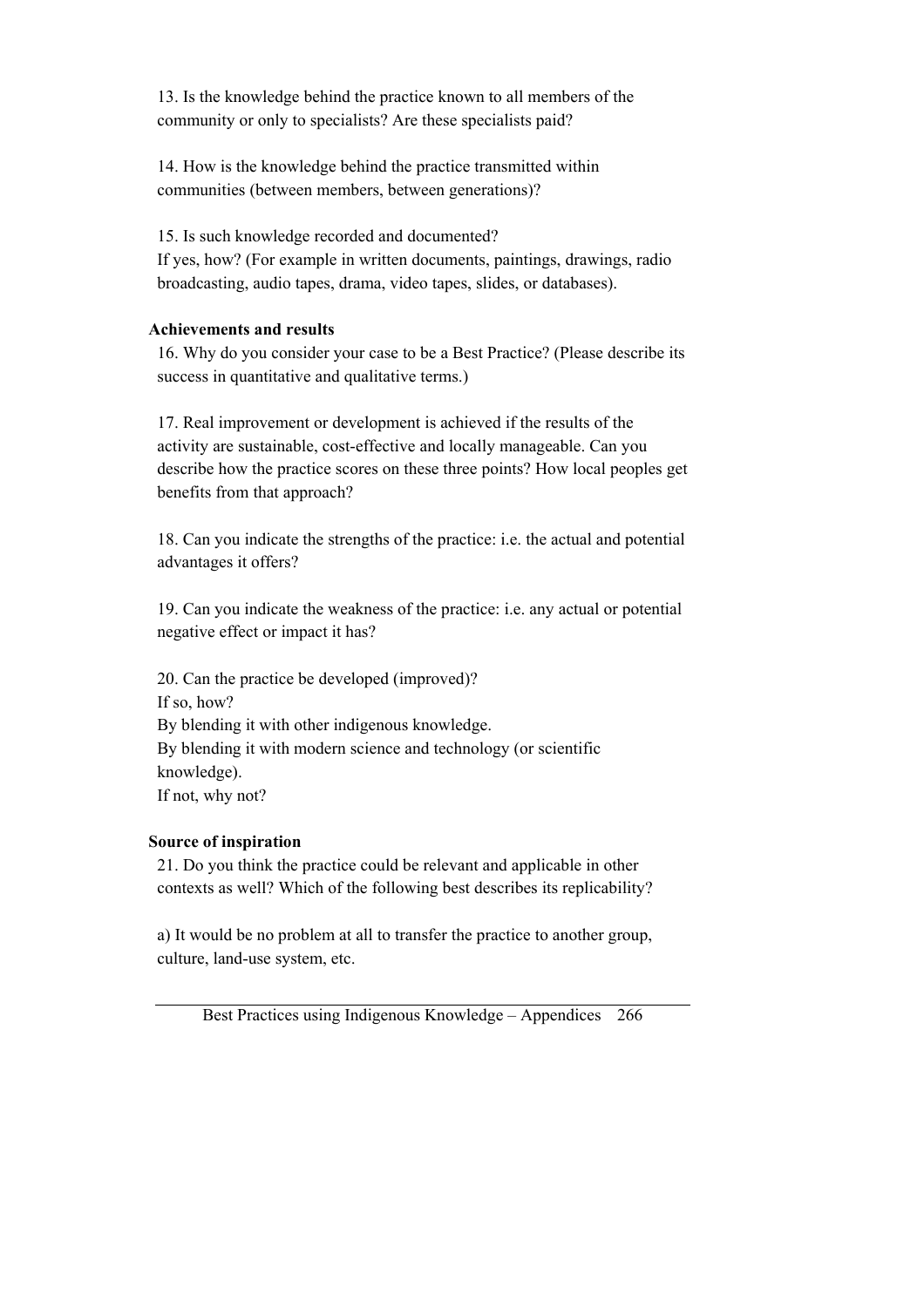13. Is the knowledge behind the practice known to all members of the community or only to specialists? Are these specialists paid?

14. How is the knowledge behind the practice transmitted within communities (between members, between generations)?

15. Is such knowledge recorded and documented?
If yes, how? (For example in written documents, paintings, drawings, radio broadcasting, audio tapes, drama, video tapes, slides, or databases).

**Achievements and results**

16. Why do you consider your case to be a Best Practice? (Please describe its success in quantitative and qualitative terms.)

17. Real improvement or development is achieved if the results of the activity are sustainable, cost-effective and locally manageable. Can you describe how the practice scores on these three points? How local peoples get benefits from that approach?

18. Can you indicate the strengths of the practice: i.e. the actual and potential advantages it offers?

19. Can you indicate the weakness of the practice: i.e. any actual or potential negative effect or impact it has?

20. Can the practice be developed (improved)?
If so, how?
By blending it with other indigenous knowledge.
By blending it with modern science and technology (or scientific knowledge).
If not, why not?

**Source of inspiration**

21. Do you think the practice could be relevant and applicable in other contexts as well? Which of the following best describes its replicability?

a) It would be no problem at all to transfer the practice to another group, culture, land-use system, etc.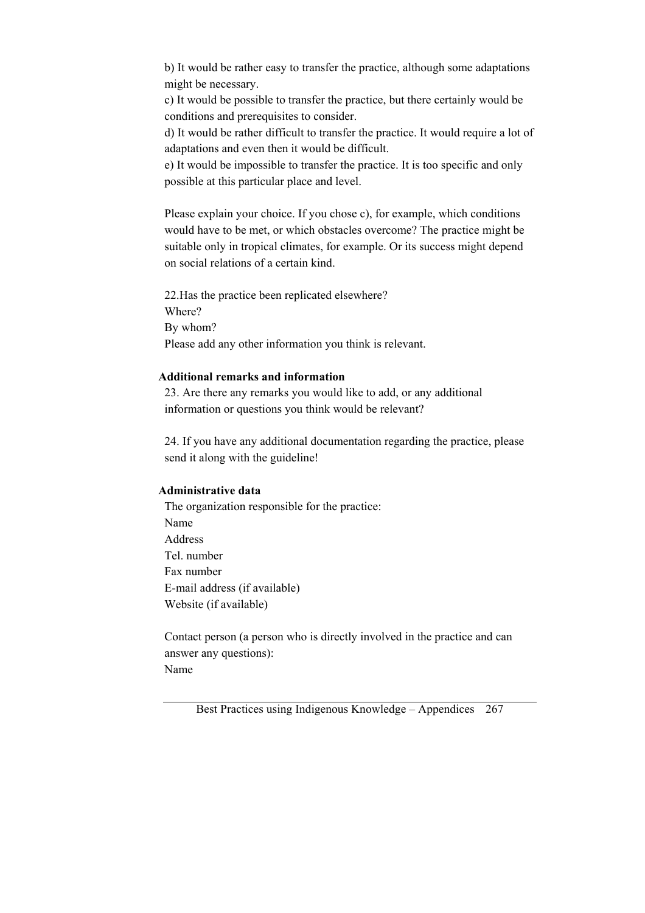b) It would be rather easy to transfer the practice, although some adaptations might be necessary.
c) It would be possible to transfer the practice, but there certainly would be conditions and prerequisites to consider.
d) It would be rather difficult to transfer the practice. It would require a lot of adaptations and even then it would be difficult.
e) It would be impossible to transfer the practice. It is too specific and only possible at this particular place and level.

Please explain your choice. If you chose c), for example, which conditions would have to be met, or which obstacles overcome? The practice might be suitable only in tropical climates, for example. Or its success might depend on social relations of a certain kind.

22.Has the practice been replicated elsewhere?
Where?
By whom?
Please add any other information you think is relevant.

**Additional remarks and information**

23. Are there any remarks you would like to add, or any additional information or questions you think would be relevant?

24. If you have any additional documentation regarding the practice, please send it along with the guideline!

**Administrative data**

The organization responsible for the practice:
Name
Address
Tel. number
Fax number
E-mail address (if available)
Website (if available)

Contact person (a person who is directly involved in the practice and can answer any questions):
Name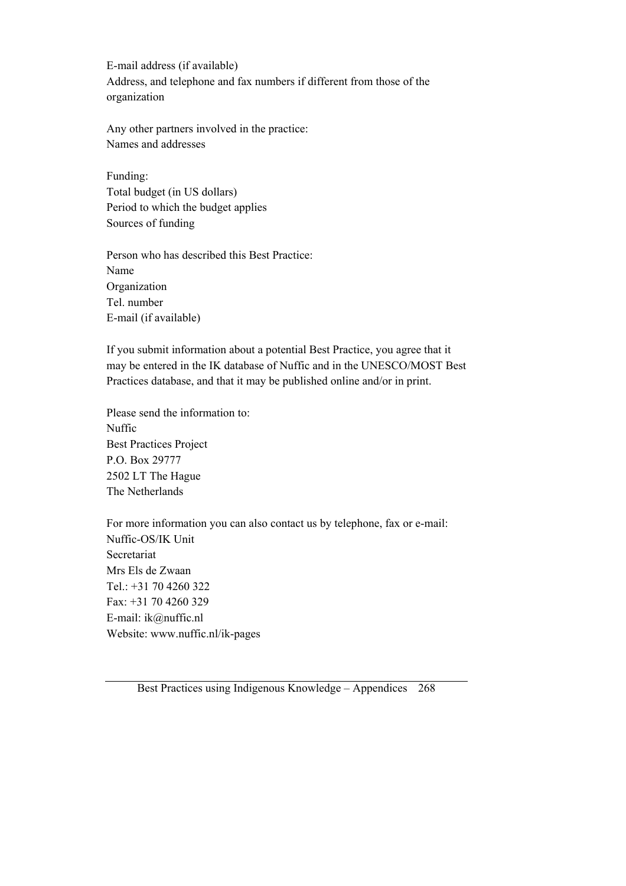E-mail address (if available)
Address, and telephone and fax numbers if different from those of the organization

Any other partners involved in the practice:
Names and addresses

Funding:
Total budget (in US dollars)
Period to which the budget applies
Sources of funding

Person who has described this Best Practice:
Name
Organization
Tel. number
E-mail (if available)

If you submit information about a potential Best Practice, you agree that it may be entered in the IK database of Nuffic and in the UNESCO/MOST Best Practices database, and that it may be published online and/or in print.

Please send the information to:
Nuffic
Best Practices Project
P.O. Box 29777
2502 LT The Hague
The Netherlands

For more information you can also contact us by telephone, fax or e-mail:
Nuffic-OS/IK Unit
Secretariat
Mrs Els de Zwaan
Tel.: +31 70 4260 322
Fax: +31 70 4260 329
E-mail: ik@nuffic.nl
Website: www.nuffic.nl/ik-pages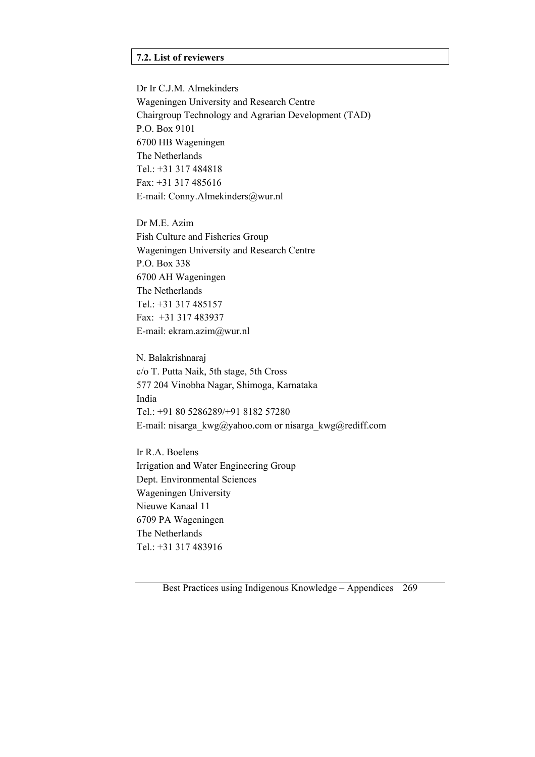## 7.2. List of reviewers

Dr Ir C.J.M. Almekinders
Wageningen University and Research Centre
Chairgroup Technology and Agrarian Development (TAD)
P.O. Box 9101
6700 HB Wageningen
The Netherlands
Tel.: +31 317 484818
Fax: +31 317 485616
E-mail: Conny.Almekinders@wur.nl

Dr M.E. Azim
Fish Culture and Fisheries Group
Wageningen University and Research Centre
P.O. Box 338
6700 AH Wageningen
The Netherlands
Tel.: +31 317 485157
Fax: +31 317 483937
E-mail: ekram.azim@wur.nl

N. Balakrishnaraj
c/o T. Putta Naik, 5th stage, 5th Cross
577 204 Vinobha Nagar, Shimoga, Karnataka
India
Tel.: +91 80 5286289/+91 8182 57280
E-mail: nisarga_kwg@yahoo.com or nisarga_kwg@rediff.com

Ir R.A. Boelens
Irrigation and Water Engineering Group
Dept. Environmental Sciences
Wageningen University
Nieuwe Kanaal 11
6709 PA Wageningen
The Netherlands
Tel.: +31 317 483916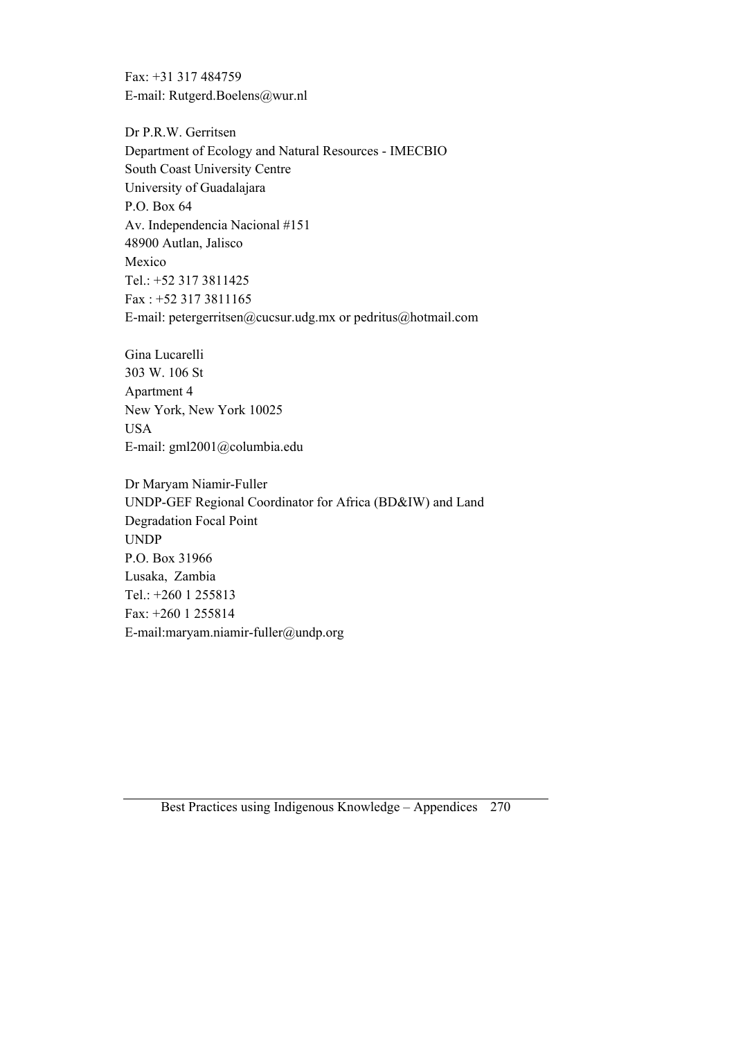Fax: +31 317 484759
E-mail: Rutgerd.Boelens@wur.nl

Dr P.R.W. Gerritsen
Department of Ecology and Natural Resources - IMECBIO
South Coast University Centre
University of Guadalajara
P.O. Box 64
Av. Independencia Nacional #151
48900 Autlan, Jalisco
Mexico
Tel.: +52 317 3811425
Fax : +52 317 3811165
E-mail: petergerritsen@cucsur.udg.mx or pedritus@hotmail.com

Gina Lucarelli
303 W. 106 St
Apartment 4
New York, New York 10025
USA
E-mail: gml2001@columbia.edu

Dr Maryam Niamir-Fuller
UNDP-GEF Regional Coordinator for Africa (BD&IW) and Land Degradation Focal Point
UNDP
P.O. Box 31966
Lusaka, Zambia
Tel.: +260 1 255813
Fax: +260 1 255814
E-mail:maryam.niamir-fuller@undp.org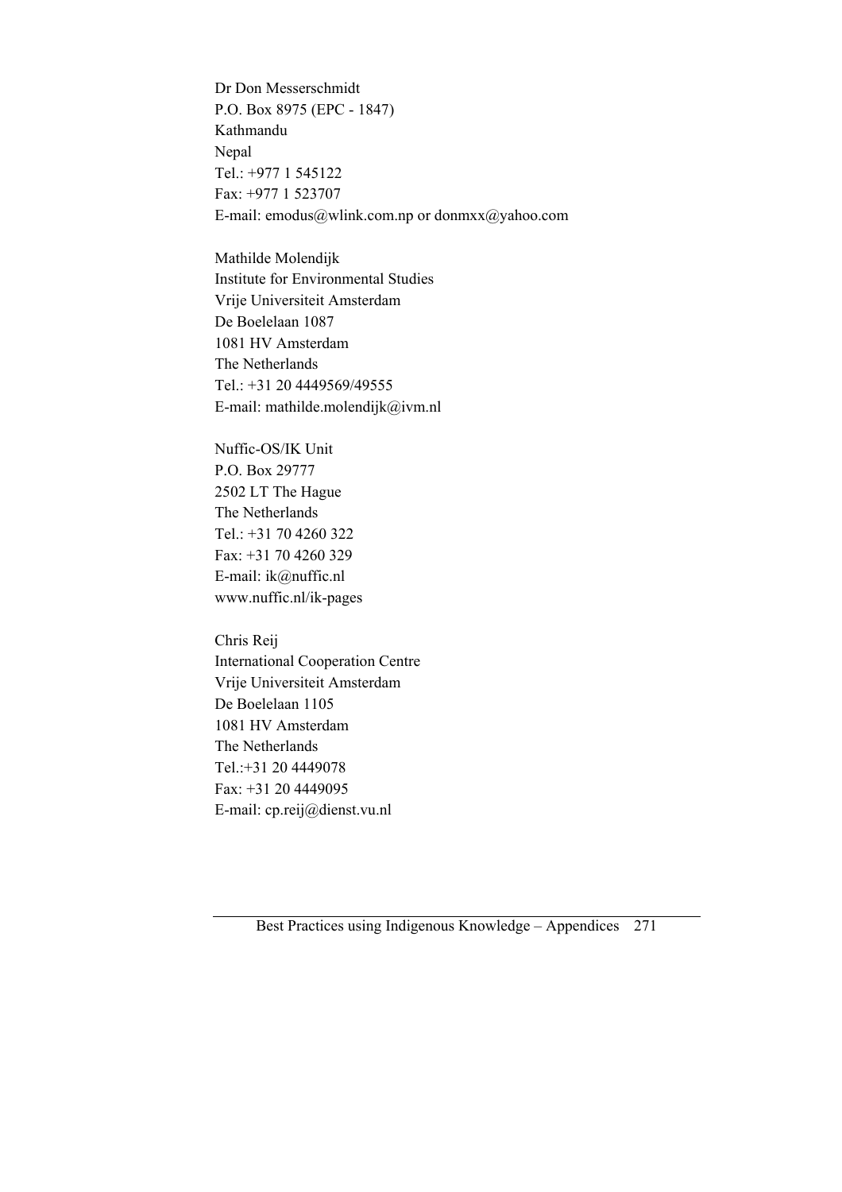Dr Don Messerschmidt
P.O. Box 8975 (EPC - 1847)
Kathmandu
Nepal
Tel.: +977 1 545122
Fax: +977 1 523707
E-mail: emodus@wlink.com.np or donmxx@yahoo.com

Mathilde Molendijk
Institute for Environmental Studies
Vrije Universiteit Amsterdam
De Boelelaan 1087
1081 HV Amsterdam
The Netherlands
Tel.: +31 20 4449569/49555
E-mail: mathilde.molendijk@ivm.nl

Nuffic-OS/IK Unit
P.O. Box 29777
2502 LT The Hague
The Netherlands
Tel.: +31 70 4260 322
Fax: +31 70 4260 329
E-mail: ik@nuffic.nl
www.nuffic.nl/ik-pages

Chris Reij
International Cooperation Centre
Vrije Universiteit Amsterdam
De Boelelaan 1105
1081 HV Amsterdam
The Netherlands
Tel.:+31 20 4449078
Fax: +31 20 4449095
E-mail: cp.reij@dienst.vu.nl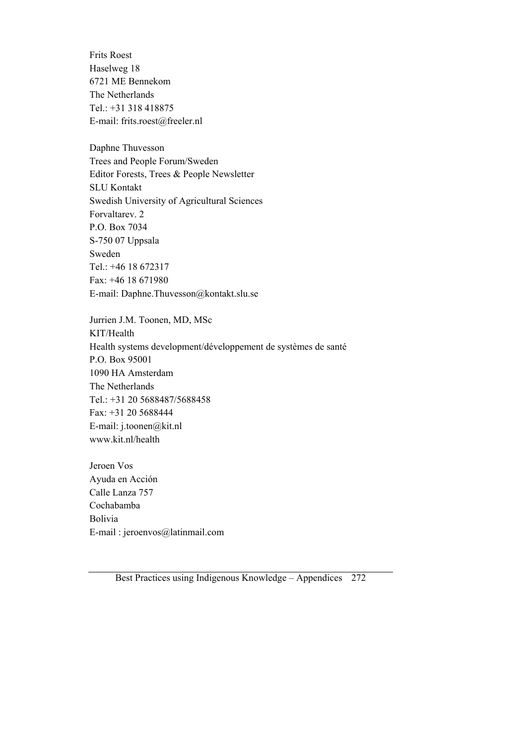Frits Roest  
Haselweg 18  
6721 ME Bennekom  
The Netherlands  
Tel.: +31 318 418875  
E-mail: frits.roest@freeler.nl

Daphne Thuvesson  
Trees and People Forum/Sweden  
Editor Forests, Trees & People Newsletter  
SLU Kontakt  
Swedish University of Agricultural Sciences  
Forvaltarev. 2  
P.O. Box 7034  
S-750 07 Uppsala  
Sweden  
Tel.: +46 18 672317  
Fax: +46 18 671980  
E-mail: Daphne.Thuvesson@kontakt.slu.se

Jurrien J.M. Toonen, MD, MSc  
KIT/Health  
Health systems development/développement de systèmes de santé  
P.O. Box 95001  
1090 HA Amsterdam  
The Netherlands  
Tel.: +31 20 5688487/5688458  
Fax: +31 20 5688444  
E-mail: j.toonen@kit.nl  
www.kit.nl/health

Jeroen Vos  
Ayuda en Acción  
Calle Lanza 757  
Cochabamba  
Bolivia  
E-mail : jeroenvos@latinmail.com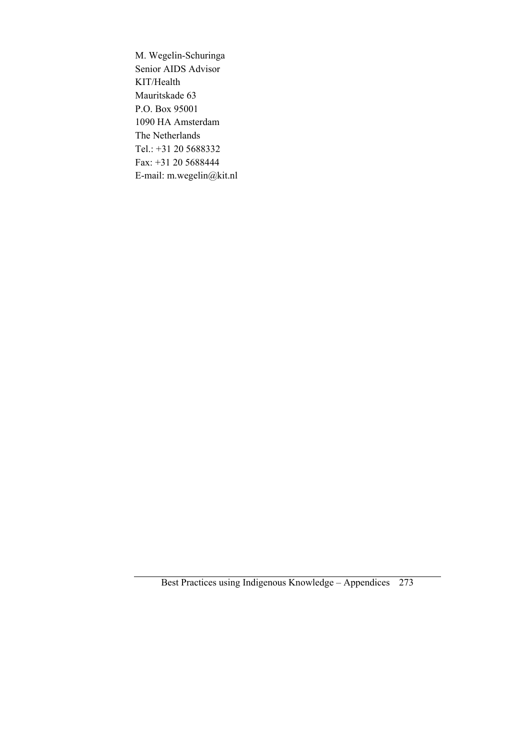M. Wegelin-Schuringa  
Senior AIDS Advisor  
KIT/Health  
Mauritskade 63  
P.O. Box 95001  
1090 HA Amsterdam  
The Netherlands  
Tel.: +31 20 5688332  
Fax: +31 20 5688444  
E-mail: m.wegelin@kit.nl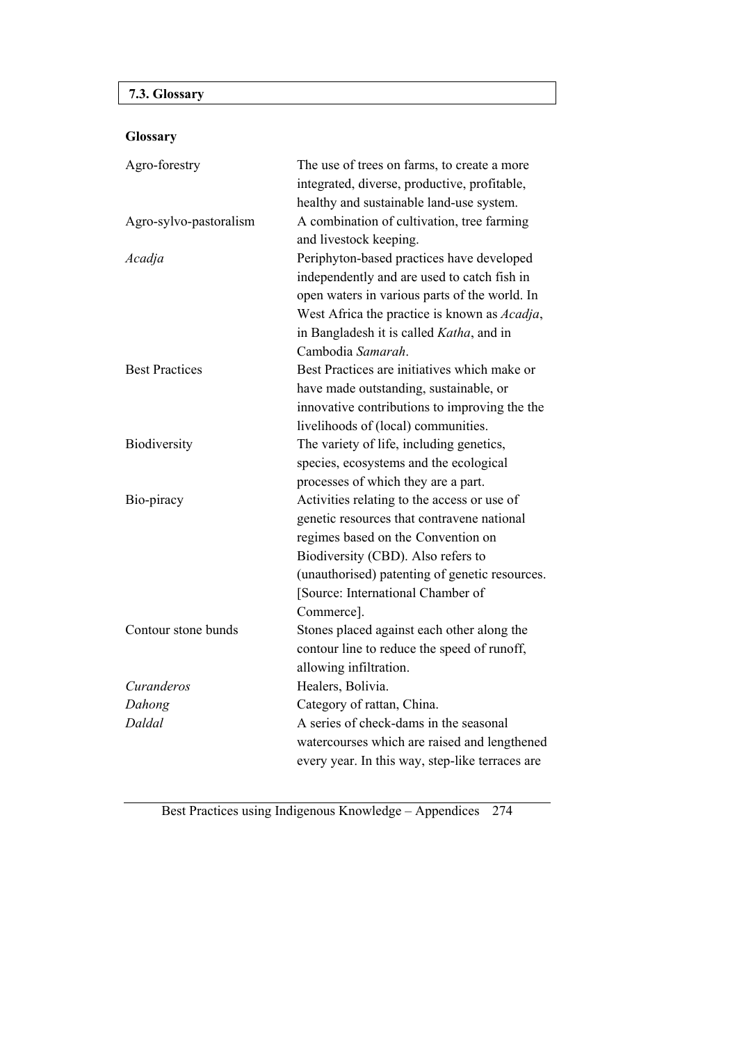## 7.3. Glossary

**Glossary**

| | |
|---|---|
| Agro-forestry | The use of trees on farms, to create a more integrated, diverse, productive, profitable, healthy and sustainable land-use system. |
| Agro-sylvo-pastoralism | A combination of cultivation, tree farming and livestock keeping. |
| *Acadja* | Periphyton-based practices have developed independently and are used to catch fish in open waters in various parts of the world. In West Africa the practice is known as *Acadja*, in Bangladesh it is called *Katha*, and in Cambodia *Samarah*. |
| Best Practices | Best Practices are initiatives which make or have made outstanding, sustainable, or innovative contributions to improving the the livelihoods of (local) communities. |
| Biodiversity | The variety of life, including genetics, species, ecosystems and the ecological processes of which they are a part. |
| Bio-piracy | Activities relating to the access or use of genetic resources that contravene national regimes based on the Convention on Biodiversity (CBD). Also refers to (unauthorised) patenting of genetic resources. [Source: International Chamber of Commerce]. |
| Contour stone bunds | Stones placed against each other along the contour line to reduce the speed of runoff, allowing infiltration. |
| *Curanderos* | Healers, Bolivia. |
| *Dahong* | Category of rattan, China. |
| *Daldal* | A series of check-dams in the seasonal watercourses which are raised and lengthened every year. In this way, step-like terraces are |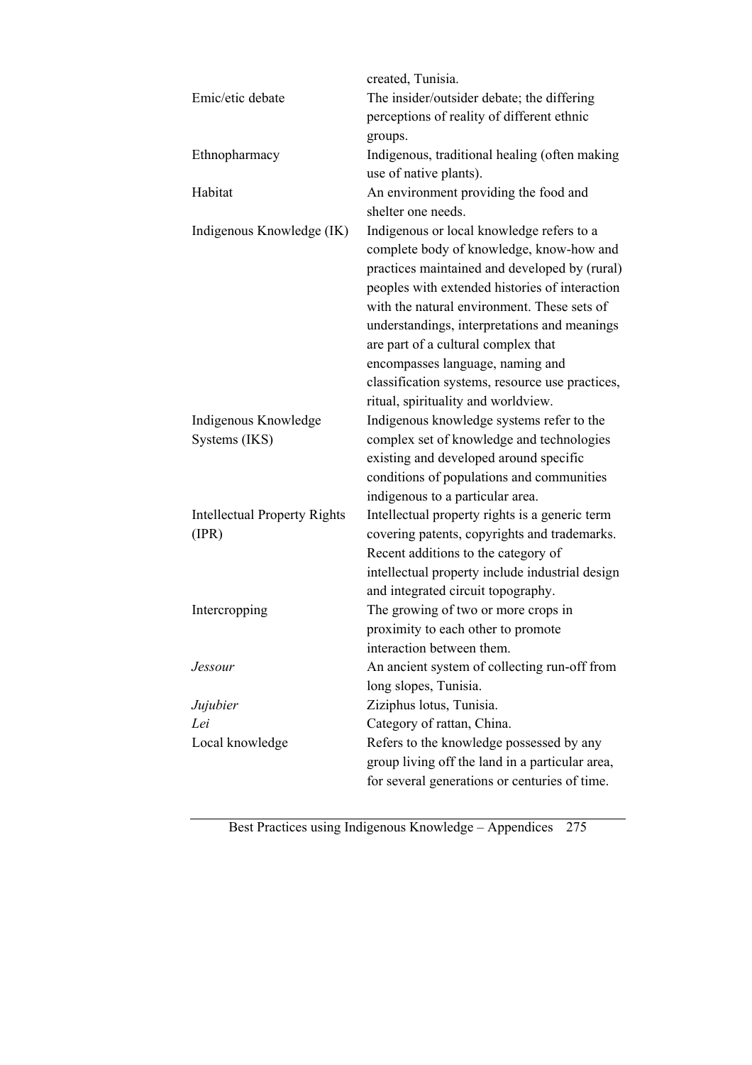| | |
|---|---|
| | created, Tunisia. |
| Emic/etic debate | The insider/outsider debate; the differing perceptions of reality of different ethnic groups. |
| Ethnopharmacy | Indigenous, traditional healing (often making use of native plants). |
| Habitat | An environment providing the food and shelter one needs. |
| Indigenous Knowledge (IK) | Indigenous or local knowledge refers to a complete body of knowledge, know-how and practices maintained and developed by (rural) peoples with extended histories of interaction with the natural environment. These sets of understandings, interpretations and meanings are part of a cultural complex that encompasses language, naming and classification systems, resource use practices, ritual, spirituality and worldview. |
| Indigenous Knowledge Systems (IKS) | Indigenous knowledge systems refer to the complex set of knowledge and technologies existing and developed around specific conditions of populations and communities indigenous to a particular area. |
| Intellectual Property Rights (IPR) | Intellectual property rights is a generic term covering patents, copyrights and trademarks. Recent additions to the category of intellectual property include industrial design and integrated circuit topography. |
| Intercropping | The growing of two or more crops in proximity to each other to promote interaction between them. |
| *Jessour* | An ancient system of collecting run-off from long slopes, Tunisia. |
| *Jujubier* | Ziziphus lotus, Tunisia. |
| *Lei* | Category of rattan, China. |
| Local knowledge | Refers to the knowledge possessed by any group living off the land in a particular area, for several generations or centuries of time. |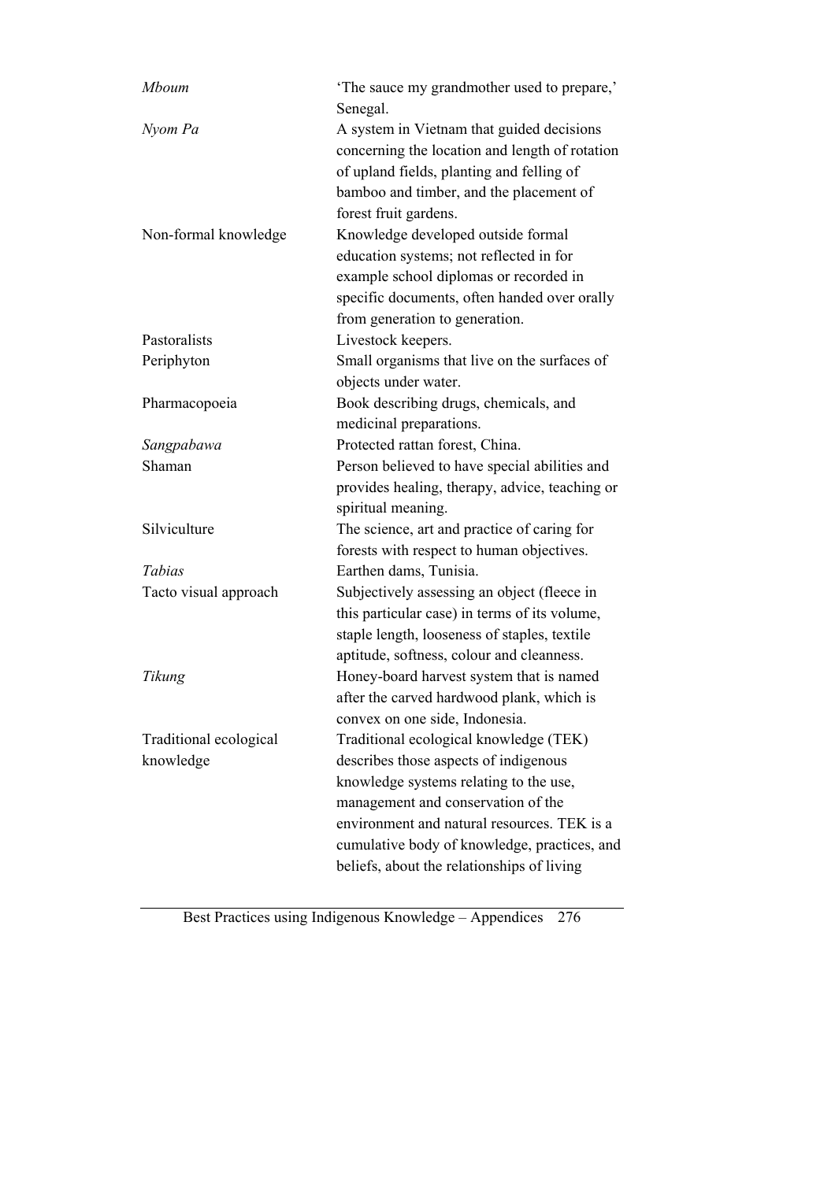| | |
|---|---|
| *Mboum* | 'The sauce my grandmother used to prepare,' Senegal. |
| *Nyom Pa* | A system in Vietnam that guided decisions concerning the location and length of rotation of upland fields, planting and felling of bamboo and timber, and the placement of forest fruit gardens. |
| Non-formal knowledge | Knowledge developed outside formal education systems; not reflected in for example school diplomas or recorded in specific documents, often handed over orally from generation to generation. |
| Pastoralists | Livestock keepers. |
| Periphyton | Small organisms that live on the surfaces of objects under water. |
| Pharmacopoeia | Book describing drugs, chemicals, and medicinal preparations. |
| *Sangpabawa* | Protected rattan forest, China. |
| Shaman | Person believed to have special abilities and provides healing, therapy, advice, teaching or spiritual meaning. |
| Silviculture | The science, art and practice of caring for forests with respect to human objectives. |
| *Tabias* | Earthen dams, Tunisia. |
| Tacto visual approach | Subjectively assessing an object (fleece in this particular case) in terms of its volume, staple length, looseness of staples, textile aptitude, softness, colour and cleanness. |
| *Tikung* | Honey-board harvest system that is named after the carved hardwood plank, which is convex on one side, Indonesia. |
| Traditional ecological knowledge | Traditional ecological knowledge (TEK) describes those aspects of indigenous knowledge systems relating to the use, management and conservation of the environment and natural resources. TEK is a cumulative body of knowledge, practices, and beliefs, about the relationships of living |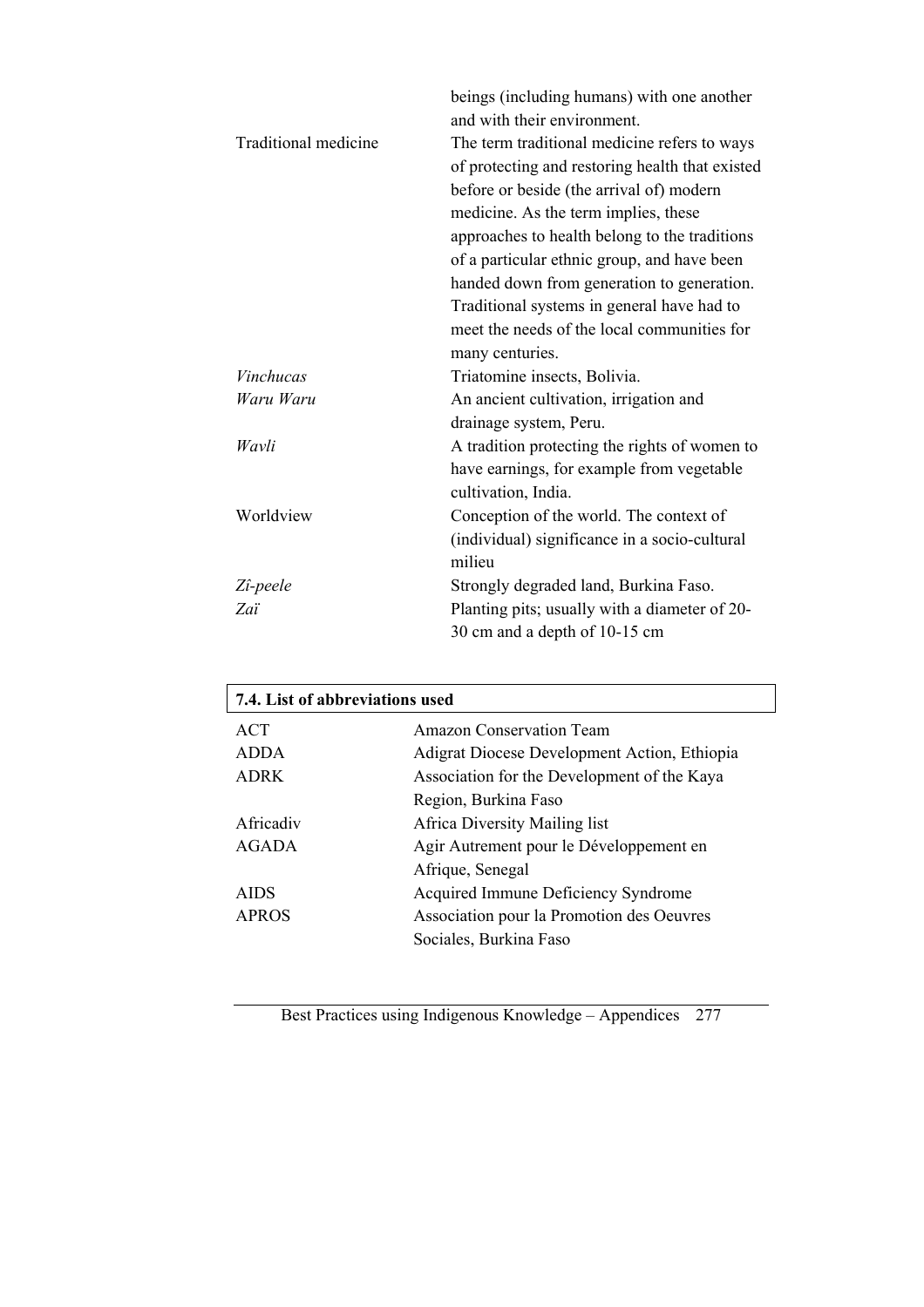| | |
|---|---|
| | beings (including humans) with one another and with their environment. |
| Traditional medicine | The term traditional medicine refers to ways of protecting and restoring health that existed before or beside (the arrival of) modern medicine. As the term implies, these approaches to health belong to the traditions of a particular ethnic group, and have been handed down from generation to generation. Traditional systems in general have had to meet the needs of the local communities for many centuries. |
| *Vinchucas* | Triatomine insects, Bolivia. |
| *Waru Waru* | An ancient cultivation, irrigation and drainage system, Peru. |
| *Wavli* | A tradition protecting the rights of women to have earnings, for example from vegetable cultivation, India. |
| Worldview | Conception of the world. The context of (individual) significance in a socio-cultural milieu |
| *Zî-peele* | Strongly degraded land, Burkina Faso. |
| *Zaï* | Planting pits; usually with a diameter of 20-30 cm and a depth of 10-15 cm |

## 7.4. List of abbreviations used

| | |
|---|---|
| ACT | Amazon Conservation Team |
| ADDA | Adigrat Diocese Development Action, Ethiopia |
| ADRK | Association for the Development of the Kaya Region, Burkina Faso |
| Africadiv | Africa Diversity Mailing list |
| AGADA | Agir Autrement pour le Développement en Afrique, Senegal |
| AIDS | Acquired Immune Deficiency Syndrome |
| APROS | Association pour la Promotion des Oeuvres Sociales, Burkina Faso |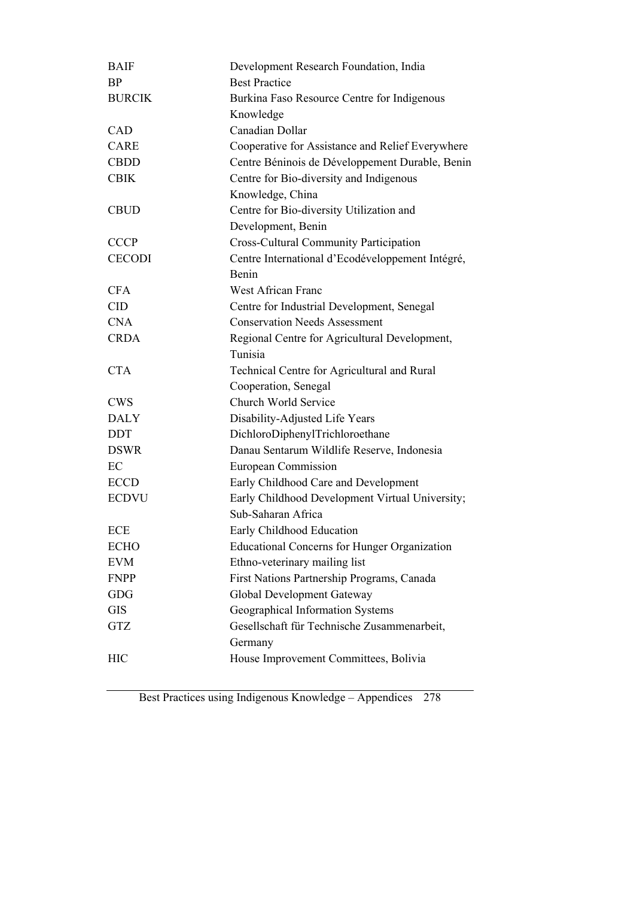| | |
|---|---|
| BAIF | Development Research Foundation, India |
| BP | Best Practice |
| BURCIK | Burkina Faso Resource Centre for Indigenous Knowledge |
| CAD | Canadian Dollar |
| CARE | Cooperative for Assistance and Relief Everywhere |
| CBDD | Centre Béninois de Développement Durable, Benin |
| CBIK | Centre for Bio-diversity and Indigenous Knowledge, China |
| CBUD | Centre for Bio-diversity Utilization and Development, Benin |
| CCCP | Cross-Cultural Community Participation |
| CECODI | Centre International d'Ecodéveloppement Intégré, Benin |
| CFA | West African Franc |
| CID | Centre for Industrial Development, Senegal |
| CNA | Conservation Needs Assessment |
| CRDA | Regional Centre for Agricultural Development, Tunisia |
| CTA | Technical Centre for Agricultural and Rural Cooperation, Senegal |
| CWS | Church World Service |
| DALY | Disability-Adjusted Life Years |
| DDT | DichloroDiphenylTrichloroethane |
| DSWR | Danau Sentarum Wildlife Reserve, Indonesia |
| EC | European Commission |
| ECCD | Early Childhood Care and Development |
| ECDVU | Early Childhood Development Virtual University; Sub-Saharan Africa |
| ECE | Early Childhood Education |
| ECHO | Educational Concerns for Hunger Organization |
| EVM | Ethno-veterinary mailing list |
| FNPP | First Nations Partnership Programs, Canada |
| GDG | Global Development Gateway |
| GIS | Geographical Information Systems |
| GTZ | Gesellschaft für Technische Zusammenarbeit, Germany |
| HIC | House Improvement Committees, Bolivia |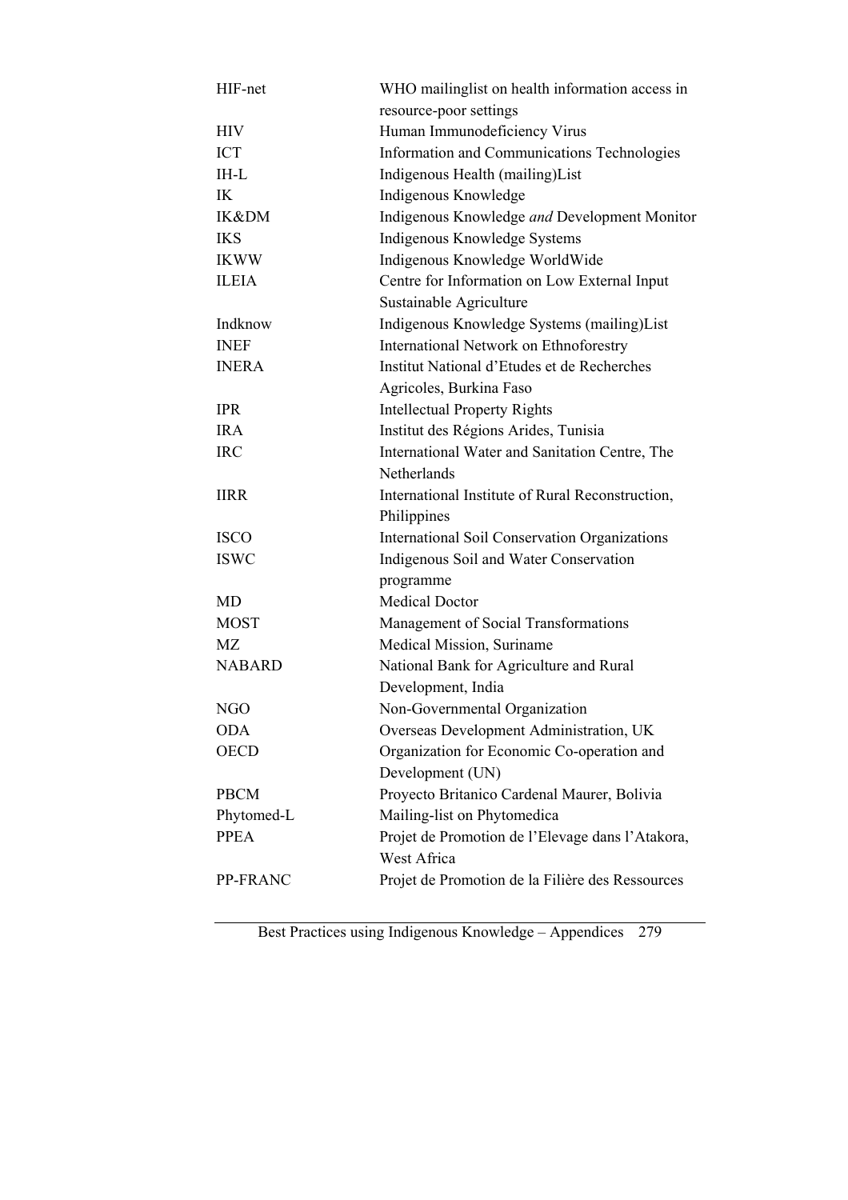| | |
|---|---|
| HIF-net | WHO mailinglist on health information access in resource-poor settings |
| HIV | Human Immunodeficiency Virus |
| ICT | Information and Communications Technologies |
| IH-L | Indigenous Health (mailing)List |
| IK | Indigenous Knowledge |
| IK&DM | Indigenous Knowledge *and* Development Monitor |
| IKS | Indigenous Knowledge Systems |
| IKWW | Indigenous Knowledge WorldWide |
| ILEIA | Centre for Information on Low External Input Sustainable Agriculture |
| Indknow | Indigenous Knowledge Systems (mailing)List |
| INEF | International Network on Ethnoforestry |
| INERA | Institut National d'Etudes et de Recherches Agricoles, Burkina Faso |
| IPR | Intellectual Property Rights |
| IRA | Institut des Régions Arides, Tunisia |
| IRC | International Water and Sanitation Centre, The Netherlands |
| IIRR | International Institute of Rural Reconstruction, Philippines |
| ISCO | International Soil Conservation Organizations |
| ISWC | Indigenous Soil and Water Conservation programme |
| MD | Medical Doctor |
| MOST | Management of Social Transformations |
| MZ | Medical Mission, Suriname |
| NABARD | National Bank for Agriculture and Rural Development, India |
| NGO | Non-Governmental Organization |
| ODA | Overseas Development Administration, UK |
| OECD | Organization for Economic Co-operation and Development (UN) |
| PBCM | Proyecto Britanico Cardenal Maurer, Bolivia |
| Phytomed-L | Mailing-list on Phytomedica |
| PPEA | Projet de Promotion de l'Elevage dans l'Atakora, West Africa |
| PP-FRANC | Projet de Promotion de la Filière des Ressources |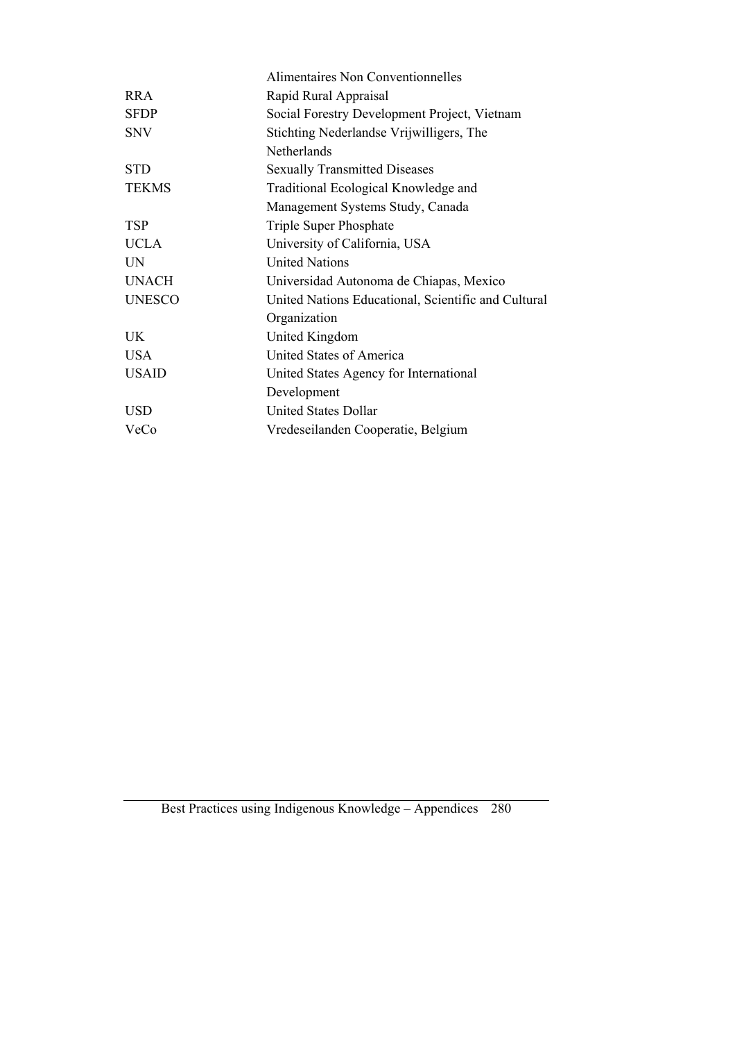| | |
|---|---|
| | Alimentaires Non Conventionnelles |
| RRA | Rapid Rural Appraisal |
| SFDP | Social Forestry Development Project, Vietnam |
| SNV | Stichting Nederlandse Vrijwilligers, The Netherlands |
| STD | Sexually Transmitted Diseases |
| TEKMS | Traditional Ecological Knowledge and Management Systems Study, Canada |
| TSP | Triple Super Phosphate |
| UCLA | University of California, USA |
| UN | United Nations |
| UNACH | Universidad Autonoma de Chiapas, Mexico |
| UNESCO | United Nations Educational, Scientific and Cultural Organization |
| UK | United Kingdom |
| USA | United States of America |
| USAID | United States Agency for International Development |
| USD | United States Dollar |
| VeCo | Vredeseilanden Cooperatie, Belgium |